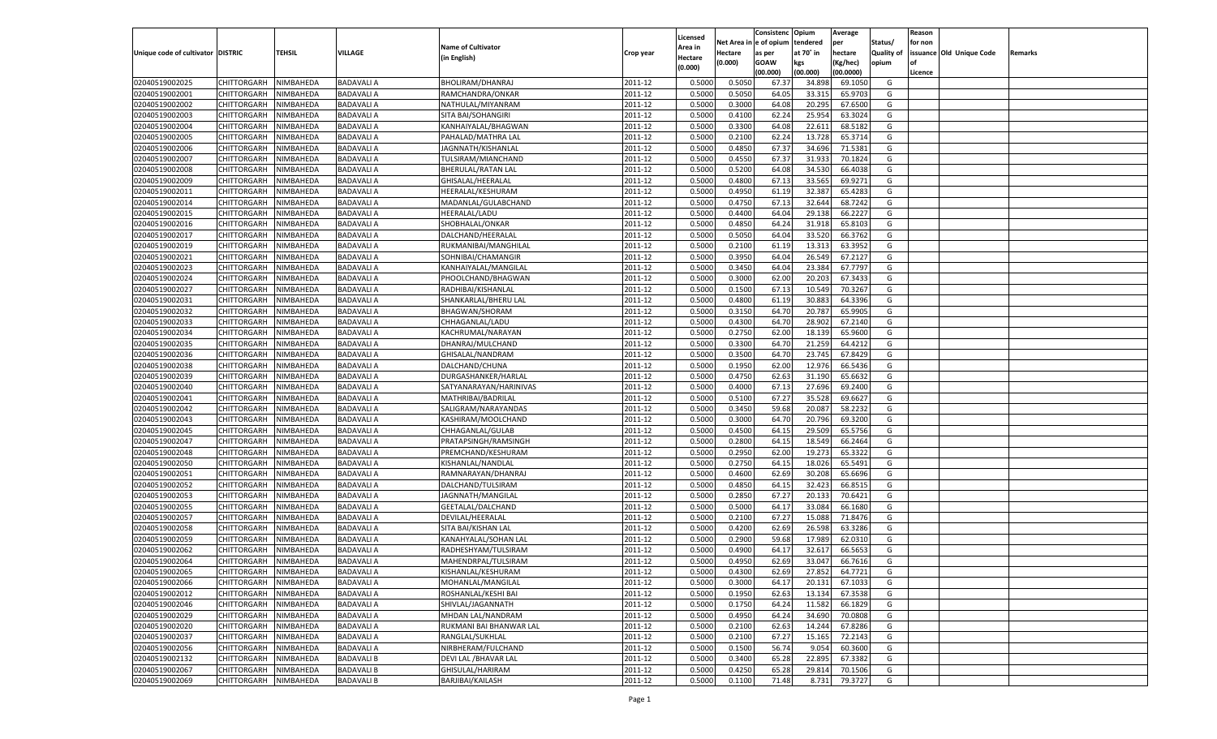| Unique code of cultivator | DISTRIC | TEHSIL | VILLAGE | Name of Cultivator (in English) | Crop year | Licensed Area in Hectare (0.000) | Net Area in Hectare (0.000) | Consistence of opium as per GOAW (00.000) | Opium tendered at 70° in kgs (00.000) | Average per hectare (Kg/hec) (00.0000) | Status/ Quality of opium | Reason for non issuance of Licence | Old Unique Code | Remarks |
|---|---|---|---|---|---|---|---|---|---|---|---|---|---|---|
| 02040519002025 | CHITTORGARH | NIMBAHEDA | BADAVALI A | BHOLIRAM/DHANRAJ | 2011-12 | 0.5000 | 0.5050 | 67.37 | 34.898 | 69.1050 | G | | | |
| 02040519002001 | CHITTORGARH | NIMBAHEDA | BADAVALI A | RAMCHANDRA/ONKAR | 2011-12 | 0.5000 | 0.5050 | 64.05 | 33.315 | 65.9703 | G | | | |
| 02040519002002 | CHITTORGARH | NIMBAHEDA | BADAVALI A | NATHULAL/MIYANRAM | 2011-12 | 0.5000 | 0.3000 | 64.08 | 20.295 | 67.6500 | G | | | |
| 02040519002003 | CHITTORGARH | NIMBAHEDA | BADAVALI A | SITA BAI/SOHANGIRI | 2011-12 | 0.5000 | 0.4100 | 62.24 | 25.954 | 63.3024 | G | | | |
| 02040519002004 | CHITTORGARH | NIMBAHEDA | BADAVALI A | KANHAIYALAL/BHAGWAN | 2011-12 | 0.5000 | 0.3300 | 64.08 | 22.611 | 68.5182 | G | | | |
| 02040519002005 | CHITTORGARH | NIMBAHEDA | BADAVALI A | PAHALAD/MATHRA LAL | 2011-12 | 0.5000 | 0.2100 | 62.24 | 13.728 | 65.3714 | G | | | |
| 02040519002006 | CHITTORGARH | NIMBAHEDA | BADAVALI A | JAGNNATH/KISHANLAL | 2011-12 | 0.5000 | 0.4850 | 67.37 | 34.696 | 71.5381 | G | | | |
| 02040519002007 | CHITTORGARH | NIMBAHEDA | BADAVALI A | TULSIRAM/MIANCHAND | 2011-12 | 0.5000 | 0.4550 | 67.37 | 31.933 | 70.1824 | G | | | |
| 02040519002008 | CHITTORGARH | NIMBAHEDA | BADAVALI A | BHERULAL/RATAN LAL | 2011-12 | 0.5000 | 0.5200 | 64.08 | 34.530 | 66.4038 | G | | | |
| 02040519002009 | CHITTORGARH | NIMBAHEDA | BADAVALI A | GHISALAL/HEERALAL | 2011-12 | 0.5000 | 0.4800 | 67.13 | 33.565 | 69.9271 | G | | | |
| 02040519002011 | CHITTORGARH | NIMBAHEDA | BADAVALI A | HEERALAL/KESHURAM | 2011-12 | 0.5000 | 0.4950 | 61.19 | 32.387 | 65.4283 | G | | | |
| 02040519002014 | CHITTORGARH | NIMBAHEDA | BADAVALI A | MADANLAL/GULABCHAND | 2011-12 | 0.5000 | 0.4750 | 67.13 | 32.644 | 68.7242 | G | | | |
| 02040519002015 | CHITTORGARH | NIMBAHEDA | BADAVALI A | HEERALAL/LADU | 2011-12 | 0.5000 | 0.4400 | 64.04 | 29.138 | 66.2227 | G | | | |
| 02040519002016 | CHITTORGARH | NIMBAHEDA | BADAVALI A | SHOBHALAL/ONKAR | 2011-12 | 0.5000 | 0.4850 | 64.24 | 31.918 | 65.8103 | G | | | |
| 02040519002017 | CHITTORGARH | NIMBAHEDA | BADAVALI A | DALCHAND/HEERALAL | 2011-12 | 0.5000 | 0.5050 | 64.04 | 33.520 | 66.3762 | G | | | |
| 02040519002019 | CHITTORGARH | NIMBAHEDA | BADAVALI A | RUKMANIBAI/MANGHILAL | 2011-12 | 0.5000 | 0.2100 | 61.19 | 13.313 | 63.3952 | G | | | |
| 02040519002021 | CHITTORGARH | NIMBAHEDA | BADAVALI A | SOHNIBAI/CHAMANGIR | 2011-12 | 0.5000 | 0.3950 | 64.04 | 26.549 | 67.2127 | G | | | |
| 02040519002023 | CHITTORGARH | NIMBAHEDA | BADAVALI A | KANHAIYALAL/MANGILAL | 2011-12 | 0.5000 | 0.3450 | 64.04 | 23.384 | 67.7797 | G | | | |
| 02040519002024 | CHITTORGARH | NIMBAHEDA | BADAVALI A | PHOOLCHAND/BHAGWAN | 2011-12 | 0.5000 | 0.3000 | 62.00 | 20.203 | 67.3433 | G | | | |
| 02040519002027 | CHITTORGARH | NIMBAHEDA | BADAVALI A | RADHIBAI/KISHANLAL | 2011-12 | 0.5000 | 0.1500 | 67.13 | 10.549 | 70.3267 | G | | | |
| 02040519002031 | CHITTORGARH | NIMBAHEDA | BADAVALI A | SHANKARLAL/BHERU LAL | 2011-12 | 0.5000 | 0.4800 | 61.19 | 30.883 | 64.3396 | G | | | |
| 02040519002032 | CHITTORGARH | NIMBAHEDA | BADAVALI A | BHAGWAN/SHORAM | 2011-12 | 0.5000 | 0.3150 | 64.70 | 20.787 | 65.9905 | G | | | |
| 02040519002033 | CHITTORGARH | NIMBAHEDA | BADAVALI A | CHHAGANLAL/LADU | 2011-12 | 0.5000 | 0.4300 | 64.70 | 28.902 | 67.2140 | G | | | |
| 02040519002034 | CHITTORGARH | NIMBAHEDA | BADAVALI A | KACHRUMAL/NARAYAN | 2011-12 | 0.5000 | 0.2750 | 62.00 | 18.139 | 65.9600 | G | | | |
| 02040519002035 | CHITTORGARH | NIMBAHEDA | BADAVALI A | DHANRAJ/MULCHAND | 2011-12 | 0.5000 | 0.3300 | 64.70 | 21.259 | 64.4212 | G | | | |
| 02040519002036 | CHITTORGARH | NIMBAHEDA | BADAVALI A | GHISALAL/NANDRAM | 2011-12 | 0.5000 | 0.3500 | 64.70 | 23.745 | 67.8429 | G | | | |
| 02040519002038 | CHITTORGARH | NIMBAHEDA | BADAVALI A | DALCHAND/CHUNA | 2011-12 | 0.5000 | 0.1950 | 62.00 | 12.976 | 66.5436 | G | | | |
| 02040519002039 | CHITTORGARH | NIMBAHEDA | BADAVALI A | DURGASHANKER/HARLAL | 2011-12 | 0.5000 | 0.4750 | 62.63 | 31.190 | 65.6632 | G | | | |
| 02040519002040 | CHITTORGARH | NIMBAHEDA | BADAVALI A | SATYANARAYAN/HARINIVAS | 2011-12 | 0.5000 | 0.4000 | 67.13 | 27.696 | 69.2400 | G | | | |
| 02040519002041 | CHITTORGARH | NIMBAHEDA | BADAVALI A | MATHRIBAI/BADRILAL | 2011-12 | 0.5000 | 0.5100 | 67.27 | 35.528 | 69.6627 | G | | | |
| 02040519002042 | CHITTORGARH | NIMBAHEDA | BADAVALI A | SALIGRAM/NARAYANDAS | 2011-12 | 0.5000 | 0.3450 | 59.68 | 20.087 | 58.2232 | G | | | |
| 02040519002043 | CHITTORGARH | NIMBAHEDA | BADAVALI A | KASHIRAM/MOOLCHAND | 2011-12 | 0.5000 | 0.3000 | 64.70 | 20.796 | 69.3200 | G | | | |
| 02040519002045 | CHITTORGARH | NIMBAHEDA | BADAVALI A | CHHAGANLAL/GULAB | 2011-12 | 0.5000 | 0.4500 | 64.15 | 29.509 | 65.5756 | G | | | |
| 02040519002047 | CHITTORGARH | NIMBAHEDA | BADAVALI A | PRATAPSINGH/RAMSINGH | 2011-12 | 0.5000 | 0.2800 | 64.15 | 18.549 | 66.2464 | G | | | |
| 02040519002048 | CHITTORGARH | NIMBAHEDA | BADAVALI A | PREMCHAND/KESHURAM | 2011-12 | 0.5000 | 0.2950 | 62.00 | 19.273 | 65.3322 | G | | | |
| 02040519002050 | CHITTORGARH | NIMBAHEDA | BADAVALI A | KISHANLAL/NANDLAL | 2011-12 | 0.5000 | 0.2750 | 64.15 | 18.026 | 65.5491 | G | | | |
| 02040519002051 | CHITTORGARH | NIMBAHEDA | BADAVALI A | RAMNARAYAN/DHANRAJ | 2011-12 | 0.5000 | 0.4600 | 62.69 | 30.208 | 65.6696 | G | | | |
| 02040519002052 | CHITTORGARH | NIMBAHEDA | BADAVALI A | DALCHAND/TULSIRAM | 2011-12 | 0.5000 | 0.4850 | 64.15 | 32.423 | 66.8515 | G | | | |
| 02040519002053 | CHITTORGARH | NIMBAHEDA | BADAVALI A | JAGNNATH/MANGILAL | 2011-12 | 0.5000 | 0.2850 | 67.27 | 20.133 | 70.6421 | G | | | |
| 02040519002055 | CHITTORGARH | NIMBAHEDA | BADAVALI A | GEETALAL/DALCHAND | 2011-12 | 0.5000 | 0.5000 | 64.17 | 33.084 | 66.1680 | G | | | |
| 02040519002057 | CHITTORGARH | NIMBAHEDA | BADAVALI A | DEVILAL/HEERALAL | 2011-12 | 0.5000 | 0.2100 | 67.27 | 15.088 | 71.8476 | G | | | |
| 02040519002058 | CHITTORGARH | NIMBAHEDA | BADAVALI A | SITA BAI/KISHAN LAL | 2011-12 | 0.5000 | 0.4200 | 62.69 | 26.598 | 63.3286 | G | | | |
| 02040519002059 | CHITTORGARH | NIMBAHEDA | BADAVALI A | KANAHYALAL/SOHAN LAL | 2011-12 | 0.5000 | 0.2900 | 59.68 | 17.989 | 62.0310 | G | | | |
| 02040519002062 | CHITTORGARH | NIMBAHEDA | BADAVALI A | RADHESHYAM/TULSIRAM | 2011-12 | 0.5000 | 0.4900 | 64.17 | 32.617 | 66.5653 | G | | | |
| 02040519002064 | CHITTORGARH | NIMBAHEDA | BADAVALI A | MAHENDRPAL/TULSIRAM | 2011-12 | 0.5000 | 0.4950 | 62.69 | 33.047 | 66.7616 | G | | | |
| 02040519002065 | CHITTORGARH | NIMBAHEDA | BADAVALI A | KISHANLAL/KESHURAM | 2011-12 | 0.5000 | 0.4300 | 62.69 | 27.852 | 64.7721 | G | | | |
| 02040519002066 | CHITTORGARH | NIMBAHEDA | BADAVALI A | MOHANLAL/MANGILAL | 2011-12 | 0.5000 | 0.3000 | 64.17 | 20.131 | 67.1033 | G | | | |
| 02040519002012 | CHITTORGARH | NIMBAHEDA | BADAVALI A | ROSHANLAL/KESHI BAI | 2011-12 | 0.5000 | 0.1950 | 62.63 | 13.134 | 67.3538 | G | | | |
| 02040519002046 | CHITTORGARH | NIMBAHEDA | BADAVALI A | SHIVLAL/JAGANNATH | 2011-12 | 0.5000 | 0.1750 | 64.24 | 11.582 | 66.1829 | G | | | |
| 02040519002029 | CHITTORGARH | NIMBAHEDA | BADAVALI A | MHDAN LAL/NANDRAM | 2011-12 | 0.5000 | 0.4950 | 64.24 | 34.690 | 70.0808 | G | | | |
| 02040519002020 | CHITTORGARH | NIMBAHEDA | BADAVALI A | RUKMANI BAI BHANWAR LAL | 2011-12 | 0.5000 | 0.2100 | 62.63 | 14.244 | 67.8286 | G | | | |
| 02040519002037 | CHITTORGARH | NIMBAHEDA | BADAVALI A | RANGLAL/SUKHLAL | 2011-12 | 0.5000 | 0.2100 | 67.27 | 15.165 | 72.2143 | G | | | |
| 02040519002056 | CHITTORGARH | NIMBAHEDA | BADAVALI A | NIRBHERAM/FULCHAND | 2011-12 | 0.5000 | 0.1500 | 56.74 | 9.054 | 60.3600 | G | | | |
| 02040519002132 | CHITTORGARH | NIMBAHEDA | BADAVALI B | DEVI LAL /BHAVAR LAL | 2011-12 | 0.5000 | 0.3400 | 65.28 | 22.895 | 67.3382 | G | | | |
| 02040519002067 | CHITTORGARH | NIMBAHEDA | BADAVALI B | GHISULAL/HARIRAM | 2011-12 | 0.5000 | 0.4250 | 65.28 | 29.814 | 70.1506 | G | | | |
| 02040519002069 | CHITTORGARH | NIMBAHEDA | BADAVALI B | BARJIBAI/KAILASH | 2011-12 | 0.5000 | 0.1100 | 71.48 | 8.731 | 79.3727 | G | | | |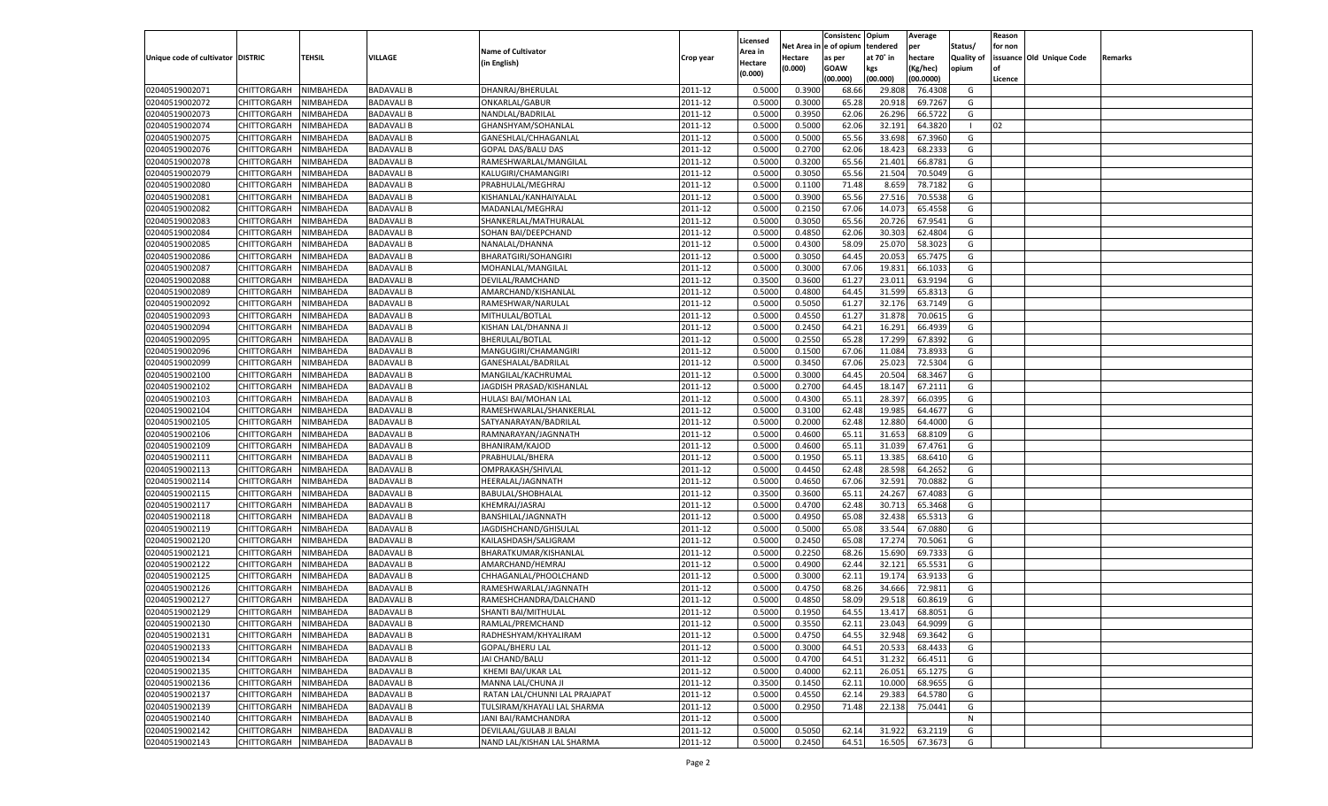| Unique code of cultivator | DISTRIC | TEHSIL | VILLAGE | Name of Cultivator (in English) | Crop year | Licensed Area in Hectare (0.000) | Net Area in Hectare (0.000) | Consistenc e of opium as per GOAW (00.000) | Opium tendered at 70° in kgs (00.000) | Average per hectare (Kg/hec) (00.0000) | Status/ Quality of opium | Reason for non issuance of Licence | Old Unique Code | Remarks |
|---|---|---|---|---|---|---|---|---|---|---|---|---|---|---|
| 02040519002071 | CHITTORGARH | NIMBAHEDA | BADAVALI B | DHANRAJ/BHERULAL | 2011-12 | 0.5000 | 0.3900 | 68.66 | 29.808 | 76.4308 | G | | | |
| 02040519002072 | CHITTORGARH | NIMBAHEDA | BADAVALI B | ONKARLAL/GABUR | 2011-12 | 0.5000 | 0.3000 | 65.28 | 20.918 | 69.7267 | G | | | |
| 02040519002073 | CHITTORGARH | NIMBAHEDA | BADAVALI B | NANDLAL/BADRILAL | 2011-12 | 0.5000 | 0.3950 | 62.06 | 26.296 | 66.5722 | G | | | |
| 02040519002074 | CHITTORGARH | NIMBAHEDA | BADAVALI B | GHANSHYAM/SOHANLAL | 2011-12 | 0.5000 | 0.5000 | 62.06 | 32.191 | 64.3820 | I | 02 | | |
| 02040519002075 | CHITTORGARH | NIMBAHEDA | BADAVALI B | GANESHLAL/CHHAGANLAL | 2011-12 | 0.5000 | 0.5000 | 65.56 | 33.698 | 67.3960 | G | | | |
| 02040519002076 | CHITTORGARH | NIMBAHEDA | BADAVALI B | GOPAL DAS/BALU DAS | 2011-12 | 0.5000 | 0.2700 | 62.06 | 18.423 | 68.2333 | G | | | |
| 02040519002078 | CHITTORGARH | NIMBAHEDA | BADAVALI B | RAMESHWARLAL/MANGILAL | 2011-12 | 0.5000 | 0.3200 | 65.56 | 21.401 | 66.8781 | G | | | |
| 02040519002079 | CHITTORGARH | NIMBAHEDA | BADAVALI B | KALUGIRI/CHAMANGIRI | 2011-12 | 0.5000 | 0.3050 | 65.56 | 21.504 | 70.5049 | G | | | |
| 02040519002080 | CHITTORGARH | NIMBAHEDA | BADAVALI B | PRABHULAL/MEGHRAJ | 2011-12 | 0.5000 | 0.1100 | 71.48 | 8.659 | 78.7182 | G | | | |
| 02040519002081 | CHITTORGARH | NIMBAHEDA | BADAVALI B | KISHANLAL/KANHAIYALAL | 2011-12 | 0.5000 | 0.3900 | 65.56 | 27.516 | 70.5538 | G | | | |
| 02040519002082 | CHITTORGARH | NIMBAHEDA | BADAVALI B | MADANLAL/MEGHRAJ | 2011-12 | 0.5000 | 0.2150 | 67.06 | 14.073 | 65.4558 | G | | | |
| 02040519002083 | CHITTORGARH | NIMBAHEDA | BADAVALI B | SHANKERLAL/MATHURALAL | 2011-12 | 0.5000 | 0.3050 | 65.56 | 20.726 | 67.9541 | G | | | |
| 02040519002084 | CHITTORGARH | NIMBAHEDA | BADAVALI B | SOHAN BAI/DEEPCHAND | 2011-12 | 0.5000 | 0.4850 | 62.06 | 30.303 | 62.4804 | G | | | |
| 02040519002085 | CHITTORGARH | NIMBAHEDA | BADAVALI B | NANALAL/DHANNA | 2011-12 | 0.5000 | 0.4300 | 58.09 | 25.070 | 58.3023 | G | | | |
| 02040519002086 | CHITTORGARH | NIMBAHEDA | BADAVALI B | BHARATGIRI/SOHANGIRI | 2011-12 | 0.5000 | 0.3050 | 64.45 | 20.053 | 65.7475 | G | | | |
| 02040519002087 | CHITTORGARH | NIMBAHEDA | BADAVALI B | MOHANLAL/MANGILAL | 2011-12 | 0.5000 | 0.3000 | 67.06 | 19.831 | 66.1033 | G | | | |
| 02040519002088 | CHITTORGARH | NIMBAHEDA | BADAVALI B | DEVILAL/RAMCHAND | 2011-12 | 0.3500 | 0.3600 | 61.27 | 23.011 | 63.9194 | G | | | |
| 02040519002089 | CHITTORGARH | NIMBAHEDA | BADAVALI B | AMARCHAND/KISHANLAL | 2011-12 | 0.5000 | 0.4800 | 64.45 | 31.599 | 65.8313 | G | | | |
| 02040519002092 | CHITTORGARH | NIMBAHEDA | BADAVALI B | RAMESHWAR/NARULAL | 2011-12 | 0.5000 | 0.5050 | 61.27 | 32.176 | 63.7149 | G | | | |
| 02040519002093 | CHITTORGARH | NIMBAHEDA | BADAVALI B | MITHULAL/BOTLAL | 2011-12 | 0.5000 | 0.4550 | 61.27 | 31.878 | 70.0615 | G | | | |
| 02040519002094 | CHITTORGARH | NIMBAHEDA | BADAVALI B | KISHAN LAL/DHANNA JI | 2011-12 | 0.5000 | 0.2450 | 64.21 | 16.291 | 66.4939 | G | | | |
| 02040519002095 | CHITTORGARH | NIMBAHEDA | BADAVALI B | BHERULAL/BOTLAL | 2011-12 | 0.5000 | 0.2550 | 65.28 | 17.299 | 67.8392 | G | | | |
| 02040519002096 | CHITTORGARH | NIMBAHEDA | BADAVALI B | MANGUGIRI/CHAMANGIRI | 2011-12 | 0.5000 | 0.1500 | 67.06 | 11.084 | 73.8933 | G | | | |
| 02040519002099 | CHITTORGARH | NIMBAHEDA | BADAVALI B | GANESHALAL/BADRILAL | 2011-12 | 0.5000 | 0.3450 | 67.06 | 25.023 | 72.5304 | G | | | |
| 02040519002100 | CHITTORGARH | NIMBAHEDA | BADAVALI B | MANGILAL/KACHRUMAL | 2011-12 | 0.5000 | 0.3000 | 64.45 | 20.504 | 68.3467 | G | | | |
| 02040519002102 | CHITTORGARH | NIMBAHEDA | BADAVALI B | JAGDISH PRASAD/KISHANLAL | 2011-12 | 0.5000 | 0.2700 | 64.45 | 18.147 | 67.2111 | G | | | |
| 02040519002103 | CHITTORGARH | NIMBAHEDA | BADAVALI B | HULASI BAI/MOHAN LAL | 2011-12 | 0.5000 | 0.4300 | 65.11 | 28.397 | 66.0395 | G | | | |
| 02040519002104 | CHITTORGARH | NIMBAHEDA | BADAVALI B | RAMESHWARLAL/SHANKERLAL | 2011-12 | 0.5000 | 0.3100 | 62.48 | 19.985 | 64.4677 | G | | | |
| 02040519002105 | CHITTORGARH | NIMBAHEDA | BADAVALI B | SATYANARAYAN/BADRILAL | 2011-12 | 0.5000 | 0.2000 | 62.48 | 12.880 | 64.4000 | G | | | |
| 02040519002106 | CHITTORGARH | NIMBAHEDA | BADAVALI B | RAMNARAYAN/JAGNNATH | 2011-12 | 0.5000 | 0.4600 | 65.11 | 31.653 | 68.8109 | G | | | |
| 02040519002109 | CHITTORGARH | NIMBAHEDA | BADAVALI B | BHANIRAM/KAJOD | 2011-12 | 0.5000 | 0.4600 | 65.11 | 31.039 | 67.4761 | G | | | |
| 02040519002111 | CHITTORGARH | NIMBAHEDA | BADAVALI B | PRABHULAL/BHERA | 2011-12 | 0.5000 | 0.1950 | 65.11 | 13.385 | 68.6410 | G | | | |
| 02040519002113 | CHITTORGARH | NIMBAHEDA | BADAVALI B | OMPRAKASH/SHIVLAL | 2011-12 | 0.5000 | 0.4450 | 62.48 | 28.598 | 64.2652 | G | | | |
| 02040519002114 | CHITTORGARH | NIMBAHEDA | BADAVALI B | HEERALAL/JAGNNATH | 2011-12 | 0.5000 | 0.4650 | 67.06 | 32.591 | 70.0882 | G | | | |
| 02040519002115 | CHITTORGARH | NIMBAHEDA | BADAVALI B | BABULAL/SHOBHALAL | 2011-12 | 0.3500 | 0.3600 | 65.11 | 24.267 | 67.4083 | G | | | |
| 02040519002117 | CHITTORGARH | NIMBAHEDA | BADAVALI B | KHEMRAJ/JASRAJ | 2011-12 | 0.5000 | 0.4700 | 62.48 | 30.713 | 65.3468 | G | | | |
| 02040519002118 | CHITTORGARH | NIMBAHEDA | BADAVALI B | BANSHILAL/JAGNNATH | 2011-12 | 0.5000 | 0.4950 | 65.08 | 32.438 | 65.5313 | G | | | |
| 02040519002119 | CHITTORGARH | NIMBAHEDA | BADAVALI B | JAGDISHCHAND/GHISULAL | 2011-12 | 0.5000 | 0.5000 | 65.08 | 33.544 | 67.0880 | G | | | |
| 02040519002120 | CHITTORGARH | NIMBAHEDA | BADAVALI B | KAILASHDASH/SALIGRAM | 2011-12 | 0.5000 | 0.2450 | 65.08 | 17.274 | 70.5061 | G | | | |
| 02040519002121 | CHITTORGARH | NIMBAHEDA | BADAVALI B | BHARATKUMAR/KISHANLAL | 2011-12 | 0.5000 | 0.2250 | 68.26 | 15.690 | 69.7333 | G | | | |
| 02040519002122 | CHITTORGARH | NIMBAHEDA | BADAVALI B | AMARCHAND/HEMRAJ | 2011-12 | 0.5000 | 0.4900 | 62.44 | 32.121 | 65.5531 | G | | | |
| 02040519002125 | CHITTORGARH | NIMBAHEDA | BADAVALI B | CHHAGANLAL/PHOOLCHAND | 2011-12 | 0.5000 | 0.3000 | 62.11 | 19.174 | 63.9133 | G | | | |
| 02040519002126 | CHITTORGARH | NIMBAHEDA | BADAVALI B | RAMESHWARLAL/JAGNNATH | 2011-12 | 0.5000 | 0.4750 | 68.26 | 34.666 | 72.9811 | G | | | |
| 02040519002127 | CHITTORGARH | NIMBAHEDA | BADAVALI B | RAMESHCHANDRA/DALCHAND | 2011-12 | 0.5000 | 0.4850 | 58.09 | 29.518 | 60.8619 | G | | | |
| 02040519002129 | CHITTORGARH | NIMBAHEDA | BADAVALI B | SHANTI BAI/MITHULAL | 2011-12 | 0.5000 | 0.1950 | 64.55 | 13.417 | 68.8051 | G | | | |
| 02040519002130 | CHITTORGARH | NIMBAHEDA | BADAVALI B | RAMLAL/PREMCHAND | 2011-12 | 0.5000 | 0.3550 | 62.11 | 23.043 | 64.9099 | G | | | |
| 02040519002131 | CHITTORGARH | NIMBAHEDA | BADAVALI B | RADHESHYAM/KHYALIRAM | 2011-12 | 0.5000 | 0.4750 | 64.55 | 32.948 | 69.3642 | G | | | |
| 02040519002133 | CHITTORGARH | NIMBAHEDA | BADAVALI B | GOPAL/BHERU LAL | 2011-12 | 0.5000 | 0.3000 | 64.51 | 20.533 | 68.4433 | G | | | |
| 02040519002134 | CHITTORGARH | NIMBAHEDA | BADAVALI B | JAI CHAND/BALU | 2011-12 | 0.5000 | 0.4700 | 64.51 | 31.232 | 66.4511 | G | | | |
| 02040519002135 | CHITTORGARH | NIMBAHEDA | BADAVALI B | KHEMI BAI/UKAR LAL | 2011-12 | 0.5000 | 0.4000 | 62.11 | 26.051 | 65.1275 | G | | | |
| 02040519002136 | CHITTORGARH | NIMBAHEDA | BADAVALI B | MANNA LAL/CHUNA JI | 2011-12 | 0.3500 | 0.1450 | 62.11 | 10.000 | 68.9655 | G | | | |
| 02040519002137 | CHITTORGARH | NIMBAHEDA | BADAVALI B | RATAN LAL/CHUNNI LAL PRAJAPAT | 2011-12 | 0.5000 | 0.4550 | 62.14 | 29.383 | 64.5780 | G | | | |
| 02040519002139 | CHITTORGARH | NIMBAHEDA | BADAVALI B | TULSIRAM/KHAYALI LAL SHARMA | 2011-12 | 0.5000 | 0.2950 | 71.48 | 22.138 | 75.0441 | G | | | |
| 02040519002140 | CHITTORGARH | NIMBAHEDA | BADAVALI B | JANI BAI/RAMCHANDRA | 2011-12 | 0.5000 | | | | | N | | | |
| 02040519002142 | CHITTORGARH | NIMBAHEDA | BADAVALI B | DEVILAAL/GULAB JI BALAI | 2011-12 | 0.5000 | 0.5050 | 62.14 | 31.922 | 63.2119 | G | | | |
| 02040519002143 | CHITTORGARH | NIMBAHEDA | BADAVALI B | NAND LAL/KISHAN LAL SHARMA | 2011-12 | 0.5000 | 0.2450 | 64.51 | 16.505 | 67.3673 | G | | | |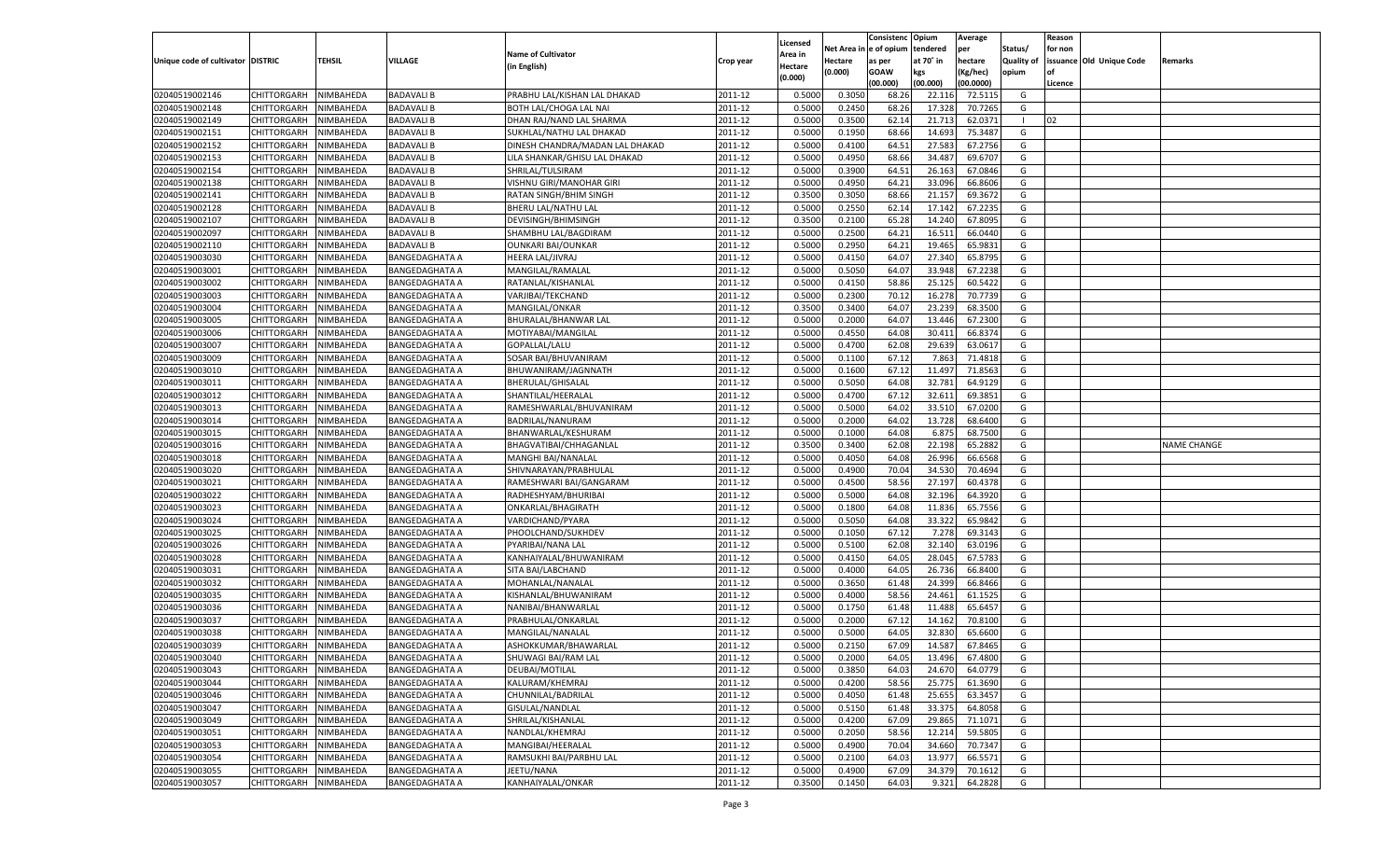| Unique code of cultivator | DISTRIC | TEHSIL | VILLAGE | Name of Cultivator (in English) | Crop year | Licensed Area in Hectare (0.000) | Net Area in Hectare (0.000) | Consistenc e of opium as per GOAW (00.000) | Opium tendered at 70° in kgs (00.000) | Average per hectare (Kg/hec) (00.0000) | Status/ Quality of opium | Reason for non issuance of Licence | Old Unique Code | Remarks |
|---|---|---|---|---|---|---|---|---|---|---|---|---|---|---|
| 02040519002146 | CHITTORGARH | NIMBAHEDA | BADAVALI B | PRABHU LAL/KISHAN LAL DHAKAD | 2011-12 | 0.5000 | 0.3050 | 68.26 | 22.116 | 72.5115 | G | | | |
| 02040519002148 | CHITTORGARH | NIMBAHEDA | BADAVALI B | BOTH LAL/CHOGA LAL NAI | 2011-12 | 0.5000 | 0.2450 | 68.26 | 17.328 | 70.7265 | G | | | |
| 02040519002149 | CHITTORGARH | NIMBAHEDA | BADAVALI B | DHAN RAJ/NAND LAL SHARMA | 2011-12 | 0.5000 | 0.3500 | 62.14 | 21.713 | 62.0371 | I | 02 | | |
| 02040519002151 | CHITTORGARH | NIMBAHEDA | BADAVALI B | SUKHLAL/NATHU LAL DHAKAD | 2011-12 | 0.5000 | 0.1950 | 68.66 | 14.693 | 75.3487 | G | | | |
| 02040519002152 | CHITTORGARH | NIMBAHEDA | BADAVALI B | DINESH CHANDRA/MADAN LAL DHAKAD | 2011-12 | 0.5000 | 0.4100 | 64.51 | 27.583 | 67.2756 | G | | | |
| 02040519002153 | CHITTORGARH | NIMBAHEDA | BADAVALI B | LILA SHANKAR/GHISU LAL DHAKAD | 2011-12 | 0.5000 | 0.4950 | 68.66 | 34.487 | 69.6707 | G | | | |
| 02040519002154 | CHITTORGARH | NIMBAHEDA | BADAVALI B | SHRILAL/TULSIRAM | 2011-12 | 0.5000 | 0.3900 | 64.51 | 26.163 | 67.0846 | G | | | |
| 02040519002138 | CHITTORGARH | NIMBAHEDA | BADAVALI B | VISHNU GIRI/MANOHAR GIRI | 2011-12 | 0.5000 | 0.4950 | 64.21 | 33.096 | 66.8606 | G | | | |
| 02040519002141 | CHITTORGARH | NIMBAHEDA | BADAVALI B | RATAN SINGH/BHIM SINGH | 2011-12 | 0.3500 | 0.3050 | 68.66 | 21.157 | 69.3672 | G | | | |
| 02040519002128 | CHITTORGARH | NIMBAHEDA | BADAVALI B | BHERU LAL/NATHU LAL | 2011-12 | 0.5000 | 0.2550 | 62.14 | 17.142 | 67.2235 | G | | | |
| 02040519002107 | CHITTORGARH | NIMBAHEDA | BADAVALI B | DEVISINGH/BHIMSINGH | 2011-12 | 0.3500 | 0.2100 | 65.28 | 14.240 | 67.8095 | G | | | |
| 02040519002097 | CHITTORGARH | NIMBAHEDA | BADAVALI B | SHAMBHU LAL/BAGDIRAM | 2011-12 | 0.5000 | 0.2500 | 64.21 | 16.511 | 66.0440 | G | | | |
| 02040519002110 | CHITTORGARH | NIMBAHEDA | BADAVALI B | OUNKARI BAI/OUNKAR | 2011-12 | 0.5000 | 0.2950 | 64.21 | 19.465 | 65.9831 | G | | | |
| 02040519003030 | CHITTORGARH | NIMBAHEDA | BANGEDAGHATA A | HEERA LAL/JIVRAJ | 2011-12 | 0.5000 | 0.4150 | 64.07 | 27.340 | 65.8795 | G | | | |
| 02040519003001 | CHITTORGARH | NIMBAHEDA | BANGEDAGHATA A | MANGILAL/RAMALAL | 2011-12 | 0.5000 | 0.5050 | 64.07 | 33.948 | 67.2238 | G | | | |
| 02040519003002 | CHITTORGARH | NIMBAHEDA | BANGEDAGHATA A | RATANLAL/KISHANLAL | 2011-12 | 0.5000 | 0.4150 | 58.86 | 25.125 | 60.5422 | G | | | |
| 02040519003003 | CHITTORGARH | NIMBAHEDA | BANGEDAGHATA A | VARJIBAI/TEKCHAND | 2011-12 | 0.5000 | 0.2300 | 70.12 | 16.278 | 70.7739 | G | | | |
| 02040519003004 | CHITTORGARH | NIMBAHEDA | BANGEDAGHATA A | MANGILAL/ONKAR | 2011-12 | 0.3500 | 0.3400 | 64.07 | 23.239 | 68.3500 | G | | | |
| 02040519003005 | CHITTORGARH | NIMBAHEDA | BANGEDAGHATA A | BHURALAL/BHANWAR LAL | 2011-12 | 0.5000 | 0.2000 | 64.07 | 13.446 | 67.2300 | G | | | |
| 02040519003006 | CHITTORGARH | NIMBAHEDA | BANGEDAGHATA A | MOTIYABAI/MANGILAL | 2011-12 | 0.5000 | 0.4550 | 64.08 | 30.411 | 66.8374 | G | | | |
| 02040519003007 | CHITTORGARH | NIMBAHEDA | BANGEDAGHATA A | GOPALLAL/LALU | 2011-12 | 0.5000 | 0.4700 | 62.08 | 29.639 | 63.0617 | G | | | |
| 02040519003009 | CHITTORGARH | NIMBAHEDA | BANGEDAGHATA A | SOSAR BAI/BHUVANIRAM | 2011-12 | 0.5000 | 0.1100 | 67.12 | 7.863 | 71.4818 | G | | | |
| 02040519003010 | CHITTORGARH | NIMBAHEDA | BANGEDAGHATA A | BHUWANIRAM/JAGNNATH | 2011-12 | 0.5000 | 0.1600 | 67.12 | 11.497 | 71.8563 | G | | | |
| 02040519003011 | CHITTORGARH | NIMBAHEDA | BANGEDAGHATA A | BHERULAL/GHISALAL | 2011-12 | 0.5000 | 0.5050 | 64.08 | 32.781 | 64.9129 | G | | | |
| 02040519003012 | CHITTORGARH | NIMBAHEDA | BANGEDAGHATA A | SHANTILAL/HEERALAL | 2011-12 | 0.5000 | 0.4700 | 67.12 | 32.611 | 69.3851 | G | | | |
| 02040519003013 | CHITTORGARH | NIMBAHEDA | BANGEDAGHATA A | RAMESHWARLAL/BHUVANIRAM | 2011-12 | 0.5000 | 0.5000 | 64.02 | 33.510 | 67.0200 | G | | | |
| 02040519003014 | CHITTORGARH | NIMBAHEDA | BANGEDAGHATA A | BADRILAL/NANURAM | 2011-12 | 0.5000 | 0.2000 | 64.02 | 13.728 | 68.6400 | G | | | |
| 02040519003015 | CHITTORGARH | NIMBAHEDA | BANGEDAGHATA A | BHANWARLAL/KESHURAM | 2011-12 | 0.5000 | 0.1000 | 64.08 | 6.875 | 68.7500 | G | | | |
| 02040519003016 | CHITTORGARH | NIMBAHEDA | BANGEDAGHATA A | BHAGVATIBAI/CHHAGANLAL | 2011-12 | 0.3500 | 0.3400 | 62.08 | 22.198 | 65.2882 | G | | | NAME CHANGE |
| 02040519003018 | CHITTORGARH | NIMBAHEDA | BANGEDAGHATA A | MANGHI BAI/NANALAL | 2011-12 | 0.5000 | 0.4050 | 64.08 | 26.996 | 66.6568 | G | | | |
| 02040519003020 | CHITTORGARH | NIMBAHEDA | BANGEDAGHATA A | SHIVNARAYAN/PRABHULAL | 2011-12 | 0.5000 | 0.4900 | 70.04 | 34.530 | 70.4694 | G | | | |
| 02040519003021 | CHITTORGARH | NIMBAHEDA | BANGEDAGHATA A | RAMESHWARI BAI/GANGARAM | 2011-12 | 0.5000 | 0.4500 | 58.56 | 27.197 | 60.4378 | G | | | |
| 02040519003022 | CHITTORGARH | NIMBAHEDA | BANGEDAGHATA A | RADHESHYAM/BHURIBAI | 2011-12 | 0.5000 | 0.5000 | 64.08 | 32.196 | 64.3920 | G | | | |
| 02040519003023 | CHITTORGARH | NIMBAHEDA | BANGEDAGHATA A | ONKARLAL/BHAGIRATH | 2011-12 | 0.5000 | 0.1800 | 64.08 | 11.836 | 65.7556 | G | | | |
| 02040519003024 | CHITTORGARH | NIMBAHEDA | BANGEDAGHATA A | VARDICHAND/PYARA | 2011-12 | 0.5000 | 0.5050 | 64.08 | 33.322 | 65.9842 | G | | | |
| 02040519003025 | CHITTORGARH | NIMBAHEDA | BANGEDAGHATA A | PHOOLCHAND/SUKHDEV | 2011-12 | 0.5000 | 0.1050 | 67.12 | 7.278 | 69.3143 | G | | | |
| 02040519003026 | CHITTORGARH | NIMBAHEDA | BANGEDAGHATA A | PYARIBAI/NANA LAL | 2011-12 | 0.5000 | 0.5100 | 62.08 | 32.140 | 63.0196 | G | | | |
| 02040519003028 | CHITTORGARH | NIMBAHEDA | BANGEDAGHATA A | KANHAIYALAL/BHUWANIRAM | 2011-12 | 0.5000 | 0.4150 | 64.05 | 28.045 | 67.5783 | G | | | |
| 02040519003031 | CHITTORGARH | NIMBAHEDA | BANGEDAGHATA A | SITA BAI/LABCHAND | 2011-12 | 0.5000 | 0.4000 | 64.05 | 26.736 | 66.8400 | G | | | |
| 02040519003032 | CHITTORGARH | NIMBAHEDA | BANGEDAGHATA A | MOHANLAL/NANALAL | 2011-12 | 0.5000 | 0.3650 | 61.48 | 24.399 | 66.8466 | G | | | |
| 02040519003035 | CHITTORGARH | NIMBAHEDA | BANGEDAGHATA A | KISHANLAL/BHUWANIRAM | 2011-12 | 0.5000 | 0.4000 | 58.56 | 24.461 | 61.1525 | G | | | |
| 02040519003036 | CHITTORGARH | NIMBAHEDA | BANGEDAGHATA A | NANIBAI/BHANWARLAL | 2011-12 | 0.5000 | 0.1750 | 61.48 | 11.488 | 65.6457 | G | | | |
| 02040519003037 | CHITTORGARH | NIMBAHEDA | BANGEDAGHATA A | PRABHULAL/ONKARLAL | 2011-12 | 0.5000 | 0.2000 | 67.12 | 14.162 | 70.8100 | G | | | |
| 02040519003038 | CHITTORGARH | NIMBAHEDA | BANGEDAGHATA A | MANGILAL/NANALAL | 2011-12 | 0.5000 | 0.5000 | 64.05 | 32.830 | 65.6600 | G | | | |
| 02040519003039 | CHITTORGARH | NIMBAHEDA | BANGEDAGHATA A | ASHOKKUMAR/BHAWARLAL | 2011-12 | 0.5000 | 0.2150 | 67.09 | 14.587 | 67.8465 | G | | | |
| 02040519003040 | CHITTORGARH | NIMBAHEDA | BANGEDAGHATA A | SHUWAGI BAI/RAM LAL | 2011-12 | 0.5000 | 0.2000 | 64.05 | 13.496 | 67.4800 | G | | | |
| 02040519003043 | CHITTORGARH | NIMBAHEDA | BANGEDAGHATA A | DEUBAI/MOTILAL | 2011-12 | 0.5000 | 0.3850 | 64.03 | 24.670 | 64.0779 | G | | | |
| 02040519003044 | CHITTORGARH | NIMBAHEDA | BANGEDAGHATA A | KALURAM/KHEMRAJ | 2011-12 | 0.5000 | 0.4200 | 58.56 | 25.775 | 61.3690 | G | | | |
| 02040519003046 | CHITTORGARH | NIMBAHEDA | BANGEDAGHATA A | CHUNNILAL/BADRILAL | 2011-12 | 0.5000 | 0.4050 | 61.48 | 25.655 | 63.3457 | G | | | |
| 02040519003047 | CHITTORGARH | NIMBAHEDA | BANGEDAGHATA A | GISULAL/NANDLAL | 2011-12 | 0.5000 | 0.5150 | 61.48 | 33.375 | 64.8058 | G | | | |
| 02040519003049 | CHITTORGARH | NIMBAHEDA | BANGEDAGHATA A | SHRILAL/KISHANLAL | 2011-12 | 0.5000 | 0.4200 | 67.09 | 29.865 | 71.1071 | G | | | |
| 02040519003051 | CHITTORGARH | NIMBAHEDA | BANGEDAGHATA A | NANDLAL/KHEMRAJ | 2011-12 | 0.5000 | 0.2050 | 58.56 | 12.214 | 59.5805 | G | | | |
| 02040519003053 | CHITTORGARH | NIMBAHEDA | BANGEDAGHATA A | MANGIBAI/HEERALAL | 2011-12 | 0.5000 | 0.4900 | 70.04 | 34.660 | 70.7347 | G | | | |
| 02040519003054 | CHITTORGARH | NIMBAHEDA | BANGEDAGHATA A | RAMSUKHI BAI/PARBHU LAL | 2011-12 | 0.5000 | 0.2100 | 64.03 | 13.977 | 66.5571 | G | | | |
| 02040519003055 | CHITTORGARH | NIMBAHEDA | BANGEDAGHATA A | JEETU/NANA | 2011-12 | 0.5000 | 0.4900 | 67.09 | 34.379 | 70.1612 | G | | | |
| 02040519003057 | CHITTORGARH | NIMBAHEDA | BANGEDAGHATA A | KANHAIYALAL/ONKAR | 2011-12 | 0.3500 | 0.1450 | 64.03 | 9.321 | 64.2828 | G | | | |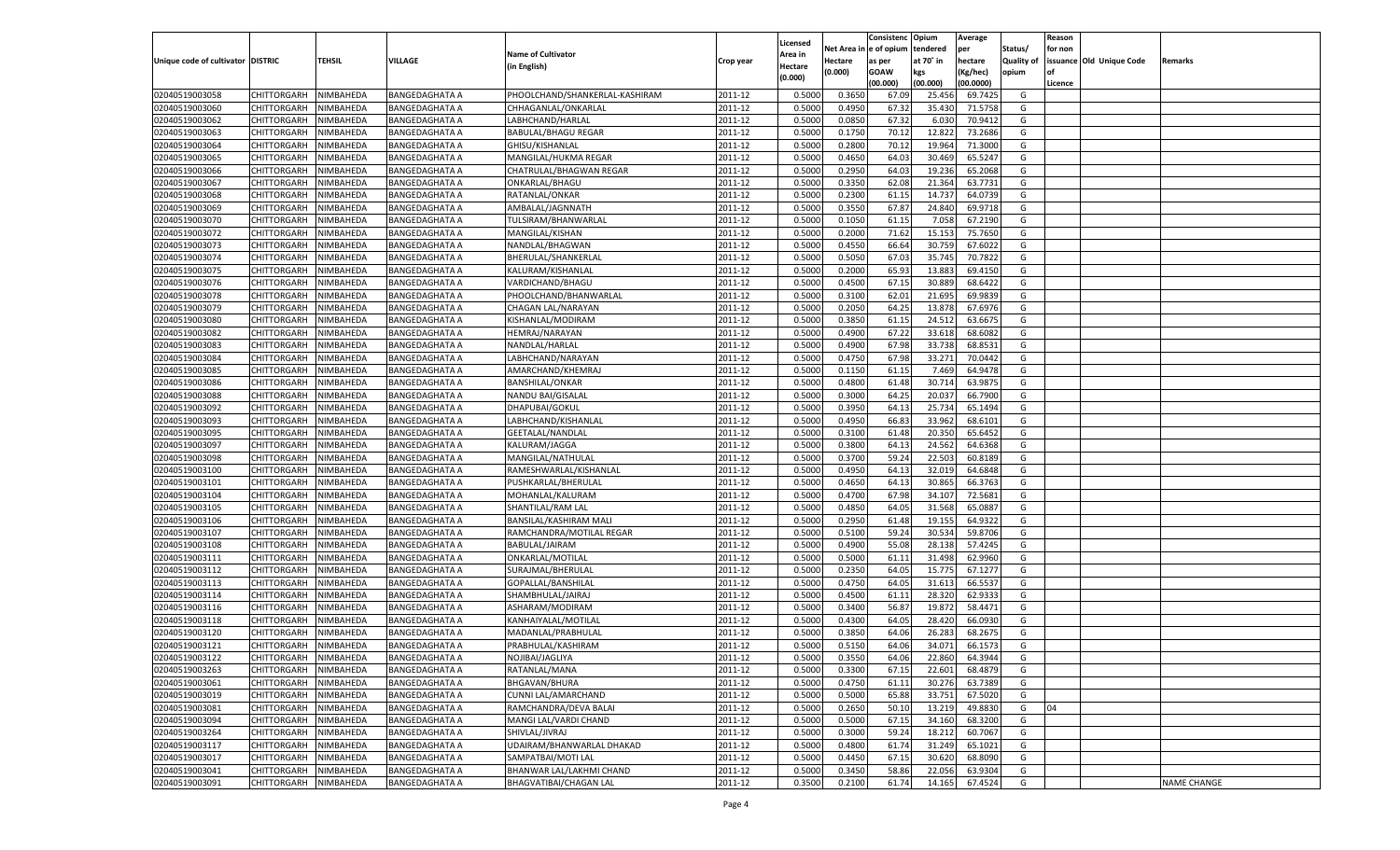| Unique code of cultivator | DISTRIC | TEHSIL | VILLAGE | Name of Cultivator (in English) | Crop year | Licensed Area in Hectare (0.000) | Net Area in Hectare (0.000) | Consistenc e of opium as per GOAW (00.000) | Opium tendered at 70° in kgs (00.000) | Average per hectare (Kg/hec) (00.0000) | Status/ Quality of opium | Reason for non issuance of Licence | Old Unique Code | Remarks |
|---|---|---|---|---|---|---|---|---|---|---|---|---|---|---|
| 02040519003058 | CHITTORGARH | NIMBAHEDA | BANGEDAGHATA A | PHOOLCHAND/SHANKERLAL-KASHIRAM | 2011-12 | 0.5000 | 0.3650 | 67.09 | 25.456 | 69.7425 | G | | | |
| 02040519003060 | CHITTORGARH | NIMBAHEDA | BANGEDAGHATA A | CHHAGANLAL/ONKARLAL | 2011-12 | 0.5000 | 0.4950 | 67.32 | 35.430 | 71.5758 | G | | | |
| 02040519003062 | CHITTORGARH | NIMBAHEDA | BANGEDAGHATA A | LABHCHAND/HARLAL | 2011-12 | 0.5000 | 0.0850 | 67.32 | 6.030 | 70.9412 | G | | | |
| 02040519003063 | CHITTORGARH | NIMBAHEDA | BANGEDAGHATA A | BABULAL/BHAGU REGAR | 2011-12 | 0.5000 | 0.1750 | 70.12 | 12.822 | 73.2686 | G | | | |
| 02040519003064 | CHITTORGARH | NIMBAHEDA | BANGEDAGHATA A | GHISU/KISHANLAL | 2011-12 | 0.5000 | 0.2800 | 70.12 | 19.964 | 71.3000 | G | | | |
| 02040519003065 | CHITTORGARH | NIMBAHEDA | BANGEDAGHATA A | MANGILAL/HUKMA REGAR | 2011-12 | 0.5000 | 0.4650 | 64.03 | 30.469 | 65.5247 | G | | | |
| 02040519003066 | CHITTORGARH | NIMBAHEDA | BANGEDAGHATA A | CHATRULAL/BHAGWAN REGAR | 2011-12 | 0.5000 | 0.2950 | 64.03 | 19.236 | 65.2068 | G | | | |
| 02040519003067 | CHITTORGARH | NIMBAHEDA | BANGEDAGHATA A | ONKARLAL/BHAGU | 2011-12 | 0.5000 | 0.3350 | 62.08 | 21.364 | 63.7731 | G | | | |
| 02040519003068 | CHITTORGARH | NIMBAHEDA | BANGEDAGHATA A | RATANLAL/ONKAR | 2011-12 | 0.5000 | 0.2300 | 61.15 | 14.737 | 64.0739 | G | | | |
| 02040519003069 | CHITTORGARH | NIMBAHEDA | BANGEDAGHATA A | AMBALAL/JAGNNATH | 2011-12 | 0.5000 | 0.3550 | 67.87 | 24.840 | 69.9718 | G | | | |
| 02040519003070 | CHITTORGARH | NIMBAHEDA | BANGEDAGHATA A | TULSIRAM/BHANWARLAL | 2011-12 | 0.5000 | 0.1050 | 61.15 | 7.058 | 67.2190 | G | | | |
| 02040519003072 | CHITTORGARH | NIMBAHEDA | BANGEDAGHATA A | MANGILAL/KISHAN | 2011-12 | 0.5000 | 0.2000 | 71.62 | 15.153 | 75.7650 | G | | | |
| 02040519003073 | CHITTORGARH | NIMBAHEDA | BANGEDAGHATA A | NANDLAL/BHAGWAN | 2011-12 | 0.5000 | 0.4550 | 66.64 | 30.759 | 67.6022 | G | | | |
| 02040519003074 | CHITTORGARH | NIMBAHEDA | BANGEDAGHATA A | BHERULAL/SHANKERLAL | 2011-12 | 0.5000 | 0.5050 | 67.03 | 35.745 | 70.7822 | G | | | |
| 02040519003075 | CHITTORGARH | NIMBAHEDA | BANGEDAGHATA A | KALURAM/KISHANLAL | 2011-12 | 0.5000 | 0.2000 | 65.93 | 13.883 | 69.4150 | G | | | |
| 02040519003076 | CHITTORGARH | NIMBAHEDA | BANGEDAGHATA A | VARDICHAND/BHAGU | 2011-12 | 0.5000 | 0.4500 | 67.15 | 30.889 | 68.6422 | G | | | |
| 02040519003078 | CHITTORGARH | NIMBAHEDA | BANGEDAGHATA A | PHOOLCHAND/BHANWARLAL | 2011-12 | 0.5000 | 0.3100 | 62.01 | 21.695 | 69.9839 | G | | | |
| 02040519003079 | CHITTORGARH | NIMBAHEDA | BANGEDAGHATA A | CHAGAN LAL/NARAYAN | 2011-12 | 0.5000 | 0.2050 | 64.25 | 13.878 | 67.6976 | G | | | |
| 02040519003080 | CHITTORGARH | NIMBAHEDA | BANGEDAGHATA A | KISHANLAL/MODIRAM | 2011-12 | 0.5000 | 0.3850 | 61.15 | 24.512 | 63.6675 | G | | | |
| 02040519003082 | CHITTORGARH | NIMBAHEDA | BANGEDAGHATA A | HEMRAJ/NARAYAN | 2011-12 | 0.5000 | 0.4900 | 67.22 | 33.618 | 68.6082 | G | | | |
| 02040519003083 | CHITTORGARH | NIMBAHEDA | BANGEDAGHATA A | NANDLAL/HARLAL | 2011-12 | 0.5000 | 0.4900 | 67.98 | 33.738 | 68.8531 | G | | | |
| 02040519003084 | CHITTORGARH | NIMBAHEDA | BANGEDAGHATA A | LABHCHAND/NARAYAN | 2011-12 | 0.5000 | 0.4750 | 67.98 | 33.271 | 70.0442 | G | | | |
| 02040519003085 | CHITTORGARH | NIMBAHEDA | BANGEDAGHATA A | AMARCHAND/KHEMRAJ | 2011-12 | 0.5000 | 0.1150 | 61.15 | 7.469 | 64.9478 | G | | | |
| 02040519003086 | CHITTORGARH | NIMBAHEDA | BANGEDAGHATA A | BANSHILAL/ONKAR | 2011-12 | 0.5000 | 0.4800 | 61.48 | 30.714 | 63.9875 | G | | | |
| 02040519003088 | CHITTORGARH | NIMBAHEDA | BANGEDAGHATA A | NANDU BAI/GISALAL | 2011-12 | 0.5000 | 0.3000 | 64.25 | 20.037 | 66.7900 | G | | | |
| 02040519003092 | CHITTORGARH | NIMBAHEDA | BANGEDAGHATA A | DHAPUBAI/GOKUL | 2011-12 | 0.5000 | 0.3950 | 64.13 | 25.734 | 65.1494 | G | | | |
| 02040519003093 | CHITTORGARH | NIMBAHEDA | BANGEDAGHATA A | LABHCHAND/KISHANLAL | 2011-12 | 0.5000 | 0.4950 | 66.83 | 33.962 | 68.6101 | G | | | |
| 02040519003095 | CHITTORGARH | NIMBAHEDA | BANGEDAGHATA A | GEETALAL/NANDLAL | 2011-12 | 0.5000 | 0.3100 | 61.48 | 20.350 | 65.6452 | G | | | |
| 02040519003097 | CHITTORGARH | NIMBAHEDA | BANGEDAGHATA A | KALURAM/JAGGA | 2011-12 | 0.5000 | 0.3800 | 64.13 | 24.562 | 64.6368 | G | | | |
| 02040519003098 | CHITTORGARH | NIMBAHEDA | BANGEDAGHATA A | MANGILAL/NATHULAL | 2011-12 | 0.5000 | 0.3700 | 59.24 | 22.503 | 60.8189 | G | | | |
| 02040519003100 | CHITTORGARH | NIMBAHEDA | BANGEDAGHATA A | RAMESHWARLAL/KISHANLAL | 2011-12 | 0.5000 | 0.4950 | 64.13 | 32.019 | 64.6848 | G | | | |
| 02040519003101 | CHITTORGARH | NIMBAHEDA | BANGEDAGHATA A | PUSHKARLAL/BHERULAL | 2011-12 | 0.5000 | 0.4650 | 64.13 | 30.865 | 66.3763 | G | | | |
| 02040519003104 | CHITTORGARH | NIMBAHEDA | BANGEDAGHATA A | MOHANLAL/KALURAM | 2011-12 | 0.5000 | 0.4700 | 67.98 | 34.107 | 72.5681 | G | | | |
| 02040519003105 | CHITTORGARH | NIMBAHEDA | BANGEDAGHATA A | SHANTILAL/RAM LAL | 2011-12 | 0.5000 | 0.4850 | 64.05 | 31.568 | 65.0887 | G | | | |
| 02040519003106 | CHITTORGARH | NIMBAHEDA | BANGEDAGHATA A | BANSILAL/KASHIRAM MALI | 2011-12 | 0.5000 | 0.2950 | 61.48 | 19.155 | 64.9322 | G | | | |
| 02040519003107 | CHITTORGARH | NIMBAHEDA | BANGEDAGHATA A | RAMCHANDRA/MOTILAL REGAR | 2011-12 | 0.5000 | 0.5100 | 59.24 | 30.534 | 59.8706 | G | | | |
| 02040519003108 | CHITTORGARH | NIMBAHEDA | BANGEDAGHATA A | BABULAL/JAIRAM | 2011-12 | 0.5000 | 0.4900 | 55.08 | 28.138 | 57.4245 | G | | | |
| 02040519003111 | CHITTORGARH | NIMBAHEDA | BANGEDAGHATA A | ONKARLAL/MOTILAL | 2011-12 | 0.5000 | 0.5000 | 61.11 | 31.498 | 62.9960 | G | | | |
| 02040519003112 | CHITTORGARH | NIMBAHEDA | BANGEDAGHATA A | SURAJMAL/BHERULAL | 2011-12 | 0.5000 | 0.2350 | 64.05 | 15.775 | 67.1277 | G | | | |
| 02040519003113 | CHITTORGARH | NIMBAHEDA | BANGEDAGHATA A | GOPALLAL/BANSHILAL | 2011-12 | 0.5000 | 0.4750 | 64.05 | 31.613 | 66.5537 | G | | | |
| 02040519003114 | CHITTORGARH | NIMBAHEDA | BANGEDAGHATA A | SHAMBHULAL/JAIRAJ | 2011-12 | 0.5000 | 0.4500 | 61.11 | 28.320 | 62.9333 | G | | | |
| 02040519003116 | CHITTORGARH | NIMBAHEDA | BANGEDAGHATA A | ASHARAM/MODIRAM | 2011-12 | 0.5000 | 0.3400 | 56.87 | 19.872 | 58.4471 | G | | | |
| 02040519003118 | CHITTORGARH | NIMBAHEDA | BANGEDAGHATA A | KANHAIYALAL/MOTILAL | 2011-12 | 0.5000 | 0.4300 | 64.05 | 28.420 | 66.0930 | G | | | |
| 02040519003120 | CHITTORGARH | NIMBAHEDA | BANGEDAGHATA A | MADANLAL/PRABHULAL | 2011-12 | 0.5000 | 0.3850 | 64.06 | 26.283 | 68.2675 | G | | | |
| 02040519003121 | CHITTORGARH | NIMBAHEDA | BANGEDAGHATA A | PRABHULAL/KASHIRAM | 2011-12 | 0.5000 | 0.5150 | 64.06 | 34.071 | 66.1573 | G | | | |
| 02040519003122 | CHITTORGARH | NIMBAHEDA | BANGEDAGHATA A | NOJIBAI/JAGLIYA | 2011-12 | 0.5000 | 0.3550 | 64.06 | 22.860 | 64.3944 | G | | | |
| 02040519003263 | CHITTORGARH | NIMBAHEDA | BANGEDAGHATA A | RATANLAL/MANA | 2011-12 | 0.5000 | 0.3300 | 67.15 | 22.601 | 68.4879 | G | | | |
| 02040519003061 | CHITTORGARH | NIMBAHEDA | BANGEDAGHATA A | BHGAVAN/BHURA | 2011-12 | 0.5000 | 0.4750 | 61.11 | 30.276 | 63.7389 | G | | | |
| 02040519003019 | CHITTORGARH | NIMBAHEDA | BANGEDAGHATA A | CUNNI LAL/AMARCHAND | 2011-12 | 0.5000 | 0.5000 | 65.88 | 33.751 | 67.5020 | G | | | |
| 02040519003081 | CHITTORGARH | NIMBAHEDA | BANGEDAGHATA A | RAMCHANDRA/DEVA BALAI | 2011-12 | 0.5000 | 0.2650 | 50.10 | 13.219 | 49.8830 | G | 04 | | |
| 02040519003094 | CHITTORGARH | NIMBAHEDA | BANGEDAGHATA A | MANGI LAL/VARDI CHAND | 2011-12 | 0.5000 | 0.5000 | 67.15 | 34.160 | 68.3200 | G | | | |
| 02040519003264 | CHITTORGARH | NIMBAHEDA | BANGEDAGHATA A | SHIVLAL/JIVRAJ | 2011-12 | 0.5000 | 0.3000 | 59.24 | 18.212 | 60.7067 | G | | | |
| 02040519003117 | CHITTORGARH | NIMBAHEDA | BANGEDAGHATA A | UDAIRAM/BHANWARLAL DHAKAD | 2011-12 | 0.5000 | 0.4800 | 61.74 | 31.249 | 65.1021 | G | | | |
| 02040519003017 | CHITTORGARH | NIMBAHEDA | BANGEDAGHATA A | SAMPATBAI/MOTI LAL | 2011-12 | 0.5000 | 0.4450 | 67.15 | 30.620 | 68.8090 | G | | | |
| 02040519003041 | CHITTORGARH | NIMBAHEDA | BANGEDAGHATA A | BHANWAR LAL/LAKHMI CHAND | 2011-12 | 0.5000 | 0.3450 | 58.86 | 22.056 | 63.9304 | G | | | |
| 02040519003091 | CHITTORGARH | NIMBAHEDA | BANGEDAGHATA A | BHAGVATIBAI/CHAGAN LAL | 2011-12 | 0.3500 | 0.2100 | 61.74 | 14.165 | 67.4524 | G | | | NAME CHANGE |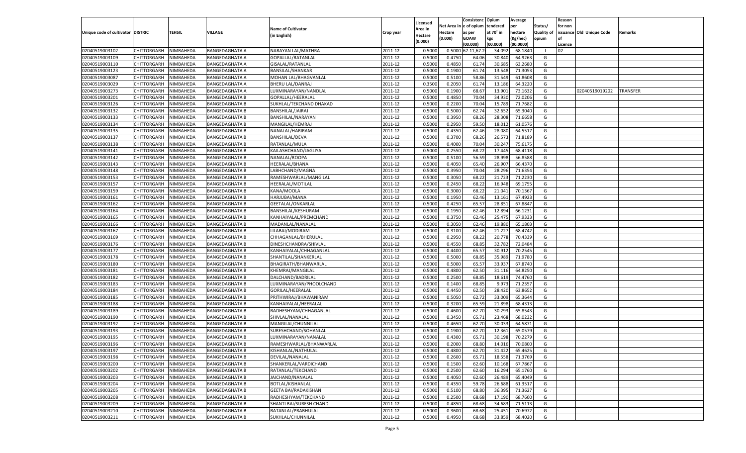| Unique code of cultivator | DISTRIC | TEHSIL | VILLAGE | Name of Cultivator (in English) | Crop year | Licensed Area in Hectare (0.000) | Net Area in Hectare (0.000) | Consistence of opium as per GOAW (00.000) | Opium tendered at 70˚ in kgs (00.000) | Average per hectare (Kg/hec) (00.0000) | Status/ Quality of opium | Reason for non issuance of Licence | Old Unique Code | Remarks |
|---|---|---|---|---|---|---|---|---|---|---|---|---|---|---|
| 02040519003102 | CHITTORGARH | NIMBAHEDA | BANGEDAGHATA A | NARAYAN LAL/MATHRA | 2011-12 | 0.5000 | 0.5000 | 67.11,67.2 | 34.092 | 68.1840 | I | 02 | | |
| 02040519003109 | CHITTORGARH | NIMBAHEDA | BANGEDAGHATA A | GOPALLAL/RATANLAL | 2011-12 | 0.5000 | 0.4750 | 64.06 | 30.840 | 64.9263 | G | | | |
| 02040519003110 | CHITTORGARH | NIMBAHEDA | BANGEDAGHATA A | GISALAL/RATANLAL | 2011-12 | 0.5000 | 0.4850 | 61.74 | 30.685 | 63.2680 | G | | | |
| 02040519003123 | CHITTORGARH | NIMBAHEDA | BANGEDAGHATA A | BANSILAL/SHANKAR | 2011-12 | 0.5000 | 0.1900 | 61.74 | 13.548 | 71.3053 | G | | | |
| 02040519003087 | CHITTORGARH | NIMBAHEDA | BANGEDAGHATA A | MOHAN LAL/BHAGVANLAL | 2011-12 | 0.5000 | 0.5100 | 58.86 | 31.549 | 61.8608 | G | | | |
| 02040519003029 | CHITTORGARH | NIMBAHEDA | BANGEDAGHATA A | BHERU LAL/DANRAJ | 2011-12 | 0.3500 | 0.2050 | 61.74 | 13.186 | 64.3220 | G | | | |
| 02040519003273 | CHITTORGARH | NIMBAHEDA | BANGEDAGHATA A | LUXMINARAYAN/NANDLAL | 2011-12 | 0.5000 | 0.1900 | 68.67 | 13.901 | 73.1632 | G | | 02040519019202 | TRANSFER |
| 02040519003201 | CHITTORGARH | NIMBAHEDA | BANGEDAGHATA B | GOPALLAL/HEERALAL | 2011-12 | 0.5000 | 0.4850 | 70.04 | 34.930 | 72.0206 | G | | | |
| 02040519003126 | CHITTORGARH | NIMBAHEDA | BANGEDAGHATA B | SUKHLAL/TEKCHAND DHAKAD | 2011-12 | 0.5000 | 0.2200 | 70.04 | 15.789 | 71.7682 | G | | | |
| 02040519003132 | CHITTORGARH | NIMBAHEDA | BANGEDAGHATA B | BANSHILAL/JAIRAJ | 2011-12 | 0.5000 | 0.5000 | 62.74 | 32.652 | 65.3040 | G | | | |
| 02040519003133 | CHITTORGARH | NIMBAHEDA | BANGEDAGHATA B | BANSHILAL/NARAYAN | 2011-12 | 0.5000 | 0.3950 | 68.26 | 28.308 | 71.6658 | G | | | |
| 02040519003134 | CHITTORGARH | NIMBAHEDA | BANGEDAGHATA B | MANGILAL/HEMRAJ | 2011-12 | 0.5000 | 0.2950 | 59.50 | 18.012 | 61.0576 | G | | | |
| 02040519003135 | CHITTORGARH | NIMBAHEDA | BANGEDAGHATA B | NANALAL/HARIRAM | 2011-12 | 0.5000 | 0.4350 | 62.46 | 28.080 | 64.5517 | G | | | |
| 02040519003137 | CHITTORGARH | NIMBAHEDA | BANGEDAGHATA B | BANSHILAL/DEVA | 2011-12 | 0.5000 | 0.3700 | 68.26 | 26.573 | 71.8189 | G | | | |
| 02040519003138 | CHITTORGARH | NIMBAHEDA | BANGEDAGHATA B | RATANLAL/MULA | 2011-12 | 0.5000 | 0.4000 | 70.04 | 30.247 | 75.6175 | G | | | |
| 02040519003141 | CHITTORGARH | NIMBAHEDA | BANGEDAGHATA B | KAILASHCHAND/JAGLIYA | 2011-12 | 0.5000 | 0.2550 | 68.22 | 17.445 | 68.4118 | G | | | |
| 02040519003142 | CHITTORGARH | NIMBAHEDA | BANGEDAGHATA B | NANALAL/ROOPA | 2011-12 | 0.5000 | 0.5100 | 56.59 | 28.998 | 56.8588 | G | | | |
| 02040519003143 | CHITTORGARH | NIMBAHEDA | BANGEDAGHATA B | HEERALAL/BHANA | 2011-12 | 0.5000 | 0.4050 | 65.40 | 26.907 | 66.4370 | G | | | |
| 02040519003148 | CHITTORGARH | NIMBAHEDA | BANGEDAGHATA B | LABHCHAND/MAGNA | 2011-12 | 0.5000 | 0.3950 | 70.04 | 28.296 | 71.6354 | G | | | |
| 02040519003153 | CHITTORGARH | NIMBAHEDA | BANGEDAGHATA B | RAMESHWARLAL/MANGILAL | 2011-12 | 0.5000 | 0.3050 | 68.22 | 21.723 | 71.2230 | G | | | |
| 02040519003157 | CHITTORGARH | NIMBAHEDA | BANGEDAGHATA B | HEERALAL/MOTILAL | 2011-12 | 0.5000 | 0.2450 | 68.22 | 16.948 | 69.1755 | G | | | |
| 02040519003159 | CHITTORGARH | NIMBAHEDA | BANGEDAGHATA B | KANA/MOOLA | 2011-12 | 0.5000 | 0.3000 | 68.22 | 21.041 | 70.1367 | G | | | |
| 02040519003161 | CHITTORGARH | NIMBAHEDA | BANGEDAGHATA B | HARJUBAI/MANA | 2011-12 | 0.5000 | 0.1950 | 62.46 | 13.161 | 67.4923 | G | | | |
| 02040519003162 | CHITTORGARH | NIMBAHEDA | BANGEDAGHATA B | GEETALAL/ONKARLAL | 2011-12 | 0.5000 | 0.4250 | 65.57 | 28.851 | 67.8847 | G | | | |
| 02040519003164 | CHITTORGARH | NIMBAHEDA | BANGEDAGHATA B | BANSHILAL/KESHURAM | 2011-12 | 0.5000 | 0.1950 | 62.46 | 12.894 | 66.1231 | G | | | |
| 02040519003165 | CHITTORGARH | NIMBAHEDA | BANGEDAGHATA B | KANHAIYALAL/PREMCHAND | 2011-12 | 0.5000 | 0.3750 | 62.46 | 25.475 | 67.9333 | G | | | |
| 02040519003166 | CHITTORGARH | NIMBAHEDA | BANGEDAGHATA B | MADANLAL/NANALAL | 2011-12 | 0.5000 | 0.3050 | 62.46 | 19.880 | 65.1803 | G | | | |
| 02040519003167 | CHITTORGARH | NIMBAHEDA | BANGEDAGHATA B | LILABAI/MODIRAM | 2011-12 | 0.5000 | 0.3100 | 62.46 | 21.227 | 68.4742 | G | | | |
| 02040519003169 | CHITTORGARH | NIMBAHEDA | BANGEDAGHATA B | CHHAGANLAL/BHERULAL | 2011-12 | 0.5000 | 0.2950 | 68.22 | 20.778 | 70.4339 | G | | | |
| 02040519003176 | CHITTORGARH | NIMBAHEDA | BANGEDAGHATA B | DINESHCHANDRA/SHIVLAL | 2011-12 | 0.5000 | 0.4550 | 68.85 | 32.782 | 72.0484 | G | | | |
| 02040519003177 | CHITTORGARH | NIMBAHEDA | BANGEDAGHATA B | KANHAIYALAL/CHHAGANLAL | 2011-12 | 0.5000 | 0.4400 | 65.57 | 30.912 | 70.2545 | G | | | |
| 02040519003178 | CHITTORGARH | NIMBAHEDA | BANGEDAGHATA B | SHANTILAL/SHANKERLAL | 2011-12 | 0.5000 | 0.5000 | 68.85 | 35.989 | 71.9780 | G | | | |
| 02040519003180 | CHITTORGARH | NIMBAHEDA | BANGEDAGHATA B | BHAGIRATH/BHANWARLAL | 2011-12 | 0.5000 | 0.5000 | 65.57 | 33.937 | 67.8740 | G | | | |
| 02040519003181 | CHITTORGARH | NIMBAHEDA | BANGEDAGHATA B | KHEMRAJ/MANGILAL | 2011-12 | 0.5000 | 0.4800 | 62.50 | 31.116 | 64.8250 | G | | | |
| 02040519003182 | CHITTORGARH | NIMBAHEDA | BANGEDAGHATA B | DALCHAND/BADRILAL | 2011-12 | 0.5000 | 0.2500 | 68.85 | 18.619 | 74.4760 | G | | | |
| 02040519003183 | CHITTORGARH | NIMBAHEDA | BANGEDAGHATA B | LUXMINARAYAN/PHOOLCHAND | 2011-12 | 0.5000 | 0.1400 | 68.85 | 9.973 | 71.2357 | G | | | |
| 02040519003184 | CHITTORGARH | NIMBAHEDA | BANGEDAGHATA B | GORILAL/HEERALAL | 2011-12 | 0.5000 | 0.4450 | 62.50 | 28.420 | 63.8652 | G | | | |
| 02040519003185 | CHITTORGARH | NIMBAHEDA | BANGEDAGHATA B | PRITHWIRAJ/BHAWANIRAM | 2011-12 | 0.5000 | 0.5050 | 62.72 | 33.009 | 65.3644 | G | | | |
| 02040519003188 | CHITTORGARH | NIMBAHEDA | BANGEDAGHATA B | KANHAIYALAL/HEERALAL | 2011-12 | 0.5000 | 0.3200 | 65.59 | 21.898 | 68.4313 | G | | | |
| 02040519003189 | CHITTORGARH | NIMBAHEDA | BANGEDAGHATA B | RADHESHYAM/CHHAGANLAL | 2011-12 | 0.5000 | 0.4600 | 62.70 | 30.293 | 65.8543 | G | | | |
| 02040519003190 | CHITTORGARH | NIMBAHEDA | BANGEDAGHATA B | SHIVLAL/NANALAL | 2011-12 | 0.5000 | 0.3450 | 65.71 | 23.468 | 68.0232 | G | | | |
| 02040519003192 | CHITTORGARH | NIMBAHEDA | BANGEDAGHATA B | MANGILAL/CHUNNILAL | 2011-12 | 0.5000 | 0.4650 | 62.70 | 30.033 | 64.5871 | G | | | |
| 02040519003193 | CHITTORGARH | NIMBAHEDA | BANGEDAGHATA B | SURESHCHAND/SOHANLAL | 2011-12 | 0.5000 | 0.1900 | 62.70 | 12.361 | 65.0579 | G | | | |
| 02040519003195 | CHITTORGARH | NIMBAHEDA | BANGEDAGHATA B | LUXMINARAYAN/NANALAL | 2011-12 | 0.5000 | 0.4300 | 65.71 | 30.198 | 70.2279 | G | | | |
| 02040519003196 | CHITTORGARH | NIMBAHEDA | BANGEDAGHATA B | RAMESHWARLAL/BHANWARLAL | 2011-12 | 0.5000 | 0.2000 | 68.80 | 14.016 | 70.0800 | G | | | |
| 02040519003197 | CHITTORGARH | NIMBAHEDA | BANGEDAGHATA B | KISHANLAL/NATHULAL | 2011-12 | 0.5000 | 0.4800 | 62.70 | 31.422 | 65.4625 | G | | | |
| 02040519003198 | CHITTORGARH | NIMBAHEDA | BANGEDAGHATA B | DEVILAL/NANALAL | 2011-12 | 0.5000 | 0.2600 | 65.71 | 18.558 | 71.3769 | G | | | |
| 02040519003200 | CHITTORGARH | NIMBAHEDA | BANGEDAGHATA B | SHANKERLAL/VARDICHAND | 2011-12 | 0.5000 | 0.1500 | 62.60 | 10.168 | 67.7867 | G | | | |
| 02040519003202 | CHITTORGARH | NIMBAHEDA | BANGEDAGHATA B | RATANLAL/TEKCHAND | 2011-12 | 0.5000 | 0.2500 | 62.60 | 16.294 | 65.1760 | G | | | |
| 02040519003203 | CHITTORGARH | NIMBAHEDA | BANGEDAGHATA B | JAICHAND/NANALAL | 2011-12 | 0.5000 | 0.4050 | 62.60 | 26.489 | 65.4049 | G | | | |
| 02040519003204 | CHITTORGARH | NIMBAHEDA | BANGEDAGHATA B | BOTLAL/KISHANLAL | 2011-12 | 0.5000 | 0.4350 | 59.78 | 26.688 | 61.3517 | G | | | |
| 02040519003205 | CHITTORGARH | NIMBAHEDA | BANGEDAGHATA B | GEETA BAI/RADAKISHAN | 2011-12 | 0.5000 | 0.5100 | 68.80 | 36.395 | 71.3627 | G | | | |
| 02040519003208 | CHITTORGARH | NIMBAHEDA | BANGEDAGHATA B | RADHESHYAM/TEKCHAND | 2011-12 | 0.5000 | 0.2500 | 68.68 | 17.190 | 68.7600 | G | | | |
| 02040519003209 | CHITTORGARH | NIMBAHEDA | BANGEDAGHATA B | SHANTI BAI/SURESH CHAND | 2011-12 | 0.5000 | 0.4850 | 68.68 | 34.683 | 71.5113 | G | | | |
| 02040519003210 | CHITTORGARH | NIMBAHEDA | BANGEDAGHATA B | RATANLAL/PRABHULAL | 2011-12 | 0.5000 | 0.3600 | 68.68 | 25.451 | 70.6972 | G | | | |
| 02040519003211 | CHITTORGARH | NIMBAHEDA | BANGEDAGHATA B | SUKHLAL/CHUNNILAL | 2011-12 | 0.5000 | 0.4950 | 68.68 | 33.859 | 68.4020 | G | | | |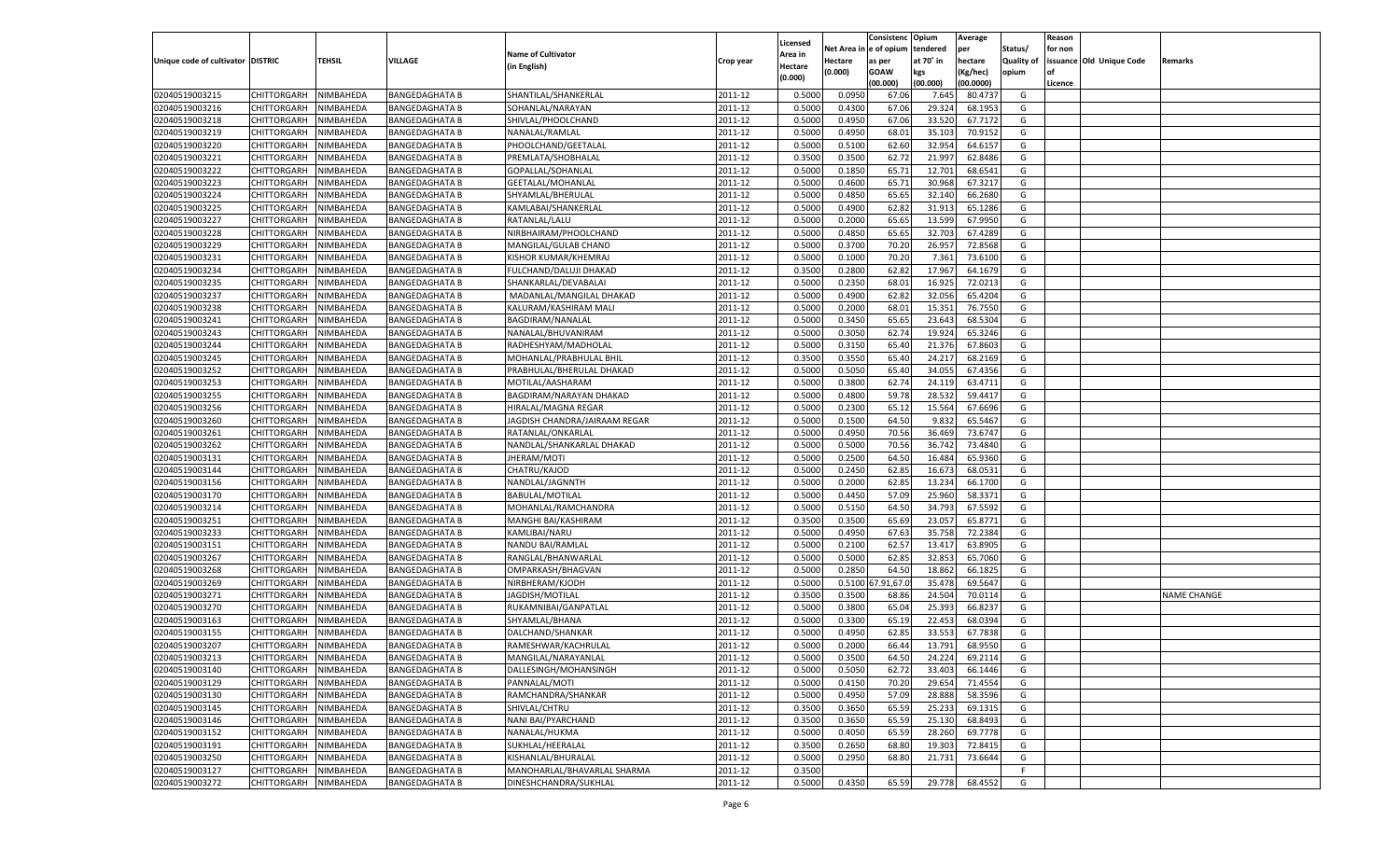| Unique code of cultivator | DISTRIC | TEHSIL | VILLAGE | Name of Cultivator (in English) | Crop year | Licensed Area in Hectare (0.000) | Net Area in Hectare (0.000) | Consistence of opium as per GOAW (00.000) | Opium tendered at 70° in kgs (00.000) | Average per hectare (Kg/hec) (00.0000) | Status/ Quality of opium | Reason for non issuance of Licence | Old Unique Code | Remarks |
|---|---|---|---|---|---|---|---|---|---|---|---|---|---|---|
| 02040519003215 | CHITTORGARH | NIMBAHEDA | BANGEDAGHATA B | SHANTILAL/SHANKERLAL | 2011-12 | 0.5000 | 0.0950 | 67.06 | 7.645 | 80.4737 | G | | | |
| 02040519003216 | CHITTORGARH | NIMBAHEDA | BANGEDAGHATA B | SOHANLAL/NARAYAN | 2011-12 | 0.5000 | 0.4300 | 67.06 | 29.324 | 68.1953 | G | | | |
| 02040519003218 | CHITTORGARH | NIMBAHEDA | BANGEDAGHATA B | SHIVLAL/PHOOLCHAND | 2011-12 | 0.5000 | 0.4950 | 67.06 | 33.520 | 67.7172 | G | | | |
| 02040519003219 | CHITTORGARH | NIMBAHEDA | BANGEDAGHATA B | NANALAL/RAMLAL | 2011-12 | 0.5000 | 0.4950 | 68.01 | 35.103 | 70.9152 | G | | | |
| 02040519003220 | CHITTORGARH | NIMBAHEDA | BANGEDAGHATA B | PHOOLCHAND/GEETALAL | 2011-12 | 0.5000 | 0.5100 | 62.60 | 32.954 | 64.6157 | G | | | |
| 02040519003221 | CHITTORGARH | NIMBAHEDA | BANGEDAGHATA B | PREMLATA/SHOBHALAL | 2011-12 | 0.3500 | 0.3500 | 62.72 | 21.997 | 62.8486 | G | | | |
| 02040519003222 | CHITTORGARH | NIMBAHEDA | BANGEDAGHATA B | GOPALLAL/SOHANLAL | 2011-12 | 0.5000 | 0.1850 | 65.71 | 12.701 | 68.6541 | G | | | |
| 02040519003223 | CHITTORGARH | NIMBAHEDA | BANGEDAGHATA B | GEETALAL/MOHANLAL | 2011-12 | 0.5000 | 0.4600 | 65.71 | 30.968 | 67.3217 | G | | | |
| 02040519003224 | CHITTORGARH | NIMBAHEDA | BANGEDAGHATA B | SHYAMLAL/BHERULAL | 2011-12 | 0.5000 | 0.4850 | 65.65 | 32.140 | 66.2680 | G | | | |
| 02040519003225 | CHITTORGARH | NIMBAHEDA | BANGEDAGHATA B | KAMLABAI/SHANKERLAL | 2011-12 | 0.5000 | 0.4900 | 62.82 | 31.913 | 65.1286 | G | | | |
| 02040519003227 | CHITTORGARH | NIMBAHEDA | BANGEDAGHATA B | RATANLAL/LALU | 2011-12 | 0.5000 | 0.2000 | 65.65 | 13.599 | 67.9950 | G | | | |
| 02040519003228 | CHITTORGARH | NIMBAHEDA | BANGEDAGHATA B | NIRBHAIRAM/PHOOLCHAND | 2011-12 | 0.5000 | 0.4850 | 65.65 | 32.703 | 67.4289 | G | | | |
| 02040519003229 | CHITTORGARH | NIMBAHEDA | BANGEDAGHATA B | MANGILAL/GULAB CHAND | 2011-12 | 0.5000 | 0.3700 | 70.20 | 26.957 | 72.8568 | G | | | |
| 02040519003231 | CHITTORGARH | NIMBAHEDA | BANGEDAGHATA B | KISHOR KUMAR/KHEMRAJ | 2011-12 | 0.5000 | 0.1000 | 70.20 | 7.361 | 73.6100 | G | | | |
| 02040519003234 | CHITTORGARH | NIMBAHEDA | BANGEDAGHATA B | FULCHAND/DALUJI DHAKAD | 2011-12 | 0.3500 | 0.2800 | 62.82 | 17.967 | 64.1679 | G | | | |
| 02040519003235 | CHITTORGARH | NIMBAHEDA | BANGEDAGHATA B | SHANKARLAL/DEVABALAI | 2011-12 | 0.5000 | 0.2350 | 68.01 | 16.925 | 72.0213 | G | | | |
| 02040519003237 | CHITTORGARH | NIMBAHEDA | BANGEDAGHATA B | MADANLAL/MANGILAL DHAKAD | 2011-12 | 0.5000 | 0.4900 | 62.82 | 32.056 | 65.4204 | G | | | |
| 02040519003238 | CHITTORGARH | NIMBAHEDA | BANGEDAGHATA B | KALURAM/KASHIRAM MALI | 2011-12 | 0.5000 | 0.2000 | 68.01 | 15.351 | 76.7550 | G | | | |
| 02040519003241 | CHITTORGARH | NIMBAHEDA | BANGEDAGHATA B | BAGDIRAM/NANALAL | 2011-12 | 0.5000 | 0.3450 | 65.65 | 23.643 | 68.5304 | G | | | |
| 02040519003243 | CHITTORGARH | NIMBAHEDA | BANGEDAGHATA B | NANALAL/BHUVANIRAM | 2011-12 | 0.5000 | 0.3050 | 62.74 | 19.924 | 65.3246 | G | | | |
| 02040519003244 | CHITTORGARH | NIMBAHEDA | BANGEDAGHATA B | RADHESHYAM/MADHOLAL | 2011-12 | 0.5000 | 0.3150 | 65.40 | 21.376 | 67.8603 | G | | | |
| 02040519003245 | CHITTORGARH | NIMBAHEDA | BANGEDAGHATA B | MOHANLAL/PRABHULAL BHIL | 2011-12 | 0.3500 | 0.3550 | 65.40 | 24.217 | 68.2169 | G | | | |
| 02040519003252 | CHITTORGARH | NIMBAHEDA | BANGEDAGHATA B | PRABHULAL/BHERULAL DHAKAD | 2011-12 | 0.5000 | 0.5050 | 65.40 | 34.055 | 67.4356 | G | | | |
| 02040519003253 | CHITTORGARH | NIMBAHEDA | BANGEDAGHATA B | MOTILAL/AASHARAM | 2011-12 | 0.5000 | 0.3800 | 62.74 | 24.119 | 63.4711 | G | | | |
| 02040519003255 | CHITTORGARH | NIMBAHEDA | BANGEDAGHATA B | BAGDIRAM/NARAYAN DHAKAD | 2011-12 | 0.5000 | 0.4800 | 59.78 | 28.532 | 59.4417 | G | | | |
| 02040519003256 | CHITTORGARH | NIMBAHEDA | BANGEDAGHATA B | HIRALAL/MAGNA REGAR | 2011-12 | 0.5000 | 0.2300 | 65.12 | 15.564 | 67.6696 | G | | | |
| 02040519003260 | CHITTORGARH | NIMBAHEDA | BANGEDAGHATA B | JAGDISH CHANDRA/JAIRAAM REGAR | 2011-12 | 0.5000 | 0.1500 | 64.50 | 9.832 | 65.5467 | G | | | |
| 02040519003261 | CHITTORGARH | NIMBAHEDA | BANGEDAGHATA B | RATANLAL/ONKARLAL | 2011-12 | 0.5000 | 0.4950 | 70.56 | 36.469 | 73.6747 | G | | | |
| 02040519003262 | CHITTORGARH | NIMBAHEDA | BANGEDAGHATA B | NANDLAL/SHANKARLAL DHAKAD | 2011-12 | 0.5000 | 0.5000 | 70.56 | 36.742 | 73.4840 | G | | | |
| 02040519003131 | CHITTORGARH | NIMBAHEDA | BANGEDAGHATA B | JHERAM/MOTI | 2011-12 | 0.5000 | 0.2500 | 64.50 | 16.484 | 65.9360 | G | | | |
| 02040519003144 | CHITTORGARH | NIMBAHEDA | BANGEDAGHATA B | CHATRU/KAJOD | 2011-12 | 0.5000 | 0.2450 | 62.85 | 16.673 | 68.0531 | G | | | |
| 02040519003156 | CHITTORGARH | NIMBAHEDA | BANGEDAGHATA B | NANDLAL/JAGNNTH | 2011-12 | 0.5000 | 0.2000 | 62.85 | 13.234 | 66.1700 | G | | | |
| 02040519003170 | CHITTORGARH | NIMBAHEDA | BANGEDAGHATA B | BABULAL/MOTILAL | 2011-12 | 0.5000 | 0.4450 | 57.09 | 25.960 | 58.3371 | G | | | |
| 02040519003214 | CHITTORGARH | NIMBAHEDA | BANGEDAGHATA B | MOHANLAL/RAMCHANDRA | 2011-12 | 0.5000 | 0.5150 | 64.50 | 34.793 | 67.5592 | G | | | |
| 02040519003251 | CHITTORGARH | NIMBAHEDA | BANGEDAGHATA B | MANGHI BAI/KASHIRAM | 2011-12 | 0.3500 | 0.3500 | 65.69 | 23.057 | 65.8771 | G | | | |
| 02040519003233 | CHITTORGARH | NIMBAHEDA | BANGEDAGHATA B | KAMLIBAI/NARU | 2011-12 | 0.5000 | 0.4950 | 67.63 | 35.758 | 72.2384 | G | | | |
| 02040519003151 | CHITTORGARH | NIMBAHEDA | BANGEDAGHATA B | NANDU BAI/RAMLAL | 2011-12 | 0.5000 | 0.2100 | 62.57 | 13.417 | 63.8905 | G | | | |
| 02040519003267 | CHITTORGARH | NIMBAHEDA | BANGEDAGHATA B | RANGLAL/BHANWARLAL | 2011-12 | 0.5000 | 0.5000 | 62.85 | 32.853 | 65.7060 | G | | | |
| 02040519003268 | CHITTORGARH | NIMBAHEDA | BANGEDAGHATA B | OMPARKASH/BHAGVAN | 2011-12 | 0.5000 | 0.2850 | 64.50 | 18.862 | 66.1825 | G | | | |
| 02040519003269 | CHITTORGARH | NIMBAHEDA | BANGEDAGHATA B | NIRBHERAM/KJODH | 2011-12 | 0.5000 | 0.5100 | 67.91,67.0 | 35.478 | 69.5647 | G | | | |
| 02040519003271 | CHITTORGARH | NIMBAHEDA | BANGEDAGHATA B | JAGDISH/MOTILAL | 2011-12 | 0.3500 | 0.3500 | 68.86 | 24.504 | 70.0114 | G | | | NAME CHANGE |
| 02040519003270 | CHITTORGARH | NIMBAHEDA | BANGEDAGHATA B | RUKAMNIBAI/GANPATLAL | 2011-12 | 0.5000 | 0.3800 | 65.04 | 25.393 | 66.8237 | G | | | |
| 02040519003163 | CHITTORGARH | NIMBAHEDA | BANGEDAGHATA B | SHYAMLAL/BHANA | 2011-12 | 0.5000 | 0.3300 | 65.19 | 22.453 | 68.0394 | G | | | |
| 02040519003155 | CHITTORGARH | NIMBAHEDA | BANGEDAGHATA B | DALCHAND/SHANKAR | 2011-12 | 0.5000 | 0.4950 | 62.85 | 33.553 | 67.7838 | G | | | |
| 02040519003207 | CHITTORGARH | NIMBAHEDA | BANGEDAGHATA B | RAMESHWAR/KACHRULAL | 2011-12 | 0.5000 | 0.2000 | 66.44 | 13.791 | 68.9550 | G | | | |
| 02040519003213 | CHITTORGARH | NIMBAHEDA | BANGEDAGHATA B | MANGILAL/NARAYANLAL | 2011-12 | 0.5000 | 0.3500 | 64.50 | 24.224 | 69.2114 | G | | | |
| 02040519003140 | CHITTORGARH | NIMBAHEDA | BANGEDAGHATA B | DALLESINGH/MOHANSINGH | 2011-12 | 0.5000 | 0.5050 | 62.72 | 33.403 | 66.1446 | G | | | |
| 02040519003129 | CHITTORGARH | NIMBAHEDA | BANGEDAGHATA B | PANNALAL/MOTI | 2011-12 | 0.5000 | 0.4150 | 70.20 | 29.654 | 71.4554 | G | | | |
| 02040519003130 | CHITTORGARH | NIMBAHEDA | BANGEDAGHATA B | RAMCHANDRA/SHANKAR | 2011-12 | 0.5000 | 0.4950 | 57.09 | 28.888 | 58.3596 | G | | | |
| 02040519003145 | CHITTORGARH | NIMBAHEDA | BANGEDAGHATA B | SHIVLAL/CHTRU | 2011-12 | 0.3500 | 0.3650 | 65.59 | 25.233 | 69.1315 | G | | | |
| 02040519003146 | CHITTORGARH | NIMBAHEDA | BANGEDAGHATA B | NANI BAI/PYARCHAND | 2011-12 | 0.3500 | 0.3650 | 65.59 | 25.130 | 68.8493 | G | | | |
| 02040519003152 | CHITTORGARH | NIMBAHEDA | BANGEDAGHATA B | NANALAL/HUKMA | 2011-12 | 0.5000 | 0.4050 | 65.59 | 28.260 | 69.7778 | G | | | |
| 02040519003191 | CHITTORGARH | NIMBAHEDA | BANGEDAGHATA B | SUKHLAL/HEERALAL | 2011-12 | 0.3500 | 0.2650 | 68.80 | 19.303 | 72.8415 | G | | | |
| 02040519003250 | CHITTORGARH | NIMBAHEDA | BANGEDAGHATA B | KISHANLAL/BHURALAL | 2011-12 | 0.5000 | 0.2950 | 68.80 | 21.731 | 73.6644 | G | | | |
| 02040519003127 | CHITTORGARH | NIMBAHEDA | BANGEDAGHATA B | MANOHARLAL/BHAVARLAL SHARMA | 2011-12 | 0.3500 | | | | | F | | | |
| 02040519003272 | CHITTORGARH | NIMBAHEDA | BANGEDAGHATA B | DINESHCHANDRA/SUKHLAL | 2011-12 | 0.5000 | 0.4350 | 65.59 | 29.778 | 68.4552 | G | | | |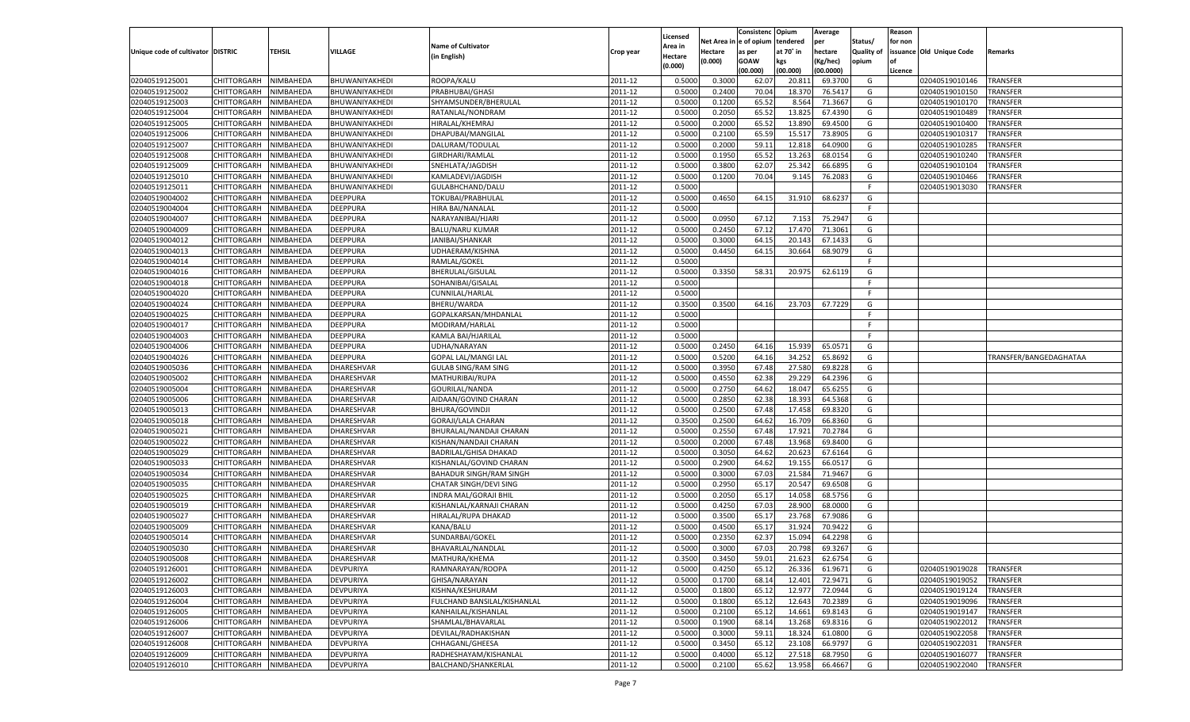| Unique code of cultivator | DISTRIC | TEHSIL | VILLAGE | Name of Cultivator (in English) | Crop year | Licensed Area in Hectare (0.000) | Net Area in Hectare (0.000) | Consistence of opium as per GOAW (00.000) | Opium tendered at 70° in kgs (00.000) | Average per hectare (Kg/hec) (00.0000) | Status/ Quality of opium | Reason for non issuance of Licence | Old Unique Code | Remarks |
|---|---|---|---|---|---|---|---|---|---|---|---|---|---|---|
| 02040519125001 | CHITTORGARH | NIMBAHEDA | BHUWANIYAKHEDI | ROOPA/KALU | 2011-12 | 0.5000 | 0.3000 | 62.07 | 20.811 | 69.3700 | G | | 02040519010146 | TRANSFER |
| 02040519125002 | CHITTORGARH | NIMBAHEDA | BHUWANIYAKHEDI | PRABHUBAI/GHASI | 2011-12 | 0.5000 | 0.2400 | 70.04 | 18.370 | 76.5417 | G | | 02040519010150 | TRANSFER |
| 02040519125003 | CHITTORGARH | NIMBAHEDA | BHUWANIYAKHEDI | SHYAMSUNDER/BHERULAL | 2011-12 | 0.5000 | 0.1200 | 65.52 | 8.564 | 71.3667 | G | | 02040519010170 | TRANSFER |
| 02040519125004 | CHITTORGARH | NIMBAHEDA | BHUWANIYAKHEDI | RATANLAL/NONDRAM | 2011-12 | 0.5000 | 0.2050 | 65.52 | 13.825 | 67.4390 | G | | 02040519010489 | TRANSFER |
| 02040519125005 | CHITTORGARH | NIMBAHEDA | BHUWANIYAKHEDI | HIRALAL/KHEMRAJ | 2011-12 | 0.5000 | 0.2000 | 65.52 | 13.890 | 69.4500 | G | | 02040519010400 | TRANSFER |
| 02040519125006 | CHITTORGARH | NIMBAHEDA | BHUWANIYAKHEDI | DHAPUBAI/MANGILAL | 2011-12 | 0.5000 | 0.2100 | 65.59 | 15.517 | 73.8905 | G | | 02040519010317 | TRANSFER |
| 02040519125007 | CHITTORGARH | NIMBAHEDA | BHUWANIYAKHEDI | DALURAM/TODULAL | 2011-12 | 0.5000 | 0.2000 | 59.11 | 12.818 | 64.0900 | G | | 02040519010285 | TRANSFER |
| 02040519125008 | CHITTORGARH | NIMBAHEDA | BHUWANIYAKHEDI | GIRDHARI/RAMLAL | 2011-12 | 0.5000 | 0.1950 | 65.52 | 13.263 | 68.0154 | G | | 02040519010240 | TRANSFER |
| 02040519125009 | CHITTORGARH | NIMBAHEDA | BHUWANIYAKHEDI | SNEHLATA/JAGDISH | 2011-12 | 0.5000 | 0.3800 | 62.07 | 25.342 | 66.6895 | G | | 02040519010104 | TRANSFER |
| 02040519125010 | CHITTORGARH | NIMBAHEDA | BHUWANIYAKHEDI | KAMLADEVI/JAGDISH | 2011-12 | 0.5000 | 0.1200 | 70.04 | 9.145 | 76.2083 | G | | 02040519010466 | TRANSFER |
| 02040519125011 | CHITTORGARH | NIMBAHEDA | BHUWANIYAKHEDI | GULABHCHAND/DALU | 2011-12 | 0.5000 | | | | | F | | 02040519013030 | TRANSFER |
| 02040519004002 | CHITTORGARH | NIMBAHEDA | DEEPPURA | TOKUBAI/PRABHULAL | 2011-12 | 0.5000 | 0.4650 | 64.15 | 31.910 | 68.6237 | G | | | |
| 02040519004004 | CHITTORGARH | NIMBAHEDA | DEEPPURA | HIRA BAI/NANALAL | 2011-12 | 0.5000 | | | | | F | | | |
| 02040519004007 | CHITTORGARH | NIMBAHEDA | DEEPPURA | NARAYANIBAI/HJARI | 2011-12 | 0.5000 | 0.0950 | 67.12 | 7.153 | 75.2947 | G | | | |
| 02040519004009 | CHITTORGARH | NIMBAHEDA | DEEPPURA | BALU/NARU KUMAR | 2011-12 | 0.5000 | 0.2450 | 67.12 | 17.470 | 71.3061 | G | | | |
| 02040519004012 | CHITTORGARH | NIMBAHEDA | DEEPPURA | JANIBAI/SHANKAR | 2011-12 | 0.5000 | 0.3000 | 64.15 | 20.143 | 67.1433 | G | | | |
| 02040519004013 | CHITTORGARH | NIMBAHEDA | DEEPPURA | UDHAERAM/KISHNA | 2011-12 | 0.5000 | 0.4450 | 64.15 | 30.664 | 68.9079 | G | | | |
| 02040519004014 | CHITTORGARH | NIMBAHEDA | DEEPPURA | RAMLAL/GOKEL | 2011-12 | 0.5000 | | | | | F | | | |
| 02040519004016 | CHITTORGARH | NIMBAHEDA | DEEPPURA | BHERULAL/GISULAL | 2011-12 | 0.5000 | 0.3350 | 58.31 | 20.975 | 62.6119 | G | | | |
| 02040519004018 | CHITTORGARH | NIMBAHEDA | DEEPPURA | SOHANIBAI/GISALAL | 2011-12 | 0.5000 | | | | | F | | | |
| 02040519004020 | CHITTORGARH | NIMBAHEDA | DEEPPURA | CUNNILAL/HARLAL | 2011-12 | 0.5000 | | | | | F | | | |
| 02040519004024 | CHITTORGARH | NIMBAHEDA | DEEPPURA | BHERU/WARDA | 2011-12 | 0.3500 | 0.3500 | 64.16 | 23.703 | 67.7229 | G | | | |
| 02040519004025 | CHITTORGARH | NIMBAHEDA | DEEPPURA | GOPALKARSAN/MHDANLAL | 2011-12 | 0.5000 | | | | | F | | | |
| 02040519004017 | CHITTORGARH | NIMBAHEDA | DEEPPURA | MODIRAM/HARLAL | 2011-12 | 0.5000 | | | | | F | | | |
| 02040519004003 | CHITTORGARH | NIMBAHEDA | DEEPPURA | KAMLA BAI/HJARILAL | 2011-12 | 0.5000 | | | | | F | | | |
| 02040519004006 | CHITTORGARH | NIMBAHEDA | DEEPPURA | UDHA/NARAYAN | 2011-12 | 0.5000 | 0.2450 | 64.16 | 15.939 | 65.0571 | G | | | |
| 02040519004026 | CHITTORGARH | NIMBAHEDA | DEEPPURA | GOPAL LAL/MANGI LAL | 2011-12 | 0.5000 | 0.5200 | 64.16 | 34.252 | 65.8692 | G | | | TRANSFER/BANGEDAGHATAA |
| 02040519005036 | CHITTORGARH | NIMBAHEDA | DHARESHVAR | GULAB SING/RAM SING | 2011-12 | 0.5000 | 0.3950 | 67.48 | 27.580 | 69.8228 | G | | | |
| 02040519005002 | CHITTORGARH | NIMBAHEDA | DHARESHVAR | MATHURIBAI/RUPA | 2011-12 | 0.5000 | 0.4550 | 62.38 | 29.229 | 64.2396 | G | | | |
| 02040519005004 | CHITTORGARH | NIMBAHEDA | DHARESHVAR | GOURILAL/NANDA | 2011-12 | 0.5000 | 0.2750 | 64.62 | 18.047 | 65.6255 | G | | | |
| 02040519005006 | CHITTORGARH | NIMBAHEDA | DHARESHVAR | AIDAAN/GOVIND CHARAN | 2011-12 | 0.5000 | 0.2850 | 62.38 | 18.393 | 64.5368 | G | | | |
| 02040519005013 | CHITTORGARH | NIMBAHEDA | DHARESHVAR | BHURA/GOVINDJI | 2011-12 | 0.5000 | 0.2500 | 67.48 | 17.458 | 69.8320 | G | | | |
| 02040519005018 | CHITTORGARH | NIMBAHEDA | DHARESHVAR | GORAJI/LALA CHARAN | 2011-12 | 0.3500 | 0.2500 | 64.62 | 16.709 | 66.8360 | G | | | |
| 02040519005021 | CHITTORGARH | NIMBAHEDA | DHARESHVAR | BHURALAL/NANDAJI CHARAN | 2011-12 | 0.5000 | 0.2550 | 67.48 | 17.921 | 70.2784 | G | | | |
| 02040519005022 | CHITTORGARH | NIMBAHEDA | DHARESHVAR | KISHAN/NANDAJI CHARAN | 2011-12 | 0.5000 | 0.2000 | 67.48 | 13.968 | 69.8400 | G | | | |
| 02040519005029 | CHITTORGARH | NIMBAHEDA | DHARESHVAR | BADRILAL/GHISA DHAKAD | 2011-12 | 0.5000 | 0.3050 | 64.62 | 20.623 | 67.6164 | G | | | |
| 02040519005033 | CHITTORGARH | NIMBAHEDA | DHARESHVAR | KISHANLAL/GOVIND CHARAN | 2011-12 | 0.5000 | 0.2900 | 64.62 | 19.155 | 66.0517 | G | | | |
| 02040519005034 | CHITTORGARH | NIMBAHEDA | DHARESHVAR | BAHADUR SINGH/RAM SINGH | 2011-12 | 0.5000 | 0.3000 | 67.03 | 21.584 | 71.9467 | G | | | |
| 02040519005035 | CHITTORGARH | NIMBAHEDA | DHARESHVAR | CHATAR SINGH/DEVI SING | 2011-12 | 0.5000 | 0.2950 | 65.17 | 20.547 | 69.6508 | G | | | |
| 02040519005025 | CHITTORGARH | NIMBAHEDA | DHARESHVAR | INDRA MAL/GORAJI BHIL | 2011-12 | 0.5000 | 0.2050 | 65.17 | 14.058 | 68.5756 | G | | | |
| 02040519005019 | CHITTORGARH | NIMBAHEDA | DHARESHVAR | KISHANLAL/KARNAJI CHARAN | 2011-12 | 0.5000 | 0.4250 | 67.03 | 28.900 | 68.0000 | G | | | |
| 02040519005027 | CHITTORGARH | NIMBAHEDA | DHARESHVAR | HIRALAL/RUPA DHAKAD | 2011-12 | 0.5000 | 0.3500 | 65.17 | 23.768 | 67.9086 | G | | | |
| 02040519005009 | CHITTORGARH | NIMBAHEDA | DHARESHVAR | KANA/BALU | 2011-12 | 0.5000 | 0.4500 | 65.17 | 31.924 | 70.9422 | G | | | |
| 02040519005014 | CHITTORGARH | NIMBAHEDA | DHARESHVAR | SUNDARBAI/GOKEL | 2011-12 | 0.5000 | 0.2350 | 62.37 | 15.094 | 64.2298 | G | | | |
| 02040519005030 | CHITTORGARH | NIMBAHEDA | DHARESHVAR | BHAVARLAL/NANDLAL | 2011-12 | 0.5000 | 0.3000 | 67.03 | 20.798 | 69.3267 | G | | | |
| 02040519005008 | CHITTORGARH | NIMBAHEDA | DHARESHVAR | MATHURA/KHEMA | 2011-12 | 0.3500 | 0.3450 | 59.01 | 21.623 | 62.6754 | G | | | |
| 02040519126001 | CHITTORGARH | NIMBAHEDA | DEVPURIYA | RAMNARAYAN/ROOPA | 2011-12 | 0.5000 | 0.4250 | 65.12 | 26.336 | 61.9671 | G | | 02040519019028 | TRANSFER |
| 02040519126002 | CHITTORGARH | NIMBAHEDA | DEVPURIYA | GHISA/NARAYAN | 2011-12 | 0.5000 | 0.1700 | 68.14 | 12.401 | 72.9471 | G | | 02040519019052 | TRANSFER |
| 02040519126003 | CHITTORGARH | NIMBAHEDA | DEVPURIYA | KISHNA/KESHURAM | 2011-12 | 0.5000 | 0.1800 | 65.12 | 12.977 | 72.0944 | G | | 02040519019124 | TRANSFER |
| 02040519126004 | CHITTORGARH | NIMBAHEDA | DEVPURIYA | FULCHAND BANSILAL/KISHANLAL | 2011-12 | 0.5000 | 0.1800 | 65.12 | 12.643 | 70.2389 | G | | 02040519019096 | TRANSFER |
| 02040519126005 | CHITTORGARH | NIMBAHEDA | DEVPURIYA | KANHAILAL/KISHANLAL | 2011-12 | 0.5000 | 0.2100 | 65.12 | 14.661 | 69.8143 | G | | 02040519019147 | TRANSFER |
| 02040519126006 | CHITTORGARH | NIMBAHEDA | DEVPURIYA | SHAMLAL/BHAVARLAL | 2011-12 | 0.5000 | 0.1900 | 68.14 | 13.268 | 69.8316 | G | | 02040519022012 | TRANSFER |
| 02040519126007 | CHITTORGARH | NIMBAHEDA | DEVPURIYA | DEVILAL/RADHAKISHAN | 2011-12 | 0.5000 | 0.3000 | 59.11 | 18.324 | 61.0800 | G | | 02040519022058 | TRANSFER |
| 02040519126008 | CHITTORGARH | NIMBAHEDA | DEVPURIYA | CHHAGANL/GHEESA | 2011-12 | 0.5000 | 0.3450 | 65.12 | 23.108 | 66.9797 | G | | 02040519022031 | TRANSFER |
| 02040519126009 | CHITTORGARH | NIMBAHEDA | DEVPURIYA | RADHESHAYAM/KISHANLAL | 2011-12 | 0.5000 | 0.4000 | 65.12 | 27.518 | 68.7950 | G | | 02040519016077 | TRANSFER |
| 02040519126010 | CHITTORGARH | NIMBAHEDA | DEVPURIYA | BALCHAND/SHANKERLAL | 2011-12 | 0.5000 | 0.2100 | 65.62 | 13.958 | 66.4667 | G | | 02040519022040 | TRANSFER |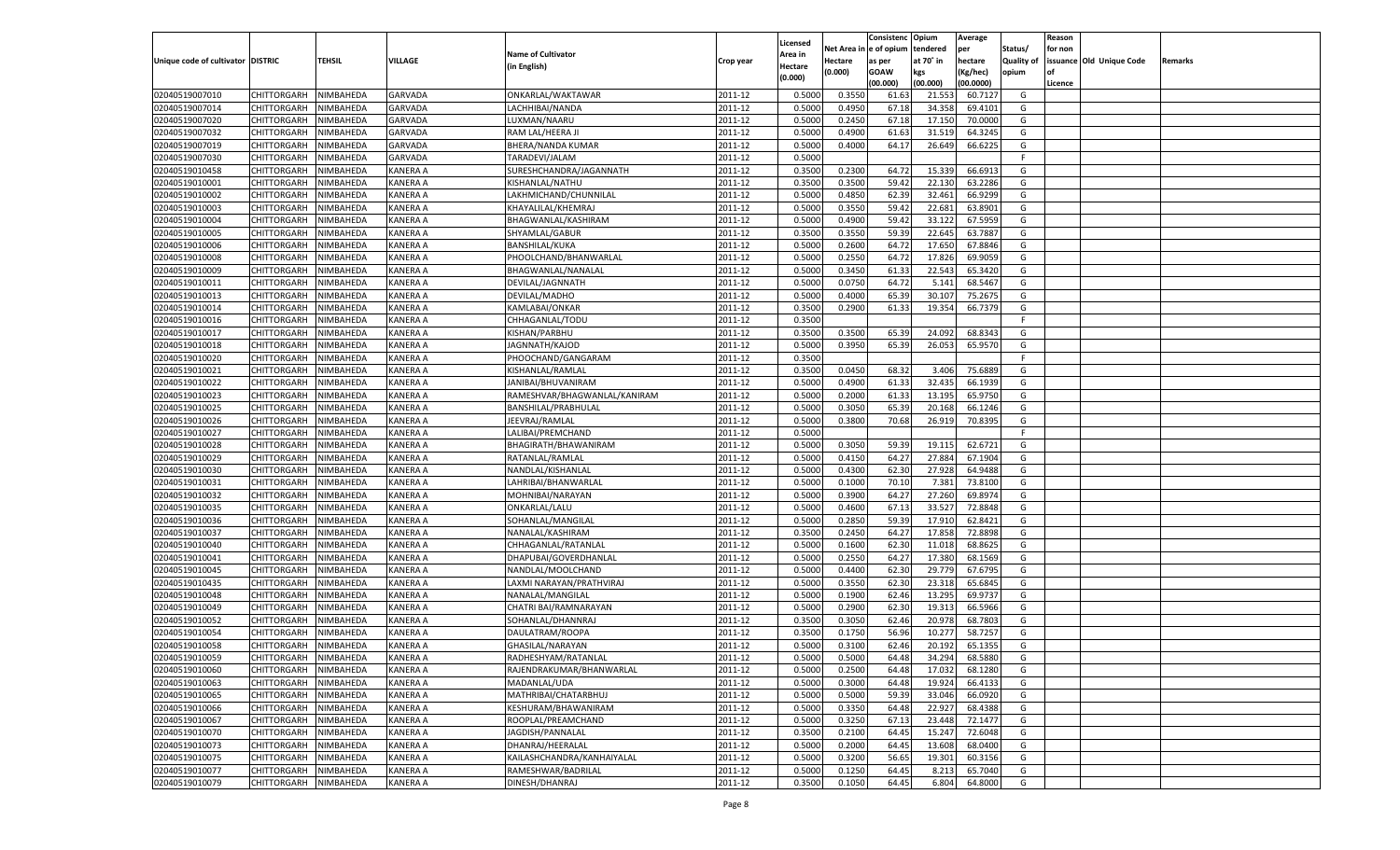| Unique code of cultivator | DISTRIC | TEHSIL | VILLAGE | Name of Cultivator (in English) | Crop year | Licensed Area in Hectare (0.000) | Net Area in Hectare (0.000) | Consistenc e of opium as per GOAW (00.000) | Opium tendered at 70° in kgs (00.000) | Average per hectare (Kg/hec) (00.0000) | Status/ Quality of opium | Reason for non issuance of Licence | Old Unique Code | Remarks |
|---|---|---|---|---|---|---|---|---|---|---|---|---|---|---|
| 02040519007010 | CHITTORGARH | NIMBAHEDA | GARVADA | ONKARLAL/WAKTAWAR | 2011-12 | 0.5000 | 0.3550 | 61.63 | 21.553 | 60.7127 | G | | | |
| 02040519007014 | CHITTORGARH | NIMBAHEDA | GARVADA | LACHHIBAI/NANDA | 2011-12 | 0.5000 | 0.4950 | 67.18 | 34.358 | 69.4101 | G | | | |
| 02040519007020 | CHITTORGARH | NIMBAHEDA | GARVADA | LUXMAN/NAARU | 2011-12 | 0.5000 | 0.2450 | 67.18 | 17.150 | 70.0000 | G | | | |
| 02040519007032 | CHITTORGARH | NIMBAHEDA | GARVADA | RAM LAL/HEERA JI | 2011-12 | 0.5000 | 0.4900 | 61.63 | 31.519 | 64.3245 | G | | | |
| 02040519007019 | CHITTORGARH | NIMBAHEDA | GARVADA | BHERA/NANDA KUMAR | 2011-12 | 0.5000 | 0.4000 | 64.17 | 26.649 | 66.6225 | G | | | |
| 02040519007030 | CHITTORGARH | NIMBAHEDA | GARVADA | TARADEVI/JALAM | 2011-12 | 0.5000 | | | | | F | | | |
| 02040519010458 | CHITTORGARH | NIMBAHEDA | KANERA A | SURESHCHANDRA/JAGANNATH | 2011-12 | 0.3500 | 0.2300 | 64.72 | 15.339 | 66.6913 | G | | | |
| 02040519010001 | CHITTORGARH | NIMBAHEDA | KANERA A | KISHANLAL/NATHU | 2011-12 | 0.3500 | 0.3500 | 59.42 | 22.130 | 63.2286 | G | | | |
| 02040519010002 | CHITTORGARH | NIMBAHEDA | KANERA A | LAKHMICHAND/CHUNNILAL | 2011-12 | 0.5000 | 0.4850 | 62.39 | 32.461 | 66.9299 | G | | | |
| 02040519010003 | CHITTORGARH | NIMBAHEDA | KANERA A | KHAYALILAL/KHEMRAJ | 2011-12 | 0.5000 | 0.3550 | 59.42 | 22.681 | 63.8901 | G | | | |
| 02040519010004 | CHITTORGARH | NIMBAHEDA | KANERA A | BHAGWANLAL/KASHIRAM | 2011-12 | 0.5000 | 0.4900 | 59.42 | 33.122 | 67.5959 | G | | | |
| 02040519010005 | CHITTORGARH | NIMBAHEDA | KANERA A | SHYAMLAL/GABUR | 2011-12 | 0.3500 | 0.3550 | 59.39 | 22.645 | 63.7887 | G | | | |
| 02040519010006 | CHITTORGARH | NIMBAHEDA | KANERA A | BANSHILAL/KUKA | 2011-12 | 0.5000 | 0.2600 | 64.72 | 17.650 | 67.8846 | G | | | |
| 02040519010008 | CHITTORGARH | NIMBAHEDA | KANERA A | PHOOLCHAND/BHANWARLAL | 2011-12 | 0.5000 | 0.2550 | 64.72 | 17.826 | 69.9059 | G | | | |
| 02040519010009 | CHITTORGARH | NIMBAHEDA | KANERA A | BHAGWANLAL/NANALAL | 2011-12 | 0.5000 | 0.3450 | 61.33 | 22.543 | 65.3420 | G | | | |
| 02040519010011 | CHITTORGARH | NIMBAHEDA | KANERA A | DEVILAL/JAGNNATH | 2011-12 | 0.5000 | 0.0750 | 64.72 | 5.141 | 68.5467 | G | | | |
| 02040519010013 | CHITTORGARH | NIMBAHEDA | KANERA A | DEVILAL/MADHO | 2011-12 | 0.5000 | 0.4000 | 65.39 | 30.107 | 75.2675 | G | | | |
| 02040519010014 | CHITTORGARH | NIMBAHEDA | KANERA A | KAMLABAI/ONKAR | 2011-12 | 0.3500 | 0.2900 | 61.33 | 19.354 | 66.7379 | G | | | |
| 02040519010016 | CHITTORGARH | NIMBAHEDA | KANERA A | CHHAGANLAL/TODU | 2011-12 | 0.3500 | | | | | F | | | |
| 02040519010017 | CHITTORGARH | NIMBAHEDA | KANERA A | KISHAN/PARBHU | 2011-12 | 0.3500 | 0.3500 | 65.39 | 24.092 | 68.8343 | G | | | |
| 02040519010018 | CHITTORGARH | NIMBAHEDA | KANERA A | JAGNNATH/KAJOD | 2011-12 | 0.5000 | 0.3950 | 65.39 | 26.053 | 65.9570 | G | | | |
| 02040519010020 | CHITTORGARH | NIMBAHEDA | KANERA A | PHOOCHAND/GANGARAM | 2011-12 | 0.3500 | | | | | F | | | |
| 02040519010021 | CHITTORGARH | NIMBAHEDA | KANERA A | KISHANLAL/RAMLAL | 2011-12 | 0.3500 | 0.0450 | 68.32 | 3.406 | 75.6889 | G | | | |
| 02040519010022 | CHITTORGARH | NIMBAHEDA | KANERA A | JANIBAI/BHUVANIRAM | 2011-12 | 0.5000 | 0.4900 | 61.33 | 32.435 | 66.1939 | G | | | |
| 02040519010023 | CHITTORGARH | NIMBAHEDA | KANERA A | RAMESHVAR/BHAGWANLAL/KANIRAM | 2011-12 | 0.5000 | 0.2000 | 61.33 | 13.195 | 65.9750 | G | | | |
| 02040519010025 | CHITTORGARH | NIMBAHEDA | KANERA A | BANSHILAL/PRABHULAL | 2011-12 | 0.5000 | 0.3050 | 65.39 | 20.168 | 66.1246 | G | | | |
| 02040519010026 | CHITTORGARH | NIMBAHEDA | KANERA A | JEEVRAJ/RAMLAL | 2011-12 | 0.5000 | 0.3800 | 70.68 | 26.919 | 70.8395 | G | | | |
| 02040519010027 | CHITTORGARH | NIMBAHEDA | KANERA A | LALIBAI/PREMCHAND | 2011-12 | 0.5000 | | | | | F | | | |
| 02040519010028 | CHITTORGARH | NIMBAHEDA | KANERA A | BHAGIRATH/BHAWANIRAM | 2011-12 | 0.5000 | 0.3050 | 59.39 | 19.115 | 62.6721 | G | | | |
| 02040519010029 | CHITTORGARH | NIMBAHEDA | KANERA A | RATANLAL/RAMLAL | 2011-12 | 0.5000 | 0.4150 | 64.27 | 27.884 | 67.1904 | G | | | |
| 02040519010030 | CHITTORGARH | NIMBAHEDA | KANERA A | NANDLAL/KISHANLAL | 2011-12 | 0.5000 | 0.4300 | 62.30 | 27.928 | 64.9488 | G | | | |
| 02040519010031 | CHITTORGARH | NIMBAHEDA | KANERA A | LAHRIBAI/BHANWARLAL | 2011-12 | 0.5000 | 0.1000 | 70.10 | 7.381 | 73.8100 | G | | | |
| 02040519010032 | CHITTORGARH | NIMBAHEDA | KANERA A | MOHNIBAI/NARAYAN | 2011-12 | 0.5000 | 0.3900 | 64.27 | 27.260 | 69.8974 | G | | | |
| 02040519010035 | CHITTORGARH | NIMBAHEDA | KANERA A | ONKARLAL/LALU | 2011-12 | 0.5000 | 0.4600 | 67.13 | 33.527 | 72.8848 | G | | | |
| 02040519010036 | CHITTORGARH | NIMBAHEDA | KANERA A | SOHANLAL/MANGILAL | 2011-12 | 0.5000 | 0.2850 | 59.39 | 17.910 | 62.8421 | G | | | |
| 02040519010037 | CHITTORGARH | NIMBAHEDA | KANERA A | NANALAL/KASHIRAM | 2011-12 | 0.3500 | 0.2450 | 64.27 | 17.858 | 72.8898 | G | | | |
| 02040519010040 | CHITTORGARH | NIMBAHEDA | KANERA A | CHHAGANLAL/RATANLAL | 2011-12 | 0.5000 | 0.1600 | 62.30 | 11.018 | 68.8625 | G | | | |
| 02040519010041 | CHITTORGARH | NIMBAHEDA | KANERA A | DHAPUBAI/GOVERDHANLAL | 2011-12 | 0.5000 | 0.2550 | 64.27 | 17.380 | 68.1569 | G | | | |
| 02040519010045 | CHITTORGARH | NIMBAHEDA | KANERA A | NANDLAL/MOOLCHAND | 2011-12 | 0.5000 | 0.4400 | 62.30 | 29.779 | 67.6795 | G | | | |
| 02040519010435 | CHITTORGARH | NIMBAHEDA | KANERA A | LAXMI NARAYAN/PRATHVIRAJ | 2011-12 | 0.5000 | 0.3550 | 62.30 | 23.318 | 65.6845 | G | | | |
| 02040519010048 | CHITTORGARH | NIMBAHEDA | KANERA A | NANALAL/MANGILAL | 2011-12 | 0.5000 | 0.1900 | 62.46 | 13.295 | 69.9737 | G | | | |
| 02040519010049 | CHITTORGARH | NIMBAHEDA | KANERA A | CHATRI BAI/RAMNARAYAN | 2011-12 | 0.5000 | 0.2900 | 62.30 | 19.313 | 66.5966 | G | | | |
| 02040519010052 | CHITTORGARH | NIMBAHEDA | KANERA A | SOHANLAL/DHANNRAJ | 2011-12 | 0.3500 | 0.3050 | 62.46 | 20.978 | 68.7803 | G | | | |
| 02040519010054 | CHITTORGARH | NIMBAHEDA | KANERA A | DAULATRAM/ROOPA | 2011-12 | 0.3500 | 0.1750 | 56.96 | 10.277 | 58.7257 | G | | | |
| 02040519010058 | CHITTORGARH | NIMBAHEDA | KANERA A | GHASILAL/NARAYAN | 2011-12 | 0.5000 | 0.3100 | 62.46 | 20.192 | 65.1355 | G | | | |
| 02040519010059 | CHITTORGARH | NIMBAHEDA | KANERA A | RADHESHYAM/RATANLAL | 2011-12 | 0.5000 | 0.5000 | 64.48 | 34.294 | 68.5880 | G | | | |
| 02040519010060 | CHITTORGARH | NIMBAHEDA | KANERA A | RAJENDRAKUMAR/BHANWARLAL | 2011-12 | 0.5000 | 0.2500 | 64.48 | 17.032 | 68.1280 | G | | | |
| 02040519010063 | CHITTORGARH | NIMBAHEDA | KANERA A | MADANLAL/UDA | 2011-12 | 0.5000 | 0.3000 | 64.48 | 19.924 | 66.4133 | G | | | |
| 02040519010065 | CHITTORGARH | NIMBAHEDA | KANERA A | MATHRIBAI/CHATARBHUJ | 2011-12 | 0.5000 | 0.5000 | 59.39 | 33.046 | 66.0920 | G | | | |
| 02040519010066 | CHITTORGARH | NIMBAHEDA | KANERA A | KESHURAM/BHAWANIRAM | 2011-12 | 0.5000 | 0.3350 | 64.48 | 22.927 | 68.4388 | G | | | |
| 02040519010067 | CHITTORGARH | NIMBAHEDA | KANERA A | ROOPLAL/PREAMCHAND | 2011-12 | 0.5000 | 0.3250 | 67.13 | 23.448 | 72.1477 | G | | | |
| 02040519010070 | CHITTORGARH | NIMBAHEDA | KANERA A | JAGDISH/PANNALAL | 2011-12 | 0.3500 | 0.2100 | 64.45 | 15.247 | 72.6048 | G | | | |
| 02040519010073 | CHITTORGARH | NIMBAHEDA | KANERA A | DHANRAJ/HEERALAL | 2011-12 | 0.5000 | 0.2000 | 64.45 | 13.608 | 68.0400 | G | | | |
| 02040519010075 | CHITTORGARH | NIMBAHEDA | KANERA A | KAILASHCHANDRA/KANHAIYALAL | 2011-12 | 0.5000 | 0.3200 | 56.65 | 19.301 | 60.3156 | G | | | |
| 02040519010077 | CHITTORGARH | NIMBAHEDA | KANERA A | RAMESHWAR/BADRILAL | 2011-12 | 0.5000 | 0.1250 | 64.45 | 8.213 | 65.7040 | G | | | |
| 02040519010079 | CHITTORGARH | NIMBAHEDA | KANERA A | DINESH/DHANRAJ | 2011-12 | 0.3500 | 0.1050 | 64.45 | 6.804 | 64.8000 | G | | | |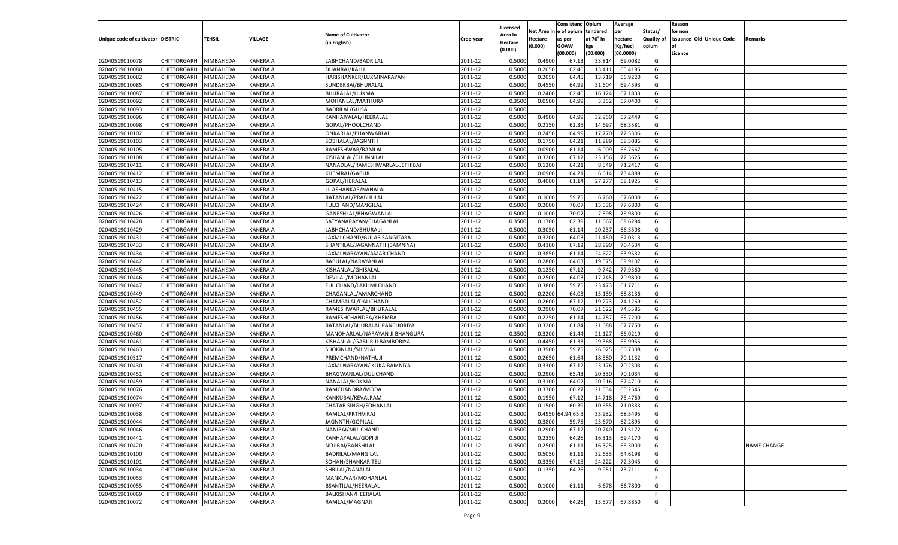| Unique code of cultivator | DISTRIC | TEHSIL | VILLAGE | Name of Cultivator (in English) | Crop year | Licensed Area in Hectare (0.000) | Net Area in Hectare (0.000) | Consistence of opium as per GOAW (00.000) | Opium tendered at 70° in kgs (00.000) | Average per hectare (Kg/hec) (00.0000) | Status/ Quality of opium | Reason for non issuance of Licence | Old Unique Code | Remarks |
|---|---|---|---|---|---|---|---|---|---|---|---|---|---|---|
| 02040519010078 | CHITTORGARH | NIMBAHEDA | KANERA A | LABHCHAND/BADRILAL | 2011-12 | 0.5000 | 0.4900 | 67.13 | 33.814 | 69.0082 | G | | | |
| 02040519010080 | CHITTORGARH | NIMBAHEDA | KANERA A | DHANRAJ/KALU | 2011-12 | 0.5000 | 0.2050 | 62.46 | 13.411 | 65.4195 | G | | | |
| 02040519010082 | CHITTORGARH | NIMBAHEDA | KANERA A | HARISHANKER/LUXMINARAYAN | 2011-12 | 0.5000 | 0.2050 | 64.45 | 13.719 | 66.9220 | G | | | |
| 02040519010085 | CHITTORGARH | NIMBAHEDA | KANERA A | SUNDERBAI/BHURALAL | 2011-12 | 0.5000 | 0.4550 | 64.99 | 31.604 | 69.4593 | G | | | |
| 02040519010087 | CHITTORGARH | NIMBAHEDA | KANERA A | BHURALAL/HUKMA | 2011-12 | 0.5000 | 0.2400 | 62.46 | 16.124 | 67.1833 | G | | | |
| 02040519010092 | CHITTORGARH | NIMBAHEDA | KANERA A | MOHANLAL/MATHURA | 2011-12 | 0.3500 | 0.0500 | 64.99 | 3.352 | 67.0400 | G | | | |
| 02040519010093 | CHITTORGARH | NIMBAHEDA | KANERA A | BADRILAL/GHISA | 2011-12 | 0.5000 | | | | | F | | | |
| 02040519010096 | CHITTORGARH | NIMBAHEDA | KANERA A | KANHAIYALAL/HEERALAL | 2011-12 | 0.5000 | 0.4900 | 64.99 | 32.950 | 67.2449 | G | | | |
| 02040519010098 | CHITTORGARH | NIMBAHEDA | KANERA A | GOPAL/PHOOLCHAND | 2011-12 | 0.5000 | 0.2150 | 62.35 | 14.697 | 68.3581 | G | | | |
| 02040519010102 | CHITTORGARH | NIMBAHEDA | KANERA A | ONKARLAL/BHANWARLAL | 2011-12 | 0.5000 | 0.2450 | 64.99 | 17.770 | 72.5306 | G | | | |
| 02040519010103 | CHITTORGARH | NIMBAHEDA | KANERA A | SOBHALAL/JAGNNTH | 2011-12 | 0.5000 | 0.1750 | 64.21 | 11.989 | 68.5086 | G | | | |
| 02040519010105 | CHITTORGARH | NIMBAHEDA | KANERA A | RAMESHWAR/RAMLAL | 2011-12 | 0.5000 | 0.0900 | 61.14 | 6.009 | 66.7667 | G | | | |
| 02040519010108 | CHITTORGARH | NIMBAHEDA | KANERA A | KISHANLAL/CHUNNILAL | 2011-12 | 0.5000 | 0.3200 | 67.12 | 23.156 | 72.3625 | G | | | |
| 02040519010411 | CHITTORGARH | NIMBAHEDA | KANERA A | NANADLAL/RAMESHWARLAL-JETHIBAI | 2011-12 | 0.5000 | 0.1200 | 64.21 | 8.549 | 71.2417 | G | | | |
| 02040519010412 | CHITTORGARH | NIMBAHEDA | KANERA A | KHEMRAJ/GABUR | 2011-12 | 0.5000 | 0.0900 | 64.21 | 6.614 | 73.4889 | G | | | |
| 02040519010413 | CHITTORGARH | NIMBAHEDA | KANERA A | GOPAL/HERALAL | 2011-12 | 0.5000 | 0.4000 | 61.14 | 27.277 | 68.1925 | G | | | |
| 02040519010415 | CHITTORGARH | NIMBAHEDA | KANERA A | LILASHANKAR/NANALAL | 2011-12 | 0.5000 | | | | | F | | | |
| 02040519010422 | CHITTORGARH | NIMBAHEDA | KANERA A | RATANLAL/PRABHULAL | 2011-12 | 0.5000 | 0.1000 | 59.75 | 6.760 | 67.6000 | G | | | |
| 02040519010424 | CHITTORGARH | NIMBAHEDA | KANERA A | FULCHAND/MANGILAL | 2011-12 | 0.5000 | 0.2000 | 70.07 | 15.536 | 77.6800 | G | | | |
| 02040519010426 | CHITTORGARH | NIMBAHEDA | KANERA A | GANESHLAL/BHAGWANLAL | 2011-12 | 0.5000 | 0.1000 | 70.07 | 7.598 | 75.9800 | G | | | |
| 02040519010428 | CHITTORGARH | NIMBAHEDA | KANERA A | SATYANARAYAN/CHAGANLAL | 2011-12 | 0.3500 | 0.1700 | 62.39 | 11.667 | 68.6294 | G | | | |
| 02040519010429 | CHITTORGARH | NIMBAHEDA | KANERA A | LABHCHAND/BHURA JI | 2011-12 | 0.5000 | 0.3050 | 61.14 | 20.237 | 66.3508 | G | | | |
| 02040519010431 | CHITTORGARH | NIMBAHEDA | KANERA A | LAXMI CHAND/GULAB SANGITARA | 2011-12 | 0.5000 | 0.3200 | 64.03 | 21.450 | 67.0313 | G | | | |
| 02040519010433 | CHITTORGARH | NIMBAHEDA | KANERA A | SHANTILAL/JAGANNATH (BAMNIYA) | 2011-12 | 0.5000 | 0.4100 | 67.12 | 28.890 | 70.4634 | G | | | |
| 02040519010434 | CHITTORGARH | NIMBAHEDA | KANERA A | LAXMI NARAYAN/AMAR CHAND | 2011-12 | 0.5000 | 0.3850 | 61.14 | 24.622 | 63.9532 | G | | | |
| 02040519010442 | CHITTORGARH | NIMBAHEDA | KANERA A | BABULAL/NARAYANLAL | 2011-12 | 0.5000 | 0.2800 | 64.03 | 19.575 | 69.9107 | G | | | |
| 02040519010445 | CHITTORGARH | NIMBAHEDA | KANERA A | KISHANLAL/GHISALAL | 2011-12 | 0.5000 | 0.1250 | 67.12 | 9.742 | 77.9360 | G | | | |
| 02040519010446 | CHITTORGARH | NIMBAHEDA | KANERA A | DEVILAL/MOHANLAL | 2011-12 | 0.5000 | 0.2500 | 64.03 | 17.745 | 70.9800 | G | | | |
| 02040519010447 | CHITTORGARH | NIMBAHEDA | KANERA A | FUL CHAND/LAKHMI CHAND | 2011-12 | 0.5000 | 0.3800 | 59.75 | 23.473 | 61.7711 | G | | | |
| 02040519010449 | CHITTORGARH | NIMBAHEDA | KANERA A | CHAGANLAL/AMARCHAND | 2011-12 | 0.5000 | 0.2200 | 64.03 | 15.139 | 68.8136 | G | | | |
| 02040519010452 | CHITTORGARH | NIMBAHEDA | KANERA A | CHAMPALAL/DALICHAND | 2011-12 | 0.5000 | 0.2600 | 67.12 | 19.273 | 74.1269 | G | | | |
| 02040519010455 | CHITTORGARH | NIMBAHEDA | KANERA A | RAMESHWARLAL/BHURALAL | 2011-12 | 0.5000 | 0.2900 | 70.07 | 21.622 | 74.5586 | G | | | |
| 02040519010456 | CHITTORGARH | NIMBAHEDA | KANERA A | RAMESHCHANDRA/KHEMRAJ | 2011-12 | 0.5000 | 0.2250 | 61.14 | 14.787 | 65.7200 | G | | | |
| 02040519010457 | CHITTORGARH | NIMBAHEDA | KANERA A | RATANLAL/BHURALAL PANCHORIYA | 2011-12 | 0.5000 | 0.3200 | 61.84 | 21.688 | 67.7750 | G | | | |
| 02040519010460 | CHITTORGARH | NIMBAHEDA | KANERA A | MANOHARLAL/NARAYAN JI BHANGURA | 2011-12 | 0.3500 | 0.3200 | 61.44 | 21.127 | 66.0219 | G | | | |
| 02040519010461 | CHITTORGARH | NIMBAHEDA | KANERA A | KISHANLAL/GABUR JI BAMBORIYA | 2011-12 | 0.5000 | 0.4450 | 61.33 | 29.368 | 65.9955 | G | | | |
| 02040519010463 | CHITTORGARH | NIMBAHEDA | KANERA A | SHOKINLAL/SHIVLAL | 2011-12 | 0.5000 | 0.3900 | 59.75 | 26.025 | 66.7308 | G | | | |
| 02040519010517 | CHITTORGARH | NIMBAHEDA | KANERA A | PREMCHAND/NATHUJI | 2011-12 | 0.5000 | 0.2650 | 61.64 | 18.580 | 70.1132 | G | | | |
| 02040519010430 | CHITTORGARH | NIMBAHEDA | KANERA A | LAXMI NARAYAN/ KUKA BAMNIYA | 2011-12 | 0.5000 | 0.3300 | 67.12 | 23.176 | 70.2303 | G | | | |
| 02040519010451 | CHITTORGARH | NIMBAHEDA | KANERA A | BHAGWANLAL/DULICHAND | 2011-12 | 0.5000 | 0.2900 | 65.43 | 20.330 | 70.1034 | G | | | |
| 02040519010459 | CHITTORGARH | NIMBAHEDA | KANERA A | NANALAL/HOKMA | 2011-12 | 0.5000 | 0.3100 | 64.02 | 20.916 | 67.4710 | G | | | |
| 02040519010076 | CHITTORGARH | NIMBAHEDA | KANERA A | RAMCHANDRA/MODA | 2011-12 | 0.5000 | 0.3300 | 60.27 | 21.534 | 65.2545 | G | | | |
| 02040519010074 | CHITTORGARH | NIMBAHEDA | KANERA A | KANKUBAI/KEVALRAM | 2011-12 | 0.5000 | 0.1950 | 67.12 | 14.718 | 75.4769 | G | | | |
| 02040519010097 | CHITTORGARH | NIMBAHEDA | KANERA A | CHATAR SINGH/SOHANLAL | 2011-12 | 0.5000 | 0.1500 | 60.39 | 10.655 | 71.0333 | G | | | |
| 02040519010038 | CHITTORGARH | NIMBAHEDA | KANERA A | RAMLAL/PRTHVIRAJ | 2011-12 | 0.5000 | 0.4950 | 64.94,65.3 | 33.932 | 68.5495 | G | | | |
| 02040519010044 | CHITTORGARH | NIMBAHEDA | KANERA A | JAGNNTH/GOPILAL | 2011-12 | 0.5000 | 0.3800 | 59.75 | 23.670 | 62.2895 | G | | | |
| 02040519010046 | CHITTORGARH | NIMBAHEDA | KANERA A | NANIBAI/MULCHAND | 2011-12 | 0.3500 | 0.2900 | 67.12 | 20.740 | 71.5172 | G | | | |
| 02040519010441 | CHITTORGARH | NIMBAHEDA | KANERA A | KANHAYALAL/GOPI JI | 2011-12 | 0.5000 | 0.2350 | 64.26 | 16.313 | 69.4170 | G | | | |
| 02040519010420 | CHITTORGARH | NIMBAHEDA | KANERA A | NOJIBAI/BANSHILAL | 2011-12 | 0.3500 | 0.2500 | 61.11 | 16.325 | 65.3000 | G | | | NAME CHANGE |
| 02040519010100 | CHITTORGARH | NIMBAHEDA | KANERA A | BADRILAL/MANGILAL | 2011-12 | 0.5000 | 0.5050 | 61.11 | 32.633 | 64.6198 | G | | | |
| 02040519010101 | CHITTORGARH | NIMBAHEDA | KANERA A | SOHAN/SHANKAR TELI | 2011-12 | 0.5000 | 0.3350 | 67.15 | 24.222 | 72.3045 | G | | | |
| 02040519010034 | CHITTORGARH | NIMBAHEDA | KANERA A | SHRILAL/NANALAL | 2011-12 | 0.5000 | 0.1350 | 64.26 | 9.951 | 73.7111 | G | | | |
| 02040519010053 | CHITTORGARH | NIMBAHEDA | KANERA A | MANKUVAR/MOHANLAL | 2011-12 | 0.5000 | | | | | F | | | |
| 02040519010055 | CHITTORGARH | NIMBAHEDA | KANERA A | BSANTILAL/HEERALAL | 2011-12 | 0.5000 | 0.1000 | 61.11 | 6.678 | 66.7800 | G | | | |
| 02040519010069 | CHITTORGARH | NIMBAHEDA | KANERA A | BALKISHAN/HEERALAL | 2011-12 | 0.5000 | | | | | F | | | |
| 02040519010072 | CHITTORGARH | NIMBAHEDA | KANERA A | RAMLAL/MAGNAJI | 2011-12 | 0.5000 | 0.2000 | 64.26 | 13.577 | 67.8850 | G | | | |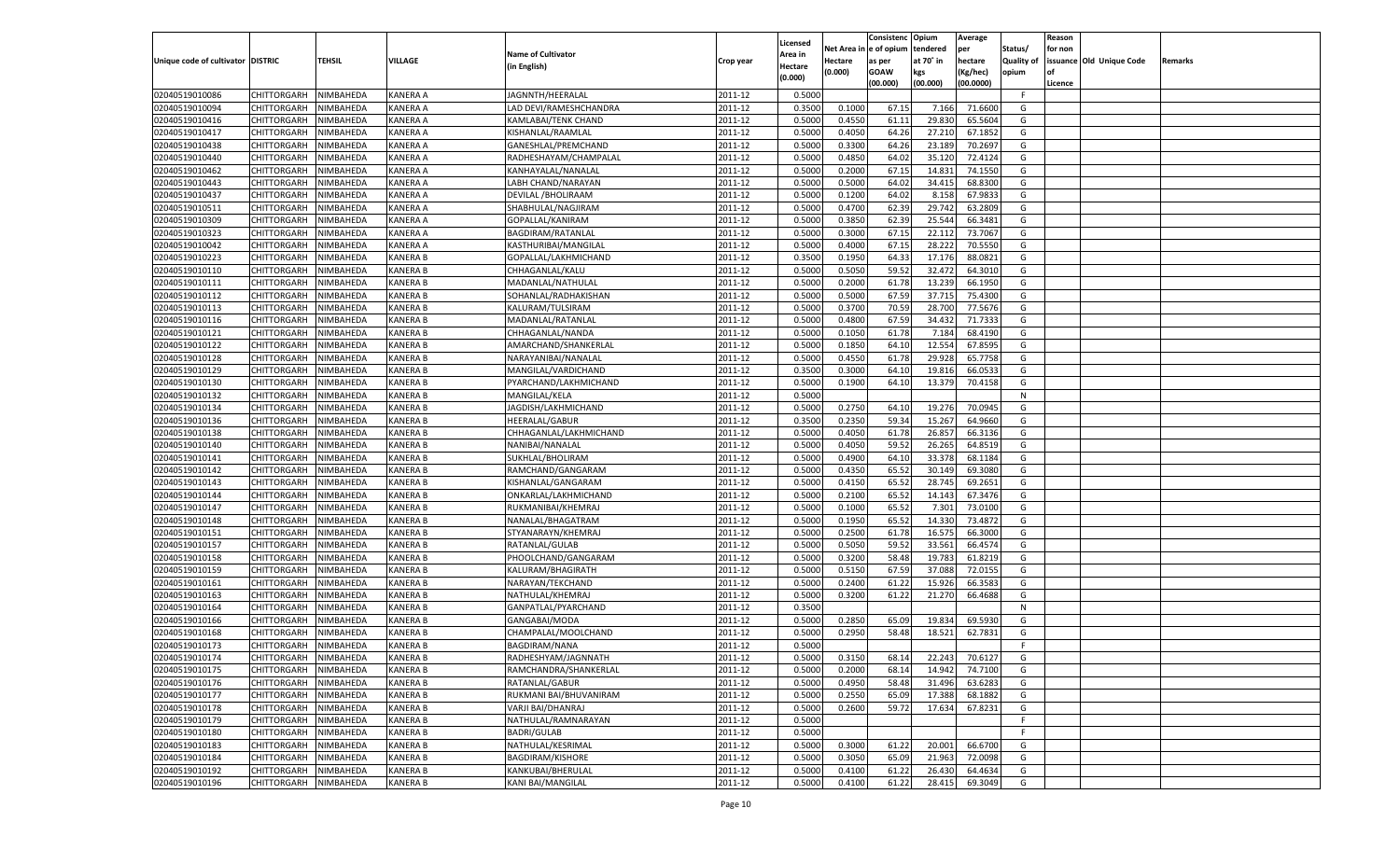| Unique code of cultivator | DISTRIC | TEHSIL | VILLAGE | Name of Cultivator (in English) | Crop year | Licensed Area in Hectare (0.000) | Net Area in Hectare (0.000) | Consistenc e of opium as per GOAW (00.000) | Opium tendered at 70° in kgs (00.000) | Average per hectare (Kg/hec) (00.0000) | Status/ Quality of opium | Reason for non issuance of Licence | Old Unique Code | Remarks |
|---|---|---|---|---|---|---|---|---|---|---|---|---|---|---|
| 02040519010086 | CHITTORGARH | NIMBAHEDA | KANERA A | JAGNNTH/HEERALAL | 2011-12 | 0.5000 | | | | | F | | | |
| 02040519010094 | CHITTORGARH | NIMBAHEDA | KANERA A | LAD DEVI/RAMESHCHANDRA | 2011-12 | 0.3500 | 0.1000 | 67.15 | 7.166 | 71.6600 | G | | | |
| 02040519010416 | CHITTORGARH | NIMBAHEDA | KANERA A | KAMLABAI/TENK CHAND | 2011-12 | 0.5000 | 0.4550 | 61.11 | 29.830 | 65.5604 | G | | | |
| 02040519010417 | CHITTORGARH | NIMBAHEDA | KANERA A | KISHANLAL/RAAMLAL | 2011-12 | 0.5000 | 0.4050 | 64.26 | 27.210 | 67.1852 | G | | | |
| 02040519010438 | CHITTORGARH | NIMBAHEDA | KANERA A | GANESHLAL/PREMCHAND | 2011-12 | 0.5000 | 0.3300 | 64.26 | 23.189 | 70.2697 | G | | | |
| 02040519010440 | CHITTORGARH | NIMBAHEDA | KANERA A | RADHESHAYAM/CHAMPALAL | 2011-12 | 0.5000 | 0.4850 | 64.02 | 35.120 | 72.4124 | G | | | |
| 02040519010462 | CHITTORGARH | NIMBAHEDA | KANERA A | KANHAYALAL/NANALAL | 2011-12 | 0.5000 | 0.2000 | 67.15 | 14.831 | 74.1550 | G | | | |
| 02040519010443 | CHITTORGARH | NIMBAHEDA | KANERA A | LABH CHAND/NARAYAN | 2011-12 | 0.5000 | 0.5000 | 64.02 | 34.415 | 68.8300 | G | | | |
| 02040519010437 | CHITTORGARH | NIMBAHEDA | KANERA A | DEVILAL /BHOLIRAAM | 2011-12 | 0.5000 | 0.1200 | 64.02 | 8.158 | 67.9833 | G | | | |
| 02040519010511 | CHITTORGARH | NIMBAHEDA | KANERA A | SHABHULAL/NAGJIRAM | 2011-12 | 0.5000 | 0.4700 | 62.39 | 29.742 | 63.2809 | G | | | |
| 02040519010309 | CHITTORGARH | NIMBAHEDA | KANERA A | GOPALLAL/KANIRAM | 2011-12 | 0.5000 | 0.3850 | 62.39 | 25.544 | 66.3481 | G | | | |
| 02040519010323 | CHITTORGARH | NIMBAHEDA | KANERA A | BAGDIRAM/RATANLAL | 2011-12 | 0.5000 | 0.3000 | 67.15 | 22.112 | 73.7067 | G | | | |
| 02040519010042 | CHITTORGARH | NIMBAHEDA | KANERA A | KASTHURIBAI/MANGILAL | 2011-12 | 0.5000 | 0.4000 | 67.15 | 28.222 | 70.5550 | G | | | |
| 02040519010223 | CHITTORGARH | NIMBAHEDA | KANERA B | GOPALLAL/LAKHMICHAND | 2011-12 | 0.3500 | 0.1950 | 64.33 | 17.176 | 88.0821 | G | | | |
| 02040519010110 | CHITTORGARH | NIMBAHEDA | KANERA B | CHHAGANLAL/KALU | 2011-12 | 0.5000 | 0.5050 | 59.52 | 32.472 | 64.3010 | G | | | |
| 02040519010111 | CHITTORGARH | NIMBAHEDA | KANERA B | MADANLAL/NATHULAL | 2011-12 | 0.5000 | 0.2000 | 61.78 | 13.239 | 66.1950 | G | | | |
| 02040519010112 | CHITTORGARH | NIMBAHEDA | KANERA B | SOHANLAL/RADHAKISHAN | 2011-12 | 0.5000 | 0.5000 | 67.59 | 37.715 | 75.4300 | G | | | |
| 02040519010113 | CHITTORGARH | NIMBAHEDA | KANERA B | KALURAM/TULSIRAM | 2011-12 | 0.5000 | 0.3700 | 70.59 | 28.700 | 77.5676 | G | | | |
| 02040519010116 | CHITTORGARH | NIMBAHEDA | KANERA B | MADANLAL/RATANLAL | 2011-12 | 0.5000 | 0.4800 | 67.59 | 34.432 | 71.7333 | G | | | |
| 02040519010121 | CHITTORGARH | NIMBAHEDA | KANERA B | CHHAGANLAL/NANDA | 2011-12 | 0.5000 | 0.1050 | 61.78 | 7.184 | 68.4190 | G | | | |
| 02040519010122 | CHITTORGARH | NIMBAHEDA | KANERA B | AMARCHAND/SHANKERLAL | 2011-12 | 0.5000 | 0.1850 | 64.10 | 12.554 | 67.8595 | G | | | |
| 02040519010128 | CHITTORGARH | NIMBAHEDA | KANERA B | NARAYANIBAI/NANALAL | 2011-12 | 0.5000 | 0.4550 | 61.78 | 29.928 | 65.7758 | G | | | |
| 02040519010129 | CHITTORGARH | NIMBAHEDA | KANERA B | MANGILAL/VARDICHAND | 2011-12 | 0.3500 | 0.3000 | 64.10 | 19.816 | 66.0533 | G | | | |
| 02040519010130 | CHITTORGARH | NIMBAHEDA | KANERA B | PYARCHAND/LAKHMICHAND | 2011-12 | 0.5000 | 0.1900 | 64.10 | 13.379 | 70.4158 | G | | | |
| 02040519010132 | CHITTORGARH | NIMBAHEDA | KANERA B | MANGILAL/KELA | 2011-12 | 0.5000 | | | | | N | | | |
| 02040519010134 | CHITTORGARH | NIMBAHEDA | KANERA B | JAGDISH/LAKHMICHAND | 2011-12 | 0.5000 | 0.2750 | 64.10 | 19.276 | 70.0945 | G | | | |
| 02040519010136 | CHITTORGARH | NIMBAHEDA | KANERA B | HEERALAL/GABUR | 2011-12 | 0.3500 | 0.2350 | 59.34 | 15.267 | 64.9660 | G | | | |
| 02040519010138 | CHITTORGARH | NIMBAHEDA | KANERA B | CHHAGANLAL/LAKHMICHAND | 2011-12 | 0.5000 | 0.4050 | 61.78 | 26.857 | 66.3136 | G | | | |
| 02040519010140 | CHITTORGARH | NIMBAHEDA | KANERA B | NANIBAI/NANALAL | 2011-12 | 0.5000 | 0.4050 | 59.52 | 26.265 | 64.8519 | G | | | |
| 02040519010141 | CHITTORGARH | NIMBAHEDA | KANERA B | SUKHLAL/BHOLIRAM | 2011-12 | 0.5000 | 0.4900 | 64.10 | 33.378 | 68.1184 | G | | | |
| 02040519010142 | CHITTORGARH | NIMBAHEDA | KANERA B | RAMCHAND/GANGARAM | 2011-12 | 0.5000 | 0.4350 | 65.52 | 30.149 | 69.3080 | G | | | |
| 02040519010143 | CHITTORGARH | NIMBAHEDA | KANERA B | KISHANLAL/GANGARAM | 2011-12 | 0.5000 | 0.4150 | 65.52 | 28.745 | 69.2651 | G | | | |
| 02040519010144 | CHITTORGARH | NIMBAHEDA | KANERA B | ONKARLAL/LAKHMICHAND | 2011-12 | 0.5000 | 0.2100 | 65.52 | 14.143 | 67.3476 | G | | | |
| 02040519010147 | CHITTORGARH | NIMBAHEDA | KANERA B | RUKMANIBAI/KHEMRAJ | 2011-12 | 0.5000 | 0.1000 | 65.52 | 7.301 | 73.0100 | G | | | |
| 02040519010148 | CHITTORGARH | NIMBAHEDA | KANERA B | NANALAL/BHAGATRAM | 2011-12 | 0.5000 | 0.1950 | 65.52 | 14.330 | 73.4872 | G | | | |
| 02040519010151 | CHITTORGARH | NIMBAHEDA | KANERA B | STYANARAYN/KHEMRAJ | 2011-12 | 0.5000 | 0.2500 | 61.78 | 16.575 | 66.3000 | G | | | |
| 02040519010157 | CHITTORGARH | NIMBAHEDA | KANERA B | RATANLAL/GULAB | 2011-12 | 0.5000 | 0.5050 | 59.52 | 33.561 | 66.4574 | G | | | |
| 02040519010158 | CHITTORGARH | NIMBAHEDA | KANERA B | PHOOLCHAND/GANGARAM | 2011-12 | 0.5000 | 0.3200 | 58.48 | 19.783 | 61.8219 | G | | | |
| 02040519010159 | CHITTORGARH | NIMBAHEDA | KANERA B | KALURAM/BHAGIRATH | 2011-12 | 0.5000 | 0.5150 | 67.59 | 37.088 | 72.0155 | G | | | |
| 02040519010161 | CHITTORGARH | NIMBAHEDA | KANERA B | NARAYAN/TEKCHAND | 2011-12 | 0.5000 | 0.2400 | 61.22 | 15.926 | 66.3583 | G | | | |
| 02040519010163 | CHITTORGARH | NIMBAHEDA | KANERA B | NATHULAL/KHEMRAJ | 2011-12 | 0.5000 | 0.3200 | 61.22 | 21.270 | 66.4688 | G | | | |
| 02040519010164 | CHITTORGARH | NIMBAHEDA | KANERA B | GANPATLAL/PYARCHAND | 2011-12 | 0.3500 | | | | | N | | | |
| 02040519010166 | CHITTORGARH | NIMBAHEDA | KANERA B | GANGABAI/MODA | 2011-12 | 0.5000 | 0.2850 | 65.09 | 19.834 | 69.5930 | G | | | |
| 02040519010168 | CHITTORGARH | NIMBAHEDA | KANERA B | CHAMPALAL/MOOLCHAND | 2011-12 | 0.5000 | 0.2950 | 58.48 | 18.521 | 62.7831 | G | | | |
| 02040519010173 | CHITTORGARH | NIMBAHEDA | KANERA B | BAGDIRAM/NANA | 2011-12 | 0.5000 | | | | | F | | | |
| 02040519010174 | CHITTORGARH | NIMBAHEDA | KANERA B | RADHESHYAM/JAGNNATH | 2011-12 | 0.5000 | 0.3150 | 68.14 | 22.243 | 70.6127 | G | | | |
| 02040519010175 | CHITTORGARH | NIMBAHEDA | KANERA B | RAMCHANDRA/SHANKERLAL | 2011-12 | 0.5000 | 0.2000 | 68.14 | 14.942 | 74.7100 | G | | | |
| 02040519010176 | CHITTORGARH | NIMBAHEDA | KANERA B | RATANLAL/GABUR | 2011-12 | 0.5000 | 0.4950 | 58.48 | 31.496 | 63.6283 | G | | | |
| 02040519010177 | CHITTORGARH | NIMBAHEDA | KANERA B | RUKMANI BAI/BHUVANIRAM | 2011-12 | 0.5000 | 0.2550 | 65.09 | 17.388 | 68.1882 | G | | | |
| 02040519010178 | CHITTORGARH | NIMBAHEDA | KANERA B | VARJI BAI/DHANRAJ | 2011-12 | 0.5000 | 0.2600 | 59.72 | 17.634 | 67.8231 | G | | | |
| 02040519010179 | CHITTORGARH | NIMBAHEDA | KANERA B | NATHULAL/RAMNARAYAN | 2011-12 | 0.5000 | | | | | F | | | |
| 02040519010180 | CHITTORGARH | NIMBAHEDA | KANERA B | BADRI/GULAB | 2011-12 | 0.5000 | | | | | F | | | |
| 02040519010183 | CHITTORGARH | NIMBAHEDA | KANERA B | NATHULAL/KESRIMAL | 2011-12 | 0.5000 | 0.3000 | 61.22 | 20.001 | 66.6700 | G | | | |
| 02040519010184 | CHITTORGARH | NIMBAHEDA | KANERA B | BAGDIRAM/KISHORE | 2011-12 | 0.5000 | 0.3050 | 65.09 | 21.963 | 72.0098 | G | | | |
| 02040519010192 | CHITTORGARH | NIMBAHEDA | KANERA B | KANKUBAI/BHERULAL | 2011-12 | 0.5000 | 0.4100 | 61.22 | 26.430 | 64.4634 | G | | | |
| 02040519010196 | CHITTORGARH | NIMBAHEDA | KANERA B | KANI BAI/MANGILAL | 2011-12 | 0.5000 | 0.4100 | 61.22 | 28.415 | 69.3049 | G | | | |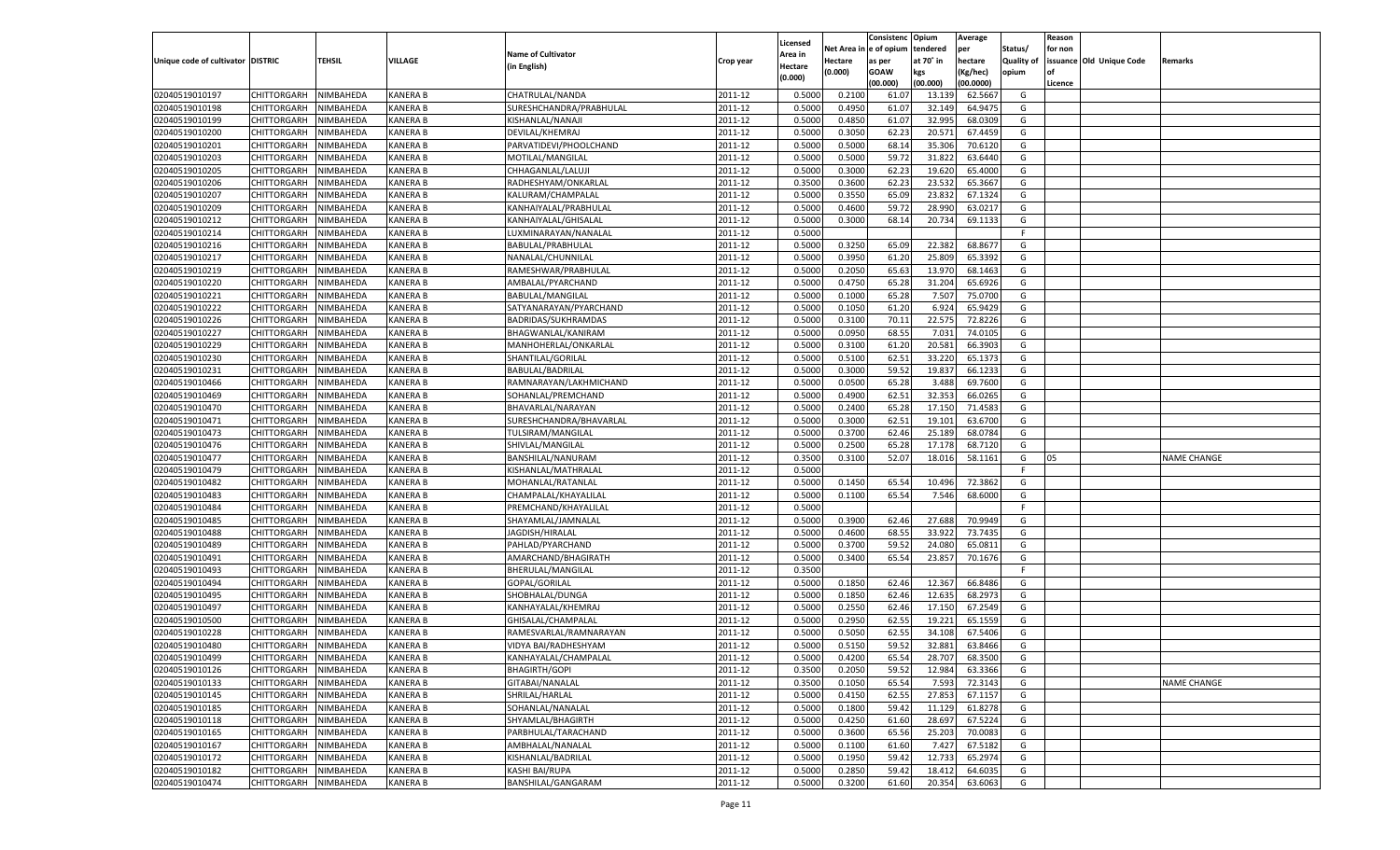| Unique code of cultivator | DISTRIC | TEHSIL | VILLAGE | Name of Cultivator (in English) | Crop year | Licensed Area in Hectare (0.000) | Net Area in Hectare (0.000) | Consistence of opium as per GOAW (00.000) | Opium tendered at 70° in kgs (00.000) | Average per hectare (Kg/hec) (00.0000) | Status/ Quality of opium | Reason for non issuance of Licence | Old Unique Code | Remarks |
|---|---|---|---|---|---|---|---|---|---|---|---|---|---|---|
| 02040519010197 | CHITTORGARH | NIMBAHEDA | KANERA B | CHATRULAL/NANDA | 2011-12 | 0.5000 | 0.2100 | 61.07 | 13.139 | 62.5667 | G | | | |
| 02040519010198 | CHITTORGARH | NIMBAHEDA | KANERA B | SURESHCHANDRA/PRABHULAL | 2011-12 | 0.5000 | 0.4950 | 61.07 | 32.149 | 64.9475 | G | | | |
| 02040519010199 | CHITTORGARH | NIMBAHEDA | KANERA B | KISHANLAL/NANAJI | 2011-12 | 0.5000 | 0.4850 | 61.07 | 32.995 | 68.0309 | G | | | |
| 02040519010200 | CHITTORGARH | NIMBAHEDA | KANERA B | DEVILAL/KHEMRAJ | 2011-12 | 0.5000 | 0.3050 | 62.23 | 20.571 | 67.4459 | G | | | |
| 02040519010201 | CHITTORGARH | NIMBAHEDA | KANERA B | PARVATIDEVI/PHOOLCHAND | 2011-12 | 0.5000 | 0.5000 | 68.14 | 35.306 | 70.6120 | G | | | |
| 02040519010203 | CHITTORGARH | NIMBAHEDA | KANERA B | MOTILAL/MANGILAL | 2011-12 | 0.5000 | 0.5000 | 59.72 | 31.822 | 63.6440 | G | | | |
| 02040519010205 | CHITTORGARH | NIMBAHEDA | KANERA B | CHHAGANLAL/LALUJI | 2011-12 | 0.5000 | 0.3000 | 62.23 | 19.620 | 65.4000 | G | | | |
| 02040519010206 | CHITTORGARH | NIMBAHEDA | KANERA B | RADHESHYAM/ONKARLAL | 2011-12 | 0.3500 | 0.3600 | 62.23 | 23.532 | 65.3667 | G | | | |
| 02040519010207 | CHITTORGARH | NIMBAHEDA | KANERA B | KALURAM/CHAMPALAL | 2011-12 | 0.5000 | 0.3550 | 65.09 | 23.832 | 67.1324 | G | | | |
| 02040519010209 | CHITTORGARH | NIMBAHEDA | KANERA B | KANHAIYALAL/PRABHULAL | 2011-12 | 0.5000 | 0.4600 | 59.72 | 28.990 | 63.0217 | G | | | |
| 02040519010212 | CHITTORGARH | NIMBAHEDA | KANERA B | KANHAIYALAL/GHISALAL | 2011-12 | 0.5000 | 0.3000 | 68.14 | 20.734 | 69.1133 | G | | | |
| 02040519010214 | CHITTORGARH | NIMBAHEDA | KANERA B | LUXMINARAYAN/NANALAL | 2011-12 | 0.5000 | | | | | F | | | |
| 02040519010216 | CHITTORGARH | NIMBAHEDA | KANERA B | BABULAL/PRABHULAL | 2011-12 | 0.5000 | 0.3250 | 65.09 | 22.382 | 68.8677 | G | | | |
| 02040519010217 | CHITTORGARH | NIMBAHEDA | KANERA B | NANALAL/CHUNNILAL | 2011-12 | 0.5000 | 0.3950 | 61.20 | 25.809 | 65.3392 | G | | | |
| 02040519010219 | CHITTORGARH | NIMBAHEDA | KANERA B | RAMESHWAR/PRABHULAL | 2011-12 | 0.5000 | 0.2050 | 65.63 | 13.970 | 68.1463 | G | | | |
| 02040519010220 | CHITTORGARH | NIMBAHEDA | KANERA B | AMBALAL/PYARCHAND | 2011-12 | 0.5000 | 0.4750 | 65.28 | 31.204 | 65.6926 | G | | | |
| 02040519010221 | CHITTORGARH | NIMBAHEDA | KANERA B | BABULAL/MANGILAL | 2011-12 | 0.5000 | 0.1000 | 65.28 | 7.507 | 75.0700 | G | | | |
| 02040519010222 | CHITTORGARH | NIMBAHEDA | KANERA B | SATYANARAYAN/PYARCHAND | 2011-12 | 0.5000 | 0.1050 | 61.20 | 6.924 | 65.9429 | G | | | |
| 02040519010226 | CHITTORGARH | NIMBAHEDA | KANERA B | BADRIDAS/SUKHRAMDAS | 2011-12 | 0.5000 | 0.3100 | 70.11 | 22.575 | 72.8226 | G | | | |
| 02040519010227 | CHITTORGARH | NIMBAHEDA | KANERA B | BHAGWANLAL/KANIRAM | 2011-12 | 0.5000 | 0.0950 | 68.55 | 7.031 | 74.0105 | G | | | |
| 02040519010229 | CHITTORGARH | NIMBAHEDA | KANERA B | MANHOHERLAL/ONKARLAL | 2011-12 | 0.5000 | 0.3100 | 61.20 | 20.581 | 66.3903 | G | | | |
| 02040519010230 | CHITTORGARH | NIMBAHEDA | KANERA B | SHANTILAL/GORILAL | 2011-12 | 0.5000 | 0.5100 | 62.51 | 33.220 | 65.1373 | G | | | |
| 02040519010231 | CHITTORGARH | NIMBAHEDA | KANERA B | BABULAL/BADRILAL | 2011-12 | 0.5000 | 0.3000 | 59.52 | 19.837 | 66.1233 | G | | | |
| 02040519010466 | CHITTORGARH | NIMBAHEDA | KANERA B | RAMNARAYAN/LAKHMICHAND | 2011-12 | 0.5000 | 0.0500 | 65.28 | 3.488 | 69.7600 | G | | | |
| 02040519010469 | CHITTORGARH | NIMBAHEDA | KANERA B | SOHANLAL/PREMCHAND | 2011-12 | 0.5000 | 0.4900 | 62.51 | 32.353 | 66.0265 | G | | | |
| 02040519010470 | CHITTORGARH | NIMBAHEDA | KANERA B | BHAVARLAL/NARAYAN | 2011-12 | 0.5000 | 0.2400 | 65.28 | 17.150 | 71.4583 | G | | | |
| 02040519010471 | CHITTORGARH | NIMBAHEDA | KANERA B | SURESHCHANDRA/BHAVARLAL | 2011-12 | 0.5000 | 0.3000 | 62.51 | 19.101 | 63.6700 | G | | | |
| 02040519010473 | CHITTORGARH | NIMBAHEDA | KANERA B | TULSIRAM/MANGILAL | 2011-12 | 0.5000 | 0.3700 | 62.46 | 25.189 | 68.0784 | G | | | |
| 02040519010476 | CHITTORGARH | NIMBAHEDA | KANERA B | SHIVLAL/MANGILAL | 2011-12 | 0.5000 | 0.2500 | 65.28 | 17.178 | 68.7120 | G | | | |
| 02040519010477 | CHITTORGARH | NIMBAHEDA | KANERA B | BANSHILAL/NANURAM | 2011-12 | 0.3500 | 0.3100 | 52.07 | 18.016 | 58.1161 | G | 05 | | NAME CHANGE |
| 02040519010479 | CHITTORGARH | NIMBAHEDA | KANERA B | KISHANLAL/MATHRALAL | 2011-12 | 0.5000 | | | | | F | | | |
| 02040519010482 | CHITTORGARH | NIMBAHEDA | KANERA B | MOHANLAL/RATANLAL | 2011-12 | 0.5000 | 0.1450 | 65.54 | 10.496 | 72.3862 | G | | | |
| 02040519010483 | CHITTORGARH | NIMBAHEDA | KANERA B | CHAMPALAL/KHAYALILAL | 2011-12 | 0.5000 | 0.1100 | 65.54 | 7.546 | 68.6000 | G | | | |
| 02040519010484 | CHITTORGARH | NIMBAHEDA | KANERA B | PREMCHAND/KHAYALILAL | 2011-12 | 0.5000 | | | | | F | | | |
| 02040519010485 | CHITTORGARH | NIMBAHEDA | KANERA B | SHAYAMLAL/JAMNALAL | 2011-12 | 0.5000 | 0.3900 | 62.46 | 27.688 | 70.9949 | G | | | |
| 02040519010488 | CHITTORGARH | NIMBAHEDA | KANERA B | JAGDISH/HIRALAL | 2011-12 | 0.5000 | 0.4600 | 68.55 | 33.922 | 73.7435 | G | | | |
| 02040519010489 | CHITTORGARH | NIMBAHEDA | KANERA B | PAHLAD/PYARCHAND | 2011-12 | 0.5000 | 0.3700 | 59.52 | 24.080 | 65.0811 | G | | | |
| 02040519010491 | CHITTORGARH | NIMBAHEDA | KANERA B | AMARCHAND/BHAGIRATH | 2011-12 | 0.5000 | 0.3400 | 65.54 | 23.857 | 70.1676 | G | | | |
| 02040519010493 | CHITTORGARH | NIMBAHEDA | KANERA B | BHERULAL/MANGILAL | 2011-12 | 0.3500 | | | | | F | | | |
| 02040519010494 | CHITTORGARH | NIMBAHEDA | KANERA B | GOPAL/GORILAL | 2011-12 | 0.5000 | 0.1850 | 62.46 | 12.367 | 66.8486 | G | | | |
| 02040519010495 | CHITTORGARH | NIMBAHEDA | KANERA B | SHOBHALAL/DUNGA | 2011-12 | 0.5000 | 0.1850 | 62.46 | 12.635 | 68.2973 | G | | | |
| 02040519010497 | CHITTORGARH | NIMBAHEDA | KANERA B | KANHAYALAL/KHEMRAJ | 2011-12 | 0.5000 | 0.2550 | 62.46 | 17.150 | 67.2549 | G | | | |
| 02040519010500 | CHITTORGARH | NIMBAHEDA | KANERA B | GHISALAL/CHAMPALAL | 2011-12 | 0.5000 | 0.2950 | 62.55 | 19.221 | 65.1559 | G | | | |
| 02040519010228 | CHITTORGARH | NIMBAHEDA | KANERA B | RAMESVARLAL/RAMNARAYAN | 2011-12 | 0.5000 | 0.5050 | 62.55 | 34.108 | 67.5406 | G | | | |
| 02040519010480 | CHITTORGARH | NIMBAHEDA | KANERA B | VIDYA BAI/RADHESHYAM | 2011-12 | 0.5000 | 0.5150 | 59.52 | 32.881 | 63.8466 | G | | | |
| 02040519010499 | CHITTORGARH | NIMBAHEDA | KANERA B | KANHAYALAL/CHAMPALAL | 2011-12 | 0.5000 | 0.4200 | 65.54 | 28.707 | 68.3500 | G | | | |
| 02040519010126 | CHITTORGARH | NIMBAHEDA | KANERA B | BHAGIRTH/GOPI | 2011-12 | 0.3500 | 0.2050 | 59.52 | 12.984 | 63.3366 | G | | | |
| 02040519010133 | CHITTORGARH | NIMBAHEDA | KANERA B | GITABAI/NANALAL | 2011-12 | 0.3500 | 0.1050 | 65.54 | 7.593 | 72.3143 | G | | | NAME CHANGE |
| 02040519010145 | CHITTORGARH | NIMBAHEDA | KANERA B | SHRILAL/HARLAL | 2011-12 | 0.5000 | 0.4150 | 62.55 | 27.853 | 67.1157 | G | | | |
| 02040519010185 | CHITTORGARH | NIMBAHEDA | KANERA B | SOHANLAL/NANALAL | 2011-12 | 0.5000 | 0.1800 | 59.42 | 11.129 | 61.8278 | G | | | |
| 02040519010118 | CHITTORGARH | NIMBAHEDA | KANERA B | SHYAMLAL/BHAGIRTH | 2011-12 | 0.5000 | 0.4250 | 61.60 | 28.697 | 67.5224 | G | | | |
| 02040519010165 | CHITTORGARH | NIMBAHEDA | KANERA B | PARBHULAL/TARACHAND | 2011-12 | 0.5000 | 0.3600 | 65.56 | 25.203 | 70.0083 | G | | | |
| 02040519010167 | CHITTORGARH | NIMBAHEDA | KANERA B | AMBHALAL/NANALAL | 2011-12 | 0.5000 | 0.1100 | 61.60 | 7.427 | 67.5182 | G | | | |
| 02040519010172 | CHITTORGARH | NIMBAHEDA | KANERA B | KISHANLAL/BADRILAL | 2011-12 | 0.5000 | 0.1950 | 59.42 | 12.733 | 65.2974 | G | | | |
| 02040519010182 | CHITTORGARH | NIMBAHEDA | KANERA B | KASHI BAI/RUPA | 2011-12 | 0.5000 | 0.2850 | 59.42 | 18.412 | 64.6035 | G | | | |
| 02040519010474 | CHITTORGARH | NIMBAHEDA | KANERA B | BANSHILAL/GANGARAM | 2011-12 | 0.5000 | 0.3200 | 61.60 | 20.354 | 63.6063 | G | | | |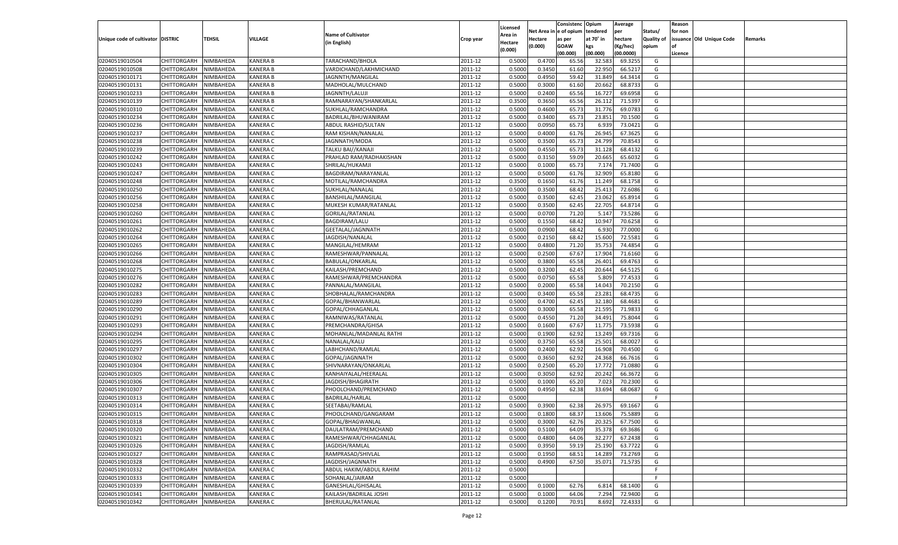| Unique code of cultivator | DISTRIC | TEHSIL | VILLAGE | Name of Cultivator (in English) | Crop year | Licensed Area in Hectare (0.000) | Net Area in Hectare (0.000) | Consistenc e of opium as per GOAW (00.000) | Opium tendered at 70° in kgs (00.000) | Average per hectare (Kg/hec) (00.0000) | Status/ Quality of opium | Reason for non issuance of Licence | Old Unique Code | Remarks |
|---|---|---|---|---|---|---|---|---|---|---|---|---|---|---|
| 02040519010504 | CHITTORGARH | NIMBAHEDA | KANERA B | TARACHAND/BHOLA | 2011-12 | 0.5000 | 0.4700 | 65.56 | 32.583 | 69.3255 | G | | | |
| 02040519010508 | CHITTORGARH | NIMBAHEDA | KANERA B | VARDICHAND/LAKHMICHAND | 2011-12 | 0.5000 | 0.3450 | 61.60 | 22.950 | 66.5217 | G | | | |
| 02040519010171 | CHITTORGARH | NIMBAHEDA | KANERA B | JAGNNTH/MANGILAL | 2011-12 | 0.5000 | 0.4950 | 59.42 | 31.849 | 64.3414 | G | | | |
| 02040519010131 | CHITTORGARH | NIMBAHEDA | KANERA B | MADHOLAL/MULCHAND | 2011-12 | 0.5000 | 0.3000 | 61.60 | 20.662 | 68.8733 | G | | | |
| 02040519010233 | CHITTORGARH | NIMBAHEDA | KANERA B | JAGNNTH/LALUJI | 2011-12 | 0.5000 | 0.2400 | 65.56 | 16.727 | 69.6958 | G | | | |
| 02040519010139 | CHITTORGARH | NIMBAHEDA | KANERA B | RAMNARAYAN/SHANKARLAL | 2011-12 | 0.3500 | 0.3650 | 65.56 | 26.112 | 71.5397 | G | | | |
| 02040519010310 | CHITTORGARH | NIMBAHEDA | KANERA C | SUKHLAL/RAMCHANDRA | 2011-12 | 0.5000 | 0.4600 | 65.73 | 31.776 | 69.0783 | G | | | |
| 02040519010234 | CHITTORGARH | NIMBAHEDA | KANERA C | BADRILAL/BHUWANIRAM | 2011-12 | 0.5000 | 0.3400 | 65.73 | 23.851 | 70.1500 | G | | | |
| 02040519010236 | CHITTORGARH | NIMBAHEDA | KANERA C | ABDUL RASHID/SULTAN | 2011-12 | 0.5000 | 0.0950 | 65.73 | 6.939 | 73.0421 | G | | | |
| 02040519010237 | CHITTORGARH | NIMBAHEDA | KANERA C | RAM KISHAN/NANALAL | 2011-12 | 0.5000 | 0.4000 | 61.76 | 26.945 | 67.3625 | G | | | |
| 02040519010238 | CHITTORGARH | NIMBAHEDA | KANERA C | JAGNNATH/MODA | 2011-12 | 0.5000 | 0.3500 | 65.73 | 24.799 | 70.8543 | G | | | |
| 02040519010239 | CHITTORGARH | NIMBAHEDA | KANERA C | TALKU BAI//KANAJI | 2011-12 | 0.5000 | 0.4550 | 65.73 | 31.128 | 68.4132 | G | | | |
| 02040519010242 | CHITTORGARH | NIMBAHEDA | KANERA C | PRAHLAD RAM/RADHAKISHAN | 2011-12 | 0.5000 | 0.3150 | 59.09 | 20.665 | 65.6032 | G | | | |
| 02040519010243 | CHITTORGARH | NIMBAHEDA | KANERA C | SHRILAL/HUKAMJI | 2011-12 | 0.5000 | 0.1000 | 65.73 | 7.174 | 71.7400 | G | | | |
| 02040519010247 | CHITTORGARH | NIMBAHEDA | KANERA C | BAGDIRAM/NARAYANLAL | 2011-12 | 0.5000 | 0.5000 | 61.76 | 32.909 | 65.8180 | G | | | |
| 02040519010248 | CHITTORGARH | NIMBAHEDA | KANERA C | MOTILAL/RAMCHANDRA | 2011-12 | 0.3500 | 0.1650 | 61.76 | 11.249 | 68.1758 | G | | | |
| 02040519010250 | CHITTORGARH | NIMBAHEDA | KANERA C | SUKHLAL/NANALAL | 2011-12 | 0.5000 | 0.3500 | 68.42 | 25.413 | 72.6086 | G | | | |
| 02040519010256 | CHITTORGARH | NIMBAHEDA | KANERA C | BANSHILAL/MANGILAL | 2011-12 | 0.5000 | 0.3500 | 62.45 | 23.062 | 65.8914 | G | | | |
| 02040519010258 | CHITTORGARH | NIMBAHEDA | KANERA C | MUKESH KUMAR/RATANLAL | 2011-12 | 0.5000 | 0.3500 | 62.45 | 22.705 | 64.8714 | G | | | |
| 02040519010260 | CHITTORGARH | NIMBAHEDA | KANERA C | GORILAL/RATANLAL | 2011-12 | 0.5000 | 0.0700 | 71.20 | 5.147 | 73.5286 | G | | | |
| 02040519010261 | CHITTORGARH | NIMBAHEDA | KANERA C | BAGDIRAM/LALU | 2011-12 | 0.5000 | 0.1550 | 68.42 | 10.947 | 70.6258 | G | | | |
| 02040519010262 | CHITTORGARH | NIMBAHEDA | KANERA C | GEETALAL/JAGNNATH | 2011-12 | 0.5000 | 0.0900 | 68.42 | 6.930 | 77.0000 | G | | | |
| 02040519010264 | CHITTORGARH | NIMBAHEDA | KANERA C | JAGDISH/NANALAL | 2011-12 | 0.5000 | 0.2150 | 68.42 | 15.600 | 72.5581 | G | | | |
| 02040519010265 | CHITTORGARH | NIMBAHEDA | KANERA C | MANGILAL/HEMRAM | 2011-12 | 0.5000 | 0.4800 | 71.20 | 35.753 | 74.4854 | G | | | |
| 02040519010266 | CHITTORGARH | NIMBAHEDA | KANERA C | RAMESHWAR/PANNALAL | 2011-12 | 0.5000 | 0.2500 | 67.67 | 17.904 | 71.6160 | G | | | |
| 02040519010268 | CHITTORGARH | NIMBAHEDA | KANERA C | BABULAL/ONKARLAL | 2011-12 | 0.5000 | 0.3800 | 65.58 | 26.401 | 69.4763 | G | | | |
| 02040519010275 | CHITTORGARH | NIMBAHEDA | KANERA C | KAILASH/PREMCHAND | 2011-12 | 0.5000 | 0.3200 | 62.45 | 20.644 | 64.5125 | G | | | |
| 02040519010276 | CHITTORGARH | NIMBAHEDA | KANERA C | RAMESHWAR/PREMCHANDRA | 2011-12 | 0.5000 | 0.0750 | 65.58 | 5.809 | 77.4533 | G | | | |
| 02040519010282 | CHITTORGARH | NIMBAHEDA | KANERA C | PANNALAL/MANGILAL | 2011-12 | 0.5000 | 0.2000 | 65.58 | 14.043 | 70.2150 | G | | | |
| 02040519010283 | CHITTORGARH | NIMBAHEDA | KANERA C | SHOBHALAL/RAMCHANDRA | 2011-12 | 0.5000 | 0.3400 | 65.58 | 23.281 | 68.4735 | G | | | |
| 02040519010289 | CHITTORGARH | NIMBAHEDA | KANERA C | GOPAL/BHANWARLAL | 2011-12 | 0.5000 | 0.4700 | 62.45 | 32.180 | 68.4681 | G | | | |
| 02040519010290 | CHITTORGARH | NIMBAHEDA | KANERA C | GOPAL/CHHAGANLAL | 2011-12 | 0.5000 | 0.3000 | 65.58 | 21.595 | 71.9833 | G | | | |
| 02040519010291 | CHITTORGARH | NIMBAHEDA | KANERA C | RAMNIWAS/RATANLAL | 2011-12 | 0.5000 | 0.4550 | 71.20 | 34.491 | 75.8044 | G | | | |
| 02040519010293 | CHITTORGARH | NIMBAHEDA | KANERA C | PREMCHANDRA/GHISA | 2011-12 | 0.5000 | 0.1600 | 67.67 | 11.775 | 73.5938 | G | | | |
| 02040519010294 | CHITTORGARH | NIMBAHEDA | KANERA C | MOHANLAL/MADANLAL RATHI | 2011-12 | 0.5000 | 0.1900 | 62.92 | 13.249 | 69.7316 | G | | | |
| 02040519010295 | CHITTORGARH | NIMBAHEDA | KANERA C | NANALAL/KALU | 2011-12 | 0.5000 | 0.3750 | 65.58 | 25.501 | 68.0027 | G | | | |
| 02040519010297 | CHITTORGARH | NIMBAHEDA | KANERA C | LABHCHAND/RAMLAL | 2011-12 | 0.5000 | 0.2400 | 62.92 | 16.908 | 70.4500 | G | | | |
| 02040519010302 | CHITTORGARH | NIMBAHEDA | KANERA C | GOPAL/JAGNNATH | 2011-12 | 0.5000 | 0.3650 | 62.92 | 24.368 | 66.7616 | G | | | |
| 02040519010304 | CHITTORGARH | NIMBAHEDA | KANERA C | SHIVNARAYAN/ONKARLAL | 2011-12 | 0.5000 | 0.2500 | 65.20 | 17.772 | 71.0880 | G | | | |
| 02040519010305 | CHITTORGARH | NIMBAHEDA | KANERA C | KANHAIYALAL/HEERALAL | 2011-12 | 0.5000 | 0.3050 | 62.92 | 20.242 | 66.3672 | G | | | |
| 02040519010306 | CHITTORGARH | NIMBAHEDA | KANERA C | JAGDISH/BHAGIRATH | 2011-12 | 0.5000 | 0.1000 | 65.20 | 7.023 | 70.2300 | G | | | |
| 02040519010307 | CHITTORGARH | NIMBAHEDA | KANERA C | PHOOLCHAND/PREMCHAND | 2011-12 | 0.5000 | 0.4950 | 62.38 | 33.694 | 68.0687 | G | | | |
| 02040519010313 | CHITTORGARH | NIMBAHEDA | KANERA C | BADRILAL/HARLAL | 2011-12 | 0.5000 | | | | | F | | | |
| 02040519010314 | CHITTORGARH | NIMBAHEDA | KANERA C | SEETABAI/RAMLAL | 2011-12 | 0.5000 | 0.3900 | 62.38 | 26.975 | 69.1667 | G | | | |
| 02040519010315 | CHITTORGARH | NIMBAHEDA | KANERA C | PHOOLCHAND/GANGARAM | 2011-12 | 0.5000 | 0.1800 | 68.37 | 13.606 | 75.5889 | G | | | |
| 02040519010318 | CHITTORGARH | NIMBAHEDA | KANERA C | GOPAL/BHAGWANLAL | 2011-12 | 0.5000 | 0.3000 | 62.76 | 20.325 | 67.7500 | G | | | |
| 02040519010320 | CHITTORGARH | NIMBAHEDA | KANERA C | DAULATRAM/PREMCHAND | 2011-12 | 0.5000 | 0.5100 | 64.09 | 35.378 | 69.3686 | G | | | |
| 02040519010321 | CHITTORGARH | NIMBAHEDA | KANERA C | RAMESHWAR/CHHAGANLAL | 2011-12 | 0.5000 | 0.4800 | 64.06 | 32.277 | 67.2438 | G | | | |
| 02040519010326 | CHITTORGARH | NIMBAHEDA | KANERA C | JAGDISH/RAMLAL | 2011-12 | 0.5000 | 0.3950 | 59.19 | 25.190 | 63.7722 | G | | | |
| 02040519010327 | CHITTORGARH | NIMBAHEDA | KANERA C | RAMPRASAD/SHIVLAL | 2011-12 | 0.5000 | 0.1950 | 68.51 | 14.289 | 73.2769 | G | | | |
| 02040519010328 | CHITTORGARH | NIMBAHEDA | KANERA C | JAGDISH/JAGNNATH | 2011-12 | 0.5000 | 0.4900 | 67.50 | 35.071 | 71.5735 | G | | | |
| 02040519010332 | CHITTORGARH | NIMBAHEDA | KANERA C | ABDUL HAKIM/ABDUL RAHIM | 2011-12 | 0.5000 | | | | | F | | | |
| 02040519010333 | CHITTORGARH | NIMBAHEDA | KANERA C | SOHANLAL/JAIRAM | 2011-12 | 0.5000 | | | | | F | | | |
| 02040519010339 | CHITTORGARH | NIMBAHEDA | KANERA C | GANESHLAL/GHISALAL | 2011-12 | 0.5000 | 0.1000 | 62.76 | 6.814 | 68.1400 | G | | | |
| 02040519010341 | CHITTORGARH | NIMBAHEDA | KANERA C | KAILASH/BADRILAL JOSHI | 2011-12 | 0.5000 | 0.1000 | 64.06 | 7.294 | 72.9400 | G | | | |
| 02040519010342 | CHITTORGARH | NIMBAHEDA | KANERA C | BHERULAL/RATANLAL | 2011-12 | 0.5000 | 0.1200 | 70.91 | 8.692 | 72.4333 | G | | | |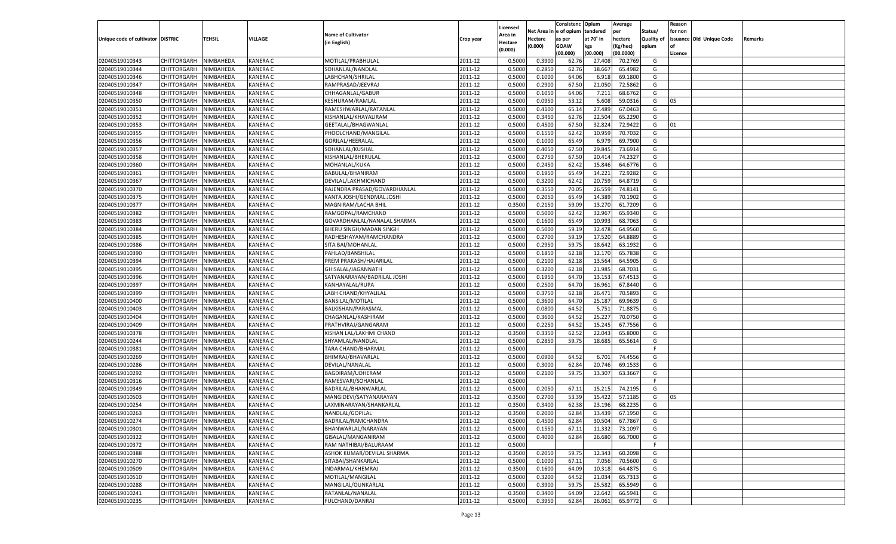| Unique code of cultivator | DISTRIC | TEHSIL | VILLAGE | Name of Cultivator (in English) | Crop year | Licensed Area in Hectare (0.000) | Net Area in Hectare (0.000) | Consistence of opium as per GOAW (00.000) | Opium tendered at 70˚ in kgs (00.000) | Average per hectare (Kg/hec) (00.0000) | Status/ Quality of opium | Reason for non issuance of Licence | Old Unique Code | Remarks |
|---|---|---|---|---|---|---|---|---|---|---|---|---|---|---|
| 02040519010343 | CHITTORGARH | NIMBAHEDA | KANERA C | MOTILAL/PRABHULAL | 2011-12 | 0.5000 | 0.3900 | 62.76 | 27.408 | 70.2769 | G | | | |
| 02040519010344 | CHITTORGARH | NIMBAHEDA | KANERA C | SOHANLAL/NANDLAL | 2011-12 | 0.5000 | 0.2850 | 62.76 | 18.667 | 65.4982 | G | | | |
| 02040519010346 | CHITTORGARH | NIMBAHEDA | KANERA C | LABHCHAN/SHRILAL | 2011-12 | 0.5000 | 0.1000 | 64.06 | 6.918 | 69.1800 | G | | | |
| 02040519010347 | CHITTORGARH | NIMBAHEDA | KANERA C | RAMPRASAD/JEEVRAJ | 2011-12 | 0.5000 | 0.2900 | 67.50 | 21.050 | 72.5862 | G | | | |
| 02040519010348 | CHITTORGARH | NIMBAHEDA | KANERA C | CHHAGANLAL/GABUR | 2011-12 | 0.5000 | 0.1050 | 64.06 | 7.211 | 68.6762 | G | | | |
| 02040519010350 | CHITTORGARH | NIMBAHEDA | KANERA C | KESHURAM/RAMLAL | 2011-12 | 0.5000 | 0.0950 | 53.12 | 5.608 | 59.0316 | G | 05 | | |
| 02040519010351 | CHITTORGARH | NIMBAHEDA | KANERA C | RAMESHWARLAL/RATANLAL | 2011-12 | 0.5000 | 0.4100 | 65.14 | 27.489 | 67.0463 | G | | | |
| 02040519010352 | CHITTORGARH | NIMBAHEDA | KANERA C | KISHANLAL/KHAYALIRAM | 2011-12 | 0.5000 | 0.3450 | 62.76 | 22.504 | 65.2290 | G | | | |
| 02040519010353 | CHITTORGARH | NIMBAHEDA | KANERA C | GEETALAL/BHAGWANLAL | 2011-12 | 0.5000 | 0.4500 | 67.50 | 32.824 | 72.9422 | G | 01 | | |
| 02040519010355 | CHITTORGARH | NIMBAHEDA | KANERA C | PHOOLCHAND/MANGILAL | 2011-12 | 0.5000 | 0.1550 | 62.42 | 10.959 | 70.7032 | G | | | |
| 02040519010356 | CHITTORGARH | NIMBAHEDA | KANERA C | GORILAL/HEERALAL | 2011-12 | 0.5000 | 0.1000 | 65.49 | 6.979 | 69.7900 | G | | | |
| 02040519010357 | CHITTORGARH | NIMBAHEDA | KANERA C | SOHANLAL/KUSHAL | 2011-12 | 0.5000 | 0.4050 | 67.50 | 29.845 | 73.6914 | G | | | |
| 02040519010358 | CHITTORGARH | NIMBAHEDA | KANERA C | KISHANLAL/BHERULAL | 2011-12 | 0.5000 | 0.2750 | 67.50 | 20.414 | 74.2327 | G | | | |
| 02040519010360 | CHITTORGARH | NIMBAHEDA | KANERA C | MOHANLAL/KUKA | 2011-12 | 0.5000 | 0.2450 | 62.42 | 15.846 | 64.6776 | G | | | |
| 02040519010361 | CHITTORGARH | NIMBAHEDA | KANERA C | BABULAL/BHANIRAM | 2011-12 | 0.5000 | 0.1950 | 65.49 | 14.221 | 72.9282 | G | | | |
| 02040519010367 | CHITTORGARH | NIMBAHEDA | KANERA C | DEVILAL/LAKHMICHAND | 2011-12 | 0.5000 | 0.3200 | 62.42 | 20.759 | 64.8719 | G | | | |
| 02040519010370 | CHITTORGARH | NIMBAHEDA | KANERA C | RAJENDRA PRASAD/GOVARDHANLAL | 2011-12 | 0.5000 | 0.3550 | 70.05 | 26.559 | 74.8141 | G | | | |
| 02040519010375 | CHITTORGARH | NIMBAHEDA | KANERA C | KANTA JOSHI/GENDMAL JOSHI | 2011-12 | 0.5000 | 0.2050 | 65.49 | 14.389 | 70.1902 | G | | | |
| 02040519010377 | CHITTORGARH | NIMBAHEDA | KANERA C | MAGNIRAM/LACHA BHIL | 2011-12 | 0.3500 | 0.2150 | 59.09 | 13.270 | 61.7209 | G | | | |
| 02040519010382 | CHITTORGARH | NIMBAHEDA | KANERA C | RAMGOPAL/RAMCHAND | 2011-12 | 0.5000 | 0.5000 | 62.42 | 32.967 | 65.9340 | G | | | |
| 02040519010383 | CHITTORGARH | NIMBAHEDA | KANERA C | GOVARDHANLAL/NANALAL SHARMA | 2011-12 | 0.5000 | 0.1600 | 65.49 | 10.993 | 68.7063 | G | | | |
| 02040519010384 | CHITTORGARH | NIMBAHEDA | KANERA C | BHERU SINGH/MADAN SINGH | 2011-12 | 0.5000 | 0.5000 | 59.19 | 32.478 | 64.9560 | G | | | |
| 02040519010385 | CHITTORGARH | NIMBAHEDA | KANERA C | RADHESHAYAM/RAMCHANDRA | 2011-12 | 0.5000 | 0.2700 | 59.19 | 17.520 | 64.8889 | G | | | |
| 02040519010386 | CHITTORGARH | NIMBAHEDA | KANERA C | SITA BAI/MOHANLAL | 2011-12 | 0.5000 | 0.2950 | 59.75 | 18.642 | 63.1932 | G | | | |
| 02040519010390 | CHITTORGARH | NIMBAHEDA | KANERA C | PAHLAD/BANSHILAL | 2011-12 | 0.5000 | 0.1850 | 62.18 | 12.170 | 65.7838 | G | | | |
| 02040519010394 | CHITTORGARH | NIMBAHEDA | KANERA C | PREM PRAKASH/HAJARILAL | 2011-12 | 0.5000 | 0.2100 | 62.18 | 13.564 | 64.5905 | G | | | |
| 02040519010395 | CHITTORGARH | NIMBAHEDA | KANERA C | GHISALAL/JAGANNATH | 2011-12 | 0.5000 | 0.3200 | 62.18 | 21.985 | 68.7031 | G | | | |
| 02040519010396 | CHITTORGARH | NIMBAHEDA | KANERA C | SATYANARAYAN/BADRILAL JOSHI | 2011-12 | 0.5000 | 0.1950 | 64.70 | 13.153 | 67.4513 | G | | | |
| 02040519010397 | CHITTORGARH | NIMBAHEDA | KANERA C | KANHAYALAL/RUPA | 2011-12 | 0.5000 | 0.2500 | 64.70 | 16.961 | 67.8440 | G | | | |
| 02040519010399 | CHITTORGARH | NIMBAHEDA | KANERA C | LABH CHAND/KHYALILAL | 2011-12 | 0.5000 | 0.3750 | 62.18 | 26.471 | 70.5893 | G | | | |
| 02040519010400 | CHITTORGARH | NIMBAHEDA | KANERA C | BANSILAL/MOTILAL | 2011-12 | 0.5000 | 0.3600 | 64.70 | 25.187 | 69.9639 | G | | | |
| 02040519010403 | CHITTORGARH | NIMBAHEDA | KANERA C | BALKISHAN/PARASMAL | 2011-12 | 0.5000 | 0.0800 | 64.52 | 5.751 | 71.8875 | G | | | |
| 02040519010404 | CHITTORGARH | NIMBAHEDA | KANERA C | CHAGANLAL/KASHIRAM | 2011-12 | 0.5000 | 0.3600 | 64.52 | 25.227 | 70.0750 | G | | | |
| 02040519010409 | CHITTORGARH | NIMBAHEDA | KANERA C | PRATHVIRAJ/GANGARAM | 2011-12 | 0.5000 | 0.2250 | 64.52 | 15.245 | 67.7556 | G | | | |
| 02040519010378 | CHITTORGARH | NIMBAHEDA | KANERA C | KISHAN LAL/LAKHMI CHAND | 2011-12 | 0.3500 | 0.3350 | 62.52 | 22.043 | 65.8000 | G | | | |
| 02040519010244 | CHITTORGARH | NIMBAHEDA | KANERA C | SHYAMLAL/NANDLAL | 2011-12 | 0.5000 | 0.2850 | 59.75 | 18.685 | 65.5614 | G | | | |
| 02040519010381 | CHITTORGARH | NIMBAHEDA | KANERA C | TARA CHAND/BHARMAL | 2011-12 | 0.5000 | | | | | F | | | |
| 02040519010269 | CHITTORGARH | NIMBAHEDA | KANERA C | BHIMRAJ/BHAVARLAL | 2011-12 | 0.5000 | 0.0900 | 64.52 | 6.701 | 74.4556 | G | | | |
| 02040519010286 | CHITTORGARH | NIMBAHEDA | KANERA C | DEVILAL/NANALAL | 2011-12 | 0.5000 | 0.3000 | 62.84 | 20.746 | 69.1533 | G | | | |
| 02040519010292 | CHITTORGARH | NIMBAHEDA | KANERA C | BAGDIRAM/UDHERAM | 2011-12 | 0.5000 | 0.2100 | 59.75 | 13.307 | 63.3667 | G | | | |
| 02040519010316 | CHITTORGARH | NIMBAHEDA | KANERA C | RAMESVARI/SOHANLAL | 2011-12 | 0.5000 | | | | | F | | | |
| 02040519010349 | CHITTORGARH | NIMBAHEDA | KANERA C | BADRILAL/BHANWARLAL | 2011-12 | 0.5000 | 0.2050 | 67.11 | 15.215 | 74.2195 | G | | | |
| 02040519010503 | CHITTORGARH | NIMBAHEDA | KANERA C | MANGIDEVI/SATYANARAYAN | 2011-12 | 0.3500 | 0.2700 | 53.39 | 15.422 | 57.1185 | G | 05 | | |
| 02040519010254 | CHITTORGARH | NIMBAHEDA | KANERA C | LAXMINARAYAN/SHANKARLAL | 2011-12 | 0.3500 | 0.3400 | 62.38 | 23.196 | 68.2235 | G | | | |
| 02040519010263 | CHITTORGARH | NIMBAHEDA | KANERA C | NANDLAL/GOPILAL | 2011-12 | 0.3500 | 0.2000 | 62.84 | 13.439 | 67.1950 | G | | | |
| 02040519010274 | CHITTORGARH | NIMBAHEDA | KANERA C | BADRILAL/RAMCHANDRA | 2011-12 | 0.5000 | 0.4500 | 62.84 | 30.504 | 67.7867 | G | | | |
| 02040519010301 | CHITTORGARH | NIMBAHEDA | KANERA C | BHANWARLAL/NARAYAN | 2011-12 | 0.5000 | 0.1550 | 67.11 | 11.332 | 73.1097 | G | | | |
| 02040519010322 | CHITTORGARH | NIMBAHEDA | KANERA C | GISALAL/MANGANIRAM | 2011-12 | 0.5000 | 0.4000 | 62.84 | 26.680 | 66.7000 | G | | | |
| 02040519010372 | CHITTORGARH | NIMBAHEDA | KANERA C | RAM NATHIBAI/BALURAAM | 2011-12 | 0.5000 | | | | | F | | | |
| 02040519010388 | CHITTORGARH | NIMBAHEDA | KANERA C | ASHOK KUMAR/DEVILAL SHARMA | 2011-12 | 0.3500 | 0.2050 | 59.75 | 12.343 | 60.2098 | G | | | |
| 02040519010270 | CHITTORGARH | NIMBAHEDA | KANERA C | SITABAI/SHANKARLAL | 2011-12 | 0.5000 | 0.1000 | 67.11 | 7.056 | 70.5600 | G | | | |
| 02040519010509 | CHITTORGARH | NIMBAHEDA | KANERA C | INDARMAL/KHEMRAJ | 2011-12 | 0.3500 | 0.1600 | 64.09 | 10.318 | 64.4875 | G | | | |
| 02040519010510 | CHITTORGARH | NIMBAHEDA | KANERA C | MOTILAL/MANGILAL | 2011-12 | 0.5000 | 0.3200 | 64.52 | 21.034 | 65.7313 | G | | | |
| 02040519010288 | CHITTORGARH | NIMBAHEDA | KANERA C | MANGILAL/OUNKARLAL | 2011-12 | 0.5000 | 0.3900 | 59.75 | 25.582 | 65.5949 | G | | | |
| 02040519010241 | CHITTORGARH | NIMBAHEDA | KANERA C | RATANLAL/NANALAL | 2011-12 | 0.3500 | 0.3400 | 64.09 | 22.642 | 66.5941 | G | | | |
| 02040519010235 | CHITTORGARH | NIMBAHEDA | KANERA C | FULCHAND/DANRAJ | 2011-12 | 0.5000 | 0.3950 | 62.84 | 26.061 | 65.9772 | G | | | |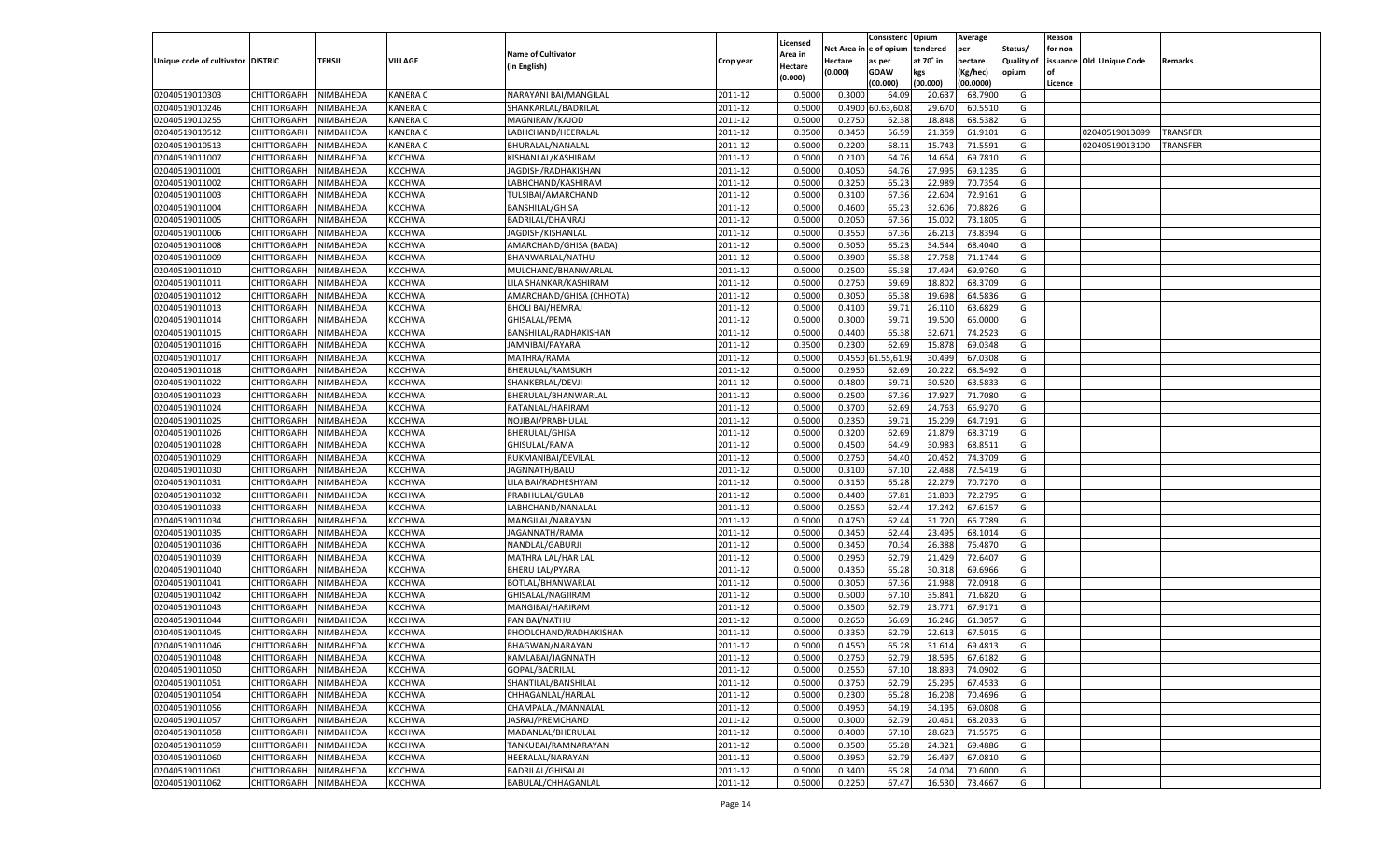| Unique code of cultivator | DISTRIC | TEHSIL | VILLAGE | Name of Cultivator (in English) | Crop year | Licensed Area in Hectare (0.000) | Net Area in Hectare (0.000) | Consistenc e of opium as per GOAW (00.000) | Opium tendered at 70° in kgs (00.000) | Average per hectare (Kg/hec) (00.0000) | Status/ Quality of opium | Reason for non issuance of Licence | Old Unique Code | Remarks |
|---|---|---|---|---|---|---|---|---|---|---|---|---|---|---|
| 02040519010303 | CHITTORGARH | NIMBAHEDA | KANERA C | NARAYANI BAI/MANGILAL | 2011-12 | 0.5000 | 0.3000 | 64.09 | 20.637 | 68.7900 | G | | | |
| 02040519010246 | CHITTORGARH | NIMBAHEDA | KANERA C | SHANKARLAL/BADRILAL | 2011-12 | 0.5000 | 0.4900 | 60.63,60.8 | 29.670 | 60.5510 | G | | | |
| 02040519010255 | CHITTORGARH | NIMBAHEDA | KANERA C | MAGNIRAM/KAJOD | 2011-12 | 0.5000 | 0.2750 | 62.38 | 18.848 | 68.5382 | G | | | |
| 02040519010512 | CHITTORGARH | NIMBAHEDA | KANERA C | LABHCHAND/HEERALAL | 2011-12 | 0.3500 | 0.3450 | 56.59 | 21.359 | 61.9101 | G | | 02040519013099 | TRANSFER |
| 02040519010513 | CHITTORGARH | NIMBAHEDA | KANERA C | BHURALAL/NANALAL | 2011-12 | 0.5000 | 0.2200 | 68.11 | 15.743 | 71.5591 | G | | 02040519013100 | TRANSFER |
| 02040519011007 | CHITTORGARH | NIMBAHEDA | KOCHWA | KISHANLAL/KASHIRAM | 2011-12 | 0.5000 | 0.2100 | 64.76 | 14.654 | 69.7810 | G | | | |
| 02040519011001 | CHITTORGARH | NIMBAHEDA | KOCHWA | JAGDISH/RADHAKISHAN | 2011-12 | 0.5000 | 0.4050 | 64.76 | 27.995 | 69.1235 | G | | | |
| 02040519011002 | CHITTORGARH | NIMBAHEDA | KOCHWA | LABHCHAND/KASHIRAM | 2011-12 | 0.5000 | 0.3250 | 65.23 | 22.989 | 70.7354 | G | | | |
| 02040519011003 | CHITTORGARH | NIMBAHEDA | KOCHWA | TULSIBAI/AMARCHAND | 2011-12 | 0.5000 | 0.3100 | 67.36 | 22.604 | 72.9161 | G | | | |
| 02040519011004 | CHITTORGARH | NIMBAHEDA | KOCHWA | BANSHILAL/GHISA | 2011-12 | 0.5000 | 0.4600 | 65.23 | 32.606 | 70.8826 | G | | | |
| 02040519011005 | CHITTORGARH | NIMBAHEDA | KOCHWA | BADRILAL/DHANRAJ | 2011-12 | 0.5000 | 0.2050 | 67.36 | 15.002 | 73.1805 | G | | | |
| 02040519011006 | CHITTORGARH | NIMBAHEDA | KOCHWA | JAGDISH/KISHANLAL | 2011-12 | 0.5000 | 0.3550 | 67.36 | 26.213 | 73.8394 | G | | | |
| 02040519011008 | CHITTORGARH | NIMBAHEDA | KOCHWA | AMARCHAND/GHISA (BADA) | 2011-12 | 0.5000 | 0.5050 | 65.23 | 34.544 | 68.4040 | G | | | |
| 02040519011009 | CHITTORGARH | NIMBAHEDA | KOCHWA | BHANWARLAL/NATHU | 2011-12 | 0.5000 | 0.3900 | 65.38 | 27.758 | 71.1744 | G | | | |
| 02040519011010 | CHITTORGARH | NIMBAHEDA | KOCHWA | MULCHAND/BHANWARLAL | 2011-12 | 0.5000 | 0.2500 | 65.38 | 17.494 | 69.9760 | G | | | |
| 02040519011011 | CHITTORGARH | NIMBAHEDA | KOCHWA | LILA SHANKAR/KASHIRAM | 2011-12 | 0.5000 | 0.2750 | 59.69 | 18.802 | 68.3709 | G | | | |
| 02040519011012 | CHITTORGARH | NIMBAHEDA | KOCHWA | AMARCHAND/GHISA (CHHOTA) | 2011-12 | 0.5000 | 0.3050 | 65.38 | 19.698 | 64.5836 | G | | | |
| 02040519011013 | CHITTORGARH | NIMBAHEDA | KOCHWA | BHOLI BAI/HEMRAJ | 2011-12 | 0.5000 | 0.4100 | 59.71 | 26.110 | 63.6829 | G | | | |
| 02040519011014 | CHITTORGARH | NIMBAHEDA | KOCHWA | GHISALAL/PEMA | 2011-12 | 0.5000 | 0.3000 | 59.71 | 19.500 | 65.0000 | G | | | |
| 02040519011015 | CHITTORGARH | NIMBAHEDA | KOCHWA | BANSHILAL/RADHAKISHAN | 2011-12 | 0.5000 | 0.4400 | 65.38 | 32.671 | 74.2523 | G | | | |
| 02040519011016 | CHITTORGARH | NIMBAHEDA | KOCHWA | JAMNIBAI/PAYARA | 2011-12 | 0.3500 | 0.2300 | 62.69 | 15.878 | 69.0348 | G | | | |
| 02040519011017 | CHITTORGARH | NIMBAHEDA | KOCHWA | MATHRA/RAMA | 2011-12 | 0.5000 | 0.4550 | 61.55,61.9 | 30.499 | 67.0308 | G | | | |
| 02040519011018 | CHITTORGARH | NIMBAHEDA | KOCHWA | BHERULAL/RAMSUKH | 2011-12 | 0.5000 | 0.2950 | 62.69 | 20.222 | 68.5492 | G | | | |
| 02040519011022 | CHITTORGARH | NIMBAHEDA | KOCHWA | SHANKERLAL/DEVJI | 2011-12 | 0.5000 | 0.4800 | 59.71 | 30.520 | 63.5833 | G | | | |
| 02040519011023 | CHITTORGARH | NIMBAHEDA | KOCHWA | BHERULAL/BHANWARLAL | 2011-12 | 0.5000 | 0.2500 | 67.36 | 17.927 | 71.7080 | G | | | |
| 02040519011024 | CHITTORGARH | NIMBAHEDA | KOCHWA | RATANLAL/HARIRAM | 2011-12 | 0.5000 | 0.3700 | 62.69 | 24.763 | 66.9270 | G | | | |
| 02040519011025 | CHITTORGARH | NIMBAHEDA | KOCHWA | NOJIBAI/PRABHULAL | 2011-12 | 0.5000 | 0.2350 | 59.71 | 15.209 | 64.7191 | G | | | |
| 02040519011026 | CHITTORGARH | NIMBAHEDA | KOCHWA | BHERULAL/GHISA | 2011-12 | 0.5000 | 0.3200 | 62.69 | 21.879 | 68.3719 | G | | | |
| 02040519011028 | CHITTORGARH | NIMBAHEDA | KOCHWA | GHISULAL/RAMA | 2011-12 | 0.5000 | 0.4500 | 64.49 | 30.983 | 68.8511 | G | | | |
| 02040519011029 | CHITTORGARH | NIMBAHEDA | KOCHWA | RUKMANIBAI/DEVILAL | 2011-12 | 0.5000 | 0.2750 | 64.40 | 20.452 | 74.3709 | G | | | |
| 02040519011030 | CHITTORGARH | NIMBAHEDA | KOCHWA | JAGNNATH/BALU | 2011-12 | 0.5000 | 0.3100 | 67.10 | 22.488 | 72.5419 | G | | | |
| 02040519011031 | CHITTORGARH | NIMBAHEDA | KOCHWA | LILA BAI/RADHESHYAM | 2011-12 | 0.5000 | 0.3150 | 65.28 | 22.279 | 70.7270 | G | | | |
| 02040519011032 | CHITTORGARH | NIMBAHEDA | KOCHWA | PRABHULAL/GULAB | 2011-12 | 0.5000 | 0.4400 | 67.81 | 31.803 | 72.2795 | G | | | |
| 02040519011033 | CHITTORGARH | NIMBAHEDA | KOCHWA | LABHCHAND/NANALAL | 2011-12 | 0.5000 | 0.2550 | 62.44 | 17.242 | 67.6157 | G | | | |
| 02040519011034 | CHITTORGARH | NIMBAHEDA | KOCHWA | MANGILAL/NARAYAN | 2011-12 | 0.5000 | 0.4750 | 62.44 | 31.720 | 66.7789 | G | | | |
| 02040519011035 | CHITTORGARH | NIMBAHEDA | KOCHWA | JAGANNATH/RAMA | 2011-12 | 0.5000 | 0.3450 | 62.44 | 23.495 | 68.1014 | G | | | |
| 02040519011036 | CHITTORGARH | NIMBAHEDA | KOCHWA | NANDLAL/GABURJI | 2011-12 | 0.5000 | 0.3450 | 70.34 | 26.388 | 76.4870 | G | | | |
| 02040519011039 | CHITTORGARH | NIMBAHEDA | KOCHWA | MATHRA LAL/HAR LAL | 2011-12 | 0.5000 | 0.2950 | 62.79 | 21.429 | 72.6407 | G | | | |
| 02040519011040 | CHITTORGARH | NIMBAHEDA | KOCHWA | BHERU LAL/PYARA | 2011-12 | 0.5000 | 0.4350 | 65.28 | 30.318 | 69.6966 | G | | | |
| 02040519011041 | CHITTORGARH | NIMBAHEDA | KOCHWA | BOTLAL/BHANWARLAL | 2011-12 | 0.5000 | 0.3050 | 67.36 | 21.988 | 72.0918 | G | | | |
| 02040519011042 | CHITTORGARH | NIMBAHEDA | KOCHWA | GHISALAL/NAGJIRAM | 2011-12 | 0.5000 | 0.5000 | 67.10 | 35.841 | 71.6820 | G | | | |
| 02040519011043 | CHITTORGARH | NIMBAHEDA | KOCHWA | MANGIBAI/HARIRAM | 2011-12 | 0.5000 | 0.3500 | 62.79 | 23.771 | 67.9171 | G | | | |
| 02040519011044 | CHITTORGARH | NIMBAHEDA | KOCHWA | PANIBAI/NATHU | 2011-12 | 0.5000 | 0.2650 | 56.69 | 16.246 | 61.3057 | G | | | |
| 02040519011045 | CHITTORGARH | NIMBAHEDA | KOCHWA | PHOOLCHAND/RADHAKISHAN | 2011-12 | 0.5000 | 0.3350 | 62.79 | 22.613 | 67.5015 | G | | | |
| 02040519011046 | CHITTORGARH | NIMBAHEDA | KOCHWA | BHAGWAN/NARAYAN | 2011-12 | 0.5000 | 0.4550 | 65.28 | 31.614 | 69.4813 | G | | | |
| 02040519011048 | CHITTORGARH | NIMBAHEDA | KOCHWA | KAMLABAI/JAGNNATH | 2011-12 | 0.5000 | 0.2750 | 62.79 | 18.595 | 67.6182 | G | | | |
| 02040519011050 | CHITTORGARH | NIMBAHEDA | KOCHWA | GOPAL/BADRILAL | 2011-12 | 0.5000 | 0.2550 | 67.10 | 18.893 | 74.0902 | G | | | |
| 02040519011051 | CHITTORGARH | NIMBAHEDA | KOCHWA | SHANTILAL/BANSHILAL | 2011-12 | 0.5000 | 0.3750 | 62.79 | 25.295 | 67.4533 | G | | | |
| 02040519011054 | CHITTORGARH | NIMBAHEDA | KOCHWA | CHHAGANLAL/HARLAL | 2011-12 | 0.5000 | 0.2300 | 65.28 | 16.208 | 70.4696 | G | | | |
| 02040519011056 | CHITTORGARH | NIMBAHEDA | KOCHWA | CHAMPALAL/MANNALAL | 2011-12 | 0.5000 | 0.4950 | 64.19 | 34.195 | 69.0808 | G | | | |
| 02040519011057 | CHITTORGARH | NIMBAHEDA | KOCHWA | JASRAJ/PREMCHAND | 2011-12 | 0.5000 | 0.3000 | 62.79 | 20.461 | 68.2033 | G | | | |
| 02040519011058 | CHITTORGARH | NIMBAHEDA | KOCHWA | MADANLAL/BHERULAL | 2011-12 | 0.5000 | 0.4000 | 67.10 | 28.623 | 71.5575 | G | | | |
| 02040519011059 | CHITTORGARH | NIMBAHEDA | KOCHWA | TANKUBAI/RAMNARAYAN | 2011-12 | 0.5000 | 0.3500 | 65.28 | 24.321 | 69.4886 | G | | | |
| 02040519011060 | CHITTORGARH | NIMBAHEDA | KOCHWA | HEERALAL/NARAYAN | 2011-12 | 0.5000 | 0.3950 | 62.79 | 26.497 | 67.0810 | G | | | |
| 02040519011061 | CHITTORGARH | NIMBAHEDA | KOCHWA | BADRILAL/GHISALAL | 2011-12 | 0.5000 | 0.3400 | 65.28 | 24.004 | 70.6000 | G | | | |
| 02040519011062 | CHITTORGARH | NIMBAHEDA | KOCHWA | BABULAL/CHHAGANLAL | 2011-12 | 0.5000 | 0.2250 | 67.47 | 16.530 | 73.4667 | G | | | |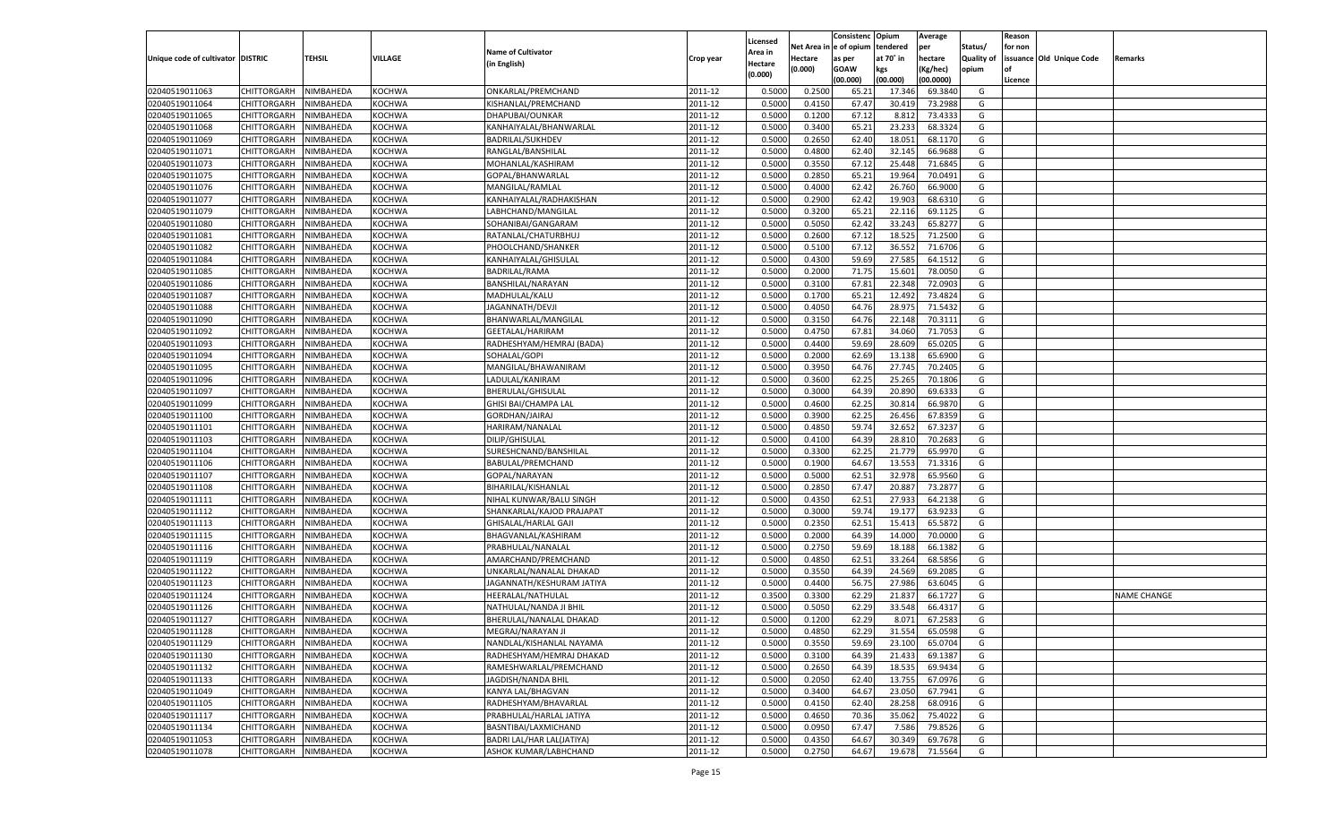| Unique code of cultivator | DISTRIC | TEHSIL | VILLAGE | Name of Cultivator (in English) | Crop year | Licensed Area in Hectare (0.000) | Net Area in Hectare (0.000) | Consistenc e of opium as per GOAW (00.000) | Opium tendered at 70° in kgs (00.000) | Average per hectare (Kg/hec) (00.0000) | Status/ Quality of opium | Reason for non issuance of Licence | Old Unique Code | Remarks |
|---|---|---|---|---|---|---|---|---|---|---|---|---|---|---|
| 02040519011063 | CHITTORGARH | NIMBAHEDA | KOCHWA | ONKARLAL/PREMCHAND | 2011-12 | 0.5000 | 0.2500 | 65.21 | 17.346 | 69.3840 | G | | | |
| 02040519011064 | CHITTORGARH | NIMBAHEDA | KOCHWA | KISHANLAL/PREMCHAND | 2011-12 | 0.5000 | 0.4150 | 67.47 | 30.419 | 73.2988 | G | | | |
| 02040519011065 | CHITTORGARH | NIMBAHEDA | KOCHWA | DHAPUBAI/OUNKAR | 2011-12 | 0.5000 | 0.1200 | 67.12 | 8.812 | 73.4333 | G | | | |
| 02040519011068 | CHITTORGARH | NIMBAHEDA | KOCHWA | KANHAIYALAL/BHANWARLAL | 2011-12 | 0.5000 | 0.3400 | 65.21 | 23.233 | 68.3324 | G | | | |
| 02040519011069 | CHITTORGARH | NIMBAHEDA | KOCHWA | BADRILAL/SUKHDEV | 2011-12 | 0.5000 | 0.2650 | 62.40 | 18.051 | 68.1170 | G | | | |
| 02040519011071 | CHITTORGARH | NIMBAHEDA | KOCHWA | RANGLAL/BANSHILAL | 2011-12 | 0.5000 | 0.4800 | 62.40 | 32.145 | 66.9688 | G | | | |
| 02040519011073 | CHITTORGARH | NIMBAHEDA | KOCHWA | MOHANLAL/KASHIRAM | 2011-12 | 0.5000 | 0.3550 | 67.12 | 25.448 | 71.6845 | G | | | |
| 02040519011075 | CHITTORGARH | NIMBAHEDA | KOCHWA | GOPAL/BHANWARLAL | 2011-12 | 0.5000 | 0.2850 | 65.21 | 19.964 | 70.0491 | G | | | |
| 02040519011076 | CHITTORGARH | NIMBAHEDA | KOCHWA | MANGILAL/RAMLAL | 2011-12 | 0.5000 | 0.4000 | 62.42 | 26.760 | 66.9000 | G | | | |
| 02040519011077 | CHITTORGARH | NIMBAHEDA | KOCHWA | KANHAIYALAL/RADHAKISHAN | 2011-12 | 0.5000 | 0.2900 | 62.42 | 19.903 | 68.6310 | G | | | |
| 02040519011079 | CHITTORGARH | NIMBAHEDA | KOCHWA | LABHCHAND/MANGILAL | 2011-12 | 0.5000 | 0.3200 | 65.21 | 22.116 | 69.1125 | G | | | |
| 02040519011080 | CHITTORGARH | NIMBAHEDA | KOCHWA | SOHANIBAI/GANGARAM | 2011-12 | 0.5000 | 0.5050 | 62.42 | 33.243 | 65.8277 | G | | | |
| 02040519011081 | CHITTORGARH | NIMBAHEDA | KOCHWA | RATANLAL/CHATURBHUJ | 2011-12 | 0.5000 | 0.2600 | 67.12 | 18.525 | 71.2500 | G | | | |
| 02040519011082 | CHITTORGARH | NIMBAHEDA | KOCHWA | PHOOLCHAND/SHANKER | 2011-12 | 0.5000 | 0.5100 | 67.12 | 36.552 | 71.6706 | G | | | |
| 02040519011084 | CHITTORGARH | NIMBAHEDA | KOCHWA | KANHAIYALAL/GHISULAL | 2011-12 | 0.5000 | 0.4300 | 59.69 | 27.585 | 64.1512 | G | | | |
| 02040519011085 | CHITTORGARH | NIMBAHEDA | KOCHWA | BADRILAL/RAMA | 2011-12 | 0.5000 | 0.2000 | 71.75 | 15.601 | 78.0050 | G | | | |
| 02040519011086 | CHITTORGARH | NIMBAHEDA | KOCHWA | BANSHILAL/NARAYAN | 2011-12 | 0.5000 | 0.3100 | 67.81 | 22.348 | 72.0903 | G | | | |
| 02040519011087 | CHITTORGARH | NIMBAHEDA | KOCHWA | MADHULAL/KALU | 2011-12 | 0.5000 | 0.1700 | 65.21 | 12.492 | 73.4824 | G | | | |
| 02040519011088 | CHITTORGARH | NIMBAHEDA | KOCHWA | JAGANNATH/DEVJI | 2011-12 | 0.5000 | 0.4050 | 64.76 | 28.975 | 71.5432 | G | | | |
| 02040519011090 | CHITTORGARH | NIMBAHEDA | KOCHWA | BHANWARLAL/MANGILAL | 2011-12 | 0.5000 | 0.3150 | 64.76 | 22.148 | 70.3111 | G | | | |
| 02040519011092 | CHITTORGARH | NIMBAHEDA | KOCHWA | GEETALAL/HARIRAM | 2011-12 | 0.5000 | 0.4750 | 67.81 | 34.060 | 71.7053 | G | | | |
| 02040519011093 | CHITTORGARH | NIMBAHEDA | KOCHWA | RADHESHYAM/HEMRAJ (BADA) | 2011-12 | 0.5000 | 0.4400 | 59.69 | 28.609 | 65.0205 | G | | | |
| 02040519011094 | CHITTORGARH | NIMBAHEDA | KOCHWA | SOHALAL/GOPI | 2011-12 | 0.5000 | 0.2000 | 62.69 | 13.138 | 65.6900 | G | | | |
| 02040519011095 | CHITTORGARH | NIMBAHEDA | KOCHWA | MANGILAL/BHAWANIRAM | 2011-12 | 0.5000 | 0.3950 | 64.76 | 27.745 | 70.2405 | G | | | |
| 02040519011096 | CHITTORGARH | NIMBAHEDA | KOCHWA | LADULAL/KANIRAM | 2011-12 | 0.5000 | 0.3600 | 62.25 | 25.265 | 70.1806 | G | | | |
| 02040519011097 | CHITTORGARH | NIMBAHEDA | KOCHWA | BHERULAL/GHISULAL | 2011-12 | 0.5000 | 0.3000 | 64.39 | 20.890 | 69.6333 | G | | | |
| 02040519011099 | CHITTORGARH | NIMBAHEDA | KOCHWA | GHISI BAI/CHAMPA LAL | 2011-12 | 0.5000 | 0.4600 | 62.25 | 30.814 | 66.9870 | G | | | |
| 02040519011100 | CHITTORGARH | NIMBAHEDA | KOCHWA | GORDHAN/JAIRAJ | 2011-12 | 0.5000 | 0.3900 | 62.25 | 26.456 | 67.8359 | G | | | |
| 02040519011101 | CHITTORGARH | NIMBAHEDA | KOCHWA | HARIRAM/NANALAL | 2011-12 | 0.5000 | 0.4850 | 59.74 | 32.652 | 67.3237 | G | | | |
| 02040519011103 | CHITTORGARH | NIMBAHEDA | KOCHWA | DILIP/GHISULAL | 2011-12 | 0.5000 | 0.4100 | 64.39 | 28.810 | 70.2683 | G | | | |
| 02040519011104 | CHITTORGARH | NIMBAHEDA | KOCHWA | SURESHCNAND/BANSHILAL | 2011-12 | 0.5000 | 0.3300 | 62.25 | 21.779 | 65.9970 | G | | | |
| 02040519011106 | CHITTORGARH | NIMBAHEDA | KOCHWA | BABULAL/PREMCHAND | 2011-12 | 0.5000 | 0.1900 | 64.67 | 13.553 | 71.3316 | G | | | |
| 02040519011107 | CHITTORGARH | NIMBAHEDA | KOCHWA | GOPAL/NARAYAN | 2011-12 | 0.5000 | 0.5000 | 62.51 | 32.978 | 65.9560 | G | | | |
| 02040519011108 | CHITTORGARH | NIMBAHEDA | KOCHWA | BIHARILAL/KISHANLAL | 2011-12 | 0.5000 | 0.2850 | 67.47 | 20.887 | 73.2877 | G | | | |
| 02040519011111 | CHITTORGARH | NIMBAHEDA | KOCHWA | NIHAL KUNWAR/BALU SINGH | 2011-12 | 0.5000 | 0.4350 | 62.51 | 27.933 | 64.2138 | G | | | |
| 02040519011112 | CHITTORGARH | NIMBAHEDA | KOCHWA | SHANKARLAL/KAJOD PRAJAPAT | 2011-12 | 0.5000 | 0.3000 | 59.74 | 19.177 | 63.9233 | G | | | |
| 02040519011113 | CHITTORGARH | NIMBAHEDA | KOCHWA | GHISALAL/HARLAL GAJI | 2011-12 | 0.5000 | 0.2350 | 62.51 | 15.413 | 65.5872 | G | | | |
| 02040519011115 | CHITTORGARH | NIMBAHEDA | KOCHWA | BHAGVANLAL/KASHIRAM | 2011-12 | 0.5000 | 0.2000 | 64.39 | 14.000 | 70.0000 | G | | | |
| 02040519011116 | CHITTORGARH | NIMBAHEDA | KOCHWA | PRABHULAL/NANALAL | 2011-12 | 0.5000 | 0.2750 | 59.69 | 18.188 | 66.1382 | G | | | |
| 02040519011119 | CHITTORGARH | NIMBAHEDA | KOCHWA | AMARCHAND/PREMCHAND | 2011-12 | 0.5000 | 0.4850 | 62.51 | 33.264 | 68.5856 | G | | | |
| 02040519011122 | CHITTORGARH | NIMBAHEDA | KOCHWA | UNKARLAL/NANALAL DHAKAD | 2011-12 | 0.5000 | 0.3550 | 64.39 | 24.569 | 69.2085 | G | | | |
| 02040519011123 | CHITTORGARH | NIMBAHEDA | KOCHWA | JAGANNATH/KESHURAM JATIYA | 2011-12 | 0.5000 | 0.4400 | 56.75 | 27.986 | 63.6045 | G | | | |
| 02040519011124 | CHITTORGARH | NIMBAHEDA | KOCHWA | HEERALAL/NATHULAL | 2011-12 | 0.3500 | 0.3300 | 62.29 | 21.837 | 66.1727 | G | | | NAME CHANGE |
| 02040519011126 | CHITTORGARH | NIMBAHEDA | KOCHWA | NATHULAL/NANDA JI BHIL | 2011-12 | 0.5000 | 0.5050 | 62.29 | 33.548 | 66.4317 | G | | | |
| 02040519011127 | CHITTORGARH | NIMBAHEDA | KOCHWA | BHERULAL/NANALAL DHAKAD | 2011-12 | 0.5000 | 0.1200 | 62.29 | 8.071 | 67.2583 | G | | | |
| 02040519011128 | CHITTORGARH | NIMBAHEDA | KOCHWA | MEGRAJ/NARAYAN JI | 2011-12 | 0.5000 | 0.4850 | 62.29 | 31.554 | 65.0598 | G | | | |
| 02040519011129 | CHITTORGARH | NIMBAHEDA | KOCHWA | NANDLAL/KISHANLAL NAYAMA | 2011-12 | 0.5000 | 0.3550 | 59.69 | 23.100 | 65.0704 | G | | | |
| 02040519011130 | CHITTORGARH | NIMBAHEDA | KOCHWA | RADHESHYAM/HEMRAJ DHAKAD | 2011-12 | 0.5000 | 0.3100 | 64.39 | 21.433 | 69.1387 | G | | | |
| 02040519011132 | CHITTORGARH | NIMBAHEDA | KOCHWA | RAMESHWARLAL/PREMCHAND | 2011-12 | 0.5000 | 0.2650 | 64.39 | 18.535 | 69.9434 | G | | | |
| 02040519011133 | CHITTORGARH | NIMBAHEDA | KOCHWA | JAGDISH/NANDA BHIL | 2011-12 | 0.5000 | 0.2050 | 62.40 | 13.755 | 67.0976 | G | | | |
| 02040519011049 | CHITTORGARH | NIMBAHEDA | KOCHWA | KANYA LAL/BHAGVAN | 2011-12 | 0.5000 | 0.3400 | 64.67 | 23.050 | 67.7941 | G | | | |
| 02040519011105 | CHITTORGARH | NIMBAHEDA | KOCHWA | RADHESHYAM/BHAVARLAL | 2011-12 | 0.5000 | 0.4150 | 62.40 | 28.258 | 68.0916 | G | | | |
| 02040519011117 | CHITTORGARH | NIMBAHEDA | KOCHWA | PRABHULAL/HARLAL JATIYA | 2011-12 | 0.5000 | 0.4650 | 70.36 | 35.062 | 75.4022 | G | | | |
| 02040519011134 | CHITTORGARH | NIMBAHEDA | KOCHWA | BASNTIBAI/LAXMICHAND | 2011-12 | 0.5000 | 0.0950 | 67.47 | 7.586 | 79.8526 | G | | | |
| 02040519011053 | CHITTORGARH | NIMBAHEDA | KOCHWA | BADRI LAL/HAR LAL(JATIYA) | 2011-12 | 0.5000 | 0.4350 | 64.67 | 30.349 | 69.7678 | G | | | |
| 02040519011078 | CHITTORGARH | NIMBAHEDA | KOCHWA | ASHOK KUMAR/LABHCHAND | 2011-12 | 0.5000 | 0.2750 | 64.67 | 19.678 | 71.5564 | G | | | |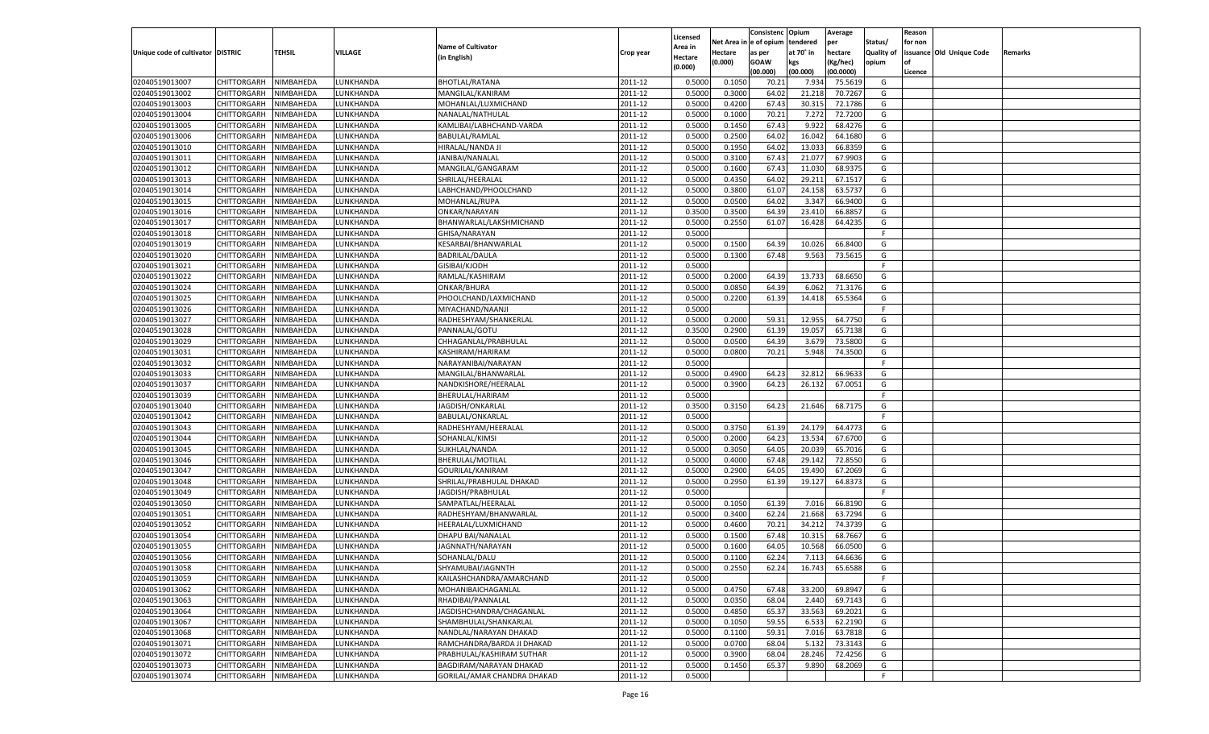| Unique code of cultivator | DISTRIC | TEHSIL | VILLAGE | Name of Cultivator (in English) | Crop year | Licensed Area in Hectare (0.000) | Net Area in Hectare (0.000) | Consistenc e of opium as per GOAW (00.000) | Opium tendered at 70˚ in kgs (00.000) | Average per hectare (Kg/hec) (00.0000) | Status/ Quality of opium | Reason for non issuance of Licence | Old Unique Code | Remarks |
|---|---|---|---|---|---|---|---|---|---|---|---|---|---|---|
| 02040519013007 | CHITTORGARH | NIMBAHEDA | LUNKHANDA | BHOTLAL/RATANA | 2011-12 | 0.5000 | 0.1050 | 70.21 | 7.934 | 75.5619 | G | | | |
| 02040519013002 | CHITTORGARH | NIMBAHEDA | LUNKHANDA | MANGILAL/KANIRAM | 2011-12 | 0.5000 | 0.3000 | 64.02 | 21.218 | 70.7267 | G | | | |
| 02040519013003 | CHITTORGARH | NIMBAHEDA | LUNKHANDA | MOHANLAL/LUXMICHAND | 2011-12 | 0.5000 | 0.4200 | 67.43 | 30.315 | 72.1786 | G | | | |
| 02040519013004 | CHITTORGARH | NIMBAHEDA | LUNKHANDA | NANALAL/NATHULAL | 2011-12 | 0.5000 | 0.1000 | 70.21 | 7.272 | 72.7200 | G | | | |
| 02040519013005 | CHITTORGARH | NIMBAHEDA | LUNKHANDA | KAMLIBAI/LABHCHAND-VARDA | 2011-12 | 0.5000 | 0.1450 | 67.43 | 9.922 | 68.4276 | G | | | |
| 02040519013006 | CHITTORGARH | NIMBAHEDA | LUNKHANDA | BABULAL/RAMLAL | 2011-12 | 0.5000 | 0.2500 | 64.02 | 16.042 | 64.1680 | G | | | |
| 02040519013010 | CHITTORGARH | NIMBAHEDA | LUNKHANDA | HIRALAL/NANDA JI | 2011-12 | 0.5000 | 0.1950 | 64.02 | 13.033 | 66.8359 | G | | | |
| 02040519013011 | CHITTORGARH | NIMBAHEDA | LUNKHANDA | JANIBAI/NANALAL | 2011-12 | 0.5000 | 0.3100 | 67.43 | 21.077 | 67.9903 | G | | | |
| 02040519013012 | CHITTORGARH | NIMBAHEDA | LUNKHANDA | MANGILAL/GANGARAM | 2011-12 | 0.5000 | 0.1600 | 67.43 | 11.030 | 68.9375 | G | | | |
| 02040519013013 | CHITTORGARH | NIMBAHEDA | LUNKHANDA | SHRILAL/HEERALAL | 2011-12 | 0.5000 | 0.4350 | 64.02 | 29.211 | 67.1517 | G | | | |
| 02040519013014 | CHITTORGARH | NIMBAHEDA | LUNKHANDA | LABHCHAND/PHOOLCHAND | 2011-12 | 0.5000 | 0.3800 | 61.07 | 24.158 | 63.5737 | G | | | |
| 02040519013015 | CHITTORGARH | NIMBAHEDA | LUNKHANDA | MOHANLAL/RUPA | 2011-12 | 0.5000 | 0.0500 | 64.02 | 3.347 | 66.9400 | G | | | |
| 02040519013016 | CHITTORGARH | NIMBAHEDA | LUNKHANDA | ONKAR/NARAYAN | 2011-12 | 0.3500 | 0.3500 | 64.39 | 23.410 | 66.8857 | G | | | |
| 02040519013017 | CHITTORGARH | NIMBAHEDA | LUNKHANDA | BHANWARLAL/LAKSHMICHAND | 2011-12 | 0.5000 | 0.2550 | 61.07 | 16.428 | 64.4235 | G | | | |
| 02040519013018 | CHITTORGARH | NIMBAHEDA | LUNKHANDA | GHISA/NARAYAN | 2011-12 | 0.5000 | | | | | F | | | |
| 02040519013019 | CHITTORGARH | NIMBAHEDA | LUNKHANDA | KESARBAI/BHANWARLAL | 2011-12 | 0.5000 | 0.1500 | 64.39 | 10.026 | 66.8400 | G | | | |
| 02040519013020 | CHITTORGARH | NIMBAHEDA | LUNKHANDA | BADRILAL/DAULA | 2011-12 | 0.5000 | 0.1300 | 67.48 | 9.563 | 73.5615 | G | | | |
| 02040519013021 | CHITTORGARH | NIMBAHEDA | LUNKHANDA | GISIBAI/KJODH | 2011-12 | 0.5000 | | | | | F | | | |
| 02040519013022 | CHITTORGARH | NIMBAHEDA | LUNKHANDA | RAMLAL/KASHIRAM | 2011-12 | 0.5000 | 0.2000 | 64.39 | 13.733 | 68.6650 | G | | | |
| 02040519013024 | CHITTORGARH | NIMBAHEDA | LUNKHANDA | ONKAR/BHURA | 2011-12 | 0.5000 | 0.0850 | 64.39 | 6.062 | 71.3176 | G | | | |
| 02040519013025 | CHITTORGARH | NIMBAHEDA | LUNKHANDA | PHOOLCHAND/LAXMICHAND | 2011-12 | 0.5000 | 0.2200 | 61.39 | 14.418 | 65.5364 | G | | | |
| 02040519013026 | CHITTORGARH | NIMBAHEDA | LUNKHANDA | MIYACHAND/NAANJI | 2011-12 | 0.5000 | | | | | F | | | |
| 02040519013027 | CHITTORGARH | NIMBAHEDA | LUNKHANDA | RADHESHYAM/SHANKERLAL | 2011-12 | 0.5000 | 0.2000 | 59.31 | 12.955 | 64.7750 | G | | | |
| 02040519013028 | CHITTORGARH | NIMBAHEDA | LUNKHANDA | PANNALAL/GOTU | 2011-12 | 0.3500 | 0.2900 | 61.39 | 19.057 | 65.7138 | G | | | |
| 02040519013029 | CHITTORGARH | NIMBAHEDA | LUNKHANDA | CHHAGANLAL/PRABHULAL | 2011-12 | 0.5000 | 0.0500 | 64.39 | 3.679 | 73.5800 | G | | | |
| 02040519013031 | CHITTORGARH | NIMBAHEDA | LUNKHANDA | KASHIRAM/HARIRAM | 2011-12 | 0.5000 | 0.0800 | 70.21 | 5.948 | 74.3500 | G | | | |
| 02040519013032 | CHITTORGARH | NIMBAHEDA | LUNKHANDA | NARAYANIBAI/NARAYAN | 2011-12 | 0.5000 | | | | | F | | | |
| 02040519013033 | CHITTORGARH | NIMBAHEDA | LUNKHANDA | MANGILAL/BHANWARLAL | 2011-12 | 0.5000 | 0.4900 | 64.23 | 32.812 | 66.9633 | G | | | |
| 02040519013037 | CHITTORGARH | NIMBAHEDA | LUNKHANDA | NANDKISHORE/HEERALAL | 2011-12 | 0.5000 | 0.3900 | 64.23 | 26.132 | 67.0051 | G | | | |
| 02040519013039 | CHITTORGARH | NIMBAHEDA | LUNKHANDA | BHERULAL/HARIRAM | 2011-12 | 0.5000 | | | | | F | | | |
| 02040519013040 | CHITTORGARH | NIMBAHEDA | LUNKHANDA | JAGDISH/ONKARLAL | 2011-12 | 0.3500 | 0.3150 | 64.23 | 21.646 | 68.7175 | G | | | |
| 02040519013042 | CHITTORGARH | NIMBAHEDA | LUNKHANDA | BABULAL/ONKARLAL | 2011-12 | 0.5000 | | | | | F | | | |
| 02040519013043 | CHITTORGARH | NIMBAHEDA | LUNKHANDA | RADHESHYAM/HEERALAL | 2011-12 | 0.5000 | 0.3750 | 61.39 | 24.179 | 64.4773 | G | | | |
| 02040519013044 | CHITTORGARH | NIMBAHEDA | LUNKHANDA | SOHANLAL/KIMSI | 2011-12 | 0.5000 | 0.2000 | 64.23 | 13.534 | 67.6700 | G | | | |
| 02040519013045 | CHITTORGARH | NIMBAHEDA | LUNKHANDA | SUKHLAL/NANDA | 2011-12 | 0.5000 | 0.3050 | 64.05 | 20.039 | 65.7016 | G | | | |
| 02040519013046 | CHITTORGARH | NIMBAHEDA | LUNKHANDA | BHERULAL/MOTILAL | 2011-12 | 0.5000 | 0.4000 | 67.48 | 29.142 | 72.8550 | G | | | |
| 02040519013047 | CHITTORGARH | NIMBAHEDA | LUNKHANDA | GOURILAL/KANIRAM | 2011-12 | 0.5000 | 0.2900 | 64.05 | 19.490 | 67.2069 | G | | | |
| 02040519013048 | CHITTORGARH | NIMBAHEDA | LUNKHANDA | SHRILAL/PRABHULAL DHAKAD | 2011-12 | 0.5000 | 0.2950 | 61.39 | 19.127 | 64.8373 | G | | | |
| 02040519013049 | CHITTORGARH | NIMBAHEDA | LUNKHANDA | JAGDISH/PRABHULAL | 2011-12 | 0.5000 | | | | | F | | | |
| 02040519013050 | CHITTORGARH | NIMBAHEDA | LUNKHANDA | SAMPATLAL/HEERALAL | 2011-12 | 0.5000 | 0.1050 | 61.39 | 7.016 | 66.8190 | G | | | |
| 02040519013051 | CHITTORGARH | NIMBAHEDA | LUNKHANDA | RADHESHYAM/BHANWARLAL | 2011-12 | 0.5000 | 0.3400 | 62.24 | 21.668 | 63.7294 | G | | | |
| 02040519013052 | CHITTORGARH | NIMBAHEDA | LUNKHANDA | HEERALAL/LUXMICHAND | 2011-12 | 0.5000 | 0.4600 | 70.21 | 34.212 | 74.3739 | G | | | |
| 02040519013054 | CHITTORGARH | NIMBAHEDA | LUNKHANDA | DHAPU BAI/NANALAL | 2011-12 | 0.5000 | 0.1500 | 67.48 | 10.315 | 68.7667 | G | | | |
| 02040519013055 | CHITTORGARH | NIMBAHEDA | LUNKHANDA | JAGNNATH/NARAYAN | 2011-12 | 0.5000 | 0.1600 | 64.05 | 10.568 | 66.0500 | G | | | |
| 02040519013056 | CHITTORGARH | NIMBAHEDA | LUNKHANDA | SOHANLAL/DALU | 2011-12 | 0.5000 | 0.1100 | 62.24 | 7.113 | 64.6636 | G | | | |
| 02040519013058 | CHITTORGARH | NIMBAHEDA | LUNKHANDA | SHYAMUBAI/JAGNNTH | 2011-12 | 0.5000 | 0.2550 | 62.24 | 16.743 | 65.6588 | G | | | |
| 02040519013059 | CHITTORGARH | NIMBAHEDA | LUNKHANDA | KAILASHCHANDRA/AMARCHAND | 2011-12 | 0.5000 | | | | | F | | | |
| 02040519013062 | CHITTORGARH | NIMBAHEDA | LUNKHANDA | MOHANIBAICHAGANLAL | 2011-12 | 0.5000 | 0.4750 | 67.48 | 33.200 | 69.8947 | G | | | |
| 02040519013063 | CHITTORGARH | NIMBAHEDA | LUNKHANDA | RHADIBAI/PANNALAL | 2011-12 | 0.5000 | 0.0350 | 68.04 | 2.440 | 69.7143 | G | | | |
| 02040519013064 | CHITTORGARH | NIMBAHEDA | LUNKHANDA | JAGDISHCHANDRA/CHAGANLAL | 2011-12 | 0.5000 | 0.4850 | 65.37 | 33.563 | 69.2021 | G | | | |
| 02040519013067 | CHITTORGARH | NIMBAHEDA | LUNKHANDA | SHAMBHULAL/SHANKARLAL | 2011-12 | 0.5000 | 0.1050 | 59.55 | 6.533 | 62.2190 | G | | | |
| 02040519013068 | CHITTORGARH | NIMBAHEDA | LUNKHANDA | NANDLAL/NARAYAN DHAKAD | 2011-12 | 0.5000 | 0.1100 | 59.31 | 7.016 | 63.7818 | G | | | |
| 02040519013071 | CHITTORGARH | NIMBAHEDA | LUNKHANDA | RAMCHANDRA/BARDA JI DHAKAD | 2011-12 | 0.5000 | 0.0700 | 68.04 | 5.132 | 73.3143 | G | | | |
| 02040519013072 | CHITTORGARH | NIMBAHEDA | LUNKHANDA | PRABHULAL/KASHIRAM SUTHAR | 2011-12 | 0.5000 | 0.3900 | 68.04 | 28.246 | 72.4256 | G | | | |
| 02040519013073 | CHITTORGARH | NIMBAHEDA | LUNKHANDA | BAGDIRAM/NARAYAN DHAKAD | 2011-12 | 0.5000 | 0.1450 | 65.37 | 9.890 | 68.2069 | G | | | |
| 02040519013074 | CHITTORGARH | NIMBAHEDA | LUNKHANDA | GORILAL/AMAR CHANDRA DHAKAD | 2011-12 | 0.5000 | | | | | F | | | |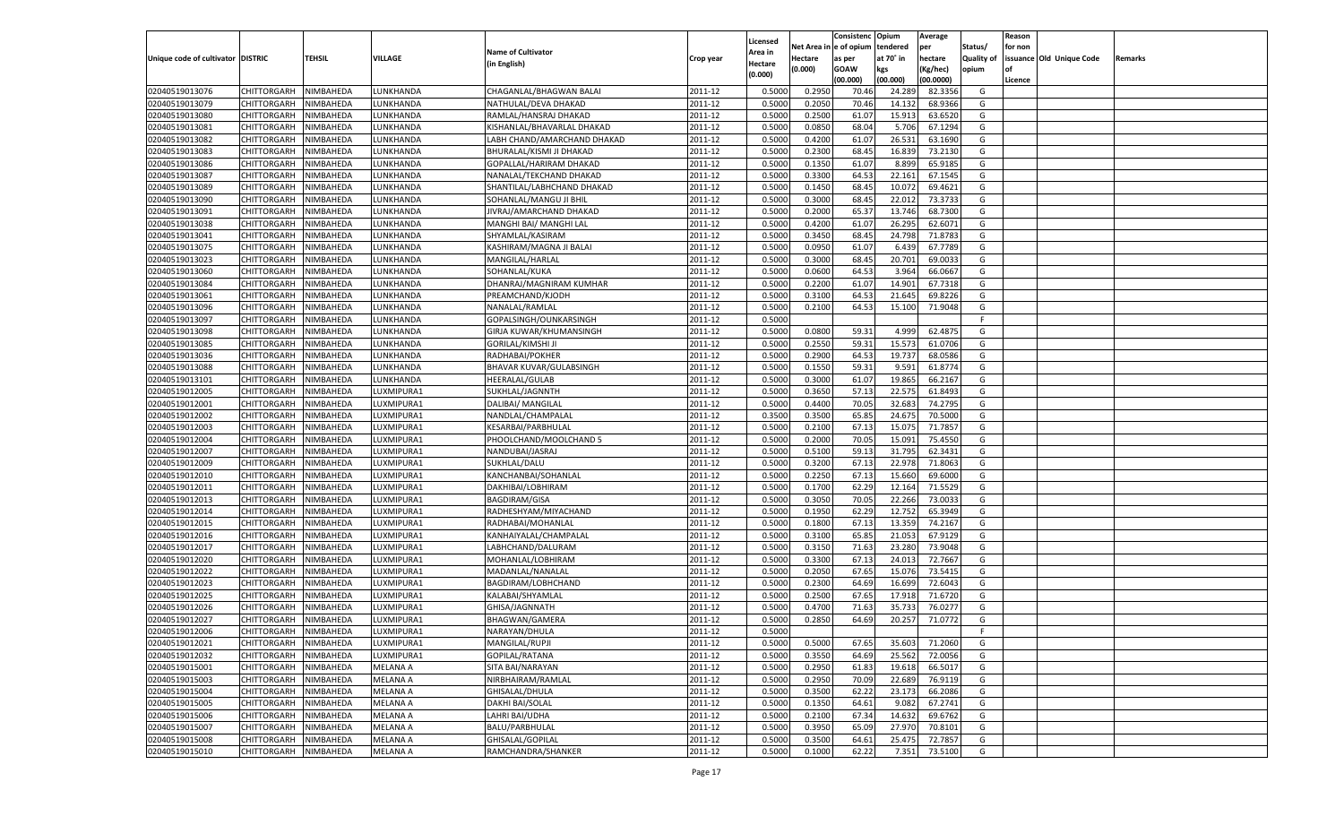| Unique code of cultivator | DISTRIC | TEHSIL | VILLAGE | Name of Cultivator (in English) | Crop year | Licensed Area in Hectare (0.000) | Net Area in Hectare (0.000) | Consistence of opium as per GOAW (00.000) | Opium tendered at 70° in kgs (00.000) | Average per hectare (Kg/hec) (00.0000) | Status/ Quality of opium | Reason for non issuance of Licence | Old Unique Code | Remarks |
|---|---|---|---|---|---|---|---|---|---|---|---|---|---|---|
| 02040519013076 | CHITTORGARH | NIMBAHEDA | LUNKHANDA | CHAGANLAL/BHAGWAN BALAI | 2011-12 | 0.5000 | 0.2950 | 70.46 | 24.289 | 82.3356 | G | | | |
| 02040519013079 | CHITTORGARH | NIMBAHEDA | LUNKHANDA | NATHULAL/DEVA DHAKAD | 2011-12 | 0.5000 | 0.2050 | 70.46 | 14.132 | 68.9366 | G | | | |
| 02040519013080 | CHITTORGARH | NIMBAHEDA | LUNKHANDA | RAMLAL/HANSRAJ DHAKAD | 2011-12 | 0.5000 | 0.2500 | 61.07 | 15.913 | 63.6520 | G | | | |
| 02040519013081 | CHITTORGARH | NIMBAHEDA | LUNKHANDA | KISHANLAL/BHAVARLAL DHAKAD | 2011-12 | 0.5000 | 0.0850 | 68.04 | 5.706 | 67.1294 | G | | | |
| 02040519013082 | CHITTORGARH | NIMBAHEDA | LUNKHANDA | LABH CHAND/AMARCHAND DHAKAD | 2011-12 | 0.5000 | 0.4200 | 61.07 | 26.531 | 63.1690 | G | | | |
| 02040519013083 | CHITTORGARH | NIMBAHEDA | LUNKHANDA | BHURALAL/KISMI JI DHAKAD | 2011-12 | 0.5000 | 0.2300 | 68.45 | 16.839 | 73.2130 | G | | | |
| 02040519013086 | CHITTORGARH | NIMBAHEDA | LUNKHANDA | GOPALLAL/HARIRAM DHAKAD | 2011-12 | 0.5000 | 0.1350 | 61.07 | 8.899 | 65.9185 | G | | | |
| 02040519013087 | CHITTORGARH | NIMBAHEDA | LUNKHANDA | NANALAL/TEKCHAND DHAKAD | 2011-12 | 0.5000 | 0.3300 | 64.53 | 22.161 | 67.1545 | G | | | |
| 02040519013089 | CHITTORGARH | NIMBAHEDA | LUNKHANDA | SHANTILAL/LABHCHAND DHAKAD | 2011-12 | 0.5000 | 0.1450 | 68.45 | 10.072 | 69.4621 | G | | | |
| 02040519013090 | CHITTORGARH | NIMBAHEDA | LUNKHANDA | SOHANLAL/MANGU JI BHIL | 2011-12 | 0.5000 | 0.3000 | 68.45 | 22.012 | 73.3733 | G | | | |
| 02040519013091 | CHITTORGARH | NIMBAHEDA | LUNKHANDA | JIVRAJ/AMARCHAND DHAKAD | 2011-12 | 0.5000 | 0.2000 | 65.37 | 13.746 | 68.7300 | G | | | |
| 02040519013038 | CHITTORGARH | NIMBAHEDA | LUNKHANDA | MANGHI BAI/ MANGHI LAL | 2011-12 | 0.5000 | 0.4200 | 61.07 | 26.295 | 62.6071 | G | | | |
| 02040519013041 | CHITTORGARH | NIMBAHEDA | LUNKHANDA | SHYAMLAL/KASIRAM | 2011-12 | 0.5000 | 0.3450 | 68.45 | 24.798 | 71.8783 | G | | | |
| 02040519013075 | CHITTORGARH | NIMBAHEDA | LUNKHANDA | KASHIRAM/MAGNA JI BALAI | 2011-12 | 0.5000 | 0.0950 | 61.07 | 6.439 | 67.7789 | G | | | |
| 02040519013023 | CHITTORGARH | NIMBAHEDA | LUNKHANDA | MANGILAL/HARLAL | 2011-12 | 0.5000 | 0.3000 | 68.45 | 20.701 | 69.0033 | G | | | |
| 02040519013060 | CHITTORGARH | NIMBAHEDA | LUNKHANDA | SOHANLAL/KUKA | 2011-12 | 0.5000 | 0.0600 | 64.53 | 3.964 | 66.0667 | G | | | |
| 02040519013084 | CHITTORGARH | NIMBAHEDA | LUNKHANDA | DHANRAJ/MAGNIRAM KUMHAR | 2011-12 | 0.5000 | 0.2200 | 61.07 | 14.901 | 67.7318 | G | | | |
| 02040519013061 | CHITTORGARH | NIMBAHEDA | LUNKHANDA | PREAMCHAND/KJODH | 2011-12 | 0.5000 | 0.3100 | 64.53 | 21.645 | 69.8226 | G | | | |
| 02040519013096 | CHITTORGARH | NIMBAHEDA | LUNKHANDA | NANALAL/RAMLAL | 2011-12 | 0.5000 | 0.2100 | 64.53 | 15.100 | 71.9048 | G | | | |
| 02040519013097 | CHITTORGARH | NIMBAHEDA | LUNKHANDA | GOPALSINGH/OUNKARSINGH | 2011-12 | 0.5000 | | | | | F | | | |
| 02040519013098 | CHITTORGARH | NIMBAHEDA | LUNKHANDA | GIRJA KUWAR/KHUMANSINGH | 2011-12 | 0.5000 | 0.0800 | 59.31 | 4.999 | 62.4875 | G | | | |
| 02040519013085 | CHITTORGARH | NIMBAHEDA | LUNKHANDA | GORILAL/KIMSHI JI | 2011-12 | 0.5000 | 0.2550 | 59.31 | 15.573 | 61.0706 | G | | | |
| 02040519013036 | CHITTORGARH | NIMBAHEDA | LUNKHANDA | RADHABAI/POKHER | 2011-12 | 0.5000 | 0.2900 | 64.53 | 19.737 | 68.0586 | G | | | |
| 02040519013088 | CHITTORGARH | NIMBAHEDA | LUNKHANDA | BHAVAR KUVAR/GULABSINGH | 2011-12 | 0.5000 | 0.1550 | 59.31 | 9.591 | 61.8774 | G | | | |
| 02040519013101 | CHITTORGARH | NIMBAHEDA | LUNKHANDA | HEERALAL/GULAB | 2011-12 | 0.5000 | 0.3000 | 61.07 | 19.865 | 66.2167 | G | | | |
| 02040519012005 | CHITTORGARH | NIMBAHEDA | LUXMIPURA1 | SUKHLAL/JAGNNTH | 2011-12 | 0.5000 | 0.3650 | 57.13 | 22.575 | 61.8493 | G | | | |
| 02040519012001 | CHITTORGARH | NIMBAHEDA | LUXMIPURA1 | DALIBAI/ MANGILAL | 2011-12 | 0.5000 | 0.4400 | 70.05 | 32.683 | 74.2795 | G | | | |
| 02040519012002 | CHITTORGARH | NIMBAHEDA | LUXMIPURA1 | NANDLAL/CHAMPALAL | 2011-12 | 0.3500 | 0.3500 | 65.85 | 24.675 | 70.5000 | G | | | |
| 02040519012003 | CHITTORGARH | NIMBAHEDA | LUXMIPURA1 | KESARBAI/PARBHULAL | 2011-12 | 0.5000 | 0.2100 | 67.13 | 15.075 | 71.7857 | G | | | |
| 02040519012004 | CHITTORGARH | NIMBAHEDA | LUXMIPURA1 | PHOOLCHAND/MOOLCHAND 5 | 2011-12 | 0.5000 | 0.2000 | 70.05 | 15.091 | 75.4550 | G | | | |
| 02040519012007 | CHITTORGARH | NIMBAHEDA | LUXMIPURA1 | NANDUBAI/JASRAJ | 2011-12 | 0.5000 | 0.5100 | 59.13 | 31.795 | 62.3431 | G | | | |
| 02040519012009 | CHITTORGARH | NIMBAHEDA | LUXMIPURA1 | SUKHLAL/DALU | 2011-12 | 0.5000 | 0.3200 | 67.13 | 22.978 | 71.8063 | G | | | |
| 02040519012010 | CHITTORGARH | NIMBAHEDA | LUXMIPURA1 | KANCHANBAI/SOHANLAL | 2011-12 | 0.5000 | 0.2250 | 67.13 | 15.660 | 69.6000 | G | | | |
| 02040519012011 | CHITTORGARH | NIMBAHEDA | LUXMIPURA1 | DAKHIBAI/LOBHIRAM | 2011-12 | 0.5000 | 0.1700 | 62.29 | 12.164 | 71.5529 | G | | | |
| 02040519012013 | CHITTORGARH | NIMBAHEDA | LUXMIPURA1 | BAGDIRAM/GISA | 2011-12 | 0.5000 | 0.3050 | 70.05 | 22.266 | 73.0033 | G | | | |
| 02040519012014 | CHITTORGARH | NIMBAHEDA | LUXMIPURA1 | RADHESHYAM/MIYACHAND | 2011-12 | 0.5000 | 0.1950 | 62.29 | 12.752 | 65.3949 | G | | | |
| 02040519012015 | CHITTORGARH | NIMBAHEDA | LUXMIPURA1 | RADHABAI/MOHANLAL | 2011-12 | 0.5000 | 0.1800 | 67.13 | 13.359 | 74.2167 | G | | | |
| 02040519012016 | CHITTORGARH | NIMBAHEDA | LUXMIPURA1 | KANHAIYALAL/CHAMPALAL | 2011-12 | 0.5000 | 0.3100 | 65.85 | 21.053 | 67.9129 | G | | | |
| 02040519012017 | CHITTORGARH | NIMBAHEDA | LUXMIPURA1 | LABHCHAND/DALURAM | 2011-12 | 0.5000 | 0.3150 | 71.63 | 23.280 | 73.9048 | G | | | |
| 02040519012020 | CHITTORGARH | NIMBAHEDA | LUXMIPURA1 | MOHANLAL/LOBHIRAM | 2011-12 | 0.5000 | 0.3300 | 67.13 | 24.013 | 72.7667 | G | | | |
| 02040519012022 | CHITTORGARH | NIMBAHEDA | LUXMIPURA1 | MADANLAL/NANALAL | 2011-12 | 0.5000 | 0.2050 | 67.65 | 15.076 | 73.5415 | G | | | |
| 02040519012023 | CHITTORGARH | NIMBAHEDA | LUXMIPURA1 | BAGDIRAM/LOBHCHAND | 2011-12 | 0.5000 | 0.2300 | 64.69 | 16.699 | 72.6043 | G | | | |
| 02040519012025 | CHITTORGARH | NIMBAHEDA | LUXMIPURA1 | KALABAI/SHYAMLAL | 2011-12 | 0.5000 | 0.2500 | 67.65 | 17.918 | 71.6720 | G | | | |
| 02040519012026 | CHITTORGARH | NIMBAHEDA | LUXMIPURA1 | GHISA/JAGNNATH | 2011-12 | 0.5000 | 0.4700 | 71.63 | 35.733 | 76.0277 | G | | | |
| 02040519012027 | CHITTORGARH | NIMBAHEDA | LUXMIPURA1 | BHAGWAN/GAMERA | 2011-12 | 0.5000 | 0.2850 | 64.69 | 20.257 | 71.0772 | G | | | |
| 02040519012006 | CHITTORGARH | NIMBAHEDA | LUXMIPURA1 | NARAYAN/DHULA | 2011-12 | 0.5000 | | | | | F | | | |
| 02040519012021 | CHITTORGARH | NIMBAHEDA | LUXMIPURA1 | MANGILAL/RUPJI | 2011-12 | 0.5000 | 0.5000 | 67.65 | 35.603 | 71.2060 | G | | | |
| 02040519012032 | CHITTORGARH | NIMBAHEDA | LUXMIPURA1 | GOPILAL/RATANA | 2011-12 | 0.5000 | 0.3550 | 64.69 | 25.562 | 72.0056 | G | | | |
| 02040519015001 | CHITTORGARH | NIMBAHEDA | MELANA A | SITA BAI/NARAYAN | 2011-12 | 0.5000 | 0.2950 | 61.83 | 19.618 | 66.5017 | G | | | |
| 02040519015003 | CHITTORGARH | NIMBAHEDA | MELANA A | NIRBHAIRAM/RAMLAL | 2011-12 | 0.5000 | 0.2950 | 70.09 | 22.689 | 76.9119 | G | | | |
| 02040519015004 | CHITTORGARH | NIMBAHEDA | MELANA A | GHISALAL/DHULA | 2011-12 | 0.5000 | 0.3500 | 62.22 | 23.173 | 66.2086 | G | | | |
| 02040519015005 | CHITTORGARH | NIMBAHEDA | MELANA A | DAKHI BAI/SOLAL | 2011-12 | 0.5000 | 0.1350 | 64.61 | 9.082 | 67.2741 | G | | | |
| 02040519015006 | CHITTORGARH | NIMBAHEDA | MELANA A | LAHRI BAI/UDHA | 2011-12 | 0.5000 | 0.2100 | 67.34 | 14.632 | 69.6762 | G | | | |
| 02040519015007 | CHITTORGARH | NIMBAHEDA | MELANA A | BALU/PARBHULAL | 2011-12 | 0.5000 | 0.3950 | 65.09 | 27.970 | 70.8101 | G | | | |
| 02040519015008 | CHITTORGARH | NIMBAHEDA | MELANA A | GHISALAL/GOPILAL | 2011-12 | 0.5000 | 0.3500 | 64.61 | 25.475 | 72.7857 | G | | | |
| 02040519015010 | CHITTORGARH | NIMBAHEDA | MELANA A | RAMCHANDRA/SHANKER | 2011-12 | 0.5000 | 0.1000 | 62.22 | 7.351 | 73.5100 | G | | | |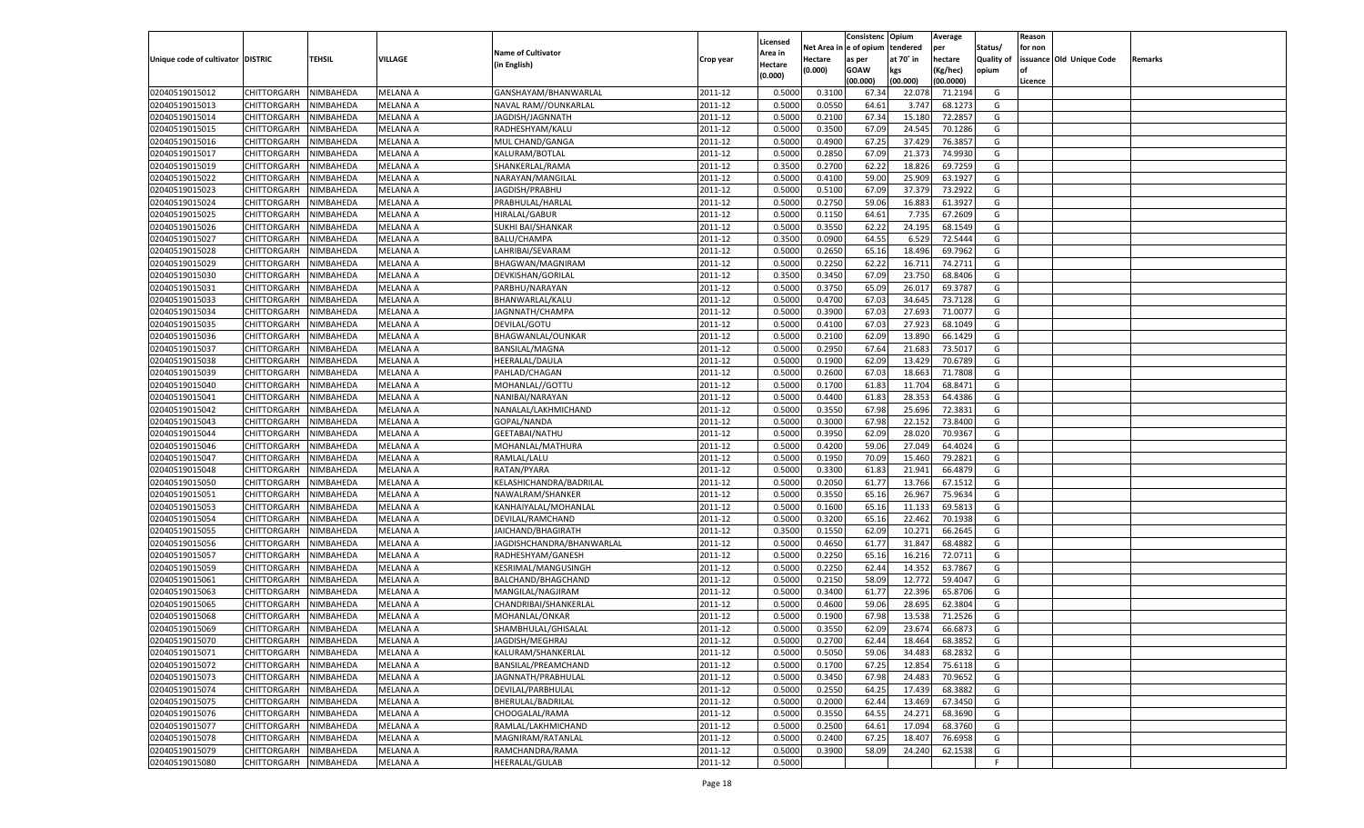| Unique code of cultivator | DISTRIC | TEHSIL | VILLAGE | Name of Cultivator (in English) | Crop year | Licensed Area in Hectare (0.000) | Net Area in Hectare (0.000) | Consistenc e of opium as per GOAW (00.000) | Opium tendered at 70° in kgs (00.000) | Average per hectare (Kg/hec) (00.0000) | Status/ Quality of opium | Reason for non issuance of Licence | Old Unique Code | Remarks |
|---|---|---|---|---|---|---|---|---|---|---|---|---|---|---|
| 02040519015012 | CHITTORGARH | NIMBAHEDA | MELANA A | GANSHAYAM/BHANWARLAL | 2011-12 | 0.5000 | 0.3100 | 67.34 | 22.078 | 71.2194 | G | | | |
| 02040519015013 | CHITTORGARH | NIMBAHEDA | MELANA A | NAVAL RAM//OUNKARLAL | 2011-12 | 0.5000 | 0.0550 | 64.61 | 3.747 | 68.1273 | G | | | |
| 02040519015014 | CHITTORGARH | NIMBAHEDA | MELANA A | JAGDISH/JAGNNATH | 2011-12 | 0.5000 | 0.2100 | 67.34 | 15.180 | 72.2857 | G | | | |
| 02040519015015 | CHITTORGARH | NIMBAHEDA | MELANA A | RADHESHYAM/KALU | 2011-12 | 0.5000 | 0.3500 | 67.09 | 24.545 | 70.1286 | G | | | |
| 02040519015016 | CHITTORGARH | NIMBAHEDA | MELANA A | MUL CHAND/GANGA | 2011-12 | 0.5000 | 0.4900 | 67.25 | 37.429 | 76.3857 | G | | | |
| 02040519015017 | CHITTORGARH | NIMBAHEDA | MELANA A | KALURAM/BOTLAL | 2011-12 | 0.5000 | 0.2850 | 67.09 | 21.373 | 74.9930 | G | | | |
| 02040519015019 | CHITTORGARH | NIMBAHEDA | MELANA A | SHANKERLAL/RAMA | 2011-12 | 0.3500 | 0.2700 | 62.22 | 18.826 | 69.7259 | G | | | |
| 02040519015022 | CHITTORGARH | NIMBAHEDA | MELANA A | NARAYAN/MANGILAL | 2011-12 | 0.5000 | 0.4100 | 59.00 | 25.909 | 63.1927 | G | | | |
| 02040519015023 | CHITTORGARH | NIMBAHEDA | MELANA A | JAGDISH/PRABHU | 2011-12 | 0.5000 | 0.5100 | 67.09 | 37.379 | 73.2922 | G | | | |
| 02040519015024 | CHITTORGARH | NIMBAHEDA | MELANA A | PRABHULAL/HARLAL | 2011-12 | 0.5000 | 0.2750 | 59.06 | 16.883 | 61.3927 | G | | | |
| 02040519015025 | CHITTORGARH | NIMBAHEDA | MELANA A | HIRALAL/GABUR | 2011-12 | 0.5000 | 0.1150 | 64.61 | 7.735 | 67.2609 | G | | | |
| 02040519015026 | CHITTORGARH | NIMBAHEDA | MELANA A | SUKHI BAI/SHANKAR | 2011-12 | 0.5000 | 0.3550 | 62.22 | 24.195 | 68.1549 | G | | | |
| 02040519015027 | CHITTORGARH | NIMBAHEDA | MELANA A | BALU/CHAMPA | 2011-12 | 0.3500 | 0.0900 | 64.55 | 6.529 | 72.5444 | G | | | |
| 02040519015028 | CHITTORGARH | NIMBAHEDA | MELANA A | LAHRIBAI/SEVARAM | 2011-12 | 0.5000 | 0.2650 | 65.16 | 18.496 | 69.7962 | G | | | |
| 02040519015029 | CHITTORGARH | NIMBAHEDA | MELANA A | BHAGWAN/MAGNIRAM | 2011-12 | 0.5000 | 0.2250 | 62.22 | 16.711 | 74.2711 | G | | | |
| 02040519015030 | CHITTORGARH | NIMBAHEDA | MELANA A | DEVKISHAN/GORILAL | 2011-12 | 0.3500 | 0.3450 | 67.09 | 23.750 | 68.8406 | G | | | |
| 02040519015031 | CHITTORGARH | NIMBAHEDA | MELANA A | PARBHU/NARAYAN | 2011-12 | 0.5000 | 0.3750 | 65.09 | 26.017 | 69.3787 | G | | | |
| 02040519015033 | CHITTORGARH | NIMBAHEDA | MELANA A | BHANWARLAL/KALU | 2011-12 | 0.5000 | 0.4700 | 67.03 | 34.645 | 73.7128 | G | | | |
| 02040519015034 | CHITTORGARH | NIMBAHEDA | MELANA A | JAGNNATH/CHAMPA | 2011-12 | 0.5000 | 0.3900 | 67.03 | 27.693 | 71.0077 | G | | | |
| 02040519015035 | CHITTORGARH | NIMBAHEDA | MELANA A | DEVILAL/GOTU | 2011-12 | 0.5000 | 0.4100 | 67.03 | 27.923 | 68.1049 | G | | | |
| 02040519015036 | CHITTORGARH | NIMBAHEDA | MELANA A | BHAGWANLAL/OUNKAR | 2011-12 | 0.5000 | 0.2100 | 62.09 | 13.890 | 66.1429 | G | | | |
| 02040519015037 | CHITTORGARH | NIMBAHEDA | MELANA A | BANSILAL/MAGNA | 2011-12 | 0.5000 | 0.2950 | 67.64 | 21.683 | 73.5017 | G | | | |
| 02040519015038 | CHITTORGARH | NIMBAHEDA | MELANA A | HEERALAL/DAULA | 2011-12 | 0.5000 | 0.1900 | 62.09 | 13.429 | 70.6789 | G | | | |
| 02040519015039 | CHITTORGARH | NIMBAHEDA | MELANA A | PAHLAD/CHAGAN | 2011-12 | 0.5000 | 0.2600 | 67.03 | 18.663 | 71.7808 | G | | | |
| 02040519015040 | CHITTORGARH | NIMBAHEDA | MELANA A | MOHANLAL//GOTTU | 2011-12 | 0.5000 | 0.1700 | 61.83 | 11.704 | 68.8471 | G | | | |
| 02040519015041 | CHITTORGARH | NIMBAHEDA | MELANA A | NANIBAI/NARAYAN | 2011-12 | 0.5000 | 0.4400 | 61.83 | 28.353 | 64.4386 | G | | | |
| 02040519015042 | CHITTORGARH | NIMBAHEDA | MELANA A | NANALAL/LAKHMICHAND | 2011-12 | 0.5000 | 0.3550 | 67.98 | 25.696 | 72.3831 | G | | | |
| 02040519015043 | CHITTORGARH | NIMBAHEDA | MELANA A | GOPAL/NANDA | 2011-12 | 0.5000 | 0.3000 | 67.98 | 22.152 | 73.8400 | G | | | |
| 02040519015044 | CHITTORGARH | NIMBAHEDA | MELANA A | GEETABAI/NATHU | 2011-12 | 0.5000 | 0.3950 | 62.09 | 28.020 | 70.9367 | G | | | |
| 02040519015046 | CHITTORGARH | NIMBAHEDA | MELANA A | MOHANLAL/MATHURA | 2011-12 | 0.5000 | 0.4200 | 59.06 | 27.049 | 64.4024 | G | | | |
| 02040519015047 | CHITTORGARH | NIMBAHEDA | MELANA A | RAMLAL/LALU | 2011-12 | 0.5000 | 0.1950 | 70.09 | 15.460 | 79.2821 | G | | | |
| 02040519015048 | CHITTORGARH | NIMBAHEDA | MELANA A | RATAN/PYARA | 2011-12 | 0.5000 | 0.3300 | 61.83 | 21.941 | 66.4879 | G | | | |
| 02040519015050 | CHITTORGARH | NIMBAHEDA | MELANA A | KELASHICHANDRA/BADRILAL | 2011-12 | 0.5000 | 0.2050 | 61.77 | 13.766 | 67.1512 | G | | | |
| 02040519015051 | CHITTORGARH | NIMBAHEDA | MELANA A | NAWALRAM/SHANKER | 2011-12 | 0.5000 | 0.3550 | 65.16 | 26.967 | 75.9634 | G | | | |
| 02040519015053 | CHITTORGARH | NIMBAHEDA | MELANA A | KANHAIYALAL/MOHANLAL | 2011-12 | 0.5000 | 0.1600 | 65.16 | 11.133 | 69.5813 | G | | | |
| 02040519015054 | CHITTORGARH | NIMBAHEDA | MELANA A | DEVILAL/RAMCHAND | 2011-12 | 0.5000 | 0.3200 | 65.16 | 22.462 | 70.1938 | G | | | |
| 02040519015055 | CHITTORGARH | NIMBAHEDA | MELANA A | JAICHAND/BHAGIRATH | 2011-12 | 0.3500 | 0.1550 | 62.09 | 10.271 | 66.2645 | G | | | |
| 02040519015056 | CHITTORGARH | NIMBAHEDA | MELANA A | JAGDISHCHANDRA/BHANWARLAL | 2011-12 | 0.5000 | 0.4650 | 61.77 | 31.847 | 68.4882 | G | | | |
| 02040519015057 | CHITTORGARH | NIMBAHEDA | MELANA A | RADHESHYAM/GANESH | 2011-12 | 0.5000 | 0.2250 | 65.16 | 16.216 | 72.0711 | G | | | |
| 02040519015059 | CHITTORGARH | NIMBAHEDA | MELANA A | KESRIMAL/MANGUSINGH | 2011-12 | 0.5000 | 0.2250 | 62.44 | 14.352 | 63.7867 | G | | | |
| 02040519015061 | CHITTORGARH | NIMBAHEDA | MELANA A | BALCHAND/BHAGCHAND | 2011-12 | 0.5000 | 0.2150 | 58.09 | 12.772 | 59.4047 | G | | | |
| 02040519015063 | CHITTORGARH | NIMBAHEDA | MELANA A | MANGILAL/NAGJIRAM | 2011-12 | 0.5000 | 0.3400 | 61.77 | 22.396 | 65.8706 | G | | | |
| 02040519015065 | CHITTORGARH | NIMBAHEDA | MELANA A | CHANDRIBAI/SHANKERLAL | 2011-12 | 0.5000 | 0.4600 | 59.06 | 28.695 | 62.3804 | G | | | |
| 02040519015068 | CHITTORGARH | NIMBAHEDA | MELANA A | MOHANLAL/ONKAR | 2011-12 | 0.5000 | 0.1900 | 67.98 | 13.538 | 71.2526 | G | | | |
| 02040519015069 | CHITTORGARH | NIMBAHEDA | MELANA A | SHAMBHULAL/GHISALAL | 2011-12 | 0.5000 | 0.3550 | 62.09 | 23.674 | 66.6873 | G | | | |
| 02040519015070 | CHITTORGARH | NIMBAHEDA | MELANA A | JAGDISH/MEGHRAJ | 2011-12 | 0.5000 | 0.2700 | 62.44 | 18.464 | 68.3852 | G | | | |
| 02040519015071 | CHITTORGARH | NIMBAHEDA | MELANA A | KALURAM/SHANKERLAL | 2011-12 | 0.5000 | 0.5050 | 59.06 | 34.483 | 68.2832 | G | | | |
| 02040519015072 | CHITTORGARH | NIMBAHEDA | MELANA A | BANSILAL/PREAMCHAND | 2011-12 | 0.5000 | 0.1700 | 67.25 | 12.854 | 75.6118 | G | | | |
| 02040519015073 | CHITTORGARH | NIMBAHEDA | MELANA A | JAGNNATH/PRABHULAL | 2011-12 | 0.5000 | 0.3450 | 67.98 | 24.483 | 70.9652 | G | | | |
| 02040519015074 | CHITTORGARH | NIMBAHEDA | MELANA A | DEVILAL/PARBHULAL | 2011-12 | 0.5000 | 0.2550 | 64.25 | 17.439 | 68.3882 | G | | | |
| 02040519015075 | CHITTORGARH | NIMBAHEDA | MELANA A | BHERULAL/BADRILAL | 2011-12 | 0.5000 | 0.2000 | 62.44 | 13.469 | 67.3450 | G | | | |
| 02040519015076 | CHITTORGARH | NIMBAHEDA | MELANA A | CHOOGALAL/RAMA | 2011-12 | 0.5000 | 0.3550 | 64.55 | 24.271 | 68.3690 | G | | | |
| 02040519015077 | CHITTORGARH | NIMBAHEDA | MELANA A | RAMLAL/LAKHMICHAND | 2011-12 | 0.5000 | 0.2500 | 64.61 | 17.094 | 68.3760 | G | | | |
| 02040519015078 | CHITTORGARH | NIMBAHEDA | MELANA A | MAGNIRAM/RATANLAL | 2011-12 | 0.5000 | 0.2400 | 67.25 | 18.407 | 76.6958 | G | | | |
| 02040519015079 | CHITTORGARH | NIMBAHEDA | MELANA A | RAMCHANDRA/RAMA | 2011-12 | 0.5000 | 0.3900 | 58.09 | 24.240 | 62.1538 | G | | | |
| 02040519015080 | CHITTORGARH | NIMBAHEDA | MELANA A | HEERALAL/GULAB | 2011-12 | 0.5000 | | | | | F | | | |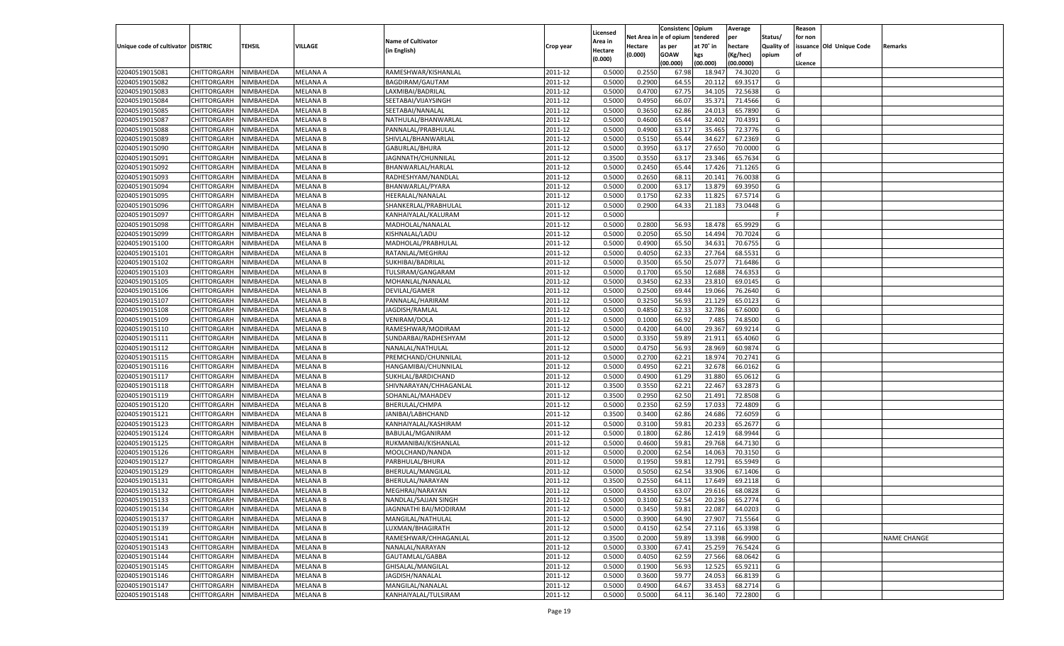| Unique code of cultivator | DISTRIC | TEHSIL | VILLAGE | Name of Cultivator (in English) | Crop year | Licensed Area in Hectare (0.000) | Net Area in Hectare (0.000) | Consistence of opium as per GOAW (00.000) | Opium tendered at 70° in kgs (00.000) | Average per hectare (Kg/hec) (00.0000) | Status/ Quality of opium | Reason for non issuance of Licence | Old Unique Code | Remarks |
|---|---|---|---|---|---|---|---|---|---|---|---|---|---|---|
| 02040519015081 | CHITTORGARH | NIMBAHEDA | MELANA A | RAMESHWAR/KISHANLAL | 2011-12 | 0.5000 | 0.2550 | 67.98 | 18.947 | 74.3020 | G | | | |
| 02040519015082 | CHITTORGARH | NIMBAHEDA | MELANA A | BAGDIRAM/GAUTAM | 2011-12 | 0.5000 | 0.2900 | 64.55 | 20.112 | 69.3517 | G | | | |
| 02040519015083 | CHITTORGARH | NIMBAHEDA | MELANA B | LAXMIBAI/BADRILAL | 2011-12 | 0.5000 | 0.4700 | 67.75 | 34.105 | 72.5638 | G | | | |
| 02040519015084 | CHITTORGARH | NIMBAHEDA | MELANA B | SEETABAI/VIJAYSINGH | 2011-12 | 0.5000 | 0.4950 | 66.07 | 35.371 | 71.4566 | G | | | |
| 02040519015085 | CHITTORGARH | NIMBAHEDA | MELANA B | SEETABAI/NANALAL | 2011-12 | 0.5000 | 0.3650 | 62.86 | 24.013 | 65.7890 | G | | | |
| 02040519015087 | CHITTORGARH | NIMBAHEDA | MELANA B | NATHULAL/BHANWARLAL | 2011-12 | 0.5000 | 0.4600 | 65.44 | 32.402 | 70.4391 | G | | | |
| 02040519015088 | CHITTORGARH | NIMBAHEDA | MELANA B | PANNALAL/PRABHULAL | 2011-12 | 0.5000 | 0.4900 | 63.17 | 35.465 | 72.3776 | G | | | |
| 02040519015089 | CHITTORGARH | NIMBAHEDA | MELANA B | SHIVLAL/BHANWARLAL | 2011-12 | 0.5000 | 0.5150 | 65.44 | 34.627 | 67.2369 | G | | | |
| 02040519015090 | CHITTORGARH | NIMBAHEDA | MELANA B | GABURLAL/BHURA | 2011-12 | 0.5000 | 0.3950 | 63.17 | 27.650 | 70.0000 | G | | | |
| 02040519015091 | CHITTORGARH | NIMBAHEDA | MELANA B | JAGNNATH/CHUNNILAL | 2011-12 | 0.3500 | 0.3550 | 63.17 | 23.346 | 65.7634 | G | | | |
| 02040519015092 | CHITTORGARH | NIMBAHEDA | MELANA B | BHANWARLAL/HARLAL | 2011-12 | 0.5000 | 0.2450 | 65.44 | 17.426 | 71.1265 | G | | | |
| 02040519015093 | CHITTORGARH | NIMBAHEDA | MELANA B | RADHESHYAM/NANDLAL | 2011-12 | 0.5000 | 0.2650 | 68.11 | 20.141 | 76.0038 | G | | | |
| 02040519015094 | CHITTORGARH | NIMBAHEDA | MELANA B | BHANWARLAL/PYARA | 2011-12 | 0.5000 | 0.2000 | 63.17 | 13.879 | 69.3950 | G | | | |
| 02040519015095 | CHITTORGARH | NIMBAHEDA | MELANA B | HEERALAL/NANALAL | 2011-12 | 0.5000 | 0.1750 | 62.33 | 11.825 | 67.5714 | G | | | |
| 02040519015096 | CHITTORGARH | NIMBAHEDA | MELANA B | SHANKERLAL/PRABHULAL | 2011-12 | 0.5000 | 0.2900 | 64.33 | 21.183 | 73.0448 | G | | | |
| 02040519015097 | CHITTORGARH | NIMBAHEDA | MELANA B | KANHAIYALAL/KALURAM | 2011-12 | 0.5000 | | | | | F | | | |
| 02040519015098 | CHITTORGARH | NIMBAHEDA | MELANA B | MADHOLAL/NANALAL | 2011-12 | 0.5000 | 0.2800 | 56.93 | 18.478 | 65.9929 | G | | | |
| 02040519015099 | CHITTORGARH | NIMBAHEDA | MELANA B | KISHNALAL/LADU | 2011-12 | 0.5000 | 0.2050 | 65.50 | 14.494 | 70.7024 | G | | | |
| 02040519015100 | CHITTORGARH | NIMBAHEDA | MELANA B | MADHOLAL/PRABHULAL | 2011-12 | 0.5000 | 0.4900 | 65.50 | 34.631 | 70.6755 | G | | | |
| 02040519015101 | CHITTORGARH | NIMBAHEDA | MELANA B | RATANLAL/MEGHRAJ | 2011-12 | 0.5000 | 0.4050 | 62.33 | 27.764 | 68.5531 | G | | | |
| 02040519015102 | CHITTORGARH | NIMBAHEDA | MELANA B | SUKHIBAI/BADRILAL | 2011-12 | 0.5000 | 0.3500 | 65.50 | 25.077 | 71.6486 | G | | | |
| 02040519015103 | CHITTORGARH | NIMBAHEDA | MELANA B | TULSIRAM/GANGARAM | 2011-12 | 0.5000 | 0.1700 | 65.50 | 12.688 | 74.6353 | G | | | |
| 02040519015105 | CHITTORGARH | NIMBAHEDA | MELANA B | MOHANLAL/NANALAL | 2011-12 | 0.5000 | 0.3450 | 62.33 | 23.810 | 69.0145 | G | | | |
| 02040519015106 | CHITTORGARH | NIMBAHEDA | MELANA B | DEVILAL/GAMER | 2011-12 | 0.5000 | 0.2500 | 69.44 | 19.066 | 76.2640 | G | | | |
| 02040519015107 | CHITTORGARH | NIMBAHEDA | MELANA B | PANNALAL/HARIRAM | 2011-12 | 0.5000 | 0.3250 | 56.93 | 21.129 | 65.0123 | G | | | |
| 02040519015108 | CHITTORGARH | NIMBAHEDA | MELANA B | JAGDISH/RAMLAL | 2011-12 | 0.5000 | 0.4850 | 62.33 | 32.786 | 67.6000 | G | | | |
| 02040519015109 | CHITTORGARH | NIMBAHEDA | MELANA B | VENIRAM/DOLA | 2011-12 | 0.5000 | 0.1000 | 66.92 | 7.485 | 74.8500 | G | | | |
| 02040519015110 | CHITTORGARH | NIMBAHEDA | MELANA B | RAMESHWAR/MODIRAM | 2011-12 | 0.5000 | 0.4200 | 64.00 | 29.367 | 69.9214 | G | | | |
| 02040519015111 | CHITTORGARH | NIMBAHEDA | MELANA B | SUNDARBAI/RADHESHYAM | 2011-12 | 0.5000 | 0.3350 | 59.89 | 21.911 | 65.4060 | G | | | |
| 02040519015112 | CHITTORGARH | NIMBAHEDA | MELANA B | NANALAL/NATHULAL | 2011-12 | 0.5000 | 0.4750 | 56.93 | 28.969 | 60.9874 | G | | | |
| 02040519015115 | CHITTORGARH | NIMBAHEDA | MELANA B | PREMCHAND/CHUNNILAL | 2011-12 | 0.5000 | 0.2700 | 62.21 | 18.974 | 70.2741 | G | | | |
| 02040519015116 | CHITTORGARH | NIMBAHEDA | MELANA B | HANGAMIBAI/CHUNNILAL | 2011-12 | 0.5000 | 0.4950 | 62.21 | 32.678 | 66.0162 | G | | | |
| 02040519015117 | CHITTORGARH | NIMBAHEDA | MELANA B | SUKHLAL/BARDICHAND | 2011-12 | 0.5000 | 0.4900 | 61.29 | 31.880 | 65.0612 | G | | | |
| 02040519015118 | CHITTORGARH | NIMBAHEDA | MELANA B | SHIVNARAYAN/CHHAGANLAL | 2011-12 | 0.3500 | 0.3550 | 62.21 | 22.467 | 63.2873 | G | | | |
| 02040519015119 | CHITTORGARH | NIMBAHEDA | MELANA B | SOHANLAL/MAHADEV | 2011-12 | 0.3500 | 0.2950 | 62.50 | 21.491 | 72.8508 | G | | | |
| 02040519015120 | CHITTORGARH | NIMBAHEDA | MELANA B | BHERULAL/CHMPA | 2011-12 | 0.5000 | 0.2350 | 62.59 | 17.033 | 72.4809 | G | | | |
| 02040519015121 | CHITTORGARH | NIMBAHEDA | MELANA B | JANIBAI/LABHCHAND | 2011-12 | 0.3500 | 0.3400 | 62.86 | 24.686 | 72.6059 | G | | | |
| 02040519015123 | CHITTORGARH | NIMBAHEDA | MELANA B | KANHAIYALAL/KASHIRAM | 2011-12 | 0.5000 | 0.3100 | 59.81 | 20.233 | 65.2677 | G | | | |
| 02040519015124 | CHITTORGARH | NIMBAHEDA | MELANA B | BABULAL/MGANIRAM | 2011-12 | 0.5000 | 0.1800 | 62.86 | 12.419 | 68.9944 | G | | | |
| 02040519015125 | CHITTORGARH | NIMBAHEDA | MELANA B | RUKMANIBAI/KISHANLAL | 2011-12 | 0.5000 | 0.4600 | 59.81 | 29.768 | 64.7130 | G | | | |
| 02040519015126 | CHITTORGARH | NIMBAHEDA | MELANA B | MOOLCHAND/NANDA | 2011-12 | 0.5000 | 0.2000 | 62.54 | 14.063 | 70.3150 | G | | | |
| 02040519015127 | CHITTORGARH | NIMBAHEDA | MELANA B | PARBHULAL/BHURA | 2011-12 | 0.5000 | 0.1950 | 59.81 | 12.791 | 65.5949 | G | | | |
| 02040519015129 | CHITTORGARH | NIMBAHEDA | MELANA B | BHERULAL/MANGILAL | 2011-12 | 0.5000 | 0.5050 | 62.54 | 33.906 | 67.1406 | G | | | |
| 02040519015131 | CHITTORGARH | NIMBAHEDA | MELANA B | BHERULAL/NARAYAN | 2011-12 | 0.3500 | 0.2550 | 64.11 | 17.649 | 69.2118 | G | | | |
| 02040519015132 | CHITTORGARH | NIMBAHEDA | MELANA B | MEGHRAJ/NARAYAN | 2011-12 | 0.5000 | 0.4350 | 63.07 | 29.616 | 68.0828 | G | | | |
| 02040519015133 | CHITTORGARH | NIMBAHEDA | MELANA B | NANDLAL/SAJJAN SINGH | 2011-12 | 0.5000 | 0.3100 | 62.54 | 20.236 | 65.2774 | G | | | |
| 02040519015134 | CHITTORGARH | NIMBAHEDA | MELANA B | JAGNNATHI BAI/MODIRAM | 2011-12 | 0.5000 | 0.3450 | 59.81 | 22.087 | 64.0203 | G | | | |
| 02040519015137 | CHITTORGARH | NIMBAHEDA | MELANA B | MANGILAL/NATHULAL | 2011-12 | 0.5000 | 0.3900 | 64.90 | 27.907 | 71.5564 | G | | | |
| 02040519015139 | CHITTORGARH | NIMBAHEDA | MELANA B | LUXMAN/BHAGIRATH | 2011-12 | 0.5000 | 0.4150 | 62.54 | 27.116 | 65.3398 | G | | | |
| 02040519015141 | CHITTORGARH | NIMBAHEDA | MELANA B | RAMESHWAR/CHHAGANLAL | 2011-12 | 0.3500 | 0.2000 | 59.89 | 13.398 | 66.9900 | G | | | NAME CHANGE |
| 02040519015143 | CHITTORGARH | NIMBAHEDA | MELANA B | NANALAL/NARAYAN | 2011-12 | 0.5000 | 0.3300 | 67.41 | 25.259 | 76.5424 | G | | | |
| 02040519015144 | CHITTORGARH | NIMBAHEDA | MELANA B | GAUTAMLAL/GABBA | 2011-12 | 0.5000 | 0.4050 | 62.59 | 27.566 | 68.0642 | G | | | |
| 02040519015145 | CHITTORGARH | NIMBAHEDA | MELANA B | GHISALAL/MANGILAL | 2011-12 | 0.5000 | 0.1900 | 56.93 | 12.525 | 65.9211 | G | | | |
| 02040519015146 | CHITTORGARH | NIMBAHEDA | MELANA B | JAGDISH/NANALAL | 2011-12 | 0.5000 | 0.3600 | 59.77 | 24.053 | 66.8139 | G | | | |
| 02040519015147 | CHITTORGARH | NIMBAHEDA | MELANA B | MANGILAL/NANALAL | 2011-12 | 0.5000 | 0.4900 | 64.67 | 33.453 | 68.2714 | G | | | |
| 02040519015148 | CHITTORGARH | NIMBAHEDA | MELANA B | KANHAIYALAL/TULSIRAM | 2011-12 | 0.5000 | 0.5000 | 64.11 | 36.140 | 72.2800 | G | | | |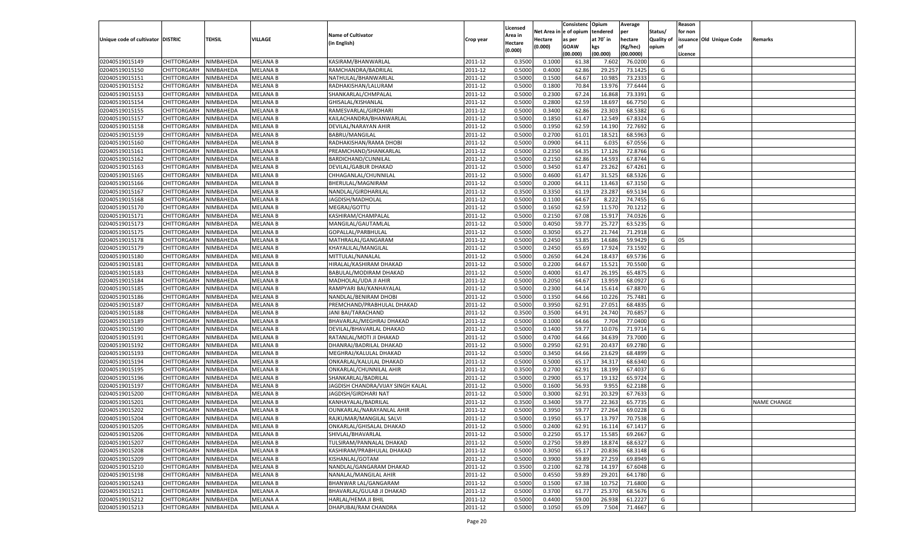| Unique code of cultivator | DISTRIC | TEHSIL | VILLAGE | Name of Cultivator (in English) | Crop year | Licensed Area in Hectare (0.000) | Net Area in Hectare (0.000) | Consistence of opium as per GOAW (00.000) | Opium tendered at 70° in kgs (00.000) | Average per (Kg/hec) (00.0000) | Status/ Quality of opium | Reason for non issuance of Licence | Old Unique Code | Remarks |
|---|---|---|---|---|---|---|---|---|---|---|---|---|---|---|
| 02040519015149 | CHITTORGARH | NIMBAHEDA | MELANA B | KASIRAM/BHANWARLAL | 2011-12 | 0.3500 | 0.1000 | 61.38 | 7.602 | 76.0200 | G | | | |
| 02040519015150 | CHITTORGARH | NIMBAHEDA | MELANA B | RAMCHANDRA/BADRILAL | 2011-12 | 0.5000 | 0.4000 | 62.86 | 29.257 | 73.1425 | G | | | |
| 02040519015151 | CHITTORGARH | NIMBAHEDA | MELANA B | NATHULAL/BHANWARLAL | 2011-12 | 0.5000 | 0.1500 | 64.67 | 10.985 | 73.2333 | G | | | |
| 02040519015152 | CHITTORGARH | NIMBAHEDA | MELANA B | RADHAKISHAN/LALURAM | 2011-12 | 0.5000 | 0.1800 | 70.84 | 13.976 | 77.6444 | G | | | |
| 02040519015153 | CHITTORGARH | NIMBAHEDA | MELANA B | SHANKARLAL/CHMPALAL | 2011-12 | 0.5000 | 0.2300 | 67.24 | 16.868 | 73.3391 | G | | | |
| 02040519015154 | CHITTORGARH | NIMBAHEDA | MELANA B | GHISALAL/KISHANLAL | 2011-12 | 0.5000 | 0.2800 | 62.59 | 18.697 | 66.7750 | G | | | |
| 02040519015155 | CHITTORGARH | NIMBAHEDA | MELANA B | RAMESVARLAL/GIRDHARI | 2011-12 | 0.5000 | 0.3400 | 62.86 | 23.303 | 68.5382 | G | | | |
| 02040519015157 | CHITTORGARH | NIMBAHEDA | MELANA B | KAILACHANDRA/BHANWARLAL | 2011-12 | 0.5000 | 0.1850 | 61.47 | 12.549 | 67.8324 | G | | | |
| 02040519015158 | CHITTORGARH | NIMBAHEDA | MELANA B | DEVILAL/NARAYAN AHIR | 2011-12 | 0.5000 | 0.1950 | 62.59 | 14.190 | 72.7692 | G | | | |
| 02040519015159 | CHITTORGARH | NIMBAHEDA | MELANA B | BABRU/MANGILAL | 2011-12 | 0.5000 | 0.2700 | 61.01 | 18.521 | 68.5963 | G | | | |
| 02040519015160 | CHITTORGARH | NIMBAHEDA | MELANA B | RADHAKISHAN/RAMA DHOBI | 2011-12 | 0.5000 | 0.0900 | 64.11 | 6.035 | 67.0556 | G | | | |
| 02040519015161 | CHITTORGARH | NIMBAHEDA | MELANA B | PREAMCHAND/SHANKARLAL | 2011-12 | 0.5000 | 0.2350 | 64.35 | 17.126 | 72.8766 | G | | | |
| 02040519015162 | CHITTORGARH | NIMBAHEDA | MELANA B | BARDICHAND/CUNNILAL | 2011-12 | 0.5000 | 0.2150 | 62.86 | 14.593 | 67.8744 | G | | | |
| 02040519015163 | CHITTORGARH | NIMBAHEDA | MELANA B | DEVILAL/GABUR DHAKAD | 2011-12 | 0.5000 | 0.3450 | 61.47 | 23.262 | 67.4261 | G | | | |
| 02040519015165 | CHITTORGARH | NIMBAHEDA | MELANA B | CHHAGANLAL/CHUNNILAL | 2011-12 | 0.5000 | 0.4600 | 61.47 | 31.525 | 68.5326 | G | | | |
| 02040519015166 | CHITTORGARH | NIMBAHEDA | MELANA B | BHERULAL/MAGNIRAM | 2011-12 | 0.5000 | 0.2000 | 64.11 | 13.463 | 67.3150 | G | | | |
| 02040519015167 | CHITTORGARH | NIMBAHEDA | MELANA B | NANDLAL/GIRDHARILAL | 2011-12 | 0.3500 | 0.3350 | 61.19 | 23.287 | 69.5134 | G | | | |
| 02040519015168 | CHITTORGARH | NIMBAHEDA | MELANA B | JAGDISH/MADHOLAL | 2011-12 | 0.5000 | 0.1100 | 64.67 | 8.222 | 74.7455 | G | | | |
| 02040519015170 | CHITTORGARH | NIMBAHEDA | MELANA B | MEGRAJ/GOTTU | 2011-12 | 0.5000 | 0.1650 | 62.59 | 11.570 | 70.1212 | G | | | |
| 02040519015171 | CHITTORGARH | NIMBAHEDA | MELANA B | KASHIRAM/CHAMPALAL | 2011-12 | 0.5000 | 0.2150 | 67.08 | 15.917 | 74.0326 | G | | | |
| 02040519015173 | CHITTORGARH | NIMBAHEDA | MELANA B | MANGILAL/GAUTAMLAL | 2011-12 | 0.5000 | 0.4050 | 59.77 | 25.727 | 63.5235 | G | | | |
| 02040519015175 | CHITTORGARH | NIMBAHEDA | MELANA B | GOPALLAL/PARBHULAL | 2011-12 | 0.5000 | 0.3050 | 65.27 | 21.744 | 71.2918 | G | | | |
| 02040519015178 | CHITTORGARH | NIMBAHEDA | MELANA B | MATHRALAL/GANGARAM | 2011-12 | 0.5000 | 0.2450 | 53.85 | 14.686 | 59.9429 | G | 05 | | |
| 02040519015179 | CHITTORGARH | NIMBAHEDA | MELANA B | KHAYALILAL/MANGILAL | 2011-12 | 0.5000 | 0.2450 | 65.69 | 17.924 | 73.1592 | G | | | |
| 02040519015180 | CHITTORGARH | NIMBAHEDA | MELANA B | MITTULAL/NANALAL | 2011-12 | 0.5000 | 0.2650 | 64.24 | 18.437 | 69.5736 | G | | | |
| 02040519015181 | CHITTORGARH | NIMBAHEDA | MELANA B | HIRALAL/KASHIRAM DHAKAD | 2011-12 | 0.5000 | 0.2200 | 64.67 | 15.521 | 70.5500 | G | | | |
| 02040519015183 | CHITTORGARH | NIMBAHEDA | MELANA B | BABULAL/MODIRAM DHAKAD | 2011-12 | 0.5000 | 0.4000 | 61.47 | 26.195 | 65.4875 | G | | | |
| 02040519015184 | CHITTORGARH | NIMBAHEDA | MELANA B | MADHOLAL/UDA JI AHIR | 2011-12 | 0.5000 | 0.2050 | 64.67 | 13.959 | 68.0927 | G | | | |
| 02040519015185 | CHITTORGARH | NIMBAHEDA | MELANA B | RAMPYARI BAI/KANHAYALAL | 2011-12 | 0.5000 | 0.2300 | 64.14 | 15.614 | 67.8870 | G | | | |
| 02040519015186 | CHITTORGARH | NIMBAHEDA | MELANA B | NANDLAL/BENIRAM DHOBI | 2011-12 | 0.5000 | 0.1350 | 64.66 | 10.226 | 75.7481 | G | | | |
| 02040519015187 | CHITTORGARH | NIMBAHEDA | MELANA B | PREMCHAND/PRABHULAL DHAKAD | 2011-12 | 0.5000 | 0.3950 | 62.91 | 27.051 | 68.4835 | G | | | |
| 02040519015188 | CHITTORGARH | NIMBAHEDA | MELANA B | JANI BAI/TARACHAND | 2011-12 | 0.3500 | 0.3500 | 64.91 | 24.740 | 70.6857 | G | | | |
| 02040519015189 | CHITTORGARH | NIMBAHEDA | MELANA B | BHAVARLAL/MEGHRAJ DHAKAD | 2011-12 | 0.5000 | 0.1000 | 64.66 | 7.704 | 77.0400 | G | | | |
| 02040519015190 | CHITTORGARH | NIMBAHEDA | MELANA B | DEVILAL/BHAVARLAL DHAKAD | 2011-12 | 0.5000 | 0.1400 | 59.77 | 10.076 | 71.9714 | G | | | |
| 02040519015191 | CHITTORGARH | NIMBAHEDA | MELANA B | RATANLAL/MOTI JI DHAKAD | 2011-12 | 0.5000 | 0.4700 | 64.66 | 34.639 | 73.7000 | G | | | |
| 02040519015192 | CHITTORGARH | NIMBAHEDA | MELANA B | DHANRAJ/BADRILAL DHAKAD | 2011-12 | 0.5000 | 0.2950 | 62.91 | 20.437 | 69.2780 | G | | | |
| 02040519015193 | CHITTORGARH | NIMBAHEDA | MELANA B | MEGHRAJ/KALULAL DHAKAD | 2011-12 | 0.5000 | 0.3450 | 64.66 | 23.629 | 68.4899 | G | | | |
| 02040519015194 | CHITTORGARH | NIMBAHEDA | MELANA B | ONKARLAL/KALULAL DHAKAD | 2011-12 | 0.5000 | 0.5000 | 65.17 | 34.317 | 68.6340 | G | | | |
| 02040519015195 | CHITTORGARH | NIMBAHEDA | MELANA B | ONKARLAL/CHUNNILAL AHIR | 2011-12 | 0.3500 | 0.2700 | 62.91 | 18.199 | 67.4037 | G | | | |
| 02040519015196 | CHITTORGARH | NIMBAHEDA | MELANA B | SHANKARLAL/BADRILAL | 2011-12 | 0.5000 | 0.2900 | 65.17 | 19.132 | 65.9724 | G | | | |
| 02040519015197 | CHITTORGARH | NIMBAHEDA | MELANA B | JAGDISH CHANDRA/VIJAY SINGH KALAL | 2011-12 | 0.5000 | 0.1600 | 56.93 | 9.955 | 62.2188 | G | | | |
| 02040519015200 | CHITTORGARH | NIMBAHEDA | MELANA B | JAGDISH/GIRDHARI NAT | 2011-12 | 0.5000 | 0.3000 | 62.91 | 20.329 | 67.7633 | G | | | |
| 02040519015201 | CHITTORGARH | NIMBAHEDA | MELANA B | KANHAYALAL/BADRILAL | 2011-12 | 0.3500 | 0.3400 | 59.77 | 22.363 | 65.7735 | G | | | NAME CHANGE |
| 02040519015202 | CHITTORGARH | NIMBAHEDA | MELANA B | OUNKARLAL/NARAYANLAL AHIR | 2011-12 | 0.5000 | 0.3950 | 59.77 | 27.264 | 69.0228 | G | | | |
| 02040519015204 | CHITTORGARH | NIMBAHEDA | MELANA B | RAJKUMAR/MANGILAL SALVI | 2011-12 | 0.5000 | 0.1950 | 65.17 | 13.797 | 70.7538 | G | | | |
| 02040519015205 | CHITTORGARH | NIMBAHEDA | MELANA B | ONKARLAL/GHISALAL DHAKAD | 2011-12 | 0.5000 | 0.2400 | 62.91 | 16.114 | 67.1417 | G | | | |
| 02040519015206 | CHITTORGARH | NIMBAHEDA | MELANA B | SHIVLAL/BHAVARLAL | 2011-12 | 0.5000 | 0.2250 | 65.17 | 15.585 | 69.2667 | G | | | |
| 02040519015207 | CHITTORGARH | NIMBAHEDA | MELANA B | TULSIRAM/PANNALAL DHAKAD | 2011-12 | 0.5000 | 0.2750 | 59.89 | 18.874 | 68.6327 | G | | | |
| 02040519015208 | CHITTORGARH | NIMBAHEDA | MELANA B | KASHIRAM/PRABHULAL DHAKAD | 2011-12 | 0.5000 | 0.3050 | 65.17 | 20.836 | 68.3148 | G | | | |
| 02040519015209 | CHITTORGARH | NIMBAHEDA | MELANA B | KISHANLAL/GOTAM | 2011-12 | 0.5000 | 0.3900 | 59.89 | 27.259 | 69.8949 | G | | | |
| 02040519015210 | CHITTORGARH | NIMBAHEDA | MELANA B | NANDLAL/GANGARAM DHAKAD | 2011-12 | 0.3500 | 0.2100 | 62.78 | 14.197 | 67.6048 | G | | | |
| 02040519015198 | CHITTORGARH | NIMBAHEDA | MELANA B | NANALAL/MANGILAL AHIR | 2011-12 | 0.5000 | 0.4550 | 59.89 | 29.201 | 64.1780 | G | | | |
| 02040519015243 | CHITTORGARH | NIMBAHEDA | MELANA B | BHANWAR LAL/GANGARAM | 2011-12 | 0.5000 | 0.1500 | 67.38 | 10.752 | 71.6800 | G | | | |
| 02040519015211 | CHITTORGARH | NIMBAHEDA | MELANA A | BHAVARLAL/GULAB JI DHAKAD | 2011-12 | 0.5000 | 0.3700 | 61.77 | 25.370 | 68.5676 | G | | | |
| 02040519015212 | CHITTORGARH | NIMBAHEDA | MELANA A | HARLAL/HEMA JI BHIL | 2011-12 | 0.5000 | 0.4400 | 59.00 | 26.938 | 61.2227 | G | | | |
| 02040519015213 | CHITTORGARH | NIMBAHEDA | MELANA A | DHAPUBAI/RAM CHANDRA | 2011-12 | 0.5000 | 0.1050 | 65.09 | 7.504 | 71.4667 | G | | | |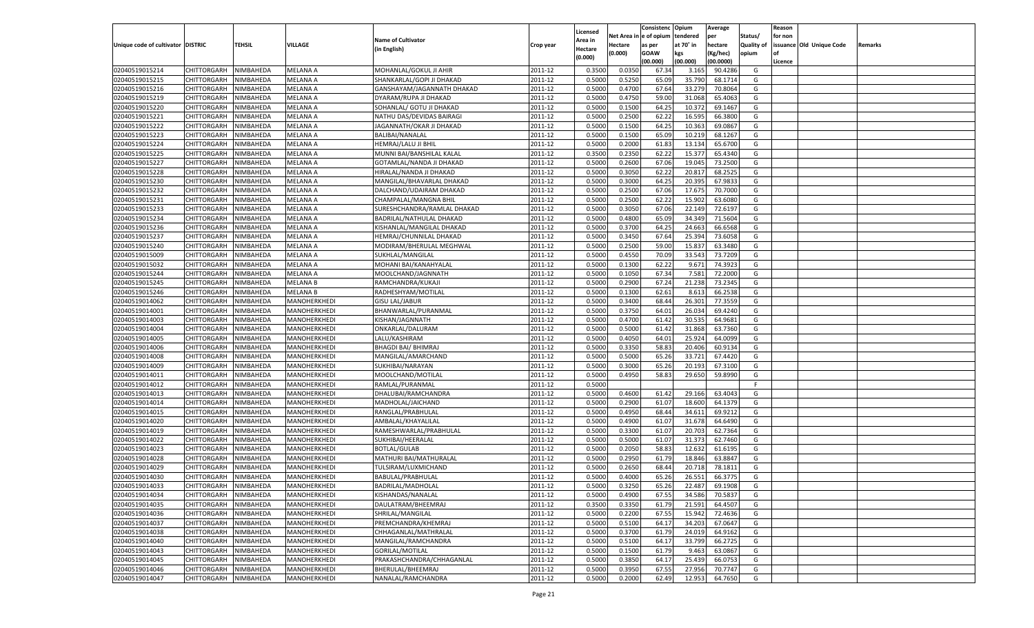| Unique code of cultivator | DISTRIC | TEHSIL | VILLAGE | Name of Cultivator (in English) | Crop year | Licensed Area in Hectare (0.000) | Net Area in Hectare (0.000) | Consistence of opium as per GOAW (00.000) | Opium tendered at 70° in kgs (00.000) | Average per hectare (Kg/hec) (00.0000) | Status/ Quality of opium | Reason for non issuance of Licence | Old Unique Code | Remarks |
|---|---|---|---|---|---|---|---|---|---|---|---|---|---|---|
| 02040519015214 | CHITTORGARH | NIMBAHEDA | MELANA A | MOHANLAL/GOKUL JI AHIR | 2011-12 | 0.3500 | 0.0350 | 67.34 | 3.165 | 90.4286 | G | | | |
| 02040519015215 | CHITTORGARH | NIMBAHEDA | MELANA A | SHANKARLAL/GOPI JI DHAKAD | 2011-12 | 0.5000 | 0.5250 | 65.09 | 35.790 | 68.1714 | G | | | |
| 02040519015216 | CHITTORGARH | NIMBAHEDA | MELANA A | GANSHAYAM/JAGANNATH DHAKAD | 2011-12 | 0.5000 | 0.4700 | 67.64 | 33.279 | 70.8064 | G | | | |
| 02040519015219 | CHITTORGARH | NIMBAHEDA | MELANA A | DYARAM/RUPA JI DHAKAD | 2011-12 | 0.5000 | 0.4750 | 59.00 | 31.068 | 65.4063 | G | | | |
| 02040519015220 | CHITTORGARH | NIMBAHEDA | MELANA A | SOHANLAL/ GOTU JI DHAKAD | 2011-12 | 0.5000 | 0.1500 | 64.25 | 10.372 | 69.1467 | G | | | |
| 02040519015221 | CHITTORGARH | NIMBAHEDA | MELANA A | NATHU DAS/DEVIDAS BAIRAGI | 2011-12 | 0.5000 | 0.2500 | 62.22 | 16.595 | 66.3800 | G | | | |
| 02040519015222 | CHITTORGARH | NIMBAHEDA | MELANA A | JAGANNATH/OKAR JI DHAKAD | 2011-12 | 0.5000 | 0.1500 | 64.25 | 10.363 | 69.0867 | G | | | |
| 02040519015223 | CHITTORGARH | NIMBAHEDA | MELANA A | BALIBAI/NANALAL | 2011-12 | 0.5000 | 0.1500 | 65.09 | 10.219 | 68.1267 | G | | | |
| 02040519015224 | CHITTORGARH | NIMBAHEDA | MELANA A | HEMRAJ/LALU JI BHIL | 2011-12 | 0.5000 | 0.2000 | 61.83 | 13.134 | 65.6700 | G | | | |
| 02040519015225 | CHITTORGARH | NIMBAHEDA | MELANA A | MUNNI BAI/BANSHILAL KALAL | 2011-12 | 0.3500 | 0.2350 | 62.22 | 15.377 | 65.4340 | G | | | |
| 02040519015227 | CHITTORGARH | NIMBAHEDA | MELANA A | GOTAMLAL/NANDA JI DHAKAD | 2011-12 | 0.5000 | 0.2600 | 67.06 | 19.045 | 73.2500 | G | | | |
| 02040519015228 | CHITTORGARH | NIMBAHEDA | MELANA A | HIRALAL/NANDA JI DHAKAD | 2011-12 | 0.5000 | 0.3050 | 62.22 | 20.817 | 68.2525 | G | | | |
| 02040519015230 | CHITTORGARH | NIMBAHEDA | MELANA A | MANGILAL/BHAVARLAL DHAKAD | 2011-12 | 0.5000 | 0.3000 | 64.25 | 20.395 | 67.9833 | G | | | |
| 02040519015232 | CHITTORGARH | NIMBAHEDA | MELANA A | DALCHAND/UDAIRAM DHAKAD | 2011-12 | 0.5000 | 0.2500 | 67.06 | 17.675 | 70.7000 | G | | | |
| 02040519015231 | CHITTORGARH | NIMBAHEDA | MELANA A | CHAMPALAL/MANGNA BHIL | 2011-12 | 0.5000 | 0.2500 | 62.22 | 15.902 | 63.6080 | G | | | |
| 02040519015233 | CHITTORGARH | NIMBAHEDA | MELANA A | SURESHCHANDRA/RAMLAL DHAKAD | 2011-12 | 0.5000 | 0.3050 | 67.06 | 22.149 | 72.6197 | G | | | |
| 02040519015234 | CHITTORGARH | NIMBAHEDA | MELANA A | BADRILAL/NATHULAL DHAKAD | 2011-12 | 0.5000 | 0.4800 | 65.09 | 34.349 | 71.5604 | G | | | |
| 02040519015236 | CHITTORGARH | NIMBAHEDA | MELANA A | KISHANLAL/MANGILAL DHAKAD | 2011-12 | 0.5000 | 0.3700 | 64.25 | 24.663 | 66.6568 | G | | | |
| 02040519015237 | CHITTORGARH | NIMBAHEDA | MELANA A | HEMRAJ/CHUNNILAL DHAKAD | 2011-12 | 0.5000 | 0.3450 | 67.64 | 25.394 | 73.6058 | G | | | |
| 02040519015240 | CHITTORGARH | NIMBAHEDA | MELANA A | MODIRAM/BHERULAL MEGHWAL | 2011-12 | 0.5000 | 0.2500 | 59.00 | 15.837 | 63.3480 | G | | | |
| 02040519015009 | CHITTORGARH | NIMBAHEDA | MELANA A | SUKHLAL/MANGILAL | 2011-12 | 0.5000 | 0.4550 | 70.09 | 33.543 | 73.7209 | G | | | |
| 02040519015032 | CHITTORGARH | NIMBAHEDA | MELANA A | MOHANI BAI/KANAHYALAL | 2011-12 | 0.5000 | 0.1300 | 62.22 | 9.671 | 74.3923 | G | | | |
| 02040519015244 | CHITTORGARH | NIMBAHEDA | MELANA A | MOOLCHAND/JAGNNATH | 2011-12 | 0.5000 | 0.1050 | 67.34 | 7.581 | 72.2000 | G | | | |
| 02040519015245 | CHITTORGARH | NIMBAHEDA | MELANA B | RAMCHANDRA/KUKAJI | 2011-12 | 0.5000 | 0.2900 | 67.24 | 21.238 | 73.2345 | G | | | |
| 02040519015246 | CHITTORGARH | NIMBAHEDA | MELANA B | RADHESHYAM/MOTILAL | 2011-12 | 0.5000 | 0.1300 | 62.61 | 8.613 | 66.2538 | G | | | |
| 02040519014062 | CHITTORGARH | NIMBAHEDA | MANOHERKHEDI | GISU LAL/JABUR | 2011-12 | 0.5000 | 0.3400 | 68.44 | 26.301 | 77.3559 | G | | | |
| 02040519014001 | CHITTORGARH | NIMBAHEDA | MANOHERKHEDI | BHANWARLAL/PURANMAL | 2011-12 | 0.5000 | 0.3750 | 64.01 | 26.034 | 69.4240 | G | | | |
| 02040519014003 | CHITTORGARH | NIMBAHEDA | MANOHERKHEDI | KISHAN/JAGNNATH | 2011-12 | 0.5000 | 0.4700 | 61.42 | 30.535 | 64.9681 | G | | | |
| 02040519014004 | CHITTORGARH | NIMBAHEDA | MANOHERKHEDI | ONKARLAL/DALURAM | 2011-12 | 0.5000 | 0.5000 | 61.42 | 31.868 | 63.7360 | G | | | |
| 02040519014005 | CHITTORGARH | NIMBAHEDA | MANOHERKHEDI | LALU/KASHIRAM | 2011-12 | 0.5000 | 0.4050 | 64.01 | 25.924 | 64.0099 | G | | | |
| 02040519014006 | CHITTORGARH | NIMBAHEDA | MANOHERKHEDI | BHAGDI BAI/ BHIMRAJ | 2011-12 | 0.5000 | 0.3350 | 58.83 | 20.406 | 60.9134 | G | | | |
| 02040519014008 | CHITTORGARH | NIMBAHEDA | MANOHERKHEDI | MANGILAL/AMARCHAND | 2011-12 | 0.5000 | 0.5000 | 65.26 | 33.721 | 67.4420 | G | | | |
| 02040519014009 | CHITTORGARH | NIMBAHEDA | MANOHERKHEDI | SUKHIBAI/NARAYAN | 2011-12 | 0.5000 | 0.3000 | 65.26 | 20.193 | 67.3100 | G | | | |
| 02040519014011 | CHITTORGARH | NIMBAHEDA | MANOHERKHEDI | MOOLCHAND/MOTILAL | 2011-12 | 0.5000 | 0.4950 | 58.83 | 29.650 | 59.8990 | G | | | |
| 02040519014012 | CHITTORGARH | NIMBAHEDA | MANOHERKHEDI | RAMLAL/PURANMAL | 2011-12 | 0.5000 | | | | | F | | | |
| 02040519014013 | CHITTORGARH | NIMBAHEDA | MANOHERKHEDI | DHALUBAI/RAMCHANDRA | 2011-12 | 0.5000 | 0.4600 | 61.42 | 29.166 | 63.4043 | G | | | |
| 02040519014014 | CHITTORGARH | NIMBAHEDA | MANOHERKHEDI | MADHOLAL/JAICHAND | 2011-12 | 0.5000 | 0.2900 | 61.07 | 18.600 | 64.1379 | G | | | |
| 02040519014015 | CHITTORGARH | NIMBAHEDA | MANOHERKHEDI | RANGLAL/PRABHULAL | 2011-12 | 0.5000 | 0.4950 | 68.44 | 34.611 | 69.9212 | G | | | |
| 02040519014020 | CHITTORGARH | NIMBAHEDA | MANOHERKHEDI | AMBALAL/KHAYALILAL | 2011-12 | 0.5000 | 0.4900 | 61.07 | 31.678 | 64.6490 | G | | | |
| 02040519014019 | CHITTORGARH | NIMBAHEDA | MANOHERKHEDI | RAMESHWARLAL/PRABHULAL | 2011-12 | 0.5000 | 0.3300 | 61.07 | 20.703 | 62.7364 | G | | | |
| 02040519014022 | CHITTORGARH | NIMBAHEDA | MANOHERKHEDI | SUKHIBAI/HEERALAL | 2011-12 | 0.5000 | 0.5000 | 61.07 | 31.373 | 62.7460 | G | | | |
| 02040519014023 | CHITTORGARH | NIMBAHEDA | MANOHERKHEDI | BOTLAL/GULAB | 2011-12 | 0.5000 | 0.2050 | 58.83 | 12.632 | 61.6195 | G | | | |
| 02040519014028 | CHITTORGARH | NIMBAHEDA | MANOHERKHEDI | MATHURI BAI/MATHURALAL | 2011-12 | 0.5000 | 0.2950 | 61.79 | 18.846 | 63.8847 | G | | | |
| 02040519014029 | CHITTORGARH | NIMBAHEDA | MANOHERKHEDI | TULSIRAM/LUXMICHAND | 2011-12 | 0.5000 | 0.2650 | 68.44 | 20.718 | 78.1811 | G | | | |
| 02040519014030 | CHITTORGARH | NIMBAHEDA | MANOHERKHEDI | BABULAL/PRABHULAL | 2011-12 | 0.5000 | 0.4000 | 65.26 | 26.551 | 66.3775 | G | | | |
| 02040519014033 | CHITTORGARH | NIMBAHEDA | MANOHERKHEDI | BADRILAL/MADHOLAL | 2011-12 | 0.5000 | 0.3250 | 65.26 | 22.487 | 69.1908 | G | | | |
| 02040519014034 | CHITTORGARH | NIMBAHEDA | MANOHERKHEDI | KISHANDAS/NANALAL | 2011-12 | 0.5000 | 0.4900 | 67.55 | 34.586 | 70.5837 | G | | | |
| 02040519014035 | CHITTORGARH | NIMBAHEDA | MANOHERKHEDI | DAULATRAM/BHEEMRAJ | 2011-12 | 0.3500 | 0.3350 | 61.79 | 21.591 | 64.4507 | G | | | |
| 02040519014036 | CHITTORGARH | NIMBAHEDA | MANOHERKHEDI | SHRILAL/MANGILAL | 2011-12 | 0.5000 | 0.2200 | 67.55 | 15.942 | 72.4636 | G | | | |
| 02040519014037 | CHITTORGARH | NIMBAHEDA | MANOHERKHEDI | PREMCHANDRA/KHEMRAJ | 2011-12 | 0.5000 | 0.5100 | 64.17 | 34.203 | 67.0647 | G | | | |
| 02040519014038 | CHITTORGARH | NIMBAHEDA | MANOHERKHEDI | CHHAGANLAL/MATHRALAL | 2011-12 | 0.5000 | 0.3700 | 61.79 | 24.019 | 64.9162 | G | | | |
| 02040519014040 | CHITTORGARH | NIMBAHEDA | MANOHERKHEDI | MANGILAL/RAMCHANDRA | 2011-12 | 0.5000 | 0.5100 | 64.17 | 33.799 | 66.2725 | G | | | |
| 02040519014043 | CHITTORGARH | NIMBAHEDA | MANOHERKHEDI | GORILAL/MOTILAL | 2011-12 | 0.5000 | 0.1500 | 61.79 | 9.463 | 63.0867 | G | | | |
| 02040519014045 | CHITTORGARH | NIMBAHEDA | MANOHERKHEDI | PRAKASHCHANDRA/CHHAGANLAL | 2011-12 | 0.5000 | 0.3850 | 64.17 | 25.439 | 66.0753 | G | | | |
| 02040519014046 | CHITTORGARH | NIMBAHEDA | MANOHERKHEDI | BHERULAL/BHEEMRAJ | 2011-12 | 0.5000 | 0.3950 | 67.55 | 27.956 | 70.7747 | G | | | |
| 02040519014047 | CHITTORGARH | NIMBAHEDA | MANOHERKHEDI | NANALAL/RAMCHANDRA | 2011-12 | 0.5000 | 0.2000 | 62.49 | 12.953 | 64.7650 | G | | | |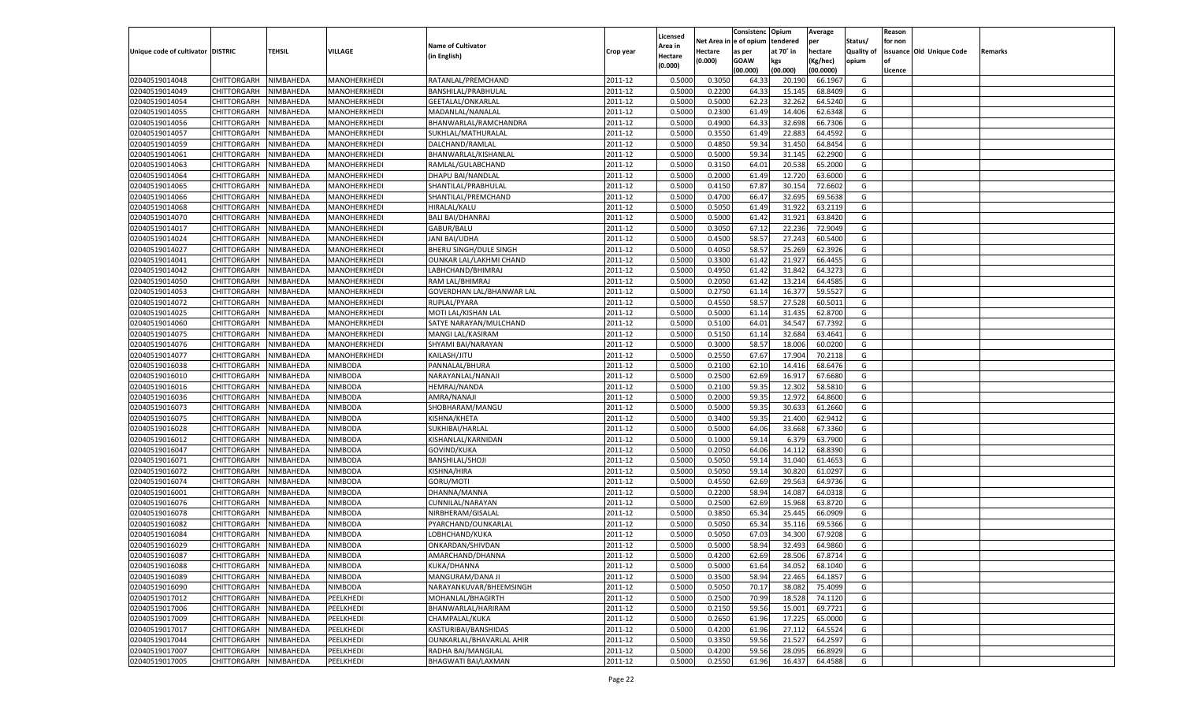| Unique code of cultivator | DISTRIC | TEHSIL | VILLAGE | Name of Cultivator (in English) | Crop year | Licensed Area in Hectare (0.000) | Net Area in Hectare (0.000) | Consistenc e of opium as per GOAW (00.000) | Opium tendered at 70˚ in kgs (00.000) | Average per hectare (Kg/hec) (00.0000) | Status/ Quality of opium | Reason for non issuance of Licence | Old Unique Code | Remarks |
|---|---|---|---|---|---|---|---|---|---|---|---|---|---|---|
| 02040519014048 | CHITTORGARH | NIMBAHEDA | MANOHERKHEDI | RATANLAL/PREMCHAND | 2011-12 | 0.5000 | 0.3050 | 64.33 | 20.190 | 66.1967 | G | | | |
| 02040519014049 | CHITTORGARH | NIMBAHEDA | MANOHERKHEDI | BANSHILAL/PRABHULAL | 2011-12 | 0.5000 | 0.2200 | 64.33 | 15.145 | 68.8409 | G | | | |
| 02040519014054 | CHITTORGARH | NIMBAHEDA | MANOHERKHEDI | GEETALAL/ONKARLAL | 2011-12 | 0.5000 | 0.5000 | 62.23 | 32.262 | 64.5240 | G | | | |
| 02040519014055 | CHITTORGARH | NIMBAHEDA | MANOHERKHEDI | MADANLAL/NANALAL | 2011-12 | 0.5000 | 0.2300 | 61.49 | 14.406 | 62.6348 | G | | | |
| 02040519014056 | CHITTORGARH | NIMBAHEDA | MANOHERKHEDI | BHANWARLAL/RAMCHANDRA | 2011-12 | 0.5000 | 0.4900 | 64.33 | 32.698 | 66.7306 | G | | | |
| 02040519014057 | CHITTORGARH | NIMBAHEDA | MANOHERKHEDI | SUKHLAL/MATHURALAL | 2011-12 | 0.5000 | 0.3550 | 61.49 | 22.883 | 64.4592 | G | | | |
| 02040519014059 | CHITTORGARH | NIMBAHEDA | MANOHERKHEDI | DALCHAND/RAMLAL | 2011-12 | 0.5000 | 0.4850 | 59.34 | 31.450 | 64.8454 | G | | | |
| 02040519014061 | CHITTORGARH | NIMBAHEDA | MANOHERKHEDI | BHANWARLAL/KISHANLAL | 2011-12 | 0.5000 | 0.5000 | 59.34 | 31.145 | 62.2900 | G | | | |
| 02040519014063 | CHITTORGARH | NIMBAHEDA | MANOHERKHEDI | RAMLAL/GULABCHAND | 2011-12 | 0.5000 | 0.3150 | 64.01 | 20.538 | 65.2000 | G | | | |
| 02040519014064 | CHITTORGARH | NIMBAHEDA | MANOHERKHEDI | DHAPU BAI/NANDLAL | 2011-12 | 0.5000 | 0.2000 | 61.49 | 12.720 | 63.6000 | G | | | |
| 02040519014065 | CHITTORGARH | NIMBAHEDA | MANOHERKHEDI | SHANTILAL/PRABHULAL | 2011-12 | 0.5000 | 0.4150 | 67.87 | 30.154 | 72.6602 | G | | | |
| 02040519014066 | CHITTORGARH | NIMBAHEDA | MANOHERKHEDI | SHANTILAL/PREMCHAND | 2011-12 | 0.5000 | 0.4700 | 66.47 | 32.695 | 69.5638 | G | | | |
| 02040519014068 | CHITTORGARH | NIMBAHEDA | MANOHERKHEDI | HIRALAL/KALU | 2011-12 | 0.5000 | 0.5050 | 61.49 | 31.922 | 63.2119 | G | | | |
| 02040519014070 | CHITTORGARH | NIMBAHEDA | MANOHERKHEDI | BALI BAI/DHANRAJ | 2011-12 | 0.5000 | 0.5000 | 61.42 | 31.921 | 63.8420 | G | | | |
| 02040519014017 | CHITTORGARH | NIMBAHEDA | MANOHERKHEDI | GABUR/BALU | 2011-12 | 0.5000 | 0.3050 | 67.12 | 22.236 | 72.9049 | G | | | |
| 02040519014024 | CHITTORGARH | NIMBAHEDA | MANOHERKHEDI | JANI BAI/UDHA | 2011-12 | 0.5000 | 0.4500 | 58.57 | 27.243 | 60.5400 | G | | | |
| 02040519014027 | CHITTORGARH | NIMBAHEDA | MANOHERKHEDI | BHERU SINGH/DULE SINGH | 2011-12 | 0.5000 | 0.4050 | 58.57 | 25.269 | 62.3926 | G | | | |
| 02040519014041 | CHITTORGARH | NIMBAHEDA | MANOHERKHEDI | OUNKAR LAL/LAKHMI CHAND | 2011-12 | 0.5000 | 0.3300 | 61.42 | 21.927 | 66.4455 | G | | | |
| 02040519014042 | CHITTORGARH | NIMBAHEDA | MANOHERKHEDI | LABHCHAND/BHIMRAJ | 2011-12 | 0.5000 | 0.4950 | 61.42 | 31.842 | 64.3273 | G | | | |
| 02040519014050 | CHITTORGARH | NIMBAHEDA | MANOHERKHEDI | RAM LAL/BHIMRAJ | 2011-12 | 0.5000 | 0.2050 | 61.42 | 13.214 | 64.4585 | G | | | |
| 02040519014053 | CHITTORGARH | NIMBAHEDA | MANOHERKHEDI | GOVERDHAN LAL/BHANWAR LAL | 2011-12 | 0.5000 | 0.2750 | 61.14 | 16.377 | 59.5527 | G | | | |
| 02040519014072 | CHITTORGARH | NIMBAHEDA | MANOHERKHEDI | RUPLAL/PYARA | 2011-12 | 0.5000 | 0.4550 | 58.57 | 27.528 | 60.5011 | G | | | |
| 02040519014025 | CHITTORGARH | NIMBAHEDA | MANOHERKHEDI | MOTI LAL/KISHAN LAL | 2011-12 | 0.5000 | 0.5000 | 61.14 | 31.435 | 62.8700 | G | | | |
| 02040519014060 | CHITTORGARH | NIMBAHEDA | MANOHERKHEDI | SATYE NARAYAN/MULCHAND | 2011-12 | 0.5000 | 0.5100 | 64.01 | 34.547 | 67.7392 | G | | | |
| 02040519014075 | CHITTORGARH | NIMBAHEDA | MANOHERKHEDI | MANGI LAL/KASIRAM | 2011-12 | 0.5000 | 0.5150 | 61.14 | 32.684 | 63.4641 | G | | | |
| 02040519014076 | CHITTORGARH | NIMBAHEDA | MANOHERKHEDI | SHYAMI BAI/NARAYAN | 2011-12 | 0.5000 | 0.3000 | 58.57 | 18.006 | 60.0200 | G | | | |
| 02040519014077 | CHITTORGARH | NIMBAHEDA | MANOHERKHEDI | KAILASH/JITU | 2011-12 | 0.5000 | 0.2550 | 67.67 | 17.904 | 70.2118 | G | | | |
| 02040519016038 | CHITTORGARH | NIMBAHEDA | NIMBODA | PANNALAL/BHURA | 2011-12 | 0.5000 | 0.2100 | 62.10 | 14.416 | 68.6476 | G | | | |
| 02040519016010 | CHITTORGARH | NIMBAHEDA | NIMBODA | NARAYANLAL/NANAJI | 2011-12 | 0.5000 | 0.2500 | 62.69 | 16.917 | 67.6680 | G | | | |
| 02040519016016 | CHITTORGARH | NIMBAHEDA | NIMBODA | HEMRAJ/NANDA | 2011-12 | 0.5000 | 0.2100 | 59.35 | 12.302 | 58.5810 | G | | | |
| 02040519016036 | CHITTORGARH | NIMBAHEDA | NIMBODA | AMRA/NANAJI | 2011-12 | 0.5000 | 0.2000 | 59.35 | 12.972 | 64.8600 | G | | | |
| 02040519016073 | CHITTORGARH | NIMBAHEDA | NIMBODA | SHOBHARAM/MANGU | 2011-12 | 0.5000 | 0.5000 | 59.35 | 30.633 | 61.2660 | G | | | |
| 02040519016075 | CHITTORGARH | NIMBAHEDA | NIMBODA | KISHNA/KHETA | 2011-12 | 0.5000 | 0.3400 | 59.35 | 21.400 | 62.9412 | G | | | |
| 02040519016028 | CHITTORGARH | NIMBAHEDA | NIMBODA | SUKHIBAI/HARLAL | 2011-12 | 0.5000 | 0.5000 | 64.06 | 33.668 | 67.3360 | G | | | |
| 02040519016012 | CHITTORGARH | NIMBAHEDA | NIMBODA | KISHANLAL/KARNIDAN | 2011-12 | 0.5000 | 0.1000 | 59.14 | 6.379 | 63.7900 | G | | | |
| 02040519016047 | CHITTORGARH | NIMBAHEDA | NIMBODA | GOVIND/KUKA | 2011-12 | 0.5000 | 0.2050 | 64.06 | 14.112 | 68.8390 | G | | | |
| 02040519016071 | CHITTORGARH | NIMBAHEDA | NIMBODA | BANSHILAL/SHOJI | 2011-12 | 0.5000 | 0.5050 | 59.14 | 31.040 | 61.4653 | G | | | |
| 02040519016072 | CHITTORGARH | NIMBAHEDA | NIMBODA | KISHNA/HIRA | 2011-12 | 0.5000 | 0.5050 | 59.14 | 30.820 | 61.0297 | G | | | |
| 02040519016074 | CHITTORGARH | NIMBAHEDA | NIMBODA | GORU/MOTI | 2011-12 | 0.5000 | 0.4550 | 62.69 | 29.563 | 64.9736 | G | | | |
| 02040519016001 | CHITTORGARH | NIMBAHEDA | NIMBODA | DHANNA/MANNA | 2011-12 | 0.5000 | 0.2200 | 58.94 | 14.087 | 64.0318 | G | | | |
| 02040519016076 | CHITTORGARH | NIMBAHEDA | NIMBODA | CUNNILAL/NARAYAN | 2011-12 | 0.5000 | 0.2500 | 62.69 | 15.968 | 63.8720 | G | | | |
| 02040519016078 | CHITTORGARH | NIMBAHEDA | NIMBODA | NIRBHERAM/GISALAL | 2011-12 | 0.5000 | 0.3850 | 65.34 | 25.445 | 66.0909 | G | | | |
| 02040519016082 | CHITTORGARH | NIMBAHEDA | NIMBODA | PYARCHAND/OUNKARLAL | 2011-12 | 0.5000 | 0.5050 | 65.34 | 35.116 | 69.5366 | G | | | |
| 02040519016084 | CHITTORGARH | NIMBAHEDA | NIMBODA | LOBHCHAND/KUKA | 2011-12 | 0.5000 | 0.5050 | 67.03 | 34.300 | 67.9208 | G | | | |
| 02040519016029 | CHITTORGARH | NIMBAHEDA | NIMBODA | ONKARDAN/SHIVDAN | 2011-12 | 0.5000 | 0.5000 | 58.94 | 32.493 | 64.9860 | G | | | |
| 02040519016087 | CHITTORGARH | NIMBAHEDA | NIMBODA | AMARCHAND/DHANNA | 2011-12 | 0.5000 | 0.4200 | 62.69 | 28.506 | 67.8714 | G | | | |
| 02040519016088 | CHITTORGARH | NIMBAHEDA | NIMBODA | KUKA/DHANNA | 2011-12 | 0.5000 | 0.5000 | 61.64 | 34.052 | 68.1040 | G | | | |
| 02040519016089 | CHITTORGARH | NIMBAHEDA | NIMBODA | MANGURAM/DANA JI | 2011-12 | 0.5000 | 0.3500 | 58.94 | 22.465 | 64.1857 | G | | | |
| 02040519016090 | CHITTORGARH | NIMBAHEDA | NIMBODA | NARAYANKUVAR/BHEEMSINGH | 2011-12 | 0.5000 | 0.5050 | 70.17 | 38.082 | 75.4099 | G | | | |
| 02040519017012 | CHITTORGARH | NIMBAHEDA | PEELKHEDI | MOHANLAL/BHAGIRTH | 2011-12 | 0.5000 | 0.2500 | 70.99 | 18.528 | 74.1120 | G | | | |
| 02040519017006 | CHITTORGARH | NIMBAHEDA | PEELKHEDI | BHANWARLAL/HARIRAM | 2011-12 | 0.5000 | 0.2150 | 59.56 | 15.001 | 69.7721 | G | | | |
| 02040519017009 | CHITTORGARH | NIMBAHEDA | PEELKHEDI | CHAMPALAL/KUKA | 2011-12 | 0.5000 | 0.2650 | 61.96 | 17.225 | 65.0000 | G | | | |
| 02040519017017 | CHITTORGARH | NIMBAHEDA | PEELKHEDI | KASTURIBAI/BANSHIDAS | 2011-12 | 0.5000 | 0.4200 | 61.96 | 27.112 | 64.5524 | G | | | |
| 02040519017044 | CHITTORGARH | NIMBAHEDA | PEELKHEDI | OUNKARLAL/BHAVARLAL AHIR | 2011-12 | 0.5000 | 0.3350 | 59.56 | 21.527 | 64.2597 | G | | | |
| 02040519017007 | CHITTORGARH | NIMBAHEDA | PEELKHEDI | RADHA BAI/MANGILAL | 2011-12 | 0.5000 | 0.4200 | 59.56 | 28.095 | 66.8929 | G | | | |
| 02040519017005 | CHITTORGARH | NIMBAHEDA | PEELKHEDI | BHAGWATI BAI/LAXMAN | 2011-12 | 0.5000 | 0.2550 | 61.96 | 16.437 | 64.4588 | G | | | |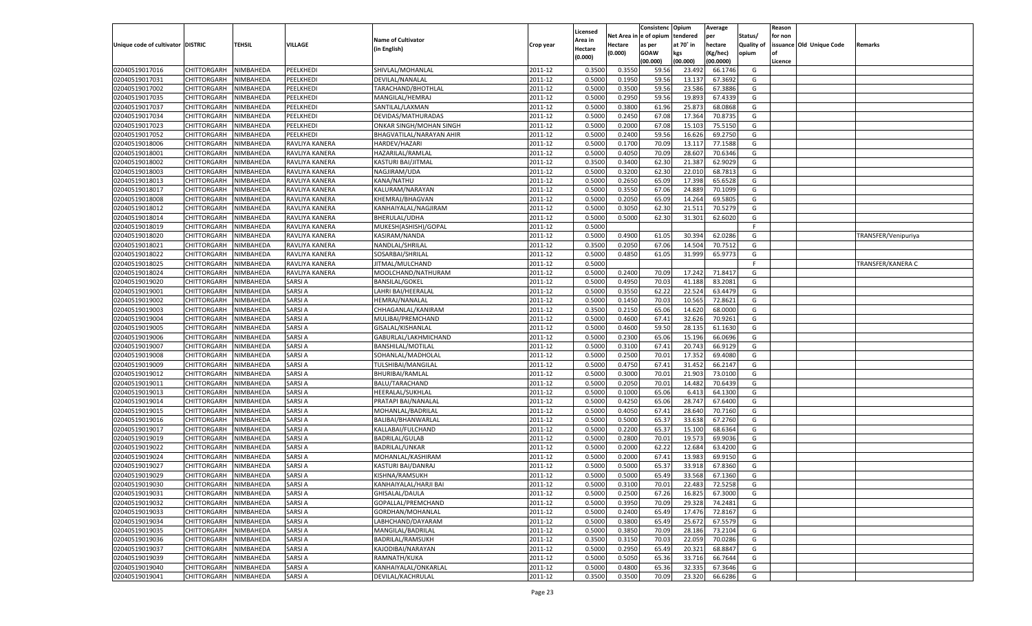| Unique code of cultivator | DISTRIC | TEHSIL | VILLAGE | Name of Cultivator (in English) | Crop year | Licensed Area in Hectare (0.000) | Net Area in Hectare (0.000) | Consistenc e of opium as per GOAW (00.000) | Opium tendered at 70° in kgs (00.000) | Average per hectare (Kg/hec) (00.0000) | Status/ Quality of opium | Reason for non issuance of Licence | Old Unique Code | Remarks |
|---|---|---|---|---|---|---|---|---|---|---|---|---|---|---|
| 02040519017016 | CHITTORGARH | NIMBAHEDA | PEELKHEDI | SHIVLAL/MOHANLAL | 2011-12 | 0.3500 | 0.3550 | 59.56 | 23.492 | 66.1746 | G | | | |
| 02040519017031 | CHITTORGARH | NIMBAHEDA | PEELKHEDI | DEVILAL/NANALAL | 2011-12 | 0.5000 | 0.1950 | 59.56 | 13.137 | 67.3692 | G | | | |
| 02040519017002 | CHITTORGARH | NIMBAHEDA | PEELKHEDI | TARACHAND/BHOTHLAL | 2011-12 | 0.5000 | 0.3500 | 59.56 | 23.586 | 67.3886 | G | | | |
| 02040519017035 | CHITTORGARH | NIMBAHEDA | PEELKHEDI | MANGILAL/HEMRAJ | 2011-12 | 0.5000 | 0.2950 | 59.56 | 19.893 | 67.4339 | G | | | |
| 02040519017037 | CHITTORGARH | NIMBAHEDA | PEELKHEDI | SANTILAL/LAXMAN | 2011-12 | 0.5000 | 0.3800 | 61.96 | 25.873 | 68.0868 | G | | | |
| 02040519017034 | CHITTORGARH | NIMBAHEDA | PEELKHEDI | DEVIDAS/MATHURADAS | 2011-12 | 0.5000 | 0.2450 | 67.08 | 17.364 | 70.8735 | G | | | |
| 02040519017023 | CHITTORGARH | NIMBAHEDA | PEELKHEDI | ONKAR SINGH/MOHAN SINGH | 2011-12 | 0.5000 | 0.2000 | 67.08 | 15.103 | 75.5150 | G | | | |
| 02040519017052 | CHITTORGARH | NIMBAHEDA | PEELKHEDI | BHAGVATILAL/NARAYAN AHIR | 2011-12 | 0.5000 | 0.2400 | 59.56 | 16.626 | 69.2750 | G | | | |
| 02040519018006 | CHITTORGARH | NIMBAHEDA | RAVLIYA KANERA | HARDEV/HAZARI | 2011-12 | 0.5000 | 0.1700 | 70.09 | 13.117 | 77.1588 | G | | | |
| 02040519018001 | CHITTORGARH | NIMBAHEDA | RAVLIYA KANERA | HAZARILAL/RAMLAL | 2011-12 | 0.5000 | 0.4050 | 70.09 | 28.607 | 70.6346 | G | | | |
| 02040519018002 | CHITTORGARH | NIMBAHEDA | RAVLIYA KANERA | KASTURI BAI/JITMAL | 2011-12 | 0.3500 | 0.3400 | 62.30 | 21.387 | 62.9029 | G | | | |
| 02040519018003 | CHITTORGARH | NIMBAHEDA | RAVLIYA KANERA | NAGJIRAM/UDA | 2011-12 | 0.5000 | 0.3200 | 62.30 | 22.010 | 68.7813 | G | | | |
| 02040519018013 | CHITTORGARH | NIMBAHEDA | RAVLIYA KANERA | KANA/NATHU | 2011-12 | 0.5000 | 0.2650 | 65.09 | 17.398 | 65.6528 | G | | | |
| 02040519018017 | CHITTORGARH | NIMBAHEDA | RAVLIYA KANERA | KALURAM/NARAYAN | 2011-12 | 0.5000 | 0.3550 | 67.06 | 24.889 | 70.1099 | G | | | |
| 02040519018008 | CHITTORGARH | NIMBAHEDA | RAVLIYA KANERA | KHEMRAJ/BHAGVAN | 2011-12 | 0.5000 | 0.2050 | 65.09 | 14.264 | 69.5805 | G | | | |
| 02040519018012 | CHITTORGARH | NIMBAHEDA | RAVLIYA KANERA | KANHAIYALAL/NAGJIRAM | 2011-12 | 0.5000 | 0.3050 | 62.30 | 21.511 | 70.5279 | G | | | |
| 02040519018014 | CHITTORGARH | NIMBAHEDA | RAVLIYA KANERA | BHERULAL/UDHA | 2011-12 | 0.5000 | 0.5000 | 62.30 | 31.301 | 62.6020 | G | | | |
| 02040519018019 | CHITTORGARH | NIMBAHEDA | RAVLIYA KANERA | MUKESH(ASHISH)/GOPAL | 2011-12 | 0.5000 | | | | | F | | | |
| 02040519018020 | CHITTORGARH | NIMBAHEDA | RAVLIYA KANERA | KASIRAM/NANDA | 2011-12 | 0.5000 | 0.4900 | 61.05 | 30.394 | 62.0286 | G | | | TRANSFER/Venipuriya |
| 02040519018021 | CHITTORGARH | NIMBAHEDA | RAVLIYA KANERA | NANDLAL/SHRILAL | 2011-12 | 0.3500 | 0.2050 | 67.06 | 14.504 | 70.7512 | G | | | |
| 02040519018022 | CHITTORGARH | NIMBAHEDA | RAVLIYA KANERA | SOSARBAI/SHRILAL | 2011-12 | 0.5000 | 0.4850 | 61.05 | 31.999 | 65.9773 | G | | | |
| 02040519018025 | CHITTORGARH | NIMBAHEDA | RAVLIYA KANERA | JITMAL/MULCHAND | 2011-12 | 0.5000 | | | | | F | | | TRANSFER/KANERA C |
| 02040519018024 | CHITTORGARH | NIMBAHEDA | RAVLIYA KANERA | MOOLCHAND/NATHURAM | 2011-12 | 0.5000 | 0.2400 | 70.09 | 17.242 | 71.8417 | G | | | |
| 02040519019020 | CHITTORGARH | NIMBAHEDA | SARSI A | BANSILAL/GOKEL | 2011-12 | 0.5000 | 0.4950 | 70.03 | 41.188 | 83.2081 | G | | | |
| 02040519019001 | CHITTORGARH | NIMBAHEDA | SARSI A | LAHRI BAI/HEERALAL | 2011-12 | 0.5000 | 0.3550 | 62.22 | 22.524 | 63.4479 | G | | | |
| 02040519019002 | CHITTORGARH | NIMBAHEDA | SARSI A | HEMRAJ/NANALAL | 2011-12 | 0.5000 | 0.1450 | 70.03 | 10.565 | 72.8621 | G | | | |
| 02040519019003 | CHITTORGARH | NIMBAHEDA | SARSI A | CHHAGANLAL/KANIRAM | 2011-12 | 0.3500 | 0.2150 | 65.06 | 14.620 | 68.0000 | G | | | |
| 02040519019004 | CHITTORGARH | NIMBAHEDA | SARSI A | MULIBAI/PREMCHAND | 2011-12 | 0.5000 | 0.4600 | 67.41 | 32.626 | 70.9261 | G | | | |
| 02040519019005 | CHITTORGARH | NIMBAHEDA | SARSI A | GISALAL/KISHANLAL | 2011-12 | 0.5000 | 0.4600 | 59.50 | 28.135 | 61.1630 | G | | | |
| 02040519019006 | CHITTORGARH | NIMBAHEDA | SARSI A | GABURLAL/LAKHMICHAND | 2011-12 | 0.5000 | 0.2300 | 65.06 | 15.196 | 66.0696 | G | | | |
| 02040519019007 | CHITTORGARH | NIMBAHEDA | SARSI A | BANSHILAL/MOTILAL | 2011-12 | 0.5000 | 0.3100 | 67.41 | 20.743 | 66.9129 | G | | | |
| 02040519019008 | CHITTORGARH | NIMBAHEDA | SARSI A | SOHANLAL/MADHOLAL | 2011-12 | 0.5000 | 0.2500 | 70.01 | 17.352 | 69.4080 | G | | | |
| 02040519019009 | CHITTORGARH | NIMBAHEDA | SARSI A | TULSHIBAI/MANGILAL | 2011-12 | 0.5000 | 0.4750 | 67.41 | 31.452 | 66.2147 | G | | | |
| 02040519019012 | CHITTORGARH | NIMBAHEDA | SARSI A | BHURIBAI/RAMLAL | 2011-12 | 0.5000 | 0.3000 | 70.01 | 21.903 | 73.0100 | G | | | |
| 02040519019011 | CHITTORGARH | NIMBAHEDA | SARSI A | BALU/TARACHAND | 2011-12 | 0.5000 | 0.2050 | 70.01 | 14.482 | 70.6439 | G | | | |
| 02040519019013 | CHITTORGARH | NIMBAHEDA | SARSI A | HEERALAL/SUKHLAL | 2011-12 | 0.5000 | 0.1000 | 65.06 | 6.413 | 64.1300 | G | | | |
| 02040519019014 | CHITTORGARH | NIMBAHEDA | SARSI A | PRATAPI BAI/NANALAL | 2011-12 | 0.5000 | 0.4250 | 65.06 | 28.747 | 67.6400 | G | | | |
| 02040519019015 | CHITTORGARH | NIMBAHEDA | SARSI A | MOHANLAL/BADRILAL | 2011-12 | 0.5000 | 0.4050 | 67.41 | 28.640 | 70.7160 | G | | | |
| 02040519019016 | CHITTORGARH | NIMBAHEDA | SARSI A | BALIBAI/BHANWARLAL | 2011-12 | 0.5000 | 0.5000 | 65.37 | 33.638 | 67.2760 | G | | | |
| 02040519019017 | CHITTORGARH | NIMBAHEDA | SARSI A | KALLABAI/FULCHAND | 2011-12 | 0.5000 | 0.2200 | 65.37 | 15.100 | 68.6364 | G | | | |
| 02040519019019 | CHITTORGARH | NIMBAHEDA | SARSI A | BADRILAL/GULAB | 2011-12 | 0.5000 | 0.2800 | 70.01 | 19.573 | 69.9036 | G | | | |
| 02040519019022 | CHITTORGARH | NIMBAHEDA | SARSI A | BADRILAL/UNKAR | 2011-12 | 0.5000 | 0.2000 | 62.22 | 12.684 | 63.4200 | G | | | |
| 02040519019024 | CHITTORGARH | NIMBAHEDA | SARSI A | MOHANLAL/KASHIRAM | 2011-12 | 0.5000 | 0.2000 | 67.41 | 13.983 | 69.9150 | G | | | |
| 02040519019027 | CHITTORGARH | NIMBAHEDA | SARSI A | KASTURI BAI/DANRAJ | 2011-12 | 0.5000 | 0.5000 | 65.37 | 33.918 | 67.8360 | G | | | |
| 02040519019029 | CHITTORGARH | NIMBAHEDA | SARSI A | KISHNA/RAMSUKH | 2011-12 | 0.5000 | 0.5000 | 65.49 | 33.568 | 67.1360 | G | | | |
| 02040519019030 | CHITTORGARH | NIMBAHEDA | SARSI A | KANHAIYALAL/HARJI BAI | 2011-12 | 0.5000 | 0.3100 | 70.01 | 22.483 | 72.5258 | G | | | |
| 02040519019031 | CHITTORGARH | NIMBAHEDA | SARSI A | GHISALAL/DAULA | 2011-12 | 0.5000 | 0.2500 | 67.26 | 16.825 | 67.3000 | G | | | |
| 02040519019032 | CHITTORGARH | NIMBAHEDA | SARSI A | GOPALLAL/PREMCHAND | 2011-12 | 0.5000 | 0.3950 | 70.09 | 29.328 | 74.2481 | G | | | |
| 02040519019033 | CHITTORGARH | NIMBAHEDA | SARSI A | GORDHAN/MOHANLAL | 2011-12 | 0.5000 | 0.2400 | 65.49 | 17.476 | 72.8167 | G | | | |
| 02040519019034 | CHITTORGARH | NIMBAHEDA | SARSI A | LABHCHAND/DAYARAM | 2011-12 | 0.5000 | 0.3800 | 65.49 | 25.672 | 67.5579 | G | | | |
| 02040519019035 | CHITTORGARH | NIMBAHEDA | SARSI A | MANGILAL/BADRILAL | 2011-12 | 0.5000 | 0.3850 | 70.09 | 28.186 | 73.2104 | G | | | |
| 02040519019036 | CHITTORGARH | NIMBAHEDA | SARSI A | BADRILAL/RAMSUKH | 2011-12 | 0.3500 | 0.3150 | 70.03 | 22.059 | 70.0286 | G | | | |
| 02040519019037 | CHITTORGARH | NIMBAHEDA | SARSI A | KAJODIBAI/NARAYAN | 2011-12 | 0.5000 | 0.2950 | 65.49 | 20.321 | 68.8847 | G | | | |
| 02040519019039 | CHITTORGARH | NIMBAHEDA | SARSI A | RAMNATH/KUKA | 2011-12 | 0.5000 | 0.5050 | 65.36 | 33.716 | 66.7644 | G | | | |
| 02040519019040 | CHITTORGARH | NIMBAHEDA | SARSI A | KANHAIYALAL/ONKARLAL | 2011-12 | 0.5000 | 0.4800 | 65.36 | 32.335 | 67.3646 | G | | | |
| 02040519019041 | CHITTORGARH | NIMBAHEDA | SARSI A | DEVILAL/KACHRULAL | 2011-12 | 0.3500 | 0.3500 | 70.09 | 23.320 | 66.6286 | G | | | |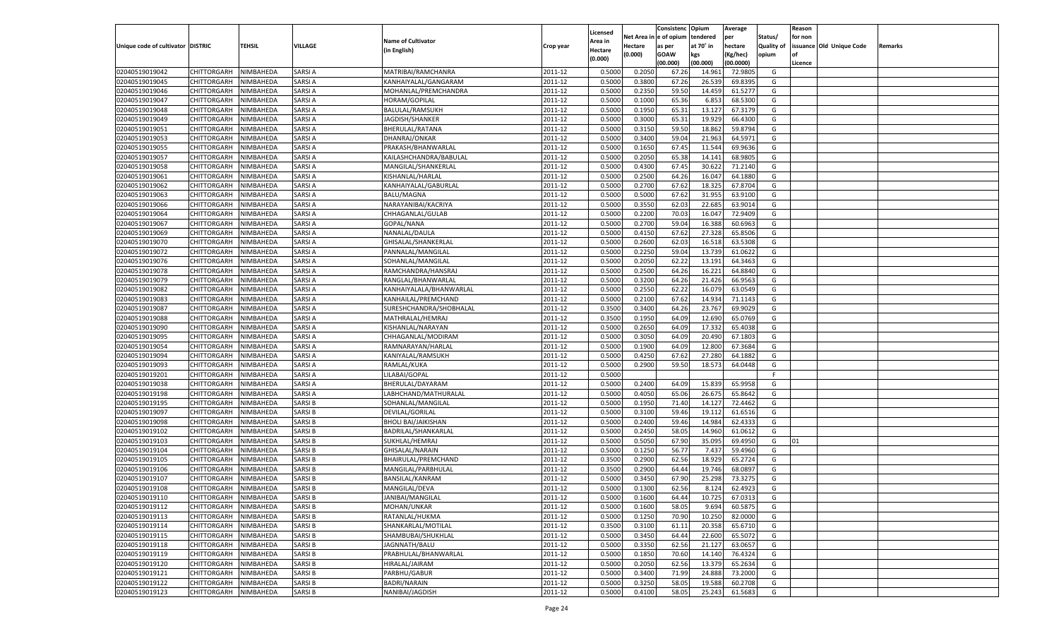| Unique code of cultivator | DISTRIC | TEHSIL | VILLAGE | Name of Cultivator (in English) | Crop year | Licensed Area in Hectare (0.000) | Net Area in Hectare (0.000) | Consistence of opium as per GOAW (00.000) | Opium tendered at 70° in kgs (00.000) | Average per hectare (Kg/hec) (00.0000) | Status/ Quality of opium | Reason for non issuance of Licence | Old Unique Code | Remarks |
|---|---|---|---|---|---|---|---|---|---|---|---|---|---|---|
| 02040519019042 | CHITTORGARH | NIMBAHEDA | SARSI A | MATRIBAI/RAMCHANRA | 2011-12 | 0.5000 | 0.2050 | 67.26 | 14.961 | 72.9805 | G | | | |
| 02040519019045 | CHITTORGARH | NIMBAHEDA | SARSI A | KANHAIYALAL/GANGARAM | 2011-12 | 0.5000 | 0.3800 | 67.26 | 26.539 | 69.8395 | G | | | |
| 02040519019046 | CHITTORGARH | NIMBAHEDA | SARSI A | MOHANLAL/PREMCHANDRA | 2011-12 | 0.5000 | 0.2350 | 59.50 | 14.459 | 61.5277 | G | | | |
| 02040519019047 | CHITTORGARH | NIMBAHEDA | SARSI A | HORAM/GOPILAL | 2011-12 | 0.5000 | 0.1000 | 65.36 | 6.853 | 68.5300 | G | | | |
| 02040519019048 | CHITTORGARH | NIMBAHEDA | SARSI A | BALULAL/RAMSUKH | 2011-12 | 0.5000 | 0.1950 | 65.31 | 13.127 | 67.3179 | G | | | |
| 02040519019049 | CHITTORGARH | NIMBAHEDA | SARSI A | JAGDISH/SHANKER | 2011-12 | 0.5000 | 0.3000 | 65.31 | 19.929 | 66.4300 | G | | | |
| 02040519019051 | CHITTORGARH | NIMBAHEDA | SARSI A | BHERULAL/RATANA | 2011-12 | 0.5000 | 0.3150 | 59.50 | 18.862 | 59.8794 | G | | | |
| 02040519019053 | CHITTORGARH | NIMBAHEDA | SARSI A | DHANRAJ/ONKAR | 2011-12 | 0.5000 | 0.3400 | 59.04 | 21.963 | 64.5971 | G | | | |
| 02040519019055 | CHITTORGARH | NIMBAHEDA | SARSI A | PRAKASH/BHANWARLAL | 2011-12 | 0.5000 | 0.1650 | 67.45 | 11.544 | 69.9636 | G | | | |
| 02040519019057 | CHITTORGARH | NIMBAHEDA | SARSI A | KAILASHCHANDRA/BABULAL | 2011-12 | 0.5000 | 0.2050 | 65.38 | 14.141 | 68.9805 | G | | | |
| 02040519019058 | CHITTORGARH | NIMBAHEDA | SARSI A | MANGILAL/SHANKERLAL | 2011-12 | 0.5000 | 0.4300 | 67.45 | 30.622 | 71.2140 | G | | | |
| 02040519019061 | CHITTORGARH | NIMBAHEDA | SARSI A | KISHANLAL/HARLAL | 2011-12 | 0.5000 | 0.2500 | 64.26 | 16.047 | 64.1880 | G | | | |
| 02040519019062 | CHITTORGARH | NIMBAHEDA | SARSI A | KANHAIYALAL/GABURLAL | 2011-12 | 0.5000 | 0.2700 | 67.62 | 18.325 | 67.8704 | G | | | |
| 02040519019063 | CHITTORGARH | NIMBAHEDA | SARSI A | BALU/MAGNA | 2011-12 | 0.5000 | 0.5000 | 67.62 | 31.955 | 63.9100 | G | | | |
| 02040519019066 | CHITTORGARH | NIMBAHEDA | SARSI A | NARAYANIBAI/KACRIYA | 2011-12 | 0.5000 | 0.3550 | 62.03 | 22.685 | 63.9014 | G | | | |
| 02040519019064 | CHITTORGARH | NIMBAHEDA | SARSI A | CHHAGANLAL/GULAB | 2011-12 | 0.5000 | 0.2200 | 70.03 | 16.047 | 72.9409 | G | | | |
| 02040519019067 | CHITTORGARH | NIMBAHEDA | SARSI A | GOPAL/NANA | 2011-12 | 0.5000 | 0.2700 | 59.04 | 16.388 | 60.6963 | G | | | |
| 02040519019069 | CHITTORGARH | NIMBAHEDA | SARSI A | NANALAL/DAULA | 2011-12 | 0.5000 | 0.4150 | 67.62 | 27.328 | 65.8506 | G | | | |
| 02040519019070 | CHITTORGARH | NIMBAHEDA | SARSI A | GHISALAL/SHANKERLAL | 2011-12 | 0.5000 | 0.2600 | 62.03 | 16.518 | 63.5308 | G | | | |
| 02040519019072 | CHITTORGARH | NIMBAHEDA | SARSI A | PANNALAL/MANGILAL | 2011-12 | 0.5000 | 0.2250 | 59.04 | 13.739 | 61.0622 | G | | | |
| 02040519019076 | CHITTORGARH | NIMBAHEDA | SARSI A | SOHANLAL/MANGILAL | 2011-12 | 0.5000 | 0.2050 | 62.22 | 13.191 | 64.3463 | G | | | |
| 02040519019078 | CHITTORGARH | NIMBAHEDA | SARSI A | RAMCHANDRA/HANSRAJ | 2011-12 | 0.5000 | 0.2500 | 64.26 | 16.221 | 64.8840 | G | | | |
| 02040519019079 | CHITTORGARH | NIMBAHEDA | SARSI A | RANGLAL/BHANWARLAL | 2011-12 | 0.5000 | 0.3200 | 64.26 | 21.426 | 66.9563 | G | | | |
| 02040519019082 | CHITTORGARH | NIMBAHEDA | SARSI A | KANHAIYALALA/BHANWARLAL | 2011-12 | 0.5000 | 0.2550 | 62.22 | 16.079 | 63.0549 | G | | | |
| 02040519019083 | CHITTORGARH | NIMBAHEDA | SARSI A | KANHAILAL/PREMCHAND | 2011-12 | 0.5000 | 0.2100 | 67.62 | 14.934 | 71.1143 | G | | | |
| 02040519019087 | CHITTORGARH | NIMBAHEDA | SARSI A | SURESHCHANDRA/SHOBHALAL | 2011-12 | 0.3500 | 0.3400 | 64.26 | 23.767 | 69.9029 | G | | | |
| 02040519019088 | CHITTORGARH | NIMBAHEDA | SARSI A | MATHRALAL/HEMRAJ | 2011-12 | 0.3500 | 0.1950 | 64.09 | 12.690 | 65.0769 | G | | | |
| 02040519019090 | CHITTORGARH | NIMBAHEDA | SARSI A | KISHANLAL/NARAYAN | 2011-12 | 0.5000 | 0.2650 | 64.09 | 17.332 | 65.4038 | G | | | |
| 02040519019095 | CHITTORGARH | NIMBAHEDA | SARSI A | CHHAGANLAL/MODIRAM | 2011-12 | 0.5000 | 0.3050 | 64.09 | 20.490 | 67.1803 | G | | | |
| 02040519019054 | CHITTORGARH | NIMBAHEDA | SARSI A | RAMNARAYAN/HARLAL | 2011-12 | 0.5000 | 0.1900 | 64.09 | 12.800 | 67.3684 | G | | | |
| 02040519019094 | CHITTORGARH | NIMBAHEDA | SARSI A | KANIYALAL/RAMSUKH | 2011-12 | 0.5000 | 0.4250 | 67.62 | 27.280 | 64.1882 | G | | | |
| 02040519019093 | CHITTORGARH | NIMBAHEDA | SARSI A | RAMLAL/KUKA | 2011-12 | 0.5000 | 0.2900 | 59.50 | 18.573 | 64.0448 | G | | | |
| 02040519019201 | CHITTORGARH | NIMBAHEDA | SARSI A | LILABAI/GOPAL | 2011-12 | 0.5000 | | | | | F | | | |
| 02040519019038 | CHITTORGARH | NIMBAHEDA | SARSI A | BHERULAL/DAYARAM | 2011-12 | 0.5000 | 0.2400 | 64.09 | 15.839 | 65.9958 | G | | | |
| 02040519019198 | CHITTORGARH | NIMBAHEDA | SARSI A | LABHCHAND/MATHURALAL | 2011-12 | 0.5000 | 0.4050 | 65.06 | 26.675 | 65.8642 | G | | | |
| 02040519019195 | CHITTORGARH | NIMBAHEDA | SARSI B | SOHANLAL/MANGILAL | 2011-12 | 0.5000 | 0.1950 | 71.40 | 14.127 | 72.4462 | G | | | |
| 02040519019097 | CHITTORGARH | NIMBAHEDA | SARSI B | DEVILAL/GORILAL | 2011-12 | 0.5000 | 0.3100 | 59.46 | 19.112 | 61.6516 | G | | | |
| 02040519019098 | CHITTORGARH | NIMBAHEDA | SARSI B | BHOLI BAI/JAIKISHAN | 2011-12 | 0.5000 | 0.2400 | 59.46 | 14.984 | 62.4333 | G | | | |
| 02040519019102 | CHITTORGARH | NIMBAHEDA | SARSI B | BADRILAL/SHANKARLAL | 2011-12 | 0.5000 | 0.2450 | 58.05 | 14.960 | 61.0612 | G | | | |
| 02040519019103 | CHITTORGARH | NIMBAHEDA | SARSI B | SUKHLAL/HEMRAJ | 2011-12 | 0.5000 | 0.5050 | 67.90 | 35.095 | 69.4950 | G | 01 | | |
| 02040519019104 | CHITTORGARH | NIMBAHEDA | SARSI B | GHISALAL/NARAIN | 2011-12 | 0.5000 | 0.1250 | 56.77 | 7.437 | 59.4960 | G | | | |
| 02040519019105 | CHITTORGARH | NIMBAHEDA | SARSI B | BHAIRULAL/PREMCHAND | 2011-12 | 0.3500 | 0.2900 | 62.56 | 18.929 | 65.2724 | G | | | |
| 02040519019106 | CHITTORGARH | NIMBAHEDA | SARSI B | MANGILAL/PARBHULAL | 2011-12 | 0.3500 | 0.2900 | 64.44 | 19.746 | 68.0897 | G | | | |
| 02040519019107 | CHITTORGARH | NIMBAHEDA | SARSI B | BANSILAL/KANRAM | 2011-12 | 0.5000 | 0.3450 | 67.90 | 25.298 | 73.3275 | G | | | |
| 02040519019108 | CHITTORGARH | NIMBAHEDA | SARSI B | MANGILAL/DEVA | 2011-12 | 0.5000 | 0.1300 | 62.56 | 8.124 | 62.4923 | G | | | |
| 02040519019110 | CHITTORGARH | NIMBAHEDA | SARSI B | JANIBAI/MANGILAL | 2011-12 | 0.5000 | 0.1600 | 64.44 | 10.725 | 67.0313 | G | | | |
| 02040519019112 | CHITTORGARH | NIMBAHEDA | SARSI B | MOHAN/UNKAR | 2011-12 | 0.5000 | 0.1600 | 58.05 | 9.694 | 60.5875 | G | | | |
| 02040519019113 | CHITTORGARH | NIMBAHEDA | SARSI B | RATANLAL/HUKMA | 2011-12 | 0.5000 | 0.1250 | 70.90 | 10.250 | 82.0000 | G | | | |
| 02040519019114 | CHITTORGARH | NIMBAHEDA | SARSI B | SHANKARLAL/MOTILAL | 2011-12 | 0.3500 | 0.3100 | 61.11 | 20.358 | 65.6710 | G | | | |
| 02040519019115 | CHITTORGARH | NIMBAHEDA | SARSI B | SHAMBUBAI/SHUKHLAL | 2011-12 | 0.5000 | 0.3450 | 64.44 | 22.600 | 65.5072 | G | | | |
| 02040519019118 | CHITTORGARH | NIMBAHEDA | SARSI B | JAGNNATH/BALU | 2011-12 | 0.5000 | 0.3350 | 62.56 | 21.127 | 63.0657 | G | | | |
| 02040519019119 | CHITTORGARH | NIMBAHEDA | SARSI B | PRABHULAL/BHANWARLAL | 2011-12 | 0.5000 | 0.1850 | 70.60 | 14.140 | 76.4324 | G | | | |
| 02040519019120 | CHITTORGARH | NIMBAHEDA | SARSI B | HIRALAL/JAIRAM | 2011-12 | 0.5000 | 0.2050 | 62.56 | 13.379 | 65.2634 | G | | | |
| 02040519019121 | CHITTORGARH | NIMBAHEDA | SARSI B | PARBHU/GABUR | 2011-12 | 0.5000 | 0.3400 | 71.99 | 24.888 | 73.2000 | G | | | |
| 02040519019122 | CHITTORGARH | NIMBAHEDA | SARSI B | BADRI/NARAIN | 2011-12 | 0.5000 | 0.3250 | 58.05 | 19.588 | 60.2708 | G | | | |
| 02040519019123 | CHITTORGARH | NIMBAHEDA | SARSI B | NANIBAI/JAGDISH | 2011-12 | 0.5000 | 0.4100 | 58.05 | 25.243 | 61.5683 | G | | | |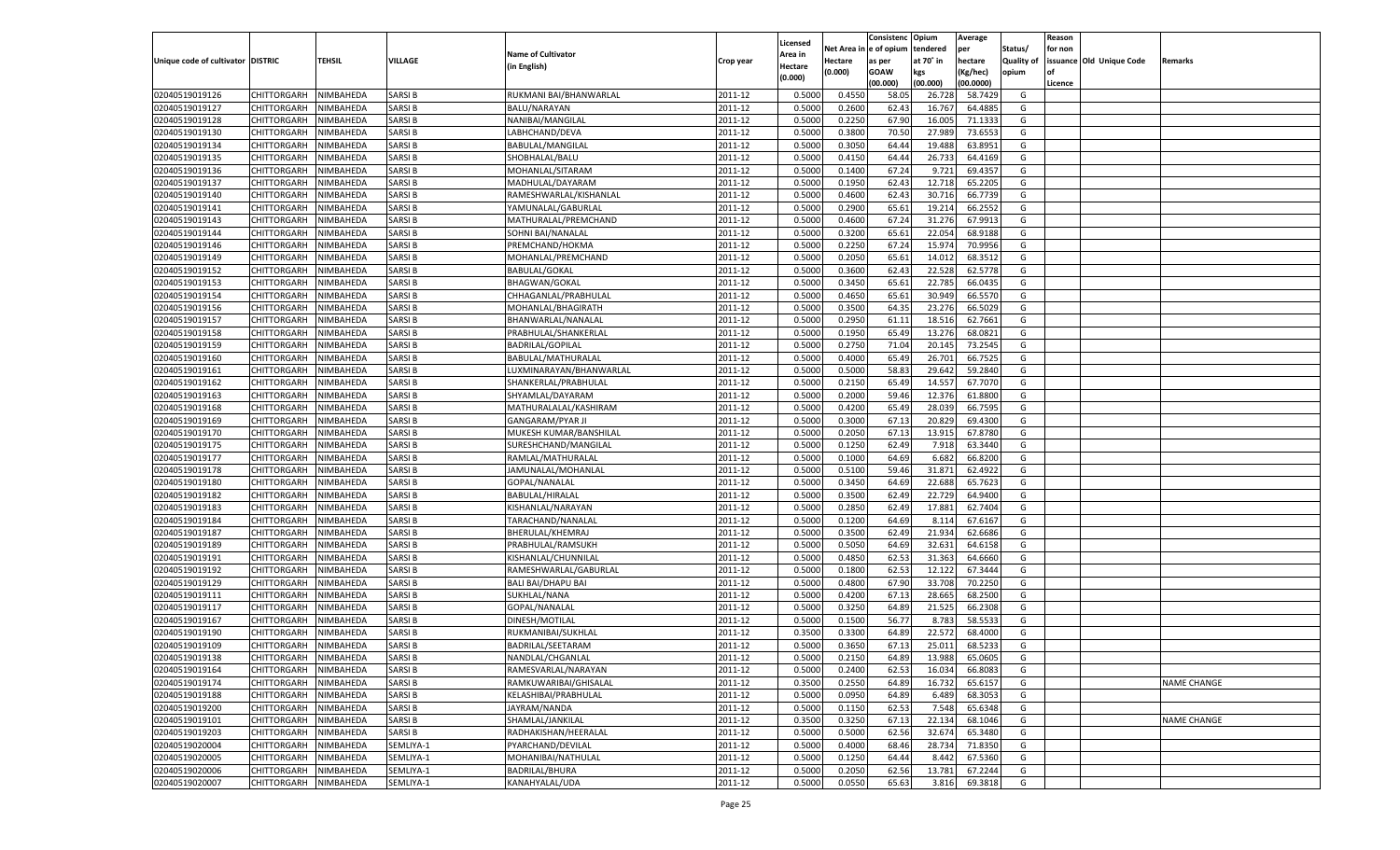| Unique code of cultivator | DISTRIC | TEHSIL | VILLAGE | Name of Cultivator (in English) | Crop year | Licensed Area in Hectare (0.000) | Net Area in Hectare (0.000) | Consistenc e of opium as per GOAW (00.000) | Opium tendered at 70° in kgs (00.000) | Average per hectare (Kg/hec) (00.0000) | Status/ Quality of opium | Reason for non issuance of Licence | Old Unique Code | Remarks |
|---|---|---|---|---|---|---|---|---|---|---|---|---|---|---|
| 02040519019126 | CHITTORGARH | NIMBAHEDA | SARSI B | RUKMANI BAI/BHANWARLAL | 2011-12 | 0.5000 | 0.4550 | 58.05 | 26.728 | 58.7429 | G | | | |
| 02040519019127 | CHITTORGARH | NIMBAHEDA | SARSI B | BALU/NARAYAN | 2011-12 | 0.5000 | 0.2600 | 62.43 | 16.767 | 64.4885 | G | | | |
| 02040519019128 | CHITTORGARH | NIMBAHEDA | SARSI B | NANIBAI/MANGILAL | 2011-12 | 0.5000 | 0.2250 | 67.90 | 16.005 | 71.1333 | G | | | |
| 02040519019130 | CHITTORGARH | NIMBAHEDA | SARSI B | LABHCHAND/DEVA | 2011-12 | 0.5000 | 0.3800 | 70.50 | 27.989 | 73.6553 | G | | | |
| 02040519019134 | CHITTORGARH | NIMBAHEDA | SARSI B | BABULAL/MANGILAL | 2011-12 | 0.5000 | 0.3050 | 64.44 | 19.488 | 63.8951 | G | | | |
| 02040519019135 | CHITTORGARH | NIMBAHEDA | SARSI B | SHOBHALAL/BALU | 2011-12 | 0.5000 | 0.4150 | 64.44 | 26.733 | 64.4169 | G | | | |
| 02040519019136 | CHITTORGARH | NIMBAHEDA | SARSI B | MOHANLAL/SITARAM | 2011-12 | 0.5000 | 0.1400 | 67.24 | 9.721 | 69.4357 | G | | | |
| 02040519019137 | CHITTORGARH | NIMBAHEDA | SARSI B | MADHULAL/DAYARAM | 2011-12 | 0.5000 | 0.1950 | 62.43 | 12.718 | 65.2205 | G | | | |
| 02040519019140 | CHITTORGARH | NIMBAHEDA | SARSI B | RAMESHWARLAL/KISHANLAL | 2011-12 | 0.5000 | 0.4600 | 62.43 | 30.716 | 66.7739 | G | | | |
| 02040519019141 | CHITTORGARH | NIMBAHEDA | SARSI B | YAMUNALAL/GABURLAL | 2011-12 | 0.5000 | 0.2900 | 65.61 | 19.214 | 66.2552 | G | | | |
| 02040519019143 | CHITTORGARH | NIMBAHEDA | SARSI B | MATHURALAL/PREMCHAND | 2011-12 | 0.5000 | 0.4600 | 67.24 | 31.276 | 67.9913 | G | | | |
| 02040519019144 | CHITTORGARH | NIMBAHEDA | SARSI B | SOHNI BAI/NANALAL | 2011-12 | 0.5000 | 0.3200 | 65.61 | 22.054 | 68.9188 | G | | | |
| 02040519019146 | CHITTORGARH | NIMBAHEDA | SARSI B | PREMCHAND/HOKMA | 2011-12 | 0.5000 | 0.2250 | 67.24 | 15.974 | 70.9956 | G | | | |
| 02040519019149 | CHITTORGARH | NIMBAHEDA | SARSI B | MOHANLAL/PREMCHAND | 2011-12 | 0.5000 | 0.2050 | 65.61 | 14.012 | 68.3512 | G | | | |
| 02040519019152 | CHITTORGARH | NIMBAHEDA | SARSI B | BABULAL/GOKAL | 2011-12 | 0.5000 | 0.3600 | 62.43 | 22.528 | 62.5778 | G | | | |
| 02040519019153 | CHITTORGARH | NIMBAHEDA | SARSI B | BHAGWAN/GOKAL | 2011-12 | 0.5000 | 0.3450 | 65.61 | 22.785 | 66.0435 | G | | | |
| 02040519019154 | CHITTORGARH | NIMBAHEDA | SARSI B | CHHAGANLAL/PRABHULAL | 2011-12 | 0.5000 | 0.4650 | 65.61 | 30.949 | 66.5570 | G | | | |
| 02040519019156 | CHITTORGARH | NIMBAHEDA | SARSI B | MOHANLAL/BHAGIRATH | 2011-12 | 0.5000 | 0.3500 | 64.35 | 23.276 | 66.5029 | G | | | |
| 02040519019157 | CHITTORGARH | NIMBAHEDA | SARSI B | BHANWARLAL/NANALAL | 2011-12 | 0.5000 | 0.2950 | 61.11 | 18.516 | 62.7661 | G | | | |
| 02040519019158 | CHITTORGARH | NIMBAHEDA | SARSI B | PRABHULAL/SHANKERLAL | 2011-12 | 0.5000 | 0.1950 | 65.49 | 13.276 | 68.0821 | G | | | |
| 02040519019159 | CHITTORGARH | NIMBAHEDA | SARSI B | BADRILAL/GOPILAL | 2011-12 | 0.5000 | 0.2750 | 71.04 | 20.145 | 73.2545 | G | | | |
| 02040519019160 | CHITTORGARH | NIMBAHEDA | SARSI B | BABULAL/MATHURALAL | 2011-12 | 0.5000 | 0.4000 | 65.49 | 26.701 | 66.7525 | G | | | |
| 02040519019161 | CHITTORGARH | NIMBAHEDA | SARSI B | LUXMINARAYAN/BHANWARLAL | 2011-12 | 0.5000 | 0.5000 | 58.83 | 29.642 | 59.2840 | G | | | |
| 02040519019162 | CHITTORGARH | NIMBAHEDA | SARSI B | SHANKERLAL/PRABHULAL | 2011-12 | 0.5000 | 0.2150 | 65.49 | 14.557 | 67.7070 | G | | | |
| 02040519019163 | CHITTORGARH | NIMBAHEDA | SARSI B | SHYAMLAL/DAYARAM | 2011-12 | 0.5000 | 0.2000 | 59.46 | 12.376 | 61.8800 | G | | | |
| 02040519019168 | CHITTORGARH | NIMBAHEDA | SARSI B | MATHURALALAL/KASHIRAM | 2011-12 | 0.5000 | 0.4200 | 65.49 | 28.039 | 66.7595 | G | | | |
| 02040519019169 | CHITTORGARH | NIMBAHEDA | SARSI B | GANGARAM/PYAR JI | 2011-12 | 0.5000 | 0.3000 | 67.13 | 20.829 | 69.4300 | G | | | |
| 02040519019170 | CHITTORGARH | NIMBAHEDA | SARSI B | MUKESH KUMAR/BANSHILAL | 2011-12 | 0.5000 | 0.2050 | 67.13 | 13.915 | 67.8780 | G | | | |
| 02040519019175 | CHITTORGARH | NIMBAHEDA | SARSI B | SURESHCHAND/MANGILAL | 2011-12 | 0.5000 | 0.1250 | 62.49 | 7.918 | 63.3440 | G | | | |
| 02040519019177 | CHITTORGARH | NIMBAHEDA | SARSI B | RAMLAL/MATHURALAL | 2011-12 | 0.5000 | 0.1000 | 64.69 | 6.682 | 66.8200 | G | | | |
| 02040519019178 | CHITTORGARH | NIMBAHEDA | SARSI B | JAMUNALAL/MOHANLAL | 2011-12 | 0.5000 | 0.5100 | 59.46 | 31.871 | 62.4922 | G | | | |
| 02040519019180 | CHITTORGARH | NIMBAHEDA | SARSI B | GOPAL/NANALAL | 2011-12 | 0.5000 | 0.3450 | 64.69 | 22.688 | 65.7623 | G | | | |
| 02040519019182 | CHITTORGARH | NIMBAHEDA | SARSI B | BABULAL/HIRALAL | 2011-12 | 0.5000 | 0.3500 | 62.49 | 22.729 | 64.9400 | G | | | |
| 02040519019183 | CHITTORGARH | NIMBAHEDA | SARSI B | KISHANLAL/NARAYAN | 2011-12 | 0.5000 | 0.2850 | 62.49 | 17.881 | 62.7404 | G | | | |
| 02040519019184 | CHITTORGARH | NIMBAHEDA | SARSI B | TARACHAND/NANALAL | 2011-12 | 0.5000 | 0.1200 | 64.69 | 8.114 | 67.6167 | G | | | |
| 02040519019187 | CHITTORGARH | NIMBAHEDA | SARSI B | BHERULAL/KHEMRAJ | 2011-12 | 0.5000 | 0.3500 | 62.49 | 21.934 | 62.6686 | G | | | |
| 02040519019189 | CHITTORGARH | NIMBAHEDA | SARSI B | PRABHULAL/RAMSUKH | 2011-12 | 0.5000 | 0.5050 | 64.69 | 32.631 | 64.6158 | G | | | |
| 02040519019191 | CHITTORGARH | NIMBAHEDA | SARSI B | KISHANLAL/CHUNNILAL | 2011-12 | 0.5000 | 0.4850 | 62.53 | 31.363 | 64.6660 | G | | | |
| 02040519019192 | CHITTORGARH | NIMBAHEDA | SARSI B | RAMESHWARLAL/GABURLAL | 2011-12 | 0.5000 | 0.1800 | 62.53 | 12.122 | 67.3444 | G | | | |
| 02040519019129 | CHITTORGARH | NIMBAHEDA | SARSI B | BALI BAI/DHAPU BAI | 2011-12 | 0.5000 | 0.4800 | 67.90 | 33.708 | 70.2250 | G | | | |
| 02040519019111 | CHITTORGARH | NIMBAHEDA | SARSI B | SUKHLAL/NANA | 2011-12 | 0.5000 | 0.4200 | 67.13 | 28.665 | 68.2500 | G | | | |
| 02040519019117 | CHITTORGARH | NIMBAHEDA | SARSI B | GOPAL/NANALAL | 2011-12 | 0.5000 | 0.3250 | 64.89 | 21.525 | 66.2308 | G | | | |
| 02040519019167 | CHITTORGARH | NIMBAHEDA | SARSI B | DINESH/MOTILAL | 2011-12 | 0.5000 | 0.1500 | 56.77 | 8.783 | 58.5533 | G | | | |
| 02040519019190 | CHITTORGARH | NIMBAHEDA | SARSI B | RUKMANIBAI/SUKHLAL | 2011-12 | 0.3500 | 0.3300 | 64.89 | 22.572 | 68.4000 | G | | | |
| 02040519019109 | CHITTORGARH | NIMBAHEDA | SARSI B | BADRILAL/SEETARAM | 2011-12 | 0.5000 | 0.3650 | 67.13 | 25.011 | 68.5233 | G | | | |
| 02040519019138 | CHITTORGARH | NIMBAHEDA | SARSI B | NANDLAL/CHGANLAL | 2011-12 | 0.5000 | 0.2150 | 64.89 | 13.988 | 65.0605 | G | | | |
| 02040519019164 | CHITTORGARH | NIMBAHEDA | SARSI B | RAMESVARLAL/NARAYAN | 2011-12 | 0.5000 | 0.2400 | 62.53 | 16.034 | 66.8083 | G | | | |
| 02040519019174 | CHITTORGARH | NIMBAHEDA | SARSI B | RAMKUWARIBAI/GHISALAL | 2011-12 | 0.3500 | 0.2550 | 64.89 | 16.732 | 65.6157 | G | | | NAME CHANGE |
| 02040519019188 | CHITTORGARH | NIMBAHEDA | SARSI B | KELASHIBAI/PRABHULAL | 2011-12 | 0.5000 | 0.0950 | 64.89 | 6.489 | 68.3053 | G | | | |
| 02040519019200 | CHITTORGARH | NIMBAHEDA | SARSI B | JAYRAM/NANDA | 2011-12 | 0.5000 | 0.1150 | 62.53 | 7.548 | 65.6348 | G | | | |
| 02040519019101 | CHITTORGARH | NIMBAHEDA | SARSI B | SHAMLAL/JANKILAL | 2011-12 | 0.3500 | 0.3250 | 67.13 | 22.134 | 68.1046 | G | | | NAME CHANGE |
| 02040519019203 | CHITTORGARH | NIMBAHEDA | SARSI B | RADHAKISHAN/HEERALAL | 2011-12 | 0.5000 | 0.5000 | 62.56 | 32.674 | 65.3480 | G | | | |
| 02040519020004 | CHITTORGARH | NIMBAHEDA | SEMLIYA-1 | PYARCHAND/DEVILAL | 2011-12 | 0.5000 | 0.4000 | 68.46 | 28.734 | 71.8350 | G | | | |
| 02040519020005 | CHITTORGARH | NIMBAHEDA | SEMLIYA-1 | MOHANIBAI/NATHULAL | 2011-12 | 0.5000 | 0.1250 | 64.44 | 8.442 | 67.5360 | G | | | |
| 02040519020006 | CHITTORGARH | NIMBAHEDA | SEMLIYA-1 | BADRILAL/BHURA | 2011-12 | 0.5000 | 0.2050 | 62.56 | 13.781 | 67.2244 | G | | | |
| 02040519020007 | CHITTORGARH | NIMBAHEDA | SEMLIYA-1 | KANAHYALAL/UDA | 2011-12 | 0.5000 | 0.0550 | 65.63 | 3.816 | 69.3818 | G | | | |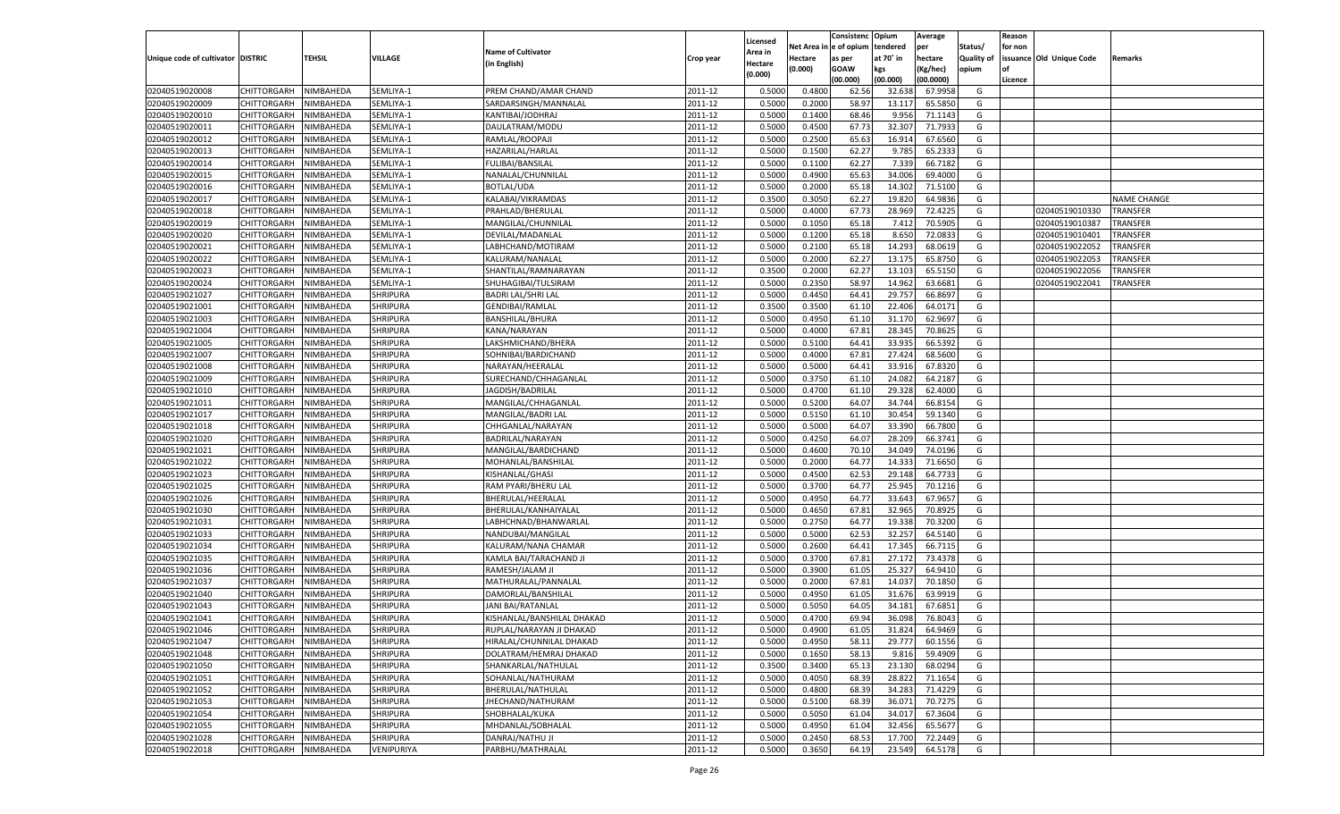| Unique code of cultivator | DISTRIC | TEHSIL | VILLAGE | Name of Cultivator (in English) | Crop year | Licensed Area in Hectare (0.000) | Net Area in Hectare (0.000) | Consistence of opium as per GOAW (00.000) | Opium tendered at 70˚ in kgs (00.000) | Average per hectare (Kg/hec) (00.0000) | Status/ Quality of opium | Reason for non issuance of Licence | Old Unique Code | Remarks |
|---|---|---|---|---|---|---|---|---|---|---|---|---|---|---|
| 02040519020008 | CHITTORGARH | NIMBAHEDA | SEMLIYA-1 | PREM CHAND/AMAR CHAND | 2011-12 | 0.5000 | 0.4800 | 62.56 | 32.638 | 67.9958 | G | | | |
| 02040519020009 | CHITTORGARH | NIMBAHEDA | SEMLIYA-1 | SARDARSINGH/MANNALAL | 2011-12 | 0.5000 | 0.2000 | 58.97 | 13.117 | 65.5850 | G | | | |
| 02040519020010 | CHITTORGARH | NIMBAHEDA | SEMLIYA-1 | KANTIBAI/JODHRAJ | 2011-12 | 0.5000 | 0.1400 | 68.46 | 9.956 | 71.1143 | G | | | |
| 02040519020011 | CHITTORGARH | NIMBAHEDA | SEMLIYA-1 | DAULATRAM/MODU | 2011-12 | 0.5000 | 0.4500 | 67.73 | 32.307 | 71.7933 | G | | | |
| 02040519020012 | CHITTORGARH | NIMBAHEDA | SEMLIYA-1 | RAMLAL/ROOPAJI | 2011-12 | 0.5000 | 0.2500 | 65.63 | 16.914 | 67.6560 | G | | | |
| 02040519020013 | CHITTORGARH | NIMBAHEDA | SEMLIYA-1 | HAZARILAL/HARLAL | 2011-12 | 0.5000 | 0.1500 | 62.27 | 9.785 | 65.2333 | G | | | |
| 02040519020014 | CHITTORGARH | NIMBAHEDA | SEMLIYA-1 | FULIBAI/BANSILAL | 2011-12 | 0.5000 | 0.1100 | 62.27 | 7.339 | 66.7182 | G | | | |
| 02040519020015 | CHITTORGARH | NIMBAHEDA | SEMLIYA-1 | NANALAL/CHUNNILAL | 2011-12 | 0.5000 | 0.4900 | 65.63 | 34.006 | 69.4000 | G | | | |
| 02040519020016 | CHITTORGARH | NIMBAHEDA | SEMLIYA-1 | BOTLAL/UDA | 2011-12 | 0.5000 | 0.2000 | 65.18 | 14.302 | 71.5100 | G | | | |
| 02040519020017 | CHITTORGARH | NIMBAHEDA | SEMLIYA-1 | KALABAI/VIKRAMDAS | 2011-12 | 0.3500 | 0.3050 | 62.27 | 19.820 | 64.9836 | G | | | NAME CHANGE |
| 02040519020018 | CHITTORGARH | NIMBAHEDA | SEMLIYA-1 | PRAHLAD/BHERULAL | 2011-12 | 0.5000 | 0.4000 | 67.73 | 28.969 | 72.4225 | G | | 02040519010330 | TRANSFER |
| 02040519020019 | CHITTORGARH | NIMBAHEDA | SEMLIYA-1 | MANGILAL/CHUNNILAL | 2011-12 | 0.5000 | 0.1050 | 65.18 | 7.412 | 70.5905 | G | | 02040519010387 | TRANSFER |
| 02040519020020 | CHITTORGARH | NIMBAHEDA | SEMLIYA-1 | DEVILAL/MADANLAL | 2011-12 | 0.5000 | 0.1200 | 65.18 | 8.650 | 72.0833 | G | | 02040519010401 | TRANSFER |
| 02040519020021 | CHITTORGARH | NIMBAHEDA | SEMLIYA-1 | LABHCHAND/MOTIRAM | 2011-12 | 0.5000 | 0.2100 | 65.18 | 14.293 | 68.0619 | G | | 02040519022052 | TRANSFER |
| 02040519020022 | CHITTORGARH | NIMBAHEDA | SEMLIYA-1 | KALURAM/NANALAL | 2011-12 | 0.5000 | 0.2000 | 62.27 | 13.175 | 65.8750 | G | | 02040519022053 | TRANSFER |
| 02040519020023 | CHITTORGARH | NIMBAHEDA | SEMLIYA-1 | SHANTILAL/RAMNARAYAN | 2011-12 | 0.3500 | 0.2000 | 62.27 | 13.103 | 65.5150 | G | | 02040519022056 | TRANSFER |
| 02040519020024 | CHITTORGARH | NIMBAHEDA | SEMLIYA-1 | SHUHAGIBAI/TULSIRAM | 2011-12 | 0.5000 | 0.2350 | 58.97 | 14.962 | 63.6681 | G | | 02040519022041 | TRANSFER |
| 02040519021027 | CHITTORGARH | NIMBAHEDA | SHRIPURA | BADRI LAL/SHRI LAL | 2011-12 | 0.5000 | 0.4450 | 64.41 | 29.757 | 66.8697 | G | | | |
| 02040519021001 | CHITTORGARH | NIMBAHEDA | SHRIPURA | GENDIBAI/RAMLAL | 2011-12 | 0.3500 | 0.3500 | 61.10 | 22.406 | 64.0171 | G | | | |
| 02040519021003 | CHITTORGARH | NIMBAHEDA | SHRIPURA | BANSHILAL/BHURA | 2011-12 | 0.5000 | 0.4950 | 61.10 | 31.170 | 62.9697 | G | | | |
| 02040519021004 | CHITTORGARH | NIMBAHEDA | SHRIPURA | KANA/NARAYAN | 2011-12 | 0.5000 | 0.4000 | 67.81 | 28.345 | 70.8625 | G | | | |
| 02040519021005 | CHITTORGARH | NIMBAHEDA | SHRIPURA | LAKSHMICHAND/BHERA | 2011-12 | 0.5000 | 0.5100 | 64.41 | 33.935 | 66.5392 | G | | | |
| 02040519021007 | CHITTORGARH | NIMBAHEDA | SHRIPURA | SOHNIBAI/BARDICHAND | 2011-12 | 0.5000 | 0.4000 | 67.81 | 27.424 | 68.5600 | G | | | |
| 02040519021008 | CHITTORGARH | NIMBAHEDA | SHRIPURA | NARAYAN/HEERALAL | 2011-12 | 0.5000 | 0.5000 | 64.41 | 33.916 | 67.8320 | G | | | |
| 02040519021009 | CHITTORGARH | NIMBAHEDA | SHRIPURA | SURECHAND/CHHAGANLAL | 2011-12 | 0.5000 | 0.3750 | 61.10 | 24.082 | 64.2187 | G | | | |
| 02040519021010 | CHITTORGARH | NIMBAHEDA | SHRIPURA | JAGDISH/BADRILAL | 2011-12 | 0.5000 | 0.4700 | 61.10 | 29.328 | 62.4000 | G | | | |
| 02040519021011 | CHITTORGARH | NIMBAHEDA | SHRIPURA | MANGILAL/CHHAGANLAL | 2011-12 | 0.5000 | 0.5200 | 64.07 | 34.744 | 66.8154 | G | | | |
| 02040519021017 | CHITTORGARH | NIMBAHEDA | SHRIPURA | MANGILAL/BADRI LAL | 2011-12 | 0.5000 | 0.5150 | 61.10 | 30.454 | 59.1340 | G | | | |
| 02040519021018 | CHITTORGARH | NIMBAHEDA | SHRIPURA | CHHGANLAL/NARAYAN | 2011-12 | 0.5000 | 0.5000 | 64.07 | 33.390 | 66.7800 | G | | | |
| 02040519021020 | CHITTORGARH | NIMBAHEDA | SHRIPURA | BADRILAL/NARAYAN | 2011-12 | 0.5000 | 0.4250 | 64.07 | 28.209 | 66.3741 | G | | | |
| 02040519021021 | CHITTORGARH | NIMBAHEDA | SHRIPURA | MANGILAL/BARDICHAND | 2011-12 | 0.5000 | 0.4600 | 70.10 | 34.049 | 74.0196 | G | | | |
| 02040519021022 | CHITTORGARH | NIMBAHEDA | SHRIPURA | MOHANLAL/BANSHILAL | 2011-12 | 0.5000 | 0.2000 | 64.77 | 14.333 | 71.6650 | G | | | |
| 02040519021023 | CHITTORGARH | NIMBAHEDA | SHRIPURA | KISHANLAL/GHASI | 2011-12 | 0.5000 | 0.4500 | 62.53 | 29.148 | 64.7733 | G | | | |
| 02040519021025 | CHITTORGARH | NIMBAHEDA | SHRIPURA | RAM PYARI/BHERU LAL | 2011-12 | 0.5000 | 0.3700 | 64.77 | 25.945 | 70.1216 | G | | | |
| 02040519021026 | CHITTORGARH | NIMBAHEDA | SHRIPURA | BHERULAL/HEERALAL | 2011-12 | 0.5000 | 0.4950 | 64.77 | 33.643 | 67.9657 | G | | | |
| 02040519021030 | CHITTORGARH | NIMBAHEDA | SHRIPURA | BHERULAL/KANHAIYALAL | 2011-12 | 0.5000 | 0.4650 | 67.81 | 32.965 | 70.8925 | G | | | |
| 02040519021031 | CHITTORGARH | NIMBAHEDA | SHRIPURA | LABHCHNAD/BHANWARLAL | 2011-12 | 0.5000 | 0.2750 | 64.77 | 19.338 | 70.3200 | G | | | |
| 02040519021033 | CHITTORGARH | NIMBAHEDA | SHRIPURA | NANDUBAI/MANGILAL | 2011-12 | 0.5000 | 0.5000 | 62.53 | 32.257 | 64.5140 | G | | | |
| 02040519021034 | CHITTORGARH | NIMBAHEDA | SHRIPURA | KALURAM/NANA CHAMAR | 2011-12 | 0.5000 | 0.2600 | 64.41 | 17.345 | 66.7115 | G | | | |
| 02040519021035 | CHITTORGARH | NIMBAHEDA | SHRIPURA | KAMLA BAI/TARACHAND JI | 2011-12 | 0.5000 | 0.3700 | 67.81 | 27.172 | 73.4378 | G | | | |
| 02040519021036 | CHITTORGARH | NIMBAHEDA | SHRIPURA | RAMESH/JALAM JI | 2011-12 | 0.5000 | 0.3900 | 61.05 | 25.327 | 64.9410 | G | | | |
| 02040519021037 | CHITTORGARH | NIMBAHEDA | SHRIPURA | MATHURALAL/PANNALAL | 2011-12 | 0.5000 | 0.2000 | 67.81 | 14.037 | 70.1850 | G | | | |
| 02040519021040 | CHITTORGARH | NIMBAHEDA | SHRIPURA | DAMORLAL/BANSHILAL | 2011-12 | 0.5000 | 0.4950 | 61.05 | 31.676 | 63.9919 | G | | | |
| 02040519021043 | CHITTORGARH | NIMBAHEDA | SHRIPURA | JANI BAI/RATANLAL | 2011-12 | 0.5000 | 0.5050 | 64.05 | 34.181 | 67.6851 | G | | | |
| 02040519021041 | CHITTORGARH | NIMBAHEDA | SHRIPURA | KISHANLAL/BANSHILAL DHAKAD | 2011-12 | 0.5000 | 0.4700 | 69.94 | 36.098 | 76.8043 | G | | | |
| 02040519021046 | CHITTORGARH | NIMBAHEDA | SHRIPURA | RUPLAL/NARAYAN JI DHAKAD | 2011-12 | 0.5000 | 0.4900 | 61.05 | 31.824 | 64.9469 | G | | | |
| 02040519021047 | CHITTORGARH | NIMBAHEDA | SHRIPURA | HIRALAL/CHUNNILAL DHAKAD | 2011-12 | 0.5000 | 0.4950 | 58.11 | 29.777 | 60.1556 | G | | | |
| 02040519021048 | CHITTORGARH | NIMBAHEDA | SHRIPURA | DOLATRAM/HEMRAJ DHAKAD | 2011-12 | 0.5000 | 0.1650 | 58.13 | 9.816 | 59.4909 | G | | | |
| 02040519021050 | CHITTORGARH | NIMBAHEDA | SHRIPURA | SHANKARLAL/NATHULAL | 2011-12 | 0.3500 | 0.3400 | 65.13 | 23.130 | 68.0294 | G | | | |
| 02040519021051 | CHITTORGARH | NIMBAHEDA | SHRIPURA | SOHANLAL/NATHURAM | 2011-12 | 0.5000 | 0.4050 | 68.39 | 28.822 | 71.1654 | G | | | |
| 02040519021052 | CHITTORGARH | NIMBAHEDA | SHRIPURA | BHERULAL/NATHULAL | 2011-12 | 0.5000 | 0.4800 | 68.39 | 34.283 | 71.4229 | G | | | |
| 02040519021053 | CHITTORGARH | NIMBAHEDA | SHRIPURA | JHECHAND/NATHURAM | 2011-12 | 0.5000 | 0.5100 | 68.39 | 36.071 | 70.7275 | G | | | |
| 02040519021054 | CHITTORGARH | NIMBAHEDA | SHRIPURA | SHOBHALAL/KUKA | 2011-12 | 0.5000 | 0.5050 | 61.04 | 34.017 | 67.3604 | G | | | |
| 02040519021055 | CHITTORGARH | NIMBAHEDA | SHRIPURA | MHDANLAL/SOBHALAL | 2011-12 | 0.5000 | 0.4950 | 61.04 | 32.456 | 65.5677 | G | | | |
| 02040519021028 | CHITTORGARH | NIMBAHEDA | SHRIPURA | DANRAJ/NATHU JI | 2011-12 | 0.5000 | 0.2450 | 68.53 | 17.700 | 72.2449 | G | | | |
| 02040519022018 | CHITTORGARH | NIMBAHEDA | VENIPURIYA | PARBHU/MATHRALAL | 2011-12 | 0.5000 | 0.3650 | 64.19 | 23.549 | 64.5178 | G | | | |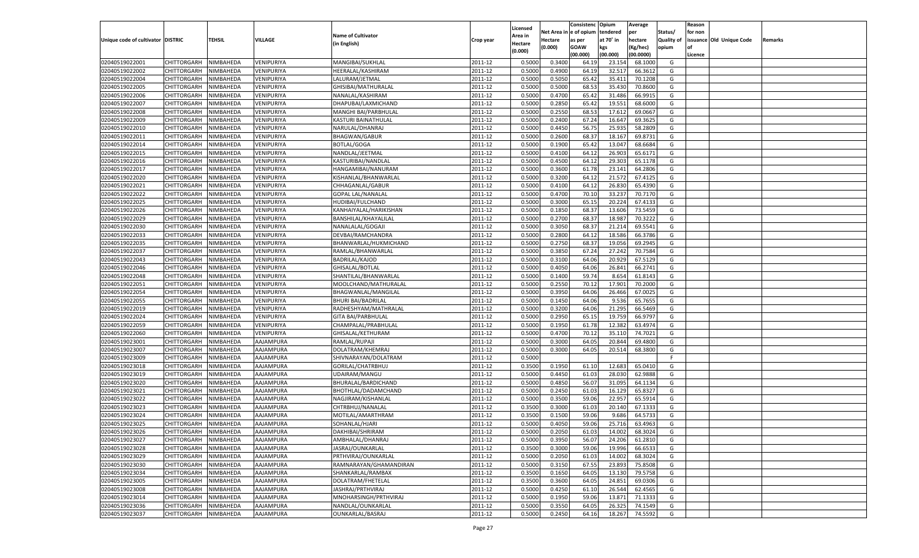| Unique code of cultivator | DISTRIC | TEHSIL | VILLAGE | Name of Cultivator (in English) | Crop year | Licensed Area in Hectare (0.000) | Net Area in Hectare (0.000) | Consistence of opium as per GOAW (00.000) | Opium tendered at 70° in kgs (00.000) | Average per hectare (Kg/hec) (00.0000) | Status/ Quality of opium | Reason for non issuance of Licence | Old Unique Code | Remarks |
|---|---|---|---|---|---|---|---|---|---|---|---|---|---|---|
| 02040519022001 | CHITTORGARH | NIMBAHEDA | VENIPURIYA | MANGIBAI/SUKHLAL | 2011-12 | 0.5000 | 0.3400 | 64.19 | 23.154 | 68.1000 | G | | | |
| 02040519022002 | CHITTORGARH | NIMBAHEDA | VENIPURIYA | HEERALAL/KASHIRAM | 2011-12 | 0.5000 | 0.4900 | 64.19 | 32.517 | 66.3612 | G | | | |
| 02040519022004 | CHITTORGARH | NIMBAHEDA | VENIPURIYA | LALURAM/JETMAL | 2011-12 | 0.5000 | 0.5050 | 65.42 | 35.411 | 70.1208 | G | | | |
| 02040519022005 | CHITTORGARH | NIMBAHEDA | VENIPURIYA | GHISIBAI/MATHURALAL | 2011-12 | 0.5000 | 0.5000 | 68.53 | 35.430 | 70.8600 | G | | | |
| 02040519022006 | CHITTORGARH | NIMBAHEDA | VENIPURIYA | NANALAL/KASHIRAM | 2011-12 | 0.5000 | 0.4700 | 65.42 | 31.486 | 66.9915 | G | | | |
| 02040519022007 | CHITTORGARH | NIMBAHEDA | VENIPURIYA | DHAPUBAI/LAXMICHAND | 2011-12 | 0.5000 | 0.2850 | 65.42 | 19.551 | 68.6000 | G | | | |
| 02040519022008 | CHITTORGARH | NIMBAHEDA | VENIPURIYA | MANGHI BAI/PARBHULAL | 2011-12 | 0.5000 | 0.2550 | 68.53 | 17.612 | 69.0667 | G | | | |
| 02040519022009 | CHITTORGARH | NIMBAHEDA | VENIPURIYA | KASTURI BAINATHULAL | 2011-12 | 0.5000 | 0.2400 | 67.24 | 16.647 | 69.3625 | G | | | |
| 02040519022010 | CHITTORGARH | NIMBAHEDA | VENIPURIYA | NARULAL/DHANRAJ | 2011-12 | 0.5000 | 0.4450 | 56.75 | 25.935 | 58.2809 | G | | | |
| 02040519022011 | CHITTORGARH | NIMBAHEDA | VENIPURIYA | BHAGWAN/GABUR | 2011-12 | 0.5000 | 0.2600 | 68.37 | 18.167 | 69.8731 | G | | | |
| 02040519022014 | CHITTORGARH | NIMBAHEDA | VENIPURIYA | BOTLAL/GOGA | 2011-12 | 0.5000 | 0.1900 | 65.42 | 13.047 | 68.6684 | G | | | |
| 02040519022015 | CHITTORGARH | NIMBAHEDA | VENIPURIYA | NANDLAL/JEETMAL | 2011-12 | 0.5000 | 0.4100 | 64.12 | 26.903 | 65.6171 | G | | | |
| 02040519022016 | CHITTORGARH | NIMBAHEDA | VENIPURIYA | KASTURIBAI/NANDLAL | 2011-12 | 0.5000 | 0.4500 | 64.12 | 29.303 | 65.1178 | G | | | |
| 02040519022017 | CHITTORGARH | NIMBAHEDA | VENIPURIYA | HANGAMIBAI/NANURAM | 2011-12 | 0.5000 | 0.3600 | 61.78 | 23.141 | 64.2806 | G | | | |
| 02040519022020 | CHITTORGARH | NIMBAHEDA | VENIPURIYA | KISHANLAL/BHANWARLAL | 2011-12 | 0.5000 | 0.3200 | 64.12 | 21.572 | 67.4125 | G | | | |
| 02040519022021 | CHITTORGARH | NIMBAHEDA | VENIPURIYA | CHHAGANLAL/GABUR | 2011-12 | 0.5000 | 0.4100 | 64.12 | 26.830 | 65.4390 | G | | | |
| 02040519022022 | CHITTORGARH | NIMBAHEDA | VENIPURIYA | GOPAL LAL/NANALAL | 2011-12 | 0.5000 | 0.4700 | 70.10 | 33.237 | 70.7170 | G | | | |
| 02040519022025 | CHITTORGARH | NIMBAHEDA | VENIPURIYA | HUDIBAI/FULCHAND | 2011-12 | 0.5000 | 0.3000 | 65.15 | 20.224 | 67.4133 | G | | | |
| 02040519022026 | CHITTORGARH | NIMBAHEDA | VENIPURIYA | KANHAIYALAL/HARIKISHAN | 2011-12 | 0.5000 | 0.1850 | 68.37 | 13.606 | 73.5459 | G | | | |
| 02040519022029 | CHITTORGARH | NIMBAHEDA | VENIPURIYA | BANSHILAL/KHAYALILAL | 2011-12 | 0.5000 | 0.2700 | 68.37 | 18.987 | 70.3222 | G | | | |
| 02040519022030 | CHITTORGARH | NIMBAHEDA | VENIPURIYA | NANALALAL/GOGAJI | 2011-12 | 0.5000 | 0.3050 | 68.37 | 21.214 | 69.5541 | G | | | |
| 02040519022033 | CHITTORGARH | NIMBAHEDA | VENIPURIYA | DEVBAI/RAMCHANDRA | 2011-12 | 0.5000 | 0.2800 | 64.12 | 18.586 | 66.3786 | G | | | |
| 02040519022035 | CHITTORGARH | NIMBAHEDA | VENIPURIYA | BHANWARLAL/HUKMICHAND | 2011-12 | 0.5000 | 0.2750 | 68.37 | 19.056 | 69.2945 | G | | | |
| 02040519022037 | CHITTORGARH | NIMBAHEDA | VENIPURIYA | RAMLAL/BHANWARLAL | 2011-12 | 0.5000 | 0.3850 | 67.24 | 27.242 | 70.7584 | G | | | |
| 02040519022043 | CHITTORGARH | NIMBAHEDA | VENIPURIYA | BADRILAL/KAJOD | 2011-12 | 0.5000 | 0.3100 | 64.06 | 20.929 | 67.5129 | G | | | |
| 02040519022046 | CHITTORGARH | NIMBAHEDA | VENIPURIYA | GHISALAL/BOTLAL | 2011-12 | 0.5000 | 0.4050 | 64.06 | 26.841 | 66.2741 | G | | | |
| 02040519022048 | CHITTORGARH | NIMBAHEDA | VENIPURIYA | SHANTILAL/BHANWARLAL | 2011-12 | 0.5000 | 0.1400 | 59.74 | 8.654 | 61.8143 | G | | | |
| 02040519022051 | CHITTORGARH | NIMBAHEDA | VENIPURIYA | MOOLCHAND/MATHURALAL | 2011-12 | 0.5000 | 0.2550 | 70.12 | 17.901 | 70.2000 | G | | | |
| 02040519022054 | CHITTORGARH | NIMBAHEDA | VENIPURIYA | BHAGWANLAL/MANGILAL | 2011-12 | 0.5000 | 0.3950 | 64.06 | 26.466 | 67.0025 | G | | | |
| 02040519022055 | CHITTORGARH | NIMBAHEDA | VENIPURIYA | BHURI BAI/BADRILAL | 2011-12 | 0.5000 | 0.1450 | 64.06 | 9.536 | 65.7655 | G | | | |
| 02040519022019 | CHITTORGARH | NIMBAHEDA | VENIPURIYA | RADHESHYAM/MATHRALAL | 2011-12 | 0.5000 | 0.3200 | 64.06 | 21.295 | 66.5469 | G | | | |
| 02040519022024 | CHITTORGARH | NIMBAHEDA | VENIPURIYA | GITA BAI/PARBHULAL | 2011-12 | 0.5000 | 0.2950 | 65.15 | 19.759 | 66.9797 | G | | | |
| 02040519022059 | CHITTORGARH | NIMBAHEDA | VENIPURIYA | CHAMPALAL/PRABHULAL | 2011-12 | 0.5000 | 0.1950 | 61.78 | 12.382 | 63.4974 | G | | | |
| 02040519022060 | CHITTORGARH | NIMBAHEDA | VENIPURIYA | GHISALAL/KETHURAM | 2011-12 | 0.5000 | 0.4700 | 70.12 | 35.110 | 74.7021 | G | | | |
| 02040519023001 | CHITTORGARH | NIMBAHEDA | AAJAMPURA | RAMLAL/RUPAJI | 2011-12 | 0.5000 | 0.3000 | 64.05 | 20.844 | 69.4800 | G | | | |
| 02040519023007 | CHITTORGARH | NIMBAHEDA | AAJAMPURA | DOLATRAM/KHEMRAJ | 2011-12 | 0.5000 | 0.3000 | 64.05 | 20.514 | 68.3800 | G | | | |
| 02040519023009 | CHITTORGARH | NIMBAHEDA | AAJAMPURA | SHIVNARAYAN/DOLATRAM | 2011-12 | 0.5000 | | | | | F | | | |
| 02040519023018 | CHITTORGARH | NIMBAHEDA | AAJAMPURA | GORILAL/CHATRBHUJ | 2011-12 | 0.3500 | 0.1950 | 61.10 | 12.683 | 65.0410 | G | | | |
| 02040519023019 | CHITTORGARH | NIMBAHEDA | AAJAMPURA | UDAIRAM/MANGU | 2011-12 | 0.5000 | 0.4450 | 61.03 | 28.030 | 62.9888 | G | | | |
| 02040519023020 | CHITTORGARH | NIMBAHEDA | AAJAMPURA | BHURALAL/BARDICHAND | 2011-12 | 0.5000 | 0.4850 | 56.07 | 31.095 | 64.1134 | G | | | |
| 02040519023021 | CHITTORGARH | NIMBAHEDA | AAJAMPURA | BHOTHLAL/DADAMCHAND | 2011-12 | 0.5000 | 0.2450 | 61.03 | 16.129 | 65.8327 | G | | | |
| 02040519023022 | CHITTORGARH | NIMBAHEDA | AAJAMPURA | NAGJIRAM/KISHANLAL | 2011-12 | 0.5000 | 0.3500 | 59.06 | 22.957 | 65.5914 | G | | | |
| 02040519023023 | CHITTORGARH | NIMBAHEDA | AAJAMPURA | CHTRBHUJ/NANALAL | 2011-12 | 0.3500 | 0.3000 | 61.03 | 20.140 | 67.1333 | G | | | |
| 02040519023024 | CHITTORGARH | NIMBAHEDA | AAJAMPURA | MOTILAL/AMARTHRAM | 2011-12 | 0.3500 | 0.1500 | 59.06 | 9.686 | 64.5733 | G | | | |
| 02040519023025 | CHITTORGARH | NIMBAHEDA | AAJAMPURA | SOHANLAL/HJARI | 2011-12 | 0.5000 | 0.4050 | 59.06 | 25.716 | 63.4963 | G | | | |
| 02040519023026 | CHITTORGARH | NIMBAHEDA | AAJAMPURA | DAKHIBAI/SHRIRAM | 2011-12 | 0.5000 | 0.2050 | 61.03 | 14.002 | 68.3024 | G | | | |
| 02040519023027 | CHITTORGARH | NIMBAHEDA | AAJAMPURA | AMBHALAL/DHANRAJ | 2011-12 | 0.5000 | 0.3950 | 56.07 | 24.206 | 61.2810 | G | | | |
| 02040519023028 | CHITTORGARH | NIMBAHEDA | AAJAMPURA | JASRAJ/OUNKARLAL | 2011-12 | 0.3500 | 0.3000 | 59.06 | 19.996 | 66.6533 | G | | | |
| 02040519023029 | CHITTORGARH | NIMBAHEDA | AAJAMPURA | PRTHVIRAJ/OUNKARLAL | 2011-12 | 0.5000 | 0.2050 | 61.03 | 14.002 | 68.3024 | G | | | |
| 02040519023030 | CHITTORGARH | NIMBAHEDA | AAJAMPURA | RAMNARAYAN/GHAMANDIRAN | 2011-12 | 0.5000 | 0.3150 | 67.55 | 23.893 | 75.8508 | G | | | |
| 02040519023034 | CHITTORGARH | NIMBAHEDA | AAJAMPURA | SHANKARLAL/RAMBAX | 2011-12 | 0.3500 | 0.1650 | 64.05 | 13.130 | 79.5758 | G | | | |
| 02040519023005 | CHITTORGARH | NIMBAHEDA | AAJAMPURA | DOLATRAM/FHETELAL | 2011-12 | 0.3500 | 0.3600 | 64.05 | 24.851 | 69.0306 | G | | | |
| 02040519023008 | CHITTORGARH | NIMBAHEDA | AAJAMPURA | JASHRAJ/PRTHVIRAJ | 2011-12 | 0.5000 | 0.4250 | 61.10 | 26.544 | 62.4565 | G | | | |
| 02040519023014 | CHITTORGARH | NIMBAHEDA | AAJAMPURA | MNOHARSINGH/PRTHVIRAJ | 2011-12 | 0.5000 | 0.1950 | 59.06 | 13.871 | 71.1333 | G | | | |
| 02040519023036 | CHITTORGARH | NIMBAHEDA | AAJAMPURA | NANDLAL/OUNKARLAL | 2011-12 | 0.5000 | 0.3550 | 64.05 | 26.325 | 74.1549 | G | | | |
| 02040519023037 | CHITTORGARH | NIMBAHEDA | AAJAMPURA | OUNKARLAL/BASRAJ | 2011-12 | 0.5000 | 0.2450 | 64.16 | 18.267 | 74.5592 | G | | | |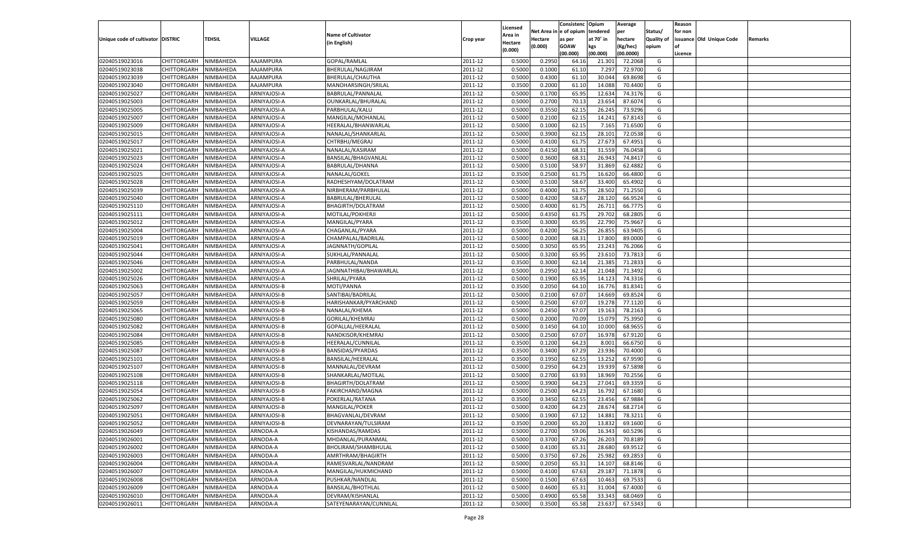| Unique code of cultivator | DISTRIC | TEHSIL | VILLAGE | Name of Cultivator (in English) | Crop year | Licensed Area in Hectare (0.000) | Net Area in Hectare (0.000) | Consistenc e of opium as per GOAW (00.000) | Opium tendered at 70° in kgs (00.000) | Average per hectare (Kg/hec) (00.0000) | Status/ Quality of opium | Reason for non issuance of Licence | Old Unique Code | Remarks |
|---|---|---|---|---|---|---|---|---|---|---|---|---|---|---|
| 02040519023016 | CHITTORGARH | NIMBAHEDA | AAJAMPURA | GOPAL/RAMLAL | 2011-12 | 0.5000 | 0.2950 | 64.16 | 21.301 | 72.2068 | G | | | |
| 02040519023038 | CHITTORGARH | NIMBAHEDA | AAJAMPURA | BHERULAL/NAGJIRAM | 2011-12 | 0.5000 | 0.1000 | 61.10 | 7.297 | 72.9700 | G | | | |
| 02040519023039 | CHITTORGARH | NIMBAHEDA | AAJAMPURA | BHERULAL/CHAUTHA | 2011-12 | 0.5000 | 0.4300 | 61.10 | 30.044 | 69.8698 | G | | | |
| 02040519023040 | CHITTORGARH | NIMBAHEDA | AAJAMPURA | MANOHARSINGH/SRILAL | 2011-12 | 0.3500 | 0.2000 | 61.10 | 14.088 | 70.4400 | G | | | |
| 02040519025027 | CHITTORGARH | NIMBAHEDA | ARNIYAJOSI-A | BABRULAL/PANNALAL | 2011-12 | 0.5000 | 0.1700 | 65.95 | 12.634 | 74.3176 | G | | | |
| 02040519025003 | CHITTORGARH | NIMBAHEDA | ARNIYAJOSI-A | OUNKARLAL/BHURALAL | 2011-12 | 0.5000 | 0.2700 | 70.13 | 23.654 | 87.6074 | G | | | |
| 02040519025005 | CHITTORGARH | NIMBAHEDA | ARNIYAJOSI-A | PARBHULAL/KALU | 2011-12 | 0.5000 | 0.3550 | 62.15 | 26.245 | 73.9296 | G | | | |
| 02040519025007 | CHITTORGARH | NIMBAHEDA | ARNIYAJOSI-A | MANGILAL/MOHANLAL | 2011-12 | 0.5000 | 0.2100 | 62.15 | 14.241 | 67.8143 | G | | | |
| 02040519025009 | CHITTORGARH | NIMBAHEDA | ARNIYAJOSI-A | HEERALAL/BHANWARLAL | 2011-12 | 0.5000 | 0.1000 | 62.15 | 7.165 | 71.6500 | G | | | |
| 02040519025015 | CHITTORGARH | NIMBAHEDA | ARNIYAJOSI-A | NANALAL/SHANKARLAL | 2011-12 | 0.5000 | 0.3900 | 62.15 | 28.101 | 72.0538 | G | | | |
| 02040519025017 | CHITTORGARH | NIMBAHEDA | ARNIYAJOSI-A | CHTRBHJ/MEGRAJ | 2011-12 | 0.5000 | 0.4100 | 61.75 | 27.673 | 67.4951 | G | | | |
| 02040519025021 | CHITTORGARH | NIMBAHEDA | ARNIYAJOSI-A | NANALAL/KASIRAM | 2011-12 | 0.5000 | 0.4150 | 68.31 | 31.559 | 76.0458 | G | | | |
| 02040519025023 | CHITTORGARH | NIMBAHEDA | ARNIYAJOSI-A | BANSILAL/BHAGVANLAL | 2011-12 | 0.5000 | 0.3600 | 68.31 | 26.943 | 74.8417 | G | | | |
| 02040519025024 | CHITTORGARH | NIMBAHEDA | ARNIYAJOSI-A | BABRULAL/DHANNA | 2011-12 | 0.5000 | 0.5100 | 58.97 | 31.869 | 62.4882 | G | | | |
| 02040519025025 | CHITTORGARH | NIMBAHEDA | ARNIYAJOSI-A | NANALAL/GOKEL | 2011-12 | 0.3500 | 0.2500 | 61.75 | 16.620 | 66.4800 | G | | | |
| 02040519025028 | CHITTORGARH | NIMBAHEDA | ARNIYAJOSI-A | RADHESHYAM/DOLATRAM | 2011-12 | 0.5000 | 0.5100 | 58.67 | 33.400 | 65.4902 | G | | | |
| 02040519025039 | CHITTORGARH | NIMBAHEDA | ARNIYAJOSI-A | NIRBHERAM/PARBHULAL | 2011-12 | 0.5000 | 0.4000 | 61.75 | 28.502 | 71.2550 | G | | | |
| 02040519025040 | CHITTORGARH | NIMBAHEDA | ARNIYAJOSI-A | BABRULAL/BHERULAL | 2011-12 | 0.5000 | 0.4200 | 58.67 | 28.120 | 66.9524 | G | | | |
| 02040519025110 | CHITTORGARH | NIMBAHEDA | ARNIYAJOSI-A | BHAGIRTH/DOLATRAM | 2011-12 | 0.5000 | 0.4000 | 61.75 | 26.711 | 66.7775 | G | | | |
| 02040519025111 | CHITTORGARH | NIMBAHEDA | ARNIYAJOSI-A | MOTILAL/POKHERJI | 2011-12 | 0.5000 | 0.4350 | 61.75 | 29.702 | 68.2805 | G | | | |
| 02040519025012 | CHITTORGARH | NIMBAHEDA | ARNIYAJOSI-A | MANGILAL/PYARA | 2011-12 | 0.3500 | 0.3000 | 65.95 | 22.790 | 75.9667 | G | | | |
| 02040519025004 | CHITTORGARH | NIMBAHEDA | ARNIYAJOSI-A | CHAGANLAL/PYARA | 2011-12 | 0.5000 | 0.4200 | 56.25 | 26.855 | 63.9405 | G | | | |
| 02040519025019 | CHITTORGARH | NIMBAHEDA | ARNIYAJOSI-A | CHAMPALAL/BADRILAL | 2011-12 | 0.5000 | 0.2000 | 68.31 | 17.800 | 89.0000 | G | | | |
| 02040519025041 | CHITTORGARH | NIMBAHEDA | ARNIYAJOSI-A | JAGNNATH/GOPILAL | 2011-12 | 0.5000 | 0.3050 | 65.95 | 23.243 | 76.2066 | G | | | |
| 02040519025044 | CHITTORGARH | NIMBAHEDA | ARNIYAJOSI-A | SUKHLAL/PANNALAL | 2011-12 | 0.5000 | 0.3200 | 65.95 | 23.610 | 73.7813 | G | | | |
| 02040519025046 | CHITTORGARH | NIMBAHEDA | ARNIYAJOSI-A | PARBHULAL/NANDA | 2011-12 | 0.3500 | 0.3000 | 62.14 | 21.385 | 71.2833 | G | | | |
| 02040519025002 | CHITTORGARH | NIMBAHEDA | ARNIYAJOSI-A | JAGNNATHIBAI/BHAWARLAL | 2011-12 | 0.5000 | 0.2950 | 62.14 | 21.048 | 71.3492 | G | | | |
| 02040519025026 | CHITTORGARH | NIMBAHEDA | ARNIYAJOSI-A | SHRILAL/PYARA | 2011-12 | 0.5000 | 0.1900 | 65.95 | 14.123 | 74.3316 | G | | | |
| 02040519025063 | CHITTORGARH | NIMBAHEDA | ARNIYAJOSI-B | MOTI/PANNA | 2011-12 | 0.3500 | 0.2050 | 64.10 | 16.776 | 81.8341 | G | | | |
| 02040519025057 | CHITTORGARH | NIMBAHEDA | ARNIYAJOSI-B | SANTIBAI/BADRILAL | 2011-12 | 0.5000 | 0.2100 | 67.07 | 14.669 | 69.8524 | G | | | |
| 02040519025059 | CHITTORGARH | NIMBAHEDA | ARNIYAJOSI-B | HARISHANKAR/PYARCHAND | 2011-12 | 0.5000 | 0.2500 | 67.07 | 19.278 | 77.1120 | G | | | |
| 02040519025065 | CHITTORGARH | NIMBAHEDA | ARNIYAJOSI-B | NANALAL/KHEMA | 2011-12 | 0.5000 | 0.2450 | 67.07 | 19.163 | 78.2163 | G | | | |
| 02040519025080 | CHITTORGARH | NIMBAHEDA | ARNIYAJOSI-B | GORILAL/KHEMRAJ | 2011-12 | 0.5000 | 0.2000 | 70.09 | 15.079 | 75.3950 | G | | | |
| 02040519025082 | CHITTORGARH | NIMBAHEDA | ARNIYAJOSI-B | GOPALLAL/HEERALAL | 2011-12 | 0.5000 | 0.1450 | 64.10 | 10.000 | 68.9655 | G | | | |
| 02040519025084 | CHITTORGARH | NIMBAHEDA | ARNIYAJOSI-B | NANDKISOR/KHEMRAJ | 2011-12 | 0.5000 | 0.2500 | 67.07 | 16.978 | 67.9120 | G | | | |
| 02040519025085 | CHITTORGARH | NIMBAHEDA | ARNIYAJOSI-B | HEERALAL/CUNNILAL | 2011-12 | 0.3500 | 0.1200 | 64.23 | 8.001 | 66.6750 | G | | | |
| 02040519025087 | CHITTORGARH | NIMBAHEDA | ARNIYAJOSI-B | BANSIDAS/PYARDAS | 2011-12 | 0.3500 | 0.3400 | 67.29 | 23.936 | 70.4000 | G | | | |
| 02040519025101 | CHITTORGARH | NIMBAHEDA | ARNIYAJOSI-B | BANSILAL/HEERALAL | 2011-12 | 0.3500 | 0.1950 | 62.55 | 13.252 | 67.9590 | G | | | |
| 02040519025107 | CHITTORGARH | NIMBAHEDA | ARNIYAJOSI-B | MANNALAL/DEVRAM | 2011-12 | 0.5000 | 0.2950 | 64.23 | 19.939 | 67.5898 | G | | | |
| 02040519025108 | CHITTORGARH | NIMBAHEDA | ARNIYAJOSI-B | SHANKARLAL/MOTILAL | 2011-12 | 0.5000 | 0.2700 | 63.93 | 18.969 | 70.2556 | G | | | |
| 02040519025118 | CHITTORGARH | NIMBAHEDA | ARNIYAJOSI-B | BHAGIRTH/DOLATRAM | 2011-12 | 0.5000 | 0.3900 | 64.23 | 27.041 | 69.3359 | G | | | |
| 02040519025054 | CHITTORGARH | NIMBAHEDA | ARNIYAJOSI-B | FAKIRCHAND/MAGNA | 2011-12 | 0.5000 | 0.2500 | 64.23 | 16.792 | 67.1680 | G | | | |
| 02040519025062 | CHITTORGARH | NIMBAHEDA | ARNIYAJOSI-B | POKERLAL/RATANA | 2011-12 | 0.3500 | 0.3450 | 62.55 | 23.456 | 67.9884 | G | | | |
| 02040519025097 | CHITTORGARH | NIMBAHEDA | ARNIYAJOSI-B | MANGILAL/POKER | 2011-12 | 0.5000 | 0.4200 | 64.23 | 28.674 | 68.2714 | G | | | |
| 02040519025051 | CHITTORGARH | NIMBAHEDA | ARNIYAJOSI-B | BHAGVANLAL/DEVRAM | 2011-12 | 0.5000 | 0.1900 | 67.12 | 14.881 | 78.3211 | G | | | |
| 02040519025052 | CHITTORGARH | NIMBAHEDA | ARNIYAJOSI-B | DEVNARAYAN/TULSIRAM | 2011-12 | 0.3500 | 0.2000 | 65.20 | 13.832 | 69.1600 | G | | | |
| 02040519026049 | CHITTORGARH | NIMBAHEDA | ARNODA-A | KISHANDAS/RAMDAS | 2011-12 | 0.5000 | 0.2700 | 59.06 | 16.343 | 60.5296 | G | | | |
| 02040519026001 | CHITTORGARH | NIMBAHEDA | ARNODA-A | MHDANLAL/PURANMAL | 2011-12 | 0.5000 | 0.3700 | 67.26 | 26.203 | 70.8189 | G | | | |
| 02040519026002 | CHITTORGARH | NIMBAHEDA | ARNODA-A | BHOLIRAM/SHAMBHULAL | 2011-12 | 0.5000 | 0.4100 | 65.31 | 28.680 | 69.9512 | G | | | |
| 02040519026003 | CHITTORGARH | NIMBAHEDA | ARNODA-A | AMRTHRAM/BHAGIRTH | 2011-12 | 0.5000 | 0.3750 | 67.26 | 25.982 | 69.2853 | G | | | |
| 02040519026004 | CHITTORGARH | NIMBAHEDA | ARNODA-A | RAMESVARLAL/NANDRAM | 2011-12 | 0.5000 | 0.2050 | 65.31 | 14.107 | 68.8146 | G | | | |
| 02040519026007 | CHITTORGARH | NIMBAHEDA | ARNODA-A | MANGILAL/HUKMICHAND | 2011-12 | 0.5000 | 0.4100 | 67.63 | 29.187 | 71.1878 | G | | | |
| 02040519026008 | CHITTORGARH | NIMBAHEDA | ARNODA-A | PUSHKAR/NANDLAL | 2011-12 | 0.5000 | 0.1500 | 67.63 | 10.463 | 69.7533 | G | | | |
| 02040519026009 | CHITTORGARH | NIMBAHEDA | ARNODA-A | BANSILAL/BHOTHLAL | 2011-12 | 0.5000 | 0.4600 | 65.31 | 31.004 | 67.4000 | G | | | |
| 02040519026010 | CHITTORGARH | NIMBAHEDA | ARNODA-A | DEVRAM/KISHANLAL | 2011-12 | 0.5000 | 0.4900 | 65.58 | 33.343 | 68.0469 | G | | | |
| 02040519026011 | CHITTORGARH | NIMBAHEDA | ARNODA-A | SATEYENARAYAN/CUNNILAL | 2011-12 | 0.5000 | 0.3500 | 65.58 | 23.637 | 67.5343 | G | | | |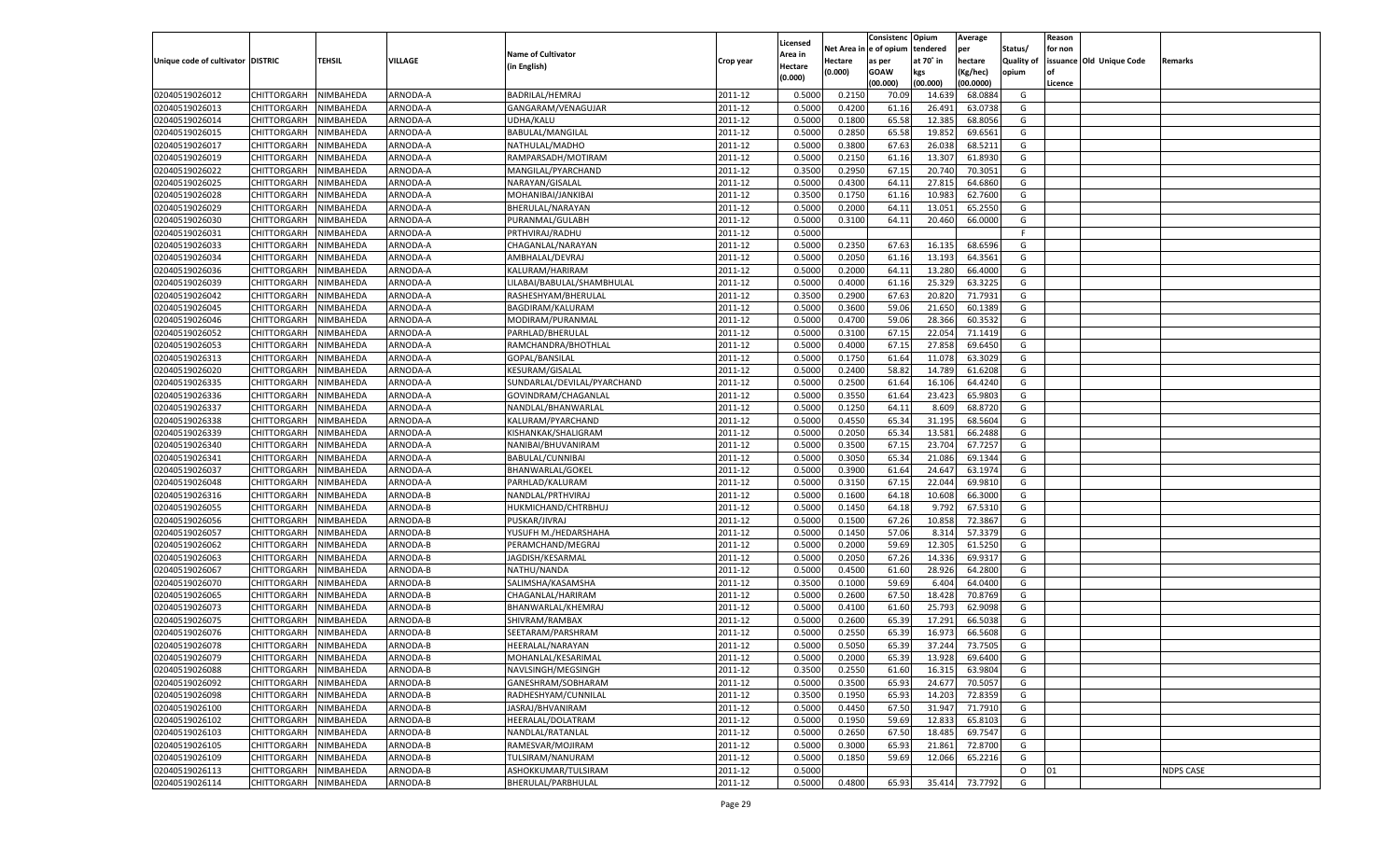| Unique code of cultivator | DISTRIC | TEHSIL | VILLAGE | Name of Cultivator (in English) | Crop year | Licensed Area in Hectare (0.000) | Net Area in Hectare (0.000) | Consistenc e of opium as per GOAW (00.000) | Opium tendered at 70° in kgs (00.000) | Average per hectare (Kg/hec) (00.0000) | Status/ Quality of opium | Reason for non issuance of Licence | Old Unique Code | Remarks |
|---|---|---|---|---|---|---|---|---|---|---|---|---|---|---|
| 02040519026012 | CHITTORGARH | NIMBAHEDA | ARNODA-A | BADRILAL/HEMRAJ | 2011-12 | 0.5000 | 0.2150 | 70.09 | 14.639 | 68.0884 | G | | | |
| 02040519026013 | CHITTORGARH | NIMBAHEDA | ARNODA-A | GANGARAM/VENAGUJAR | 2011-12 | 0.5000 | 0.4200 | 61.16 | 26.491 | 63.0738 | G | | | |
| 02040519026014 | CHITTORGARH | NIMBAHEDA | ARNODA-A | UDHA/KALU | 2011-12 | 0.5000 | 0.1800 | 65.58 | 12.385 | 68.8056 | G | | | |
| 02040519026015 | CHITTORGARH | NIMBAHEDA | ARNODA-A | BABULAL/MANGILAL | 2011-12 | 0.5000 | 0.2850 | 65.58 | 19.852 | 69.6561 | G | | | |
| 02040519026017 | CHITTORGARH | NIMBAHEDA | ARNODA-A | NATHULAL/MADHO | 2011-12 | 0.5000 | 0.3800 | 67.63 | 26.038 | 68.5211 | G | | | |
| 02040519026019 | CHITTORGARH | NIMBAHEDA | ARNODA-A | RAMPARSADH/MOTIRAM | 2011-12 | 0.5000 | 0.2150 | 61.16 | 13.307 | 61.8930 | G | | | |
| 02040519026022 | CHITTORGARH | NIMBAHEDA | ARNODA-A | MANGILAL/PYARCHAND | 2011-12 | 0.3500 | 0.2950 | 67.15 | 20.740 | 70.3051 | G | | | |
| 02040519026025 | CHITTORGARH | NIMBAHEDA | ARNODA-A | NARAYAN/GISALAL | 2011-12 | 0.5000 | 0.4300 | 64.11 | 27.815 | 64.6860 | G | | | |
| 02040519026028 | CHITTORGARH | NIMBAHEDA | ARNODA-A | MOHANIBAI/JANKIBAI | 2011-12 | 0.3500 | 0.1750 | 61.16 | 10.983 | 62.7600 | G | | | |
| 02040519026029 | CHITTORGARH | NIMBAHEDA | ARNODA-A | BHERULAL/NARAYAN | 2011-12 | 0.5000 | 0.2000 | 64.11 | 13.051 | 65.2550 | G | | | |
| 02040519026030 | CHITTORGARH | NIMBAHEDA | ARNODA-A | PURANMAL/GULABH | 2011-12 | 0.5000 | 0.3100 | 64.11 | 20.460 | 66.0000 | G | | | |
| 02040519026031 | CHITTORGARH | NIMBAHEDA | ARNODA-A | PRTHVIRAJ/RADHU | 2011-12 | 0.5000 | | | | | F | | | |
| 02040519026033 | CHITTORGARH | NIMBAHEDA | ARNODA-A | CHAGANLAL/NARAYAN | 2011-12 | 0.5000 | 0.2350 | 67.63 | 16.135 | 68.6596 | G | | | |
| 02040519026034 | CHITTORGARH | NIMBAHEDA | ARNODA-A | AMBHALAL/DEVRAJ | 2011-12 | 0.5000 | 0.2050 | 61.16 | 13.193 | 64.3561 | G | | | |
| 02040519026036 | CHITTORGARH | NIMBAHEDA | ARNODA-A | KALURAM/HARIRAM | 2011-12 | 0.5000 | 0.2000 | 64.11 | 13.280 | 66.4000 | G | | | |
| 02040519026039 | CHITTORGARH | NIMBAHEDA | ARNODA-A | LILABAI/BABULAL/SHAMBHULAL | 2011-12 | 0.5000 | 0.4000 | 61.16 | 25.329 | 63.3225 | G | | | |
| 02040519026042 | CHITTORGARH | NIMBAHEDA | ARNODA-A | RASHESHYAM/BHERULAL | 2011-12 | 0.3500 | 0.2900 | 67.63 | 20.820 | 71.7931 | G | | | |
| 02040519026045 | CHITTORGARH | NIMBAHEDA | ARNODA-A | BAGDIRAM/KALURAM | 2011-12 | 0.5000 | 0.3600 | 59.06 | 21.650 | 60.1389 | G | | | |
| 02040519026046 | CHITTORGARH | NIMBAHEDA | ARNODA-A | MODIRAM/PURANMAL | 2011-12 | 0.5000 | 0.4700 | 59.06 | 28.366 | 60.3532 | G | | | |
| 02040519026052 | CHITTORGARH | NIMBAHEDA | ARNODA-A | PARHLAD/BHERULAL | 2011-12 | 0.5000 | 0.3100 | 67.15 | 22.054 | 71.1419 | G | | | |
| 02040519026053 | CHITTORGARH | NIMBAHEDA | ARNODA-A | RAMCHANDRA/BHOTHLAL | 2011-12 | 0.5000 | 0.4000 | 67.15 | 27.858 | 69.6450 | G | | | |
| 02040519026313 | CHITTORGARH | NIMBAHEDA | ARNODA-A | GOPAL/BANSILAL | 2011-12 | 0.5000 | 0.1750 | 61.64 | 11.078 | 63.3029 | G | | | |
| 02040519026020 | CHITTORGARH | NIMBAHEDA | ARNODA-A | KESURAM/GISALAL | 2011-12 | 0.5000 | 0.2400 | 58.82 | 14.789 | 61.6208 | G | | | |
| 02040519026335 | CHITTORGARH | NIMBAHEDA | ARNODA-A | SUNDARLAL/DEVILAL/PYARCHAND | 2011-12 | 0.5000 | 0.2500 | 61.64 | 16.106 | 64.4240 | G | | | |
| 02040519026336 | CHITTORGARH | NIMBAHEDA | ARNODA-A | GOVINDRAM/CHAGANLAL | 2011-12 | 0.5000 | 0.3550 | 61.64 | 23.423 | 65.9803 | G | | | |
| 02040519026337 | CHITTORGARH | NIMBAHEDA | ARNODA-A | NANDLAL/BHANWARLAL | 2011-12 | 0.5000 | 0.1250 | 64.11 | 8.609 | 68.8720 | G | | | |
| 02040519026338 | CHITTORGARH | NIMBAHEDA | ARNODA-A | KALURAM/PYARCHAND | 2011-12 | 0.5000 | 0.4550 | 65.34 | 31.195 | 68.5604 | G | | | |
| 02040519026339 | CHITTORGARH | NIMBAHEDA | ARNODA-A | KISHANKAK/SHALIGRAM | 2011-12 | 0.5000 | 0.2050 | 65.34 | 13.581 | 66.2488 | G | | | |
| 02040519026340 | CHITTORGARH | NIMBAHEDA | ARNODA-A | NANIBAI/BHUVANIRAM | 2011-12 | 0.5000 | 0.3500 | 67.15 | 23.704 | 67.7257 | G | | | |
| 02040519026341 | CHITTORGARH | NIMBAHEDA | ARNODA-A | BABULAL/CUNNIBAI | 2011-12 | 0.5000 | 0.3050 | 65.34 | 21.086 | 69.1344 | G | | | |
| 02040519026037 | CHITTORGARH | NIMBAHEDA | ARNODA-A | BHANWARLAL/GOKEL | 2011-12 | 0.5000 | 0.3900 | 61.64 | 24.647 | 63.1974 | G | | | |
| 02040519026048 | CHITTORGARH | NIMBAHEDA | ARNODA-A | PARHLAD/KALURAM | 2011-12 | 0.5000 | 0.3150 | 67.15 | 22.044 | 69.9810 | G | | | |
| 02040519026316 | CHITTORGARH | NIMBAHEDA | ARNODA-B | NANDLAL/PRTHVIRAJ | 2011-12 | 0.5000 | 0.1600 | 64.18 | 10.608 | 66.3000 | G | | | |
| 02040519026055 | CHITTORGARH | NIMBAHEDA | ARNODA-B | HUKMICHAND/CHTRBHUJ | 2011-12 | 0.5000 | 0.1450 | 64.18 | 9.792 | 67.5310 | G | | | |
| 02040519026056 | CHITTORGARH | NIMBAHEDA | ARNODA-B | PUSKAR/JIVRAJ | 2011-12 | 0.5000 | 0.1500 | 67.26 | 10.858 | 72.3867 | G | | | |
| 02040519026057 | CHITTORGARH | NIMBAHEDA | ARNODA-B | YUSUFH M./HEDARSHAHA | 2011-12 | 0.5000 | 0.1450 | 57.06 | 8.314 | 57.3379 | G | | | |
| 02040519026062 | CHITTORGARH | NIMBAHEDA | ARNODA-B | PERAMCHAND/MEGRAJ | 2011-12 | 0.5000 | 0.2000 | 59.69 | 12.305 | 61.5250 | G | | | |
| 02040519026063 | CHITTORGARH | NIMBAHEDA | ARNODA-B | JAGDISH/KESARMAL | 2011-12 | 0.5000 | 0.2050 | 67.26 | 14.336 | 69.9317 | G | | | |
| 02040519026067 | CHITTORGARH | NIMBAHEDA | ARNODA-B | NATHU/NANDA | 2011-12 | 0.5000 | 0.4500 | 61.60 | 28.926 | 64.2800 | G | | | |
| 02040519026070 | CHITTORGARH | NIMBAHEDA | ARNODA-B | SALIMSHA/KASAMSHA | 2011-12 | 0.3500 | 0.1000 | 59.69 | 6.404 | 64.0400 | G | | | |
| 02040519026065 | CHITTORGARH | NIMBAHEDA | ARNODA-B | CHAGANLAL/HARIRAM | 2011-12 | 0.5000 | 0.2600 | 67.50 | 18.428 | 70.8769 | G | | | |
| 02040519026073 | CHITTORGARH | NIMBAHEDA | ARNODA-B | BHANWARLAL/KHEMRAJ | 2011-12 | 0.5000 | 0.4100 | 61.60 | 25.793 | 62.9098 | G | | | |
| 02040519026075 | CHITTORGARH | NIMBAHEDA | ARNODA-B | SHIVRAM/RAMBAX | 2011-12 | 0.5000 | 0.2600 | 65.39 | 17.291 | 66.5038 | G | | | |
| 02040519026076 | CHITTORGARH | NIMBAHEDA | ARNODA-B | SEETARAM/PARSHRAM | 2011-12 | 0.5000 | 0.2550 | 65.39 | 16.973 | 66.5608 | G | | | |
| 02040519026078 | CHITTORGARH | NIMBAHEDA | ARNODA-B | HEERALAL/NARAYAN | 2011-12 | 0.5000 | 0.5050 | 65.39 | 37.244 | 73.7505 | G | | | |
| 02040519026079 | CHITTORGARH | NIMBAHEDA | ARNODA-B | MOHANLAL/KESARIMAL | 2011-12 | 0.5000 | 0.2000 | 65.39 | 13.928 | 69.6400 | G | | | |
| 02040519026088 | CHITTORGARH | NIMBAHEDA | ARNODA-B | NAVLSINGH/MEGSINGH | 2011-12 | 0.3500 | 0.2550 | 61.60 | 16.315 | 63.9804 | G | | | |
| 02040519026092 | CHITTORGARH | NIMBAHEDA | ARNODA-B | GANESHRAM/SOBHARAM | 2011-12 | 0.5000 | 0.3500 | 65.93 | 24.677 | 70.5057 | G | | | |
| 02040519026098 | CHITTORGARH | NIMBAHEDA | ARNODA-B | RADHESHYAM/CUNNILAL | 2011-12 | 0.3500 | 0.1950 | 65.93 | 14.203 | 72.8359 | G | | | |
| 02040519026100 | CHITTORGARH | NIMBAHEDA | ARNODA-B | JASRAJ/BHVANIRAM | 2011-12 | 0.5000 | 0.4450 | 67.50 | 31.947 | 71.7910 | G | | | |
| 02040519026102 | CHITTORGARH | NIMBAHEDA | ARNODA-B | HEERALAL/DOLATRAM | 2011-12 | 0.5000 | 0.1950 | 59.69 | 12.833 | 65.8103 | G | | | |
| 02040519026103 | CHITTORGARH | NIMBAHEDA | ARNODA-B | NANDLAL/RATANLAL | 2011-12 | 0.5000 | 0.2650 | 67.50 | 18.485 | 69.7547 | G | | | |
| 02040519026105 | CHITTORGARH | NIMBAHEDA | ARNODA-B | RAMESVAR/MOJIRAM | 2011-12 | 0.5000 | 0.3000 | 65.93 | 21.861 | 72.8700 | G | | | |
| 02040519026109 | CHITTORGARH | NIMBAHEDA | ARNODA-B | TULSIRAM/NANURAM | 2011-12 | 0.5000 | 0.1850 | 59.69 | 12.066 | 65.2216 | G | | | |
| 02040519026113 | CHITTORGARH | NIMBAHEDA | ARNODA-B | ASHOKKUMAR/TULSIRAM | 2011-12 | 0.5000 | | | | | O | 01 | | NDPS CASE |
| 02040519026114 | CHITTORGARH | NIMBAHEDA | ARNODA-B | BHERULAL/PARBHULAL | 2011-12 | 0.5000 | 0.4800 | 65.93 | 35.414 | 73.7792 | G | | | |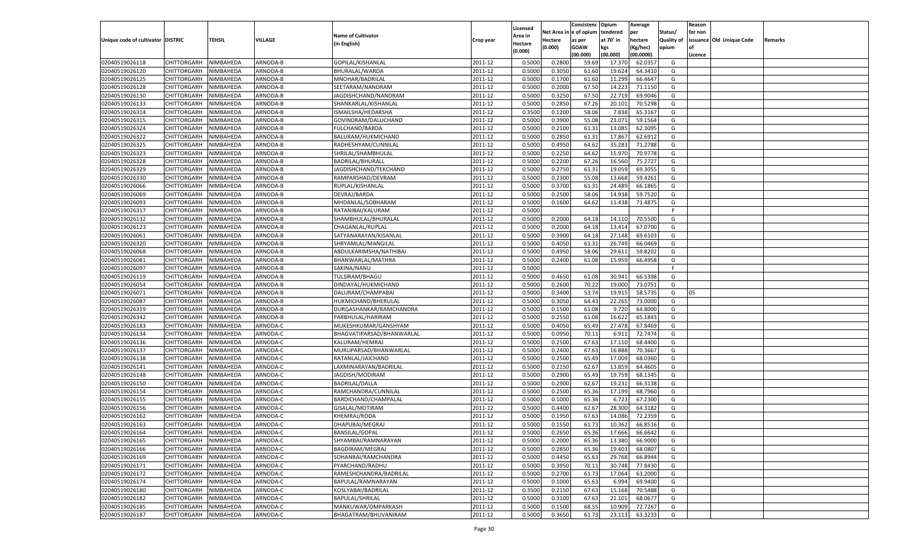| Unique code of cultivator | DISTRIC | TEHSIL | VILLAGE | Name of Cultivator (in English) | Crop year | Licensed Area in Hectare (0.000) | Net Area in Hectare (0.000) | Consistence of opium as per GOAW (00.000) | Opium tendered at 70° in kgs (00.000) | Average per hectare (Kg/hec) (00.0000) | Status/ Quality of opium | Reason for non issuance of Licence | Old Unique Code | Remarks |
|---|---|---|---|---|---|---|---|---|---|---|---|---|---|---|
| 02040519026118 | CHITTORGARH | NIMBAHEDA | ARNODA-B | GOPILAL/KISHANLAL | 2011-12 | 0.5000 | 0.2800 | 59.69 | 17.370 | 62.0357 | G | | | |
| 02040519026120 | CHITTORGARH | NIMBAHEDA | ARNODA-B | BHURALAL/WARDA | 2011-12 | 0.5000 | 0.3050 | 61.60 | 19.624 | 64.3410 | G | | | |
| 02040519026125 | CHITTORGARH | NIMBAHEDA | ARNODA-B | MNOHAR/BADRILAL | 2011-12 | 0.5000 | 0.1700 | 61.60 | 11.299 | 66.4647 | G | | | |
| 02040519026128 | CHITTORGARH | NIMBAHEDA | ARNODA-B | SEETARAM/NANDRAM | 2011-12 | 0.5000 | 0.2000 | 67.50 | 14.223 | 71.1150 | G | | | |
| 02040519026130 | CHITTORGARH | NIMBAHEDA | ARNODA-B | JAGDISHCHAND/NANDRAM | 2011-12 | 0.5000 | 0.3250 | 67.50 | 22.719 | 69.9046 | G | | | |
| 02040519026133 | CHITTORGARH | NIMBAHEDA | ARNODA-B | SHANKARLAL/KISHANLAL | 2011-12 | 0.5000 | 0.2850 | 67.26 | 20.101 | 70.5298 | G | | | |
| 02040519026314 | CHITTORGARH | NIMBAHEDA | ARNODA-B | ISMAILSHA/HEDARSHA | 2011-12 | 0.3500 | 0.1200 | 58.06 | 7.838 | 65.3167 | G | | | |
| 02040519026315 | CHITTORGARH | NIMBAHEDA | ARNODA-B | GOVINDRAM/DALLICHAND | 2011-12 | 0.5000 | 0.3900 | 55.08 | 23.071 | 59.1564 | G | | | |
| 02040519026324 | CHITTORGARH | NIMBAHEDA | ARNODA-B | FULCHAND/BARDA | 2011-12 | 0.5000 | 0.2100 | 61.31 | 13.085 | 62.3095 | G | | | |
| 02040519026322 | CHITTORGARH | NIMBAHEDA | ARNODA-B | BALURAM/HUKMICHAND | 2011-12 | 0.5000 | 0.2850 | 61.31 | 17.867 | 62.6912 | G | | | |
| 02040519026325 | CHITTORGARH | NIMBAHEDA | ARNODA-B | RADHESHYAM/CUNNILAL | 2011-12 | 0.5000 | 0.4950 | 64.62 | 35.283 | 71.2788 | G | | | |
| 02040519026323 | CHITTORGARH | NIMBAHEDA | ARNODA-B | SHRILAL/SHAMBHULAL | 2011-12 | 0.5000 | 0.2250 | 64.62 | 15.970 | 70.9778 | G | | | |
| 02040519026328 | CHITTORGARH | NIMBAHEDA | ARNODA-B | BADRILAL/BHURALL | 2011-12 | 0.5000 | 0.2200 | 67.26 | 16.560 | 75.2727 | G | | | |
| 02040519026329 | CHITTORGARH | NIMBAHEDA | ARNODA-B | JAGDISHCHAND/TEKCHAND | 2011-12 | 0.5000 | 0.2750 | 61.31 | 19.059 | 69.3055 | G | | | |
| 02040519026330 | CHITTORGARH | NIMBAHEDA | ARNODA-B | RAMPARSHAD/DEVRAM | 2011-12 | 0.5000 | 0.2300 | 55.08 | 13.668 | 59.4261 | G | | | |
| 02040519026066 | CHITTORGARH | NIMBAHEDA | ARNODA-B | RUPLAL/KISHANLAL | 2011-12 | 0.5000 | 0.3700 | 61.31 | 24.489 | 66.1865 | G | | | |
| 02040519026069 | CHITTORGARH | NIMBAHEDA | ARNODA-B | DEVRAJ/BARDA | 2011-12 | 0.5000 | 0.2500 | 58.06 | 14.938 | 59.7520 | G | | | |
| 02040519026093 | CHITTORGARH | NIMBAHEDA | ARNODA-B | MHDANLAL/SOBHARAM | 2011-12 | 0.5000 | 0.1600 | 64.62 | 11.438 | 71.4875 | G | | | |
| 02040519026317 | CHITTORGARH | NIMBAHEDA | ARNODA-B | RATANIBAI/KALURAM | 2011-12 | 0.5000 | | | | | F | | | |
| 02040519026132 | CHITTORGARH | NIMBAHEDA | ARNODA-B | SHAMBHULAL/BHURALAL | 2011-12 | 0.5000 | 0.2000 | 64.18 | 14.110 | 70.5500 | G | | | |
| 02040519026123 | CHITTORGARH | NIMBAHEDA | ARNODA-B | CHAGANLAL/RUPLAL | 2011-12 | 0.5000 | 0.2000 | 64.18 | 13.414 | 67.0700 | G | | | |
| 02040519026061 | CHITTORGARH | NIMBAHEDA | ARNODA-B | SATYANARAYAN/KISANLAL | 2011-12 | 0.5000 | 0.3900 | 64.18 | 27.148 | 69.6103 | G | | | |
| 02040519026320 | CHITTORGARH | NIMBAHEDA | ARNODA-B | SHRYAMLAL/MANGILAL | 2011-12 | 0.5000 | 0.4050 | 61.31 | 26.749 | 66.0469 | G | | | |
| 02040519026068 | CHITTORGARH | NIMBAHEDA | ARNODA-B | ABDULKARIMSHA/NATHIBAI | 2011-12 | 0.5000 | 0.4950 | 58.06 | 29.611 | 59.8202 | G | | | |
| 02040519026081 | CHITTORGARH | NIMBAHEDA | ARNODA-B | BHANWARLAL/MATHRA | 2011-12 | 0.5000 | 0.2400 | 61.08 | 15.959 | 66.4958 | G | | | |
| 02040519026097 | CHITTORGARH | NIMBAHEDA | ARNODA-B | SAKINA/NANU | 2011-12 | 0.5000 | | | | | F | | | |
| 02040519026119 | CHITTORGARH | NIMBAHEDA | ARNODA-B | TULSIRAM/BHAGU | 2011-12 | 0.5000 | 0.4650 | 61.08 | 30.941 | 66.5398 | G | | | |
| 02040519026054 | CHITTORGARH | NIMBAHEDA | ARNODA-B | DINDAYAL/HUKMICHAND | 2011-12 | 0.5000 | 0.2600 | 70.22 | 19.000 | 73.0751 | G | | | |
| 02040519026071 | CHITTORGARH | NIMBAHEDA | ARNODA-B | DALURAM/CHAMPABAI | 2011-12 | 0.5000 | 0.3400 | 53.74 | 19.915 | 58.5735 | G | 05 | | |
| 02040519026087 | CHITTORGARH | NIMBAHEDA | ARNODA-B | HUKMICHAND/BHERULAL | 2011-12 | 0.5000 | 0.3050 | 64.43 | 22.265 | 73.0000 | G | | | |
| 02040519026319 | CHITTORGARH | NIMBAHEDA | ARNODA-B | DURGASHANKAR/RAMCHANDRA | 2011-12 | 0.5000 | 0.1500 | 61.08 | 9.720 | 64.8000 | G | | | |
| 02040519026342 | CHITTORGARH | NIMBAHEDA | ARNODA-B | PARBHULAL/HARIRAM | 2011-12 | 0.5000 | 0.2550 | 61.08 | 16.622 | 65.1843 | G | | | |
| 02040519026183 | CHITTORGARH | NIMBAHEDA | ARNODA-C | MUKESHKUMAR/GANSHYAM | 2011-12 | 0.5000 | 0.4050 | 65.49 | 27.478 | 67.8469 | G | | | |
| 02040519026134 | CHITTORGARH | NIMBAHEDA | ARNODA-C | BHAGVATIPARSAD/BHANWARLAL | 2011-12 | 0.5000 | 0.0950 | 70.11 | 6.911 | 72.7474 | G | | | |
| 02040519026136 | CHITTORGARH | NIMBAHEDA | ARNODA-C | KALURAM/HEMRAJ | 2011-12 | 0.5000 | 0.2500 | 67.63 | 17.110 | 68.4400 | G | | | |
| 02040519026137 | CHITTORGARH | NIMBAHEDA | ARNODA-C | MURLIPARSAD/BHANWARLAL | 2011-12 | 0.5000 | 0.2400 | 67.63 | 16.888 | 70.3667 | G | | | |
| 02040519026138 | CHITTORGARH | NIMBAHEDA | ARNODA-C | RATANLAL/JAICHAND | 2011-12 | 0.5000 | 0.2500 | 65.49 | 17.009 | 68.0360 | G | | | |
| 02040519026141 | CHITTORGARH | NIMBAHEDA | ARNODA-C | LAXMINARAYAN/BADRILAL | 2011-12 | 0.5000 | 0.2150 | 62.67 | 13.859 | 64.4605 | G | | | |
| 02040519026148 | CHITTORGARH | NIMBAHEDA | ARNODA-C | JAGDISH/MODIRAM | 2011-12 | 0.5000 | 0.2900 | 65.49 | 19.759 | 68.1345 | G | | | |
| 02040519026150 | CHITTORGARH | NIMBAHEDA | ARNODA-C | BADRILAL/DALLA | 2011-12 | 0.5000 | 0.2900 | 62.67 | 19.231 | 66.3138 | G | | | |
| 02040519026154 | CHITTORGARH | NIMBAHEDA | ARNODA-C | RAMCHANDRA/CUNNILAL | 2011-12 | 0.5000 | 0.2500 | 65.36 | 17.199 | 68.7960 | G | | | |
| 02040519026155 | CHITTORGARH | NIMBAHEDA | ARNODA-C | BARDICHAND/CHAMPALAL | 2011-12 | 0.5000 | 0.1000 | 65.36 | 6.723 | 67.2300 | G | | | |
| 02040519026156 | CHITTORGARH | NIMBAHEDA | ARNODA-C | GISALAL/MOTIRAM | 2011-12 | 0.5000 | 0.4400 | 62.67 | 28.300 | 64.3182 | G | | | |
| 02040519026162 | CHITTORGARH | NIMBAHEDA | ARNODA-C | KHEMRAJ/RODA | 2011-12 | 0.5000 | 0.1950 | 67.63 | 14.086 | 72.2359 | G | | | |
| 02040519026163 | CHITTORGARH | NIMBAHEDA | ARNODA-C | DHAPUBAI/MEGRAJ | 2011-12 | 0.5000 | 0.1550 | 61.73 | 10.362 | 66.8516 | G | | | |
| 02040519026164 | CHITTORGARH | NIMBAHEDA | ARNODA-C | BANSILAL/GOPAL | 2011-12 | 0.5000 | 0.2650 | 65.36 | 17.666 | 66.6642 | G | | | |
| 02040519026165 | CHITTORGARH | NIMBAHEDA | ARNODA-C | SHYAMBAI/RAMNARAYAN | 2011-12 | 0.5000 | 0.2000 | 65.36 | 13.380 | 66.9000 | G | | | |
| 02040519026166 | CHITTORGARH | NIMBAHEDA | ARNODA-C | BAGDIRAM/MEGRAJ | 2011-12 | 0.5000 | 0.2850 | 65.36 | 19.403 | 68.0807 | G | | | |
| 02040519026169 | CHITTORGARH | NIMBAHEDA | ARNODA-C | SOHANBAI/RAMCHANDRA | 2011-12 | 0.5000 | 0.4450 | 65.63 | 29.768 | 66.8944 | G | | | |
| 02040519026171 | CHITTORGARH | NIMBAHEDA | ARNODA-C | PYARCHAND/RADHU | 2011-12 | 0.5000 | 0.3950 | 70.11 | 30.748 | 77.8430 | G | | | |
| 02040519026172 | CHITTORGARH | NIMBAHEDA | ARNODA-C | RAMESHCHANDRA/BADRILAL | 2011-12 | 0.5000 | 0.2700 | 61.73 | 17.064 | 63.2000 | G | | | |
| 02040519026174 | CHITTORGARH | NIMBAHEDA | ARNODA-C | BAPULAL/RAMNARAYAN | 2011-12 | 0.5000 | 0.1000 | 65.63 | 6.994 | 69.9400 | G | | | |
| 02040519026180 | CHITTORGARH | NIMBAHEDA | ARNODA-C | KOSLYABAI/BADRILAL | 2011-12 | 0.3500 | 0.2150 | 67.63 | 15.168 | 70.5488 | G | | | |
| 02040519026182 | CHITTORGARH | NIMBAHEDA | ARNODA-C | BAPULAL/SHRILAL | 2011-12 | 0.5000 | 0.3100 | 67.63 | 21.101 | 68.0677 | G | | | |
| 02040519026185 | CHITTORGARH | NIMBAHEDA | ARNODA-C | MANKUWAR/OMPARKASH | 2011-12 | 0.5000 | 0.1500 | 68.55 | 10.909 | 72.7267 | G | | | |
| 02040519026187 | CHITTORGARH | NIMBAHEDA | ARNODA-C | BHAGATRAM/BHUVANIRAM | 2011-12 | 0.5000 | 0.3650 | 61.73 | 23.113 | 63.3233 | G | | | |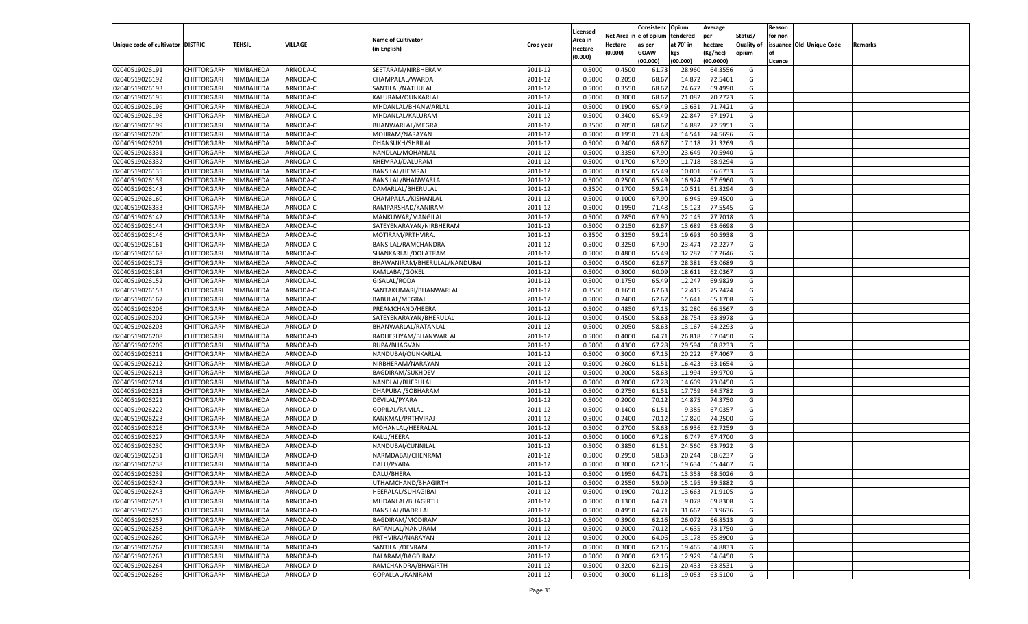| Unique code of cultivator | DISTRIC | TEHSIL | VILLAGE | Name of Cultivator (in English) | Crop year | Licensed Area in Hectare (0.000) | Net Area in Hectare (0.000) | Consistence of opium as per GOAW (00.000) | Opium tendered at 70° in kgs (00.000) | Average per hectare (Kg/hec) (00.0000) | Status/ Quality of opium | Reason for non issuance of Licence | Old Unique Code | Remarks |
|---|---|---|---|---|---|---|---|---|---|---|---|---|---|---|
| 02040519026191 | CHITTORGARH | NIMBAHEDA | ARNODA-C | SEETARAM/NIRBHERAM | 2011-12 | 0.5000 | 0.4500 | 61.73 | 28.960 | 64.3556 | G | | | |
| 02040519026192 | CHITTORGARH | NIMBAHEDA | ARNODA-C | CHAMPALAL/WARDA | 2011-12 | 0.5000 | 0.2050 | 68.67 | 14.872 | 72.5461 | G | | | |
| 02040519026193 | CHITTORGARH | NIMBAHEDA | ARNODA-C | SANTILAL/NATHULAL | 2011-12 | 0.5000 | 0.3550 | 68.67 | 24.672 | 69.4990 | G | | | |
| 02040519026195 | CHITTORGARH | NIMBAHEDA | ARNODA-C | KALURAM/OUNKARLAL | 2011-12 | 0.5000 | 0.3000 | 68.67 | 21.082 | 70.2723 | G | | | |
| 02040519026196 | CHITTORGARH | NIMBAHEDA | ARNODA-C | MHDANLAL/BHANWARLAL | 2011-12 | 0.5000 | 0.1900 | 65.49 | 13.631 | 71.7421 | G | | | |
| 02040519026198 | CHITTORGARH | NIMBAHEDA | ARNODA-C | MHDANLAL/KALURAM | 2011-12 | 0.5000 | 0.3400 | 65.49 | 22.847 | 67.1971 | G | | | |
| 02040519026199 | CHITTORGARH | NIMBAHEDA | ARNODA-C | BHANWARLAL/MEGRAJ | 2011-12 | 0.3500 | 0.2050 | 68.67 | 14.882 | 72.5951 | G | | | |
| 02040519026200 | CHITTORGARH | NIMBAHEDA | ARNODA-C | MOJIRAM/NARAYAN | 2011-12 | 0.5000 | 0.1950 | 71.48 | 14.541 | 74.5696 | G | | | |
| 02040519026201 | CHITTORGARH | NIMBAHEDA | ARNODA-C | DHANSUKH/SHRILAL | 2011-12 | 0.5000 | 0.2400 | 68.67 | 17.118 | 71.3269 | G | | | |
| 02040519026331 | CHITTORGARH | NIMBAHEDA | ARNODA-C | NANDLAL/MOHANLAL | 2011-12 | 0.5000 | 0.3350 | 67.90 | 23.649 | 70.5940 | G | | | |
| 02040519026332 | CHITTORGARH | NIMBAHEDA | ARNODA-C | KHEMRAJ/DALURAM | 2011-12 | 0.5000 | 0.1700 | 67.90 | 11.718 | 68.9294 | G | | | |
| 02040519026135 | CHITTORGARH | NIMBAHEDA | ARNODA-C | BANSILAL/HEMRAJ | 2011-12 | 0.5000 | 0.1500 | 65.49 | 10.001 | 66.6733 | G | | | |
| 02040519026139 | CHITTORGARH | NIMBAHEDA | ARNODA-C | BANSILAL/BHANWARLAL | 2011-12 | 0.5000 | 0.2500 | 65.49 | 16.924 | 67.6960 | G | | | |
| 02040519026143 | CHITTORGARH | NIMBAHEDA | ARNODA-C | DAMARLAL/BHERULAL | 2011-12 | 0.3500 | 0.1700 | 59.24 | 10.511 | 61.8294 | G | | | |
| 02040519026160 | CHITTORGARH | NIMBAHEDA | ARNODA-C | CHAMPALAL/KISHANLAL | 2011-12 | 0.5000 | 0.1000 | 67.90 | 6.945 | 69.4500 | G | | | |
| 02040519026333 | CHITTORGARH | NIMBAHEDA | ARNODA-C | RAMPARSHAD/KANIRAM | 2011-12 | 0.5000 | 0.1950 | 71.48 | 15.123 | 77.5545 | G | | | |
| 02040519026142 | CHITTORGARH | NIMBAHEDA | ARNODA-C | MANKUWAR/MANGILAL | 2011-12 | 0.5000 | 0.2850 | 67.90 | 22.145 | 77.7018 | G | | | |
| 02040519026144 | CHITTORGARH | NIMBAHEDA | ARNODA-C | SATEYENARAYAN/NIRBHERAM | 2011-12 | 0.5000 | 0.2150 | 62.67 | 13.689 | 63.6698 | G | | | |
| 02040519026146 | CHITTORGARH | NIMBAHEDA | ARNODA-C | MOTIRAM/PRTHVIRAJ | 2011-12 | 0.3500 | 0.3250 | 59.24 | 19.693 | 60.5938 | G | | | |
| 02040519026161 | CHITTORGARH | NIMBAHEDA | ARNODA-C | BANSILAL/RAMCHANDRA | 2011-12 | 0.5000 | 0.3250 | 67.90 | 23.474 | 72.2277 | G | | | |
| 02040519026168 | CHITTORGARH | NIMBAHEDA | ARNODA-C | SHANKARLAL/DOLATRAM | 2011-12 | 0.5000 | 0.4800 | 65.49 | 32.287 | 67.2646 | G | | | |
| 02040519026175 | CHITTORGARH | NIMBAHEDA | ARNODA-C | BHAWANIRAM/BHERULAL/NANDUBAI | 2011-12 | 0.5000 | 0.4500 | 62.67 | 28.381 | 63.0689 | G | | | |
| 02040519026184 | CHITTORGARH | NIMBAHEDA | ARNODA-C | KAMLABAI/GOKEL | 2011-12 | 0.5000 | 0.3000 | 60.09 | 18.611 | 62.0367 | G | | | |
| 02040519026152 | CHITTORGARH | NIMBAHEDA | ARNODA-C | GISALAL/RODA | 2011-12 | 0.5000 | 0.1750 | 65.49 | 12.247 | 69.9829 | G | | | |
| 02040519026153 | CHITTORGARH | NIMBAHEDA | ARNODA-C | SANTAKUMARI/BHANWARLAL | 2011-12 | 0.3500 | 0.1650 | 67.63 | 12.415 | 75.2424 | G | | | |
| 02040519026167 | CHITTORGARH | NIMBAHEDA | ARNODA-C | BABULAL/MEGRAJ | 2011-12 | 0.5000 | 0.2400 | 62.67 | 15.641 | 65.1708 | G | | | |
| 02040519026206 | CHITTORGARH | NIMBAHEDA | ARNODA-D | PREAMCHAND/HEERA | 2011-12 | 0.5000 | 0.4850 | 67.15 | 32.280 | 66.5567 | G | | | |
| 02040519026202 | CHITTORGARH | NIMBAHEDA | ARNODA-D | SATEYENARAYAN/BHERULAL | 2011-12 | 0.5000 | 0.4500 | 58.63 | 28.754 | 63.8978 | G | | | |
| 02040519026203 | CHITTORGARH | NIMBAHEDA | ARNODA-D | BHANWARLAL/RATANLAL | 2011-12 | 0.5000 | 0.2050 | 58.63 | 13.167 | 64.2293 | G | | | |
| 02040519026208 | CHITTORGARH | NIMBAHEDA | ARNODA-D | RADHESHYAM/BHANWARLAL | 2011-12 | 0.5000 | 0.4000 | 64.71 | 26.818 | 67.0450 | G | | | |
| 02040519026209 | CHITTORGARH | NIMBAHEDA | ARNODA-D | RUPA/BHAGVAN | 2011-12 | 0.5000 | 0.4300 | 67.28 | 29.594 | 68.8233 | G | | | |
| 02040519026211 | CHITTORGARH | NIMBAHEDA | ARNODA-D | NANDUBAI/OUNKARLAL | 2011-12 | 0.5000 | 0.3000 | 67.15 | 20.222 | 67.4067 | G | | | |
| 02040519026212 | CHITTORGARH | NIMBAHEDA | ARNODA-D | NIRBHERAM/NARAYAN | 2011-12 | 0.5000 | 0.2600 | 61.51 | 16.423 | 63.1654 | G | | | |
| 02040519026213 | CHITTORGARH | NIMBAHEDA | ARNODA-D | BAGDIRAM/SUKHDEV | 2011-12 | 0.5000 | 0.2000 | 58.63 | 11.994 | 59.9700 | G | | | |
| 02040519026214 | CHITTORGARH | NIMBAHEDA | ARNODA-D | NANDLAL/BHERULAL | 2011-12 | 0.5000 | 0.2000 | 67.28 | 14.609 | 73.0450 | G | | | |
| 02040519026218 | CHITTORGARH | NIMBAHEDA | ARNODA-D | DHAPUBAI/SOBHARAM | 2011-12 | 0.5000 | 0.2750 | 61.51 | 17.759 | 64.5782 | G | | | |
| 02040519026221 | CHITTORGARH | NIMBAHEDA | ARNODA-D | DEVILAL/PYARA | 2011-12 | 0.5000 | 0.2000 | 70.12 | 14.875 | 74.3750 | G | | | |
| 02040519026222 | CHITTORGARH | NIMBAHEDA | ARNODA-D | GOPILAL/RAMLAL | 2011-12 | 0.5000 | 0.1400 | 61.51 | 9.385 | 67.0357 | G | | | |
| 02040519026223 | CHITTORGARH | NIMBAHEDA | ARNODA-D | KANKMAL/PRTHVIRAJ | 2011-12 | 0.5000 | 0.2400 | 70.12 | 17.820 | 74.2500 | G | | | |
| 02040519026226 | CHITTORGARH | NIMBAHEDA | ARNODA-D | MOHANLAL/HEERALAL | 2011-12 | 0.5000 | 0.2700 | 58.63 | 16.936 | 62.7259 | G | | | |
| 02040519026227 | CHITTORGARH | NIMBAHEDA | ARNODA-D | KALU/HEERA | 2011-12 | 0.5000 | 0.1000 | 67.28 | 6.747 | 67.4700 | G | | | |
| 02040519026230 | CHITTORGARH | NIMBAHEDA | ARNODA-D | NANDUBAI/CUNNILAL | 2011-12 | 0.5000 | 0.3850 | 61.51 | 24.560 | 63.7922 | G | | | |
| 02040519026231 | CHITTORGARH | NIMBAHEDA | ARNODA-D | NARMDABAI/CHENRAM | 2011-12 | 0.5000 | 0.2950 | 58.63 | 20.244 | 68.6237 | G | | | |
| 02040519026238 | CHITTORGARH | NIMBAHEDA | ARNODA-D | DALU/PYARA | 2011-12 | 0.5000 | 0.3000 | 62.16 | 19.634 | 65.4467 | G | | | |
| 02040519026239 | CHITTORGARH | NIMBAHEDA | ARNODA-D | DALU/BHERA | 2011-12 | 0.5000 | 0.1950 | 64.71 | 13.358 | 68.5026 | G | | | |
| 02040519026242 | CHITTORGARH | NIMBAHEDA | ARNODA-D | UTHAMCHAND/BHAGIRTH | 2011-12 | 0.5000 | 0.2550 | 59.09 | 15.195 | 59.5882 | G | | | |
| 02040519026243 | CHITTORGARH | NIMBAHEDA | ARNODA-D | HEERALAL/SUHAGIBAI | 2011-12 | 0.5000 | 0.1900 | 70.12 | 13.663 | 71.9105 | G | | | |
| 02040519026253 | CHITTORGARH | NIMBAHEDA | ARNODA-D | MHDANLAL/BHAGIRTH | 2011-12 | 0.5000 | 0.1300 | 64.71 | 9.078 | 69.8308 | G | | | |
| 02040519026255 | CHITTORGARH | NIMBAHEDA | ARNODA-D | BANSILAL/BADRILAL | 2011-12 | 0.5000 | 0.4950 | 64.71 | 31.662 | 63.9636 | G | | | |
| 02040519026257 | CHITTORGARH | NIMBAHEDA | ARNODA-D | BAGDIRAM/MODIRAM | 2011-12 | 0.5000 | 0.3900 | 62.16 | 26.072 | 66.8513 | G | | | |
| 02040519026258 | CHITTORGARH | NIMBAHEDA | ARNODA-D | RATANLAL/NANURAM | 2011-12 | 0.5000 | 0.2000 | 70.12 | 14.635 | 73.1750 | G | | | |
| 02040519026260 | CHITTORGARH | NIMBAHEDA | ARNODA-D | PRTHVIRAJ/NARAYAN | 2011-12 | 0.5000 | 0.2000 | 64.06 | 13.178 | 65.8900 | G | | | |
| 02040519026262 | CHITTORGARH | NIMBAHEDA | ARNODA-D | SANTILAL/DEVRAM | 2011-12 | 0.5000 | 0.3000 | 62.16 | 19.465 | 64.8833 | G | | | |
| 02040519026263 | CHITTORGARH | NIMBAHEDA | ARNODA-D | BALARAM/BAGDIRAM | 2011-12 | 0.5000 | 0.2000 | 62.16 | 12.929 | 64.6450 | G | | | |
| 02040519026264 | CHITTORGARH | NIMBAHEDA | ARNODA-D | RAMCHANDRA/BHAGIRTH | 2011-12 | 0.5000 | 0.3200 | 62.16 | 20.433 | 63.8531 | G | | | |
| 02040519026266 | CHITTORGARH | NIMBAHEDA | ARNODA-D | GOPALLAL/KANIRAM | 2011-12 | 0.5000 | 0.3000 | 61.18 | 19.053 | 63.5100 | G | | | |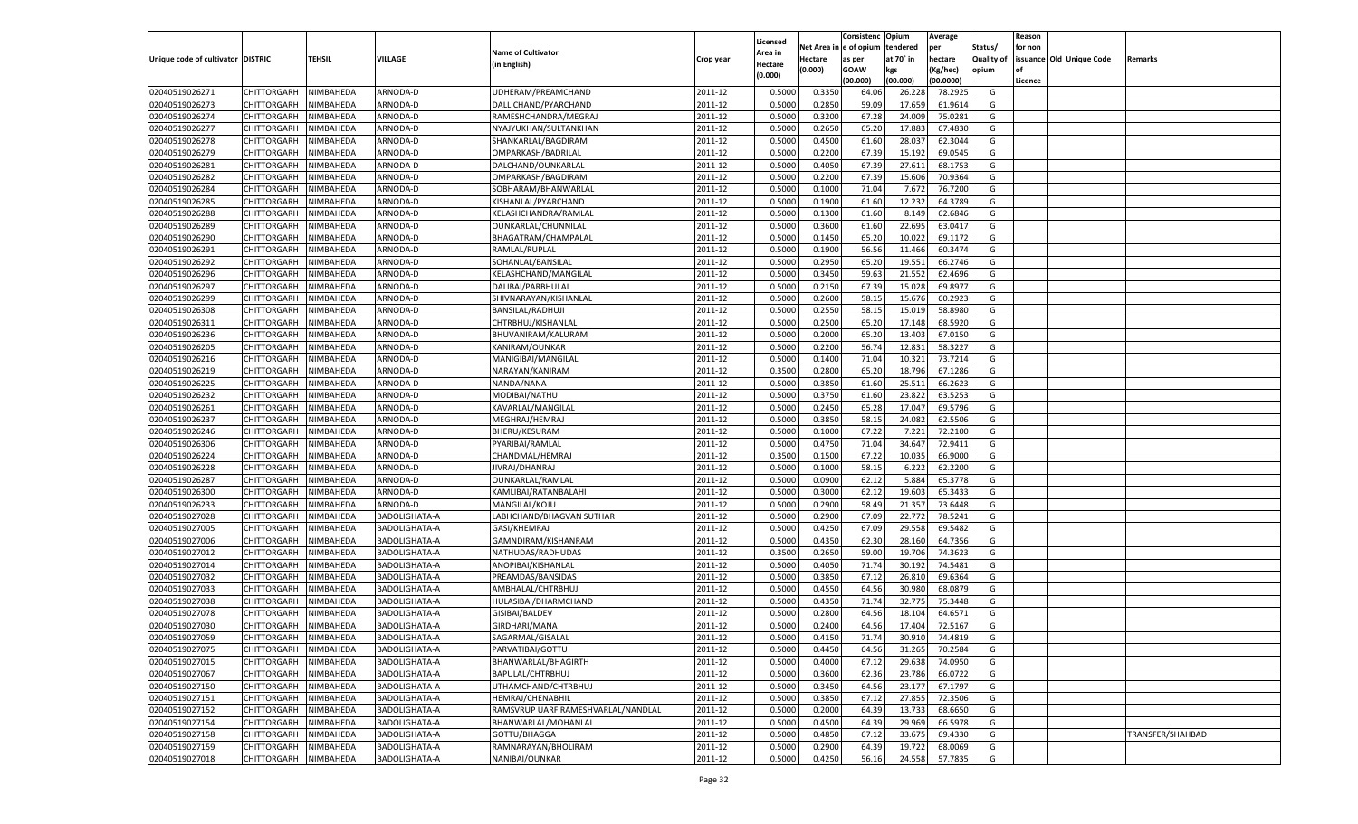| Unique code of cultivator | DISTRIC | TEHSIL | VILLAGE | Name of Cultivator (in English) | Crop year | Licensed Area in Hectare (0.000) | Net Area in Hectare (0.000) | Consistenc e of opium as per GOAW (00.000) | Opium tendered at 70° in kgs (00.000) | Average per hectare (Kg/hec) (00.0000) | Status/ Quality of opium | Reason for non issuance of Licence | Old Unique Code | Remarks |
|---|---|---|---|---|---|---|---|---|---|---|---|---|---|---|
| 02040519026271 | CHITTORGARH | NIMBAHEDA | ARNODA-D | UDHERAM/PREAMCHAND | 2011-12 | 0.5000 | 0.3350 | 64.06 | 26.228 | 78.2925 | G | | | |
| 02040519026273 | CHITTORGARH | NIMBAHEDA | ARNODA-D | DALLICHAND/PYARCHAND | 2011-12 | 0.5000 | 0.2850 | 59.09 | 17.659 | 61.9614 | G | | | |
| 02040519026274 | CHITTORGARH | NIMBAHEDA | ARNODA-D | RAMESHCHANDRA/MEGRAJ | 2011-12 | 0.5000 | 0.3200 | 67.28 | 24.009 | 75.0281 | G | | | |
| 02040519026277 | CHITTORGARH | NIMBAHEDA | ARNODA-D | NYAJYUKHAN/SULTANKHAN | 2011-12 | 0.5000 | 0.2650 | 65.20 | 17.883 | 67.4830 | G | | | |
| 02040519026278 | CHITTORGARH | NIMBAHEDA | ARNODA-D | SHANKARLAL/BAGDIRAM | 2011-12 | 0.5000 | 0.4500 | 61.60 | 28.037 | 62.3044 | G | | | |
| 02040519026279 | CHITTORGARH | NIMBAHEDA | ARNODA-D | OMPARKASH/BADRILAL | 2011-12 | 0.5000 | 0.2200 | 67.39 | 15.192 | 69.0545 | G | | | |
| 02040519026281 | CHITTORGARH | NIMBAHEDA | ARNODA-D | DALCHAND/OUNKARLAL | 2011-12 | 0.5000 | 0.4050 | 67.39 | 27.611 | 68.1753 | G | | | |
| 02040519026282 | CHITTORGARH | NIMBAHEDA | ARNODA-D | OMPARKASH/BAGDIRAM | 2011-12 | 0.5000 | 0.2200 | 67.39 | 15.606 | 70.9364 | G | | | |
| 02040519026284 | CHITTORGARH | NIMBAHEDA | ARNODA-D | SOBHARAM/BHANWARLAL | 2011-12 | 0.5000 | 0.1000 | 71.04 | 7.672 | 76.7200 | G | | | |
| 02040519026285 | CHITTORGARH | NIMBAHEDA | ARNODA-D | KISHANLAL/PYARCHAND | 2011-12 | 0.5000 | 0.1900 | 61.60 | 12.232 | 64.3789 | G | | | |
| 02040519026288 | CHITTORGARH | NIMBAHEDA | ARNODA-D | KELASHCHANDRA/RAMLAL | 2011-12 | 0.5000 | 0.1300 | 61.60 | 8.149 | 62.6846 | G | | | |
| 02040519026289 | CHITTORGARH | NIMBAHEDA | ARNODA-D | OUNKARLAL/CHUNNILAL | 2011-12 | 0.5000 | 0.3600 | 61.60 | 22.695 | 63.0417 | G | | | |
| 02040519026290 | CHITTORGARH | NIMBAHEDA | ARNODA-D | BHAGATRAM/CHAMPALAL | 2011-12 | 0.5000 | 0.1450 | 65.20 | 10.022 | 69.1172 | G | | | |
| 02040519026291 | CHITTORGARH | NIMBAHEDA | ARNODA-D | RAMLAL/RUPLAL | 2011-12 | 0.5000 | 0.1900 | 56.56 | 11.466 | 60.3474 | G | | | |
| 02040519026292 | CHITTORGARH | NIMBAHEDA | ARNODA-D | SOHANLAL/BANSILAL | 2011-12 | 0.5000 | 0.2950 | 65.20 | 19.551 | 66.2746 | G | | | |
| 02040519026296 | CHITTORGARH | NIMBAHEDA | ARNODA-D | KELASHCHAND/MANGILAL | 2011-12 | 0.5000 | 0.3450 | 59.63 | 21.552 | 62.4696 | G | | | |
| 02040519026297 | CHITTORGARH | NIMBAHEDA | ARNODA-D | DALIBAI/PARBHULAL | 2011-12 | 0.5000 | 0.2150 | 67.39 | 15.028 | 69.8977 | G | | | |
| 02040519026299 | CHITTORGARH | NIMBAHEDA | ARNODA-D | SHIVNARAYAN/KISHANLAL | 2011-12 | 0.5000 | 0.2600 | 58.15 | 15.676 | 60.2923 | G | | | |
| 02040519026308 | CHITTORGARH | NIMBAHEDA | ARNODA-D | BANSILAL/RADHUJI | 2011-12 | 0.5000 | 0.2550 | 58.15 | 15.019 | 58.8980 | G | | | |
| 02040519026311 | CHITTORGARH | NIMBAHEDA | ARNODA-D | CHTRBHUJ/KISHANLAL | 2011-12 | 0.5000 | 0.2500 | 65.20 | 17.148 | 68.5920 | G | | | |
| 02040519026236 | CHITTORGARH | NIMBAHEDA | ARNODA-D | BHUVANIRAM/KALURAM | 2011-12 | 0.5000 | 0.2000 | 65.20 | 13.403 | 67.0150 | G | | | |
| 02040519026205 | CHITTORGARH | NIMBAHEDA | ARNODA-D | KANIRAM/OUNKAR | 2011-12 | 0.5000 | 0.2200 | 56.74 | 12.831 | 58.3227 | G | | | |
| 02040519026216 | CHITTORGARH | NIMBAHEDA | ARNODA-D | MANIGIBAI/MANGILAL | 2011-12 | 0.5000 | 0.1400 | 71.04 | 10.321 | 73.7214 | G | | | |
| 02040519026219 | CHITTORGARH | NIMBAHEDA | ARNODA-D | NARAYAN/KANIRAM | 2011-12 | 0.3500 | 0.2800 | 65.20 | 18.796 | 67.1286 | G | | | |
| 02040519026225 | CHITTORGARH | NIMBAHEDA | ARNODA-D | NANDA/NANA | 2011-12 | 0.5000 | 0.3850 | 61.60 | 25.511 | 66.2623 | G | | | |
| 02040519026232 | CHITTORGARH | NIMBAHEDA | ARNODA-D | MODIBAI/NATHU | 2011-12 | 0.5000 | 0.3750 | 61.60 | 23.822 | 63.5253 | G | | | |
| 02040519026261 | CHITTORGARH | NIMBAHEDA | ARNODA-D | KAVARLAL/MANGILAL | 2011-12 | 0.5000 | 0.2450 | 65.28 | 17.047 | 69.5796 | G | | | |
| 02040519026237 | CHITTORGARH | NIMBAHEDA | ARNODA-D | MEGHRAJ/HEMRAJ | 2011-12 | 0.5000 | 0.3850 | 58.15 | 24.082 | 62.5506 | G | | | |
| 02040519026246 | CHITTORGARH | NIMBAHEDA | ARNODA-D | BHERU/KESURAM | 2011-12 | 0.5000 | 0.1000 | 67.22 | 7.221 | 72.2100 | G | | | |
| 02040519026306 | CHITTORGARH | NIMBAHEDA | ARNODA-D | PYARIBAI/RAMLAL | 2011-12 | 0.5000 | 0.4750 | 71.04 | 34.647 | 72.9411 | G | | | |
| 02040519026224 | CHITTORGARH | NIMBAHEDA | ARNODA-D | CHANDMAL/HEMRAJ | 2011-12 | 0.3500 | 0.1500 | 67.22 | 10.035 | 66.9000 | G | | | |
| 02040519026228 | CHITTORGARH | NIMBAHEDA | ARNODA-D | JIVRAJ/DHANRAJ | 2011-12 | 0.5000 | 0.1000 | 58.15 | 6.222 | 62.2200 | G | | | |
| 02040519026287 | CHITTORGARH | NIMBAHEDA | ARNODA-D | OUNKARLAL/RAMLAL | 2011-12 | 0.5000 | 0.0900 | 62.12 | 5.884 | 65.3778 | G | | | |
| 02040519026300 | CHITTORGARH | NIMBAHEDA | ARNODA-D | KAMLIBAI/RATANBALAHI | 2011-12 | 0.5000 | 0.3000 | 62.12 | 19.603 | 65.3433 | G | | | |
| 02040519026233 | CHITTORGARH | NIMBAHEDA | ARNODA-D | MANGILAL/KOJU | 2011-12 | 0.5000 | 0.2900 | 58.49 | 21.357 | 73.6448 | G | | | |
| 02040519027028 | CHITTORGARH | NIMBAHEDA | BADOLIGHATA-A | LABHCHAND/BHAGVAN SUTHAR | 2011-12 | 0.5000 | 0.2900 | 67.09 | 22.772 | 78.5241 | G | | | |
| 02040519027005 | CHITTORGARH | NIMBAHEDA | BADOLIGHATA-A | GASI/KHEMRAJ | 2011-12 | 0.5000 | 0.4250 | 67.09 | 29.558 | 69.5482 | G | | | |
| 02040519027006 | CHITTORGARH | NIMBAHEDA | BADOLIGHATA-A | GAMNDIRAM/KISHANRAM | 2011-12 | 0.5000 | 0.4350 | 62.30 | 28.160 | 64.7356 | G | | | |
| 02040519027012 | CHITTORGARH | NIMBAHEDA | BADOLIGHATA-A | NATHUDAS/RADHUDAS | 2011-12 | 0.3500 | 0.2650 | 59.00 | 19.706 | 74.3623 | G | | | |
| 02040519027014 | CHITTORGARH | NIMBAHEDA | BADOLIGHATA-A | ANOPIBAI/KISHANLAL | 2011-12 | 0.5000 | 0.4050 | 71.74 | 30.192 | 74.5481 | G | | | |
| 02040519027032 | CHITTORGARH | NIMBAHEDA | BADOLIGHATA-A | PREAMDAS/BANSIDAS | 2011-12 | 0.5000 | 0.3850 | 67.12 | 26.810 | 69.6364 | G | | | |
| 02040519027033 | CHITTORGARH | NIMBAHEDA | BADOLIGHATA-A | AMBHALAL/CHTRBHUJ | 2011-12 | 0.5000 | 0.4550 | 64.56 | 30.980 | 68.0879 | G | | | |
| 02040519027038 | CHITTORGARH | NIMBAHEDA | BADOLIGHATA-A | HULASIBAI/DHARMCHAND | 2011-12 | 0.5000 | 0.4350 | 71.74 | 32.775 | 75.3448 | G | | | |
| 02040519027078 | CHITTORGARH | NIMBAHEDA | BADOLIGHATA-A | GISIBAI/BALDEV | 2011-12 | 0.5000 | 0.2800 | 64.56 | 18.104 | 64.6571 | G | | | |
| 02040519027030 | CHITTORGARH | NIMBAHEDA | BADOLIGHATA-A | GIRDHARI/MANA | 2011-12 | 0.5000 | 0.2400 | 64.56 | 17.404 | 72.5167 | G | | | |
| 02040519027059 | CHITTORGARH | NIMBAHEDA | BADOLIGHATA-A | SAGARMAL/GISALAL | 2011-12 | 0.5000 | 0.4150 | 71.74 | 30.910 | 74.4819 | G | | | |
| 02040519027075 | CHITTORGARH | NIMBAHEDA | BADOLIGHATA-A | PARVATIBAI/GOTTU | 2011-12 | 0.5000 | 0.4450 | 64.56 | 31.265 | 70.2584 | G | | | |
| 02040519027015 | CHITTORGARH | NIMBAHEDA | BADOLIGHATA-A | BHANWARLAL/BHAGIRTH | 2011-12 | 0.5000 | 0.4000 | 67.12 | 29.638 | 74.0950 | G | | | |
| 02040519027067 | CHITTORGARH | NIMBAHEDA | BADOLIGHATA-A | BAPULAL/CHTRBHUJ | 2011-12 | 0.5000 | 0.3600 | 62.36 | 23.786 | 66.0722 | G | | | |
| 02040519027150 | CHITTORGARH | NIMBAHEDA | BADOLIGHATA-A | UTHAMCHAND/CHTRBHUJ | 2011-12 | 0.5000 | 0.3450 | 64.56 | 23.177 | 67.1797 | G | | | |
| 02040519027151 | CHITTORGARH | NIMBAHEDA | BADOLIGHATA-A | HEMRAJ/CHENABHIL | 2011-12 | 0.5000 | 0.3850 | 67.12 | 27.855 | 72.3506 | G | | | |
| 02040519027152 | CHITTORGARH | NIMBAHEDA | BADOLIGHATA-A | RAMSVRUP UARF RAMESHVARLAL/NANDLAL | 2011-12 | 0.5000 | 0.2000 | 64.39 | 13.733 | 68.6650 | G | | | |
| 02040519027154 | CHITTORGARH | NIMBAHEDA | BADOLIGHATA-A | BHANWARLAL/MOHANLAL | 2011-12 | 0.5000 | 0.4500 | 64.39 | 29.969 | 66.5978 | G | | | |
| 02040519027158 | CHITTORGARH | NIMBAHEDA | BADOLIGHATA-A | GOTTU/BHAGGA | 2011-12 | 0.5000 | 0.4850 | 67.12 | 33.675 | 69.4330 | G | | | TRANSFER/SHAHBAD |
| 02040519027159 | CHITTORGARH | NIMBAHEDA | BADOLIGHATA-A | RAMNARAYAN/BHOLIRAM | 2011-12 | 0.5000 | 0.2900 | 64.39 | 19.722 | 68.0069 | G | | | |
| 02040519027018 | CHITTORGARH | NIMBAHEDA | BADOLIGHATA-A | NANIBAI/OUNKAR | 2011-12 | 0.5000 | 0.4250 | 56.16 | 24.558 | 57.7835 | G | | | |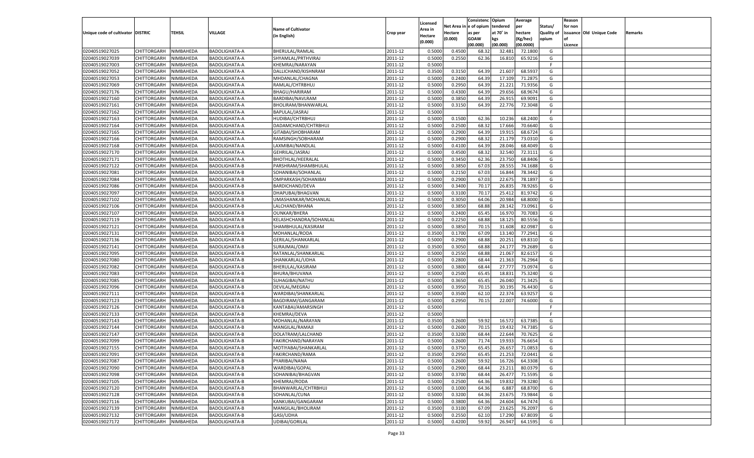| Unique code of cultivator | DISTRIC | TEHSIL | VILLAGE | Name of Cultivator (in English) | Crop year | Licensed Area in Hectare (0.000) | Net Area in Hectare (0.000) | Consistenc e of opium as per GOAW (00.000) | Opium tendered at 70° in kgs (00.000) | Average per hectare (Kg/hec) (00.0000) | Status/ Quality of opium | Reason for non issuance of Licence | Old Unique Code | Remarks |
|---|---|---|---|---|---|---|---|---|---|---|---|---|---|---|
| 02040519027025 | CHITTORGARH | NIMBAHEDA | BADOLIGHATA-A | BHERULAL/RAMLAL | 2011-12 | 0.5000 | 0.4500 | 68.32 | 32.481 | 72.1800 | G | | | |
| 02040519027039 | CHITTORGARH | NIMBAHEDA | BADOLIGHATA-A | SHYAMLAL/PRTHVIRAJ | 2011-12 | 0.5000 | 0.2550 | 62.36 | 16.810 | 65.9216 | G | | | |
| 02040519027003 | CHITTORGARH | NIMBAHEDA | BADOLIGHATA-A | KHEMRAJ/NARAYAN | 2011-12 | 0.5000 | | | | | F | | | |
| 02040519027052 | CHITTORGARH | NIMBAHEDA | BADOLIGHATA-A | DALLICHAND/KISHNRAM | 2011-12 | 0.3500 | 0.3150 | 64.39 | 21.607 | 68.5937 | G | | | |
| 02040519027053 | CHITTORGARH | NIMBAHEDA | BADOLIGHATA-A | MHDANLAL/CHAGNA | 2011-12 | 0.5000 | 0.2400 | 64.39 | 17.109 | 71.2875 | G | | | |
| 02040519027069 | CHITTORGARH | NIMBAHEDA | BADOLIGHATA-A | RAMLAL/CHTRBHUJ | 2011-12 | 0.5000 | 0.2950 | 64.39 | 21.221 | 71.9356 | G | | | |
| 02040519027176 | CHITTORGARH | NIMBAHEDA | BADOLIGHATA-A | BHAGU/HARIRAM | 2011-12 | 0.5000 | 0.4300 | 64.39 | 29.656 | 68.9674 | G | | | |
| 02040519027160 | CHITTORGARH | NIMBAHEDA | BADOLIGHATA-A | BARDIBAI/NAVLRAM | 2011-12 | 0.5000 | 0.3850 | 64.39 | 26.915 | 69.9091 | G | | | |
| 02040519027161 | CHITTORGARH | NIMBAHEDA | BADOLIGHATA-A | BHOLIRAM/BHANWARLAL | 2011-12 | 0.5000 | 0.3150 | 64.39 | 22.776 | 72.3048 | G | | | |
| 02040519027162 | CHITTORGARH | NIMBAHEDA | BADOLIGHATA-A | BAPULAL/JASRAJ | 2011-12 | 0.5000 | | | | | F | | | |
| 02040519027163 | CHITTORGARH | NIMBAHEDA | BADOLIGHATA-A | HUDIBAI/CHTRBHUJ | 2011-12 | 0.5000 | 0.1500 | 62.36 | 10.236 | 68.2400 | G | | | |
| 02040519027164 | CHITTORGARH | NIMBAHEDA | BADOLIGHATA-A | DADAMCHAND/CHTRBHUJ | 2011-12 | 0.5000 | 0.2500 | 68.32 | 17.666 | 70.6640 | G | | | |
| 02040519027165 | CHITTORGARH | NIMBAHEDA | BADOLIGHATA-A | GITABAI/SHOBHARAM | 2011-12 | 0.5000 | 0.2900 | 64.39 | 19.915 | 68.6724 | G | | | |
| 02040519027166 | CHITTORGARH | NIMBAHEDA | BADOLIGHATA-A | RAMSINGH/SOBHARAM | 2011-12 | 0.5000 | 0.2900 | 68.32 | 21.179 | 73.0310 | G | | | |
| 02040519027168 | CHITTORGARH | NIMBAHEDA | BADOLIGHATA-A | LAXMIBAI/NANDLAL | 2011-12 | 0.5000 | 0.4100 | 64.39 | 28.046 | 68.4049 | G | | | |
| 02040519027170 | CHITTORGARH | NIMBAHEDA | BADOLIGHATA-A | GEHRILAL/JASRAJ | 2011-12 | 0.5000 | 0.4500 | 68.32 | 32.540 | 72.3111 | G | | | |
| 02040519027171 | CHITTORGARH | NIMBAHEDA | BADOLIGHATA-A | BHOTHLAL/HEERALAL | 2011-12 | 0.5000 | 0.3450 | 62.36 | 23.750 | 68.8406 | G | | | |
| 02040519027122 | CHITTORGARH | NIMBAHEDA | BADOLIGHATA-B | PARSHRAM/SHAMBHULAL | 2011-12 | 0.5000 | 0.3850 | 67.03 | 28.555 | 74.1688 | G | | | |
| 02040519027081 | CHITTORGARH | NIMBAHEDA | BADOLIGHATA-B | SOHANIBAI/SOHANLAL | 2011-12 | 0.5000 | 0.2150 | 67.03 | 16.844 | 78.3442 | G | | | |
| 02040519027084 | CHITTORGARH | NIMBAHEDA | BADOLIGHATA-B | OMPARKASH/SOHANIBAI | 2011-12 | 0.5000 | 0.2900 | 67.03 | 22.675 | 78.1897 | G | | | |
| 02040519027086 | CHITTORGARH | NIMBAHEDA | BADOLIGHATA-B | BARDICHAND/DEVA | 2011-12 | 0.5000 | 0.3400 | 70.17 | 26.835 | 78.9265 | G | | | |
| 02040519027097 | CHITTORGARH | NIMBAHEDA | BADOLIGHATA-B | DHAPUBAI/BHAGVAN | 2011-12 | 0.5000 | 0.3100 | 70.17 | 25.412 | 81.9742 | G | | | |
| 02040519027102 | CHITTORGARH | NIMBAHEDA | BADOLIGHATA-B | UMASHANKAR/MOHANLAL | 2011-12 | 0.5000 | 0.3050 | 64.06 | 20.984 | 68.8000 | G | | | |
| 02040519027106 | CHITTORGARH | NIMBAHEDA | BADOLIGHATA-B | LALCHAND/BHANA | 2011-12 | 0.5000 | 0.3850 | 68.88 | 28.142 | 73.0961 | G | | | |
| 02040519027107 | CHITTORGARH | NIMBAHEDA | BADOLIGHATA-B | OUNKAR/BHERA | 2011-12 | 0.5000 | 0.2400 | 65.45 | 16.970 | 70.7083 | G | | | |
| 02040519027119 | CHITTORGARH | NIMBAHEDA | BADOLIGHATA-B | KELASHCHANDRA/SOHANLAL | 2011-12 | 0.5000 | 0.2250 | 68.88 | 18.125 | 80.5556 | G | | | |
| 02040519027121 | CHITTORGARH | NIMBAHEDA | BADOLIGHATA-B | SHAMBHULAL/KASIRAM | 2011-12 | 0.5000 | 0.3850 | 70.15 | 31.608 | 82.0987 | G | | | |
| 02040519027131 | CHITTORGARH | NIMBAHEDA | BADOLIGHATA-B | MOHANLAL/RODA | 2011-12 | 0.3500 | 0.1700 | 67.09 | 13.140 | 77.2941 | G | | | |
| 02040519027136 | CHITTORGARH | NIMBAHEDA | BADOLIGHATA-B | GERILAL/SHANKARLAL | 2011-12 | 0.5000 | 0.2900 | 68.88 | 20.251 | 69.8310 | G | | | |
| 02040519027141 | CHITTORGARH | NIMBAHEDA | BADOLIGHATA-B | SURAJMAL/OMJI | 2011-12 | 0.3500 | 0.3050 | 68.88 | 24.177 | 79.2689 | G | | | |
| 02040519027095 | CHITTORGARH | NIMBAHEDA | BADOLIGHATA-B | RATANLAL/SHANKARLAL | 2011-12 | 0.5000 | 0.2550 | 68.88 | 21.067 | 82.6157 | G | | | |
| 02040519027080 | CHITTORGARH | NIMBAHEDA | BADOLIGHATA-B | SHANKARLAL/UDHA | 2011-12 | 0.5000 | 0.2800 | 68.44 | 21.363 | 76.2964 | G | | | |
| 02040519027082 | CHITTORGARH | NIMBAHEDA | BADOLIGHATA-B | BHERULAL/KASIRAM | 2011-12 | 0.5000 | 0.3800 | 68.44 | 27.777 | 73.0974 | G | | | |
| 02040519027083 | CHITTORGARH | NIMBAHEDA | BADOLIGHATA-B | BHURA/BHUVANA | 2011-12 | 0.5000 | 0.2500 | 65.45 | 18.831 | 75.3240 | G | | | |
| 02040519027085 | CHITTORGARH | NIMBAHEDA | BADOLIGHATA-B | SUHAGIBAI/NATHU | 2011-12 | 0.5000 | 0.3650 | 65.45 | 26.040 | 71.3425 | G | | | |
| 02040519027096 | CHITTORGARH | NIMBAHEDA | BADOLIGHATA-B | DEVILAL/MEGRAJ | 2011-12 | 0.5000 | 0.3950 | 70.15 | 30.195 | 76.4430 | G | | | |
| 02040519027111 | CHITTORGARH | NIMBAHEDA | BADOLIGHATA-B | WARDIBAI/SHANKARLAL | 2011-12 | 0.5000 | 0.3500 | 62.10 | 22.374 | 63.9257 | G | | | |
| 02040519027123 | CHITTORGARH | NIMBAHEDA | BADOLIGHATA-B | BAGDIRAM/GANGARAM | 2011-12 | 0.5000 | 0.2950 | 70.15 | 22.007 | 74.6000 | G | | | |
| 02040519027126 | CHITTORGARH | NIMBAHEDA | BADOLIGHATA-B | KANTABAI/AMARSINGH | 2011-12 | 0.5000 | | | | | F | | | |
| 02040519027133 | CHITTORGARH | NIMBAHEDA | BADOLIGHATA-B | KHEMRAJ/DEVA | 2011-12 | 0.5000 | | | | | F | | | |
| 02040519027143 | CHITTORGARH | NIMBAHEDA | BADOLIGHATA-B | MOHANLAL/NARAYAN | 2011-12 | 0.3500 | 0.2600 | 59.92 | 16.572 | 63.7385 | G | | | |
| 02040519027144 | CHITTORGARH | NIMBAHEDA | BADOLIGHATA-B | MANGILAL/RAMAJI | 2011-12 | 0.5000 | 0.2600 | 70.15 | 19.432 | 74.7385 | G | | | |
| 02040519027147 | CHITTORGARH | NIMBAHEDA | BADOLIGHATA-B | DOLATRAM/LALCHAND | 2011-12 | 0.3500 | 0.3200 | 68.44 | 22.644 | 70.7625 | G | | | |
| 02040519027099 | CHITTORGARH | NIMBAHEDA | BADOLIGHATA-B | FAKIRCHAND/NARAYAN | 2011-12 | 0.5000 | 0.2600 | 71.74 | 19.933 | 76.6654 | G | | | |
| 02040519027155 | CHITTORGARH | NIMBAHEDA | BADOLIGHATA-B | MOTIYABAI/SHANKARLAL | 2011-12 | 0.5000 | 0.3750 | 65.45 | 26.657 | 71.0853 | G | | | |
| 02040519027091 | CHITTORGARH | NIMBAHEDA | BADOLIGHATA-B | FAKIRCHAND/RAMA | 2011-12 | 0.3500 | 0.2950 | 65.45 | 21.253 | 72.0441 | G | | | |
| 02040519027087 | CHITTORGARH | NIMBAHEDA | BADOLIGHATA-B | PYARIBAI/NANA | 2011-12 | 0.5000 | 0.2600 | 59.92 | 16.726 | 64.3308 | G | | | |
| 02040519027090 | CHITTORGARH | NIMBAHEDA | BADOLIGHATA-B | WARDIBAI/GOPAL | 2011-12 | 0.5000 | 0.2900 | 68.44 | 23.211 | 80.0379 | G | | | |
| 02040519027098 | CHITTORGARH | NIMBAHEDA | BADOLIGHATA-B | SOHANIBAI/BHAGVAN | 2011-12 | 0.5000 | 0.3700 | 68.44 | 26.477 | 71.5595 | G | | | |
| 02040519027105 | CHITTORGARH | NIMBAHEDA | BADOLIGHATA-B | KHEMRAJ/RODA | 2011-12 | 0.5000 | 0.2500 | 64.36 | 19.832 | 79.3280 | G | | | |
| 02040519027120 | CHITTORGARH | NIMBAHEDA | BADOLIGHATA-B | BHANWARLAL/CHTRBHUJ | 2011-12 | 0.5000 | 0.1000 | 64.36 | 6.887 | 68.8700 | G | | | |
| 02040519027128 | CHITTORGARH | NIMBAHEDA | BADOLIGHATA-B | SOHANLAL/CUNA | 2011-12 | 0.5000 | 0.3200 | 64.36 | 23.675 | 73.9844 | G | | | |
| 02040519027116 | CHITTORGARH | NIMBAHEDA | BADOLIGHATA-B | KANKUBAI/GANGARAM | 2011-12 | 0.5000 | 0.3800 | 64.36 | 24.604 | 64.7474 | G | | | |
| 02040519027139 | CHITTORGARH | NIMBAHEDA | BADOLIGHATA-B | MANGILAL/BHOLIRAM | 2011-12 | 0.3500 | 0.3100 | 67.09 | 23.625 | 76.2097 | G | | | |
| 02040519027132 | CHITTORGARH | NIMBAHEDA | BADOLIGHATA-B | GASI/UDHA | 2011-12 | 0.5000 | 0.2550 | 62.10 | 17.290 | 67.8039 | G | | | |
| 02040519027172 | CHITTORGARH | NIMBAHEDA | BADOLIGHATA-B | UDIBAI/GORILAL | 2011-12 | 0.5000 | 0.4200 | 59.92 | 26.947 | 64.1595 | G | | | |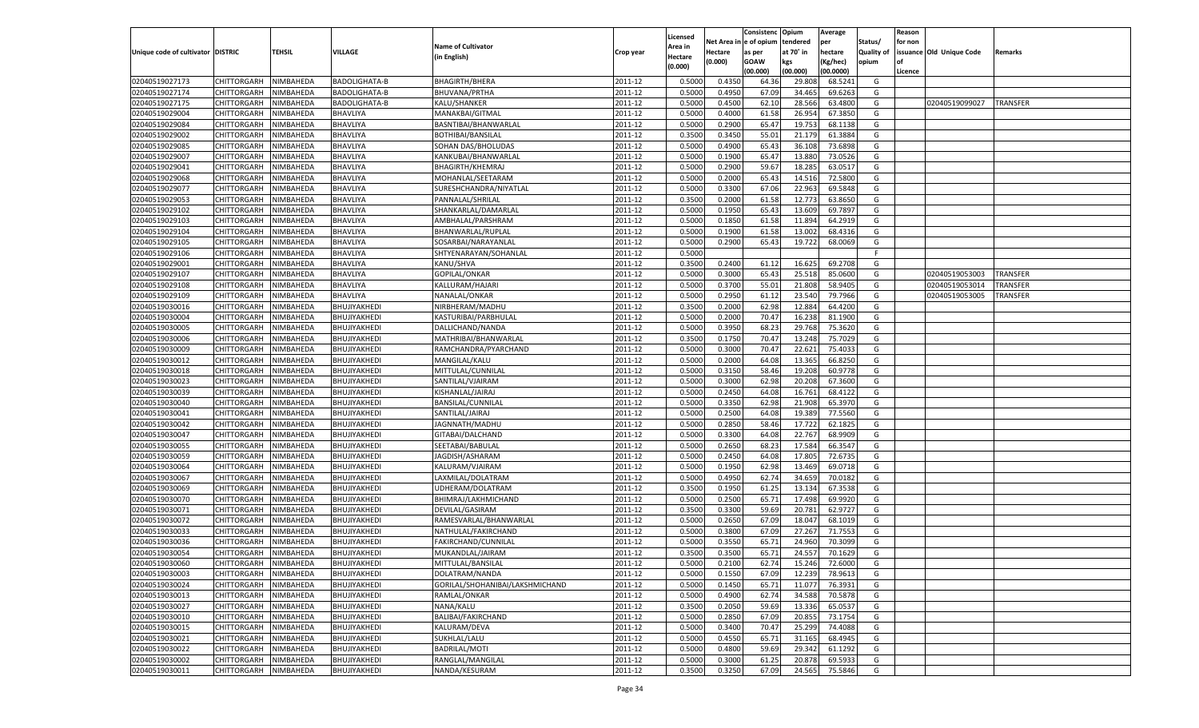| Unique code of cultivator | DISTRIC | TEHSIL | VILLAGE | Name of Cultivator (in English) | Crop year | Licensed Area in Hectare (0.000) | Net Area in Hectare (0.000) | Consistence of opium as per GOAW (00.000) | Opium tendered at 70° in kgs (00.000) | Average per hectare (Kg/hec) (00.0000) | Status/ Quality of opium | Reason for non issuance of Licence | Old Unique Code | Remarks |
|---|---|---|---|---|---|---|---|---|---|---|---|---|---|---|
| 02040519027173 | CHITTORGARH | NIMBAHEDA | BADOLIGHATA-B | BHAGIRTH/BHERA | 2011-12 | 0.5000 | 0.4350 | 64.36 | 29.808 | 68.5241 | G | | | |
| 02040519027174 | CHITTORGARH | NIMBAHEDA | BADOLIGHATA-B | BHUVANA/PRTHA | 2011-12 | 0.5000 | 0.4950 | 67.09 | 34.465 | 69.6263 | G | | | |
| 02040519027175 | CHITTORGARH | NIMBAHEDA | BADOLIGHATA-B | KALU/SHANKER | 2011-12 | 0.5000 | 0.4500 | 62.10 | 28.566 | 63.4800 | G | | 02040519099027 | TRANSFER |
| 02040519029004 | CHITTORGARH | NIMBAHEDA | BHAVLIYA | MANAKBAI/GITMAL | 2011-12 | 0.5000 | 0.4000 | 61.58 | 26.954 | 67.3850 | G | | | |
| 02040519029084 | CHITTORGARH | NIMBAHEDA | BHAVLIYA | BASNTIBAI/BHANWARLAL | 2011-12 | 0.5000 | 0.2900 | 65.47 | 19.753 | 68.1138 | G | | | |
| 02040519029002 | CHITTORGARH | NIMBAHEDA | BHAVLIYA | BOTHIBAI/BANSILAL | 2011-12 | 0.3500 | 0.3450 | 55.01 | 21.179 | 61.3884 | G | | | |
| 02040519029085 | CHITTORGARH | NIMBAHEDA | BHAVLIYA | SOHAN DAS/BHOLUDAS | 2011-12 | 0.5000 | 0.4900 | 65.43 | 36.108 | 73.6898 | G | | | |
| 02040519029007 | CHITTORGARH | NIMBAHEDA | BHAVLIYA | KANKUBAI/BHANWARLAL | 2011-12 | 0.5000 | 0.1900 | 65.47 | 13.880 | 73.0526 | G | | | |
| 02040519029041 | CHITTORGARH | NIMBAHEDA | BHAVLIYA | BHAGIRTH/KHEMRAJ | 2011-12 | 0.5000 | 0.2900 | 59.67 | 18.285 | 63.0517 | G | | | |
| 02040519029068 | CHITTORGARH | NIMBAHEDA | BHAVLIYA | MOHANLAL/SEETARAM | 2011-12 | 0.5000 | 0.2000 | 65.43 | 14.516 | 72.5800 | G | | | |
| 02040519029077 | CHITTORGARH | NIMBAHEDA | BHAVLIYA | SURESHCHANDRA/NIYATLAL | 2011-12 | 0.5000 | 0.3300 | 67.06 | 22.963 | 69.5848 | G | | | |
| 02040519029053 | CHITTORGARH | NIMBAHEDA | BHAVLIYA | PANNALAL/SHRILAL | 2011-12 | 0.3500 | 0.2000 | 61.58 | 12.773 | 63.8650 | G | | | |
| 02040519029102 | CHITTORGARH | NIMBAHEDA | BHAVLIYA | SHANKARLAL/DAMARLAL | 2011-12 | 0.5000 | 0.1950 | 65.43 | 13.609 | 69.7897 | G | | | |
| 02040519029103 | CHITTORGARH | NIMBAHEDA | BHAVLIYA | AMBHALAL/PARSHRAM | 2011-12 | 0.5000 | 0.1850 | 61.58 | 11.894 | 64.2919 | G | | | |
| 02040519029104 | CHITTORGARH | NIMBAHEDA | BHAVLIYA | BHANWARLAL/RUPLAL | 2011-12 | 0.5000 | 0.1900 | 61.58 | 13.002 | 68.4316 | G | | | |
| 02040519029105 | CHITTORGARH | NIMBAHEDA | BHAVLIYA | SOSARBAI/NARAYANLAL | 2011-12 | 0.5000 | 0.2900 | 65.43 | 19.722 | 68.0069 | G | | | |
| 02040519029106 | CHITTORGARH | NIMBAHEDA | BHAVLIYA | SHTYENARAYAN/SOHANLAL | 2011-12 | 0.5000 | | | | | F | | | |
| 02040519029001 | CHITTORGARH | NIMBAHEDA | BHAVLIYA | KANU/SHVA | 2011-12 | 0.3500 | 0.2400 | 61.12 | 16.625 | 69.2708 | G | | | |
| 02040519029107 | CHITTORGARH | NIMBAHEDA | BHAVLIYA | GOPILAL/ONKAR | 2011-12 | 0.5000 | 0.3000 | 65.43 | 25.518 | 85.0600 | G | | 02040519053003 | TRANSFER |
| 02040519029108 | CHITTORGARH | NIMBAHEDA | BHAVLIYA | KALLURAM/HAJARI | 2011-12 | 0.5000 | 0.3700 | 55.01 | 21.808 | 58.9405 | G | | 02040519053014 | TRANSFER |
| 02040519029109 | CHITTORGARH | NIMBAHEDA | BHAVLIYA | NANALAL/ONKAR | 2011-12 | 0.5000 | 0.2950 | 61.12 | 23.540 | 79.7966 | G | | 02040519053005 | TRANSFER |
| 02040519030016 | CHITTORGARH | NIMBAHEDA | BHUJIYAKHEDI | NIRBHERAM/MADHU | 2011-12 | 0.3500 | 0.2000 | 62.98 | 12.884 | 64.4200 | G | | | |
| 02040519030004 | CHITTORGARH | NIMBAHEDA | BHUJIYAKHEDI | KASTURIBAI/PARBHULAL | 2011-12 | 0.5000 | 0.2000 | 70.47 | 16.238 | 81.1900 | G | | | |
| 02040519030005 | CHITTORGARH | NIMBAHEDA | BHUJIYAKHEDI | DALLICHAND/NANDA | 2011-12 | 0.5000 | 0.3950 | 68.23 | 29.768 | 75.3620 | G | | | |
| 02040519030006 | CHITTORGARH | NIMBAHEDA | BHUJIYAKHEDI | MATHRIBAI/BHANWARLAL | 2011-12 | 0.3500 | 0.1750 | 70.47 | 13.248 | 75.7029 | G | | | |
| 02040519030009 | CHITTORGARH | NIMBAHEDA | BHUJIYAKHEDI | RAMCHANDRA/PYARCHAND | 2011-12 | 0.5000 | 0.3000 | 70.47 | 22.621 | 75.4033 | G | | | |
| 02040519030012 | CHITTORGARH | NIMBAHEDA | BHUJIYAKHEDI | MANGILAL/KALU | 2011-12 | 0.5000 | 0.2000 | 64.08 | 13.365 | 66.8250 | G | | | |
| 02040519030018 | CHITTORGARH | NIMBAHEDA | BHUJIYAKHEDI | MITTULAL/CUNNILAL | 2011-12 | 0.5000 | 0.3150 | 58.46 | 19.208 | 60.9778 | G | | | |
| 02040519030023 | CHITTORGARH | NIMBAHEDA | BHUJIYAKHEDI | SANTILAL/VJAIRAM | 2011-12 | 0.5000 | 0.3000 | 62.98 | 20.208 | 67.3600 | G | | | |
| 02040519030039 | CHITTORGARH | NIMBAHEDA | BHUJIYAKHEDI | KISHANLAL/JAIRAJ | 2011-12 | 0.5000 | 0.2450 | 64.08 | 16.761 | 68.4122 | G | | | |
| 02040519030040 | CHITTORGARH | NIMBAHEDA | BHUJIYAKHEDI | BANSILAL/CUNNILAL | 2011-12 | 0.5000 | 0.3350 | 62.98 | 21.908 | 65.3970 | G | | | |
| 02040519030041 | CHITTORGARH | NIMBAHEDA | BHUJIYAKHEDI | SANTILAL/JAIRAJ | 2011-12 | 0.5000 | 0.2500 | 64.08 | 19.389 | 77.5560 | G | | | |
| 02040519030042 | CHITTORGARH | NIMBAHEDA | BHUJIYAKHEDI | JAGNNATH/MADHU | 2011-12 | 0.5000 | 0.2850 | 58.46 | 17.722 | 62.1825 | G | | | |
| 02040519030047 | CHITTORGARH | NIMBAHEDA | BHUJIYAKHEDI | GITABAI/DALCHAND | 2011-12 | 0.5000 | 0.3300 | 64.08 | 22.767 | 68.9909 | G | | | |
| 02040519030055 | CHITTORGARH | NIMBAHEDA | BHUJIYAKHEDI | SEETABAI/BABULAL | 2011-12 | 0.5000 | 0.2650 | 68.23 | 17.584 | 66.3547 | G | | | |
| 02040519030059 | CHITTORGARH | NIMBAHEDA | BHUJIYAKHEDI | JAGDISH/ASHARAM | 2011-12 | 0.5000 | 0.2450 | 64.08 | 17.805 | 72.6735 | G | | | |
| 02040519030064 | CHITTORGARH | NIMBAHEDA | BHUJIYAKHEDI | KALURAM/VJAIRAM | 2011-12 | 0.5000 | 0.1950 | 62.98 | 13.469 | 69.0718 | G | | | |
| 02040519030067 | CHITTORGARH | NIMBAHEDA | BHUJIYAKHEDI | LAXMILAL/DOLATRAM | 2011-12 | 0.5000 | 0.4950 | 62.74 | 34.659 | 70.0182 | G | | | |
| 02040519030069 | CHITTORGARH | NIMBAHEDA | BHUJIYAKHEDI | UDHERAM/DOLATRAM | 2011-12 | 0.3500 | 0.1950 | 61.25 | 13.134 | 67.3538 | G | | | |
| 02040519030070 | CHITTORGARH | NIMBAHEDA | BHUJIYAKHEDI | BHIMRAJ/LAKHMICHAND | 2011-12 | 0.5000 | 0.2500 | 65.71 | 17.498 | 69.9920 | G | | | |
| 02040519030071 | CHITTORGARH | NIMBAHEDA | BHUJIYAKHEDI | DEVILAL/GASIRAM | 2011-12 | 0.3500 | 0.3300 | 59.69 | 20.781 | 62.9727 | G | | | |
| 02040519030072 | CHITTORGARH | NIMBAHEDA | BHUJIYAKHEDI | RAMESVARLAL/BHANWARLAL | 2011-12 | 0.5000 | 0.2650 | 67.09 | 18.047 | 68.1019 | G | | | |
| 02040519030033 | CHITTORGARH | NIMBAHEDA | BHUJIYAKHEDI | NATHULAL/FAKIRCHAND | 2011-12 | 0.5000 | 0.3800 | 67.09 | 27.267 | 71.7553 | G | | | |
| 02040519030036 | CHITTORGARH | NIMBAHEDA | BHUJIYAKHEDI | FAKIRCHAND/CUNNILAL | 2011-12 | 0.5000 | 0.3550 | 65.71 | 24.960 | 70.3099 | G | | | |
| 02040519030054 | CHITTORGARH | NIMBAHEDA | BHUJIYAKHEDI | MUKANDLAL/JAIRAM | 2011-12 | 0.3500 | 0.3500 | 65.71 | 24.557 | 70.1629 | G | | | |
| 02040519030060 | CHITTORGARH | NIMBAHEDA | BHUJIYAKHEDI | MITTULAL/BANSILAL | 2011-12 | 0.5000 | 0.2100 | 62.74 | 15.246 | 72.6000 | G | | | |
| 02040519030003 | CHITTORGARH | NIMBAHEDA | BHUJIYAKHEDI | DOLATRAM/NANDA | 2011-12 | 0.5000 | 0.1550 | 67.09 | 12.239 | 78.9613 | G | | | |
| 02040519030024 | CHITTORGARH | NIMBAHEDA | BHUJIYAKHEDI | GORILAL/SHOHANIBAI/LAKSHMICHAND | 2011-12 | 0.5000 | 0.1450 | 65.71 | 11.077 | 76.3931 | G | | | |
| 02040519030013 | CHITTORGARH | NIMBAHEDA | BHUJIYAKHEDI | RAMLAL/ONKAR | 2011-12 | 0.5000 | 0.4900 | 62.74 | 34.588 | 70.5878 | G | | | |
| 02040519030027 | CHITTORGARH | NIMBAHEDA | BHUJIYAKHEDI | NANA/KALU | 2011-12 | 0.3500 | 0.2050 | 59.69 | 13.336 | 65.0537 | G | | | |
| 02040519030010 | CHITTORGARH | NIMBAHEDA | BHUJIYAKHEDI | BALIBAI/FAKIRCHAND | 2011-12 | 0.5000 | 0.2850 | 67.09 | 20.855 | 73.1754 | G | | | |
| 02040519030015 | CHITTORGARH | NIMBAHEDA | BHUJIYAKHEDI | KALURAM/DEVA | 2011-12 | 0.5000 | 0.3400 | 70.47 | 25.299 | 74.4088 | G | | | |
| 02040519030021 | CHITTORGARH | NIMBAHEDA | BHUJIYAKHEDI | SUKHLAL/LALU | 2011-12 | 0.5000 | 0.4550 | 65.71 | 31.165 | 68.4945 | G | | | |
| 02040519030022 | CHITTORGARH | NIMBAHEDA | BHUJIYAKHEDI | BADRILAL/MOTI | 2011-12 | 0.5000 | 0.4800 | 59.69 | 29.342 | 61.1292 | G | | | |
| 02040519030002 | CHITTORGARH | NIMBAHEDA | BHUJIYAKHEDI | RANGLAL/MANGILAL | 2011-12 | 0.5000 | 0.3000 | 61.25 | 20.878 | 69.5933 | G | | | |
| 02040519030011 | CHITTORGARH | NIMBAHEDA | BHUJIYAKHEDI | NANDA/KESURAM | 2011-12 | 0.3500 | 0.3250 | 67.09 | 24.565 | 75.5846 | G | | | |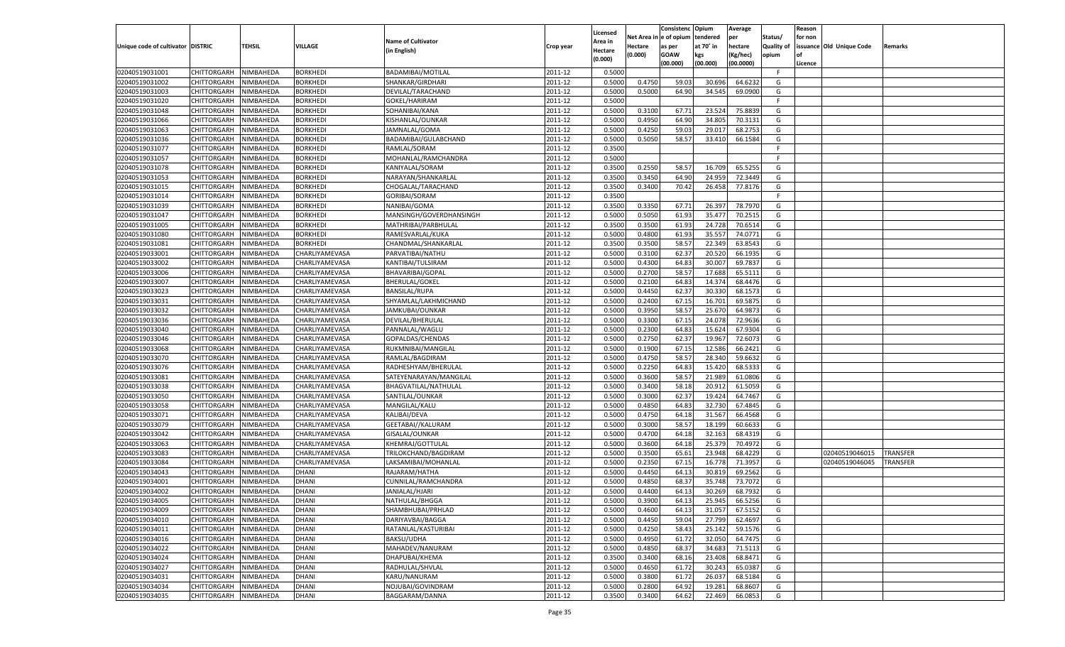| Unique code of cultivator | DISTRIC | TEHSIL | VILLAGE | Name of Cultivator (in English) | Crop year | Licensed Area in Hectare (0.000) | Net Area in Hectare (0.000) | Consistence of opium as per GOAW (00.000) | Opium tendered at 70° in kgs (00.000) | Average per hectare (Kg/hec) (00.0000) | Status/ Quality of opium | Reason for non issuance of Licence | Old Unique Code | Remarks |
|---|---|---|---|---|---|---|---|---|---|---|---|---|---|---|
| 02040519031001 | CHITTORGARH | NIMBAHEDA | BORKHEDI | BADAMIBAI/MOTILAL | 2011-12 | 0.5000 | | | | | F | | | |
| 02040519031002 | CHITTORGARH | NIMBAHEDA | BORKHEDI | SHANKAR/GIRDHARI | 2011-12 | 0.5000 | 0.4750 | 59.03 | 30.696 | 64.6232 | G | | | |
| 02040519031003 | CHITTORGARH | NIMBAHEDA | BORKHEDI | DEVILAL/TARACHAND | 2011-12 | 0.5000 | 0.5000 | 64.90 | 34.545 | 69.0900 | G | | | |
| 02040519031020 | CHITTORGARH | NIMBAHEDA | BORKHEDI | GOKEL/HARIRAM | 2011-12 | 0.5000 | | | | | F | | | |
| 02040519031048 | CHITTORGARH | NIMBAHEDA | BORKHEDI | SOHANIBAI/KANA | 2011-12 | 0.5000 | 0.3100 | 67.71 | 23.524 | 75.8839 | G | | | |
| 02040519031066 | CHITTORGARH | NIMBAHEDA | BORKHEDI | KISHANLAL/OUNKAR | 2011-12 | 0.5000 | 0.4950 | 64.90 | 34.805 | 70.3131 | G | | | |
| 02040519031063 | CHITTORGARH | NIMBAHEDA | BORKHEDI | JAMNALAL/GOMA | 2011-12 | 0.5000 | 0.4250 | 59.03 | 29.017 | 68.2753 | G | | | |
| 02040519031036 | CHITTORGARH | NIMBAHEDA | BORKHEDI | BADAMIBAI/GULABCHAND | 2011-12 | 0.5000 | 0.5050 | 58.57 | 33.410 | 66.1584 | G | | | |
| 02040519031077 | CHITTORGARH | NIMBAHEDA | BORKHEDI | RAMLAL/SORAM | 2011-12 | 0.3500 | | | | | F | | | |
| 02040519031057 | CHITTORGARH | NIMBAHEDA | BORKHEDI | MOHANLAL/RAMCHANDRA | 2011-12 | 0.5000 | | | | | F | | | |
| 02040519031078 | CHITTORGARH | NIMBAHEDA | BORKHEDI | KANIYALAL/SORAM | 2011-12 | 0.3500 | 0.2550 | 58.57 | 16.709 | 65.5255 | G | | | |
| 02040519031053 | CHITTORGARH | NIMBAHEDA | BORKHEDI | NARAYAN/SHANKARLAL | 2011-12 | 0.3500 | 0.3450 | 64.90 | 24.959 | 72.3449 | G | | | |
| 02040519031015 | CHITTORGARH | NIMBAHEDA | BORKHEDI | CHOGALAL/TARACHAND | 2011-12 | 0.3500 | 0.3400 | 70.42 | 26.458 | 77.8176 | G | | | |
| 02040519031014 | CHITTORGARH | NIMBAHEDA | BORKHEDI | GORIBAI/SORAM | 2011-12 | 0.3500 | | | | | F | | | |
| 02040519031039 | CHITTORGARH | NIMBAHEDA | BORKHEDI | NANIBAI/GOMA | 2011-12 | 0.3500 | 0.3350 | 67.71 | 26.397 | 78.7970 | G | | | |
| 02040519031047 | CHITTORGARH | NIMBAHEDA | BORKHEDI | MANSINGH/GOVERDHANSINGH | 2011-12 | 0.5000 | 0.5050 | 61.93 | 35.477 | 70.2515 | G | | | |
| 02040519031005 | CHITTORGARH | NIMBAHEDA | BORKHEDI | MATHRIBAI/PARBHULAL | 2011-12 | 0.3500 | 0.3500 | 61.93 | 24.728 | 70.6514 | G | | | |
| 02040519031080 | CHITTORGARH | NIMBAHEDA | BORKHEDI | RAMESVARLAL/KUKA | 2011-12 | 0.5000 | 0.4800 | 61.93 | 35.557 | 74.0771 | G | | | |
| 02040519031081 | CHITTORGARH | NIMBAHEDA | BORKHEDI | CHANDMAL/SHANKARLAL | 2011-12 | 0.3500 | 0.3500 | 58.57 | 22.349 | 63.8543 | G | | | |
| 02040519033001 | CHITTORGARH | NIMBAHEDA | CHARLIYAMEVASA | PARVATIBAI/NATHU | 2011-12 | 0.5000 | 0.3100 | 62.37 | 20.520 | 66.1935 | G | | | |
| 02040519033002 | CHITTORGARH | NIMBAHEDA | CHARLIYAMEVASA | KANTIBAI/TULSIRAM | 2011-12 | 0.5000 | 0.4300 | 64.83 | 30.007 | 69.7837 | G | | | |
| 02040519033006 | CHITTORGARH | NIMBAHEDA | CHARLIYAMEVASA | BHAVARIBAI/GOPAL | 2011-12 | 0.5000 | 0.2700 | 58.57 | 17.688 | 65.5111 | G | | | |
| 02040519033007 | CHITTORGARH | NIMBAHEDA | CHARLIYAMEVASA | BHERULAL/GOKEL | 2011-12 | 0.5000 | 0.2100 | 64.83 | 14.374 | 68.4476 | G | | | |
| 02040519033023 | CHITTORGARH | NIMBAHEDA | CHARLIYAMEVASA | BANSILAL/RUPA | 2011-12 | 0.5000 | 0.4450 | 62.37 | 30.330 | 68.1573 | G | | | |
| 02040519033031 | CHITTORGARH | NIMBAHEDA | CHARLIYAMEVASA | SHYAMLAL/LAKHMICHAND | 2011-12 | 0.5000 | 0.2400 | 67.15 | 16.701 | 69.5875 | G | | | |
| 02040519033032 | CHITTORGARH | NIMBAHEDA | CHARLIYAMEVASA | JAMKUBAI/OUNKAR | 2011-12 | 0.5000 | 0.3950 | 58.57 | 25.670 | 64.9873 | G | | | |
| 02040519033036 | CHITTORGARH | NIMBAHEDA | CHARLIYAMEVASA | DEVILAL/BHERULAL | 2011-12 | 0.5000 | 0.3300 | 67.15 | 24.078 | 72.9636 | G | | | |
| 02040519033040 | CHITTORGARH | NIMBAHEDA | CHARLIYAMEVASA | PANNALAL/WAGLU | 2011-12 | 0.5000 | 0.2300 | 64.83 | 15.624 | 67.9304 | G | | | |
| 02040519033046 | CHITTORGARH | NIMBAHEDA | CHARLIYAMEVASA | GOPALDAS/CHENDAS | 2011-12 | 0.5000 | 0.2750 | 62.37 | 19.967 | 72.6073 | G | | | |
| 02040519033068 | CHITTORGARH | NIMBAHEDA | CHARLIYAMEVASA | RUKMNIBAI/MANGILAL | 2011-12 | 0.5000 | 0.1900 | 67.15 | 12.586 | 66.2421 | G | | | |
| 02040519033070 | CHITTORGARH | NIMBAHEDA | CHARLIYAMEVASA | RAMLAL/BAGDIRAM | 2011-12 | 0.5000 | 0.4750 | 58.57 | 28.340 | 59.6632 | G | | | |
| 02040519033076 | CHITTORGARH | NIMBAHEDA | CHARLIYAMEVASA | RADHESHYAM/BHERULAL | 2011-12 | 0.5000 | 0.2250 | 64.83 | 15.420 | 68.5333 | G | | | |
| 02040519033081 | CHITTORGARH | NIMBAHEDA | CHARLIYAMEVASA | SATEYENARAYAN/MANGILAL | 2011-12 | 0.5000 | 0.3600 | 58.57 | 21.989 | 61.0806 | G | | | |
| 02040519033038 | CHITTORGARH | NIMBAHEDA | CHARLIYAMEVASA | BHAGVATILAL/NATHULAL | 2011-12 | 0.5000 | 0.3400 | 58.18 | 20.912 | 61.5059 | G | | | |
| 02040519033050 | CHITTORGARH | NIMBAHEDA | CHARLIYAMEVASA | SANTILAL/OUNKAR | 2011-12 | 0.5000 | 0.3000 | 62.37 | 19.424 | 64.7467 | G | | | |
| 02040519033058 | CHITTORGARH | NIMBAHEDA | CHARLIYAMEVASA | MANGILAL/KALU | 2011-12 | 0.5000 | 0.4850 | 64.83 | 32.730 | 67.4845 | G | | | |
| 02040519033071 | CHITTORGARH | NIMBAHEDA | CHARLIYAMEVASA | KALIBAI/DEVA | 2011-12 | 0.5000 | 0.4750 | 64.18 | 31.567 | 66.4568 | G | | | |
| 02040519033079 | CHITTORGARH | NIMBAHEDA | CHARLIYAMEVASA | GEETABAI//KALURAM | 2011-12 | 0.5000 | 0.3000 | 58.57 | 18.199 | 60.6633 | G | | | |
| 02040519033042 | CHITTORGARH | NIMBAHEDA | CHARLIYAMEVASA | GISALAL/OUNKAR | 2011-12 | 0.5000 | 0.4700 | 64.18 | 32.163 | 68.4319 | G | | | |
| 02040519033063 | CHITTORGARH | NIMBAHEDA | CHARLIYAMEVASA | KHEMRAJ/GOTTULAL | 2011-12 | 0.5000 | 0.3600 | 64.18 | 25.379 | 70.4972 | G | | | |
| 02040519033083 | CHITTORGARH | NIMBAHEDA | CHARLIYAMEVASA | TRILOKCHAND/BAGDIRAM | 2011-12 | 0.5000 | 0.3500 | 65.61 | 23.948 | 68.4229 | G | | 02040519046015 | TRANSFER |
| 02040519033084 | CHITTORGARH | NIMBAHEDA | CHARLIYAMEVASA | LAKSAMIBAI/MOHANLAL | 2011-12 | 0.5000 | 0.2350 | 67.15 | 16.778 | 71.3957 | G | | 02040519046045 | TRANSFER |
| 02040519034043 | CHITTORGARH | NIMBAHEDA | DHANI | RAJARAM/HATHA | 2011-12 | 0.5000 | 0.4450 | 64.13 | 30.819 | 69.2562 | G | | | |
| 02040519034001 | CHITTORGARH | NIMBAHEDA | DHANI | CUNNILAL/RAMCHANDRA | 2011-12 | 0.5000 | 0.4850 | 68.37 | 35.748 | 73.7072 | G | | | |
| 02040519034002 | CHITTORGARH | NIMBAHEDA | DHANI | JANIALAL/HJARI | 2011-12 | 0.5000 | 0.4400 | 64.13 | 30.269 | 68.7932 | G | | | |
| 02040519034005 | CHITTORGARH | NIMBAHEDA | DHANI | NATHULAL/BHGGA | 2011-12 | 0.5000 | 0.3900 | 64.13 | 25.945 | 66.5256 | G | | | |
| 02040519034009 | CHITTORGARH | NIMBAHEDA | DHANI | SHAMBHUBAI/PRHLAD | 2011-12 | 0.5000 | 0.4600 | 64.13 | 31.057 | 67.5152 | G | | | |
| 02040519034010 | CHITTORGARH | NIMBAHEDA | DHANI | DARIYAVBAI/BAGGA | 2011-12 | 0.5000 | 0.4450 | 59.04 | 27.799 | 62.4697 | G | | | |
| 02040519034011 | CHITTORGARH | NIMBAHEDA | DHANI | RATANLAL/KASTURIBAI | 2011-12 | 0.5000 | 0.4250 | 58.43 | 25.142 | 59.1576 | G | | | |
| 02040519034016 | CHITTORGARH | NIMBAHEDA | DHANI | BAKSU/UDHA | 2011-12 | 0.5000 | 0.4950 | 61.72 | 32.050 | 64.7475 | G | | | |
| 02040519034022 | CHITTORGARH | NIMBAHEDA | DHANI | MAHADEV/NANURAM | 2011-12 | 0.5000 | 0.4850 | 68.37 | 34.683 | 71.5113 | G | | | |
| 02040519034024 | CHITTORGARH | NIMBAHEDA | DHANI | DHAPUBAI/KHEMA | 2011-12 | 0.3500 | 0.3400 | 68.16 | 23.408 | 68.8471 | G | | | |
| 02040519034027 | CHITTORGARH | NIMBAHEDA | DHANI | RADHULAL/SHVLAL | 2011-12 | 0.5000 | 0.4650 | 61.72 | 30.243 | 65.0387 | G | | | |
| 02040519034031 | CHITTORGARH | NIMBAHEDA | DHANI | KARU/NANURAM | 2011-12 | 0.5000 | 0.3800 | 61.72 | 26.037 | 68.5184 | G | | | |
| 02040519034034 | CHITTORGARH | NIMBAHEDA | DHANI | NOJUBAI/GOVINDRAM | 2011-12 | 0.5000 | 0.2800 | 64.92 | 19.281 | 68.8607 | G | | | |
| 02040519034035 | CHITTORGARH | NIMBAHEDA | DHANI | BAGGARAM/DANNA | 2011-12 | 0.3500 | 0.3400 | 64.62 | 22.469 | 66.0853 | G | | | |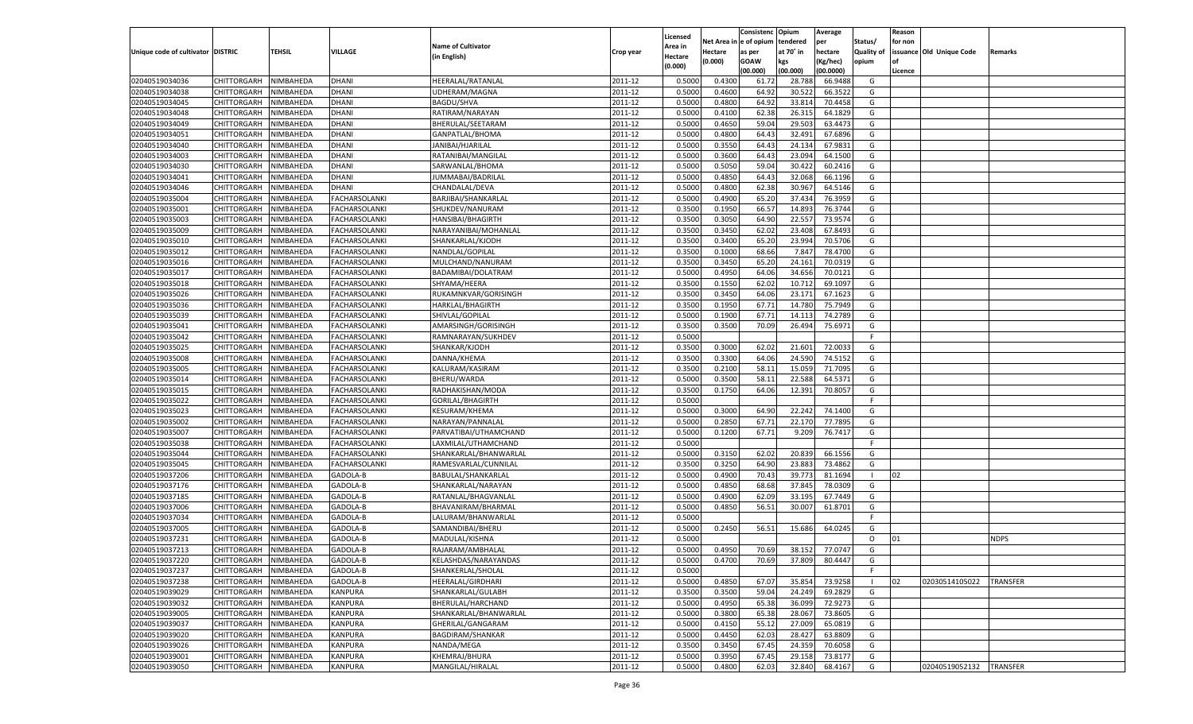| Unique code of cultivator | DISTRIC | TEHSIL | VILLAGE | Name of Cultivator (in English) | Crop year | Licensed Area in Hectare (0.000) | Net Area in Hectare (0.000) | Consistence of opium as per GOAW (00.000) | Opium tendered at 70° in kgs (00.000) | Average per hectare (Kg/hec) (00.0000) | Status/ Quality of opium | Reason for non issuance of Licence | Old Unique Code | Remarks |
|---|---|---|---|---|---|---|---|---|---|---|---|---|---|---|
| 02040519034036 | CHITTORGARH | NIMBAHEDA | DHANI | HEERALAL/RATANLAL | 2011-12 | 0.5000 | 0.4300 | 61.72 | 28.788 | 66.9488 | G | | | |
| 02040519034038 | CHITTORGARH | NIMBAHEDA | DHANI | UDHERAM/MAGNA | 2011-12 | 0.5000 | 0.4600 | 64.92 | 30.522 | 66.3522 | G | | | |
| 02040519034045 | CHITTORGARH | NIMBAHEDA | DHANI | BAGDU/SHVA | 2011-12 | 0.5000 | 0.4800 | 64.92 | 33.814 | 70.4458 | G | | | |
| 02040519034048 | CHITTORGARH | NIMBAHEDA | DHANI | RATIRAM/NARAYAN | 2011-12 | 0.5000 | 0.4100 | 62.38 | 26.315 | 64.1829 | G | | | |
| 02040519034049 | CHITTORGARH | NIMBAHEDA | DHANI | BHERULAL/SEETARAM | 2011-12 | 0.5000 | 0.4650 | 59.04 | 29.503 | 63.4473 | G | | | |
| 02040519034051 | CHITTORGARH | NIMBAHEDA | DHANI | GANPATLAL/BHOMA | 2011-12 | 0.5000 | 0.4800 | 64.43 | 32.491 | 67.6896 | G | | | |
| 02040519034040 | CHITTORGARH | NIMBAHEDA | DHANI | JANIBAI/HJARILAL | 2011-12 | 0.5000 | 0.3550 | 64.43 | 24.134 | 67.9831 | G | | | |
| 02040519034003 | CHITTORGARH | NIMBAHEDA | DHANI | RATANIBAI/MANGILAL | 2011-12 | 0.5000 | 0.3600 | 64.43 | 23.094 | 64.1500 | G | | | |
| 02040519034030 | CHITTORGARH | NIMBAHEDA | DHANI | SARWANLAL/BHOMA | 2011-12 | 0.5000 | 0.5050 | 59.04 | 30.422 | 60.2416 | G | | | |
| 02040519034041 | CHITTORGARH | NIMBAHEDA | DHANI | JUMMABAI/BADRILAL | 2011-12 | 0.5000 | 0.4850 | 64.43 | 32.068 | 66.1196 | G | | | |
| 02040519034046 | CHITTORGARH | NIMBAHEDA | DHANI | CHANDALAL/DEVA | 2011-12 | 0.5000 | 0.4800 | 62.38 | 30.967 | 64.5146 | G | | | |
| 02040519035004 | CHITTORGARH | NIMBAHEDA | FACHARSOLANKI | BARJIBAI/SHANKARLAL | 2011-12 | 0.5000 | 0.4900 | 65.20 | 37.434 | 76.3959 | G | | | |
| 02040519035001 | CHITTORGARH | NIMBAHEDA | FACHARSOLANKI | SHUKDEV/NANURAM | 2011-12 | 0.3500 | 0.1950 | 66.57 | 14.893 | 76.3744 | G | | | |
| 02040519035003 | CHITTORGARH | NIMBAHEDA | FACHARSOLANKI | HANSIBAI/BHAGIRTH | 2011-12 | 0.3500 | 0.3050 | 64.90 | 22.557 | 73.9574 | G | | | |
| 02040519035009 | CHITTORGARH | NIMBAHEDA | FACHARSOLANKI | NARAYANIBAI/MOHANLAL | 2011-12 | 0.3500 | 0.3450 | 62.02 | 23.408 | 67.8493 | G | | | |
| 02040519035010 | CHITTORGARH | NIMBAHEDA | FACHARSOLANKI | SHANKARLAL/KJODH | 2011-12 | 0.3500 | 0.3400 | 65.20 | 23.994 | 70.5706 | G | | | |
| 02040519035012 | CHITTORGARH | NIMBAHEDA | FACHARSOLANKI | NANDLAL/GOPILAL | 2011-12 | 0.3500 | 0.1000 | 68.66 | 7.847 | 78.4700 | G | | | |
| 02040519035016 | CHITTORGARH | NIMBAHEDA | FACHARSOLANKI | MULCHAND/NANURAM | 2011-12 | 0.3500 | 0.3450 | 65.20 | 24.161 | 70.0319 | G | | | |
| 02040519035017 | CHITTORGARH | NIMBAHEDA | FACHARSOLANKI | BADAMIBAI/DOLATRAM | 2011-12 | 0.5000 | 0.4950 | 64.06 | 34.656 | 70.0121 | G | | | |
| 02040519035018 | CHITTORGARH | NIMBAHEDA | FACHARSOLANKI | SHYAMA/HEERA | 2011-12 | 0.3500 | 0.1550 | 62.02 | 10.712 | 69.1097 | G | | | |
| 02040519035026 | CHITTORGARH | NIMBAHEDA | FACHARSOLANKI | RUKAMNKVAR/GORISINGH | 2011-12 | 0.3500 | 0.3450 | 64.06 | 23.171 | 67.1623 | G | | | |
| 02040519035036 | CHITTORGARH | NIMBAHEDA | FACHARSOLANKI | HARKLAL/BHAGIRTH | 2011-12 | 0.3500 | 0.1950 | 67.71 | 14.780 | 75.7949 | G | | | |
| 02040519035039 | CHITTORGARH | NIMBAHEDA | FACHARSOLANKI | SHIVLAL/GOPILAL | 2011-12 | 0.5000 | 0.1900 | 67.71 | 14.113 | 74.2789 | G | | | |
| 02040519035041 | CHITTORGARH | NIMBAHEDA | FACHARSOLANKI | AMARSINGH/GORISINGH | 2011-12 | 0.3500 | 0.3500 | 70.09 | 26.494 | 75.6971 | G | | | |
| 02040519035042 | CHITTORGARH | NIMBAHEDA | FACHARSOLANKI | RAMNARAYAN/SUKHDEV | 2011-12 | 0.5000 | | | | | F | | | |
| 02040519035025 | CHITTORGARH | NIMBAHEDA | FACHARSOLANKI | SHANKAR/KJODH | 2011-12 | 0.3500 | 0.3000 | 62.02 | 21.601 | 72.0033 | G | | | |
| 02040519035008 | CHITTORGARH | NIMBAHEDA | FACHARSOLANKI | DANNA/KHEMA | 2011-12 | 0.3500 | 0.3300 | 64.06 | 24.590 | 74.5152 | G | | | |
| 02040519035005 | CHITTORGARH | NIMBAHEDA | FACHARSOLANKI | KALURAM/KASIRAM | 2011-12 | 0.3500 | 0.2100 | 58.11 | 15.059 | 71.7095 | G | | | |
| 02040519035014 | CHITTORGARH | NIMBAHEDA | FACHARSOLANKI | BHERU/WARDA | 2011-12 | 0.5000 | 0.3500 | 58.11 | 22.588 | 64.5371 | G | | | |
| 02040519035015 | CHITTORGARH | NIMBAHEDA | FACHARSOLANKI | RADHAKISHAN/MODA | 2011-12 | 0.3500 | 0.1750 | 64.06 | 12.391 | 70.8057 | G | | | |
| 02040519035022 | CHITTORGARH | NIMBAHEDA | FACHARSOLANKI | GORILAL/BHAGIRTH | 2011-12 | 0.5000 | | | | | F | | | |
| 02040519035023 | CHITTORGARH | NIMBAHEDA | FACHARSOLANKI | KESURAM/KHEMA | 2011-12 | 0.5000 | 0.3000 | 64.90 | 22.242 | 74.1400 | G | | | |
| 02040519035002 | CHITTORGARH | NIMBAHEDA | FACHARSOLANKI | NARAYAN/PANNALAL | 2011-12 | 0.5000 | 0.2850 | 67.71 | 22.170 | 77.7895 | G | | | |
| 02040519035007 | CHITTORGARH | NIMBAHEDA | FACHARSOLANKI | PARVATIBAI/UTHAMCHAND | 2011-12 | 0.5000 | 0.1200 | 67.71 | 9.209 | 76.7417 | G | | | |
| 02040519035038 | CHITTORGARH | NIMBAHEDA | FACHARSOLANKI | LAXMILAL/UTHAMCHAND | 2011-12 | 0.5000 | | | | | F | | | |
| 02040519035044 | CHITTORGARH | NIMBAHEDA | FACHARSOLANKI | SHANKARLAL/BHANWARLAL | 2011-12 | 0.5000 | 0.3150 | 62.02 | 20.839 | 66.1556 | G | | | |
| 02040519035045 | CHITTORGARH | NIMBAHEDA | FACHARSOLANKI | RAMESVARLAL/CUNNILAL | 2011-12 | 0.3500 | 0.3250 | 64.90 | 23.883 | 73.4862 | G | | | |
| 02040519037206 | CHITTORGARH | NIMBAHEDA | GADOLA-B | BABULAL/SHANKARLAL | 2011-12 | 0.5000 | 0.4900 | 70.43 | 39.773 | 81.1694 | I | 02 | | |
| 02040519037176 | CHITTORGARH | NIMBAHEDA | GADOLA-B | SHANKARLAL/NARAYAN | 2011-12 | 0.5000 | 0.4850 | 68.68 | 37.845 | 78.0309 | G | | | |
| 02040519037185 | CHITTORGARH | NIMBAHEDA | GADOLA-B | RATANLAL/BHAGVANLAL | 2011-12 | 0.5000 | 0.4900 | 62.09 | 33.195 | 67.7449 | G | | | |
| 02040519037006 | CHITTORGARH | NIMBAHEDA | GADOLA-B | BHAVANIRAM/BHARMAL | 2011-12 | 0.5000 | 0.4850 | 56.51 | 30.007 | 61.8701 | G | | | |
| 02040519037034 | CHITTORGARH | NIMBAHEDA | GADOLA-B | LALURAM/BHANWARLAL | 2011-12 | 0.5000 | | | | | F | | | |
| 02040519037005 | CHITTORGARH | NIMBAHEDA | GADOLA-B | SAMANDIBAI/BHERU | 2011-12 | 0.5000 | 0.2450 | 56.51 | 15.686 | 64.0245 | G | | | |
| 02040519037231 | CHITTORGARH | NIMBAHEDA | GADOLA-B | MADULAL/KISHNA | 2011-12 | 0.5000 | | | | | O | 01 | | NDPS |
| 02040519037213 | CHITTORGARH | NIMBAHEDA | GADOLA-B | RAJARAM/AMBHALAL | 2011-12 | 0.5000 | 0.4950 | 70.69 | 38.152 | 77.0747 | G | | | |
| 02040519037220 | CHITTORGARH | NIMBAHEDA | GADOLA-B | KELASHDAS/NARAYANDAS | 2011-12 | 0.5000 | 0.4700 | 70.69 | 37.809 | 80.4447 | G | | | |
| 02040519037237 | CHITTORGARH | NIMBAHEDA | GADOLA-B | SHANKERLAL/SHOLAL | 2011-12 | 0.5000 | | | | | F | | | |
| 02040519037238 | CHITTORGARH | NIMBAHEDA | GADOLA-B | HEERALAL/GIRDHARI | 2011-12 | 0.5000 | 0.4850 | 67.07 | 35.854 | 73.9258 | I | 02 | 02030514105022 | TRANSFER |
| 02040519039029 | CHITTORGARH | NIMBAHEDA | KANPURA | SHANKARLAL/GULABH | 2011-12 | 0.3500 | 0.3500 | 59.04 | 24.249 | 69.2829 | G | | | |
| 02040519039032 | CHITTORGARH | NIMBAHEDA | KANPURA | BHERULAL/HARCHAND | 2011-12 | 0.5000 | 0.4950 | 65.38 | 36.099 | 72.9273 | G | | | |
| 02040519039005 | CHITTORGARH | NIMBAHEDA | KANPURA | SHANKARLAL/BHANWARLAL | 2011-12 | 0.5000 | 0.3800 | 65.38 | 28.067 | 73.8605 | G | | | |
| 02040519039037 | CHITTORGARH | NIMBAHEDA | KANPURA | GHERILAL/GANGARAM | 2011-12 | 0.5000 | 0.4150 | 55.12 | 27.009 | 65.0819 | G | | | |
| 02040519039020 | CHITTORGARH | NIMBAHEDA | KANPURA | BAGDIRAM/SHANKAR | 2011-12 | 0.5000 | 0.4450 | 62.03 | 28.427 | 63.8809 | G | | | |
| 02040519039026 | CHITTORGARH | NIMBAHEDA | KANPURA | NANDA/MEGA | 2011-12 | 0.3500 | 0.3450 | 67.45 | 24.359 | 70.6058 | G | | | |
| 02040519039001 | CHITTORGARH | NIMBAHEDA | KANPURA | KHEMRAJ/BHURA | 2011-12 | 0.5000 | 0.3950 | 67.45 | 29.158 | 73.8177 | G | | | |
| 02040519039050 | CHITTORGARH | NIMBAHEDA | KANPURA | MANGILAL/HIRALAL | 2011-12 | 0.5000 | 0.4800 | 62.03 | 32.840 | 68.4167 | G | | 02040519052132 | TRANSFER |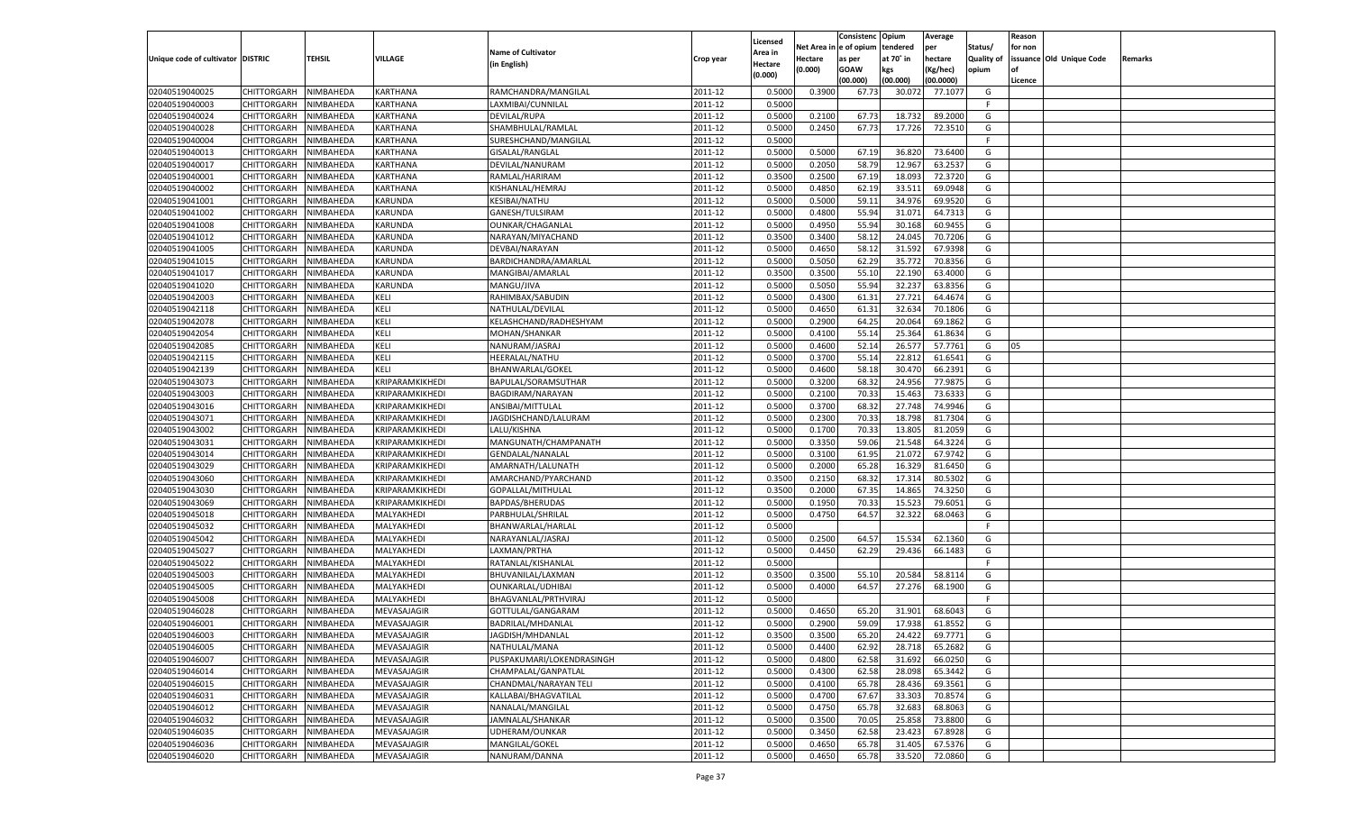| Unique code of cultivator | DISTRIC | TEHSIL | VILLAGE | Name of Cultivator (in English) | Crop year | Licensed Area in Hectare (0.000) | Net Area in Hectare (0.000) | Consistence of opium as per GOAW (00.000) | Opium tendered at 70° in kgs (00.000) | Average per hectare (Kg/hec) (00.0000) | Status/ Quality of opium | Reason for non issuance of Licence | Old Unique Code | Remarks |
|---|---|---|---|---|---|---|---|---|---|---|---|---|---|---|
| 02040519040025 | CHITTORGARH | NIMBAHEDA | KARTHANA | RAMCHANDRA/MANGILAL | 2011-12 | 0.5000 | 0.3900 | 67.73 | 30.072 | 77.1077 | G | | | |
| 02040519040003 | CHITTORGARH | NIMBAHEDA | KARTHANA | LAXMIBAI/CUNNILAL | 2011-12 | 0.5000 | | | | | F | | | |
| 02040519040024 | CHITTORGARH | NIMBAHEDA | KARTHANA | DEVILAL/RUPA | 2011-12 | 0.5000 | 0.2100 | 67.73 | 18.732 | 89.2000 | G | | | |
| 02040519040028 | CHITTORGARH | NIMBAHEDA | KARTHANA | SHAMBHULAL/RAMLAL | 2011-12 | 0.5000 | 0.2450 | 67.73 | 17.726 | 72.3510 | G | | | |
| 02040519040004 | CHITTORGARH | NIMBAHEDA | KARTHANA | SURESHCHAND/MANGILAL | 2011-12 | 0.5000 | | | | | F | | | |
| 02040519040013 | CHITTORGARH | NIMBAHEDA | KARTHANA | GISALAL/RANGLAL | 2011-12 | 0.5000 | 0.5000 | 67.19 | 36.820 | 73.6400 | G | | | |
| 02040519040017 | CHITTORGARH | NIMBAHEDA | KARTHANA | DEVILAL/NANURAM | 2011-12 | 0.5000 | 0.2050 | 58.79 | 12.967 | 63.2537 | G | | | |
| 02040519040001 | CHITTORGARH | NIMBAHEDA | KARTHANA | RAMLAL/HARIRAM | 2011-12 | 0.3500 | 0.2500 | 67.19 | 18.093 | 72.3720 | G | | | |
| 02040519040002 | CHITTORGARH | NIMBAHEDA | KARTHANA | KISHANLAL/HEMRAJ | 2011-12 | 0.5000 | 0.4850 | 62.19 | 33.511 | 69.0948 | G | | | |
| 02040519041001 | CHITTORGARH | NIMBAHEDA | KARUNDA | KESIBAI/NATHU | 2011-12 | 0.5000 | 0.5000 | 59.11 | 34.976 | 69.9520 | G | | | |
| 02040519041002 | CHITTORGARH | NIMBAHEDA | KARUNDA | GANESH/TULSIRAM | 2011-12 | 0.5000 | 0.4800 | 55.94 | 31.071 | 64.7313 | G | | | |
| 02040519041008 | CHITTORGARH | NIMBAHEDA | KARUNDA | OUNKAR/CHAGANLAL | 2011-12 | 0.5000 | 0.4950 | 55.94 | 30.168 | 60.9455 | G | | | |
| 02040519041012 | CHITTORGARH | NIMBAHEDA | KARUNDA | NARAYAN/MIYACHAND | 2011-12 | 0.3500 | 0.3400 | 58.12 | 24.045 | 70.7206 | G | | | |
| 02040519041005 | CHITTORGARH | NIMBAHEDA | KARUNDA | DEVBAI/NARAYAN | 2011-12 | 0.5000 | 0.4650 | 58.12 | 31.592 | 67.9398 | G | | | |
| 02040519041015 | CHITTORGARH | NIMBAHEDA | KARUNDA | BARDICHANDRA/AMARLAL | 2011-12 | 0.5000 | 0.5050 | 62.29 | 35.772 | 70.8356 | G | | | |
| 02040519041017 | CHITTORGARH | NIMBAHEDA | KARUNDA | MANGIBAI/AMARLAL | 2011-12 | 0.3500 | 0.3500 | 55.10 | 22.190 | 63.4000 | G | | | |
| 02040519041020 | CHITTORGARH | NIMBAHEDA | KARUNDA | MANGU/JIVA | 2011-12 | 0.5000 | 0.5050 | 55.94 | 32.237 | 63.8356 | G | | | |
| 02040519042003 | CHITTORGARH | NIMBAHEDA | KELI | RAHIMBAX/SABUDIN | 2011-12 | 0.5000 | 0.4300 | 61.31 | 27.721 | 64.4674 | G | | | |
| 02040519042118 | CHITTORGARH | NIMBAHEDA | KELI | NATHULAL/DEVILAL | 2011-12 | 0.5000 | 0.4650 | 61.31 | 32.634 | 70.1806 | G | | | |
| 02040519042078 | CHITTORGARH | NIMBAHEDA | KELI | KELASHCHAND/RADHESHYAM | 2011-12 | 0.5000 | 0.2900 | 64.25 | 20.064 | 69.1862 | G | | | |
| 02040519042054 | CHITTORGARH | NIMBAHEDA | KELI | MOHAN/SHANKAR | 2011-12 | 0.5000 | 0.4100 | 55.14 | 25.364 | 61.8634 | G | | | |
| 02040519042085 | CHITTORGARH | NIMBAHEDA | KELI | NANURAM/JASRAJ | 2011-12 | 0.5000 | 0.4600 | 52.14 | 26.577 | 57.7761 | G | 05 | | |
| 02040519042115 | CHITTORGARH | NIMBAHEDA | KELI | HEERALAL/NATHU | 2011-12 | 0.5000 | 0.3700 | 55.14 | 22.812 | 61.6541 | G | | | |
| 02040519042139 | CHITTORGARH | NIMBAHEDA | KELI | BHANWARLAL/GOKEL | 2011-12 | 0.5000 | 0.4600 | 58.18 | 30.470 | 66.2391 | G | | | |
| 02040519043073 | CHITTORGARH | NIMBAHEDA | KRIPARAMKIKHEDI | BAPULAL/SORAMSUTHAR | 2011-12 | 0.5000 | 0.3200 | 68.32 | 24.956 | 77.9875 | G | | | |
| 02040519043003 | CHITTORGARH | NIMBAHEDA | KRIPARAMKIKHEDI | BAGDIRAM/NARAYAN | 2011-12 | 0.5000 | 0.2100 | 70.33 | 15.463 | 73.6333 | G | | | |
| 02040519043016 | CHITTORGARH | NIMBAHEDA | KRIPARAMKIKHEDI | ANSIBAI/MITTULAL | 2011-12 | 0.5000 | 0.3700 | 68.32 | 27.748 | 74.9946 | G | | | |
| 02040519043071 | CHITTORGARH | NIMBAHEDA | KRIPARAMKIKHEDI | JAGDISHCHAND/LALURAM | 2011-12 | 0.5000 | 0.2300 | 70.33 | 18.798 | 81.7304 | G | | | |
| 02040519043002 | CHITTORGARH | NIMBAHEDA | KRIPARAMKIKHEDI | LALU/KISHNA | 2011-12 | 0.5000 | 0.1700 | 70.33 | 13.805 | 81.2059 | G | | | |
| 02040519043031 | CHITTORGARH | NIMBAHEDA | KRIPARAMKIKHEDI | MANGUNATH/CHAMPANATH | 2011-12 | 0.5000 | 0.3350 | 59.06 | 21.548 | 64.3224 | G | | | |
| 02040519043014 | CHITTORGARH | NIMBAHEDA | KRIPARAMKIKHEDI | GENDALAL/NANALAL | 2011-12 | 0.5000 | 0.3100 | 61.95 | 21.072 | 67.9742 | G | | | |
| 02040519043029 | CHITTORGARH | NIMBAHEDA | KRIPARAMKIKHEDI | AMARNATH/LALUNATH | 2011-12 | 0.5000 | 0.2000 | 65.28 | 16.329 | 81.6450 | G | | | |
| 02040519043060 | CHITTORGARH | NIMBAHEDA | KRIPARAMKIKHEDI | AMARCHAND/PYARCHAND | 2011-12 | 0.3500 | 0.2150 | 68.32 | 17.314 | 80.5302 | G | | | |
| 02040519043030 | CHITTORGARH | NIMBAHEDA | KRIPARAMKIKHEDI | GOPALLAL/MITHULAL | 2011-12 | 0.3500 | 0.2000 | 67.35 | 14.865 | 74.3250 | G | | | |
| 02040519043069 | CHITTORGARH | NIMBAHEDA | KRIPARAMKIKHEDI | BAPDAS/BHERUDAS | 2011-12 | 0.5000 | 0.1950 | 70.33 | 15.523 | 79.6051 | G | | | |
| 02040519045018 | CHITTORGARH | NIMBAHEDA | MALYAKHEDI | PARBHULAL/SHRILAL | 2011-12 | 0.5000 | 0.4750 | 64.57 | 32.322 | 68.0463 | G | | | |
| 02040519045032 | CHITTORGARH | NIMBAHEDA | MALYAKHEDI | BHANWARLAL/HARLAL | 2011-12 | 0.5000 | | | | | F | | | |
| 02040519045042 | CHITTORGARH | NIMBAHEDA | MALYAKHEDI | NARAYANLAL/JASRAJ | 2011-12 | 0.5000 | 0.2500 | 64.57 | 15.534 | 62.1360 | G | | | |
| 02040519045027 | CHITTORGARH | NIMBAHEDA | MALYAKHEDI | LAXMAN/PRTHA | 2011-12 | 0.5000 | 0.4450 | 62.29 | 29.436 | 66.1483 | G | | | |
| 02040519045022 | CHITTORGARH | NIMBAHEDA | MALYAKHEDI | RATANLAL/KISHANLAL | 2011-12 | 0.5000 | | | | | F | | | |
| 02040519045003 | CHITTORGARH | NIMBAHEDA | MALYAKHEDI | BHUVANILAL/LAXMAN | 2011-12 | 0.3500 | 0.3500 | 55.10 | 20.584 | 58.8114 | G | | | |
| 02040519045005 | CHITTORGARH | NIMBAHEDA | MALYAKHEDI | OUNKARLAL/UDHIBAI | 2011-12 | 0.5000 | 0.4000 | 64.57 | 27.276 | 68.1900 | G | | | |
| 02040519045008 | CHITTORGARH | NIMBAHEDA | MALYAKHEDI | BHAGVANLAL/PRTHVIRAJ | 2011-12 | 0.5000 | | | | | F | | | |
| 02040519046028 | CHITTORGARH | NIMBAHEDA | MEVASAJAGIR | GOTTULAL/GANGARAM | 2011-12 | 0.5000 | 0.4650 | 65.20 | 31.901 | 68.6043 | G | | | |
| 02040519046001 | CHITTORGARH | NIMBAHEDA | MEVASAJAGIR | BADRILAL/MHDANLAL | 2011-12 | 0.5000 | 0.2900 | 59.09 | 17.938 | 61.8552 | G | | | |
| 02040519046003 | CHITTORGARH | NIMBAHEDA | MEVASAJAGIR | JAGDISH/MHDANLAL | 2011-12 | 0.3500 | 0.3500 | 65.20 | 24.422 | 69.7771 | G | | | |
| 02040519046005 | CHITTORGARH | NIMBAHEDA | MEVASAJAGIR | NATHULAL/MANA | 2011-12 | 0.5000 | 0.4400 | 62.92 | 28.718 | 65.2682 | G | | | |
| 02040519046007 | CHITTORGARH | NIMBAHEDA | MEVASAJAGIR | PUSPAKUMARI/LOKENDRASINGH | 2011-12 | 0.5000 | 0.4800 | 62.58 | 31.692 | 66.0250 | G | | | |
| 02040519046014 | CHITTORGARH | NIMBAHEDA | MEVASAJAGIR | CHAMPALAL/GANPATLAL | 2011-12 | 0.5000 | 0.4300 | 62.58 | 28.098 | 65.3442 | G | | | |
| 02040519046015 | CHITTORGARH | NIMBAHEDA | MEVASAJAGIR | CHANDMAL/NARAYAN TELI | 2011-12 | 0.5000 | 0.4100 | 65.78 | 28.436 | 69.3561 | G | | | |
| 02040519046031 | CHITTORGARH | NIMBAHEDA | MEVASAJAGIR | KALLABAI/BHAGVATILAL | 2011-12 | 0.5000 | 0.4700 | 67.67 | 33.303 | 70.8574 | G | | | |
| 02040519046012 | CHITTORGARH | NIMBAHEDA | MEVASAJAGIR | NANALAL/MANGILAL | 2011-12 | 0.5000 | 0.4750 | 65.78 | 32.683 | 68.8063 | G | | | |
| 02040519046032 | CHITTORGARH | NIMBAHEDA | MEVASAJAGIR | JAMNALAL/SHANKAR | 2011-12 | 0.5000 | 0.3500 | 70.05 | 25.858 | 73.8800 | G | | | |
| 02040519046035 | CHITTORGARH | NIMBAHEDA | MEVASAJAGIR | UDHERAM/OUNKAR | 2011-12 | 0.5000 | 0.3450 | 62.58 | 23.423 | 67.8928 | G | | | |
| 02040519046036 | CHITTORGARH | NIMBAHEDA | MEVASAJAGIR | MANGILAL/GOKEL | 2011-12 | 0.5000 | 0.4650 | 65.78 | 31.405 | 67.5376 | G | | | |
| 02040519046020 | CHITTORGARH | NIMBAHEDA | MEVASAJAGIR | NANURAM/DANNA | 2011-12 | 0.5000 | 0.4650 | 65.78 | 33.520 | 72.0860 | G | | | |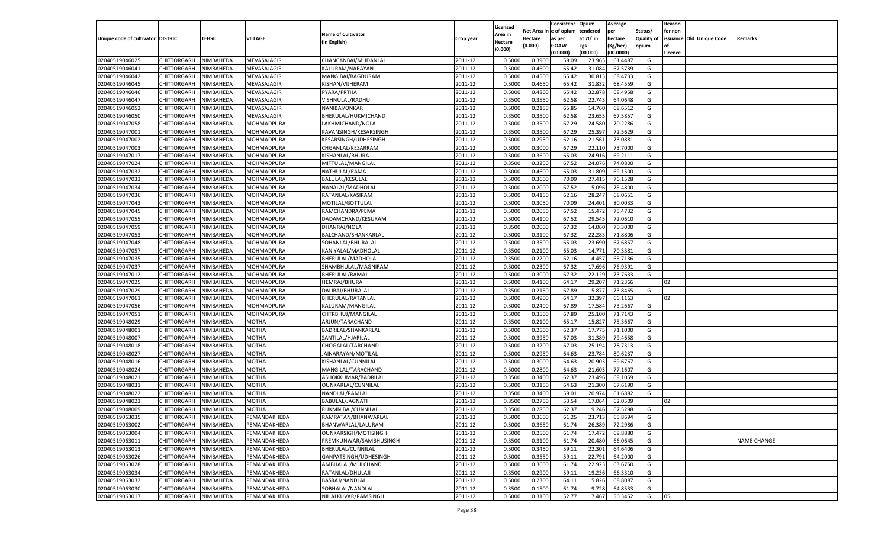| Unique code of cultivator | DISTRIC | TEHSIL | VILLAGE | Name of Cultivator (in English) | Crop year | Licensed Area in Hectare (0.000) | Net Area in Hectare (0.000) | Consistenc e of opium as per GOAW (00.000) | Opium tendered at 70˚ in kgs (00.000) | Average per hectare (Kg/hec) (00.0000) | Status/ Quality of opium | Reason for non issuance of Licence | Old Unique Code | Remarks |
|---|---|---|---|---|---|---|---|---|---|---|---|---|---|---|
| 02040519046025 | CHITTORGARH | NIMBAHEDA | MEVASAJAGIR | CHANCANBAI/MHDANLAL | 2011-12 | 0.5000 | 0.3900 | 59.09 | 23.965 | 61.4487 | G | | | |
| 02040519046041 | CHITTORGARH | NIMBAHEDA | MEVASAJAGIR | KALURAM/NARAYAN | 2011-12 | 0.5000 | 0.4600 | 65.42 | 31.084 | 67.5739 | G | | | |
| 02040519046042 | CHITTORGARH | NIMBAHEDA | MEVASAJAGIR | MANGIBAI/BAGDURAM | 2011-12 | 0.5000 | 0.4500 | 65.42 | 30.813 | 68.4733 | G | | | |
| 02040519046045 | CHITTORGARH | NIMBAHEDA | MEVASAJAGIR | KISHAN/VIJHERAM | 2011-12 | 0.5000 | 0.4650 | 65.42 | 31.832 | 68.4559 | G | | | |
| 02040519046046 | CHITTORGARH | NIMBAHEDA | MEVASAJAGIR | PYARA/PRTHA | 2011-12 | 0.5000 | 0.4800 | 65.42 | 32.878 | 68.4958 | G | | | |
| 02040519046047 | CHITTORGARH | NIMBAHEDA | MEVASAJAGIR | VISHNULAL/RADHU | 2011-12 | 0.3500 | 0.3550 | 62.58 | 22.743 | 64.0648 | G | | | |
| 02040519046052 | CHITTORGARH | NIMBAHEDA | MEVASAJAGIR | NANIBAI/ONKAR | 2011-12 | 0.5000 | 0.2150 | 65.85 | 14.760 | 68.6512 | G | | | |
| 02040519046050 | CHITTORGARH | NIMBAHEDA | MEVASAJAGIR | BHERULAL/HUKMICHAND | 2011-12 | 0.3500 | 0.3500 | 62.58 | 23.655 | 67.5857 | G | | | |
| 02040519047058 | CHITTORGARH | NIMBAHEDA | MOHMADPURA | LAKHMICHAND/NOLA | 2011-12 | 0.5000 | 0.3500 | 67.29 | 24.580 | 70.2286 | G | | | |
| 02040519047001 | CHITTORGARH | NIMBAHEDA | MOHMADPURA | PAVANSINGH/KESARSINGH | 2011-12 | 0.3500 | 0.3500 | 67.29 | 25.397 | 72.5629 | G | | | |
| 02040519047002 | CHITTORGARH | NIMBAHEDA | MOHMADPURA | KESARSINGH/UDHESINGH | 2011-12 | 0.5000 | 0.2950 | 62.16 | 21.561 | 73.0881 | G | | | |
| 02040519047003 | CHITTORGARH | NIMBAHEDA | MOHMADPURA | CHGANLAL/KESARRAM | 2011-12 | 0.5000 | 0.3000 | 67.29 | 22.110 | 73.7000 | G | | | |
| 02040519047017 | CHITTORGARH | NIMBAHEDA | MOHMADPURA | KISHANLAL/BHURA | 2011-12 | 0.5000 | 0.3600 | 65.03 | 24.916 | 69.2111 | G | | | |
| 02040519047024 | CHITTORGARH | NIMBAHEDA | MOHMADPURA | MITTULAL/MANGILAL | 2011-12 | 0.3500 | 0.3250 | 67.52 | 24.076 | 74.0800 | G | | | |
| 02040519047032 | CHITTORGARH | NIMBAHEDA | MOHMADPURA | NATHULAL/RAMA | 2011-12 | 0.5000 | 0.4600 | 65.03 | 31.809 | 69.1500 | G | | | |
| 02040519047033 | CHITTORGARH | NIMBAHEDA | MOHMADPURA | BALULAL/KESULAL | 2011-12 | 0.5000 | 0.3600 | 70.09 | 27.415 | 76.1528 | G | | | |
| 02040519047034 | CHITTORGARH | NIMBAHEDA | MOHMADPURA | NANALAL/MADHOLAL | 2011-12 | 0.5000 | 0.2000 | 67.52 | 15.096 | 75.4800 | G | | | |
| 02040519047036 | CHITTORGARH | NIMBAHEDA | MOHMADPURA | RATANLAL/KASIRAM | 2011-12 | 0.5000 | 0.4150 | 62.16 | 28.247 | 68.0651 | G | | | |
| 02040519047043 | CHITTORGARH | NIMBAHEDA | MOHMADPURA | MOTILAL/GOTTULAL | 2011-12 | 0.5000 | 0.3050 | 70.09 | 24.401 | 80.0033 | G | | | |
| 02040519047045 | CHITTORGARH | NIMBAHEDA | MOHMADPURA | RAMCHANDRA/PEMA | 2011-12 | 0.5000 | 0.2050 | 67.52 | 15.472 | 75.4732 | G | | | |
| 02040519047055 | CHITTORGARH | NIMBAHEDA | MOHMADPURA | DADAMCHAND/KESURAM | 2011-12 | 0.5000 | 0.4100 | 67.52 | 29.545 | 72.0610 | G | | | |
| 02040519047059 | CHITTORGARH | NIMBAHEDA | MOHMADPURA | DHANRAJ/NOLA | 2011-12 | 0.3500 | 0.2000 | 67.32 | 14.060 | 70.3000 | G | | | |
| 02040519047053 | CHITTORGARH | NIMBAHEDA | MOHMADPURA | BALCHAND/SHANKARLAL | 2011-12 | 0.5000 | 0.3100 | 67.32 | 22.283 | 71.8806 | G | | | |
| 02040519047048 | CHITTORGARH | NIMBAHEDA | MOHMADPURA | SOHANLAL/BHURALAL | 2011-12 | 0.5000 | 0.3500 | 65.03 | 23.690 | 67.6857 | G | | | |
| 02040519047057 | CHITTORGARH | NIMBAHEDA | MOHMADPURA | KANIYALAL/MADHOLAL | 2011-12 | 0.3500 | 0.2100 | 65.03 | 14.771 | 70.3381 | G | | | |
| 02040519047035 | CHITTORGARH | NIMBAHEDA | MOHMADPURA | BHERULAL/MADHOLAL | 2011-12 | 0.3500 | 0.2200 | 62.16 | 14.457 | 65.7136 | G | | | |
| 02040519047037 | CHITTORGARH | NIMBAHEDA | MOHMADPURA | SHAMBHULAL/MAGNIRAM | 2011-12 | 0.5000 | 0.2300 | 67.32 | 17.696 | 76.9391 | G | | | |
| 02040519047012 | CHITTORGARH | NIMBAHEDA | MOHMADPURA | BHERULAL/RAMAJI | 2011-12 | 0.5000 | 0.3000 | 67.32 | 22.129 | 73.7633 | G | | | |
| 02040519047025 | CHITTORGARH | NIMBAHEDA | MOHMADPURA | HEMRAJ/BHURA | 2011-12 | 0.5000 | 0.4100 | 64.17 | 29.207 | 71.2366 | I | 02 | | |
| 02040519047029 | CHITTORGARH | NIMBAHEDA | MOHMADPURA | DALIBAI/BHURALAL | 2011-12 | 0.3500 | 0.2150 | 67.89 | 15.877 | 73.8465 | G | | | |
| 02040519047061 | CHITTORGARH | NIMBAHEDA | MOHMADPURA | BHERULAL/RATANLAL | 2011-12 | 0.5000 | 0.4900 | 64.17 | 32.397 | 66.1163 | I | 02 | | |
| 02040519047056 | CHITTORGARH | NIMBAHEDA | MOHMADPURA | KALURAM/MANGILAL | 2011-12 | 0.5000 | 0.2400 | 67.89 | 17.584 | 73.2667 | G | | | |
| 02040519047051 | CHITTORGARH | NIMBAHEDA | MOHMADPURA | CHTRBHUJ/MANGILAL | 2011-12 | 0.5000 | 0.3500 | 67.89 | 25.100 | 71.7143 | G | | | |
| 02040519048029 | CHITTORGARH | NIMBAHEDA | MOTHA | ARJUN/TARACHAND | 2011-12 | 0.3500 | 0.2100 | 65.17 | 15.827 | 75.3667 | G | | | |
| 02040519048001 | CHITTORGARH | NIMBAHEDA | MOTHA | BADRILAL/SHANKARLAL | 2011-12 | 0.5000 | 0.2500 | 62.37 | 17.775 | 71.1000 | G | | | |
| 02040519048007 | CHITTORGARH | NIMBAHEDA | MOTHA | SANTILAL/HJARILAL | 2011-12 | 0.5000 | 0.3950 | 67.03 | 31.389 | 79.4658 | G | | | |
| 02040519048018 | CHITTORGARH | NIMBAHEDA | MOTHA | CHOGALAL/TARCHAND | 2011-12 | 0.5000 | 0.3200 | 67.03 | 25.194 | 78.7313 | G | | | |
| 02040519048027 | CHITTORGARH | NIMBAHEDA | MOTHA | JAINARAYAN/MOTILAL | 2011-12 | 0.5000 | 0.2950 | 64.63 | 23.784 | 80.6237 | G | | | |
| 02040519048016 | CHITTORGARH | NIMBAHEDA | MOTHA | KISHANLAL/CUNNILAL | 2011-12 | 0.5000 | 0.3000 | 64.63 | 20.903 | 69.6767 | G | | | |
| 02040519048024 | CHITTORGARH | NIMBAHEDA | MOTHA | MANGILAL/TARACHAND | 2011-12 | 0.5000 | 0.2800 | 64.63 | 21.605 | 77.1607 | G | | | |
| 02040519048021 | CHITTORGARH | NIMBAHEDA | MOTHA | ASHOKKUMAR/BADRILAL | 2011-12 | 0.3500 | 0.3400 | 62.37 | 23.496 | 69.1059 | G | | | |
| 02040519048031 | CHITTORGARH | NIMBAHEDA | MOTHA | OUNKARLAL/CUNNILAL | 2011-12 | 0.5000 | 0.3150 | 64.63 | 21.300 | 67.6190 | G | | | |
| 02040519048022 | CHITTORGARH | NIMBAHEDA | MOTHA | NANDLAL/RAMLAL | 2011-12 | 0.3500 | 0.3400 | 59.01 | 20.974 | 61.6882 | G | | | |
| 02040519048023 | CHITTORGARH | NIMBAHEDA | MOTHA | BABULAL/JAGNATH | 2011-12 | 0.3500 | 0.2750 | 53.54 | 17.064 | 62.0509 | I | 02 | | |
| 02040519048009 | CHITTORGARH | NIMBAHEDA | MOTHA | RUKMNIBAI/CUNNILAL | 2011-12 | 0.3500 | 0.2850 | 62.37 | 19.246 | 67.5298 | G | | | |
| 02040519063035 | CHITTORGARH | NIMBAHEDA | PEMANDAKHEDA | RAMRATAN/BHANWARLAL | 2011-12 | 0.5000 | 0.3600 | 61.25 | 23.713 | 65.8694 | G | | | |
| 02040519063002 | CHITTORGARH | NIMBAHEDA | PEMANDAKHEDA | BHANWARLAL/LALURAM | 2011-12 | 0.5000 | 0.3650 | 61.74 | 26.389 | 72.2986 | G | | | |
| 02040519063004 | CHITTORGARH | NIMBAHEDA | PEMANDAKHEDA | OUNKARSIGH/MOTISINGH | 2011-12 | 0.5000 | 0.2500 | 61.74 | 17.472 | 69.8880 | G | | | |
| 02040519063011 | CHITTORGARH | NIMBAHEDA | PEMANDAKHEDA | PREMKUNWAR/SAMBHUSINGH | 2011-12 | 0.3500 | 0.3100 | 61.74 | 20.480 | 66.0645 | G | | | NAME CHANGE |
| 02040519063013 | CHITTORGARH | NIMBAHEDA | PEMANDAKHEDA | BHERULAL/CUNNILAL | 2011-12 | 0.5000 | 0.3450 | 59.11 | 22.301 | 64.6406 | G | | | |
| 02040519063026 | CHITTORGARH | NIMBAHEDA | PEMANDAKHEDA | GANPATSINGH/UDHESINGH | 2011-12 | 0.5000 | 0.3550 | 59.11 | 22.791 | 64.2000 | G | | | |
| 02040519063028 | CHITTORGARH | NIMBAHEDA | PEMANDAKHEDA | AMBHALAL/MULCHAND | 2011-12 | 0.5000 | 0.3600 | 61.74 | 22.923 | 63.6750 | G | | | |
| 02040519063034 | CHITTORGARH | NIMBAHEDA | PEMANDAKHEDA | RATANLAL/DHULAJI | 2011-12 | 0.3500 | 0.2900 | 59.11 | 19.236 | 66.3310 | G | | | |
| 02040519063032 | CHITTORGARH | NIMBAHEDA | PEMANDAKHEDA | BASRAJ/NANDLAL | 2011-12 | 0.5000 | 0.2300 | 64.11 | 15.826 | 68.8087 | G | | | |
| 02040519063030 | CHITTORGARH | NIMBAHEDA | PEMANDAKHEDA | SOBHALAL/NANDLAL | 2011-12 | 0.3500 | 0.1500 | 61.74 | 9.728 | 64.8533 | G | | | |
| 02040519063017 | CHITTORGARH | NIMBAHEDA | PEMANDAKHEDA | NIHALKUVAR/RAMSINGH | 2011-12 | 0.5000 | 0.3100 | 52.77 | 17.467 | 56.3452 | G | 05 | | |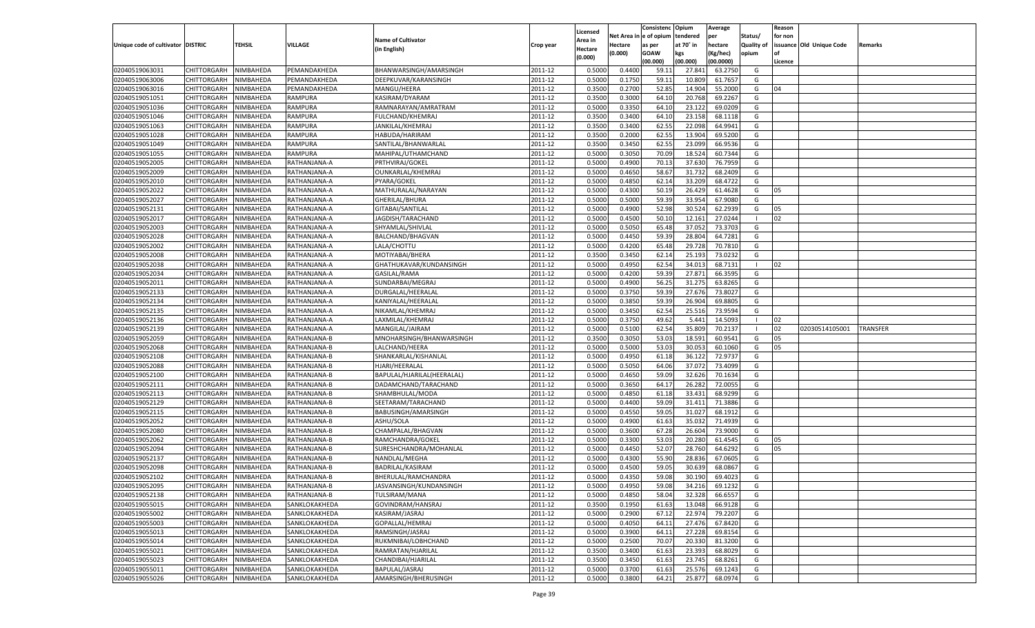| Unique code of cultivator | DISTRIC | TEHSIL | VILLAGE | Name of Cultivator (in English) | Crop year | Licensed Area in Hectare (0.000) | Net Area in Hectare (0.000) | Consistenc e of opium as per GOAW (00.000) | Opium tendered at 70˚ in kgs (00.000) | Average per hectare (Kg/hec) (00.0000) | Status/ Quality of opium | Reason for non issuance of Licence | Old Unique Code | Remarks |
|---|---|---|---|---|---|---|---|---|---|---|---|---|---|---|
| 02040519063031 | CHITTORGARH | NIMBAHEDA | PEMANDAKHEDA | BHANWARSINGH/AMARSINGH | 2011-12 | 0.5000 | 0.4400 | 59.11 | 27.841 | 63.2750 | G | | | |
| 02040519063006 | CHITTORGARH | NIMBAHEDA | PEMANDAKHEDA | DEEPKUVAR/KARANSINGH | 2011-12 | 0.5000 | 0.1750 | 59.11 | 10.809 | 61.7657 | G | | | |
| 02040519063016 | CHITTORGARH | NIMBAHEDA | PEMANDAKHEDA | MANGU/HEERA | 2011-12 | 0.3500 | 0.2700 | 52.85 | 14.904 | 55.2000 | G | 04 | | |
| 02040519051051 | CHITTORGARH | NIMBAHEDA | RAMPURA | KASIRAM/DYARAM | 2011-12 | 0.3500 | 0.3000 | 64.10 | 20.768 | 69.2267 | G | | | |
| 02040519051036 | CHITTORGARH | NIMBAHEDA | RAMPURA | RAMNARAYAN/AMRATRAM | 2011-12 | 0.5000 | 0.3350 | 64.10 | 23.122 | 69.0209 | G | | | |
| 02040519051046 | CHITTORGARH | NIMBAHEDA | RAMPURA | FULCHAND/KHEMRAJ | 2011-12 | 0.3500 | 0.3400 | 64.10 | 23.158 | 68.1118 | G | | | |
| 02040519051063 | CHITTORGARH | NIMBAHEDA | RAMPURA | JANKILAL/KHEMRAJ | 2011-12 | 0.3500 | 0.3400 | 62.55 | 22.098 | 64.9941 | G | | | |
| 02040519051028 | CHITTORGARH | NIMBAHEDA | RAMPURA | HABUDA/HARIRAM | 2011-12 | 0.3500 | 0.2000 | 62.55 | 13.904 | 69.5200 | G | | | |
| 02040519051049 | CHITTORGARH | NIMBAHEDA | RAMPURA | SANTILAL/BHANWARLAL | 2011-12 | 0.3500 | 0.3450 | 62.55 | 23.099 | 66.9536 | G | | | |
| 02040519051055 | CHITTORGARH | NIMBAHEDA | RAMPURA | MAHIPAL/UTHAMCHAND | 2011-12 | 0.5000 | 0.3050 | 70.09 | 18.524 | 60.7344 | G | | | |
| 02040519052005 | CHITTORGARH | NIMBAHEDA | RATHANJANA-A | PRTHVIRAJ/GOKEL | 2011-12 | 0.5000 | 0.4900 | 70.13 | 37.630 | 76.7959 | G | | | |
| 02040519052009 | CHITTORGARH | NIMBAHEDA | RATHANJANA-A | OUNKARLAL/KHEMRAJ | 2011-12 | 0.5000 | 0.4650 | 58.67 | 31.732 | 68.2409 | G | | | |
| 02040519052010 | CHITTORGARH | NIMBAHEDA | RATHANJANA-A | PYARA/GOKEL | 2011-12 | 0.5000 | 0.4850 | 62.14 | 33.209 | 68.4722 | G | | | |
| 02040519052022 | CHITTORGARH | NIMBAHEDA | RATHANJANA-A | MATHURALAL/NARAYAN | 2011-12 | 0.5000 | 0.4300 | 50.19 | 26.429 | 61.4628 | G | 05 | | |
| 02040519052027 | CHITTORGARH | NIMBAHEDA | RATHANJANA-A | GHERILAL/BHURA | 2011-12 | 0.5000 | 0.5000 | 59.39 | 33.954 | 67.9080 | G | | | |
| 02040519052131 | CHITTORGARH | NIMBAHEDA | RATHANJANA-A | GITABAI/SANTILAL | 2011-12 | 0.5000 | 0.4900 | 52.98 | 30.524 | 62.2939 | G | 05 | | |
| 02040519052017 | CHITTORGARH | NIMBAHEDA | RATHANJANA-A | JAGDISH/TARACHAND | 2011-12 | 0.5000 | 0.4500 | 50.10 | 12.161 | 27.0244 | I | 02 | | |
| 02040519052003 | CHITTORGARH | NIMBAHEDA | RATHANJANA-A | SHYAMLAL/SHIVLAL | 2011-12 | 0.5000 | 0.5050 | 65.48 | 37.052 | 73.3703 | G | | | |
| 02040519052028 | CHITTORGARH | NIMBAHEDA | RATHANJANA-A | BALCHAND/BHAGVAN | 2011-12 | 0.5000 | 0.4450 | 59.39 | 28.804 | 64.7281 | G | | | |
| 02040519052002 | CHITTORGARH | NIMBAHEDA | RATHANJANA-A | LALA/CHOTTU | 2011-12 | 0.5000 | 0.4200 | 65.48 | 29.728 | 70.7810 | G | | | |
| 02040519052008 | CHITTORGARH | NIMBAHEDA | RATHANJANA-A | MOTIYABAI/BHERA | 2011-12 | 0.3500 | 0.3450 | 62.14 | 25.193 | 73.0232 | G | | | |
| 02040519052038 | CHITTORGARH | NIMBAHEDA | RATHANJANA-A | GHATHUKAVAR/KUNDANSINGH | 2011-12 | 0.5000 | 0.4950 | 62.54 | 34.013 | 68.7131 | I | 02 | | |
| 02040519052034 | CHITTORGARH | NIMBAHEDA | RATHANJANA-A | GASILAL/RAMA | 2011-12 | 0.5000 | 0.4200 | 59.39 | 27.871 | 66.3595 | G | | | |
| 02040519052011 | CHITTORGARH | NIMBAHEDA | RATHANJANA-A | SUNDARBAI/MEGRAJ | 2011-12 | 0.5000 | 0.4900 | 56.25 | 31.275 | 63.8265 | G | | | |
| 02040519052133 | CHITTORGARH | NIMBAHEDA | RATHANJANA-A | DURGALAL/HEERALAL | 2011-12 | 0.5000 | 0.3750 | 59.39 | 27.676 | 73.8027 | G | | | |
| 02040519052134 | CHITTORGARH | NIMBAHEDA | RATHANJANA-A | KANIYALAL/HEERALAL | 2011-12 | 0.5000 | 0.3850 | 59.39 | 26.904 | 69.8805 | G | | | |
| 02040519052135 | CHITTORGARH | NIMBAHEDA | RATHANJANA-A | NIKAMLAL/KHEMRAJ | 2011-12 | 0.5000 | 0.3450 | 62.54 | 25.516 | 73.9594 | G | | | |
| 02040519052136 | CHITTORGARH | NIMBAHEDA | RATHANJANA-A | LAXMILAL/KHEMRAJ | 2011-12 | 0.5000 | 0.3750 | 49.62 | 5.441 | 14.5093 | I | 02 | | |
| 02040519052139 | CHITTORGARH | NIMBAHEDA | RATHANJANA-A | MANGILAL/JAIRAM | 2011-12 | 0.5000 | 0.5100 | 62.54 | 35.809 | 70.2137 | I | 02 | 02030514105001 | TRANSFER |
| 02040519052059 | CHITTORGARH | NIMBAHEDA | RATHANJANA-B | MNOHARSINGH/BHANWARSINGH | 2011-12 | 0.3500 | 0.3050 | 53.03 | 18.591 | 60.9541 | G | 05 | | |
| 02040519052068 | CHITTORGARH | NIMBAHEDA | RATHANJANA-B | LALCHAND/HEERA | 2011-12 | 0.5000 | 0.5000 | 53.03 | 30.053 | 60.1060 | G | 05 | | |
| 02040519052108 | CHITTORGARH | NIMBAHEDA | RATHANJANA-B | SHANKARLAL/KISHANLAL | 2011-12 | 0.5000 | 0.4950 | 61.18 | 36.122 | 72.9737 | G | | | |
| 02040519052088 | CHITTORGARH | NIMBAHEDA | RATHANJANA-B | HJARI/HEERALAL | 2011-12 | 0.5000 | 0.5050 | 64.06 | 37.072 | 73.4099 | G | | | |
| 02040519052100 | CHITTORGARH | NIMBAHEDA | RATHANJANA-B | BAPULAL/HJARILAL(HEERALAL) | 2011-12 | 0.5000 | 0.4650 | 59.09 | 32.626 | 70.1634 | G | | | |
| 02040519052111 | CHITTORGARH | NIMBAHEDA | RATHANJANA-B | DADAMCHAND/TARACHAND | 2011-12 | 0.5000 | 0.3650 | 64.17 | 26.282 | 72.0055 | G | | | |
| 02040519052113 | CHITTORGARH | NIMBAHEDA | RATHANJANA-B | SHAMBHULAL/MODA | 2011-12 | 0.5000 | 0.4850 | 61.18 | 33.431 | 68.9299 | G | | | |
| 02040519052129 | CHITTORGARH | NIMBAHEDA | RATHANJANA-B | SEETARAM/TARACHAND | 2011-12 | 0.5000 | 0.4400 | 59.09 | 31.411 | 71.3886 | G | | | |
| 02040519052115 | CHITTORGARH | NIMBAHEDA | RATHANJANA-B | BABUSINGH/AMARSINGH | 2011-12 | 0.5000 | 0.4550 | 59.05 | 31.027 | 68.1912 | G | | | |
| 02040519052052 | CHITTORGARH | NIMBAHEDA | RATHANJANA-B | ASHU/SOLA | 2011-12 | 0.5000 | 0.4900 | 61.63 | 35.032 | 71.4939 | G | | | |
| 02040519052080 | CHITTORGARH | NIMBAHEDA | RATHANJANA-B | CHAMPALAL/BHAGVAN | 2011-12 | 0.5000 | 0.3600 | 67.28 | 26.604 | 73.9000 | G | | | |
| 02040519052062 | CHITTORGARH | NIMBAHEDA | RATHANJANA-B | RAMCHANDRA/GOKEL | 2011-12 | 0.5000 | 0.3300 | 53.03 | 20.280 | 61.4545 | G | 05 | | |
| 02040519052094 | CHITTORGARH | NIMBAHEDA | RATHANJANA-B | SURESHCHANDRA/MOHANLAL | 2011-12 | 0.5000 | 0.4450 | 52.07 | 28.760 | 64.6292 | G | 05 | | |
| 02040519052137 | CHITTORGARH | NIMBAHEDA | RATHANJANA-B | NANDLAL/MEGHA | 2011-12 | 0.5000 | 0.4300 | 55.90 | 28.836 | 67.0605 | G | | | |
| 02040519052098 | CHITTORGARH | NIMBAHEDA | RATHANJANA-B | BADRILAL/KASIRAM | 2011-12 | 0.5000 | 0.4500 | 59.05 | 30.639 | 68.0867 | G | | | |
| 02040519052102 | CHITTORGARH | NIMBAHEDA | RATHANJANA-B | BHERULAL/RAMCHANDRA | 2011-12 | 0.5000 | 0.4350 | 59.08 | 30.190 | 69.4023 | G | | | |
| 02040519052095 | CHITTORGARH | NIMBAHEDA | RATHANJANA-B | JASVANSINGH/KUNDANSINGH | 2011-12 | 0.5000 | 0.4950 | 59.08 | 34.216 | 69.1232 | G | | | |
| 02040519052138 | CHITTORGARH | NIMBAHEDA | RATHANJANA-B | TULSIRAM/MANA | 2011-12 | 0.5000 | 0.4850 | 58.04 | 32.328 | 66.6557 | G | | | |
| 02040519055015 | CHITTORGARH | NIMBAHEDA | SANKLOKAKHEDA | GOVINDRAM/HANSRAJ | 2011-12 | 0.3500 | 0.1950 | 61.63 | 13.048 | 66.9128 | G | | | |
| 02040519055002 | CHITTORGARH | NIMBAHEDA | SANKLOKAKHEDA | KASIRAM/JASRAJ | 2011-12 | 0.5000 | 0.2900 | 67.12 | 22.974 | 79.2207 | G | | | |
| 02040519055003 | CHITTORGARH | NIMBAHEDA | SANKLOKAKHEDA | GOPALLAL/HEMRAJ | 2011-12 | 0.5000 | 0.4050 | 64.11 | 27.476 | 67.8420 | G | | | |
| 02040519055013 | CHITTORGARH | NIMBAHEDA | SANKLOKAKHEDA | RAMSINGH/JASRAJ | 2011-12 | 0.5000 | 0.3900 | 64.11 | 27.228 | 69.8154 | G | | | |
| 02040519055014 | CHITTORGARH | NIMBAHEDA | SANKLOKAKHEDA | RUKMNIBAI/LOBHCHAND | 2011-12 | 0.5000 | 0.2500 | 70.07 | 20.330 | 81.3200 | G | | | |
| 02040519055021 | CHITTORGARH | NIMBAHEDA | SANKLOKAKHEDA | RAMRATAN/HJARILAL | 2011-12 | 0.3500 | 0.3400 | 61.63 | 23.393 | 68.8029 | G | | | |
| 02040519055023 | CHITTORGARH | NIMBAHEDA | SANKLOKAKHEDA | CHANDIBAI/HJARILAL | 2011-12 | 0.3500 | 0.3450 | 61.63 | 23.745 | 68.8261 | G | | | |
| 02040519055011 | CHITTORGARH | NIMBAHEDA | SANKLOKAKHEDA | BAPULAL/JASRAJ | 2011-12 | 0.5000 | 0.3700 | 61.63 | 25.576 | 69.1243 | G | | | |
| 02040519055026 | CHITTORGARH | NIMBAHEDA | SANKLOKAKHEDA | AMARSINGH/BHERUSINGH | 2011-12 | 0.5000 | 0.3800 | 64.21 | 25.877 | 68.0974 | G | | | |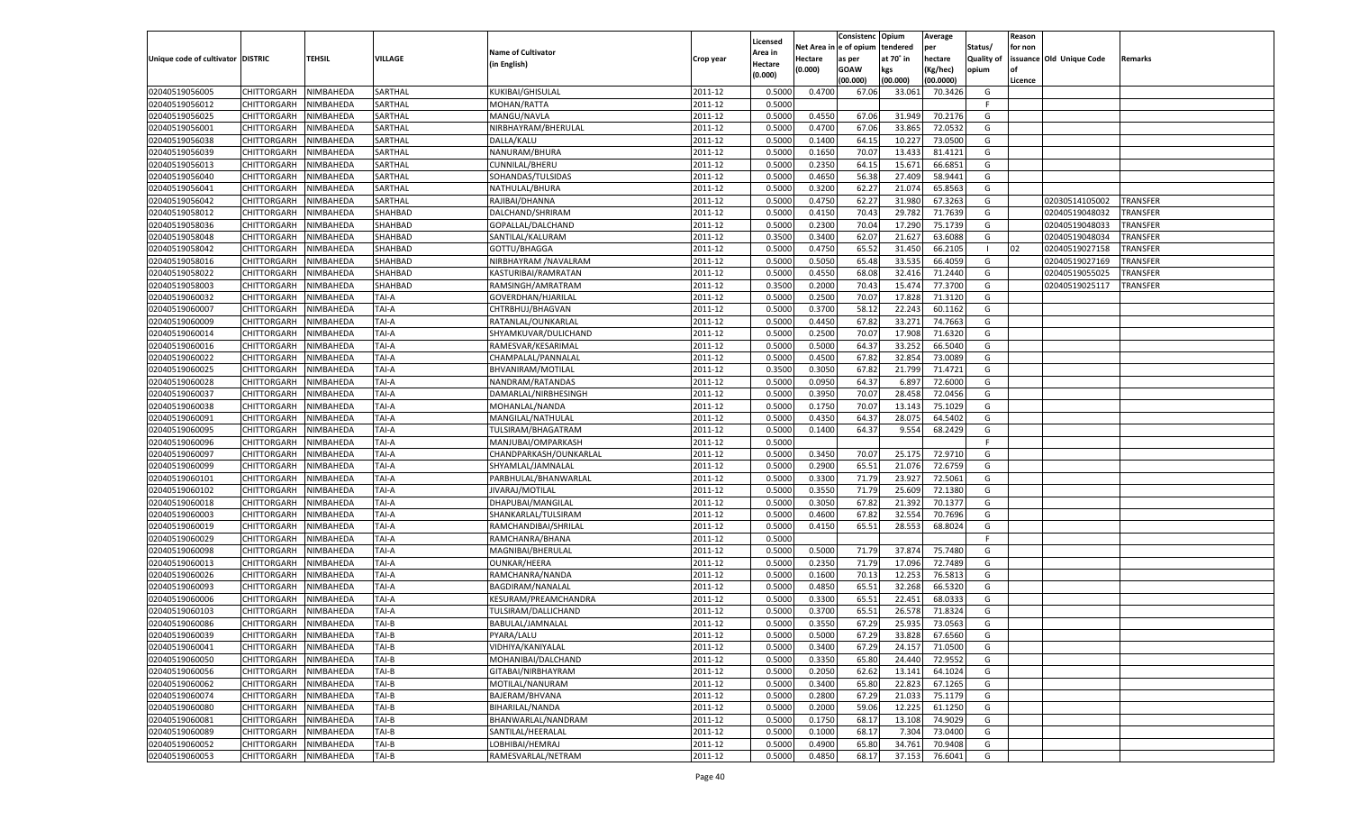| Unique code of cultivator | DISTRIC | TEHSIL | VILLAGE | Name of Cultivator (in English) | Crop year | Licensed Area in Hectare (0.000) | Net Area in Hectare (0.000) | Consistence of opium as per GOAW (00.000) | Opium tendered at 70° in kgs (00.000) | Average per hectare (Kg/hec) (00.0000) | Status/ Quality of opium | Reason for non issuance of Licence | Old Unique Code | Remarks |
|---|---|---|---|---|---|---|---|---|---|---|---|---|---|---|
| 02040519056005 | CHITTORGARH | NIMBAHEDA | SARTHAL | KUKIBAI/GHISULAL | 2011-12 | 0.5000 | 0.4700 | 67.06 | 33.061 | 70.3426 | G | | | |
| 02040519056012 | CHITTORGARH | NIMBAHEDA | SARTHAL | MOHAN/RATTA | 2011-12 | 0.5000 | | | | | F | | | |
| 02040519056025 | CHITTORGARH | NIMBAHEDA | SARTHAL | MANGU/NAVLA | 2011-12 | 0.5000 | 0.4550 | 67.06 | 31.949 | 70.2176 | G | | | |
| 02040519056001 | CHITTORGARH | NIMBAHEDA | SARTHAL | NIRBHAYRAM/BHERULAL | 2011-12 | 0.5000 | 0.4700 | 67.06 | 33.865 | 72.0532 | G | | | |
| 02040519056038 | CHITTORGARH | NIMBAHEDA | SARTHAL | DALLA/KALU | 2011-12 | 0.5000 | 0.1400 | 64.15 | 10.227 | 73.0500 | G | | | |
| 02040519056039 | CHITTORGARH | NIMBAHEDA | SARTHAL | NANURAM/BHURA | 2011-12 | 0.5000 | 0.1650 | 70.07 | 13.433 | 81.4121 | G | | | |
| 02040519056013 | CHITTORGARH | NIMBAHEDA | SARTHAL | CUNNILAL/BHERU | 2011-12 | 0.5000 | 0.2350 | 64.15 | 15.671 | 66.6851 | G | | | |
| 02040519056040 | CHITTORGARH | NIMBAHEDA | SARTHAL | SOHANDAS/TULSIDAS | 2011-12 | 0.5000 | 0.4650 | 56.38 | 27.409 | 58.9441 | G | | | |
| 02040519056041 | CHITTORGARH | NIMBAHEDA | SARTHAL | NATHULAL/BHURA | 2011-12 | 0.5000 | 0.3200 | 62.27 | 21.074 | 65.8563 | G | | | |
| 02040519056042 | CHITTORGARH | NIMBAHEDA | SARTHAL | RAJIBAI/DHANNA | 2011-12 | 0.5000 | 0.4750 | 62.27 | 31.980 | 67.3263 | G | | 02030514105002 | TRANSFER |
| 02040519058012 | CHITTORGARH | NIMBAHEDA | SHAHBAD | DALCHAND/SHRIRAM | 2011-12 | 0.5000 | 0.4150 | 70.43 | 29.782 | 71.7639 | G | | 02040519048032 | TRANSFER |
| 02040519058036 | CHITTORGARH | NIMBAHEDA | SHAHBAD | GOPALLAL/DALCHAND | 2011-12 | 0.5000 | 0.2300 | 70.04 | 17.290 | 75.1739 | G | | 02040519048033 | TRANSFER |
| 02040519058048 | CHITTORGARH | NIMBAHEDA | SHAHBAD | SANTILAL/KALURAM | 2011-12 | 0.3500 | 0.3400 | 62.07 | 21.627 | 63.6088 | G | | 02040519048034 | TRANSFER |
| 02040519058042 | CHITTORGARH | NIMBAHEDA | SHAHBAD | GOTTU/BHAGGA | 2011-12 | 0.5000 | 0.4750 | 65.52 | 31.450 | 66.2105 | I | 02 | 02040519027158 | TRANSFER |
| 02040519058016 | CHITTORGARH | NIMBAHEDA | SHAHBAD | NIRBHAYRAM /NAVALRAM | 2011-12 | 0.5000 | 0.5050 | 65.48 | 33.535 | 66.4059 | G | | 02040519027169 | TRANSFER |
| 02040519058022 | CHITTORGARH | NIMBAHEDA | SHAHBAD | KASTURIBAI/RAMRATAN | 2011-12 | 0.5000 | 0.4550 | 68.08 | 32.416 | 71.2440 | G | | 02040519055025 | TRANSFER |
| 02040519058003 | CHITTORGARH | NIMBAHEDA | SHAHBAD | RAMSINGH/AMRATRAM | 2011-12 | 0.3500 | 0.2000 | 70.43 | 15.474 | 77.3700 | G | | 02040519025117 | TRANSFER |
| 02040519060032 | CHITTORGARH | NIMBAHEDA | TAI-A | GOVERDHAN/HJARILAL | 2011-12 | 0.5000 | 0.2500 | 70.07 | 17.828 | 71.3120 | G | | | |
| 02040519060007 | CHITTORGARH | NIMBAHEDA | TAI-A | CHTRBHUJ/BHAGVAN | 2011-12 | 0.5000 | 0.3700 | 58.12 | 22.243 | 60.1162 | G | | | |
| 02040519060009 | CHITTORGARH | NIMBAHEDA | TAI-A | RATANLAL/OUNKARLAL | 2011-12 | 0.5000 | 0.4450 | 67.82 | 33.271 | 74.7663 | G | | | |
| 02040519060014 | CHITTORGARH | NIMBAHEDA | TAI-A | SHYAMKUVAR/DULICHAND | 2011-12 | 0.5000 | 0.2500 | 70.07 | 17.908 | 71.6320 | G | | | |
| 02040519060016 | CHITTORGARH | NIMBAHEDA | TAI-A | RAMESVAR/KESARIMAL | 2011-12 | 0.5000 | 0.5000 | 64.37 | 33.252 | 66.5040 | G | | | |
| 02040519060022 | CHITTORGARH | NIMBAHEDA | TAI-A | CHAMPALAL/PANNALAL | 2011-12 | 0.5000 | 0.4500 | 67.82 | 32.854 | 73.0089 | G | | | |
| 02040519060025 | CHITTORGARH | NIMBAHEDA | TAI-A | BHVANIRAM/MOTILAL | 2011-12 | 0.3500 | 0.3050 | 67.82 | 21.799 | 71.4721 | G | | | |
| 02040519060028 | CHITTORGARH | NIMBAHEDA | TAI-A | NANDRAM/RATANDAS | 2011-12 | 0.5000 | 0.0950 | 64.37 | 6.897 | 72.6000 | G | | | |
| 02040519060037 | CHITTORGARH | NIMBAHEDA | TAI-A | DAMARLAL/NIRBHESINGH | 2011-12 | 0.5000 | 0.3950 | 70.07 | 28.458 | 72.0456 | G | | | |
| 02040519060038 | CHITTORGARH | NIMBAHEDA | TAI-A | MOHANLAL/NANDA | 2011-12 | 0.5000 | 0.1750 | 70.07 | 13.143 | 75.1029 | G | | | |
| 02040519060091 | CHITTORGARH | NIMBAHEDA | TAI-A | MANGILAL/NATHULAL | 2011-12 | 0.5000 | 0.4350 | 64.37 | 28.075 | 64.5402 | G | | | |
| 02040519060095 | CHITTORGARH | NIMBAHEDA | TAI-A | TULSIRAM/BHAGATRAM | 2011-12 | 0.5000 | 0.1400 | 64.37 | 9.554 | 68.2429 | G | | | |
| 02040519060096 | CHITTORGARH | NIMBAHEDA | TAI-A | MANJUBAI/OMPARKASH | 2011-12 | 0.5000 | | | | | F | | | |
| 02040519060097 | CHITTORGARH | NIMBAHEDA | TAI-A | CHANDPARKASH/OUNKARLAL | 2011-12 | 0.5000 | 0.3450 | 70.07 | 25.175 | 72.9710 | G | | | |
| 02040519060099 | CHITTORGARH | NIMBAHEDA | TAI-A | SHYAMLAL/JAMNALAL | 2011-12 | 0.5000 | 0.2900 | 65.51 | 21.076 | 72.6759 | G | | | |
| 02040519060101 | CHITTORGARH | NIMBAHEDA | TAI-A | PARBHULAL/BHANWARLAL | 2011-12 | 0.5000 | 0.3300 | 71.79 | 23.927 | 72.5061 | G | | | |
| 02040519060102 | CHITTORGARH | NIMBAHEDA | TAI-A | JIVARAJ/MOTILAL | 2011-12 | 0.5000 | 0.3550 | 71.79 | 25.609 | 72.1380 | G | | | |
| 02040519060018 | CHITTORGARH | NIMBAHEDA | TAI-A | DHAPUBAI/MANGILAL | 2011-12 | 0.5000 | 0.3050 | 67.82 | 21.392 | 70.1377 | G | | | |
| 02040519060003 | CHITTORGARH | NIMBAHEDA | TAI-A | SHANKARLAL/TULSIRAM | 2011-12 | 0.5000 | 0.4600 | 67.82 | 32.554 | 70.7696 | G | | | |
| 02040519060019 | CHITTORGARH | NIMBAHEDA | TAI-A | RAMCHANDIBAI/SHRILAL | 2011-12 | 0.5000 | 0.4150 | 65.51 | 28.553 | 68.8024 | G | | | |
| 02040519060029 | CHITTORGARH | NIMBAHEDA | TAI-A | RAMCHANRA/BHANA | 2011-12 | 0.5000 | | | | | F | | | |
| 02040519060098 | CHITTORGARH | NIMBAHEDA | TAI-A | MAGNIBAI/BHERULAL | 2011-12 | 0.5000 | 0.5000 | 71.79 | 37.874 | 75.7480 | G | | | |
| 02040519060013 | CHITTORGARH | NIMBAHEDA | TAI-A | OUNKAR/HEERA | 2011-12 | 0.5000 | 0.2350 | 71.79 | 17.096 | 72.7489 | G | | | |
| 02040519060026 | CHITTORGARH | NIMBAHEDA | TAI-A | RAMCHANRA/NANDA | 2011-12 | 0.5000 | 0.1600 | 70.13 | 12.253 | 76.5813 | G | | | |
| 02040519060093 | CHITTORGARH | NIMBAHEDA | TAI-A | BAGDIRAM/NANALAL | 2011-12 | 0.5000 | 0.4850 | 65.51 | 32.268 | 66.5320 | G | | | |
| 02040519060006 | CHITTORGARH | NIMBAHEDA | TAI-A | KESURAM/PREAMCHANDRA | 2011-12 | 0.5000 | 0.3300 | 65.51 | 22.451 | 68.0333 | G | | | |
| 02040519060103 | CHITTORGARH | NIMBAHEDA | TAI-A | TULSIRAM/DALLICHAND | 2011-12 | 0.5000 | 0.3700 | 65.51 | 26.578 | 71.8324 | G | | | |
| 02040519060086 | CHITTORGARH | NIMBAHEDA | TAI-B | BABULAL/JAMNALAL | 2011-12 | 0.5000 | 0.3550 | 67.29 | 25.935 | 73.0563 | G | | | |
| 02040519060039 | CHITTORGARH | NIMBAHEDA | TAI-B | PYARA/LALU | 2011-12 | 0.5000 | 0.5000 | 67.29 | 33.828 | 67.6560 | G | | | |
| 02040519060041 | CHITTORGARH | NIMBAHEDA | TAI-B | VIDHIYA/KANIYALAL | 2011-12 | 0.5000 | 0.3400 | 67.29 | 24.157 | 71.0500 | G | | | |
| 02040519060050 | CHITTORGARH | NIMBAHEDA | TAI-B | MOHANIBAI/DALCHAND | 2011-12 | 0.5000 | 0.3350 | 65.80 | 24.440 | 72.9552 | G | | | |
| 02040519060056 | CHITTORGARH | NIMBAHEDA | TAI-B | GITABAI/NIRBHAYRAM | 2011-12 | 0.5000 | 0.2050 | 62.62 | 13.141 | 64.1024 | G | | | |
| 02040519060062 | CHITTORGARH | NIMBAHEDA | TAI-B | MOTILAL/NANURAM | 2011-12 | 0.5000 | 0.3400 | 65.80 | 22.823 | 67.1265 | G | | | |
| 02040519060074 | CHITTORGARH | NIMBAHEDA | TAI-B | BAJERAM/BHVANA | 2011-12 | 0.5000 | 0.2800 | 67.29 | 21.033 | 75.1179 | G | | | |
| 02040519060080 | CHITTORGARH | NIMBAHEDA | TAI-B | BIHARILAL/NANDA | 2011-12 | 0.5000 | 0.2000 | 59.06 | 12.225 | 61.1250 | G | | | |
| 02040519060081 | CHITTORGARH | NIMBAHEDA | TAI-B | BHANWARLAL/NANDRAM | 2011-12 | 0.5000 | 0.1750 | 68.17 | 13.108 | 74.9029 | G | | | |
| 02040519060089 | CHITTORGARH | NIMBAHEDA | TAI-B | SANTILAL/HEERALAL | 2011-12 | 0.5000 | 0.1000 | 68.17 | 7.304 | 73.0400 | G | | | |
| 02040519060052 | CHITTORGARH | NIMBAHEDA | TAI-B | LOBHIBAI/HEMRAJ | 2011-12 | 0.5000 | 0.4900 | 65.80 | 34.761 | 70.9408 | G | | | |
| 02040519060053 | CHITTORGARH | NIMBAHEDA | TAI-B | RAMESVARLAL/NETRAM | 2011-12 | 0.5000 | 0.4850 | 68.17 | 37.153 | 76.6041 | G | | | |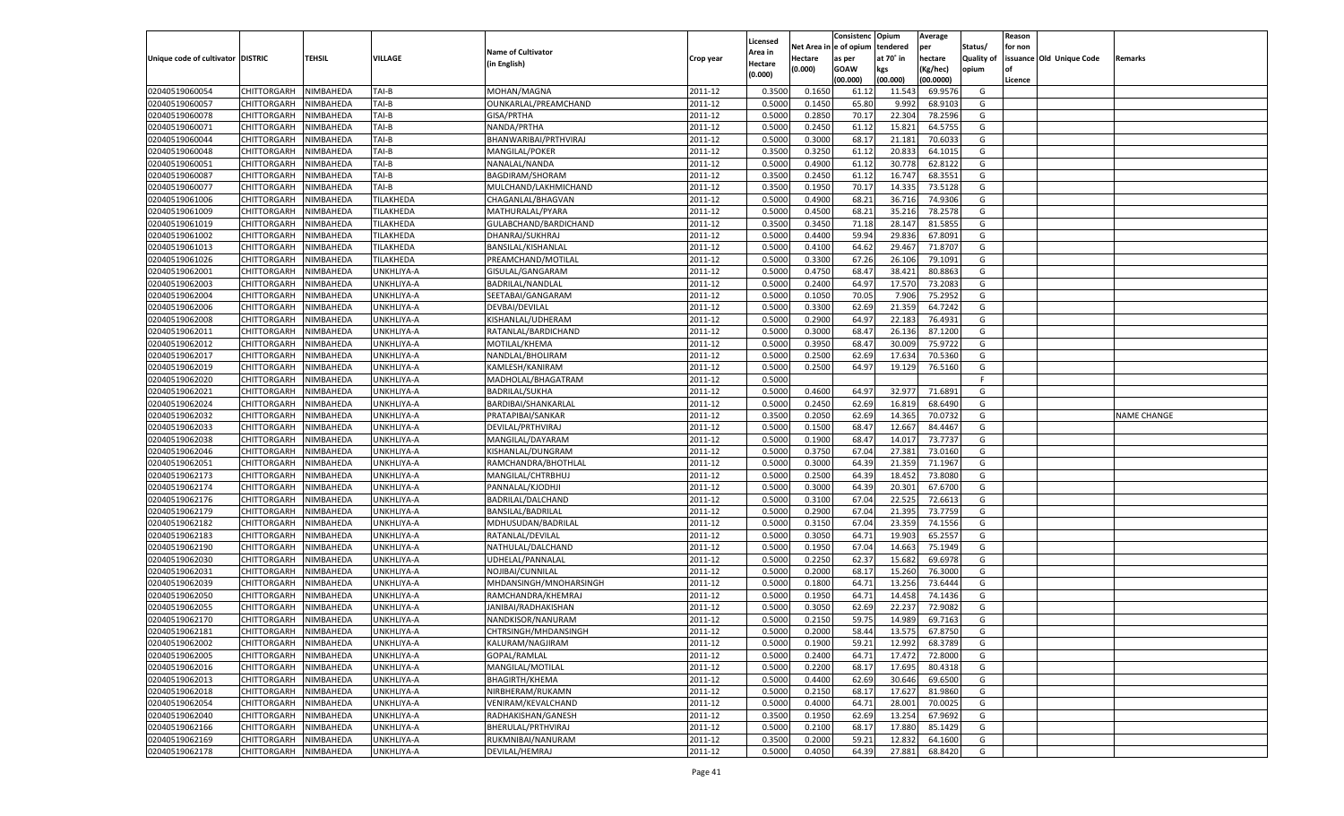| Unique code of cultivator | DISTRIC | TEHSIL | VILLAGE | Name of Cultivator (in English) | Crop year | Licensed Area in Hectare (0.000) | Net Area in Hectare (0.000) | Consistence of opium as per GOAW (00.000) | Opium tendered at 70° in kgs (00.000) | Average per hectare (Kg/hec) (00.0000) | Status/ Quality of opium | Reason for non issuance of Licence | Old Unique Code | Remarks |
|---|---|---|---|---|---|---|---|---|---|---|---|---|---|---|
| 02040519060054 | CHITTORGARH | NIMBAHEDA | TAI-B | MOHAN/MAGNA | 2011-12 | 0.3500 | 0.1650 | 61.12 | 11.543 | 69.9576 | G | | | |
| 02040519060057 | CHITTORGARH | NIMBAHEDA | TAI-B | OUNKARLAL/PREAMCHAND | 2011-12 | 0.5000 | 0.1450 | 65.80 | 9.992 | 68.9103 | G | | | |
| 02040519060078 | CHITTORGARH | NIMBAHEDA | TAI-B | GISA/PRTHA | 2011-12 | 0.5000 | 0.2850 | 70.17 | 22.304 | 78.2596 | G | | | |
| 02040519060071 | CHITTORGARH | NIMBAHEDA | TAI-B | NANDA/PRTHA | 2011-12 | 0.5000 | 0.2450 | 61.12 | 15.821 | 64.5755 | G | | | |
| 02040519060044 | CHITTORGARH | NIMBAHEDA | TAI-B | BHANWARIBAI/PRTHVIRAJ | 2011-12 | 0.5000 | 0.3000 | 68.17 | 21.181 | 70.6033 | G | | | |
| 02040519060048 | CHITTORGARH | NIMBAHEDA | TAI-B | MANGILAL/POKER | 2011-12 | 0.3500 | 0.3250 | 61.12 | 20.833 | 64.1015 | G | | | |
| 02040519060051 | CHITTORGARH | NIMBAHEDA | TAI-B | NANALAL/NANDA | 2011-12 | 0.5000 | 0.4900 | 61.12 | 30.778 | 62.8122 | G | | | |
| 02040519060087 | CHITTORGARH | NIMBAHEDA | TAI-B | BAGDIRAM/SHORAM | 2011-12 | 0.3500 | 0.2450 | 61.12 | 16.747 | 68.3551 | G | | | |
| 02040519060077 | CHITTORGARH | NIMBAHEDA | TAI-B | MULCHAND/LAKHMICHAND | 2011-12 | 0.3500 | 0.1950 | 70.17 | 14.335 | 73.5128 | G | | | |
| 02040519061006 | CHITTORGARH | NIMBAHEDA | TILAKHEDA | CHAGANLAL/BHAGVAN | 2011-12 | 0.5000 | 0.4900 | 68.21 | 36.716 | 74.9306 | G | | | |
| 02040519061009 | CHITTORGARH | NIMBAHEDA | TILAKHEDA | MATHURALAL/PYARA | 2011-12 | 0.5000 | 0.4500 | 68.21 | 35.216 | 78.2578 | G | | | |
| 02040519061019 | CHITTORGARH | NIMBAHEDA | TILAKHEDA | GULABCHAND/BARDICHAND | 2011-12 | 0.3500 | 0.3450 | 71.18 | 28.147 | 81.5855 | G | | | |
| 02040519061002 | CHITTORGARH | NIMBAHEDA | TILAKHEDA | DHANRAJ/SUKHRAJ | 2011-12 | 0.5000 | 0.4400 | 59.94 | 29.836 | 67.8091 | G | | | |
| 02040519061013 | CHITTORGARH | NIMBAHEDA | TILAKHEDA | BANSILAL/KISHANLAL | 2011-12 | 0.5000 | 0.4100 | 64.62 | 29.467 | 71.8707 | G | | | |
| 02040519061026 | CHITTORGARH | NIMBAHEDA | TILAKHEDA | PREAMCHAND/MOTILAL | 2011-12 | 0.5000 | 0.3300 | 67.26 | 26.106 | 79.1091 | G | | | |
| 02040519062001 | CHITTORGARH | NIMBAHEDA | UNKHLIYA-A | GISULAL/GANGARAM | 2011-12 | 0.5000 | 0.4750 | 68.47 | 38.421 | 80.8863 | G | | | |
| 02040519062003 | CHITTORGARH | NIMBAHEDA | UNKHLIYA-A | BADRILAL/NANDLAL | 2011-12 | 0.5000 | 0.2400 | 64.97 | 17.570 | 73.2083 | G | | | |
| 02040519062004 | CHITTORGARH | NIMBAHEDA | UNKHLIYA-A | SEETABAI/GANGARAM | 2011-12 | 0.5000 | 0.1050 | 70.05 | 7.906 | 75.2952 | G | | | |
| 02040519062006 | CHITTORGARH | NIMBAHEDA | UNKHLIYA-A | DEVBAI/DEVILAL | 2011-12 | 0.5000 | 0.3300 | 62.69 | 21.359 | 64.7242 | G | | | |
| 02040519062008 | CHITTORGARH | NIMBAHEDA | UNKHLIYA-A | KISHANLAL/UDHERAM | 2011-12 | 0.5000 | 0.2900 | 64.97 | 22.183 | 76.4931 | G | | | |
| 02040519062011 | CHITTORGARH | NIMBAHEDA | UNKHLIYA-A | RATANLAL/BARDICHAND | 2011-12 | 0.5000 | 0.3000 | 68.47 | 26.136 | 87.1200 | G | | | |
| 02040519062012 | CHITTORGARH | NIMBAHEDA | UNKHLIYA-A | MOTILAL/KHEMA | 2011-12 | 0.5000 | 0.3950 | 68.47 | 30.009 | 75.9722 | G | | | |
| 02040519062017 | CHITTORGARH | NIMBAHEDA | UNKHLIYA-A | NANDLAL/BHOLIRAM | 2011-12 | 0.5000 | 0.2500 | 62.69 | 17.634 | 70.5360 | G | | | |
| 02040519062019 | CHITTORGARH | NIMBAHEDA | UNKHLIYA-A | KAMLESH/KANIRAM | 2011-12 | 0.5000 | 0.2500 | 64.97 | 19.129 | 76.5160 | G | | | |
| 02040519062020 | CHITTORGARH | NIMBAHEDA | UNKHLIYA-A | MADHOLAL/BHAGATRAM | 2011-12 | 0.5000 | | | | | F | | | |
| 02040519062021 | CHITTORGARH | NIMBAHEDA | UNKHLIYA-A | BADRILAL/SUKHA | 2011-12 | 0.5000 | 0.4600 | 64.97 | 32.977 | 71.6891 | G | | | |
| 02040519062024 | CHITTORGARH | NIMBAHEDA | UNKHLIYA-A | BARDIBAI/SHANKARLAL | 2011-12 | 0.5000 | 0.2450 | 62.69 | 16.819 | 68.6490 | G | | | |
| 02040519062032 | CHITTORGARH | NIMBAHEDA | UNKHLIYA-A | PRATAPIBAI/SANKAR | 2011-12 | 0.3500 | 0.2050 | 62.69 | 14.365 | 70.0732 | G | | | NAME CHANGE |
| 02040519062033 | CHITTORGARH | NIMBAHEDA | UNKHLIYA-A | DEVILAL/PRTHVIRAJ | 2011-12 | 0.5000 | 0.1500 | 68.47 | 12.667 | 84.4467 | G | | | |
| 02040519062038 | CHITTORGARH | NIMBAHEDA | UNKHLIYA-A | MANGILAL/DAYARAM | 2011-12 | 0.5000 | 0.1900 | 68.47 | 14.017 | 73.7737 | G | | | |
| 02040519062046 | CHITTORGARH | NIMBAHEDA | UNKHLIYA-A | KISHANLAL/DUNGRAM | 2011-12 | 0.5000 | 0.3750 | 67.04 | 27.381 | 73.0160 | G | | | |
| 02040519062051 | CHITTORGARH | NIMBAHEDA | UNKHLIYA-A | RAMCHANDRA/BHOTHLAL | 2011-12 | 0.5000 | 0.3000 | 64.39 | 21.359 | 71.1967 | G | | | |
| 02040519062173 | CHITTORGARH | NIMBAHEDA | UNKHLIYA-A | MANGILAL/CHTRBHUJ | 2011-12 | 0.5000 | 0.2500 | 64.39 | 18.452 | 73.8080 | G | | | |
| 02040519062174 | CHITTORGARH | NIMBAHEDA | UNKHLIYA-A | PANNALAL/KJODHJI | 2011-12 | 0.5000 | 0.3000 | 64.39 | 20.301 | 67.6700 | G | | | |
| 02040519062176 | CHITTORGARH | NIMBAHEDA | UNKHLIYA-A | BADRILAL/DALCHAND | 2011-12 | 0.5000 | 0.3100 | 67.04 | 22.525 | 72.6613 | G | | | |
| 02040519062179 | CHITTORGARH | NIMBAHEDA | UNKHLIYA-A | BANSILAL/BADRILAL | 2011-12 | 0.5000 | 0.2900 | 67.04 | 21.395 | 73.7759 | G | | | |
| 02040519062182 | CHITTORGARH | NIMBAHEDA | UNKHLIYA-A | MDHUSUDAN/BADRILAL | 2011-12 | 0.5000 | 0.3150 | 67.04 | 23.359 | 74.1556 | G | | | |
| 02040519062183 | CHITTORGARH | NIMBAHEDA | UNKHLIYA-A | RATANLAL/DEVILAL | 2011-12 | 0.5000 | 0.3050 | 64.71 | 19.903 | 65.2557 | G | | | |
| 02040519062190 | CHITTORGARH | NIMBAHEDA | UNKHLIYA-A | NATHULAL/DALCHAND | 2011-12 | 0.5000 | 0.1950 | 67.04 | 14.663 | 75.1949 | G | | | |
| 02040519062030 | CHITTORGARH | NIMBAHEDA | UNKHLIYA-A | UDHELAL/PANNALAL | 2011-12 | 0.5000 | 0.2250 | 62.37 | 15.682 | 69.6978 | G | | | |
| 02040519062031 | CHITTORGARH | NIMBAHEDA | UNKHLIYA-A | NOJIBAI/CUNNILAL | 2011-12 | 0.5000 | 0.2000 | 68.17 | 15.260 | 76.3000 | G | | | |
| 02040519062039 | CHITTORGARH | NIMBAHEDA | UNKHLIYA-A | MHDANSINGH/MNOHARSINGH | 2011-12 | 0.5000 | 0.1800 | 64.71 | 13.256 | 73.6444 | G | | | |
| 02040519062050 | CHITTORGARH | NIMBAHEDA | UNKHLIYA-A | RAMCHANDRA/KHEMRAJ | 2011-12 | 0.5000 | 0.1950 | 64.71 | 14.458 | 74.1436 | G | | | |
| 02040519062055 | CHITTORGARH | NIMBAHEDA | UNKHLIYA-A | JANIBAI/RADHAKISHAN | 2011-12 | 0.5000 | 0.3050 | 62.69 | 22.237 | 72.9082 | G | | | |
| 02040519062170 | CHITTORGARH | NIMBAHEDA | UNKHLIYA-A | NANDKISOR/NANURAM | 2011-12 | 0.5000 | 0.2150 | 59.75 | 14.989 | 69.7163 | G | | | |
| 02040519062181 | CHITTORGARH | NIMBAHEDA | UNKHLIYA-A | CHTRSINGH/MHDANSINGH | 2011-12 | 0.5000 | 0.2000 | 58.44 | 13.575 | 67.8750 | G | | | |
| 02040519062002 | CHITTORGARH | NIMBAHEDA | UNKHLIYA-A | KALURAM/NAGJIRAM | 2011-12 | 0.5000 | 0.1900 | 59.21 | 12.992 | 68.3789 | G | | | |
| 02040519062005 | CHITTORGARH | NIMBAHEDA | UNKHLIYA-A | GOPAL/RAMLAL | 2011-12 | 0.5000 | 0.2400 | 64.71 | 17.472 | 72.8000 | G | | | |
| 02040519062016 | CHITTORGARH | NIMBAHEDA | UNKHLIYA-A | MANGILAL/MOTILAL | 2011-12 | 0.5000 | 0.2200 | 68.17 | 17.695 | 80.4318 | G | | | |
| 02040519062013 | CHITTORGARH | NIMBAHEDA | UNKHLIYA-A | BHAGIRTH/KHEMA | 2011-12 | 0.5000 | 0.4400 | 62.69 | 30.646 | 69.6500 | G | | | |
| 02040519062018 | CHITTORGARH | NIMBAHEDA | UNKHLIYA-A | NIRBHERAM/RUKAMN | 2011-12 | 0.5000 | 0.2150 | 68.17 | 17.627 | 81.9860 | G | | | |
| 02040519062054 | CHITTORGARH | NIMBAHEDA | UNKHLIYA-A | VENIRAM/KEVALCHAND | 2011-12 | 0.5000 | 0.4000 | 64.71 | 28.001 | 70.0025 | G | | | |
| 02040519062040 | CHITTORGARH | NIMBAHEDA | UNKHLIYA-A | RADHAKISHAN/GANESH | 2011-12 | 0.3500 | 0.1950 | 62.69 | 13.254 | 67.9692 | G | | | |
| 02040519062166 | CHITTORGARH | NIMBAHEDA | UNKHLIYA-A | BHERULAL/PRTHVIRAJ | 2011-12 | 0.5000 | 0.2100 | 68.17 | 17.880 | 85.1429 | G | | | |
| 02040519062169 | CHITTORGARH | NIMBAHEDA | UNKHLIYA-A | RUKMNIBAI/NANURAM | 2011-12 | 0.3500 | 0.2000 | 59.21 | 12.832 | 64.1600 | G | | | |
| 02040519062178 | CHITTORGARH | NIMBAHEDA | UNKHLIYA-A | DEVILAL/HEMRAJ | 2011-12 | 0.5000 | 0.4050 | 64.39 | 27.881 | 68.8420 | G | | | |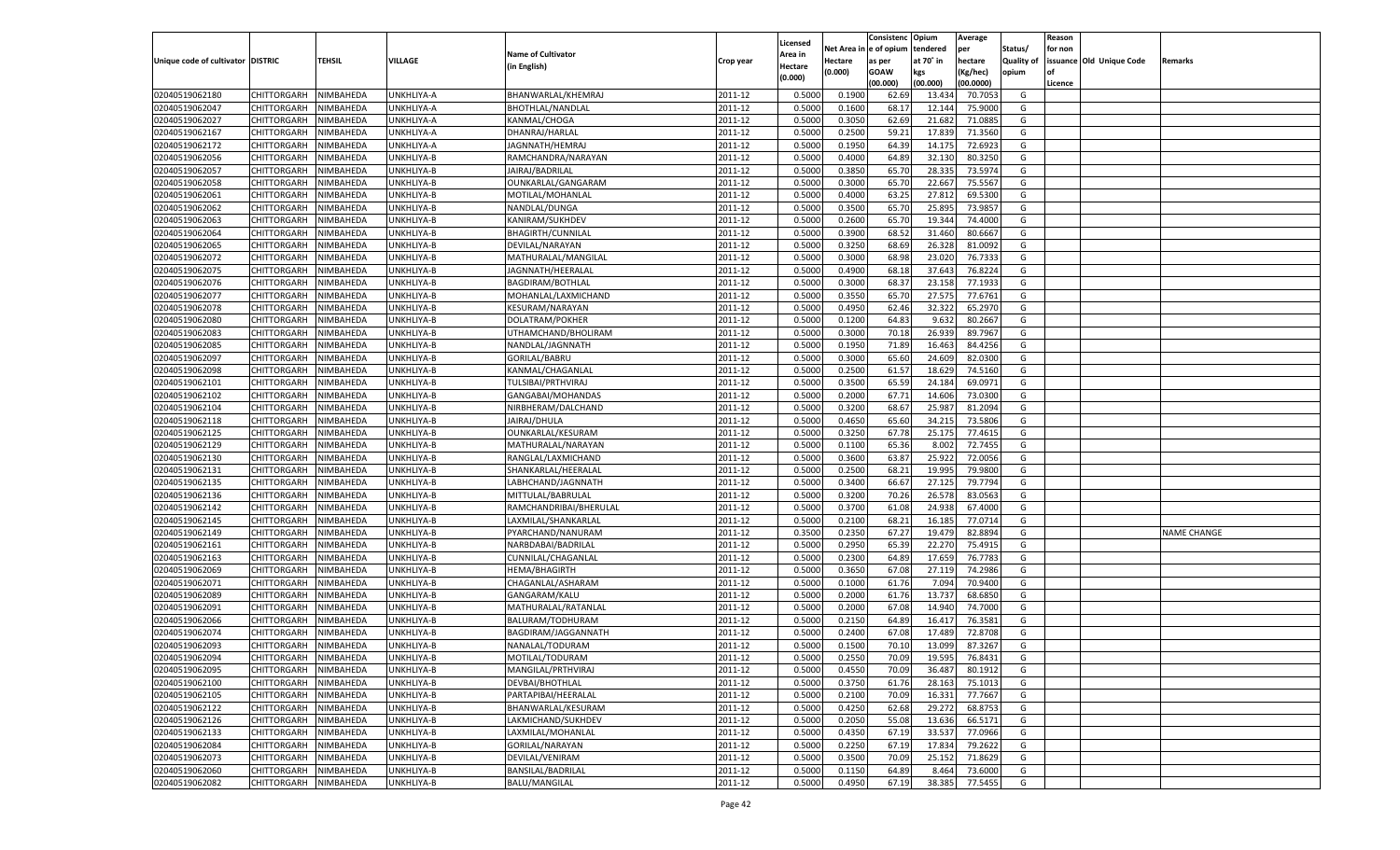| Unique code of cultivator | DISTRIC | TEHSIL | VILLAGE | Name of Cultivator (in English) | Crop year | Licensed Area in Hectare (0.000) | Net Area in Hectare (0.000) | Consistence of opium as per GOAW (00.000) | Opium tendered at 70˚ in kgs (00.000) | Average per hectare (Kg/hec) (00.0000) | Status/ Quality of opium | Reason for non issuance of Licence | Old Unique Code | Remarks |
|---|---|---|---|---|---|---|---|---|---|---|---|---|---|---|
| 02040519062180 | CHITTORGARH | NIMBAHEDA | UNKHLIYA-A | BHANWARLAL/KHEMRAJ | 2011-12 | 0.5000 | 0.1900 | 62.69 | 13.434 | 70.7053 | G | | | |
| 02040519062047 | CHITTORGARH | NIMBAHEDA | UNKHLIYA-A | BHOTHLAL/NANDLAL | 2011-12 | 0.5000 | 0.1600 | 68.17 | 12.144 | 75.9000 | G | | | |
| 02040519062027 | CHITTORGARH | NIMBAHEDA | UNKHLIYA-A | KANMAL/CHOGA | 2011-12 | 0.5000 | 0.3050 | 62.69 | 21.682 | 71.0885 | G | | | |
| 02040519062167 | CHITTORGARH | NIMBAHEDA | UNKHLIYA-A | DHANRAJ/HARLAL | 2011-12 | 0.5000 | 0.2500 | 59.21 | 17.839 | 71.3560 | G | | | |
| 02040519062172 | CHITTORGARH | NIMBAHEDA | UNKHLIYA-A | JAGNNATH/HEMRAJ | 2011-12 | 0.5000 | 0.1950 | 64.39 | 14.175 | 72.6923 | G | | | |
| 02040519062056 | CHITTORGARH | NIMBAHEDA | UNKHLIYA-B | RAMCHANDRA/NARAYAN | 2011-12 | 0.5000 | 0.4000 | 64.89 | 32.130 | 80.3250 | G | | | |
| 02040519062057 | CHITTORGARH | NIMBAHEDA | UNKHLIYA-B | JAIRAJ/BADRILAL | 2011-12 | 0.5000 | 0.3850 | 65.70 | 28.335 | 73.5974 | G | | | |
| 02040519062058 | CHITTORGARH | NIMBAHEDA | UNKHLIYA-B | OUNKARLAL/GANGARAM | 2011-12 | 0.5000 | 0.3000 | 65.70 | 22.667 | 75.5567 | G | | | |
| 02040519062061 | CHITTORGARH | NIMBAHEDA | UNKHLIYA-B | MOTILAL/MOHANLAL | 2011-12 | 0.5000 | 0.4000 | 63.25 | 27.812 | 69.5300 | G | | | |
| 02040519062062 | CHITTORGARH | NIMBAHEDA | UNKHLIYA-B | NANDLAL/DUNGA | 2011-12 | 0.5000 | 0.3500 | 65.70 | 25.895 | 73.9857 | G | | | |
| 02040519062063 | CHITTORGARH | NIMBAHEDA | UNKHLIYA-B | KANIRAM/SUKHDEV | 2011-12 | 0.5000 | 0.2600 | 65.70 | 19.344 | 74.4000 | G | | | |
| 02040519062064 | CHITTORGARH | NIMBAHEDA | UNKHLIYA-B | BHAGIRTH/CUNNILAL | 2011-12 | 0.5000 | 0.3900 | 68.52 | 31.460 | 80.6667 | G | | | |
| 02040519062065 | CHITTORGARH | NIMBAHEDA | UNKHLIYA-B | DEVILAL/NARAYAN | 2011-12 | 0.5000 | 0.3250 | 68.69 | 26.328 | 81.0092 | G | | | |
| 02040519062072 | CHITTORGARH | NIMBAHEDA | UNKHLIYA-B | MATHURALAL/MANGILAL | 2011-12 | 0.5000 | 0.3000 | 68.98 | 23.020 | 76.7333 | G | | | |
| 02040519062075 | CHITTORGARH | NIMBAHEDA | UNKHLIYA-B | JAGNNATH/HEERALAL | 2011-12 | 0.5000 | 0.4900 | 68.18 | 37.643 | 76.8224 | G | | | |
| 02040519062076 | CHITTORGARH | NIMBAHEDA | UNKHLIYA-B | BAGDIRAM/BOTHLAL | 2011-12 | 0.5000 | 0.3000 | 68.37 | 23.158 | 77.1933 | G | | | |
| 02040519062077 | CHITTORGARH | NIMBAHEDA | UNKHLIYA-B | MOHANLAL/LAXMICHAND | 2011-12 | 0.5000 | 0.3550 | 65.70 | 27.575 | 77.6761 | G | | | |
| 02040519062078 | CHITTORGARH | NIMBAHEDA | UNKHLIYA-B | KESURAM/NARAYAN | 2011-12 | 0.5000 | 0.4950 | 62.46 | 32.322 | 65.2970 | G | | | |
| 02040519062080 | CHITTORGARH | NIMBAHEDA | UNKHLIYA-B | DOLATRAM/POKHER | 2011-12 | 0.5000 | 0.1200 | 64.83 | 9.632 | 80.2667 | G | | | |
| 02040519062083 | CHITTORGARH | NIMBAHEDA | UNKHLIYA-B | UTHAMCHAND/BHOLIRAM | 2011-12 | 0.5000 | 0.3000 | 70.18 | 26.939 | 89.7967 | G | | | |
| 02040519062085 | CHITTORGARH | NIMBAHEDA | UNKHLIYA-B | NANDLAL/JAGNNATH | 2011-12 | 0.5000 | 0.1950 | 71.89 | 16.463 | 84.4256 | G | | | |
| 02040519062097 | CHITTORGARH | NIMBAHEDA | UNKHLIYA-B | GORILAL/BABRU | 2011-12 | 0.5000 | 0.3000 | 65.60 | 24.609 | 82.0300 | G | | | |
| 02040519062098 | CHITTORGARH | NIMBAHEDA | UNKHLIYA-B | KANMAL/CHAGANLAL | 2011-12 | 0.5000 | 0.2500 | 61.57 | 18.629 | 74.5160 | G | | | |
| 02040519062101 | CHITTORGARH | NIMBAHEDA | UNKHLIYA-B | TULSIBAI/PRTHVIRAJ | 2011-12 | 0.5000 | 0.3500 | 65.59 | 24.184 | 69.0971 | G | | | |
| 02040519062102 | CHITTORGARH | NIMBAHEDA | UNKHLIYA-B | GANGABAI/MOHANDAS | 2011-12 | 0.5000 | 0.2000 | 67.71 | 14.606 | 73.0300 | G | | | |
| 02040519062104 | CHITTORGARH | NIMBAHEDA | UNKHLIYA-B | NIRBHERAM/DALCHAND | 2011-12 | 0.5000 | 0.3200 | 68.67 | 25.987 | 81.2094 | G | | | |
| 02040519062118 | CHITTORGARH | NIMBAHEDA | UNKHLIYA-B | JAIRAJ/DHULA | 2011-12 | 0.5000 | 0.4650 | 65.60 | 34.215 | 73.5806 | G | | | |
| 02040519062125 | CHITTORGARH | NIMBAHEDA | UNKHLIYA-B | OUNKARLAL/KESURAM | 2011-12 | 0.5000 | 0.3250 | 67.78 | 25.175 | 77.4615 | G | | | |
| 02040519062129 | CHITTORGARH | NIMBAHEDA | UNKHLIYA-B | MATHURALAL/NARAYAN | 2011-12 | 0.5000 | 0.1100 | 65.36 | 8.002 | 72.7455 | G | | | |
| 02040519062130 | CHITTORGARH | NIMBAHEDA | UNKHLIYA-B | RANGLAL/LAXMICHAND | 2011-12 | 0.5000 | 0.3600 | 63.87 | 25.922 | 72.0056 | G | | | |
| 02040519062131 | CHITTORGARH | NIMBAHEDA | UNKHLIYA-B | SHANKARLAL/HEERALAL | 2011-12 | 0.5000 | 0.2500 | 68.21 | 19.995 | 79.9800 | G | | | |
| 02040519062135 | CHITTORGARH | NIMBAHEDA | UNKHLIYA-B | LABHCHAND/JAGNNATH | 2011-12 | 0.5000 | 0.3400 | 66.67 | 27.125 | 79.7794 | G | | | |
| 02040519062136 | CHITTORGARH | NIMBAHEDA | UNKHLIYA-B | MITTULAL/BABRULAL | 2011-12 | 0.5000 | 0.3200 | 70.26 | 26.578 | 83.0563 | G | | | |
| 02040519062142 | CHITTORGARH | NIMBAHEDA | UNKHLIYA-B | RAMCHANDRIBAI/BHERULAL | 2011-12 | 0.5000 | 0.3700 | 61.08 | 24.938 | 67.4000 | G | | | |
| 02040519062145 | CHITTORGARH | NIMBAHEDA | UNKHLIYA-B | LAXMILAL/SHANKARLAL | 2011-12 | 0.5000 | 0.2100 | 68.21 | 16.185 | 77.0714 | G | | | |
| 02040519062149 | CHITTORGARH | NIMBAHEDA | UNKHLIYA-B | PYARCHAND/NANURAM | 2011-12 | 0.3500 | 0.2350 | 67.27 | 19.479 | 82.8894 | G | | | NAME CHANGE |
| 02040519062161 | CHITTORGARH | NIMBAHEDA | UNKHLIYA-B | NARBDABAI/BADRILAL | 2011-12 | 0.5000 | 0.2950 | 65.39 | 22.270 | 75.4915 | G | | | |
| 02040519062163 | CHITTORGARH | NIMBAHEDA | UNKHLIYA-B | CUNNILAL/CHAGANLAL | 2011-12 | 0.5000 | 0.2300 | 64.89 | 17.659 | 76.7783 | G | | | |
| 02040519062069 | CHITTORGARH | NIMBAHEDA | UNKHLIYA-B | HEMA/BHAGIRTH | 2011-12 | 0.5000 | 0.3650 | 67.08 | 27.119 | 74.2986 | G | | | |
| 02040519062071 | CHITTORGARH | NIMBAHEDA | UNKHLIYA-B | CHAGANLAL/ASHARAM | 2011-12 | 0.5000 | 0.1000 | 61.76 | 7.094 | 70.9400 | G | | | |
| 02040519062089 | CHITTORGARH | NIMBAHEDA | UNKHLIYA-B | GANGARAM/KALU | 2011-12 | 0.5000 | 0.2000 | 61.76 | 13.737 | 68.6850 | G | | | |
| 02040519062091 | CHITTORGARH | NIMBAHEDA | UNKHLIYA-B | MATHURALAL/RATANLAL | 2011-12 | 0.5000 | 0.2000 | 67.08 | 14.940 | 74.7000 | G | | | |
| 02040519062066 | CHITTORGARH | NIMBAHEDA | UNKHLIYA-B | BALURAM/TODHURAM | 2011-12 | 0.5000 | 0.2150 | 64.89 | 16.417 | 76.3581 | G | | | |
| 02040519062074 | CHITTORGARH | NIMBAHEDA | UNKHLIYA-B | BAGDIRAM/JAGGANNATH | 2011-12 | 0.5000 | 0.2400 | 67.08 | 17.489 | 72.8708 | G | | | |
| 02040519062093 | CHITTORGARH | NIMBAHEDA | UNKHLIYA-B | NANALAL/TODURAM | 2011-12 | 0.5000 | 0.1500 | 70.10 | 13.099 | 87.3267 | G | | | |
| 02040519062094 | CHITTORGARH | NIMBAHEDA | UNKHLIYA-B | MOTILAL/TODURAM | 2011-12 | 0.5000 | 0.2550 | 70.09 | 19.595 | 76.8431 | G | | | |
| 02040519062095 | CHITTORGARH | NIMBAHEDA | UNKHLIYA-B | MANGILAL/PRTHVIRAJ | 2011-12 | 0.5000 | 0.4550 | 70.09 | 36.487 | 80.1912 | G | | | |
| 02040519062100 | CHITTORGARH | NIMBAHEDA | UNKHLIYA-B | DEVBAI/BHOTHLAL | 2011-12 | 0.5000 | 0.3750 | 61.76 | 28.163 | 75.1013 | G | | | |
| 02040519062105 | CHITTORGARH | NIMBAHEDA | UNKHLIYA-B | PARTAPIBAI/HEERALAL | 2011-12 | 0.5000 | 0.2100 | 70.09 | 16.331 | 77.7667 | G | | | |
| 02040519062122 | CHITTORGARH | NIMBAHEDA | UNKHLIYA-B | BHANWARLAL/KESURAM | 2011-12 | 0.5000 | 0.4250 | 62.68 | 29.272 | 68.8753 | G | | | |
| 02040519062126 | CHITTORGARH | NIMBAHEDA | UNKHLIYA-B | LAKMICHAND/SUKHDEV | 2011-12 | 0.5000 | 0.2050 | 55.08 | 13.636 | 66.5171 | G | | | |
| 02040519062133 | CHITTORGARH | NIMBAHEDA | UNKHLIYA-B | LAXMILAL/MOHANLAL | 2011-12 | 0.5000 | 0.4350 | 67.19 | 33.537 | 77.0966 | G | | | |
| 02040519062084 | CHITTORGARH | NIMBAHEDA | UNKHLIYA-B | GORILAL/NARAYAN | 2011-12 | 0.5000 | 0.2250 | 67.19 | 17.834 | 79.2622 | G | | | |
| 02040519062073 | CHITTORGARH | NIMBAHEDA | UNKHLIYA-B | DEVILAL/VENIRAM | 2011-12 | 0.5000 | 0.3500 | 70.09 | 25.152 | 71.8629 | G | | | |
| 02040519062060 | CHITTORGARH | NIMBAHEDA | UNKHLIYA-B | BANSILAL/BADRILAL | 2011-12 | 0.5000 | 0.1150 | 64.89 | 8.464 | 73.6000 | G | | | |
| 02040519062082 | CHITTORGARH | NIMBAHEDA | UNKHLIYA-B | BALU/MANGILAL | 2011-12 | 0.5000 | 0.4950 | 67.19 | 38.385 | 77.5455 | G | | | |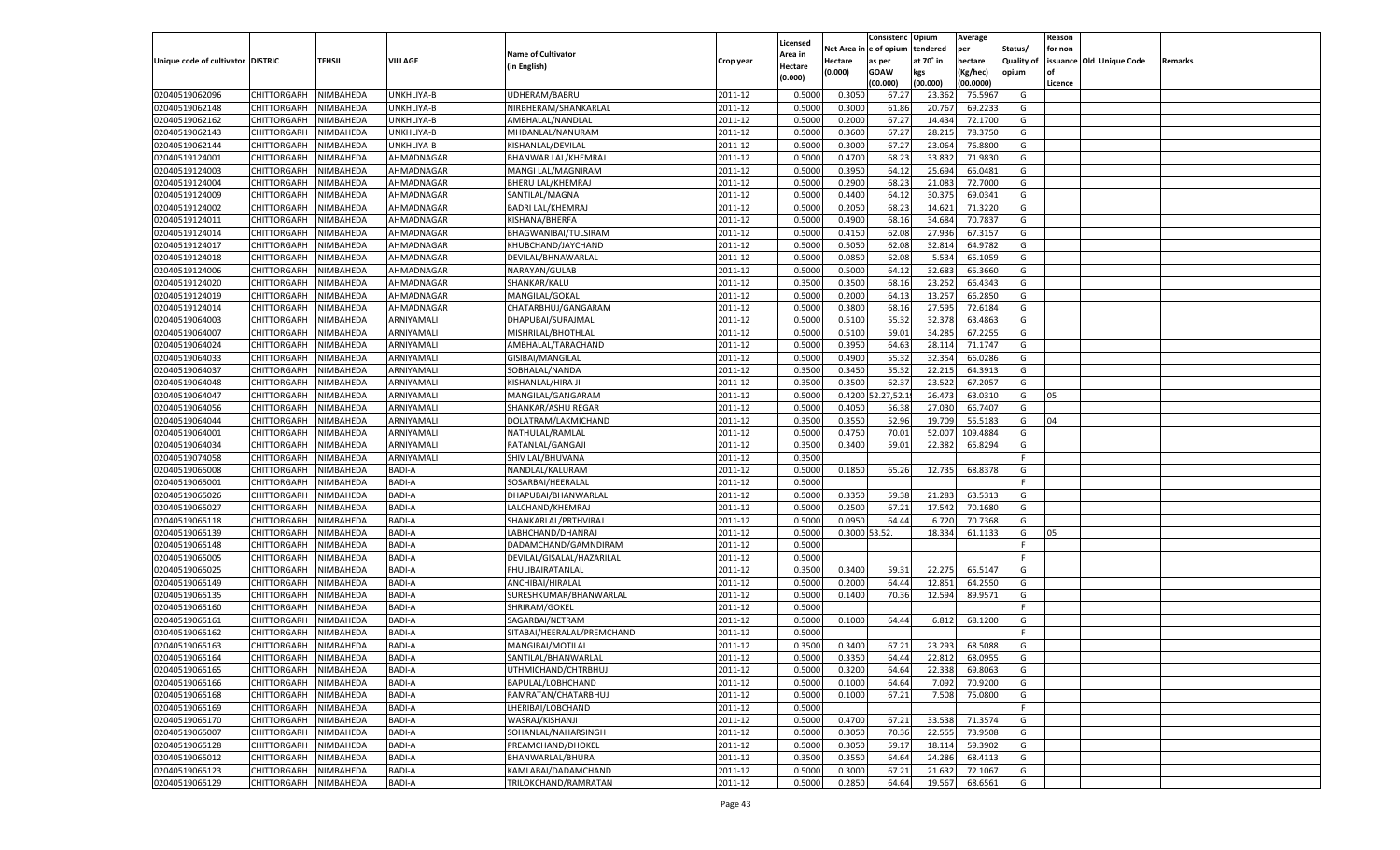| Unique code of cultivator | DISTRIC | TEHSIL | VILLAGE | Name of Cultivator (in English) | Crop year | Licensed Area in Hectare (0.000) | Net Area in Hectare (0.000) | Consistenc e of opium as per GOAW (00.000) | Opium tendered at 70° in kgs (00.000) | Average per hectare (Kg/hec) (00.0000) | Status/ Quality of opium | Reason for non issuance of Licence | Old Unique Code | Remarks |
|---|---|---|---|---|---|---|---|---|---|---|---|---|---|---|
| 02040519062096 | CHITTORGARH | NIMBAHEDA | UNKHLIYA-B | UDHERAM/BABRU | 2011-12 | 0.5000 | 0.3050 | 67.27 | 23.362 | 76.5967 | G | | | |
| 02040519062148 | CHITTORGARH | NIMBAHEDA | UNKHLIYA-B | NIRBHERAM/SHANKARLAL | 2011-12 | 0.5000 | 0.3000 | 61.86 | 20.767 | 69.2233 | G | | | |
| 02040519062162 | CHITTORGARH | NIMBAHEDA | UNKHLIYA-B | AMBHALAL/NANDLAL | 2011-12 | 0.5000 | 0.2000 | 67.27 | 14.434 | 72.1700 | G | | | |
| 02040519062143 | CHITTORGARH | NIMBAHEDA | UNKHLIYA-B | MHDANLAL/NANURAM | 2011-12 | 0.5000 | 0.3600 | 67.27 | 28.215 | 78.3750 | G | | | |
| 02040519062144 | CHITTORGARH | NIMBAHEDA | UNKHLIYA-B | KISHANLAL/DEVILAL | 2011-12 | 0.5000 | 0.3000 | 67.27 | 23.064 | 76.8800 | G | | | |
| 02040519124001 | CHITTORGARH | NIMBAHEDA | AHMADNAGAR | BHANWAR LAL/KHEMRAJ | 2011-12 | 0.5000 | 0.4700 | 68.23 | 33.832 | 71.9830 | G | | | |
| 02040519124003 | CHITTORGARH | NIMBAHEDA | AHMADNAGAR | MANGI LAL/MAGNIRAM | 2011-12 | 0.5000 | 0.3950 | 64.12 | 25.694 | 65.0481 | G | | | |
| 02040519124004 | CHITTORGARH | NIMBAHEDA | AHMADNAGAR | BHERU LAL/KHEMRAJ | 2011-12 | 0.5000 | 0.2900 | 68.23 | 21.083 | 72.7000 | G | | | |
| 02040519124009 | CHITTORGARH | NIMBAHEDA | AHMADNAGAR | SANTILAL/MAGNA | 2011-12 | 0.5000 | 0.4400 | 64.12 | 30.375 | 69.0341 | G | | | |
| 02040519124002 | CHITTORGARH | NIMBAHEDA | AHMADNAGAR | BADRI LAL/KHEMRAJ | 2011-12 | 0.5000 | 0.2050 | 68.23 | 14.621 | 71.3220 | G | | | |
| 02040519124011 | CHITTORGARH | NIMBAHEDA | AHMADNAGAR | KISHANA/BHERFA | 2011-12 | 0.5000 | 0.4900 | 68.16 | 34.684 | 70.7837 | G | | | |
| 02040519124014 | CHITTORGARH | NIMBAHEDA | AHMADNAGAR | BHAGWANIBAI/TULSIRAM | 2011-12 | 0.5000 | 0.4150 | 62.08 | 27.936 | 67.3157 | G | | | |
| 02040519124017 | CHITTORGARH | NIMBAHEDA | AHMADNAGAR | KHUBCHAND/JAYCHAND | 2011-12 | 0.5000 | 0.5050 | 62.08 | 32.814 | 64.9782 | G | | | |
| 02040519124018 | CHITTORGARH | NIMBAHEDA | AHMADNAGAR | DEVILAL/BHNAWARLAL | 2011-12 | 0.5000 | 0.0850 | 62.08 | 5.534 | 65.1059 | G | | | |
| 02040519124006 | CHITTORGARH | NIMBAHEDA | AHMADNAGAR | NARAYAN/GULAB | 2011-12 | 0.5000 | 0.5000 | 64.12 | 32.683 | 65.3660 | G | | | |
| 02040519124020 | CHITTORGARH | NIMBAHEDA | AHMADNAGAR | SHANKAR/KALU | 2011-12 | 0.3500 | 0.3500 | 68.16 | 23.252 | 66.4343 | G | | | |
| 02040519124019 | CHITTORGARH | NIMBAHEDA | AHMADNAGAR | MANGILAL/GOKAL | 2011-12 | 0.5000 | 0.2000 | 64.13 | 13.257 | 66.2850 | G | | | |
| 02040519124014 | CHITTORGARH | NIMBAHEDA | AHMADNAGAR | CHATARBHUJ/GANGARAM | 2011-12 | 0.5000 | 0.3800 | 68.16 | 27.595 | 72.6184 | G | | | |
| 02040519064003 | CHITTORGARH | NIMBAHEDA | ARNIYAMALI | DHAPUBAI/SURAJMAL | 2011-12 | 0.5000 | 0.5100 | 55.32 | 32.378 | 63.4863 | G | | | |
| 02040519064007 | CHITTORGARH | NIMBAHEDA | ARNIYAMALI | MISHRILAL/BHOTHLAL | 2011-12 | 0.5000 | 0.5100 | 59.01 | 34.285 | 67.2255 | G | | | |
| 02040519064024 | CHITTORGARH | NIMBAHEDA | ARNIYAMALI | AMBHALAL/TARACHAND | 2011-12 | 0.5000 | 0.3950 | 64.63 | 28.114 | 71.1747 | G | | | |
| 02040519064033 | CHITTORGARH | NIMBAHEDA | ARNIYAMALI | GISIBAI/MANGILAL | 2011-12 | 0.5000 | 0.4900 | 55.32 | 32.354 | 66.0286 | G | | | |
| 02040519064037 | CHITTORGARH | NIMBAHEDA | ARNIYAMALI | SOBHALAL/NANDA | 2011-12 | 0.3500 | 0.3450 | 55.32 | 22.215 | 64.3913 | G | | | |
| 02040519064048 | CHITTORGARH | NIMBAHEDA | ARNIYAMALI | KISHANLAL/HIRA JI | 2011-12 | 0.3500 | 0.3500 | 62.37 | 23.522 | 67.2057 | G | | | |
| 02040519064047 | CHITTORGARH | NIMBAHEDA | ARNIYAMALI | MANGILAL/GANGARAM | 2011-12 | 0.5000 | 0.4200 | 52.27,52.1 | 26.473 | 63.0310 | G | 05 | | |
| 02040519064056 | CHITTORGARH | NIMBAHEDA | ARNIYAMALI | SHANKAR/ASHU REGAR | 2011-12 | 0.5000 | 0.4050 | 56.38 | 27.030 | 66.7407 | G | | | |
| 02040519064044 | CHITTORGARH | NIMBAHEDA | ARNIYAMALI | DOLATRAM/LAKMICHAND | 2011-12 | 0.3500 | 0.3550 | 52.96 | 19.709 | 55.5183 | G | 04 | | |
| 02040519064001 | CHITTORGARH | NIMBAHEDA | ARNIYAMALI | NATHULAL/RAMLAL | 2011-12 | 0.5000 | 0.4750 | 70.01 | 52.007 | 109.4884 | G | | | |
| 02040519064034 | CHITTORGARH | NIMBAHEDA | ARNIYAMALI | RATANLAL/GANGAJI | 2011-12 | 0.3500 | 0.3400 | 59.01 | 22.382 | 65.8294 | G | | | |
| 02040519074058 | CHITTORGARH | NIMBAHEDA | ARNIYAMALI | SHIV LAL/BHUVANA | 2011-12 | 0.3500 | | | | | F | | | |
| 02040519065008 | CHITTORGARH | NIMBAHEDA | BADI-A | NANDLAL/KALURAM | 2011-12 | 0.5000 | 0.1850 | 65.26 | 12.735 | 68.8378 | G | | | |
| 02040519065001 | CHITTORGARH | NIMBAHEDA | BADI-A | SOSARBAI/HEERALAL | 2011-12 | 0.5000 | | | | | F | | | |
| 02040519065026 | CHITTORGARH | NIMBAHEDA | BADI-A | DHAPUBAI/BHANWARLAL | 2011-12 | 0.5000 | 0.3350 | 59.38 | 21.283 | 63.5313 | G | | | |
| 02040519065027 | CHITTORGARH | NIMBAHEDA | BADI-A | LALCHAND/KHEMRAJ | 2011-12 | 0.5000 | 0.2500 | 67.21 | 17.542 | 70.1680 | G | | | |
| 02040519065118 | CHITTORGARH | NIMBAHEDA | BADI-A | SHANKARLAL/PRTHVIRAJ | 2011-12 | 0.5000 | 0.0950 | 64.44 | 6.720 | 70.7368 | G | | | |
| 02040519065139 | CHITTORGARH | NIMBAHEDA | BADI-A | LABHCHAND/DHANRAJ | 2011-12 | 0.5000 | 0.3000 | 53.52. | 18.334 | 61.1133 | G | 05 | | |
| 02040519065148 | CHITTORGARH | NIMBAHEDA | BADI-A | DADAMCHAND/GAMNDIRAM | 2011-12 | 0.5000 | | | | | F | | | |
| 02040519065005 | CHITTORGARH | NIMBAHEDA | BADI-A | DEVILAL/GISALAL/HAZARILAL | 2011-12 | 0.5000 | | | | | F | | | |
| 02040519065025 | CHITTORGARH | NIMBAHEDA | BADI-A | FHULIBAIRATANLAL | 2011-12 | 0.3500 | 0.3400 | 59.31 | 22.275 | 65.5147 | G | | | |
| 02040519065149 | CHITTORGARH | NIMBAHEDA | BADI-A | ANCHIBAI/HIRALAL | 2011-12 | 0.5000 | 0.2000 | 64.44 | 12.851 | 64.2550 | G | | | |
| 02040519065135 | CHITTORGARH | NIMBAHEDA | BADI-A | SURESHKUMAR/BHANWARLAL | 2011-12 | 0.5000 | 0.1400 | 70.36 | 12.594 | 89.9571 | G | | | |
| 02040519065160 | CHITTORGARH | NIMBAHEDA | BADI-A | SHRIRAM/GOKEL | 2011-12 | 0.5000 | | | | | F | | | |
| 02040519065161 | CHITTORGARH | NIMBAHEDA | BADI-A | SAGARBAI/NETRAM | 2011-12 | 0.5000 | 0.1000 | 64.44 | 6.812 | 68.1200 | G | | | |
| 02040519065162 | CHITTORGARH | NIMBAHEDA | BADI-A | SITABAI/HEERALAL/PREMCHAND | 2011-12 | 0.5000 | | | | | F | | | |
| 02040519065163 | CHITTORGARH | NIMBAHEDA | BADI-A | MANGIBAI/MOTILAL | 2011-12 | 0.3500 | 0.3400 | 67.21 | 23.293 | 68.5088 | G | | | |
| 02040519065164 | CHITTORGARH | NIMBAHEDA | BADI-A | SANTILAL/BHANWARLAL | 2011-12 | 0.5000 | 0.3350 | 64.44 | 22.812 | 68.0955 | G | | | |
| 02040519065165 | CHITTORGARH | NIMBAHEDA | BADI-A | UTHMICHAND/CHTRBHUJ | 2011-12 | 0.5000 | 0.3200 | 64.64 | 22.338 | 69.8063 | G | | | |
| 02040519065166 | CHITTORGARH | NIMBAHEDA | BADI-A | BAPULAL/LOBHCHAND | 2011-12 | 0.5000 | 0.1000 | 64.64 | 7.092 | 70.9200 | G | | | |
| 02040519065168 | CHITTORGARH | NIMBAHEDA | BADI-A | RAMRATAN/CHATARBHUJ | 2011-12 | 0.5000 | 0.1000 | 67.21 | 7.508 | 75.0800 | G | | | |
| 02040519065169 | CHITTORGARH | NIMBAHEDA | BADI-A | LHERIBAI/LOBCHAND | 2011-12 | 0.5000 | | | | | F | | | |
| 02040519065170 | CHITTORGARH | NIMBAHEDA | BADI-A | WASRAJ/KISHANJI | 2011-12 | 0.5000 | 0.4700 | 67.21 | 33.538 | 71.3574 | G | | | |
| 02040519065007 | CHITTORGARH | NIMBAHEDA | BADI-A | SOHANLAL/NAHARSINGH | 2011-12 | 0.5000 | 0.3050 | 70.36 | 22.555 | 73.9508 | G | | | |
| 02040519065128 | CHITTORGARH | NIMBAHEDA | BADI-A | PREAMCHAND/DHOKEL | 2011-12 | 0.5000 | 0.3050 | 59.17 | 18.114 | 59.3902 | G | | | |
| 02040519065012 | CHITTORGARH | NIMBAHEDA | BADI-A | BHANWARLAL/BHURA | 2011-12 | 0.3500 | 0.3550 | 64.64 | 24.286 | 68.4113 | G | | | |
| 02040519065123 | CHITTORGARH | NIMBAHEDA | BADI-A | KAMLABAI/DADAMCHAND | 2011-12 | 0.5000 | 0.3000 | 67.21 | 21.632 | 72.1067 | G | | | |
| 02040519065129 | CHITTORGARH | NIMBAHEDA | BADI-A | TRILOKCHAND/RAMRATAN | 2011-12 | 0.5000 | 0.2850 | 64.64 | 19.567 | 68.6561 | G | | | |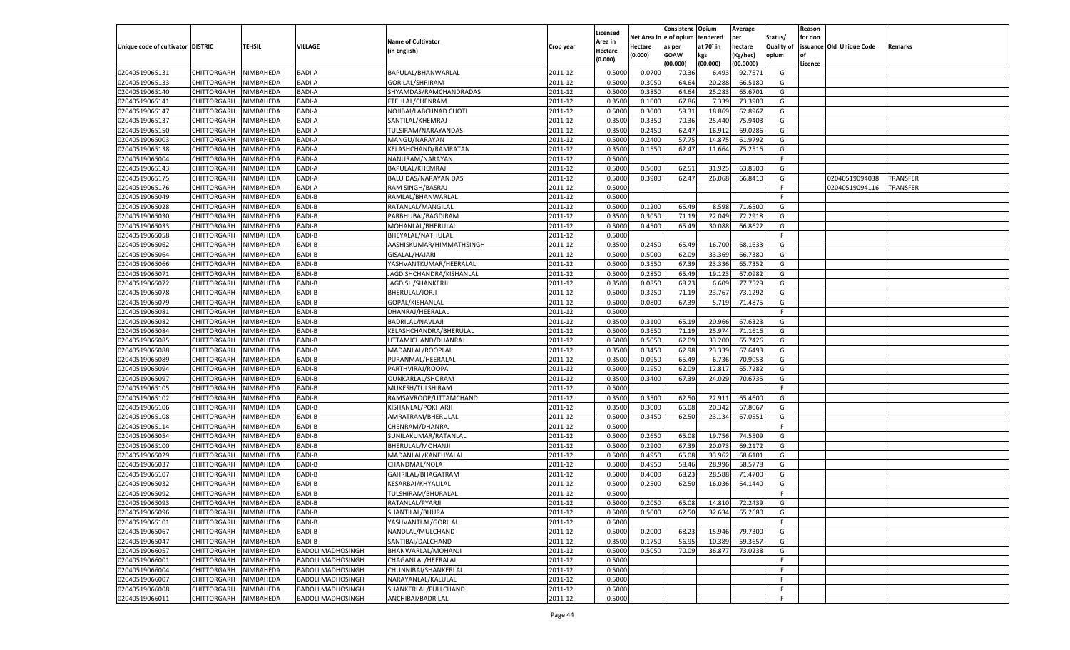| Unique code of cultivator | DISTRIC | TEHSIL | VILLAGE | Name of Cultivator (in English) | Crop year | Licensed Area in Hectare (0.000) | Net Area in Hectare (0.000) | Consistenc e of opium as per GOAW (00.000) | Opium tendered at 70° in kgs (00.000) | Average per hectare (Kg/hec) (00.0000) | Status/ Quality of opium | Reason for non issuance of Licence | Old Unique Code | Remarks |
|---|---|---|---|---|---|---|---|---|---|---|---|---|---|---|
| 02040519065131 | CHITTORGARH | NIMBAHEDA | BADI-A | BAPULAL/BHANWARLAL | 2011-12 | 0.5000 | 0.0700 | 70.36 | 6.493 | 92.7571 | G | | | |
| 02040519065133 | CHITTORGARH | NIMBAHEDA | BADI-A | GORILAL/SHRIRAM | 2011-12 | 0.5000 | 0.3050 | 64.64 | 20.288 | 66.5180 | G | | | |
| 02040519065140 | CHITTORGARH | NIMBAHEDA | BADI-A | SHYAMDAS/RAMCHANDRADAS | 2011-12 | 0.5000 | 0.3850 | 64.64 | 25.283 | 65.6701 | G | | | |
| 02040519065141 | CHITTORGARH | NIMBAHEDA | BADI-A | FTEHLAL/CHENRAM | 2011-12 | 0.3500 | 0.1000 | 67.86 | 7.339 | 73.3900 | G | | | |
| 02040519065147 | CHITTORGARH | NIMBAHEDA | BADI-A | NOJIBAI/LABCHNAD CHOTI | 2011-12 | 0.5000 | 0.3000 | 59.31 | 18.869 | 62.8967 | G | | | |
| 02040519065137 | CHITTORGARH | NIMBAHEDA | BADI-A | SANTILAL/KHEMRAJ | 2011-12 | 0.3500 | 0.3350 | 70.36 | 25.440 | 75.9403 | G | | | |
| 02040519065150 | CHITTORGARH | NIMBAHEDA | BADI-A | TULSIRAM/NARAYANDAS | 2011-12 | 0.3500 | 0.2450 | 62.47 | 16.912 | 69.0286 | G | | | |
| 02040519065003 | CHITTORGARH | NIMBAHEDA | BADI-A | MANGU/NARAYAN | 2011-12 | 0.5000 | 0.2400 | 57.75 | 14.875 | 61.9792 | G | | | |
| 02040519065138 | CHITTORGARH | NIMBAHEDA | BADI-A | KELASHCHAND/RAMRATAN | 2011-12 | 0.3500 | 0.1550 | 62.47 | 11.664 | 75.2516 | G | | | |
| 02040519065004 | CHITTORGARH | NIMBAHEDA | BADI-A | NANURAM/NARAYAN | 2011-12 | 0.5000 | | | | | F | | | |
| 02040519065143 | CHITTORGARH | NIMBAHEDA | BADI-A | BAPULAL/KHEMRAJ | 2011-12 | 0.5000 | 0.5000 | 62.51 | 31.925 | 63.8500 | G | | | |
| 02040519065175 | CHITTORGARH | NIMBAHEDA | BADI-A | BALU DAS/NARAYAN DAS | 2011-12 | 0.5000 | 0.3900 | 62.47 | 26.068 | 66.8410 | G | | 02040519094038 | TRANSFER |
| 02040519065176 | CHITTORGARH | NIMBAHEDA | BADI-A | RAM SINGH/BASRAJ | 2011-12 | 0.5000 | | | | | F | | 02040519094116 | TRANSFER |
| 02040519065049 | CHITTORGARH | NIMBAHEDA | BADI-B | RAMLAL/BHANWARLAL | 2011-12 | 0.5000 | | | | | F | | | |
| 02040519065028 | CHITTORGARH | NIMBAHEDA | BADI-B | RATANLAL/MANGILAL | 2011-12 | 0.5000 | 0.1200 | 65.49 | 8.598 | 71.6500 | G | | | |
| 02040519065030 | CHITTORGARH | NIMBAHEDA | BADI-B | PARBHUBAI/BAGDIRAM | 2011-12 | 0.3500 | 0.3050 | 71.19 | 22.049 | 72.2918 | G | | | |
| 02040519065033 | CHITTORGARH | NIMBAHEDA | BADI-B | MOHANLAL/BHERULAL | 2011-12 | 0.5000 | 0.4500 | 65.49 | 30.088 | 66.8622 | G | | | |
| 02040519065058 | CHITTORGARH | NIMBAHEDA | BADI-B | BHEYALAL/NATHULAL | 2011-12 | 0.5000 | | | | | F | | | |
| 02040519065062 | CHITTORGARH | NIMBAHEDA | BADI-B | AASHISKUMAR/HIMMATHSINGH | 2011-12 | 0.3500 | 0.2450 | 65.49 | 16.700 | 68.1633 | G | | | |
| 02040519065064 | CHITTORGARH | NIMBAHEDA | BADI-B | GISALAL/HAJARI | 2011-12 | 0.5000 | 0.5000 | 62.09 | 33.369 | 66.7380 | G | | | |
| 02040519065066 | CHITTORGARH | NIMBAHEDA | BADI-B | YASHVANTKUMAR/HEERALAL | 2011-12 | 0.5000 | 0.3550 | 67.39 | 23.336 | 65.7352 | G | | | |
| 02040519065071 | CHITTORGARH | NIMBAHEDA | BADI-B | JAGDISHCHANDRA/KISHANLAL | 2011-12 | 0.5000 | 0.2850 | 65.49 | 19.123 | 67.0982 | G | | | |
| 02040519065072 | CHITTORGARH | NIMBAHEDA | BADI-B | JAGDISH/SHANKERJI | 2011-12 | 0.3500 | 0.0850 | 68.23 | 6.609 | 77.7529 | G | | | |
| 02040519065078 | CHITTORGARH | NIMBAHEDA | BADI-B | BHERULAL/JORJI | 2011-12 | 0.5000 | 0.3250 | 71.19 | 23.767 | 73.1292 | G | | | |
| 02040519065079 | CHITTORGARH | NIMBAHEDA | BADI-B | GOPAL/KISHANLAL | 2011-12 | 0.5000 | 0.0800 | 67.39 | 5.719 | 71.4875 | G | | | |
| 02040519065081 | CHITTORGARH | NIMBAHEDA | BADI-B | DHANRAJ/HEERALAL | 2011-12 | 0.5000 | | | | | F | | | |
| 02040519065082 | CHITTORGARH | NIMBAHEDA | BADI-B | BADRILAL/NAVLAJI | 2011-12 | 0.3500 | 0.3100 | 65.19 | 20.966 | 67.6323 | G | | | |
| 02040519065084 | CHITTORGARH | NIMBAHEDA | BADI-B | KELASHCHANDRA/BHERULAL | 2011-12 | 0.5000 | 0.3650 | 71.19 | 25.974 | 71.1616 | G | | | |
| 02040519065085 | CHITTORGARH | NIMBAHEDA | BADI-B | UTTAMICHAND/DHANRAJ | 2011-12 | 0.5000 | 0.5050 | 62.09 | 33.200 | 65.7426 | G | | | |
| 02040519065088 | CHITTORGARH | NIMBAHEDA | BADI-B | MADANLAL/ROOPLAL | 2011-12 | 0.3500 | 0.3450 | 62.98 | 23.339 | 67.6493 | G | | | |
| 02040519065089 | CHITTORGARH | NIMBAHEDA | BADI-B | PURANMAL/HEERALAL | 2011-12 | 0.3500 | 0.0950 | 65.49 | 6.736 | 70.9053 | G | | | |
| 02040519065094 | CHITTORGARH | NIMBAHEDA | BADI-B | PARTHVIRAJ/ROOPA | 2011-12 | 0.5000 | 0.1950 | 62.09 | 12.817 | 65.7282 | G | | | |
| 02040519065097 | CHITTORGARH | NIMBAHEDA | BADI-B | OUNKARLAL/SHORAM | 2011-12 | 0.3500 | 0.3400 | 67.39 | 24.029 | 70.6735 | G | | | |
| 02040519065105 | CHITTORGARH | NIMBAHEDA | BADI-B | MUKESH/TULSHIRAM | 2011-12 | 0.5000 | | | | | F | | | |
| 02040519065102 | CHITTORGARH | NIMBAHEDA | BADI-B | RAMSAVROOP/UTTAMCHAND | 2011-12 | 0.3500 | 0.3500 | 62.50 | 22.911 | 65.4600 | G | | | |
| 02040519065106 | CHITTORGARH | NIMBAHEDA | BADI-B | KISHANLAL/POKHARJI | 2011-12 | 0.3500 | 0.3000 | 65.08 | 20.342 | 67.8067 | G | | | |
| 02040519065108 | CHITTORGARH | NIMBAHEDA | BADI-B | AMRATRAM/BHERULAL | 2011-12 | 0.5000 | 0.3450 | 62.50 | 23.134 | 67.0551 | G | | | |
| 02040519065114 | CHITTORGARH | NIMBAHEDA | BADI-B | CHENRAM/DHANRAJ | 2011-12 | 0.5000 | | | | | F | | | |
| 02040519065054 | CHITTORGARH | NIMBAHEDA | BADI-B | SUNILAKUMAR/RATANLAL | 2011-12 | 0.5000 | 0.2650 | 65.08 | 19.756 | 74.5509 | G | | | |
| 02040519065100 | CHITTORGARH | NIMBAHEDA | BADI-B | BHERULAL/MOHANJI | 2011-12 | 0.5000 | 0.2900 | 67.39 | 20.073 | 69.2172 | G | | | |
| 02040519065029 | CHITTORGARH | NIMBAHEDA | BADI-B | MADANLAL/KANEHYALAL | 2011-12 | 0.5000 | 0.4950 | 65.08 | 33.962 | 68.6101 | G | | | |
| 02040519065037 | CHITTORGARH | NIMBAHEDA | BADI-B | CHANDMAL/NOLA | 2011-12 | 0.5000 | 0.4950 | 58.46 | 28.996 | 58.5778 | G | | | |
| 02040519065107 | CHITTORGARH | NIMBAHEDA | BADI-B | GAHRILAL/BHAGATRAM | 2011-12 | 0.5000 | 0.4000 | 68.23 | 28.588 | 71.4700 | G | | | |
| 02040519065032 | CHITTORGARH | NIMBAHEDA | BADI-B | KESARBAI/KHYALILAL | 2011-12 | 0.5000 | 0.2500 | 62.50 | 16.036 | 64.1440 | G | | | |
| 02040519065092 | CHITTORGARH | NIMBAHEDA | BADI-B | TULSHIRAM/BHURALAL | 2011-12 | 0.5000 | | | | | F | | | |
| 02040519065093 | CHITTORGARH | NIMBAHEDA | BADI-B | RATANLAL/PYARJI | 2011-12 | 0.5000 | 0.2050 | 65.08 | 14.810 | 72.2439 | G | | | |
| 02040519065096 | CHITTORGARH | NIMBAHEDA | BADI-B | SHANTILAL/BHURA | 2011-12 | 0.5000 | 0.5000 | 62.50 | 32.634 | 65.2680 | G | | | |
| 02040519065101 | CHITTORGARH | NIMBAHEDA | BADI-B | YASHVANTLAL/GORILAL | 2011-12 | 0.5000 | | | | | F | | | |
| 02040519065067 | CHITTORGARH | NIMBAHEDA | BADI-B | NANDLAL/MULCHAND | 2011-12 | 0.5000 | 0.2000 | 68.23 | 15.946 | 79.7300 | G | | | |
| 02040519065047 | CHITTORGARH | NIMBAHEDA | BADI-B | SANTIBAI/DALCHAND | 2011-12 | 0.3500 | 0.1750 | 56.95 | 10.389 | 59.3657 | G | | | |
| 02040519066057 | CHITTORGARH | NIMBAHEDA | BADOLI MADHOSINGH | BHANWARLAL/MOHANJI | 2011-12 | 0.5000 | 0.5050 | 70.09 | 36.877 | 73.0238 | G | | | |
| 02040519066001 | CHITTORGARH | NIMBAHEDA | BADOLI MADHOSINGH | CHAGANLAL/HEERALAL | 2011-12 | 0.5000 | | | | | F | | | |
| 02040519066004 | CHITTORGARH | NIMBAHEDA | BADOLI MADHOSINGH | CHUNNIBAI/SHANKERLAL | 2011-12 | 0.5000 | | | | | F | | | |
| 02040519066007 | CHITTORGARH | NIMBAHEDA | BADOLI MADHOSINGH | NARAYANLAL/KALULAL | 2011-12 | 0.5000 | | | | | F | | | |
| 02040519066008 | CHITTORGARH | NIMBAHEDA | BADOLI MADHOSINGH | SHANKERLAL/FULLCHAND | 2011-12 | 0.5000 | | | | | F | | | |
| 02040519066011 | CHITTORGARH | NIMBAHEDA | BADOLI MADHOSINGH | ANCHIBAI/BADRILAL | 2011-12 | 0.5000 | | | | | F | | | |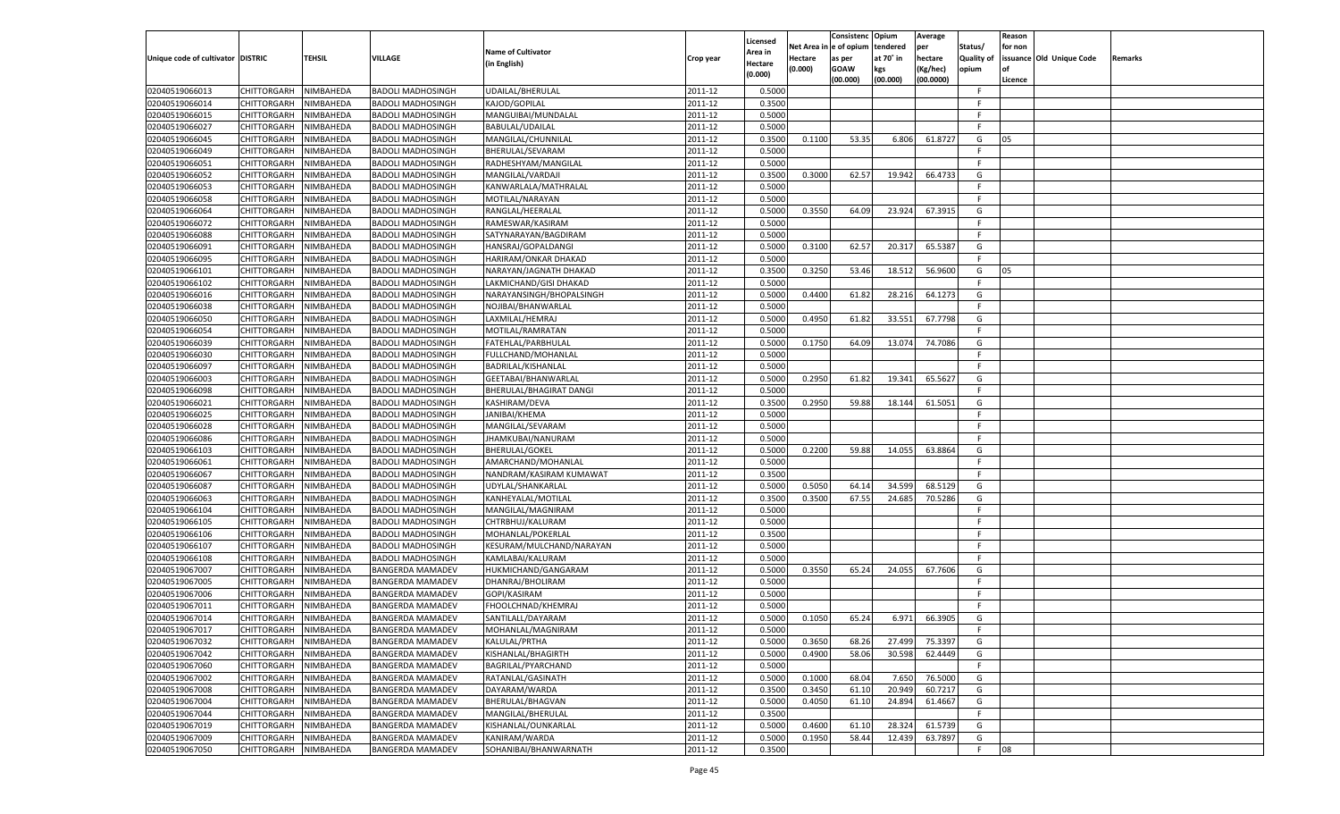| Unique code of cultivator | DISTRIC | TEHSIL | VILLAGE | Name of Cultivator (in English) | Crop year | Licensed Area in Hectare (0.000) | Net Area in Hectare (0.000) | Consistenc e of opium as per GOAW (00.000) | Opium tendered at 70° in kgs (00.000) | Average per hectare (Kg/hec) (00.0000) | Status/ Quality of opium | Reason for non issuance of Licence | Old Unique Code | Remarks |
|---|---|---|---|---|---|---|---|---|---|---|---|---|---|---|
| 02040519066013 | CHITTORGARH | NIMBAHEDA | BADOLI MADHOSINGH | UDAILAL/BHERULAL | 2011-12 | 0.5000 | | | | | F | | | |
| 02040519066014 | CHITTORGARH | NIMBAHEDA | BADOLI MADHOSINGH | KAJOD/GOPILAL | 2011-12 | 0.3500 | | | | | F | | | |
| 02040519066015 | CHITTORGARH | NIMBAHEDA | BADOLI MADHOSINGH | MANGUIBAI/MUNDALAL | 2011-12 | 0.5000 | | | | | F | | | |
| 02040519066027 | CHITTORGARH | NIMBAHEDA | BADOLI MADHOSINGH | BABULAL/UDAILAL | 2011-12 | 0.5000 | | | | | F | | | |
| 02040519066045 | CHITTORGARH | NIMBAHEDA | BADOLI MADHOSINGH | MANGILAL/CHUNNILAL | 2011-12 | 0.3500 | 0.1100 | 53.35 | 6.806 | 61.8727 | G | 05 | | |
| 02040519066049 | CHITTORGARH | NIMBAHEDA | BADOLI MADHOSINGH | BHERULAL/SEVARAM | 2011-12 | 0.5000 | | | | | F | | | |
| 02040519066051 | CHITTORGARH | NIMBAHEDA | BADOLI MADHOSINGH | RADHESHYAM/MANGILAL | 2011-12 | 0.5000 | | | | | F | | | |
| 02040519066052 | CHITTORGARH | NIMBAHEDA | BADOLI MADHOSINGH | MANGILAL/VARDAJI | 2011-12 | 0.3500 | 0.3000 | 62.57 | 19.942 | 66.4733 | G | | | |
| 02040519066053 | CHITTORGARH | NIMBAHEDA | BADOLI MADHOSINGH | KANWARLALA/MATHRALAL | 2011-12 | 0.5000 | | | | | F | | | |
| 02040519066058 | CHITTORGARH | NIMBAHEDA | BADOLI MADHOSINGH | MOTILAL/NARAYAN | 2011-12 | 0.5000 | | | | | F | | | |
| 02040519066064 | CHITTORGARH | NIMBAHEDA | BADOLI MADHOSINGH | RANGLAL/HEERALAL | 2011-12 | 0.5000 | 0.3550 | 64.09 | 23.924 | 67.3915 | G | | | |
| 02040519066072 | CHITTORGARH | NIMBAHEDA | BADOLI MADHOSINGH | RAMESWAR/KASIRAM | 2011-12 | 0.5000 | | | | | F | | | |
| 02040519066088 | CHITTORGARH | NIMBAHEDA | BADOLI MADHOSINGH | SATYNARAYAN/BAGDIRAM | 2011-12 | 0.5000 | | | | | F | | | |
| 02040519066091 | CHITTORGARH | NIMBAHEDA | BADOLI MADHOSINGH | HANSRAJ/GOPALDANGI | 2011-12 | 0.5000 | 0.3100 | 62.57 | 20.317 | 65.5387 | G | | | |
| 02040519066095 | CHITTORGARH | NIMBAHEDA | BADOLI MADHOSINGH | HARIRAM/ONKAR DHAKAD | 2011-12 | 0.5000 | | | | | F | | | |
| 02040519066101 | CHITTORGARH | NIMBAHEDA | BADOLI MADHOSINGH | NARAYAN/JAGNATH DHAKAD | 2011-12 | 0.3500 | 0.3250 | 53.46 | 18.512 | 56.9600 | G | 05 | | |
| 02040519066102 | CHITTORGARH | NIMBAHEDA | BADOLI MADHOSINGH | LAKMICHAND/GISI DHAKAD | 2011-12 | 0.5000 | | | | | F | | | |
| 02040519066016 | CHITTORGARH | NIMBAHEDA | BADOLI MADHOSINGH | NARAYANSINGH/BHOPALSINGH | 2011-12 | 0.5000 | 0.4400 | 61.82 | 28.216 | 64.1273 | G | | | |
| 02040519066038 | CHITTORGARH | NIMBAHEDA | BADOLI MADHOSINGH | NOJIBAI/BHANWARLAL | 2011-12 | 0.5000 | | | | | F | | | |
| 02040519066050 | CHITTORGARH | NIMBAHEDA | BADOLI MADHOSINGH | LAXMILAL/HEMRAJ | 2011-12 | 0.5000 | 0.4950 | 61.82 | 33.551 | 67.7798 | G | | | |
| 02040519066054 | CHITTORGARH | NIMBAHEDA | BADOLI MADHOSINGH | MOTILAL/RAMRATAN | 2011-12 | 0.5000 | | | | | F | | | |
| 02040519066039 | CHITTORGARH | NIMBAHEDA | BADOLI MADHOSINGH | FATEHLAL/PARBHULAL | 2011-12 | 0.5000 | 0.1750 | 64.09 | 13.074 | 74.7086 | G | | | |
| 02040519066030 | CHITTORGARH | NIMBAHEDA | BADOLI MADHOSINGH | FULLCHAND/MOHANLAL | 2011-12 | 0.5000 | | | | | F | | | |
| 02040519066097 | CHITTORGARH | NIMBAHEDA | BADOLI MADHOSINGH | BADRILAL/KISHANLAL | 2011-12 | 0.5000 | | | | | F | | | |
| 02040519066003 | CHITTORGARH | NIMBAHEDA | BADOLI MADHOSINGH | GEETABAI/BHANWARLAL | 2011-12 | 0.5000 | 0.2950 | 61.82 | 19.341 | 65.5627 | G | | | |
| 02040519066098 | CHITTORGARH | NIMBAHEDA | BADOLI MADHOSINGH | BHERULAL/BHAGIRAT DANGI | 2011-12 | 0.5000 | | | | | F | | | |
| 02040519066021 | CHITTORGARH | NIMBAHEDA | BADOLI MADHOSINGH | KASHIRAM/DEVA | 2011-12 | 0.3500 | 0.2950 | 59.88 | 18.144 | 61.5051 | G | | | |
| 02040519066025 | CHITTORGARH | NIMBAHEDA | BADOLI MADHOSINGH | JANIBAI/KHEMA | 2011-12 | 0.5000 | | | | | F | | | |
| 02040519066028 | CHITTORGARH | NIMBAHEDA | BADOLI MADHOSINGH | MANGILAL/SEVARAM | 2011-12 | 0.5000 | | | | | F | | | |
| 02040519066086 | CHITTORGARH | NIMBAHEDA | BADOLI MADHOSINGH | JHAMKUBAI/NANURAM | 2011-12 | 0.5000 | | | | | F | | | |
| 02040519066103 | CHITTORGARH | NIMBAHEDA | BADOLI MADHOSINGH | BHERULAL/GOKEL | 2011-12 | 0.5000 | 0.2200 | 59.88 | 14.055 | 63.8864 | G | | | |
| 02040519066061 | CHITTORGARH | NIMBAHEDA | BADOLI MADHOSINGH | AMARCHAND/MOHANLAL | 2011-12 | 0.5000 | | | | | F | | | |
| 02040519066067 | CHITTORGARH | NIMBAHEDA | BADOLI MADHOSINGH | NANDRAM/KASIRAM KUMAWAT | 2011-12 | 0.3500 | | | | | F | | | |
| 02040519066087 | CHITTORGARH | NIMBAHEDA | BADOLI MADHOSINGH | UDYLAL/SHANKARLAL | 2011-12 | 0.5000 | 0.5050 | 64.14 | 34.599 | 68.5129 | G | | | |
| 02040519066063 | CHITTORGARH | NIMBAHEDA | BADOLI MADHOSINGH | KANHEYALAL/MOTILAL | 2011-12 | 0.3500 | 0.3500 | 67.55 | 24.685 | 70.5286 | G | | | |
| 02040519066104 | CHITTORGARH | NIMBAHEDA | BADOLI MADHOSINGH | MANGILAL/MAGNIRAM | 2011-12 | 0.5000 | | | | | F | | | |
| 02040519066105 | CHITTORGARH | NIMBAHEDA | BADOLI MADHOSINGH | CHTRBHUJ/KALURAM | 2011-12 | 0.5000 | | | | | F | | | |
| 02040519066106 | CHITTORGARH | NIMBAHEDA | BADOLI MADHOSINGH | MOHANLAL/POKERLAL | 2011-12 | 0.3500 | | | | | F | | | |
| 02040519066107 | CHITTORGARH | NIMBAHEDA | BADOLI MADHOSINGH | KESURAM/MULCHAND/NARAYAN | 2011-12 | 0.5000 | | | | | F | | | |
| 02040519066108 | CHITTORGARH | NIMBAHEDA | BADOLI MADHOSINGH | KAMLABAI/KALURAM | 2011-12 | 0.5000 | | | | | F | | | |
| 02040519067007 | CHITTORGARH | NIMBAHEDA | BANGERDA MAMADEV | HUKMICHAND/GANGARAM | 2011-12 | 0.5000 | 0.3550 | 65.24 | 24.055 | 67.7606 | G | | | |
| 02040519067005 | CHITTORGARH | NIMBAHEDA | BANGERDA MAMADEV | DHANRAJ/BHOLIRAM | 2011-12 | 0.5000 | | | | | F | | | |
| 02040519067006 | CHITTORGARH | NIMBAHEDA | BANGERDA MAMADEV | GOPI/KASIRAM | 2011-12 | 0.5000 | | | | | F | | | |
| 02040519067011 | CHITTORGARH | NIMBAHEDA | BANGERDA MAMADEV | FHOOLCHNAD/KHEMRAJ | 2011-12 | 0.5000 | | | | | F | | | |
| 02040519067014 | CHITTORGARH | NIMBAHEDA | BANGERDA MAMADEV | SANTILALL/DAYARAM | 2011-12 | 0.5000 | 0.1050 | 65.24 | 6.971 | 66.3905 | G | | | |
| 02040519067017 | CHITTORGARH | NIMBAHEDA | BANGERDA MAMADEV | MOHANLAL/MAGNIRAM | 2011-12 | 0.5000 | | | | | F | | | |
| 02040519067032 | CHITTORGARH | NIMBAHEDA | BANGERDA MAMADEV | KALULAL/PRTHA | 2011-12 | 0.5000 | 0.3650 | 68.26 | 27.499 | 75.3397 | G | | | |
| 02040519067042 | CHITTORGARH | NIMBAHEDA | BANGERDA MAMADEV | KISHANLAL/BHAGIRTH | 2011-12 | 0.5000 | 0.4900 | 58.06 | 30.598 | 62.4449 | G | | | |
| 02040519067060 | CHITTORGARH | NIMBAHEDA | BANGERDA MAMADEV | BAGRILAL/PYARCHAND | 2011-12 | 0.5000 | | | | | F | | | |
| 02040519067002 | CHITTORGARH | NIMBAHEDA | BANGERDA MAMADEV | RATANLAL/GASINATH | 2011-12 | 0.5000 | 0.1000 | 68.04 | 7.650 | 76.5000 | G | | | |
| 02040519067008 | CHITTORGARH | NIMBAHEDA | BANGERDA MAMADEV | DAYARAM/WARDA | 2011-12 | 0.3500 | 0.3450 | 61.10 | 20.949 | 60.7217 | G | | | |
| 02040519067004 | CHITTORGARH | NIMBAHEDA | BANGERDA MAMADEV | BHERULAL/BHAGVAN | 2011-12 | 0.5000 | 0.4050 | 61.10 | 24.894 | 61.4667 | G | | | |
| 02040519067044 | CHITTORGARH | NIMBAHEDA | BANGERDA MAMADEV | MANGILAL/BHERULAL | 2011-12 | 0.3500 | | | | | F | | | |
| 02040519067019 | CHITTORGARH | NIMBAHEDA | BANGERDA MAMADEV | KISHANLAL/OUNKARLAL | 2011-12 | 0.5000 | 0.4600 | 61.10 | 28.324 | 61.5739 | G | | | |
| 02040519067009 | CHITTORGARH | NIMBAHEDA | BANGERDA MAMADEV | KANIRAM/WARDA | 2011-12 | 0.5000 | 0.1950 | 58.44 | 12.439 | 63.7897 | G | | | |
| 02040519067050 | CHITTORGARH | NIMBAHEDA | BANGERDA MAMADEV | SOHANIBAI/BHANWARNATH | 2011-12 | 0.3500 | | | | | F | 08 | | |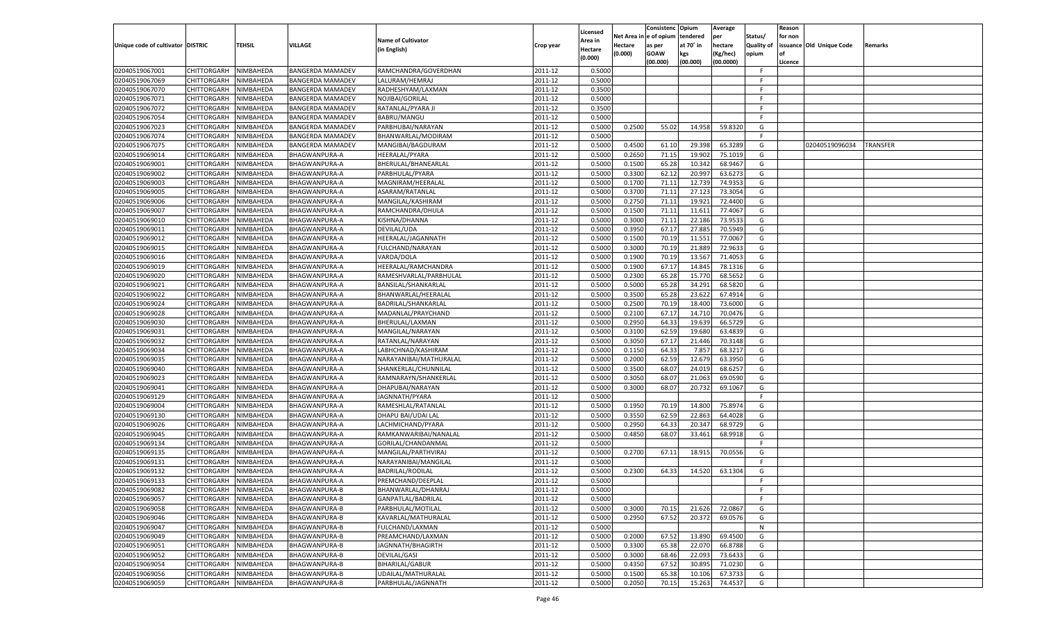| Unique code of cultivator | DISTRIC | TEHSIL | VILLAGE | Name of Cultivator (in English) | Crop year | Licensed Area in Hectare (0.000) | Net Area in Hectare (0.000) | Consistence of opium as per GOAW (00.000) | Opium tendered at 70° in kgs (00.000) | Average per hectare (Kg/hec) (00.0000) | Status/ Quality of opium | Reason for non issuance of Licence | Old Unique Code | Remarks |
|---|---|---|---|---|---|---|---|---|---|---|---|---|---|---|
| 02040519067001 | CHITTORGARH | NIMBAHEDA | BANGERDA MAMADEV | RAMCHANDRA/GOVERDHAN | 2011-12 | 0.5000 | | | | | F | | | |
| 02040519067069 | CHITTORGARH | NIMBAHEDA | BANGERDA MAMADEV | LALURAM/HEMRAJ | 2011-12 | 0.5000 | | | | | F | | | |
| 02040519067070 | CHITTORGARH | NIMBAHEDA | BANGERDA MAMADEV | RADHESHYAM/LAXMAN | 2011-12 | 0.3500 | | | | | F | | | |
| 02040519067071 | CHITTORGARH | NIMBAHEDA | BANGERDA MAMADEV | NOJIBAI/GORILAL | 2011-12 | 0.5000 | | | | | F | | | |
| 02040519067072 | CHITTORGARH | NIMBAHEDA | BANGERDA MAMADEV | RATANLAL/PYARA JI | 2011-12 | 0.3500 | | | | | F | | | |
| 02040519067054 | CHITTORGARH | NIMBAHEDA | BANGERDA MAMADEV | BABRU/MANGU | 2011-12 | 0.5000 | | | | | F | | | |
| 02040519067023 | CHITTORGARH | NIMBAHEDA | BANGERDA MAMADEV | PARBHUBAI/NARAYAN | 2011-12 | 0.5000 | 0.2500 | 55.02 | 14.958 | 59.8320 | G | | | |
| 02040519067074 | CHITTORGARH | NIMBAHEDA | BANGERDA MAMADEV | BHANWARLAL/MODIRAM | 2011-12 | 0.5000 | | | | | F | | | |
| 02040519067075 | CHITTORGARH | NIMBAHEDA | BANGERDA MAMADEV | MANGIBAI/BAGDURAM | 2011-12 | 0.5000 | 0.4500 | 61.10 | 29.398 | 65.3289 | G | | 02040519096034 | TRANSFER |
| 02040519069014 | CHITTORGARH | NIMBAHEDA | BHAGWANPURA-A | HEERALAL/PYARA | 2011-12 | 0.5000 | 0.2650 | 71.15 | 19.902 | 75.1019 | G | | | |
| 02040519069001 | CHITTORGARH | NIMBAHEDA | BHAGWANPURA-A | BHERULAL/BHANEARLAL | 2011-12 | 0.5000 | 0.1500 | 65.28 | 10.342 | 68.9467 | G | | | |
| 02040519069002 | CHITTORGARH | NIMBAHEDA | BHAGWANPURA-A | PARBHULAL/PYARA | 2011-12 | 0.5000 | 0.3300 | 62.12 | 20.997 | 63.6273 | G | | | |
| 02040519069003 | CHITTORGARH | NIMBAHEDA | BHAGWANPURA-A | MAGNIRAM/HEERALAL | 2011-12 | 0.5000 | 0.1700 | 71.11 | 12.739 | 74.9353 | G | | | |
| 02040519069005 | CHITTORGARH | NIMBAHEDA | BHAGWANPURA-A | ASARAM/RATANLAL | 2011-12 | 0.5000 | 0.3700 | 71.11 | 27.123 | 73.3054 | G | | | |
| 02040519069006 | CHITTORGARH | NIMBAHEDA | BHAGWANPURA-A | MANGILAL/KASHIRAM | 2011-12 | 0.5000 | 0.2750 | 71.11 | 19.921 | 72.4400 | G | | | |
| 02040519069007 | CHITTORGARH | NIMBAHEDA | BHAGWANPURA-A | RAMCHANDRA/DHULA | 2011-12 | 0.5000 | 0.1500 | 71.11 | 11.611 | 77.4067 | G | | | |
| 02040519069010 | CHITTORGARH | NIMBAHEDA | BHAGWANPURA-A | KISHNA/DHANNA | 2011-12 | 0.5000 | 0.3000 | 71.11 | 22.186 | 73.9533 | G | | | |
| 02040519069011 | CHITTORGARH | NIMBAHEDA | BHAGWANPURA-A | DEVILAL/UDA | 2011-12 | 0.5000 | 0.3950 | 67.17 | 27.885 | 70.5949 | G | | | |
| 02040519069012 | CHITTORGARH | NIMBAHEDA | BHAGWANPURA-A | HEERALAL/JAGANNATH | 2011-12 | 0.5000 | 0.1500 | 70.19 | 11.551 | 77.0067 | G | | | |
| 02040519069015 | CHITTORGARH | NIMBAHEDA | BHAGWANPURA-A | FULCHAND/NARAYAN | 2011-12 | 0.5000 | 0.3000 | 70.19 | 21.889 | 72.9633 | G | | | |
| 02040519069016 | CHITTORGARH | NIMBAHEDA | BHAGWANPURA-A | VARDA/DOLA | 2011-12 | 0.5000 | 0.1900 | 70.19 | 13.567 | 71.4053 | G | | | |
| 02040519069019 | CHITTORGARH | NIMBAHEDA | BHAGWANPURA-A | HEERALAL/RAMCHANDRA | 2011-12 | 0.5000 | 0.1900 | 67.17 | 14.845 | 78.1316 | G | | | |
| 02040519069020 | CHITTORGARH | NIMBAHEDA | BHAGWANPURA-A | RAMESHVARLAL/PARBHULAL | 2011-12 | 0.5000 | 0.2300 | 65.28 | 15.770 | 68.5652 | G | | | |
| 02040519069021 | CHITTORGARH | NIMBAHEDA | BHAGWANPURA-A | BANSILAL/SHANKARLAL | 2011-12 | 0.5000 | 0.5000 | 65.28 | 34.291 | 68.5820 | G | | | |
| 02040519069022 | CHITTORGARH | NIMBAHEDA | BHAGWANPURA-A | BHANWARLAL/HEERALAL | 2011-12 | 0.5000 | 0.3500 | 65.28 | 23.622 | 67.4914 | G | | | |
| 02040519069024 | CHITTORGARH | NIMBAHEDA | BHAGWANPURA-A | BADRILAL/SHANKARLAL | 2011-12 | 0.5000 | 0.2500 | 70.19 | 18.400 | 73.6000 | G | | | |
| 02040519069028 | CHITTORGARH | NIMBAHEDA | BHAGWANPURA-A | MADANLAL/PRAYCHAND | 2011-12 | 0.5000 | 0.2100 | 67.17 | 14.710 | 70.0476 | G | | | |
| 02040519069030 | CHITTORGARH | NIMBAHEDA | BHAGWANPURA-A | BHERULAL/LAXMAN | 2011-12 | 0.5000 | 0.2950 | 64.33 | 19.639 | 66.5729 | G | | | |
| 02040519069031 | CHITTORGARH | NIMBAHEDA | BHAGWANPURA-A | MANGILAL/NARAYAN | 2011-12 | 0.5000 | 0.3100 | 62.59 | 19.680 | 63.4839 | G | | | |
| 02040519069032 | CHITTORGARH | NIMBAHEDA | BHAGWANPURA-A | RATANLAL/NARAYAN | 2011-12 | 0.5000 | 0.3050 | 67.17 | 21.446 | 70.3148 | G | | | |
| 02040519069034 | CHITTORGARH | NIMBAHEDA | BHAGWANPURA-A | LABHCHNAD/KASHIRAM | 2011-12 | 0.5000 | 0.1150 | 64.33 | 7.857 | 68.3217 | G | | | |
| 02040519069035 | CHITTORGARH | NIMBAHEDA | BHAGWANPURA-A | NARAYANIBAI/MATHURALAL | 2011-12 | 0.5000 | 0.2000 | 62.59 | 12.679 | 63.3950 | G | | | |
| 02040519069040 | CHITTORGARH | NIMBAHEDA | BHAGWANPURA-A | SHANKERLAL/CHUNNILAL | 2011-12 | 0.5000 | 0.3500 | 68.07 | 24.019 | 68.6257 | G | | | |
| 02040519069023 | CHITTORGARH | NIMBAHEDA | BHAGWANPURA-A | RAMNARAYN/SHANKERLAL | 2011-12 | 0.5000 | 0.3050 | 68.07 | 21.063 | 69.0590 | G | | | |
| 02040519069041 | CHITTORGARH | NIMBAHEDA | BHAGWANPURA-A | DHAPUBAI/NARAYAN | 2011-12 | 0.5000 | 0.3000 | 68.07 | 20.732 | 69.1067 | G | | | |
| 02040519069129 | CHITTORGARH | NIMBAHEDA | BHAGWANPURA-A | JAGNNATH/PYARA | 2011-12 | 0.5000 | | | | | F | | | |
| 02040519069004 | CHITTORGARH | NIMBAHEDA | BHAGWANPURA-A | RAMESHLAL/RATANLAL | 2011-12 | 0.5000 | 0.1950 | 70.19 | 14.800 | 75.8974 | G | | | |
| 02040519069130 | CHITTORGARH | NIMBAHEDA | BHAGWANPURA-A | DHAPU BAI/UDAI LAL | 2011-12 | 0.5000 | 0.3550 | 62.59 | 22.863 | 64.4028 | G | | | |
| 02040519069026 | CHITTORGARH | NIMBAHEDA | BHAGWANPURA-A | LACHMICHAND/PYARA | 2011-12 | 0.5000 | 0.2950 | 64.33 | 20.347 | 68.9729 | G | | | |
| 02040519069045 | CHITTORGARH | NIMBAHEDA | BHAGWANPURA-A | RAMKANWARIBAI/NANALAL | 2011-12 | 0.5000 | 0.4850 | 68.07 | 33.461 | 68.9918 | G | | | |
| 02040519069134 | CHITTORGARH | NIMBAHEDA | BHAGWANPURA-A | GORILAL/CHANDANMAL | 2011-12 | 0.5000 | | | | | F | | | |
| 02040519069135 | CHITTORGARH | NIMBAHEDA | BHAGWANPURA-A | MANGILAL/PARTHVIRAJ | 2011-12 | 0.5000 | 0.2700 | 67.11 | 18.915 | 70.0556 | G | | | |
| 02040519069131 | CHITTORGARH | NIMBAHEDA | BHAGWANPURA-A | NARAYANIBAI/MANGILAL | 2011-12 | 0.5000 | | | | | F | | | |
| 02040519069132 | CHITTORGARH | NIMBAHEDA | BHAGWANPURA-A | BADRILAL/RODILAL | 2011-12 | 0.5000 | 0.2300 | 64.33 | 14.520 | 63.1304 | G | | | |
| 02040519069133 | CHITTORGARH | NIMBAHEDA | BHAGWANPURA-A | PREMCHAND/DEEPLAL | 2011-12 | 0.5000 | | | | | F | | | |
| 02040519069082 | CHITTORGARH | NIMBAHEDA | BHAGWANPURA-B | BHANWARLAL/DHANRAJ | 2011-12 | 0.5000 | | | | | F | | | |
| 02040519069057 | CHITTORGARH | NIMBAHEDA | BHAGWANPURA-B | GANPATLAL/BADRILAL | 2011-12 | 0.5000 | | | | | F | | | |
| 02040519069058 | CHITTORGARH | NIMBAHEDA | BHAGWANPURA-B | PARBHULAL/MOTILAL | 2011-12 | 0.5000 | 0.3000 | 70.15 | 21.626 | 72.0867 | G | | | |
| 02040519069046 | CHITTORGARH | NIMBAHEDA | BHAGWANPURA-B | KAVARLAL/MATHURALAL | 2011-12 | 0.5000 | 0.2950 | 67.52 | 20.372 | 69.0576 | G | | | |
| 02040519069047 | CHITTORGARH | NIMBAHEDA | BHAGWANPURA-B | FULCHAND/LAXMAN | 2011-12 | 0.5000 | | | | | N | | | |
| 02040519069049 | CHITTORGARH | NIMBAHEDA | BHAGWANPURA-B | PREAMCHAND/LAXMAN | 2011-12 | 0.5000 | 0.2000 | 67.52 | 13.890 | 69.4500 | G | | | |
| 02040519069051 | CHITTORGARH | NIMBAHEDA | BHAGWANPURA-B | JAGNNATH/BHAGIRTH | 2011-12 | 0.5000 | 0.3300 | 65.38 | 22.070 | 66.8788 | G | | | |
| 02040519069052 | CHITTORGARH | NIMBAHEDA | BHAGWANPURA-B | DEVILAL/GASI | 2011-12 | 0.5000 | 0.3000 | 68.46 | 22.093 | 73.6433 | G | | | |
| 02040519069054 | CHITTORGARH | NIMBAHEDA | BHAGWANPURA-B | BIHARILAL/GABUR | 2011-12 | 0.5000 | 0.4350 | 67.52 | 30.895 | 71.0230 | G | | | |
| 02040519069056 | CHITTORGARH | NIMBAHEDA | BHAGWANPURA-B | UDAILAL/MATHURALAL | 2011-12 | 0.5000 | 0.1500 | 65.38 | 10.106 | 67.3733 | G | | | |
| 02040519069059 | CHITTORGARH | NIMBAHEDA | BHAGWANPURA-B | PARBHULAL/JAGNNATH | 2011-12 | 0.5000 | 0.2050 | 70.15 | 15.263 | 74.4537 | G | | | |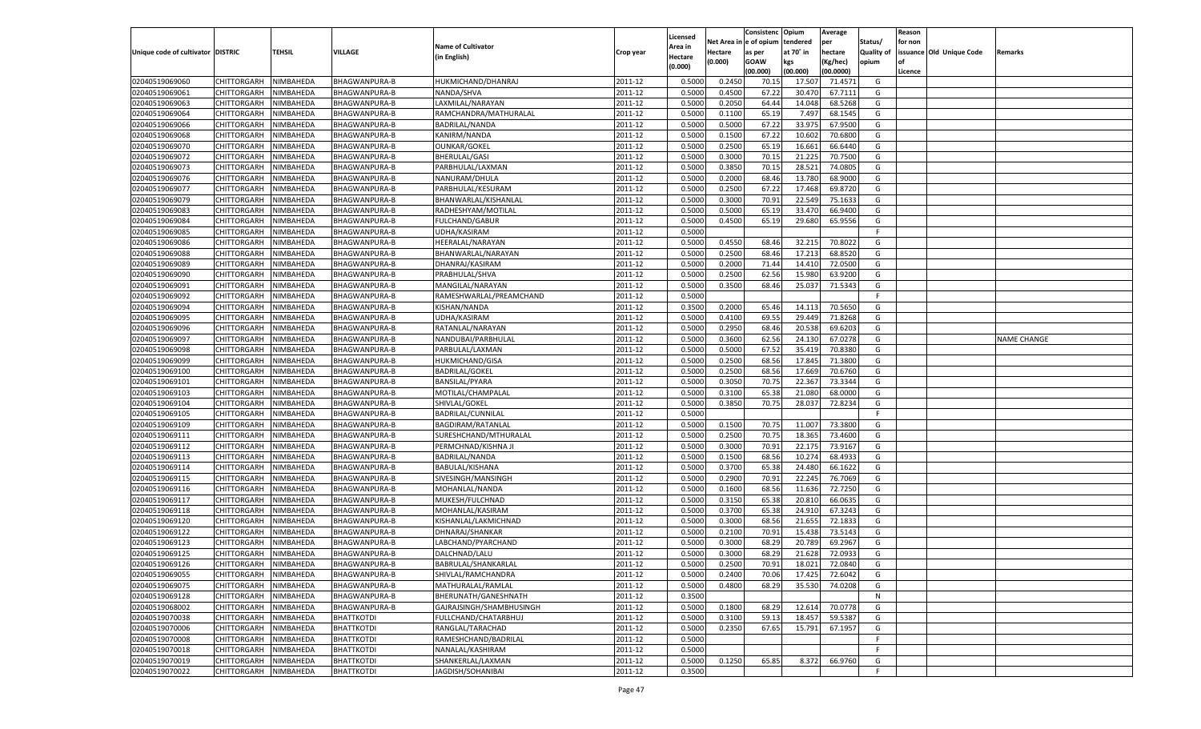| Unique code of cultivator | DISTRIC | TEHSIL | VILLAGE | Name of Cultivator (in English) | Crop year | Licensed Area in Hectare (0.000) | Net Area in Hectare (0.000) | Consistence of opium as per GOAW (00.000) | Opium tendered at 70° in kgs (00.000) | Average per hectare (Kg/hec) (00.0000) | Status/ Quality of opium | Reason for non issuance of Licence | Old Unique Code | Remarks |
|---|---|---|---|---|---|---|---|---|---|---|---|---|---|---|
| 02040519069060 | CHITTORGARH | NIMBAHEDA | BHAGWANPURA-B | HUKMICHAND/DHANRAJ | 2011-12 | 0.5000 | 0.2450 | 70.15 | 17.507 | 71.4571 | G | | | |
| 02040519069061 | CHITTORGARH | NIMBAHEDA | BHAGWANPURA-B | NANDA/SHVA | 2011-12 | 0.5000 | 0.4500 | 67.22 | 30.470 | 67.7111 | G | | | |
| 02040519069063 | CHITTORGARH | NIMBAHEDA | BHAGWANPURA-B | LAXMILAL/NARAYAN | 2011-12 | 0.5000 | 0.2050 | 64.44 | 14.048 | 68.5268 | G | | | |
| 02040519069064 | CHITTORGARH | NIMBAHEDA | BHAGWANPURA-B | RAMCHANDRA/MATHURALAL | 2011-12 | 0.5000 | 0.1100 | 65.19 | 7.497 | 68.1545 | G | | | |
| 02040519069066 | CHITTORGARH | NIMBAHEDA | BHAGWANPURA-B | BADRILAL/NANDA | 2011-12 | 0.5000 | 0.5000 | 67.22 | 33.975 | 67.9500 | G | | | |
| 02040519069068 | CHITTORGARH | NIMBAHEDA | BHAGWANPURA-B | KANIRM/NANDA | 2011-12 | 0.5000 | 0.1500 | 67.22 | 10.602 | 70.6800 | G | | | |
| 02040519069070 | CHITTORGARH | NIMBAHEDA | BHAGWANPURA-B | OUNKAR/GOKEL | 2011-12 | 0.5000 | 0.2500 | 65.19 | 16.661 | 66.6440 | G | | | |
| 02040519069072 | CHITTORGARH | NIMBAHEDA | BHAGWANPURA-B | BHERULAL/GASI | 2011-12 | 0.5000 | 0.3000 | 70.15 | 21.225 | 70.7500 | G | | | |
| 02040519069073 | CHITTORGARH | NIMBAHEDA | BHAGWANPURA-B | PARBHULAL/LAXMAN | 2011-12 | 0.5000 | 0.3850 | 70.15 | 28.521 | 74.0805 | G | | | |
| 02040519069076 | CHITTORGARH | NIMBAHEDA | BHAGWANPURA-B | NANURAM/DHULA | 2011-12 | 0.5000 | 0.2000 | 68.46 | 13.780 | 68.9000 | G | | | |
| 02040519069077 | CHITTORGARH | NIMBAHEDA | BHAGWANPURA-B | PARBHULAL/KESURAM | 2011-12 | 0.5000 | 0.2500 | 67.22 | 17.468 | 69.8720 | G | | | |
| 02040519069079 | CHITTORGARH | NIMBAHEDA | BHAGWANPURA-B | BHANWARLAL/KISHANLAL | 2011-12 | 0.5000 | 0.3000 | 70.91 | 22.549 | 75.1633 | G | | | |
| 02040519069083 | CHITTORGARH | NIMBAHEDA | BHAGWANPURA-B | RADHESHYAM/MOTILAL | 2011-12 | 0.5000 | 0.5000 | 65.19 | 33.470 | 66.9400 | G | | | |
| 02040519069084 | CHITTORGARH | NIMBAHEDA | BHAGWANPURA-B | FULCHAND/GABUR | 2011-12 | 0.5000 | 0.4500 | 65.19 | 29.680 | 65.9556 | G | | | |
| 02040519069085 | CHITTORGARH | NIMBAHEDA | BHAGWANPURA-B | UDHA/KASIRAM | 2011-12 | 0.5000 | | | | | F | | | |
| 02040519069086 | CHITTORGARH | NIMBAHEDA | BHAGWANPURA-B | HEERALAL/NARAYAN | 2011-12 | 0.5000 | 0.4550 | 68.46 | 32.215 | 70.8022 | G | | | |
| 02040519069088 | CHITTORGARH | NIMBAHEDA | BHAGWANPURA-B | BHANWARLAL/NARAYAN | 2011-12 | 0.5000 | 0.2500 | 68.46 | 17.213 | 68.8520 | G | | | |
| 02040519069089 | CHITTORGARH | NIMBAHEDA | BHAGWANPURA-B | DHANRAJ/KASIRAM | 2011-12 | 0.5000 | 0.2000 | 71.44 | 14.410 | 72.0500 | G | | | |
| 02040519069090 | CHITTORGARH | NIMBAHEDA | BHAGWANPURA-B | PRABHULAL/SHVA | 2011-12 | 0.5000 | 0.2500 | 62.56 | 15.980 | 63.9200 | G | | | |
| 02040519069091 | CHITTORGARH | NIMBAHEDA | BHAGWANPURA-B | MANGILAL/NARAYAN | 2011-12 | 0.5000 | 0.3500 | 68.46 | 25.037 | 71.5343 | G | | | |
| 02040519069092 | CHITTORGARH | NIMBAHEDA | BHAGWANPURA-B | RAMESHWARLAL/PREAMCHAND | 2011-12 | 0.5000 | | | | | F | | | |
| 02040519069094 | CHITTORGARH | NIMBAHEDA | BHAGWANPURA-B | KISHAN/NANDA | 2011-12 | 0.3500 | 0.2000 | 65.46 | 14.113 | 70.5650 | G | | | |
| 02040519069095 | CHITTORGARH | NIMBAHEDA | BHAGWANPURA-B | UDHA/KASIRAM | 2011-12 | 0.5000 | 0.4100 | 69.55 | 29.449 | 71.8268 | G | | | |
| 02040519069096 | CHITTORGARH | NIMBAHEDA | BHAGWANPURA-B | RATANLAL/NARAYAN | 2011-12 | 0.5000 | 0.2950 | 68.46 | 20.538 | 69.6203 | G | | | |
| 02040519069097 | CHITTORGARH | NIMBAHEDA | BHAGWANPURA-B | NANDUBAI/PARBHULAL | 2011-12 | 0.5000 | 0.3600 | 62.56 | 24.130 | 67.0278 | G | | | NAME CHANGE |
| 02040519069098 | CHITTORGARH | NIMBAHEDA | BHAGWANPURA-B | PARBULAL/LAXMAN | 2011-12 | 0.5000 | 0.5000 | 67.52 | 35.419 | 70.8380 | G | | | |
| 02040519069099 | CHITTORGARH | NIMBAHEDA | BHAGWANPURA-B | HUKMICHAND/GISA | 2011-12 | 0.5000 | 0.2500 | 68.56 | 17.845 | 71.3800 | G | | | |
| 02040519069100 | CHITTORGARH | NIMBAHEDA | BHAGWANPURA-B | BADRILAL/GOKEL | 2011-12 | 0.5000 | 0.2500 | 68.56 | 17.669 | 70.6760 | G | | | |
| 02040519069101 | CHITTORGARH | NIMBAHEDA | BHAGWANPURA-B | BANSILAL/PYARA | 2011-12 | 0.5000 | 0.3050 | 70.75 | 22.367 | 73.3344 | G | | | |
| 02040519069103 | CHITTORGARH | NIMBAHEDA | BHAGWANPURA-B | MOTILAL/CHAMPALAL | 2011-12 | 0.5000 | 0.3100 | 65.38 | 21.080 | 68.0000 | G | | | |
| 02040519069104 | CHITTORGARH | NIMBAHEDA | BHAGWANPURA-B | SHIVLAL/GOKEL | 2011-12 | 0.5000 | 0.3850 | 70.75 | 28.037 | 72.8234 | G | | | |
| 02040519069105 | CHITTORGARH | NIMBAHEDA | BHAGWANPURA-B | BADRILAL/CUNNILAL | 2011-12 | 0.5000 | | | | | F | | | |
| 02040519069109 | CHITTORGARH | NIMBAHEDA | BHAGWANPURA-B | BAGDIRAM/RATANLAL | 2011-12 | 0.5000 | 0.1500 | 70.75 | 11.007 | 73.3800 | G | | | |
| 02040519069111 | CHITTORGARH | NIMBAHEDA | BHAGWANPURA-B | SURESHCHAND/MTHURALAL | 2011-12 | 0.5000 | 0.2500 | 70.75 | 18.365 | 73.4600 | G | | | |
| 02040519069112 | CHITTORGARH | NIMBAHEDA | BHAGWANPURA-B | PERMCHNAD/KISHNA JI | 2011-12 | 0.5000 | 0.3000 | 70.91 | 22.175 | 73.9167 | G | | | |
| 02040519069113 | CHITTORGARH | NIMBAHEDA | BHAGWANPURA-B | BADRILAL/NANDA | 2011-12 | 0.5000 | 0.1500 | 68.56 | 10.274 | 68.4933 | G | | | |
| 02040519069114 | CHITTORGARH | NIMBAHEDA | BHAGWANPURA-B | BABULAL/KISHANA | 2011-12 | 0.5000 | 0.3700 | 65.38 | 24.480 | 66.1622 | G | | | |
| 02040519069115 | CHITTORGARH | NIMBAHEDA | BHAGWANPURA-B | SIVESINGH/MANSINGH | 2011-12 | 0.5000 | 0.2900 | 70.91 | 22.245 | 76.7069 | G | | | |
| 02040519069116 | CHITTORGARH | NIMBAHEDA | BHAGWANPURA-B | MOHANLAL/NANDA | 2011-12 | 0.5000 | 0.1600 | 68.56 | 11.636 | 72.7250 | G | | | |
| 02040519069117 | CHITTORGARH | NIMBAHEDA | BHAGWANPURA-B | MUKESH/FULCHNAD | 2011-12 | 0.5000 | 0.3150 | 65.38 | 20.810 | 66.0635 | G | | | |
| 02040519069118 | CHITTORGARH | NIMBAHEDA | BHAGWANPURA-B | MOHANLAL/KASIRAM | 2011-12 | 0.5000 | 0.3700 | 65.38 | 24.910 | 67.3243 | G | | | |
| 02040519069120 | CHITTORGARH | NIMBAHEDA | BHAGWANPURA-B | KISHANLAL/LAKMICHNAD | 2011-12 | 0.5000 | 0.3000 | 68.56 | 21.655 | 72.1833 | G | | | |
| 02040519069122 | CHITTORGARH | NIMBAHEDA | BHAGWANPURA-B | DHNARAJ/SHANKAR | 2011-12 | 0.5000 | 0.2100 | 70.91 | 15.438 | 73.5143 | G | | | |
| 02040519069123 | CHITTORGARH | NIMBAHEDA | BHAGWANPURA-B | LABCHAND/PYARCHAND | 2011-12 | 0.5000 | 0.3000 | 68.29 | 20.789 | 69.2967 | G | | | |
| 02040519069125 | CHITTORGARH | NIMBAHEDA | BHAGWANPURA-B | DALCHNAD/LALU | 2011-12 | 0.5000 | 0.3000 | 68.29 | 21.628 | 72.0933 | G | | | |
| 02040519069126 | CHITTORGARH | NIMBAHEDA | BHAGWANPURA-B | BABRULAL/SHANKARLAL | 2011-12 | 0.5000 | 0.2500 | 70.91 | 18.021 | 72.0840 | G | | | |
| 02040519069055 | CHITTORGARH | NIMBAHEDA | BHAGWANPURA-B | SHIVLAL/RAMCHANDRA | 2011-12 | 0.5000 | 0.2400 | 70.06 | 17.425 | 72.6042 | G | | | |
| 02040519069075 | CHITTORGARH | NIMBAHEDA | BHAGWANPURA-B | MATHURALAL/RAMLAL | 2011-12 | 0.5000 | 0.4800 | 68.29 | 35.530 | 74.0208 | G | | | |
| 02040519069128 | CHITTORGARH | NIMBAHEDA | BHAGWANPURA-B | BHERUNATH/GANESHNATH | 2011-12 | 0.3500 | | | | | N | | | |
| 02040519068002 | CHITTORGARH | NIMBAHEDA | BHAGWANPURA-B | GAJRAJSINGH/SHAMBHUSINGH | 2011-12 | 0.5000 | 0.1800 | 68.29 | 12.614 | 70.0778 | G | | | |
| 02040519070038 | CHITTORGARH | NIMBAHEDA | BHATTKOTDI | FULLCHAND/CHATARBHUJ | 2011-12 | 0.5000 | 0.3100 | 59.13 | 18.457 | 59.5387 | G | | | |
| 02040519070006 | CHITTORGARH | NIMBAHEDA | BHATTKOTDI | RANGLAL/TARACHAD | 2011-12 | 0.5000 | 0.2350 | 67.65 | 15.791 | 67.1957 | G | | | |
| 02040519070008 | CHITTORGARH | NIMBAHEDA | BHATTKOTDI | RAMESHCHAND/BADRILAL | 2011-12 | 0.5000 | | | | | F | | | |
| 02040519070018 | CHITTORGARH | NIMBAHEDA | BHATTKOTDI | NANALAL/KASHIRAM | 2011-12 | 0.5000 | | | | | F | | | |
| 02040519070019 | CHITTORGARH | NIMBAHEDA | BHATTKOTDI | SHANKERLAL/LAXMAN | 2011-12 | 0.5000 | 0.1250 | 65.85 | 8.372 | 66.9760 | G | | | |
| 02040519070022 | CHITTORGARH | NIMBAHEDA | BHATTKOTDI | JAGDISH/SOHANIBAI | 2011-12 | 0.3500 | | | | | F | | | |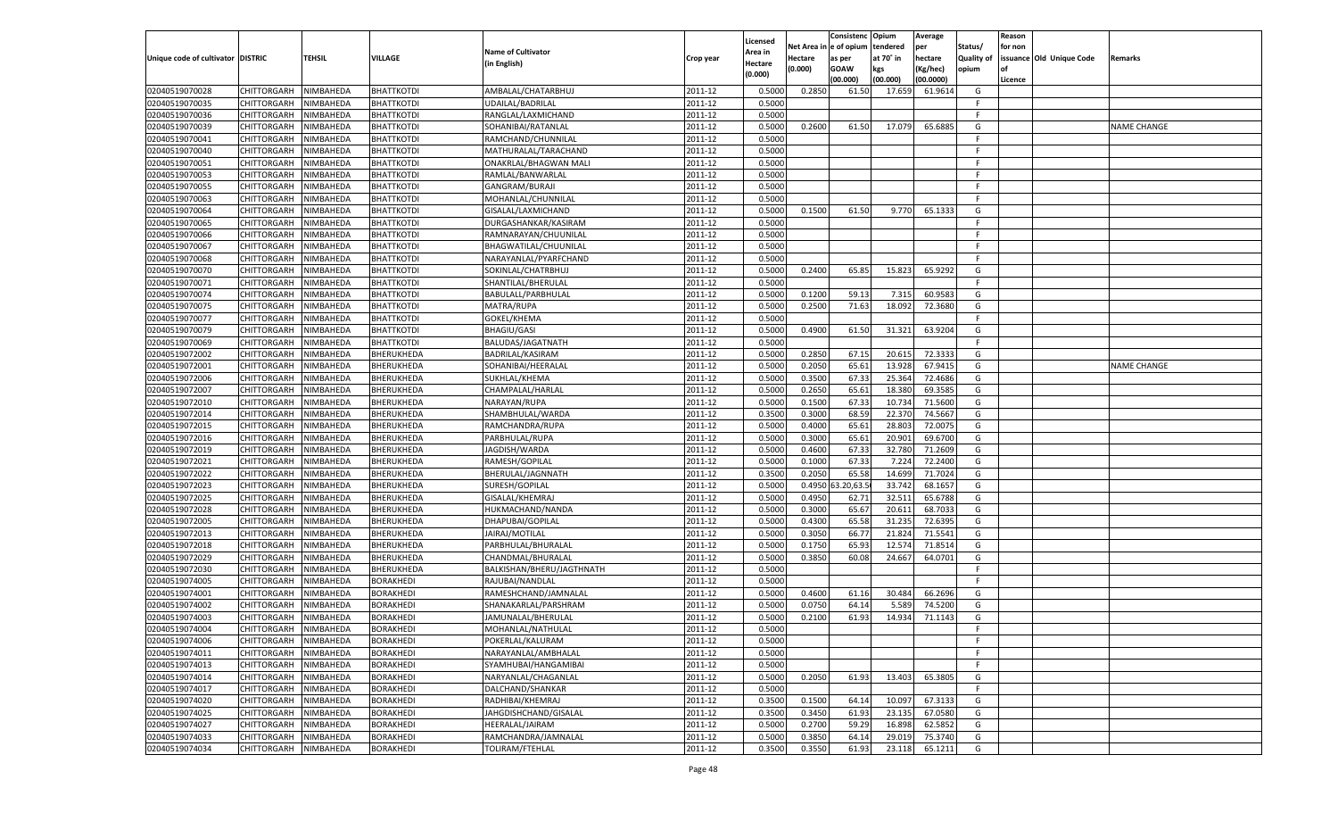| Unique code of cultivator | DISTRIC | TEHSIL | VILLAGE | Name of Cultivator (in English) | Crop year | Licensed Area in Hectare (0.000) | Net Area in Hectare (0.000) | Consistenc e of opium as per GOAW (00.000) | Opium tendered at 70° in kgs (00.000) | Average per hectare (Kg/hec) (00.0000) | Status/ Quality of opium | Reason for non issuance of Licence | Old Unique Code | Remarks |
|---|---|---|---|---|---|---|---|---|---|---|---|---|---|---|
| 02040519070028 | CHITTORGARH | NIMBAHEDA | BHATTKOTDI | AMBALAL/CHATARBHUJ | 2011-12 | 0.5000 | 0.2850 | 61.50 | 17.659 | 61.9614 | G | | | |
| 02040519070035 | CHITTORGARH | NIMBAHEDA | BHATTKOTDI | UDAILAL/BADRILAL | 2011-12 | 0.5000 | | | | | F | | | |
| 02040519070036 | CHITTORGARH | NIMBAHEDA | BHATTKOTDI | RANGLAL/LAXMICHAND | 2011-12 | 0.5000 | | | | | F | | | |
| 02040519070039 | CHITTORGARH | NIMBAHEDA | BHATTKOTDI | SOHANIBAI/RATANLAL | 2011-12 | 0.5000 | 0.2600 | 61.50 | 17.079 | 65.6885 | G | | | NAME CHANGE |
| 02040519070041 | CHITTORGARH | NIMBAHEDA | BHATTKOTDI | RAMCHAND/CHUNNILAL | 2011-12 | 0.5000 | | | | | F | | | |
| 02040519070040 | CHITTORGARH | NIMBAHEDA | BHATTKOTDI | MATHURALAL/TARACHAND | 2011-12 | 0.5000 | | | | | F | | | |
| 02040519070051 | CHITTORGARH | NIMBAHEDA | BHATTKOTDI | ONAKRLAL/BHAGWAN MALI | 2011-12 | 0.5000 | | | | | F | | | |
| 02040519070053 | CHITTORGARH | NIMBAHEDA | BHATTKOTDI | RAMLAL/BANWARLAL | 2011-12 | 0.5000 | | | | | F | | | |
| 02040519070055 | CHITTORGARH | NIMBAHEDA | BHATTKOTDI | GANGRAM/BURAJI | 2011-12 | 0.5000 | | | | | F | | | |
| 02040519070063 | CHITTORGARH | NIMBAHEDA | BHATTKOTDI | MOHANLAL/CHUNNILAL | 2011-12 | 0.5000 | | | | | F | | | |
| 02040519070064 | CHITTORGARH | NIMBAHEDA | BHATTKOTDI | GISALAL/LAXMICHAND | 2011-12 | 0.5000 | 0.1500 | 61.50 | 9.770 | 65.1333 | G | | | |
| 02040519070065 | CHITTORGARH | NIMBAHEDA | BHATTKOTDI | DURGASHANKAR/KASIRAM | 2011-12 | 0.5000 | | | | | F | | | |
| 02040519070066 | CHITTORGARH | NIMBAHEDA | BHATTKOTDI | RAMNARAYAN/CHUUNILAL | 2011-12 | 0.5000 | | | | | F | | | |
| 02040519070067 | CHITTORGARH | NIMBAHEDA | BHATTKOTDI | BHAGWATILAL/CHUUNILAL | 2011-12 | 0.5000 | | | | | F | | | |
| 02040519070068 | CHITTORGARH | NIMBAHEDA | BHATTKOTDI | NARAYANLAL/PYARFCHAND | 2011-12 | 0.5000 | | | | | F | | | |
| 02040519070070 | CHITTORGARH | NIMBAHEDA | BHATTKOTDI | SOKINLAL/CHATRBHUJ | 2011-12 | 0.5000 | 0.2400 | 65.85 | 15.823 | 65.9292 | G | | | |
| 02040519070071 | CHITTORGARH | NIMBAHEDA | BHATTKOTDI | SHANTILAL/BHERULAL | 2011-12 | 0.5000 | | | | | F | | | |
| 02040519070074 | CHITTORGARH | NIMBAHEDA | BHATTKOTDI | BABULALL/PARBHULAL | 2011-12 | 0.5000 | 0.1200 | 59.13 | 7.315 | 60.9583 | G | | | |
| 02040519070075 | CHITTORGARH | NIMBAHEDA | BHATTKOTDI | MATRA/RUPA | 2011-12 | 0.5000 | 0.2500 | 71.63 | 18.092 | 72.3680 | G | | | |
| 02040519070077 | CHITTORGARH | NIMBAHEDA | BHATTKOTDI | GOKEL/KHEMA | 2011-12 | 0.5000 | | | | | F | | | |
| 02040519070079 | CHITTORGARH | NIMBAHEDA | BHATTKOTDI | BHAGIU/GASI | 2011-12 | 0.5000 | 0.4900 | 61.50 | 31.321 | 63.9204 | G | | | |
| 02040519070069 | CHITTORGARH | NIMBAHEDA | BHATTKOTDI | BALUDAS/JAGATNATH | 2011-12 | 0.5000 | | | | | F | | | |
| 02040519072002 | CHITTORGARH | NIMBAHEDA | BHERUKHEDA | BADRILAL/KASIRAM | 2011-12 | 0.5000 | 0.2850 | 67.15 | 20.615 | 72.3333 | G | | | |
| 02040519072001 | CHITTORGARH | NIMBAHEDA | BHERUKHEDA | SOHANIBAI/HEERALAL | 2011-12 | 0.5000 | 0.2050 | 65.61 | 13.928 | 67.9415 | G | | | NAME CHANGE |
| 02040519072006 | CHITTORGARH | NIMBAHEDA | BHERUKHEDA | SUKHLAL/KHEMA | 2011-12 | 0.5000 | 0.3500 | 67.33 | 25.364 | 72.4686 | G | | | |
| 02040519072007 | CHITTORGARH | NIMBAHEDA | BHERUKHEDA | CHAMPALAL/HARLAL | 2011-12 | 0.5000 | 0.2650 | 65.61 | 18.380 | 69.3585 | G | | | |
| 02040519072010 | CHITTORGARH | NIMBAHEDA | BHERUKHEDA | NARAYAN/RUPA | 2011-12 | 0.5000 | 0.1500 | 67.33 | 10.734 | 71.5600 | G | | | |
| 02040519072014 | CHITTORGARH | NIMBAHEDA | BHERUKHEDA | SHAMBHULAL/WARDA | 2011-12 | 0.3500 | 0.3000 | 68.59 | 22.370 | 74.5667 | G | | | |
| 02040519072015 | CHITTORGARH | NIMBAHEDA | BHERUKHEDA | RAMCHANDRA/RUPA | 2011-12 | 0.5000 | 0.4000 | 65.61 | 28.803 | 72.0075 | G | | | |
| 02040519072016 | CHITTORGARH | NIMBAHEDA | BHERUKHEDA | PARBHULAL/RUPA | 2011-12 | 0.5000 | 0.3000 | 65.61 | 20.901 | 69.6700 | G | | | |
| 02040519072019 | CHITTORGARH | NIMBAHEDA | BHERUKHEDA | JAGDISH/WARDA | 2011-12 | 0.5000 | 0.4600 | 67.33 | 32.780 | 71.2609 | G | | | |
| 02040519072021 | CHITTORGARH | NIMBAHEDA | BHERUKHEDA | RAMESH/GOPILAL | 2011-12 | 0.5000 | 0.1000 | 67.33 | 7.224 | 72.2400 | G | | | |
| 02040519072022 | CHITTORGARH | NIMBAHEDA | BHERUKHEDA | BHERULAL/JAGNNATH | 2011-12 | 0.3500 | 0.2050 | 65.58 | 14.699 | 71.7024 | G | | | |
| 02040519072023 | CHITTORGARH | NIMBAHEDA | BHERUKHEDA | SURESH/GOPILAL | 2011-12 | 0.5000 | 0.4950 | 63.20,63.5 | 33.742 | 68.1657 | G | | | |
| 02040519072025 | CHITTORGARH | NIMBAHEDA | BHERUKHEDA | GISALAL/KHEMRAJ | 2011-12 | 0.5000 | 0.4950 | 62.71 | 32.511 | 65.6788 | G | | | |
| 02040519072028 | CHITTORGARH | NIMBAHEDA | BHERUKHEDA | HUKMACHAND/NANDA | 2011-12 | 0.5000 | 0.3000 | 65.67 | 20.611 | 68.7033 | G | | | |
| 02040519072005 | CHITTORGARH | NIMBAHEDA | BHERUKHEDA | DHAPUBAI/GOPILAL | 2011-12 | 0.5000 | 0.4300 | 65.58 | 31.235 | 72.6395 | G | | | |
| 02040519072013 | CHITTORGARH | NIMBAHEDA | BHERUKHEDA | JAIRAJ/MOTILAL | 2011-12 | 0.5000 | 0.3050 | 66.77 | 21.824 | 71.5541 | G | | | |
| 02040519072018 | CHITTORGARH | NIMBAHEDA | BHERUKHEDA | PARBHULAL/BHURALAL | 2011-12 | 0.5000 | 0.1750 | 65.93 | 12.574 | 71.8514 | G | | | |
| 02040519072029 | CHITTORGARH | NIMBAHEDA | BHERUKHEDA | CHANDMAL/BHURALAL | 2011-12 | 0.5000 | 0.3850 | 60.08 | 24.667 | 64.0701 | G | | | |
| 02040519072030 | CHITTORGARH | NIMBAHEDA | BHERUKHEDA | BALKISHAN/BHERU/JAGTHNATH | 2011-12 | 0.5000 | | | | | F | | | |
| 02040519074005 | CHITTORGARH | NIMBAHEDA | BORAKHEDI | RAJUBAI/NANDLAL | 2011-12 | 0.5000 | | | | | F | | | |
| 02040519074001 | CHITTORGARH | NIMBAHEDA | BORAKHEDI | RAMESHCHAND/JAMNALAL | 2011-12 | 0.5000 | 0.4600 | 61.16 | 30.484 | 66.2696 | G | | | |
| 02040519074002 | CHITTORGARH | NIMBAHEDA | BORAKHEDI | SHANAKARLAL/PARSHRAM | 2011-12 | 0.5000 | 0.0750 | 64.14 | 5.589 | 74.5200 | G | | | |
| 02040519074003 | CHITTORGARH | NIMBAHEDA | BORAKHEDI | JAMUNALAL/BHERULAL | 2011-12 | 0.5000 | 0.2100 | 61.93 | 14.934 | 71.1143 | G | | | |
| 02040519074004 | CHITTORGARH | NIMBAHEDA | BORAKHEDI | MOHANLAL/NATHULAL | 2011-12 | 0.5000 | | | | | F | | | |
| 02040519074006 | CHITTORGARH | NIMBAHEDA | BORAKHEDI | POKERLAL/KALURAM | 2011-12 | 0.5000 | | | | | F | | | |
| 02040519074011 | CHITTORGARH | NIMBAHEDA | BORAKHEDI | NARAYANLAL/AMBHALAL | 2011-12 | 0.5000 | | | | | F | | | |
| 02040519074013 | CHITTORGARH | NIMBAHEDA | BORAKHEDI | SYAMHUBAI/HANGAMIBAI | 2011-12 | 0.5000 | | | | | F | | | |
| 02040519074014 | CHITTORGARH | NIMBAHEDA | BORAKHEDI | NARYANLAL/CHAGANLAL | 2011-12 | 0.5000 | 0.2050 | 61.93 | 13.403 | 65.3805 | G | | | |
| 02040519074017 | CHITTORGARH | NIMBAHEDA | BORAKHEDI | DALCHAND/SHANKAR | 2011-12 | 0.5000 | | | | | F | | | |
| 02040519074020 | CHITTORGARH | NIMBAHEDA | BORAKHEDI | RADHIBAI/KHEMRAJ | 2011-12 | 0.3500 | 0.1500 | 64.14 | 10.097 | 67.3133 | G | | | |
| 02040519074025 | CHITTORGARH | NIMBAHEDA | BORAKHEDI | JAHGDISHCHAND/GISALAL | 2011-12 | 0.3500 | 0.3450 | 61.93 | 23.135 | 67.0580 | G | | | |
| 02040519074027 | CHITTORGARH | NIMBAHEDA | BORAKHEDI | HEERALAL/JAIRAM | 2011-12 | 0.5000 | 0.2700 | 59.29 | 16.898 | 62.5852 | G | | | |
| 02040519074033 | CHITTORGARH | NIMBAHEDA | BORAKHEDI | RAMCHANDRA/JAMNALAL | 2011-12 | 0.5000 | 0.3850 | 64.14 | 29.019 | 75.3740 | G | | | |
| 02040519074034 | CHITTORGARH | NIMBAHEDA | BORAKHEDI | TOLIRAM/FTEHLAL | 2011-12 | 0.3500 | 0.3550 | 61.93 | 23.118 | 65.1211 | G | | | |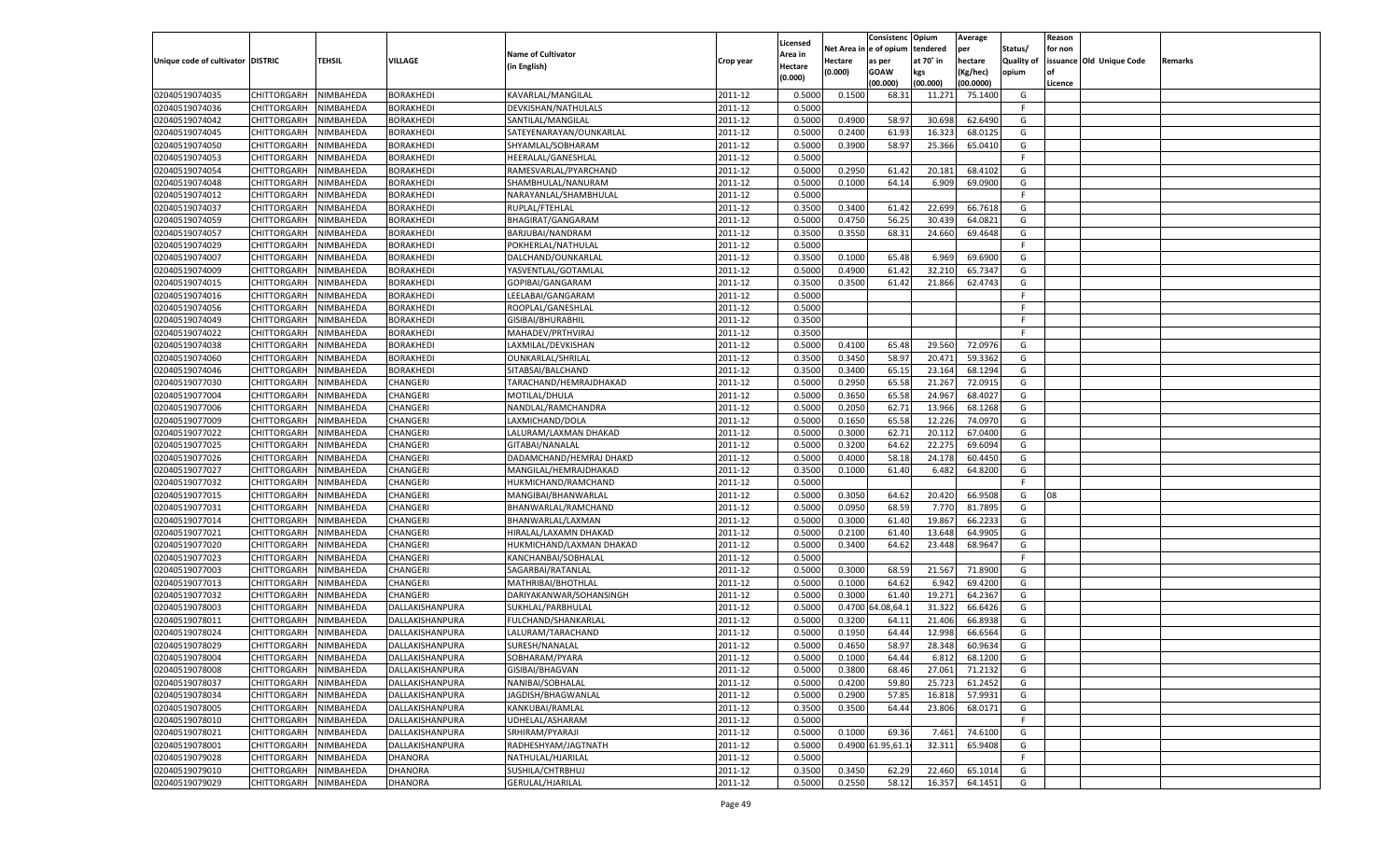| Unique code of cultivator | DISTRIC | TEHSIL | VILLAGE | Name of Cultivator (in English) | Crop year | Licensed Area in Hectare (0.000) | Net Area in Hectare (0.000) | Consistence of opium as per GOAW (00.000) | Opium tendered at 70° in kgs (00.000) | Average per hectare (Kg/hec) (00.0000) | Status/ Quality of opium | Reason for non issuance of Licence | Old Unique Code | Remarks |
|---|---|---|---|---|---|---|---|---|---|---|---|---|---|---|
| 02040519074035 | CHITTORGARH | NIMBAHEDA | BORAKHEDI | KAVARLAL/MANGILAL | 2011-12 | 0.5000 | 0.1500 | 68.31 | 11.271 | 75.1400 | G | | | |
| 02040519074036 | CHITTORGARH | NIMBAHEDA | BORAKHEDI | DEVKISHAN/NATHULALS | 2011-12 | 0.5000 | | | | | F | | | |
| 02040519074042 | CHITTORGARH | NIMBAHEDA | BORAKHEDI | SANTILAL/MANGILAL | 2011-12 | 0.5000 | 0.4900 | 58.97 | 30.698 | 62.6490 | G | | | |
| 02040519074045 | CHITTORGARH | NIMBAHEDA | BORAKHEDI | SATEYENARAYAN/OUNKARLAL | 2011-12 | 0.5000 | 0.2400 | 61.93 | 16.323 | 68.0125 | G | | | |
| 02040519074050 | CHITTORGARH | NIMBAHEDA | BORAKHEDI | SHYAMLAL/SOBHARAM | 2011-12 | 0.5000 | 0.3900 | 58.97 | 25.366 | 65.0410 | G | | | |
| 02040519074053 | CHITTORGARH | NIMBAHEDA | BORAKHEDI | HEERALAL/GANESHLAL | 2011-12 | 0.5000 | | | | | F | | | |
| 02040519074054 | CHITTORGARH | NIMBAHEDA | BORAKHEDI | RAMESVARLAL/PYARCHAND | 2011-12 | 0.5000 | 0.2950 | 61.42 | 20.181 | 68.4102 | G | | | |
| 02040519074048 | CHITTORGARH | NIMBAHEDA | BORAKHEDI | SHAMBHULAL/NANURAM | 2011-12 | 0.5000 | 0.1000 | 64.14 | 6.909 | 69.0900 | G | | | |
| 02040519074012 | CHITTORGARH | NIMBAHEDA | BORAKHEDI | NARAYANLAL/SHAMBHULAL | 2011-12 | 0.5000 | | | | | F | | | |
| 02040519074037 | CHITTORGARH | NIMBAHEDA | BORAKHEDI | RUPLAL/FTEHLAL | 2011-12 | 0.3500 | 0.3400 | 61.42 | 22.699 | 66.7618 | G | | | |
| 02040519074059 | CHITTORGARH | NIMBAHEDA | BORAKHEDI | BHAGIRAT/GANGARAM | 2011-12 | 0.5000 | 0.4750 | 56.25 | 30.439 | 64.0821 | G | | | |
| 02040519074057 | CHITTORGARH | NIMBAHEDA | BORAKHEDI | BARJUBAI/NANDRAM | 2011-12 | 0.3500 | 0.3550 | 68.31 | 24.660 | 69.4648 | G | | | |
| 02040519074029 | CHITTORGARH | NIMBAHEDA | BORAKHEDI | POKHERLAL/NATHULAL | 2011-12 | 0.5000 | | | | | F | | | |
| 02040519074007 | CHITTORGARH | NIMBAHEDA | BORAKHEDI | DALCHAND/OUNKARLAL | 2011-12 | 0.3500 | 0.1000 | 65.48 | 6.969 | 69.6900 | G | | | |
| 02040519074009 | CHITTORGARH | NIMBAHEDA | BORAKHEDI | YASVENTLAL/GOTAMLAL | 2011-12 | 0.5000 | 0.4900 | 61.42 | 32.210 | 65.7347 | G | | | |
| 02040519074015 | CHITTORGARH | NIMBAHEDA | BORAKHEDI | GOPIBAI/GANGARAM | 2011-12 | 0.3500 | 0.3500 | 61.42 | 21.866 | 62.4743 | G | | | |
| 02040519074016 | CHITTORGARH | NIMBAHEDA | BORAKHEDI | LEELABAI/GANGARAM | 2011-12 | 0.5000 | | | | | F | | | |
| 02040519074056 | CHITTORGARH | NIMBAHEDA | BORAKHEDI | ROOPLAL/GANESHLAL | 2011-12 | 0.5000 | | | | | F | | | |
| 02040519074049 | CHITTORGARH | NIMBAHEDA | BORAKHEDI | GISIBAI/BHURABHIL | 2011-12 | 0.3500 | | | | | F | | | |
| 02040519074022 | CHITTORGARH | NIMBAHEDA | BORAKHEDI | MAHADEV/PRTHVIRAJ | 2011-12 | 0.3500 | | | | | F | | | |
| 02040519074038 | CHITTORGARH | NIMBAHEDA | BORAKHEDI | LAXMILAL/DEVKISHAN | 2011-12 | 0.5000 | 0.4100 | 65.48 | 29.560 | 72.0976 | G | | | |
| 02040519074060 | CHITTORGARH | NIMBAHEDA | BORAKHEDI | OUNKARLAL/SHRILAL | 2011-12 | 0.3500 | 0.3450 | 58.97 | 20.471 | 59.3362 | G | | | |
| 02040519074046 | CHITTORGARH | NIMBAHEDA | BORAKHEDI | SITABSAI/BALCHAND | 2011-12 | 0.3500 | 0.3400 | 65.15 | 23.164 | 68.1294 | G | | | |
| 02040519077030 | CHITTORGARH | NIMBAHEDA | CHANGERI | TARACHAND/HEMRAJDHAKAD | 2011-12 | 0.5000 | 0.2950 | 65.58 | 21.267 | 72.0915 | G | | | |
| 02040519077004 | CHITTORGARH | NIMBAHEDA | CHANGERI | MOTILAL/DHULA | 2011-12 | 0.5000 | 0.3650 | 65.58 | 24.967 | 68.4027 | G | | | |
| 02040519077006 | CHITTORGARH | NIMBAHEDA | CHANGERI | NANDLAL/RAMCHANDRA | 2011-12 | 0.5000 | 0.2050 | 62.71 | 13.966 | 68.1268 | G | | | |
| 02040519077009 | CHITTORGARH | NIMBAHEDA | CHANGERI | LAXMICHAND/DOLA | 2011-12 | 0.5000 | 0.1650 | 65.58 | 12.226 | 74.0970 | G | | | |
| 02040519077022 | CHITTORGARH | NIMBAHEDA | CHANGERI | LALURAM/LAXMAN DHAKAD | 2011-12 | 0.5000 | 0.3000 | 62.71 | 20.112 | 67.0400 | G | | | |
| 02040519077025 | CHITTORGARH | NIMBAHEDA | CHANGERI | GITABAI/NANALAL | 2011-12 | 0.5000 | 0.3200 | 64.62 | 22.275 | 69.6094 | G | | | |
| 02040519077026 | CHITTORGARH | NIMBAHEDA | CHANGERI | DADAMCHAND/HEMRAJ DHAKD | 2011-12 | 0.5000 | 0.4000 | 58.18 | 24.178 | 60.4450 | G | | | |
| 02040519077027 | CHITTORGARH | NIMBAHEDA | CHANGERI | MANGILAL/HEMRAJDHAKAD | 2011-12 | 0.3500 | 0.1000 | 61.40 | 6.482 | 64.8200 | G | | | |
| 02040519077032 | CHITTORGARH | NIMBAHEDA | CHANGERI | HUKMICHAND/RAMCHAND | 2011-12 | 0.5000 | | | | | F | | | |
| 02040519077015 | CHITTORGARH | NIMBAHEDA | CHANGERI | MANGIBAI/BHANWARLAL | 2011-12 | 0.5000 | 0.3050 | 64.62 | 20.420 | 66.9508 | G | 08 | | |
| 02040519077031 | CHITTORGARH | NIMBAHEDA | CHANGERI | BHANWARLAL/RAMCHAND | 2011-12 | 0.5000 | 0.0950 | 68.59 | 7.770 | 81.7895 | G | | | |
| 02040519077014 | CHITTORGARH | NIMBAHEDA | CHANGERI | BHANWARLAL/LAXMAN | 2011-12 | 0.5000 | 0.3000 | 61.40 | 19.867 | 66.2233 | G | | | |
| 02040519077021 | CHITTORGARH | NIMBAHEDA | CHANGERI | HIRALAL/LAXAMN DHAKAD | 2011-12 | 0.5000 | 0.2100 | 61.40 | 13.648 | 64.9905 | G | | | |
| 02040519077020 | CHITTORGARH | NIMBAHEDA | CHANGERI | HUKMICHAND/LAXMAN DHAKAD | 2011-12 | 0.5000 | 0.3400 | 64.62 | 23.448 | 68.9647 | G | | | |
| 02040519077023 | CHITTORGARH | NIMBAHEDA | CHANGERI | KANCHANBAI/SOBHALAL | 2011-12 | 0.5000 | | | | | F | | | |
| 02040519077003 | CHITTORGARH | NIMBAHEDA | CHANGERI | SAGARBAI/RATANLAL | 2011-12 | 0.5000 | 0.3000 | 68.59 | 21.567 | 71.8900 | G | | | |
| 02040519077013 | CHITTORGARH | NIMBAHEDA | CHANGERI | MATHRIBAI/BHOTHLAL | 2011-12 | 0.5000 | 0.1000 | 64.62 | 6.942 | 69.4200 | G | | | |
| 02040519077032 | CHITTORGARH | NIMBAHEDA | CHANGERI | DARIYAKANWAR/SOHANSINGH | 2011-12 | 0.5000 | 0.3000 | 61.40 | 19.271 | 64.2367 | G | | | |
| 02040519078003 | CHITTORGARH | NIMBAHEDA | DALLAKISHANPURA | SUKHLAL/PARBHULAL | 2011-12 | 0.5000 | 0.4700 | 64.08,64.1 | 31.322 | 66.6426 | G | | | |
| 02040519078011 | CHITTORGARH | NIMBAHEDA | DALLAKISHANPURA | FULCHAND/SHANKARLAL | 2011-12 | 0.5000 | 0.3200 | 64.11 | 21.406 | 66.8938 | G | | | |
| 02040519078024 | CHITTORGARH | NIMBAHEDA | DALLAKISHANPURA | LALURAM/TARACHAND | 2011-12 | 0.5000 | 0.1950 | 64.44 | 12.998 | 66.6564 | G | | | |
| 02040519078029 | CHITTORGARH | NIMBAHEDA | DALLAKISHANPURA | SURESH/NANALAL | 2011-12 | 0.5000 | 0.4650 | 58.97 | 28.348 | 60.9634 | G | | | |
| 02040519078004 | CHITTORGARH | NIMBAHEDA | DALLAKISHANPURA | SOBHARAM/PYARA | 2011-12 | 0.5000 | 0.1000 | 64.44 | 6.812 | 68.1200 | G | | | |
| 02040519078008 | CHITTORGARH | NIMBAHEDA | DALLAKISHANPURA | GISIBAI/BHAGVAN | 2011-12 | 0.5000 | 0.3800 | 68.46 | 27.061 | 71.2132 | G | | | |
| 02040519078037 | CHITTORGARH | NIMBAHEDA | DALLAKISHANPURA | NANIBAI/SOBHALAL | 2011-12 | 0.5000 | 0.4200 | 59.80 | 25.723 | 61.2452 | G | | | |
| 02040519078034 | CHITTORGARH | NIMBAHEDA | DALLAKISHANPURA | JAGDISH/BHAGWANLAL | 2011-12 | 0.5000 | 0.2900 | 57.85 | 16.818 | 57.9931 | G | | | |
| 02040519078005 | CHITTORGARH | NIMBAHEDA | DALLAKISHANPURA | KANKUBAI/RAMLAL | 2011-12 | 0.3500 | 0.3500 | 64.44 | 23.806 | 68.0171 | G | | | |
| 02040519078010 | CHITTORGARH | NIMBAHEDA | DALLAKISHANPURA | UDHELAL/ASHARAM | 2011-12 | 0.5000 | | | | | F | | | |
| 02040519078021 | CHITTORGARH | NIMBAHEDA | DALLAKISHANPURA | SRHIRAM/PYARAJI | 2011-12 | 0.5000 | 0.1000 | 69.36 | 7.461 | 74.6100 | G | | | |
| 02040519078001 | CHITTORGARH | NIMBAHEDA | DALLAKISHANPURA | RADHESHYAM/JAGTNATH | 2011-12 | 0.5000 | 0.4900 | 61.95,61.1 | 32.311 | 65.9408 | G | | | |
| 02040519079028 | CHITTORGARH | NIMBAHEDA | DHANORA | NATHULAL/HJARILAL | 2011-12 | 0.5000 | | | | | F | | | |
| 02040519079010 | CHITTORGARH | NIMBAHEDA | DHANORA | SUSHILA/CHTRBHUJ | 2011-12 | 0.3500 | 0.3450 | 62.29 | 22.460 | 65.1014 | G | | | |
| 02040519079029 | CHITTORGARH | NIMBAHEDA | DHANORA | GERULAL/HJARILAL | 2011-12 | 0.5000 | 0.2550 | 58.12 | 16.357 | 64.1451 | G | | | |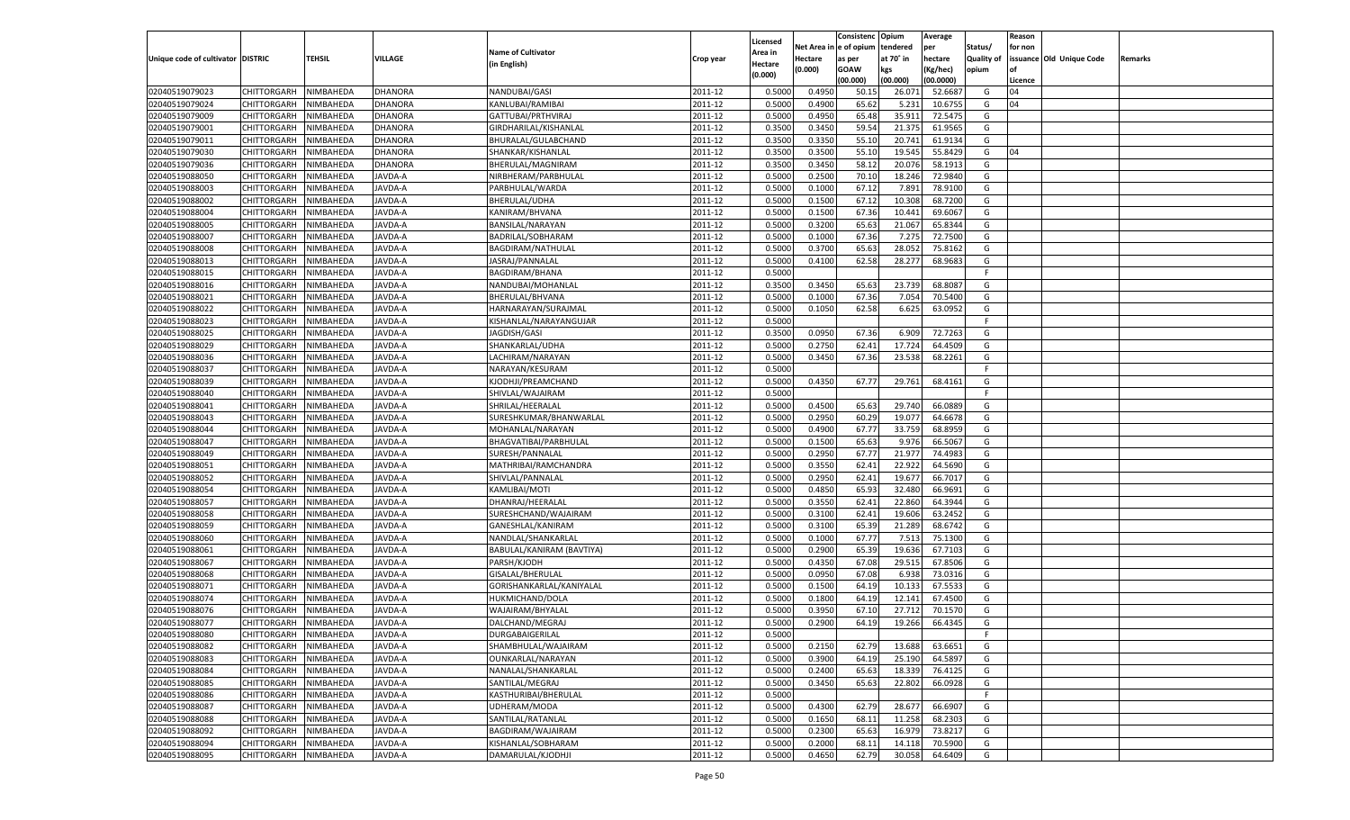| Unique code of cultivator | DISTRIC | TEHSIL | VILLAGE | Name of Cultivator (in English) | Crop year | Licensed Area in Hectare (0.000) | Net Area in Hectare (0.000) | Consistenc e of opium as per GOAW (00.000) | Opium tendered at 70° in kgs (00.000) | Average per hectare (Kg/hec) (00.0000) | Status/ Quality of opium | Reason for non issuance of Licence | Old Unique Code | Remarks |
|---|---|---|---|---|---|---|---|---|---|---|---|---|---|---|
| 02040519079023 | CHITTORGARH | NIMBAHEDA | DHANORA | NANDUBAI/GASI | 2011-12 | 0.5000 | 0.4950 | 50.15 | 26.071 | 52.6687 | G | 04 | | |
| 02040519079024 | CHITTORGARH | NIMBAHEDA | DHANORA | KANLUBAI/RAMIBAI | 2011-12 | 0.5000 | 0.4900 | 65.62 | 5.231 | 10.6755 | G | 04 | | |
| 02040519079009 | CHITTORGARH | NIMBAHEDA | DHANORA | GATTUBAI/PRTHVIRAJ | 2011-12 | 0.5000 | 0.4950 | 65.48 | 35.911 | 72.5475 | G | | | |
| 02040519079001 | CHITTORGARH | NIMBAHEDA | DHANORA | GIRDHARILAL/KISHANLAL | 2011-12 | 0.3500 | 0.3450 | 59.54 | 21.375 | 61.9565 | G | | | |
| 02040519079011 | CHITTORGARH | NIMBAHEDA | DHANORA | BHURALAL/GULABCHAND | 2011-12 | 0.3500 | 0.3350 | 55.10 | 20.741 | 61.9134 | G | | | |
| 02040519079030 | CHITTORGARH | NIMBAHEDA | DHANORA | SHANKAR/KISHANLAL | 2011-12 | 0.3500 | 0.3500 | 55.10 | 19.545 | 55.8429 | G | 04 | | |
| 02040519079036 | CHITTORGARH | NIMBAHEDA | DHANORA | BHERULAL/MAGNIRAM | 2011-12 | 0.3500 | 0.3450 | 58.12 | 20.076 | 58.1913 | G | | | |
| 02040519088050 | CHITTORGARH | NIMBAHEDA | JAVDA-A | NIRBHERAM/PARBHULAL | 2011-12 | 0.5000 | 0.2500 | 70.10 | 18.246 | 72.9840 | G | | | |
| 02040519088003 | CHITTORGARH | NIMBAHEDA | JAVDA-A | PARBHULAL/WARDA | 2011-12 | 0.5000 | 0.1000 | 67.12 | 7.891 | 78.9100 | G | | | |
| 02040519088002 | CHITTORGARH | NIMBAHEDA | JAVDA-A | BHERULAL/UDHA | 2011-12 | 0.5000 | 0.1500 | 67.12 | 10.308 | 68.7200 | G | | | |
| 02040519088004 | CHITTORGARH | NIMBAHEDA | JAVDA-A | KANIRAM/BHVANA | 2011-12 | 0.5000 | 0.1500 | 67.36 | 10.441 | 69.6067 | G | | | |
| 02040519088005 | CHITTORGARH | NIMBAHEDA | JAVDA-A | BANSILAL/NARAYAN | 2011-12 | 0.5000 | 0.3200 | 65.63 | 21.067 | 65.8344 | G | | | |
| 02040519088007 | CHITTORGARH | NIMBAHEDA | JAVDA-A | BADRILAL/SOBHARAM | 2011-12 | 0.5000 | 0.1000 | 67.36 | 7.275 | 72.7500 | G | | | |
| 02040519088008 | CHITTORGARH | NIMBAHEDA | JAVDA-A | BAGDIRAM/NATHULAL | 2011-12 | 0.5000 | 0.3700 | 65.63 | 28.052 | 75.8162 | G | | | |
| 02040519088013 | CHITTORGARH | NIMBAHEDA | JAVDA-A | JASRAJ/PANNALAL | 2011-12 | 0.5000 | 0.4100 | 62.58 | 28.277 | 68.9683 | G | | | |
| 02040519088015 | CHITTORGARH | NIMBAHEDA | JAVDA-A | BAGDIRAM/BHANA | 2011-12 | 0.5000 | | | | | F | | | |
| 02040519088016 | CHITTORGARH | NIMBAHEDA | JAVDA-A | NANDUBAI/MOHANLAL | 2011-12 | 0.3500 | 0.3450 | 65.63 | 23.739 | 68.8087 | G | | | |
| 02040519088021 | CHITTORGARH | NIMBAHEDA | JAVDA-A | BHERULAL/BHVANA | 2011-12 | 0.5000 | 0.1000 | 67.36 | 7.054 | 70.5400 | G | | | |
| 02040519088022 | CHITTORGARH | NIMBAHEDA | JAVDA-A | HARNARAYAN/SURAJMAL | 2011-12 | 0.5000 | 0.1050 | 62.58 | 6.625 | 63.0952 | G | | | |
| 02040519088023 | CHITTORGARH | NIMBAHEDA | JAVDA-A | KISHANLAL/NARAYANGUJAR | 2011-12 | 0.5000 | | | | | F | | | |
| 02040519088025 | CHITTORGARH | NIMBAHEDA | JAVDA-A | JAGDISH/GASI | 2011-12 | 0.3500 | 0.0950 | 67.36 | 6.909 | 72.7263 | G | | | |
| 02040519088029 | CHITTORGARH | NIMBAHEDA | JAVDA-A | SHANKARLAL/UDHA | 2011-12 | 0.5000 | 0.2750 | 62.41 | 17.724 | 64.4509 | G | | | |
| 02040519088036 | CHITTORGARH | NIMBAHEDA | JAVDA-A | LACHIRAM/NARAYAN | 2011-12 | 0.5000 | 0.3450 | 67.36 | 23.538 | 68.2261 | G | | | |
| 02040519088037 | CHITTORGARH | NIMBAHEDA | JAVDA-A | NARAYAN/KESURAM | 2011-12 | 0.5000 | | | | | F | | | |
| 02040519088039 | CHITTORGARH | NIMBAHEDA | JAVDA-A | KJODHJI/PREAMCHAND | 2011-12 | 0.5000 | 0.4350 | 67.77 | 29.761 | 68.4161 | G | | | |
| 02040519088040 | CHITTORGARH | NIMBAHEDA | JAVDA-A | SHIVLAL/WAJAIRAM | 2011-12 | 0.5000 | | | | | F | | | |
| 02040519088041 | CHITTORGARH | NIMBAHEDA | JAVDA-A | SHRILAL/HEERALAL | 2011-12 | 0.5000 | 0.4500 | 65.63 | 29.740 | 66.0889 | G | | | |
| 02040519088043 | CHITTORGARH | NIMBAHEDA | JAVDA-A | SURESHKUMAR/BHANWARLAL | 2011-12 | 0.5000 | 0.2950 | 60.29 | 19.077 | 64.6678 | G | | | |
| 02040519088044 | CHITTORGARH | NIMBAHEDA | JAVDA-A | MOHANLAL/NARAYAN | 2011-12 | 0.5000 | 0.4900 | 67.77 | 33.759 | 68.8959 | G | | | |
| 02040519088047 | CHITTORGARH | NIMBAHEDA | JAVDA-A | BHAGVATIBAI/PARBHULAL | 2011-12 | 0.5000 | 0.1500 | 65.63 | 9.976 | 66.5067 | G | | | |
| 02040519088049 | CHITTORGARH | NIMBAHEDA | JAVDA-A | SURESH/PANNALAL | 2011-12 | 0.5000 | 0.2950 | 67.77 | 21.977 | 74.4983 | G | | | |
| 02040519088051 | CHITTORGARH | NIMBAHEDA | JAVDA-A | MATHRIBAI/RAMCHANDRA | 2011-12 | 0.5000 | 0.3550 | 62.41 | 22.922 | 64.5690 | G | | | |
| 02040519088052 | CHITTORGARH | NIMBAHEDA | JAVDA-A | SHIVLAL/PANNALAL | 2011-12 | 0.5000 | 0.2950 | 62.41 | 19.677 | 66.7017 | G | | | |
| 02040519088054 | CHITTORGARH | NIMBAHEDA | JAVDA-A | KAMLIBAI/MOTI | 2011-12 | 0.5000 | 0.4850 | 65.93 | 32.480 | 66.9691 | G | | | |
| 02040519088057 | CHITTORGARH | NIMBAHEDA | JAVDA-A | DHANRAJ/HEERALAL | 2011-12 | 0.5000 | 0.3550 | 62.41 | 22.860 | 64.3944 | G | | | |
| 02040519088058 | CHITTORGARH | NIMBAHEDA | JAVDA-A | SURESHCHAND/WAJAIRAM | 2011-12 | 0.5000 | 0.3100 | 62.41 | 19.606 | 63.2452 | G | | | |
| 02040519088059 | CHITTORGARH | NIMBAHEDA | JAVDA-A | GANESHLAL/KANIRAM | 2011-12 | 0.5000 | 0.3100 | 65.39 | 21.289 | 68.6742 | G | | | |
| 02040519088060 | CHITTORGARH | NIMBAHEDA | JAVDA-A | NANDLAL/SHANKARLAL | 2011-12 | 0.5000 | 0.1000 | 67.77 | 7.513 | 75.1300 | G | | | |
| 02040519088061 | CHITTORGARH | NIMBAHEDA | JAVDA-A | BABULAL/KANIRAM (BAVTIYA) | 2011-12 | 0.5000 | 0.2900 | 65.39 | 19.636 | 67.7103 | G | | | |
| 02040519088067 | CHITTORGARH | NIMBAHEDA | JAVDA-A | PARSH/KJODH | 2011-12 | 0.5000 | 0.4350 | 67.08 | 29.515 | 67.8506 | G | | | |
| 02040519088068 | CHITTORGARH | NIMBAHEDA | JAVDA-A | GISALAL/BHERULAL | 2011-12 | 0.5000 | 0.0950 | 67.08 | 6.938 | 73.0316 | G | | | |
| 02040519088071 | CHITTORGARH | NIMBAHEDA | JAVDA-A | GORISHANKARLAL/KANIYALAL | 2011-12 | 0.5000 | 0.1500 | 64.19 | 10.133 | 67.5533 | G | | | |
| 02040519088074 | CHITTORGARH | NIMBAHEDA | JAVDA-A | HUKMICHAND/DOLA | 2011-12 | 0.5000 | 0.1800 | 64.19 | 12.141 | 67.4500 | G | | | |
| 02040519088076 | CHITTORGARH | NIMBAHEDA | JAVDA-A | WAJAIRAM/BHYALAL | 2011-12 | 0.5000 | 0.3950 | 67.10 | 27.712 | 70.1570 | G | | | |
| 02040519088077 | CHITTORGARH | NIMBAHEDA | JAVDA-A | DALCHAND/MEGRAJ | 2011-12 | 0.5000 | 0.2900 | 64.19 | 19.266 | 66.4345 | G | | | |
| 02040519088080 | CHITTORGARH | NIMBAHEDA | JAVDA-A | DURGABAIGERILAL | 2011-12 | 0.5000 | | | | | F | | | |
| 02040519088082 | CHITTORGARH | NIMBAHEDA | JAVDA-A | SHAMBHULAL/WAJAIRAM | 2011-12 | 0.5000 | 0.2150 | 62.79 | 13.688 | 63.6651 | G | | | |
| 02040519088083 | CHITTORGARH | NIMBAHEDA | JAVDA-A | OUNKARLAL/NARAYAN | 2011-12 | 0.5000 | 0.3900 | 64.19 | 25.190 | 64.5897 | G | | | |
| 02040519088084 | CHITTORGARH | NIMBAHEDA | JAVDA-A | NANALAL/SHANKARLAL | 2011-12 | 0.5000 | 0.2400 | 65.63 | 18.339 | 76.4125 | G | | | |
| 02040519088085 | CHITTORGARH | NIMBAHEDA | JAVDA-A | SANTILAL/MEGRAJ | 2011-12 | 0.5000 | 0.3450 | 65.63 | 22.802 | 66.0928 | G | | | |
| 02040519088086 | CHITTORGARH | NIMBAHEDA | JAVDA-A | KASTHURIBAI/BHERULAL | 2011-12 | 0.5000 | | | | | F | | | |
| 02040519088087 | CHITTORGARH | NIMBAHEDA | JAVDA-A | UDHERAM/MODA | 2011-12 | 0.5000 | 0.4300 | 62.79 | 28.677 | 66.6907 | G | | | |
| 02040519088088 | CHITTORGARH | NIMBAHEDA | JAVDA-A | SANTILAL/RATANLAL | 2011-12 | 0.5000 | 0.1650 | 68.11 | 11.258 | 68.2303 | G | | | |
| 02040519088092 | CHITTORGARH | NIMBAHEDA | JAVDA-A | BAGDIRAM/WAJAIRAM | 2011-12 | 0.5000 | 0.2300 | 65.63 | 16.979 | 73.8217 | G | | | |
| 02040519088094 | CHITTORGARH | NIMBAHEDA | JAVDA-A | KISHANLAL/SOBHARAM | 2011-12 | 0.5000 | 0.2000 | 68.11 | 14.118 | 70.5900 | G | | | |
| 02040519088095 | CHITTORGARH | NIMBAHEDA | JAVDA-A | DAMARULAL/KJODHJI | 2011-12 | 0.5000 | 0.4650 | 62.79 | 30.058 | 64.6409 | G | | | |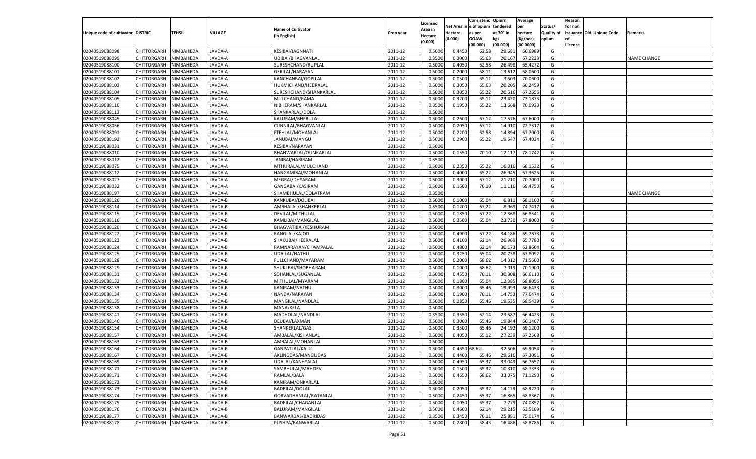| Unique code of cultivator | DISTRIC | TEHSIL | VILLAGE | Name of Cultivator (in English) | Crop year | Licensed Area in Hectare (0.000) | Net Area in Hectare (0.000) | Consistenc e of opium as per GOAW (00.000) | Opium tendered at 70° in kgs (00.000) | Average per hectare (Kg/hec) (00.0000) | Status/ Quality of opium | Reason for non issuance of Licence | Old Unique Code | Remarks |
|---|---|---|---|---|---|---|---|---|---|---|---|---|---|---|
| 02040519088098 | CHITTORGARH | NIMBAHEDA | JAVDA-A | KESIBAI/JAGNNATH | 2011-12 | 0.5000 | 0.4450 | 62.58 | 29.681 | 66.6989 | G | | | |
| 02040519088099 | CHITTORGARH | NIMBAHEDA | JAVDA-A | UDIBAI/BHAGVANLAL | 2011-12 | 0.3500 | 0.3000 | 65.63 | 20.167 | 67.2233 | G | | | NAME CHANGE |
| 02040519088100 | CHITTORGARH | NIMBAHEDA | JAVDA-A | SURESHCHAND/RUPLAL | 2011-12 | 0.5000 | 0.4050 | 62.58 | 26.498 | 65.4272 | G | | | |
| 02040519088101 | CHITTORGARH | NIMBAHEDA | JAVDA-A | GERILAL/NARAYAN | 2011-12 | 0.5000 | 0.2000 | 68.11 | 13.612 | 68.0600 | G | | | |
| 02040519088102 | CHITTORGARH | NIMBAHEDA | JAVDA-A | KANCHANBAI/GOPILAL | 2011-12 | 0.5000 | 0.0500 | 65.11 | 3.503 | 70.0600 | G | | | |
| 02040519088103 | CHITTORGARH | NIMBAHEDA | JAVDA-A | HUKMICHAND/HEERALAL | 2011-12 | 0.5000 | 0.3050 | 65.63 | 20.205 | 66.2459 | G | | | |
| 02040519088104 | CHITTORGARH | NIMBAHEDA | JAVDA-A | SURESHCHAND/SHANKARLAL | 2011-12 | 0.5000 | 0.3050 | 65.22 | 20.516 | 67.2656 | G | | | |
| 02040519088105 | CHITTORGARH | NIMBAHEDA | JAVDA-A | MULCHAND/RAMA | 2011-12 | 0.5000 | 0.3200 | 65.11 | 23.420 | 73.1875 | G | | | |
| 02040519088110 | CHITTORGARH | NIMBAHEDA | JAVDA-A | NIBHERAM/SHANKARLAL | 2011-12 | 0.3500 | 0.1950 | 65.22 | 13.668 | 70.0923 | G | | | |
| 02040519088113 | CHITTORGARH | NIMBAHEDA | JAVDA-A | SHANKARLAL/DOLA | 2011-12 | 0.5000 | | | | | F | | | |
| 02040519088045 | CHITTORGARH | NIMBAHEDA | JAVDA-A | KALURAM/BHERULAL | 2011-12 | 0.5000 | 0.2600 | 67.12 | 17.576 | 67.6000 | G | | | |
| 02040519088056 | CHITTORGARH | NIMBAHEDA | JAVDA-A | CUNNILAL/BHAGVANLAL | 2011-12 | 0.5000 | 0.2050 | 67.12 | 14.910 | 72.7317 | G | | | |
| 02040519088091 | CHITTORGARH | NIMBAHEDA | JAVDA-A | FTEHLAL/MOHANLAL | 2011-12 | 0.5000 | 0.2200 | 62.58 | 14.894 | 67.7000 | G | | | |
| 02040519088192 | CHITTORGARH | NIMBAHEDA | JAVDA-A | JANUBAI/MANGU | 2011-12 | 0.5000 | 0.2900 | 65.22 | 19.547 | 67.4034 | G | | | |
| 02040519088031 | CHITTORGARH | NIMBAHEDA | JAVDA-A | KESIBAI/NARAYAN | 2011-12 | 0.5000 | | | | | F | | | |
| 02040519088010 | CHITTORGARH | NIMBAHEDA | JAVDA-A | BHANWARLAL/OUNKARLAL | 2011-12 | 0.5000 | 0.1550 | 70.10 | 12.117 | 78.1742 | G | | | |
| 02040519088012 | CHITTORGARH | NIMBAHEDA | JAVDA-A | JANIBAI/HARIRAM | 2011-12 | 0.3500 | | | | | F | | | |
| 02040519088075 | CHITTORGARH | NIMBAHEDA | JAVDA-A | MTHURALAL/MULCHAND | 2011-12 | 0.5000 | 0.2350 | 65.22 | 16.016 | 68.1532 | G | | | |
| 02040519088112 | CHITTORGARH | NIMBAHEDA | JAVDA-A | HANGAMIBAI/MOHANLAL | 2011-12 | 0.5000 | 0.4000 | 65.22 | 26.945 | 67.3625 | G | | | |
| 02040519088027 | CHITTORGARH | NIMBAHEDA | JAVDA-A | MEGRAJ/DHYARAM | 2011-12 | 0.5000 | 0.3000 | 67.12 | 21.210 | 70.7000 | G | | | |
| 02040519088032 | CHITTORGARH | NIMBAHEDA | JAVDA-A | GANGABAI/KASIRAM | 2011-12 | 0.5000 | 0.1600 | 70.10 | 11.116 | 69.4750 | G | | | |
| 02040519088197 | CHITTORGARH | NIMBAHEDA | JAVDA-A | SHAMBHULAL/DOLATRAM | 2011-12 | 0.3500 | | | | | F | | | NAME CHANGE |
| 02040519088126 | CHITTORGARH | NIMBAHEDA | JAVDA-B | KANKUBAI/DOLIBAI | 2011-12 | 0.5000 | 0.1000 | 65.04 | 6.811 | 68.1100 | G | | | |
| 02040519088114 | CHITTORGARH | NIMBAHEDA | JAVDA-B | AMBHALAL/SHANKERLAL | 2011-12 | 0.3500 | 0.1200 | 67.22 | 8.969 | 74.7417 | G | | | |
| 02040519088115 | CHITTORGARH | NIMBAHEDA | JAVDA-B | DEVILAL/MITHULAL | 2011-12 | 0.5000 | 0.1850 | 67.22 | 12.368 | 66.8541 | G | | | |
| 02040519088116 | CHITTORGARH | NIMBAHEDA | JAVDA-B | KAMLIBAI/MANGILAL | 2011-12 | 0.5000 | 0.3500 | 65.04 | 23.730 | 67.8000 | G | | | |
| 02040519088120 | CHITTORGARH | NIMBAHEDA | JAVDA-B | BHAGVATIBAI/KESHURAM | 2011-12 | 0.5000 | | | | | F | | | |
| 02040519088122 | CHITTORGARH | NIMBAHEDA | JAVDA-B | RANGLAL/KAJOD | 2011-12 | 0.5000 | 0.4900 | 67.22 | 34.186 | 69.7673 | G | | | |
| 02040519088123 | CHITTORGARH | NIMBAHEDA | JAVDA-B | SHAKUBAI/HEERALAL | 2011-12 | 0.5000 | 0.4100 | 62.14 | 26.969 | 65.7780 | G | | | |
| 02040519088124 | CHITTORGARH | NIMBAHEDA | JAVDA-B | RAMNARAYAN/CHAMPALAL | 2011-12 | 0.5000 | 0.4800 | 62.14 | 30.173 | 62.8604 | G | | | |
| 02040519088125 | CHITTORGARH | NIMBAHEDA | JAVDA-B | UDAILAL/NATHU | 2011-12 | 0.5000 | 0.3250 | 65.04 | 20.738 | 63.8092 | G | | | |
| 02040519088128 | CHITTORGARH | NIMBAHEDA | JAVDA-B | FULLCHAND/MAYARAM | 2011-12 | 0.5000 | 0.2000 | 68.62 | 14.312 | 71.5600 | G | | | |
| 02040519088129 | CHITTORGARH | NIMBAHEDA | JAVDA-B | SHUKI BAI/SHOBHARAM | 2011-12 | 0.5000 | 0.1000 | 68.62 | 7.019 | 70.1900 | G | | | |
| 02040519088131 | CHITTORGARH | NIMBAHEDA | JAVDA-B | SOHANLAL/SUGANLAL | 2011-12 | 0.5000 | 0.4550 | 70.11 | 30.308 | 66.6110 | G | | | |
| 02040519088132 | CHITTORGARH | NIMBAHEDA | JAVDA-B | MITHULAL/MYARAM | 2011-12 | 0.5000 | 0.1800 | 65.04 | 12.385 | 68.8056 | G | | | |
| 02040519088133 | CHITTORGARH | NIMBAHEDA | JAVDA-B | KANIRAM/NATHU | 2011-12 | 0.5000 | 0.3000 | 65.46 | 19.993 | 66.6433 | G | | | |
| 02040519088134 | CHITTORGARH | NIMBAHEDA | JAVDA-B | NANDA/NARAYAN | 2011-12 | 0.5000 | 0.1900 | 70.11 | 14.753 | 77.6474 | G | | | |
| 02040519088135 | CHITTORGARH | NIMBAHEDA | JAVDA-B | MANGILAL/NANDLAL | 2011-12 | 0.5000 | 0.2850 | 65.46 | 19.535 | 68.5439 | G | | | |
| 02040519088138 | CHITTORGARH | NIMBAHEDA | JAVDA-B | MANA/KELA | 2011-12 | 0.5000 | | | | | F | | | |
| 02040519088141 | CHITTORGARH | NIMBAHEDA | JAVDA-B | MADHOLAL/NANDLAL | 2011-12 | 0.3500 | 0.3550 | 62.14 | 23.587 | 66.4423 | G | | | |
| 02040519088146 | CHITTORGARH | NIMBAHEDA | JAVDA-B | DEUBAI/LAXMAN | 2011-12 | 0.5000 | 0.3000 | 65.46 | 19.844 | 66.1467 | G | | | |
| 02040519088154 | CHITTORGARH | NIMBAHEDA | JAVDA-B | SHANKERLAL/GASI | 2011-12 | 0.5000 | 0.3500 | 65.46 | 24.192 | 69.1200 | G | | | |
| 02040519088157 | CHITTORGARH | NIMBAHEDA | JAVDA-B | AMBALAL/KISHANLAL | 2011-12 | 0.5000 | 0.4050 | 65.12 | 27.239 | 67.2568 | G | | | |
| 02040519088163 | CHITTORGARH | NIMBAHEDA | JAVDA-B | AMBALAL/MOHANLAL | 2011-12 | 0.5000 | | | | | F | | | |
| 02040519088164 | CHITTORGARH | NIMBAHEDA | JAVDA-B | GANPATLAL/KALU | 2011-12 | 0.5000 | 0.4650 | 68.62. | 32.506 | 69.9054 | G | | | |
| 02040519088167 | CHITTORGARH | NIMBAHEDA | JAVDA-B | AKLINGDAS/MANGUDAS | 2011-12 | 0.5000 | 0.4400 | 65.46 | 29.616 | 67.3091 | G | | | |
| 02040519088169 | CHITTORGARH | NIMBAHEDA | JAVDA-B | UDALAL/KANHYALAL | 2011-12 | 0.5000 | 0.4950 | 65.37 | 33.049 | 66.7657 | G | | | |
| 02040519088171 | CHITTORGARH | NIMBAHEDA | JAVDA-B | SAMBHULAL/MAHDEV | 2011-12 | 0.5000 | 0.1500 | 65.37 | 10.310 | 68.7333 | G | | | |
| 02040519088171 | CHITTORGARH | NIMBAHEDA | JAVDA-B | RAMLAL/BALA | 2011-12 | 0.5000 | 0.4650 | 68.62 | 33.075 | 71.1290 | G | | | |
| 02040519088172 | CHITTORGARH | NIMBAHEDA | JAVDA-B | KANIRAM/ONKARLAL | 2011-12 | 0.5000 | | | | | F | | | |
| 02040519088173 | CHITTORGARH | NIMBAHEDA | JAVDA-B | BADRILAL/DOLAJI | 2011-12 | 0.5000 | 0.2050 | 65.37 | 14.129 | 68.9220 | G | | | |
| 02040519088174 | CHITTORGARH | NIMBAHEDA | JAVDA-B | GORVADHANLAL/RATANLAL | 2011-12 | 0.5000 | 0.2450 | 65.37 | 16.865 | 68.8367 | G | | | |
| 02040519088175 | CHITTORGARH | NIMBAHEDA | JAVDA-B | BADRILAL/CHAGANLAL | 2011-12 | 0.5000 | 0.1050 | 65.37 | 7.779 | 74.0857 | G | | | |
| 02040519088176 | CHITTORGARH | NIMBAHEDA | JAVDA-B | BALURAM/MANGILAL | 2011-12 | 0.5000 | 0.4600 | 62.14 | 29.215 | 63.5109 | G | | | |
| 02040519088177 | CHITTORGARH | NIMBAHEDA | JAVDA-B | BANWARDAS/BADRIDAS | 2011-12 | 0.3500 | 0.3450 | 70.11 | 25.881 | 75.0174 | G | | | |
| 02040519088178 | CHITTORGARH | NIMBAHEDA | JAVDA-B | PUSHPA/BANWARLAL | 2011-12 | 0.5000 | 0.2800 | 58.43 | 16.486 | 58.8786 | G | | | |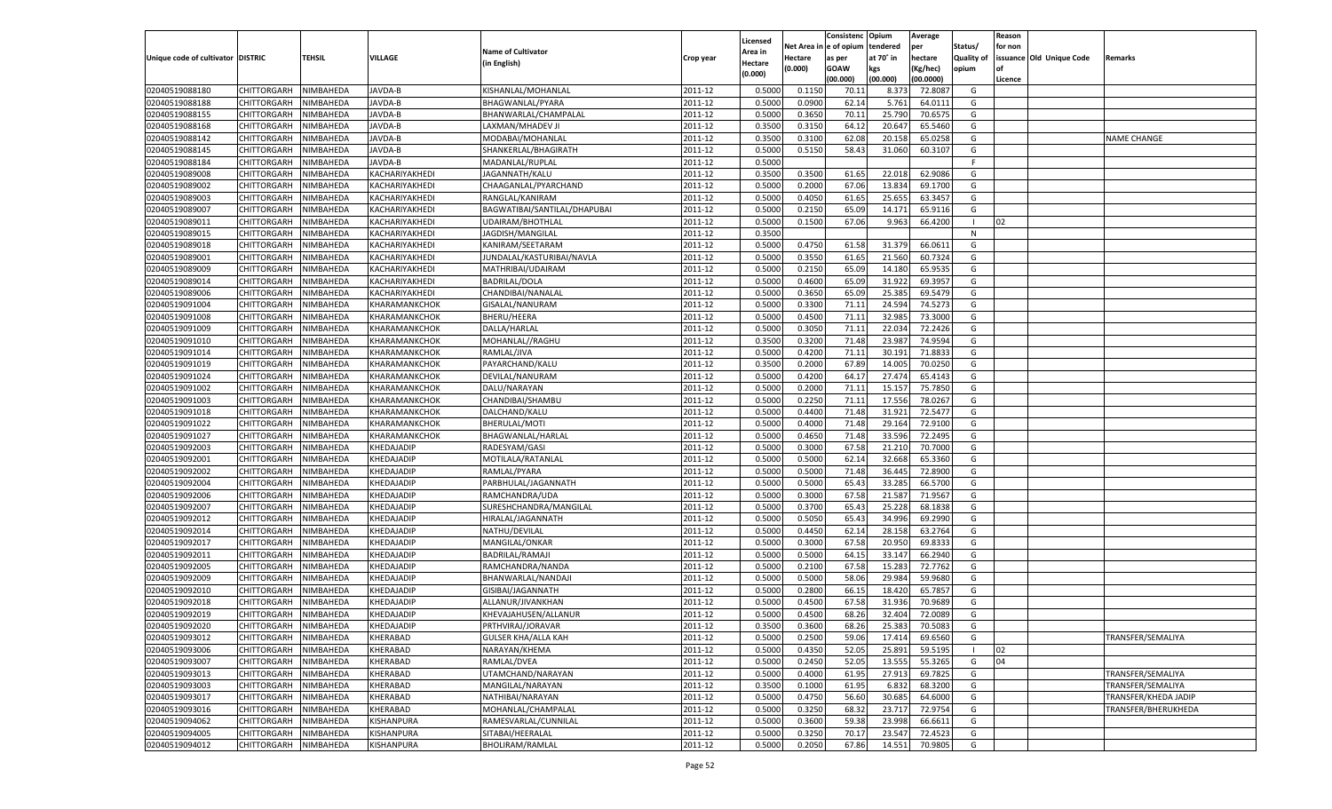| Unique code of cultivator | DISTRIC | TEHSIL | VILLAGE | Name of Cultivator (in English) | Crop year | Licensed Area in Hectare (0.000) | Net Area in Hectare (0.000) | Consistenc e of opium as per GOAW (00.000) | Opium tendered at 70° in kgs (00.000) | Average per hectare (Kg/hec) (00.0000) | Status/ Quality of opium | Reason for non issuance of Licence | Old Unique Code | Remarks |
|---|---|---|---|---|---|---|---|---|---|---|---|---|---|---|
| 02040519088180 | CHITTORGARH | NIMBAHEDA | JAVDA-B | KISHANLAL/MOHANLAL | 2011-12 | 0.5000 | 0.1150 | 70.11 | 8.373 | 72.8087 | G | | | |
| 02040519088188 | CHITTORGARH | NIMBAHEDA | JAVDA-B | BHAGWANLAL/PYARA | 2011-12 | 0.5000 | 0.0900 | 62.14 | 5.761 | 64.0111 | G | | | |
| 02040519088155 | CHITTORGARH | NIMBAHEDA | JAVDA-B | BHANWARLAL/CHAMPALAL | 2011-12 | 0.5000 | 0.3650 | 70.11 | 25.790 | 70.6575 | G | | | |
| 02040519088168 | CHITTORGARH | NIMBAHEDA | JAVDA-B | LAXMAN/MHADEV JI | 2011-12 | 0.3500 | 0.3150 | 64.12 | 20.647 | 65.5460 | G | | | |
| 02040519088142 | CHITTORGARH | NIMBAHEDA | JAVDA-B | MODABAI/MOHANLAL | 2011-12 | 0.3500 | 0.3100 | 62.08 | 20.158 | 65.0258 | G | | | NAME CHANGE |
| 02040519088145 | CHITTORGARH | NIMBAHEDA | JAVDA-B | SHANKERLAL/BHAGIRATH | 2011-12 | 0.5000 | 0.5150 | 58.43 | 31.060 | 60.3107 | G | | | |
| 02040519088184 | CHITTORGARH | NIMBAHEDA | JAVDA-B | MADANLAL/RUPLAL | 2011-12 | 0.5000 | | | | | F | | | |
| 02040519089008 | CHITTORGARH | NIMBAHEDA | KACHARIYAKHEDI | JAGANNATH/KALU | 2011-12 | 0.3500 | 0.3500 | 61.65 | 22.018 | 62.9086 | G | | | |
| 02040519089002 | CHITTORGARH | NIMBAHEDA | KACHARIYAKHEDI | CHAAGANLAL/PYARCHAND | 2011-12 | 0.5000 | 0.2000 | 67.06 | 13.834 | 69.1700 | G | | | |
| 02040519089003 | CHITTORGARH | NIMBAHEDA | KACHARIYAKHEDI | RANGLAL/KANIRAM | 2011-12 | 0.5000 | 0.4050 | 61.65 | 25.655 | 63.3457 | G | | | |
| 02040519089007 | CHITTORGARH | NIMBAHEDA | KACHARIYAKHEDI | BAGWATIBAI/SANTILAL/DHAPUBAI | 2011-12 | 0.5000 | 0.2150 | 65.09 | 14.171 | 65.9116 | G | | | |
| 02040519089011 | CHITTORGARH | NIMBAHEDA | KACHARIYAKHEDI | UDAIRAM/BHOTHLAL | 2011-12 | 0.5000 | 0.1500 | 67.06 | 9.963 | 66.4200 | I | 02 | | |
| 02040519089015 | CHITTORGARH | NIMBAHEDA | KACHARIYAKHEDI | JAGDISH/MANGILAL | 2011-12 | 0.3500 | | | | | N | | | |
| 02040519089018 | CHITTORGARH | NIMBAHEDA | KACHARIYAKHEDI | KANIRAM/SEETARAM | 2011-12 | 0.5000 | 0.4750 | 61.58 | 31.379 | 66.0611 | G | | | |
| 02040519089001 | CHITTORGARH | NIMBAHEDA | KACHARIYAKHEDI | JUNDALAL/KASTURIBAI/NAVLA | 2011-12 | 0.5000 | 0.3550 | 61.65 | 21.560 | 60.7324 | G | | | |
| 02040519089009 | CHITTORGARH | NIMBAHEDA | KACHARIYAKHEDI | MATHRIBAI/UDAIRAM | 2011-12 | 0.5000 | 0.2150 | 65.09 | 14.180 | 65.9535 | G | | | |
| 02040519089014 | CHITTORGARH | NIMBAHEDA | KACHARIYAKHEDI | BADRILAL/DOLA | 2011-12 | 0.5000 | 0.4600 | 65.09 | 31.922 | 69.3957 | G | | | |
| 02040519089006 | CHITTORGARH | NIMBAHEDA | KACHARIYAKHEDI | CHANDIBAI/NANALAL | 2011-12 | 0.5000 | 0.3650 | 65.09 | 25.385 | 69.5479 | G | | | |
| 02040519091004 | CHITTORGARH | NIMBAHEDA | KHARAMANKCHOK | GISALAL/NANURAM | 2011-12 | 0.5000 | 0.3300 | 71.11 | 24.594 | 74.5273 | G | | | |
| 02040519091008 | CHITTORGARH | NIMBAHEDA | KHARAMANKCHOK | BHERU/HEERA | 2011-12 | 0.5000 | 0.4500 | 71.11 | 32.985 | 73.3000 | G | | | |
| 02040519091009 | CHITTORGARH | NIMBAHEDA | KHARAMANKCHOK | DALLA/HARLAL | 2011-12 | 0.5000 | 0.3050 | 71.11 | 22.034 | 72.2426 | G | | | |
| 02040519091010 | CHITTORGARH | NIMBAHEDA | KHARAMANKCHOK | MOHANLAL//RAGHU | 2011-12 | 0.3500 | 0.3200 | 71.48 | 23.987 | 74.9594 | G | | | |
| 02040519091014 | CHITTORGARH | NIMBAHEDA | KHARAMANKCHOK | RAMLAL/JIVA | 2011-12 | 0.5000 | 0.4200 | 71.11 | 30.191 | 71.8833 | G | | | |
| 02040519091019 | CHITTORGARH | NIMBAHEDA | KHARAMANKCHOK | PAYARCHAND/KALU | 2011-12 | 0.3500 | 0.2000 | 67.89 | 14.005 | 70.0250 | G | | | |
| 02040519091024 | CHITTORGARH | NIMBAHEDA | KHARAMANKCHOK | DEVILAL/NANURAM | 2011-12 | 0.5000 | 0.4200 | 64.17 | 27.474 | 65.4143 | G | | | |
| 02040519091002 | CHITTORGARH | NIMBAHEDA | KHARAMANKCHOK | DALU/NARAYAN | 2011-12 | 0.5000 | 0.2000 | 71.11 | 15.157 | 75.7850 | G | | | |
| 02040519091003 | CHITTORGARH | NIMBAHEDA | KHARAMANKCHOK | CHANDIBAI/SHAMBU | 2011-12 | 0.5000 | 0.2250 | 71.11 | 17.556 | 78.0267 | G | | | |
| 02040519091018 | CHITTORGARH | NIMBAHEDA | KHARAMANKCHOK | DALCHAND/KALU | 2011-12 | 0.5000 | 0.4400 | 71.48 | 31.921 | 72.5477 | G | | | |
| 02040519091022 | CHITTORGARH | NIMBAHEDA | KHARAMANKCHOK | BHERULAL/MOTI | 2011-12 | 0.5000 | 0.4000 | 71.48 | 29.164 | 72.9100 | G | | | |
| 02040519091027 | CHITTORGARH | NIMBAHEDA | KHARAMANKCHOK | BHAGWANLAL/HARLAL | 2011-12 | 0.5000 | 0.4650 | 71.48 | 33.596 | 72.2495 | G | | | |
| 02040519092003 | CHITTORGARH | NIMBAHEDA | KHEDAJADIP | RADESYAM/GASI | 2011-12 | 0.5000 | 0.3000 | 67.58 | 21.210 | 70.7000 | G | | | |
| 02040519092001 | CHITTORGARH | NIMBAHEDA | KHEDAJADIP | MOTILALA/RATANLAL | 2011-12 | 0.5000 | 0.5000 | 62.14 | 32.668 | 65.3360 | G | | | |
| 02040519092002 | CHITTORGARH | NIMBAHEDA | KHEDAJADIP | RAMLAL/PYARA | 2011-12 | 0.5000 | 0.5000 | 71.48 | 36.445 | 72.8900 | G | | | |
| 02040519092004 | CHITTORGARH | NIMBAHEDA | KHEDAJADIP | PARBHULAL/JAGANNATH | 2011-12 | 0.5000 | 0.5000 | 65.43 | 33.285 | 66.5700 | G | | | |
| 02040519092006 | CHITTORGARH | NIMBAHEDA | KHEDAJADIP | RAMCHANDRA/UDA | 2011-12 | 0.5000 | 0.3000 | 67.58 | 21.587 | 71.9567 | G | | | |
| 02040519092007 | CHITTORGARH | NIMBAHEDA | KHEDAJADIP | SURESHCHANDRA/MANGILAL | 2011-12 | 0.5000 | 0.3700 | 65.43 | 25.228 | 68.1838 | G | | | |
| 02040519092012 | CHITTORGARH | NIMBAHEDA | KHEDAJADIP | HIRALAL/JAGANNATH | 2011-12 | 0.5000 | 0.5050 | 65.43 | 34.996 | 69.2990 | G | | | |
| 02040519092014 | CHITTORGARH | NIMBAHEDA | KHEDAJADIP | NATHU/DEVILAL | 2011-12 | 0.5000 | 0.4450 | 62.14 | 28.158 | 63.2764 | G | | | |
| 02040519092017 | CHITTORGARH | NIMBAHEDA | KHEDAJADIP | MANGILAL/ONKAR | 2011-12 | 0.5000 | 0.3000 | 67.58 | 20.950 | 69.8333 | G | | | |
| 02040519092011 | CHITTORGARH | NIMBAHEDA | KHEDAJADIP | BADRILAL/RAMAJI | 2011-12 | 0.5000 | 0.5000 | 64.15 | 33.147 | 66.2940 | G | | | |
| 02040519092005 | CHITTORGARH | NIMBAHEDA | KHEDAJADIP | RAMCHANDRA/NANDA | 2011-12 | 0.5000 | 0.2100 | 67.58 | 15.283 | 72.7762 | G | | | |
| 02040519092009 | CHITTORGARH | NIMBAHEDA | KHEDAJADIP | BHANWARLAL/NANDAJI | 2011-12 | 0.5000 | 0.5000 | 58.06 | 29.984 | 59.9680 | G | | | |
| 02040519092010 | CHITTORGARH | NIMBAHEDA | KHEDAJADIP | GISIBAI/JAGANNATH | 2011-12 | 0.5000 | 0.2800 | 66.15 | 18.420 | 65.7857 | G | | | |
| 02040519092018 | CHITTORGARH | NIMBAHEDA | KHEDAJADIP | ALLANUR/JIVANKHAN | 2011-12 | 0.5000 | 0.4500 | 67.58 | 31.936 | 70.9689 | G | | | |
| 02040519092019 | CHITTORGARH | NIMBAHEDA | KHEDAJADIP | KHEVAJAHUSEN/ALLANUR | 2011-12 | 0.5000 | 0.4500 | 68.26 | 32.404 | 72.0089 | G | | | |
| 02040519092020 | CHITTORGARH | NIMBAHEDA | KHEDAJADIP | PRTHVIRAJ/JORAVAR | 2011-12 | 0.3500 | 0.3600 | 68.26 | 25.383 | 70.5083 | G | | | |
| 02040519093012 | CHITTORGARH | NIMBAHEDA | KHERABAD | GULSER KHA/ALLA KAH | 2011-12 | 0.5000 | 0.2500 | 59.06 | 17.414 | 69.6560 | G | | | TRANSFER/SEMALIYA |
| 02040519093006 | CHITTORGARH | NIMBAHEDA | KHERABAD | NARAYAN/KHEMA | 2011-12 | 0.5000 | 0.4350 | 52.05 | 25.891 | 59.5195 | I | 02 | | |
| 02040519093007 | CHITTORGARH | NIMBAHEDA | KHERABAD | RAMLAL/DVEA | 2011-12 | 0.5000 | 0.2450 | 52.05 | 13.555 | 55.3265 | G | 04 | | |
| 02040519093013 | CHITTORGARH | NIMBAHEDA | KHERABAD | UTAMCHAND/NARAYAN | 2011-12 | 0.5000 | 0.4000 | 61.95 | 27.913 | 69.7825 | G | | | TRANSFER/SEMALIYA |
| 02040519093003 | CHITTORGARH | NIMBAHEDA | KHERABAD | MANGILAL/NARAYAN | 2011-12 | 0.3500 | 0.1000 | 61.95 | 6.832 | 68.3200 | G | | | TRANSFER/SEMALIYA |
| 02040519093017 | CHITTORGARH | NIMBAHEDA | KHERABAD | NATHIBAI/NARAYAN | 2011-12 | 0.5000 | 0.4750 | 56.60 | 30.685 | 64.6000 | G | | | TRANSFER/KHEDA JADIP |
| 02040519093016 | CHITTORGARH | NIMBAHEDA | KHERABAD | MOHANLAL/CHAMPALAL | 2011-12 | 0.5000 | 0.3250 | 68.32 | 23.717 | 72.9754 | G | | | TRANSFER/BHERUKHEDA |
| 02040519094062 | CHITTORGARH | NIMBAHEDA | KISHANPURA | RAMESVARLAL/CUNNILAL | 2011-12 | 0.5000 | 0.3600 | 59.38 | 23.998 | 66.6611 | G | | | |
| 02040519094005 | CHITTORGARH | NIMBAHEDA | KISHANPURA | SITABAI/HEERALAL | 2011-12 | 0.5000 | 0.3250 | 70.17 | 23.547 | 72.4523 | G | | | |
| 02040519094012 | CHITTORGARH | NIMBAHEDA | KISHANPURA | BHOLIRAM/RAMLAL | 2011-12 | 0.5000 | 0.2050 | 67.86 | 14.551 | 70.9805 | G | | | |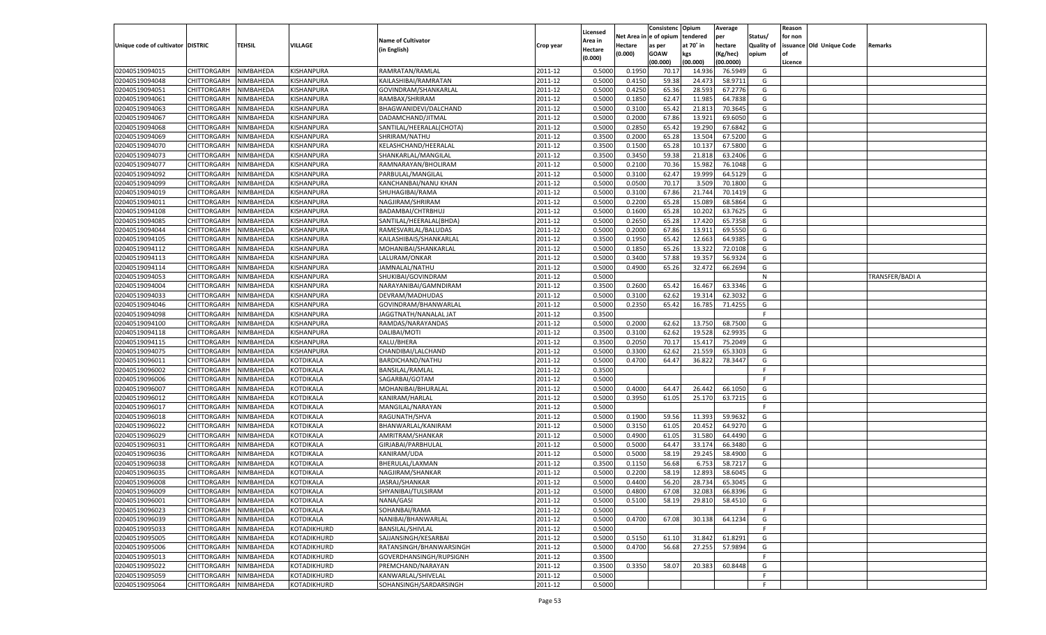| Unique code of cultivator | DISTRIC | TEHSIL | VILLAGE | Name of Cultivator (in English) | Crop year | Licensed Area in Hectare (0.000) | Net Area in Hectare (0.000) | Consistenc e of opium as per GOAW (00.000) | Opium tendered at 70° in kgs (00.000) | Average per hectare (Kg/hec) (00.0000) | Status/ Quality of opium | Reason for non issuance of Licence | Old Unique Code | Remarks |
|---|---|---|---|---|---|---|---|---|---|---|---|---|---|---|
| 02040519094015 | CHITTORGARH | NIMBAHEDA | KISHANPURA | RAMRATAN/RAMLAL | 2011-12 | 0.5000 | 0.1950 | 70.17 | 14.936 | 76.5949 | G | | | |
| 02040519094048 | CHITTORGARH | NIMBAHEDA | KISHANPURA | KAILASHIBAI/RAMRATAN | 2011-12 | 0.5000 | 0.4150 | 59.38 | 24.473 | 58.9711 | G | | | |
| 02040519094051 | CHITTORGARH | NIMBAHEDA | KISHANPURA | GOVINDRAM/SHANKARLAL | 2011-12 | 0.5000 | 0.4250 | 65.36 | 28.593 | 67.2776 | G | | | |
| 02040519094061 | CHITTORGARH | NIMBAHEDA | KISHANPURA | RAMBAX/SHRIRAM | 2011-12 | 0.5000 | 0.1850 | 62.47 | 11.985 | 64.7838 | G | | | |
| 02040519094063 | CHITTORGARH | NIMBAHEDA | KISHANPURA | BHAGWANIDEVI/DALCHAND | 2011-12 | 0.5000 | 0.3100 | 65.42 | 21.813 | 70.3645 | G | | | |
| 02040519094067 | CHITTORGARH | NIMBAHEDA | KISHANPURA | DADAMCHAND/JITMAL | 2011-12 | 0.5000 | 0.2000 | 67.86 | 13.921 | 69.6050 | G | | | |
| 02040519094068 | CHITTORGARH | NIMBAHEDA | KISHANPURA | SANTILAL/HEERALAL(CHOTA) | 2011-12 | 0.5000 | 0.2850 | 65.42 | 19.290 | 67.6842 | G | | | |
| 02040519094069 | CHITTORGARH | NIMBAHEDA | KISHANPURA | SHRIRAM/NATHU | 2011-12 | 0.3500 | 0.2000 | 65.28 | 13.504 | 67.5200 | G | | | |
| 02040519094070 | CHITTORGARH | NIMBAHEDA | KISHANPURA | KELASHCHAND/HEERALAL | 2011-12 | 0.3500 | 0.1500 | 65.28 | 10.137 | 67.5800 | G | | | |
| 02040519094073 | CHITTORGARH | NIMBAHEDA | KISHANPURA | SHANKARLAL/MANGILAL | 2011-12 | 0.3500 | 0.3450 | 59.38 | 21.818 | 63.2406 | G | | | |
| 02040519094077 | CHITTORGARH | NIMBAHEDA | KISHANPURA | RAMNARAYAN/BHOLIRAM | 2011-12 | 0.5000 | 0.2100 | 70.36 | 15.982 | 76.1048 | G | | | |
| 02040519094092 | CHITTORGARH | NIMBAHEDA | KISHANPURA | PARBULAL/MANGILAL | 2011-12 | 0.5000 | 0.3100 | 62.47 | 19.999 | 64.5129 | G | | | |
| 02040519094099 | CHITTORGARH | NIMBAHEDA | KISHANPURA | KANCHANBAI/NANU KHAN | 2011-12 | 0.5000 | 0.0500 | 70.17 | 3.509 | 70.1800 | G | | | |
| 02040519094019 | CHITTORGARH | NIMBAHEDA | KISHANPURA | SHUHAGIBAI/RAMA | 2011-12 | 0.5000 | 0.3100 | 67.86 | 21.744 | 70.1419 | G | | | |
| 02040519094011 | CHITTORGARH | NIMBAHEDA | KISHANPURA | NAGJIRAM/SHRIRAM | 2011-12 | 0.5000 | 0.2200 | 65.28 | 15.089 | 68.5864 | G | | | |
| 02040519094108 | CHITTORGARH | NIMBAHEDA | KISHANPURA | BADAMBAI/CHTRBHUJ | 2011-12 | 0.5000 | 0.1600 | 65.28 | 10.202 | 63.7625 | G | | | |
| 02040519094085 | CHITTORGARH | NIMBAHEDA | KISHANPURA | SANTILAL/HEERALAL(BHDA) | 2011-12 | 0.5000 | 0.2650 | 65.28 | 17.420 | 65.7358 | G | | | |
| 02040519094044 | CHITTORGARH | NIMBAHEDA | KISHANPURA | RAMESVARLAL/BALUDAS | 2011-12 | 0.5000 | 0.2000 | 67.86 | 13.911 | 69.5550 | G | | | |
| 02040519094105 | CHITTORGARH | NIMBAHEDA | KISHANPURA | KAILASHIBAIS/SHANKARLAL | 2011-12 | 0.3500 | 0.1950 | 65.42 | 12.663 | 64.9385 | G | | | |
| 02040519094112 | CHITTORGARH | NIMBAHEDA | KISHANPURA | MOHANIBAI/SHANKARLAL | 2011-12 | 0.5000 | 0.1850 | 65.26 | 13.322 | 72.0108 | G | | | |
| 02040519094113 | CHITTORGARH | NIMBAHEDA | KISHANPURA | LALURAM/ONKAR | 2011-12 | 0.5000 | 0.3400 | 57.88 | 19.357 | 56.9324 | G | | | |
| 02040519094114 | CHITTORGARH | NIMBAHEDA | KISHANPURA | JAMNALAL/NATHU | 2011-12 | 0.5000 | 0.4900 | 65.26 | 32.472 | 66.2694 | G | | | |
| 02040519094053 | CHITTORGARH | NIMBAHEDA | KISHANPURA | SHUKIBAI/GOVINDRAM | 2011-12 | 0.5000 | | | | | N | | | TRANSFER/BADI A |
| 02040519094004 | CHITTORGARH | NIMBAHEDA | KISHANPURA | NARAYANIBAI/GAMNDIRAM | 2011-12 | 0.3500 | 0.2600 | 65.42 | 16.467 | 63.3346 | G | | | |
| 02040519094033 | CHITTORGARH | NIMBAHEDA | KISHANPURA | DEVRAM/MADHUDAS | 2011-12 | 0.5000 | 0.3100 | 62.62 | 19.314 | 62.3032 | G | | | |
| 02040519094046 | CHITTORGARH | NIMBAHEDA | KISHANPURA | GOVINDRAM/BHANWARLAL | 2011-12 | 0.5000 | 0.2350 | 65.42 | 16.785 | 71.4255 | G | | | |
| 02040519094098 | CHITTORGARH | NIMBAHEDA | KISHANPURA | JAGGTNATH/NANALAL JAT | 2011-12 | 0.3500 | | | | | F | | | |
| 02040519094100 | CHITTORGARH | NIMBAHEDA | KISHANPURA | RAMDAS/NARAYANDAS | 2011-12 | 0.5000 | 0.2000 | 62.62 | 13.750 | 68.7500 | G | | | |
| 02040519094118 | CHITTORGARH | NIMBAHEDA | KISHANPURA | DALIBAI/MOTI | 2011-12 | 0.3500 | 0.3100 | 62.62 | 19.528 | 62.9935 | G | | | |
| 02040519094115 | CHITTORGARH | NIMBAHEDA | KISHANPURA | KALU/BHERA | 2011-12 | 0.3500 | 0.2050 | 70.17 | 15.417 | 75.2049 | G | | | |
| 02040519094075 | CHITTORGARH | NIMBAHEDA | KISHANPURA | CHANDIBAI/LALCHAND | 2011-12 | 0.5000 | 0.3300 | 62.62 | 21.559 | 65.3303 | G | | | |
| 02040519096011 | CHITTORGARH | NIMBAHEDA | KOTDIKALA | BARDICHAND/NATHU | 2011-12 | 0.5000 | 0.4700 | 64.47 | 36.822 | 78.3447 | G | | | |
| 02040519096002 | CHITTORGARH | NIMBAHEDA | KOTDIKALA | BANSILAL/RAMLAL | 2011-12 | 0.3500 | | | | | F | | | |
| 02040519096006 | CHITTORGARH | NIMBAHEDA | KOTDIKALA | SAGARBAI/GOTAM | 2011-12 | 0.5000 | | | | | F | | | |
| 02040519096007 | CHITTORGARH | NIMBAHEDA | KOTDIKALA | MOHANIBAI/BHURALAL | 2011-12 | 0.5000 | 0.4000 | 64.47 | 26.442 | 66.1050 | G | | | |
| 02040519096012 | CHITTORGARH | NIMBAHEDA | KOTDIKALA | KANIRAM/HARLAL | 2011-12 | 0.5000 | 0.3950 | 61.05 | 25.170 | 63.7215 | G | | | |
| 02040519096017 | CHITTORGARH | NIMBAHEDA | KOTDIKALA | MANGILAL/NARAYAN | 2011-12 | 0.5000 | | | | | F | | | |
| 02040519096018 | CHITTORGARH | NIMBAHEDA | KOTDIKALA | RAGUNATH/SHVA | 2011-12 | 0.5000 | 0.1900 | 59.56 | 11.393 | 59.9632 | G | | | |
| 02040519096022 | CHITTORGARH | NIMBAHEDA | KOTDIKALA | BHANWARLAL/KANIRAM | 2011-12 | 0.5000 | 0.3150 | 61.05 | 20.452 | 64.9270 | G | | | |
| 02040519096029 | CHITTORGARH | NIMBAHEDA | KOTDIKALA | AMRITRAM/SHANKAR | 2011-12 | 0.5000 | 0.4900 | 61.05 | 31.580 | 64.4490 | G | | | |
| 02040519096031 | CHITTORGARH | NIMBAHEDA | KOTDIKALA | GIRJABAI/PARBHULAL | 2011-12 | 0.5000 | 0.5000 | 64.47 | 33.174 | 66.3480 | G | | | |
| 02040519096036 | CHITTORGARH | NIMBAHEDA | KOTDIKALA | KANIRAM/UDA | 2011-12 | 0.5000 | 0.5000 | 58.19 | 29.245 | 58.4900 | G | | | |
| 02040519096038 | CHITTORGARH | NIMBAHEDA | KOTDIKALA | BHERULAL/LAXMAN | 2011-12 | 0.3500 | 0.1150 | 56.68 | 6.753 | 58.7217 | G | | | |
| 02040519096035 | CHITTORGARH | NIMBAHEDA | KOTDIKALA | NAGJIRAM/SHANKAR | 2011-12 | 0.5000 | 0.2200 | 58.19 | 12.893 | 58.6045 | G | | | |
| 02040519096008 | CHITTORGARH | NIMBAHEDA | KOTDIKALA | JASRAJ/SHANKAR | 2011-12 | 0.5000 | 0.4400 | 56.20 | 28.734 | 65.3045 | G | | | |
| 02040519096009 | CHITTORGARH | NIMBAHEDA | KOTDIKALA | SHYANIBAI/TULSIRAM | 2011-12 | 0.5000 | 0.4800 | 67.08 | 32.083 | 66.8396 | G | | | |
| 02040519096001 | CHITTORGARH | NIMBAHEDA | KOTDIKALA | NANA/GASI | 2011-12 | 0.5000 | 0.5100 | 58.19 | 29.810 | 58.4510 | G | | | |
| 02040519096023 | CHITTORGARH | NIMBAHEDA | KOTDIKALA | SOHANBAI/RAMA | 2011-12 | 0.5000 | | | | | F | | | |
| 02040519096039 | CHITTORGARH | NIMBAHEDA | KOTDIKALA | NANIBAI/BHANWARLAL | 2011-12 | 0.5000 | 0.4700 | 67.08 | 30.138 | 64.1234 | G | | | |
| 02040519095033 | CHITTORGARH | NIMBAHEDA | KOTADIKHURD | BANSILAL/SHIVLAL | 2011-12 | 0.5000 | | | | | F | | | |
| 02040519095005 | CHITTORGARH | NIMBAHEDA | KOTADIKHURD | SAJJANSINGH/KESARBAI | 2011-12 | 0.5000 | 0.5150 | 61.10 | 31.842 | 61.8291 | G | | | |
| 02040519095006 | CHITTORGARH | NIMBAHEDA | KOTADIKHURD | RATANSINGH/BHANWARSINGH | 2011-12 | 0.5000 | 0.4700 | 56.68 | 27.255 | 57.9894 | G | | | |
| 02040519095013 | CHITTORGARH | NIMBAHEDA | KOTADIKHURD | GOVERDHANSINGH/RUPSIGNH | 2011-12 | 0.3500 | | | | | F | | | |
| 02040519095022 | CHITTORGARH | NIMBAHEDA | KOTADIKHURD | PREMCHAND/NARAYAN | 2011-12 | 0.3500 | 0.3350 | 58.07 | 20.383 | 60.8448 | G | | | |
| 02040519095059 | CHITTORGARH | NIMBAHEDA | KOTADIKHURD | KANWARLAL/SHIVELAL | 2011-12 | 0.5000 | | | | | F | | | |
| 02040519095064 | CHITTORGARH | NIMBAHEDA | KOTADIKHURD | SOHANSINGH/SARDARSINGH | 2011-12 | 0.5000 | | | | | F | | | |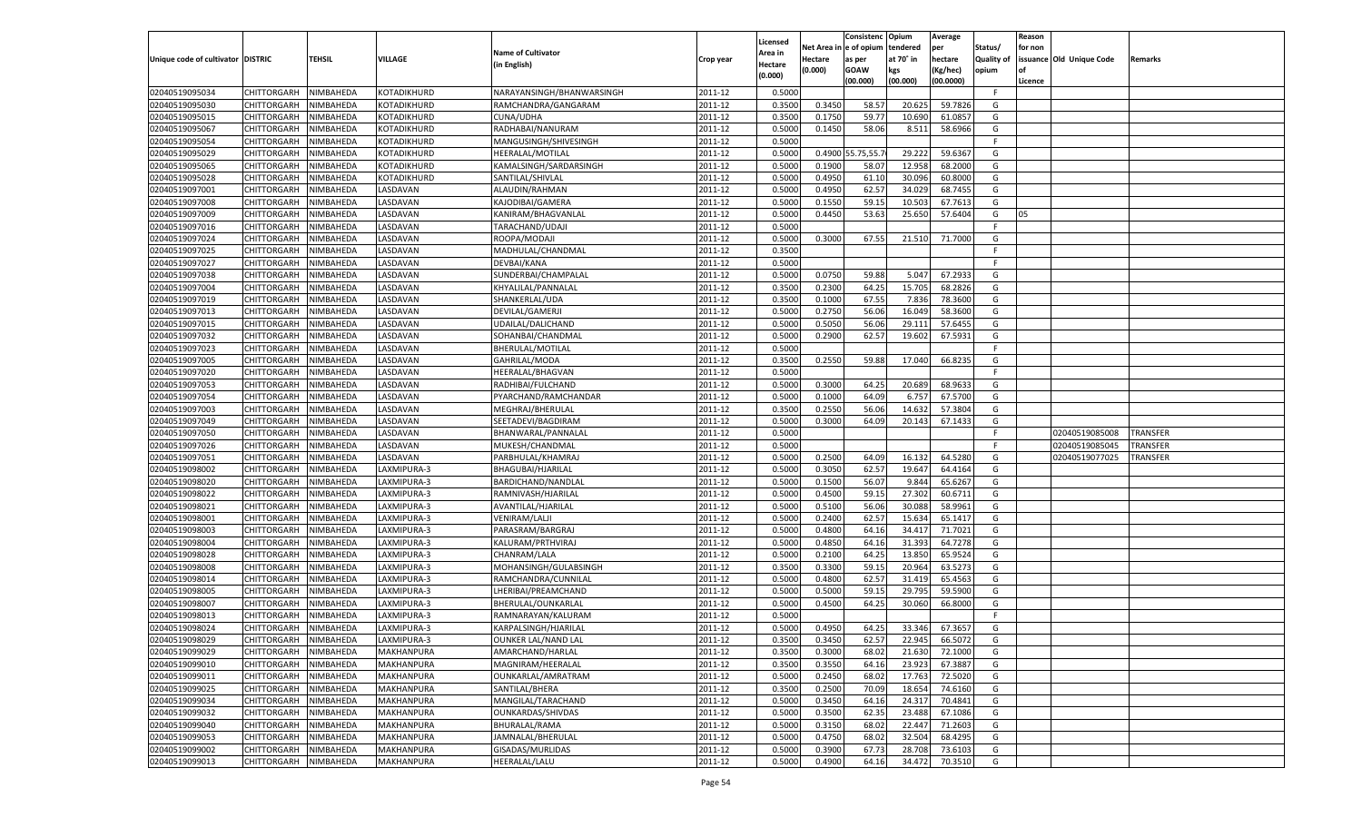| Unique code of cultivator | DISTRIC | TEHSIL | VILLAGE | Name of Cultivator (in English) | Crop year | Licensed Area in Hectare (0.000) | Net Area in Hectare (0.000) | Consistence of opium as per GOAW (00.000) | Opium tendered at 70° in kgs (00.000) | Average per hectare (Kg/hec) (00.0000) | Status/ Quality of opium | Reason for non issuance of Licence | Old Unique Code | Remarks |
|---|---|---|---|---|---|---|---|---|---|---|---|---|---|---|
| 02040519095034 | CHITTORGARH | NIMBAHEDA | KOTADIKHURD | NARAYANSINGH/BHANWARSINGH | 2011-12 | 0.5000 | | | | | F | | | |
| 02040519095030 | CHITTORGARH | NIMBAHEDA | KOTADIKHURD | RAMCHANDRA/GANGARAM | 2011-12 | 0.3500 | 0.3450 | 58.57 | 20.625 | 59.7826 | G | | | |
| 02040519095015 | CHITTORGARH | NIMBAHEDA | KOTADIKHURD | CUNA/UDHA | 2011-12 | 0.3500 | 0.1750 | 59.77 | 10.690 | 61.0857 | G | | | |
| 02040519095067 | CHITTORGARH | NIMBAHEDA | KOTADIKHURD | RADHABAI/NANURAM | 2011-12 | 0.5000 | 0.1450 | 58.06 | 8.511 | 58.6966 | G | | | |
| 02040519095054 | CHITTORGARH | NIMBAHEDA | KOTADIKHURD | MANGUSINGH/SHIVESINGH | 2011-12 | 0.5000 | | | | | F | | | |
| 02040519095029 | CHITTORGARH | NIMBAHEDA | KOTADIKHURD | HEERALAL/MOTILAL | 2011-12 | 0.5000 | 0.4900 | 55.75,55.7 | 29.222 | 59.6367 | G | | | |
| 02040519095065 | CHITTORGARH | NIMBAHEDA | KOTADIKHURD | KAMALSINGH/SARDARSINGH | 2011-12 | 0.5000 | 0.1900 | 58.07 | 12.958 | 68.2000 | G | | | |
| 02040519095028 | CHITTORGARH | NIMBAHEDA | KOTADIKHURD | SANTILAL/SHIVLAL | 2011-12 | 0.5000 | 0.4950 | 61.10 | 30.096 | 60.8000 | G | | | |
| 02040519097001 | CHITTORGARH | NIMBAHEDA | LASDAVAN | ALAUDIN/RAHMAN | 2011-12 | 0.5000 | 0.4950 | 62.57 | 34.029 | 68.7455 | G | | | |
| 02040519097008 | CHITTORGARH | NIMBAHEDA | LASDAVAN | KAJODIBAI/GAMERA | 2011-12 | 0.5000 | 0.1550 | 59.15 | 10.503 | 67.7613 | G | | | |
| 02040519097009 | CHITTORGARH | NIMBAHEDA | LASDAVAN | KANIRAM/BHAGVANLAL | 2011-12 | 0.5000 | 0.4450 | 53.63 | 25.650 | 57.6404 | G | 05 | | |
| 02040519097016 | CHITTORGARH | NIMBAHEDA | LASDAVAN | TARACHAND/UDAJI | 2011-12 | 0.5000 | | | | | F | | | |
| 02040519097024 | CHITTORGARH | NIMBAHEDA | LASDAVAN | ROOPA/MODAJI | 2011-12 | 0.5000 | 0.3000 | 67.55 | 21.510 | 71.7000 | G | | | |
| 02040519097025 | CHITTORGARH | NIMBAHEDA | LASDAVAN | MADHULAL/CHANDMAL | 2011-12 | 0.3500 | | | | | F | | | |
| 02040519097027 | CHITTORGARH | NIMBAHEDA | LASDAVAN | DEVBAI/KANA | 2011-12 | 0.5000 | | | | | F | | | |
| 02040519097038 | CHITTORGARH | NIMBAHEDA | LASDAVAN | SUNDERBAI/CHAMPALAL | 2011-12 | 0.5000 | 0.0750 | 59.88 | 5.047 | 67.2933 | G | | | |
| 02040519097004 | CHITTORGARH | NIMBAHEDA | LASDAVAN | KHYALILAL/PANNALAL | 2011-12 | 0.3500 | 0.2300 | 64.25 | 15.705 | 68.2826 | G | | | |
| 02040519097019 | CHITTORGARH | NIMBAHEDA | LASDAVAN | SHANKERLAL/UDA | 2011-12 | 0.3500 | 0.1000 | 67.55 | 7.836 | 78.3600 | G | | | |
| 02040519097013 | CHITTORGARH | NIMBAHEDA | LASDAVAN | DEVILAL/GAMERJI | 2011-12 | 0.5000 | 0.2750 | 56.06 | 16.049 | 58.3600 | G | | | |
| 02040519097015 | CHITTORGARH | NIMBAHEDA | LASDAVAN | UDAILAL/DALICHAND | 2011-12 | 0.5000 | 0.5050 | 56.06 | 29.111 | 57.6455 | G | | | |
| 02040519097032 | CHITTORGARH | NIMBAHEDA | LASDAVAN | SOHANBAI/CHANDMAL | 2011-12 | 0.5000 | 0.2900 | 62.57 | 19.602 | 67.5931 | G | | | |
| 02040519097023 | CHITTORGARH | NIMBAHEDA | LASDAVAN | BHERULAL/MOTILAL | 2011-12 | 0.5000 | | | | | F | | | |
| 02040519097005 | CHITTORGARH | NIMBAHEDA | LASDAVAN | GAHRILAL/MODA | 2011-12 | 0.3500 | 0.2550 | 59.88 | 17.040 | 66.8235 | G | | | |
| 02040519097020 | CHITTORGARH | NIMBAHEDA | LASDAVAN | HEERALAL/BHAGVAN | 2011-12 | 0.5000 | | | | | F | | | |
| 02040519097053 | CHITTORGARH | NIMBAHEDA | LASDAVAN | RADHIBAI/FULCHAND | 2011-12 | 0.5000 | 0.3000 | 64.25 | 20.689 | 68.9633 | G | | | |
| 02040519097054 | CHITTORGARH | NIMBAHEDA | LASDAVAN | PYARCHAND/RAMCHANDAR | 2011-12 | 0.5000 | 0.1000 | 64.09 | 6.757 | 67.5700 | G | | | |
| 02040519097003 | CHITTORGARH | NIMBAHEDA | LASDAVAN | MEGHRAJ/BHERULAL | 2011-12 | 0.3500 | 0.2550 | 56.06 | 14.632 | 57.3804 | G | | | |
| 02040519097049 | CHITTORGARH | NIMBAHEDA | LASDAVAN | SEETADEVI/BAGDIRAM | 2011-12 | 0.5000 | 0.3000 | 64.09 | 20.143 | 67.1433 | G | | | |
| 02040519097050 | CHITTORGARH | NIMBAHEDA | LASDAVAN | BHANWARAL/PANNALAL | 2011-12 | 0.5000 | | | | | F | | 02040519085008 | TRANSFER |
| 02040519097026 | CHITTORGARH | NIMBAHEDA | LASDAVAN | MUKESH/CHANDMAL | 2011-12 | 0.5000 | | | | | F | | 02040519085045 | TRANSFER |
| 02040519097051 | CHITTORGARH | NIMBAHEDA | LASDAVAN | PARBHULAL/KHAMRAJ | 2011-12 | 0.5000 | 0.2500 | 64.09 | 16.132 | 64.5280 | G | | 02040519077025 | TRANSFER |
| 02040519098002 | CHITTORGARH | NIMBAHEDA | LAXMIPURA-3 | BHAGUBAI/HJARILAL | 2011-12 | 0.5000 | 0.3050 | 62.57 | 19.647 | 64.4164 | G | | | |
| 02040519098020 | CHITTORGARH | NIMBAHEDA | LAXMIPURA-3 | BARDICHAND/NANDLAL | 2011-12 | 0.5000 | 0.1500 | 56.07 | 9.844 | 65.6267 | G | | | |
| 02040519098022 | CHITTORGARH | NIMBAHEDA | LAXMIPURA-3 | RAMNIVASH/HJARILAL | 2011-12 | 0.5000 | 0.4500 | 59.15 | 27.302 | 60.6711 | G | | | |
| 02040519098021 | CHITTORGARH | NIMBAHEDA | LAXMIPURA-3 | AVANTILAL/HJARILAL | 2011-12 | 0.5000 | 0.5100 | 56.06 | 30.088 | 58.9961 | G | | | |
| 02040519098001 | CHITTORGARH | NIMBAHEDA | LAXMIPURA-3 | VENIRAM/LALJI | 2011-12 | 0.5000 | 0.2400 | 62.57 | 15.634 | 65.1417 | G | | | |
| 02040519098003 | CHITTORGARH | NIMBAHEDA | LAXMIPURA-3 | PARASRAM/BARGRAJ | 2011-12 | 0.5000 | 0.4800 | 64.16 | 34.417 | 71.7021 | G | | | |
| 02040519098004 | CHITTORGARH | NIMBAHEDA | LAXMIPURA-3 | KALURAM/PRTHVIRAJ | 2011-12 | 0.5000 | 0.4850 | 64.16 | 31.393 | 64.7278 | G | | | |
| 02040519098028 | CHITTORGARH | NIMBAHEDA | LAXMIPURA-3 | CHANRAM/LALA | 2011-12 | 0.5000 | 0.2100 | 64.25 | 13.850 | 65.9524 | G | | | |
| 02040519098008 | CHITTORGARH | NIMBAHEDA | LAXMIPURA-3 | MOHANSINGH/GULABSINGH | 2011-12 | 0.3500 | 0.3300 | 59.15 | 20.964 | 63.5273 | G | | | |
| 02040519098014 | CHITTORGARH | NIMBAHEDA | LAXMIPURA-3 | RAMCHANDRA/CUNNILAL | 2011-12 | 0.5000 | 0.4800 | 62.57 | 31.419 | 65.4563 | G | | | |
| 02040519098005 | CHITTORGARH | NIMBAHEDA | LAXMIPURA-3 | LHERIBAI/PREAMCHAND | 2011-12 | 0.5000 | 0.5000 | 59.15 | 29.795 | 59.5900 | G | | | |
| 02040519098007 | CHITTORGARH | NIMBAHEDA | LAXMIPURA-3 | BHERULAL/OUNKARLAL | 2011-12 | 0.5000 | 0.4500 | 64.25 | 30.060 | 66.8000 | G | | | |
| 02040519098013 | CHITTORGARH | NIMBAHEDA | LAXMIPURA-3 | RAMNARAYAN/KALURAM | 2011-12 | 0.5000 | | | | | F | | | |
| 02040519098024 | CHITTORGARH | NIMBAHEDA | LAXMIPURA-3 | KARPALSINGH/HJARILAL | 2011-12 | 0.5000 | 0.4950 | 64.25 | 33.346 | 67.3657 | G | | | |
| 02040519098029 | CHITTORGARH | NIMBAHEDA | LAXMIPURA-3 | OUNKER LAL/NAND LAL | 2011-12 | 0.3500 | 0.3450 | 62.57 | 22.945 | 66.5072 | G | | | |
| 02040519099029 | CHITTORGARH | NIMBAHEDA | MAKHANPURA | AMARCHAND/HARLAL | 2011-12 | 0.3500 | 0.3000 | 68.02 | 21.630 | 72.1000 | G | | | |
| 02040519099010 | CHITTORGARH | NIMBAHEDA | MAKHANPURA | MAGNIRAM/HEERALAL | 2011-12 | 0.3500 | 0.3550 | 64.16 | 23.923 | 67.3887 | G | | | |
| 02040519099011 | CHITTORGARH | NIMBAHEDA | MAKHANPURA | OUNKARLAL/AMRATRAM | 2011-12 | 0.5000 | 0.2450 | 68.02 | 17.763 | 72.5020 | G | | | |
| 02040519099025 | CHITTORGARH | NIMBAHEDA | MAKHANPURA | SANTILAL/BHERA | 2011-12 | 0.3500 | 0.2500 | 70.09 | 18.654 | 74.6160 | G | | | |
| 02040519099034 | CHITTORGARH | NIMBAHEDA | MAKHANPURA | MANGILAL/TARACHAND | 2011-12 | 0.5000 | 0.3450 | 64.16 | 24.317 | 70.4841 | G | | | |
| 02040519099032 | CHITTORGARH | NIMBAHEDA | MAKHANPURA | OUNKARDAS/SHIVDAS | 2011-12 | 0.5000 | 0.3500 | 62.35 | 23.488 | 67.1086 | G | | | |
| 02040519099040 | CHITTORGARH | NIMBAHEDA | MAKHANPURA | BHURALAL/RAMA | 2011-12 | 0.5000 | 0.3150 | 68.02 | 22.447 | 71.2603 | G | | | |
| 02040519099053 | CHITTORGARH | NIMBAHEDA | MAKHANPURA | JAMNALAL/BHERULAL | 2011-12 | 0.5000 | 0.4750 | 68.02 | 32.504 | 68.4295 | G | | | |
| 02040519099002 | CHITTORGARH | NIMBAHEDA | MAKHANPURA | GISADAS/MURLIDAS | 2011-12 | 0.5000 | 0.3900 | 67.73 | 28.708 | 73.6103 | G | | | |
| 02040519099013 | CHITTORGARH | NIMBAHEDA | MAKHANPURA | HEERALAL/LALU | 2011-12 | 0.5000 | 0.4900 | 64.16 | 34.472 | 70.3510 | G | | | |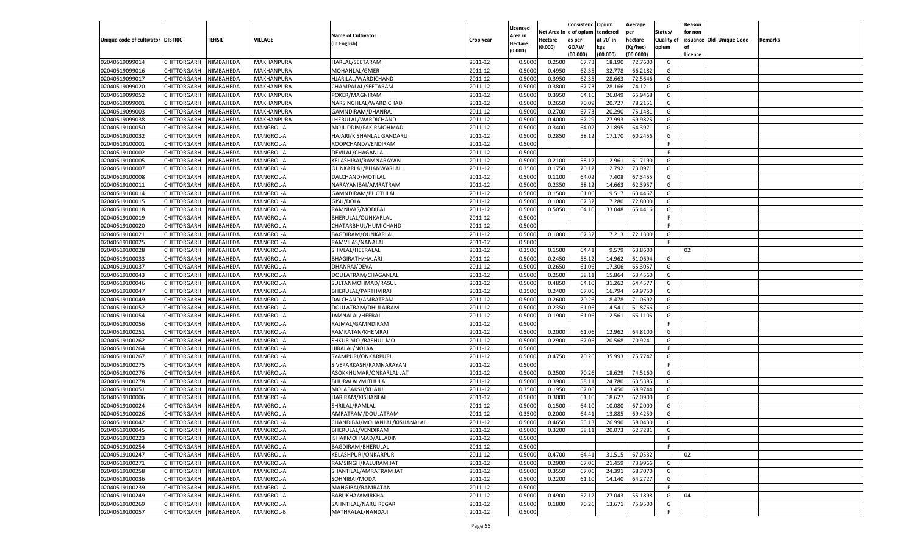| Unique code of cultivator | DISTRIC | TEHSIL | VILLAGE | Name of Cultivator (in English) | Crop year | Licensed Area in Hectare (0.000) | Net Area in Hectare (0.000) | Consistence of opium as per GOAW (00.000) | Opium tendered at 70° in kgs (00.000) | Average per hectare (Kg/hec) (00.0000) | Status/ Quality of opium | Reason for non issuance of Licence | Old Unique Code | Remarks |
|---|---|---|---|---|---|---|---|---|---|---|---|---|---|---|
| 02040519099014 | CHITTORGARH | NIMBAHEDA | MAKHANPURA | HARLAL/SEETARAM | 2011-12 | 0.5000 | 0.2500 | 67.73 | 18.190 | 72.7600 | G | | | |
| 02040519099016 | CHITTORGARH | NIMBAHEDA | MAKHANPURA | MOHANLAL/GMER | 2011-12 | 0.5000 | 0.4950 | 62.35 | 32.778 | 66.2182 | G | | | |
| 02040519099017 | CHITTORGARH | NIMBAHEDA | MAKHANPURA | HJARILAL/WARDICHAND | 2011-12 | 0.5000 | 0.3950 | 62.35 | 28.663 | 72.5646 | G | | | |
| 02040519099020 | CHITTORGARH | NIMBAHEDA | MAKHANPURA | CHAMPALAL/SEETARAM | 2011-12 | 0.5000 | 0.3800 | 67.73 | 28.166 | 74.1211 | G | | | |
| 02040519099052 | CHITTORGARH | NIMBAHEDA | MAKHANPURA | POKER/MAGNIRAM | 2011-12 | 0.5000 | 0.3950 | 64.16 | 26.049 | 65.9468 | G | | | |
| 02040519099001 | CHITTORGARH | NIMBAHEDA | MAKHANPURA | NARSINGHLAL/WARDICHAD | 2011-12 | 0.5000 | 0.2650 | 70.09 | 20.727 | 78.2151 | G | | | |
| 02040519099003 | CHITTORGARH | NIMBAHEDA | MAKHANPURA | GAMNDIRAM/DHANRAJ | 2011-12 | 0.5000 | 0.2700 | 67.73 | 20.290 | 75.1481 | G | | | |
| 02040519099038 | CHITTORGARH | NIMBAHEDA | MAKHANPURA | LHERULAL/WARDICHAND | 2011-12 | 0.5000 | 0.4000 | 67.29 | 27.993 | 69.9825 | G | | | |
| 02040519100050 | CHITTORGARH | NIMBAHEDA | MANGROL-A | MOJUDDIN/FAKIRMOHMAD | 2011-12 | 0.5000 | 0.3400 | 64.02 | 21.895 | 64.3971 | G | | | |
| 02040519100032 | CHITTORGARH | NIMBAHEDA | MANGROL-A | HAJARI/KISHANLAL GANDARU | 2011-12 | 0.5000 | 0.2850 | 58.12 | 17.170 | 60.2456 | G | | | |
| 02040519100001 | CHITTORGARH | NIMBAHEDA | MANGROL-A | ROOPCHAND/VENDIRAM | 2011-12 | 0.5000 | | | | | F | | | |
| 02040519100002 | CHITTORGARH | NIMBAHEDA | MANGROL-A | DEVILAL/CHAGANLAL | 2011-12 | 0.5000 | | | | | F | | | |
| 02040519100005 | CHITTORGARH | NIMBAHEDA | MANGROL-A | KELASHIBAI/RAMNARAYAN | 2011-12 | 0.5000 | 0.2100 | 58.12 | 12.961 | 61.7190 | G | | | |
| 02040519100007 | CHITTORGARH | NIMBAHEDA | MANGROL-A | OUNKARLAL/BHANWARLAL | 2011-12 | 0.3500 | 0.1750 | 70.12 | 12.792 | 73.0971 | G | | | |
| 02040519100008 | CHITTORGARH | NIMBAHEDA | MANGROL-A | DALCHAND/MOTILAL | 2011-12 | 0.5000 | 0.1100 | 64.02 | 7.408 | 67.3455 | G | | | |
| 02040519100011 | CHITTORGARH | NIMBAHEDA | MANGROL-A | NARAYANIBAI/AMRATRAM | 2011-12 | 0.5000 | 0.2350 | 58.12 | 14.663 | 62.3957 | G | | | |
| 02040519100014 | CHITTORGARH | NIMBAHEDA | MANGROL-A | GAMNDIRAM/BHOTHLAL | 2011-12 | 0.5000 | 0.1500 | 61.06 | 9.517 | 63.4467 | G | | | |
| 02040519100015 | CHITTORGARH | NIMBAHEDA | MANGROL-A | GISU/DOLA | 2011-12 | 0.5000 | 0.1000 | 67.32 | 7.280 | 72.8000 | G | | | |
| 02040519100018 | CHITTORGARH | NIMBAHEDA | MANGROL-A | RAMNIVAS/MODIBAI | 2011-12 | 0.5000 | 0.5050 | 64.10 | 33.048 | 65.4416 | G | | | |
| 02040519100019 | CHITTORGARH | NIMBAHEDA | MANGROL-A | BHERULAL/OUNKARLAL | 2011-12 | 0.5000 | | | | | F | | | |
| 02040519100020 | CHITTORGARH | NIMBAHEDA | MANGROL-A | CHATARBHUJ/HUMICHAND | 2011-12 | 0.5000 | | | | | F | | | |
| 02040519100021 | CHITTORGARH | NIMBAHEDA | MANGROL-A | BAGDIRAM/OUNKARLAL | 2011-12 | 0.5000 | 0.1000 | 67.32 | 7.213 | 72.1300 | G | | | |
| 02040519100025 | CHITTORGARH | NIMBAHEDA | MANGROL-A | RAMVILAS/NANALAL | 2011-12 | 0.5000 | | | | | F | | | |
| 02040519100028 | CHITTORGARH | NIMBAHEDA | MANGROL-A | SHIVLAL/HEERALAL | 2011-12 | 0.3500 | 0.1500 | 64.41 | 9.579 | 63.8600 | I | 02 | | |
| 02040519100033 | CHITTORGARH | NIMBAHEDA | MANGROL-A | BHAGIRATH/HAJARI | 2011-12 | 0.5000 | 0.2450 | 58.12 | 14.962 | 61.0694 | G | | | |
| 02040519100037 | CHITTORGARH | NIMBAHEDA | MANGROL-A | DHANRAJ/DEVA | 2011-12 | 0.5000 | 0.2650 | 61.06 | 17.306 | 65.3057 | G | | | |
| 02040519100043 | CHITTORGARH | NIMBAHEDA | MANGROL-A | DOULATRAM/CHAGANLAL | 2011-12 | 0.5000 | 0.2500 | 58.11 | 15.864 | 63.4560 | G | | | |
| 02040519100046 | CHITTORGARH | NIMBAHEDA | MANGROL-A | SULTANMOHMAD/RASUL | 2011-12 | 0.5000 | 0.4850 | 64.10 | 31.262 | 64.4577 | G | | | |
| 02040519100047 | CHITTORGARH | NIMBAHEDA | MANGROL-A | BHERULAL/PARTHVIRAJ | 2011-12 | 0.3500 | 0.2400 | 67.06 | 16.794 | 69.9750 | G | | | |
| 02040519100049 | CHITTORGARH | NIMBAHEDA | MANGROL-A | DALCHAND/AMRATRAM | 2011-12 | 0.5000 | 0.2600 | 70.26 | 18.478 | 71.0692 | G | | | |
| 02040519100052 | CHITTORGARH | NIMBAHEDA | MANGROL-A | DOULATRAM/DHULAIRAM | 2011-12 | 0.5000 | 0.2350 | 61.06 | 14.541 | 61.8766 | G | | | |
| 02040519100054 | CHITTORGARH | NIMBAHEDA | MANGROL-A | JAMNALAL/HEERAJI | 2011-12 | 0.5000 | 0.1900 | 61.06 | 12.561 | 66.1105 | G | | | |
| 02040519100056 | CHITTORGARH | NIMBAHEDA | MANGROL-A | RAJMAL/GAMNDIRAM | 2011-12 | 0.5000 | | | | | F | | | |
| 02040519100251 | CHITTORGARH | NIMBAHEDA | MANGROL-A | RAMRATAN/KHEMRAJ | 2011-12 | 0.5000 | 0.2000 | 61.06 | 12.962 | 64.8100 | G | | | |
| 02040519100262 | CHITTORGARH | NIMBAHEDA | MANGROL-A | SHKUR MO./RASHUL MO. | 2011-12 | 0.5000 | 0.2900 | 67.06 | 20.568 | 70.9241 | G | | | |
| 02040519100264 | CHITTORGARH | NIMBAHEDA | MANGROL-A | HIRALAL/NOLAA | 2011-12 | 0.5000 | | | | | F | | | |
| 02040519100267 | CHITTORGARH | NIMBAHEDA | MANGROL-A | SYAMPURI/ONKARPURI | 2011-12 | 0.5000 | 0.4750 | 70.26 | 35.993 | 75.7747 | G | | | |
| 02040519100275 | CHITTORGARH | NIMBAHEDA | MANGROL-A | SIVEPARKASH/RAMNARAYAN | 2011-12 | 0.5000 | | | | | F | | | |
| 02040519100276 | CHITTORGARH | NIMBAHEDA | MANGROL-A | ASOKKHUMAR/ONKARLAL JAT | 2011-12 | 0.5000 | 0.2500 | 70.26 | 18.629 | 74.5160 | G | | | |
| 02040519100278 | CHITTORGARH | NIMBAHEDA | MANGROL-A | BHURALAL/MITHULAL | 2011-12 | 0.5000 | 0.3900 | 58.11 | 24.780 | 63.5385 | G | | | |
| 02040519100051 | CHITTORGARH | NIMBAHEDA | MANGROL-A | MOLABAKSH/KHAJU | 2011-12 | 0.3500 | 0.1950 | 67.06 | 13.450 | 68.9744 | G | | | |
| 02040519100006 | CHITTORGARH | NIMBAHEDA | MANGROL-A | HARIRAM/KISHANLAL | 2011-12 | 0.5000 | 0.3000 | 61.10 | 18.627 | 62.0900 | G | | | |
| 02040519100024 | CHITTORGARH | NIMBAHEDA | MANGROL-A | SHRILAL/RAMLAL | 2011-12 | 0.5000 | 0.1500 | 64.10 | 10.080 | 67.2000 | G | | | |
| 02040519100026 | CHITTORGARH | NIMBAHEDA | MANGROL-A | AMRATRAM/DOULATRAM | 2011-12 | 0.3500 | 0.2000 | 64.41 | 13.885 | 69.4250 | G | | | |
| 02040519100042 | CHITTORGARH | NIMBAHEDA | MANGROL-A | CHANDIBAI/MOHANLAL/KISHANALAL | 2011-12 | 0.5000 | 0.4650 | 55.13 | 26.990 | 58.0430 | G | | | |
| 02040519100045 | CHITTORGARH | NIMBAHEDA | MANGROL-A | BHERULAL/VENDIRAM | 2011-12 | 0.5000 | 0.3200 | 58.11 | 20.073 | 62.7281 | G | | | |
| 02040519100223 | CHITTORGARH | NIMBAHEDA | MANGROL-A | ISHAKMOHMAD/ALLADIN | 2011-12 | 0.5000 | | | | | F | | | |
| 02040519100254 | CHITTORGARH | NIMBAHEDA | MANGROL-A | BAGDIRAM/BHERULAL | 2011-12 | 0.5000 | | | | | F | | | |
| 02040519100247 | CHITTORGARH | NIMBAHEDA | MANGROL-A | KELASHPURI/ONKARPURI | 2011-12 | 0.5000 | 0.4700 | 64.41 | 31.515 | 67.0532 | I | 02 | | |
| 02040519100271 | CHITTORGARH | NIMBAHEDA | MANGROL-A | RAMSINGH/KALURAM JAT | 2011-12 | 0.5000 | 0.2900 | 67.06 | 21.459 | 73.9966 | G | | | |
| 02040519100258 | CHITTORGARH | NIMBAHEDA | MANGROL-A | SHANTILAL/AMRATRAM JAT | 2011-12 | 0.5000 | 0.3550 | 67.06 | 24.391 | 68.7070 | G | | | |
| 02040519100036 | CHITTORGARH | NIMBAHEDA | MANGROL-A | SOHNIBAI/MODA | 2011-12 | 0.5000 | 0.2200 | 61.10 | 14.140 | 64.2727 | G | | | |
| 02040519100239 | CHITTORGARH | NIMBAHEDA | MANGROL-A | MANGIBAI/RAMRATAN | 2011-12 | 0.5000 | | | | | F | | | |
| 02040519100249 | CHITTORGARH | NIMBAHEDA | MANGROL-A | BABUKHA/AMIRKHA | 2011-12 | 0.5000 | 0.4900 | 52.12 | 27.043 | 55.1898 | G | 04 | | |
| 02040519100269 | CHITTORGARH | NIMBAHEDA | MANGROL-A | SAHNTILAL/NARU REGAR | 2011-12 | 0.5000 | 0.1800 | 70.26 | 13.671 | 75.9500 | G | | | |
| 02040519100057 | CHITTORGARH | NIMBAHEDA | MANGROL-B | MATHRALAL/NANDAJI | 2011-12 | 0.5000 | | | | | F | | | |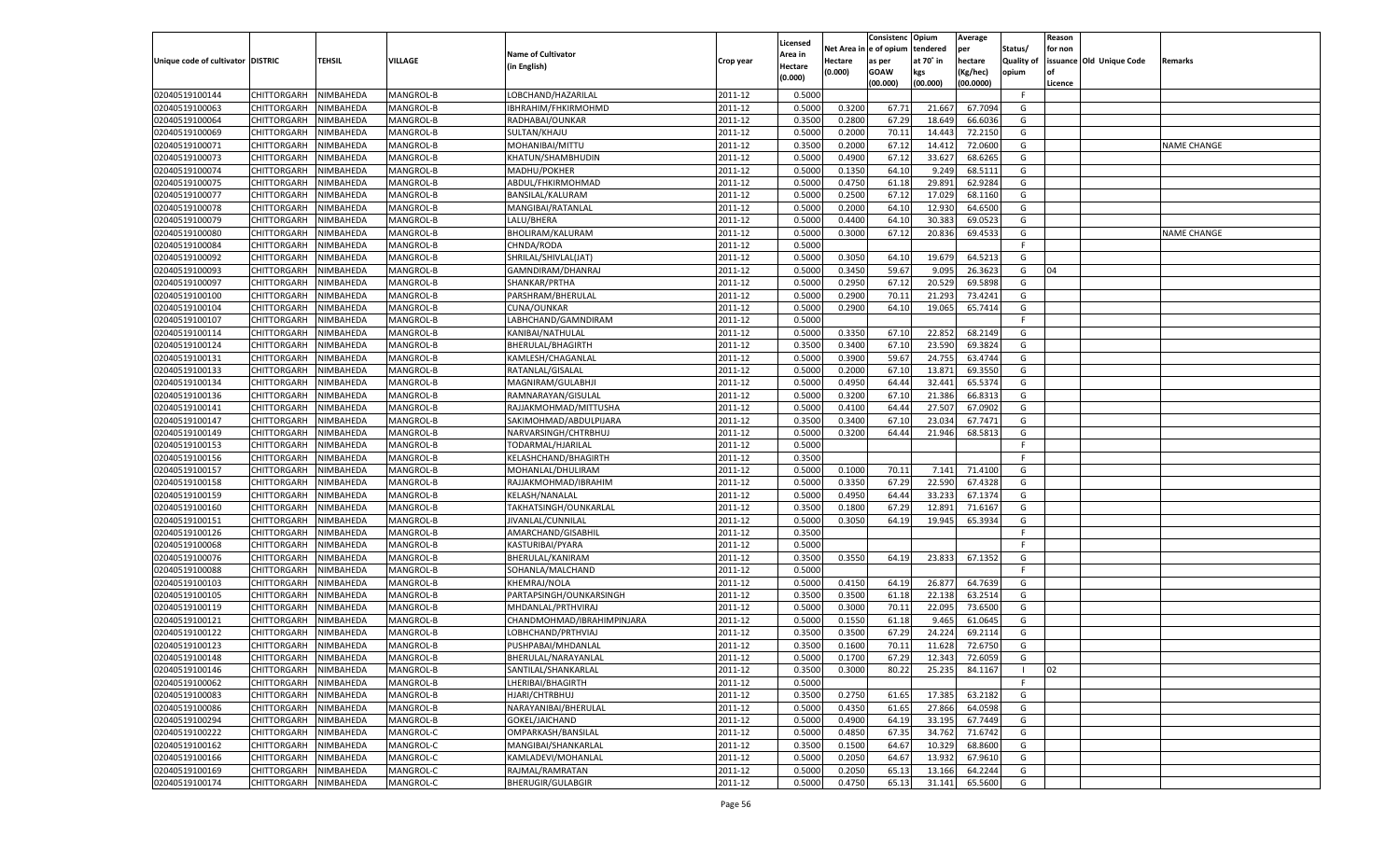| Unique code of cultivator | DISTRIC | TEHSIL | VILLAGE | Name of Cultivator (in English) | Crop year | Licensed Area in Hectare (0.000) | Net Area in Hectare (0.000) | Consistence of opium as per GOAW (00.000) | Opium tendered at 70° in kgs (00.000) | Average per hectare (Kg/hec) (00.0000) | Status/ Quality of opium | Reason for non issuance of Licence | Old Unique Code | Remarks |
|---|---|---|---|---|---|---|---|---|---|---|---|---|---|---|
| 02040519100144 | CHITTORGARH | NIMBAHEDA | MANGROL-B | LOBCHAND/HAZARILAL | 2011-12 | 0.5000 | | | | | F | | | |
| 02040519100063 | CHITTORGARH | NIMBAHEDA | MANGROL-B | IBHRAHIM/FHKIRMOHMD | 2011-12 | 0.5000 | 0.3200 | 67.71 | 21.667 | 67.7094 | G | | | |
| 02040519100064 | CHITTORGARH | NIMBAHEDA | MANGROL-B | RADHABAI/OUNKAR | 2011-12 | 0.3500 | 0.2800 | 67.29 | 18.649 | 66.6036 | G | | | |
| 02040519100069 | CHITTORGARH | NIMBAHEDA | MANGROL-B | SULTAN/KHAJU | 2011-12 | 0.5000 | 0.2000 | 70.11 | 14.443 | 72.2150 | G | | | |
| 02040519100071 | CHITTORGARH | NIMBAHEDA | MANGROL-B | MOHANIBAI/MITTU | 2011-12 | 0.3500 | 0.2000 | 67.12 | 14.412 | 72.0600 | G | | | NAME CHANGE |
| 02040519100073 | CHITTORGARH | NIMBAHEDA | MANGROL-B | KHATUN/SHAMBHUDIN | 2011-12 | 0.5000 | 0.4900 | 67.12 | 33.627 | 68.6265 | G | | | |
| 02040519100074 | CHITTORGARH | NIMBAHEDA | MANGROL-B | MADHU/POKHER | 2011-12 | 0.5000 | 0.1350 | 64.10 | 9.249 | 68.5111 | G | | | |
| 02040519100075 | CHITTORGARH | NIMBAHEDA | MANGROL-B | ABDUL/FHKIRMOHMAD | 2011-12 | 0.5000 | 0.4750 | 61.18 | 29.891 | 62.9284 | G | | | |
| 02040519100077 | CHITTORGARH | NIMBAHEDA | MANGROL-B | BANSILAL/KALURAM | 2011-12 | 0.5000 | 0.2500 | 67.12 | 17.029 | 68.1160 | G | | | |
| 02040519100078 | CHITTORGARH | NIMBAHEDA | MANGROL-B | MANGIBAI/RATANLAL | 2011-12 | 0.5000 | 0.2000 | 64.10 | 12.930 | 64.6500 | G | | | |
| 02040519100079 | CHITTORGARH | NIMBAHEDA | MANGROL-B | LALU/BHERA | 2011-12 | 0.5000 | 0.4400 | 64.10 | 30.383 | 69.0523 | G | | | |
| 02040519100080 | CHITTORGARH | NIMBAHEDA | MANGROL-B | BHOLIRAM/KALURAM | 2011-12 | 0.5000 | 0.3000 | 67.12 | 20.836 | 69.4533 | G | | | NAME CHANGE |
| 02040519100084 | CHITTORGARH | NIMBAHEDA | MANGROL-B | CHNDA/RODA | 2011-12 | 0.5000 | | | | | F | | | |
| 02040519100092 | CHITTORGARH | NIMBAHEDA | MANGROL-B | SHRILAL/SHIVLAL(JAT) | 2011-12 | 0.5000 | 0.3050 | 64.10 | 19.679 | 64.5213 | G | | | |
| 02040519100093 | CHITTORGARH | NIMBAHEDA | MANGROL-B | GAMNDIRAM/DHANRAJ | 2011-12 | 0.5000 | 0.3450 | 59.67 | 9.095 | 26.3623 | G | 04 | | |
| 02040519100097 | CHITTORGARH | NIMBAHEDA | MANGROL-B | SHANKAR/PRTHA | 2011-12 | 0.5000 | 0.2950 | 67.12 | 20.529 | 69.5898 | G | | | |
| 02040519100100 | CHITTORGARH | NIMBAHEDA | MANGROL-B | PARSHRAM/BHERULAL | 2011-12 | 0.5000 | 0.2900 | 70.11 | 21.293 | 73.4241 | G | | | |
| 02040519100104 | CHITTORGARH | NIMBAHEDA | MANGROL-B | CUNA/OUNKAR | 2011-12 | 0.5000 | 0.2900 | 64.10 | 19.065 | 65.7414 | G | | | |
| 02040519100107 | CHITTORGARH | NIMBAHEDA | MANGROL-B | LABHCHAND/GAMNDIRAM | 2011-12 | 0.5000 | | | | | F | | | |
| 02040519100114 | CHITTORGARH | NIMBAHEDA | MANGROL-B | KANIBAI/NATHULAL | 2011-12 | 0.5000 | 0.3350 | 67.10 | 22.852 | 68.2149 | G | | | |
| 02040519100124 | CHITTORGARH | NIMBAHEDA | MANGROL-B | BHERULAL/BHAGIRTH | 2011-12 | 0.3500 | 0.3400 | 67.10 | 23.590 | 69.3824 | G | | | |
| 02040519100131 | CHITTORGARH | NIMBAHEDA | MANGROL-B | KAMLESH/CHAGANLAL | 2011-12 | 0.5000 | 0.3900 | 59.67 | 24.755 | 63.4744 | G | | | |
| 02040519100133 | CHITTORGARH | NIMBAHEDA | MANGROL-B | RATANLAL/GISALAL | 2011-12 | 0.5000 | 0.2000 | 67.10 | 13.871 | 69.3550 | G | | | |
| 02040519100134 | CHITTORGARH | NIMBAHEDA | MANGROL-B | MAGNIRAM/GULABHJI | 2011-12 | 0.5000 | 0.4950 | 64.44 | 32.441 | 65.5374 | G | | | |
| 02040519100136 | CHITTORGARH | NIMBAHEDA | MANGROL-B | RAMNARAYAN/GISULAL | 2011-12 | 0.5000 | 0.3200 | 67.10 | 21.386 | 66.8313 | G | | | |
| 02040519100141 | CHITTORGARH | NIMBAHEDA | MANGROL-B | RAJJAKMOHMAD/MITTUSHA | 2011-12 | 0.5000 | 0.4100 | 64.44 | 27.507 | 67.0902 | G | | | |
| 02040519100147 | CHITTORGARH | NIMBAHEDA | MANGROL-B | SAKIMOHMAD/ABDULPIJARA | 2011-12 | 0.3500 | 0.3400 | 67.10 | 23.034 | 67.7471 | G | | | |
| 02040519100149 | CHITTORGARH | NIMBAHEDA | MANGROL-B | NARVARSINGH/CHTRBHUJ | 2011-12 | 0.5000 | 0.3200 | 64.44 | 21.946 | 68.5813 | G | | | |
| 02040519100153 | CHITTORGARH | NIMBAHEDA | MANGROL-B | TODARMAL/HJARILAL | 2011-12 | 0.5000 | | | | | F | | | |
| 02040519100156 | CHITTORGARH | NIMBAHEDA | MANGROL-B | KELASHCHAND/BHAGIRTH | 2011-12 | 0.3500 | | | | | F | | | |
| 02040519100157 | CHITTORGARH | NIMBAHEDA | MANGROL-B | MOHANLAL/DHULIRAM | 2011-12 | 0.5000 | 0.1000 | 70.11 | 7.141 | 71.4100 | G | | | |
| 02040519100158 | CHITTORGARH | NIMBAHEDA | MANGROL-B | RAJJAKMOHMAD/IBRAHIM | 2011-12 | 0.5000 | 0.3350 | 67.29 | 22.590 | 67.4328 | G | | | |
| 02040519100159 | CHITTORGARH | NIMBAHEDA | MANGROL-B | KELASH/NANALAL | 2011-12 | 0.5000 | 0.4950 | 64.44 | 33.233 | 67.1374 | G | | | |
| 02040519100160 | CHITTORGARH | NIMBAHEDA | MANGROL-B | TAKHATSINGH/OUNKARLAL | 2011-12 | 0.3500 | 0.1800 | 67.29 | 12.891 | 71.6167 | G | | | |
| 02040519100151 | CHITTORGARH | NIMBAHEDA | MANGROL-B | JIVANLAL/CUNNILAL | 2011-12 | 0.5000 | 0.3050 | 64.19 | 19.945 | 65.3934 | G | | | |
| 02040519100126 | CHITTORGARH | NIMBAHEDA | MANGROL-B | AMARCHAND/GISABHIL | 2011-12 | 0.3500 | | | | | F | | | |
| 02040519100068 | CHITTORGARH | NIMBAHEDA | MANGROL-B | KASTURIBAI/PYARA | 2011-12 | 0.5000 | | | | | F | | | |
| 02040519100076 | CHITTORGARH | NIMBAHEDA | MANGROL-B | BHERULAL/KANIRAM | 2011-12 | 0.3500 | 0.3550 | 64.19 | 23.833 | 67.1352 | G | | | |
| 02040519100088 | CHITTORGARH | NIMBAHEDA | MANGROL-B | SOHANLA/MALCHAND | 2011-12 | 0.5000 | | | | | F | | | |
| 02040519100103 | CHITTORGARH | NIMBAHEDA | MANGROL-B | KHEMRAJ/NOLA | 2011-12 | 0.5000 | 0.4150 | 64.19 | 26.877 | 64.7639 | G | | | |
| 02040519100105 | CHITTORGARH | NIMBAHEDA | MANGROL-B | PARTAPSINGH/OUNKARSINGH | 2011-12 | 0.3500 | 0.3500 | 61.18 | 22.138 | 63.2514 | G | | | |
| 02040519100119 | CHITTORGARH | NIMBAHEDA | MANGROL-B | MHDANLAL/PRTHVIRAJ | 2011-12 | 0.5000 | 0.3000 | 70.11 | 22.095 | 73.6500 | G | | | |
| 02040519100121 | CHITTORGARH | NIMBAHEDA | MANGROL-B | CHANDMOHMAD/IBRAHIMPINJARA | 2011-12 | 0.5000 | 0.1550 | 61.18 | 9.465 | 61.0645 | G | | | |
| 02040519100122 | CHITTORGARH | NIMBAHEDA | MANGROL-B | LOBHCHAND/PRTHVIAJ | 2011-12 | 0.3500 | 0.3500 | 67.29 | 24.224 | 69.2114 | G | | | |
| 02040519100123 | CHITTORGARH | NIMBAHEDA | MANGROL-B | PUSHPABAI/MHDANLAL | 2011-12 | 0.3500 | 0.1600 | 70.11 | 11.628 | 72.6750 | G | | | |
| 02040519100148 | CHITTORGARH | NIMBAHEDA | MANGROL-B | BHERULAL/NARAYANLAL | 2011-12 | 0.5000 | 0.1700 | 67.29 | 12.343 | 72.6059 | G | | | |
| 02040519100146 | CHITTORGARH | NIMBAHEDA | MANGROL-B | SANTILAL/SHANKARLAL | 2011-12 | 0.3500 | 0.3000 | 80.22 | 25.235 | 84.1167 | I | 02 | | |
| 02040519100062 | CHITTORGARH | NIMBAHEDA | MANGROL-B | LHERIBAI/BHAGIRTH | 2011-12 | 0.5000 | | | | | F | | | |
| 02040519100083 | CHITTORGARH | NIMBAHEDA | MANGROL-B | HJARI/CHTRBHUJ | 2011-12 | 0.3500 | 0.2750 | 61.65 | 17.385 | 63.2182 | G | | | |
| 02040519100086 | CHITTORGARH | NIMBAHEDA | MANGROL-B | NARAYANIBAI/BHERULAL | 2011-12 | 0.5000 | 0.4350 | 61.65 | 27.866 | 64.0598 | G | | | |
| 02040519100294 | CHITTORGARH | NIMBAHEDA | MANGROL-B | GOKEL/JAICHAND | 2011-12 | 0.5000 | 0.4900 | 64.19 | 33.195 | 67.7449 | G | | | |
| 02040519100222 | CHITTORGARH | NIMBAHEDA | MANGROL-C | OMPARKASH/BANSILAL | 2011-12 | 0.5000 | 0.4850 | 67.35 | 34.762 | 71.6742 | G | | | |
| 02040519100162 | CHITTORGARH | NIMBAHEDA | MANGROL-C | MANGIBAI/SHANKARLAL | 2011-12 | 0.3500 | 0.1500 | 64.67 | 10.329 | 68.8600 | G | | | |
| 02040519100166 | CHITTORGARH | NIMBAHEDA | MANGROL-C | KAMLADEVI/MOHANLAL | 2011-12 | 0.5000 | 0.2050 | 64.67 | 13.932 | 67.9610 | G | | | |
| 02040519100169 | CHITTORGARH | NIMBAHEDA | MANGROL-C | RAJMAL/RAMRATAN | 2011-12 | 0.5000 | 0.2050 | 65.13 | 13.166 | 64.2244 | G | | | |
| 02040519100174 | CHITTORGARH | NIMBAHEDA | MANGROL-C | BHERUGIR/GULABGIR | 2011-12 | 0.5000 | 0.4750 | 65.13 | 31.141 | 65.5600 | G | | | |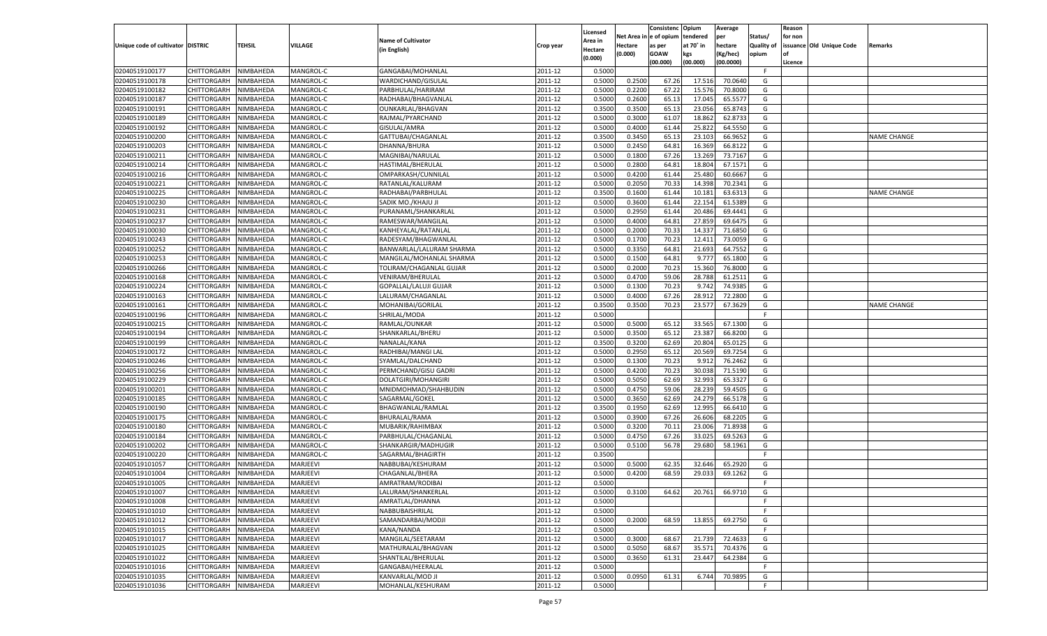| Unique code of cultivator | DISTRIC | TEHSIL | VILLAGE | Name of Cultivator (in English) | Crop year | Licensed Area in Hectare (0.000) | Net Area in Hectare (0.000) | Consistenc e of opium as per GOAW (00.000) | Opium tendered at 70˚ in kgs (00.000) | Average per hectare (Kg/hec) (00.0000) | Status/ Quality of opium | Reason for non issuance of Licence | Old Unique Code | Remarks |
|---|---|---|---|---|---|---|---|---|---|---|---|---|---|---|
| 02040519100177 | CHITTORGARH | NIMBAHEDA | MANGROL-C | GANGABAI/MOHANLAL | 2011-12 | 0.5000 | | | | | F | | | |
| 02040519100178 | CHITTORGARH | NIMBAHEDA | MANGROL-C | WARDICHAND/GISULAL | 2011-12 | 0.5000 | 0.2500 | 67.26 | 17.516 | 70.0640 | G | | | |
| 02040519100182 | CHITTORGARH | NIMBAHEDA | MANGROL-C | PARBHULAL/HARIRAM | 2011-12 | 0.5000 | 0.2200 | 67.22 | 15.576 | 70.8000 | G | | | |
| 02040519100187 | CHITTORGARH | NIMBAHEDA | MANGROL-C | RADHABAI/BHAGVANLAL | 2011-12 | 0.5000 | 0.2600 | 65.13 | 17.045 | 65.5577 | G | | | |
| 02040519100191 | CHITTORGARH | NIMBAHEDA | MANGROL-C | OUNKARLAL/BHAGVAN | 2011-12 | 0.3500 | 0.3500 | 65.13 | 23.056 | 65.8743 | G | | | |
| 02040519100189 | CHITTORGARH | NIMBAHEDA | MANGROL-C | RAJMAL/PYARCHAND | 2011-12 | 0.5000 | 0.3000 | 61.07 | 18.862 | 62.8733 | G | | | |
| 02040519100192 | CHITTORGARH | NIMBAHEDA | MANGROL-C | GISULAL/AMRA | 2011-12 | 0.5000 | 0.4000 | 61.44 | 25.822 | 64.5550 | G | | | |
| 02040519100200 | CHITTORGARH | NIMBAHEDA | MANGROL-C | GATTUBAI/CHAGANLAL | 2011-12 | 0.3500 | 0.3450 | 65.13 | 23.103 | 66.9652 | G | | | NAME CHANGE |
| 02040519100203 | CHITTORGARH | NIMBAHEDA | MANGROL-C | DHANNA/BHURA | 2011-12 | 0.5000 | 0.2450 | 64.81 | 16.369 | 66.8122 | G | | | |
| 02040519100211 | CHITTORGARH | NIMBAHEDA | MANGROL-C | MAGNIBAI/NARULAL | 2011-12 | 0.5000 | 0.1800 | 67.26 | 13.269 | 73.7167 | G | | | |
| 02040519100214 | CHITTORGARH | NIMBAHEDA | MANGROL-C | HASTIMAL/BHERULAL | 2011-12 | 0.5000 | 0.2800 | 64.81 | 18.804 | 67.1571 | G | | | |
| 02040519100216 | CHITTORGARH | NIMBAHEDA | MANGROL-C | OMPARKASH/CUNNILAL | 2011-12 | 0.5000 | 0.4200 | 61.44 | 25.480 | 60.6667 | G | | | |
| 02040519100221 | CHITTORGARH | NIMBAHEDA | MANGROL-C | RATANLAL/KALURAM | 2011-12 | 0.5000 | 0.2050 | 70.33 | 14.398 | 70.2341 | G | | | |
| 02040519100225 | CHITTORGARH | NIMBAHEDA | MANGROL-C | RADHABAI/PARBHULAL | 2011-12 | 0.3500 | 0.1600 | 61.44 | 10.181 | 63.6313 | G | | | NAME CHANGE |
| 02040519100230 | CHITTORGARH | NIMBAHEDA | MANGROL-C | SADIK MO./KHAJU JI | 2011-12 | 0.5000 | 0.3600 | 61.44 | 22.154 | 61.5389 | G | | | |
| 02040519100231 | CHITTORGARH | NIMBAHEDA | MANGROL-C | PURANAML/SHANKARLAL | 2011-12 | 0.5000 | 0.2950 | 61.44 | 20.486 | 69.4441 | G | | | |
| 02040519100237 | CHITTORGARH | NIMBAHEDA | MANGROL-C | RAMESWAR/MANGILAL | 2011-12 | 0.5000 | 0.4000 | 64.81 | 27.859 | 69.6475 | G | | | |
| 02040519100030 | CHITTORGARH | NIMBAHEDA | MANGROL-C | KANHEYALAL/RATANLAL | 2011-12 | 0.5000 | 0.2000 | 70.33 | 14.337 | 71.6850 | G | | | |
| 02040519100243 | CHITTORGARH | NIMBAHEDA | MANGROL-C | RADESYAM/BHAGWANLAL | 2011-12 | 0.5000 | 0.1700 | 70.23 | 12.411 | 73.0059 | G | | | |
| 02040519100252 | CHITTORGARH | NIMBAHEDA | MANGROL-C | BANWARLAL/LALURAM SHARMA | 2011-12 | 0.5000 | 0.3350 | 64.81 | 21.693 | 64.7552 | G | | | |
| 02040519100253 | CHITTORGARH | NIMBAHEDA | MANGROL-C | MANGILAL/MOHANLAL SHARMA | 2011-12 | 0.5000 | 0.1500 | 64.81 | 9.777 | 65.1800 | G | | | |
| 02040519100266 | CHITTORGARH | NIMBAHEDA | MANGROL-C | TOLIRAM/CHAGANLAL GUJAR | 2011-12 | 0.5000 | 0.2000 | 70.23 | 15.360 | 76.8000 | G | | | |
| 02040519100168 | CHITTORGARH | NIMBAHEDA | MANGROL-C | VENIRAM/BHERULAL | 2011-12 | 0.5000 | 0.4700 | 59.06 | 28.788 | 61.2511 | G | | | |
| 02040519100224 | CHITTORGARH | NIMBAHEDA | MANGROL-C | GOPALLAL/LALUJI GUJAR | 2011-12 | 0.5000 | 0.1300 | 70.23 | 9.742 | 74.9385 | G | | | |
| 02040519100163 | CHITTORGARH | NIMBAHEDA | MANGROL-C | LALURAM/CHAGANLAL | 2011-12 | 0.5000 | 0.4000 | 67.26 | 28.912 | 72.2800 | G | | | |
| 02040519100161 | CHITTORGARH | NIMBAHEDA | MANGROL-C | MOHANIBAI/GORILAL | 2011-12 | 0.3500 | 0.3500 | 70.23 | 23.577 | 67.3629 | G | | | NAME CHANGE |
| 02040519100196 | CHITTORGARH | NIMBAHEDA | MANGROL-C | SHRILAL/MODA | 2011-12 | 0.5000 | | | | | F | | | |
| 02040519100215 | CHITTORGARH | NIMBAHEDA | MANGROL-C | RAMLAL/OUNKAR | 2011-12 | 0.5000 | 0.5000 | 65.12 | 33.565 | 67.1300 | G | | | |
| 02040519100194 | CHITTORGARH | NIMBAHEDA | MANGROL-C | SHANKARLAL/BHERU | 2011-12 | 0.5000 | 0.3500 | 65.12 | 23.387 | 66.8200 | G | | | |
| 02040519100199 | CHITTORGARH | NIMBAHEDA | MANGROL-C | NANALAL/KANA | 2011-12 | 0.3500 | 0.3200 | 62.69 | 20.804 | 65.0125 | G | | | |
| 02040519100172 | CHITTORGARH | NIMBAHEDA | MANGROL-C | RADHIBAI/MANGI LAL | 2011-12 | 0.5000 | 0.2950 | 65.12 | 20.569 | 69.7254 | G | | | |
| 02040519100246 | CHITTORGARH | NIMBAHEDA | MANGROL-C | SYAMLAL/DALCHAND | 2011-12 | 0.5000 | 0.1300 | 70.23 | 9.912 | 76.2462 | G | | | |
| 02040519100256 | CHITTORGARH | NIMBAHEDA | MANGROL-C | PERMCHAND/GISU GADRI | 2011-12 | 0.5000 | 0.4200 | 70.23 | 30.038 | 71.5190 | G | | | |
| 02040519100229 | CHITTORGARH | NIMBAHEDA | MANGROL-C | DOLATGIRI/MOHANGIRI | 2011-12 | 0.5000 | 0.5050 | 62.69 | 32.993 | 65.3327 | G | | | |
| 02040519100201 | CHITTORGARH | NIMBAHEDA | MANGROL-C | MNIDMOHMAD/SHAHBUDIN | 2011-12 | 0.5000 | 0.4750 | 59.06 | 28.239 | 59.4505 | G | | | |
| 02040519100185 | CHITTORGARH | NIMBAHEDA | MANGROL-C | SAGARMAL/GOKEL | 2011-12 | 0.5000 | 0.3650 | 62.69 | 24.279 | 66.5178 | G | | | |
| 02040519100190 | CHITTORGARH | NIMBAHEDA | MANGROL-C | BHAGWANLAL/RAMLAL | 2011-12 | 0.3500 | 0.1950 | 62.69 | 12.995 | 66.6410 | G | | | |
| 02040519100175 | CHITTORGARH | NIMBAHEDA | MANGROL-C | BHURALAL/RAMA | 2011-12 | 0.5000 | 0.3900 | 67.26 | 26.606 | 68.2205 | G | | | |
| 02040519100180 | CHITTORGARH | NIMBAHEDA | MANGROL-C | MUBARIK/RAHIMBAX | 2011-12 | 0.5000 | 0.3200 | 70.11 | 23.006 | 71.8938 | G | | | |
| 02040519100184 | CHITTORGARH | NIMBAHEDA | MANGROL-C | PARBHULAL/CHAGANLAL | 2011-12 | 0.5000 | 0.4750 | 67.26 | 33.025 | 69.5263 | G | | | |
| 02040519100202 | CHITTORGARH | NIMBAHEDA | MANGROL-C | SHANKARGIR/MADHUGIR | 2011-12 | 0.5000 | 0.5100 | 56.78 | 29.680 | 58.1961 | G | | | |
| 02040519100220 | CHITTORGARH | NIMBAHEDA | MANGROL-C | SAGARMAL/BHAGIRTH | 2011-12 | 0.3500 | | | | | F | | | |
| 02040519101057 | CHITTORGARH | NIMBAHEDA | MARJEEVI | NABBUBAI/KESHURAM | 2011-12 | 0.5000 | 0.5000 | 62.35 | 32.646 | 65.2920 | G | | | |
| 02040519101004 | CHITTORGARH | NIMBAHEDA | MARJEEVI | CHAGANLAL/BHERA | 2011-12 | 0.5000 | 0.4200 | 68.59 | 29.033 | 69.1262 | G | | | |
| 02040519101005 | CHITTORGARH | NIMBAHEDA | MARJEEVI | AMRATRAM/RODIBAI | 2011-12 | 0.5000 | | | | | F | | | |
| 02040519101007 | CHITTORGARH | NIMBAHEDA | MARJEEVI | LALURAM/SHANKERLAL | 2011-12 | 0.5000 | 0.3100 | 64.62 | 20.761 | 66.9710 | G | | | |
| 02040519101008 | CHITTORGARH | NIMBAHEDA | MARJEEVI | AMRATLAL/DHANNA | 2011-12 | 0.5000 | | | | | F | | | |
| 02040519101010 | CHITTORGARH | NIMBAHEDA | MARJEEVI | NABBUBAISHRILAL | 2011-12 | 0.5000 | | | | | F | | | |
| 02040519101012 | CHITTORGARH | NIMBAHEDA | MARJEEVI | SAMANDARBAI/MODJI | 2011-12 | 0.5000 | 0.2000 | 68.59 | 13.855 | 69.2750 | G | | | |
| 02040519101015 | CHITTORGARH | NIMBAHEDA | MARJEEVI | KANA/NANDA | 2011-12 | 0.5000 | | | | | F | | | |
| 02040519101017 | CHITTORGARH | NIMBAHEDA | MARJEEVI | MANGILAL/SEETARAM | 2011-12 | 0.5000 | 0.3000 | 68.67 | 21.739 | 72.4633 | G | | | |
| 02040519101025 | CHITTORGARH | NIMBAHEDA | MARJEEVI | MATHURALAL/BHAGVAN | 2011-12 | 0.5000 | 0.5050 | 68.67 | 35.571 | 70.4376 | G | | | |
| 02040519101022 | CHITTORGARH | NIMBAHEDA | MARJEEVI | SHANTILAL/BHERULAL | 2011-12 | 0.5000 | 0.3650 | 61.31 | 23.447 | 64.2384 | G | | | |
| 02040519101016 | CHITTORGARH | NIMBAHEDA | MARJEEVI | GANGABAI/HEERALAL | 2011-12 | 0.5000 | | | | | F | | | |
| 02040519101035 | CHITTORGARH | NIMBAHEDA | MARJEEVI | KANVARLAL/MOD JI | 2011-12 | 0.5000 | 0.0950 | 61.31 | 6.744 | 70.9895 | G | | | |
| 02040519101036 | CHITTORGARH | NIMBAHEDA | MARJEEVI | MOHANLAL/KESHURAM | 2011-12 | 0.5000 | | | | | F | | | |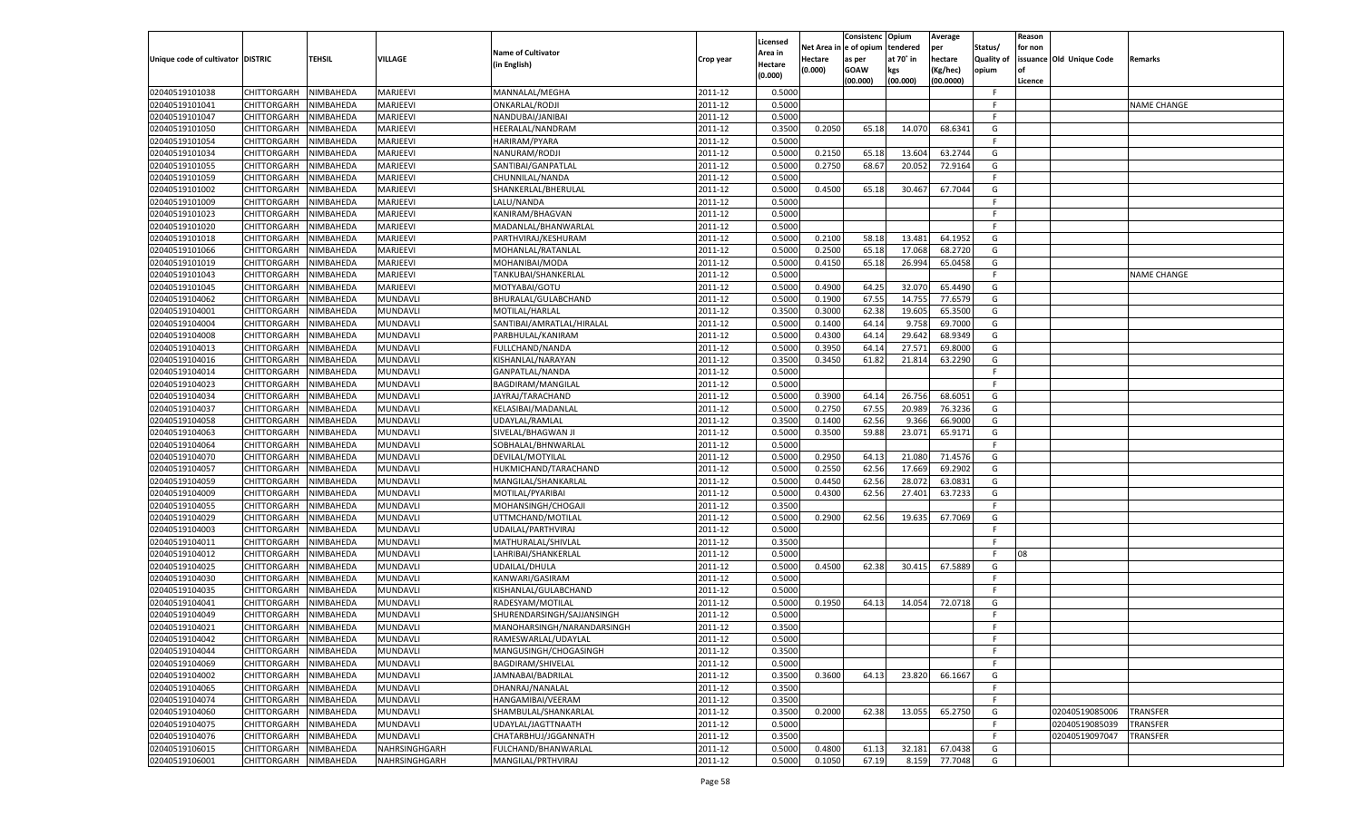| Unique code of cultivator | DISTRIC | TEHSIL | VILLAGE | Name of Cultivator (in English) | Crop year | Licensed Area in Hectare (0.000) | Net Area in Hectare (0.000) | Consistenc e of opium as per GOAW (00.000) | Opium tendered at 70° in kgs (00.000) | Average per hectare (Kg/hec) (00.0000) | Status/ Quality of opium | Reason for non issuance of Licence | Old Unique Code | Remarks |
|---|---|---|---|---|---|---|---|---|---|---|---|---|---|---|
| 02040519101038 | CHITTORGARH | NIMBAHEDA | MARJEEVI | MANNALAL/MEGHA | 2011-12 | 0.5000 | | | | | F | | | |
| 02040519101041 | CHITTORGARH | NIMBAHEDA | MARJEEVI | ONKARLAL/RODJI | 2011-12 | 0.5000 | | | | | F | | | NAME CHANGE |
| 02040519101047 | CHITTORGARH | NIMBAHEDA | MARJEEVI | NANDUBAI/JANIBAI | 2011-12 | 0.5000 | | | | | F | | | |
| 02040519101050 | CHITTORGARH | NIMBAHEDA | MARJEEVI | HEERALAL/NANDRAM | 2011-12 | 0.3500 | 0.2050 | 65.18 | 14.070 | 68.6341 | G | | | |
| 02040519101054 | CHITTORGARH | NIMBAHEDA | MARJEEVI | HARIRAM/PYARA | 2011-12 | 0.5000 | | | | | F | | | |
| 02040519101034 | CHITTORGARH | NIMBAHEDA | MARJEEVI | NANURAM/RODJI | 2011-12 | 0.5000 | 0.2150 | 65.18 | 13.604 | 63.2744 | G | | | |
| 02040519101055 | CHITTORGARH | NIMBAHEDA | MARJEEVI | SANTIBAI/GANPATLAL | 2011-12 | 0.5000 | 0.2750 | 68.67 | 20.052 | 72.9164 | G | | | |
| 02040519101059 | CHITTORGARH | NIMBAHEDA | MARJEEVI | CHUNNILAL/NANDA | 2011-12 | 0.5000 | | | | | F | | | |
| 02040519101002 | CHITTORGARH | NIMBAHEDA | MARJEEVI | SHANKERLAL/BHERULAL | 2011-12 | 0.5000 | 0.4500 | 65.18 | 30.467 | 67.7044 | G | | | |
| 02040519101009 | CHITTORGARH | NIMBAHEDA | MARJEEVI | LALU/NANDA | 2011-12 | 0.5000 | | | | | F | | | |
| 02040519101023 | CHITTORGARH | NIMBAHEDA | MARJEEVI | KANIRAM/BHAGVAN | 2011-12 | 0.5000 | | | | | F | | | |
| 02040519101020 | CHITTORGARH | NIMBAHEDA | MARJEEVI | MADANLAL/BHANWARLAL | 2011-12 | 0.5000 | | | | | F | | | |
| 02040519101018 | CHITTORGARH | NIMBAHEDA | MARJEEVI | PARTHVIRAJ/KESHURAM | 2011-12 | 0.5000 | 0.2100 | 58.18 | 13.481 | 64.1952 | G | | | |
| 02040519101066 | CHITTORGARH | NIMBAHEDA | MARJEEVI | MOHANLAL/RATANLAL | 2011-12 | 0.5000 | 0.2500 | 65.18 | 17.068 | 68.2720 | G | | | |
| 02040519101019 | CHITTORGARH | NIMBAHEDA | MARJEEVI | MOHANIBAI/MODA | 2011-12 | 0.5000 | 0.4150 | 65.18 | 26.994 | 65.0458 | G | | | |
| 02040519101043 | CHITTORGARH | NIMBAHEDA | MARJEEVI | TANKUBAI/SHANKERLAL | 2011-12 | 0.5000 | | | | | F | | | NAME CHANGE |
| 02040519101045 | CHITTORGARH | NIMBAHEDA | MARJEEVI | MOTYABAI/GOTU | 2011-12 | 0.5000 | 0.4900 | 64.25 | 32.070 | 65.4490 | G | | | |
| 02040519104062 | CHITTORGARH | NIMBAHEDA | MUNDAVLI | BHURALAL/GULABCHAND | 2011-12 | 0.5000 | 0.1900 | 67.55 | 14.755 | 77.6579 | G | | | |
| 02040519104001 | CHITTORGARH | NIMBAHEDA | MUNDAVLI | MOTILAL/HARLAL | 2011-12 | 0.3500 | 0.3000 | 62.38 | 19.605 | 65.3500 | G | | | |
| 02040519104004 | CHITTORGARH | NIMBAHEDA | MUNDAVLI | SANTIBAI/AMRATLAL/HIRALAL | 2011-12 | 0.5000 | 0.1400 | 64.14 | 9.758 | 69.7000 | G | | | |
| 02040519104008 | CHITTORGARH | NIMBAHEDA | MUNDAVLI | PARBHULAL/KANIRAM | 2011-12 | 0.5000 | 0.4300 | 64.14 | 29.642 | 68.9349 | G | | | |
| 02040519104013 | CHITTORGARH | NIMBAHEDA | MUNDAVLI | FULLCHAND/NANDA | 2011-12 | 0.5000 | 0.3950 | 64.14 | 27.571 | 69.8000 | G | | | |
| 02040519104016 | CHITTORGARH | NIMBAHEDA | MUNDAVLI | KISHANLAL/NARAYAN | 2011-12 | 0.3500 | 0.3450 | 61.82 | 21.814 | 63.2290 | G | | | |
| 02040519104014 | CHITTORGARH | NIMBAHEDA | MUNDAVLI | GANPATLAL/NANDA | 2011-12 | 0.5000 | | | | | F | | | |
| 02040519104023 | CHITTORGARH | NIMBAHEDA | MUNDAVLI | BAGDIRAM/MANGILAL | 2011-12 | 0.5000 | | | | | F | | | |
| 02040519104034 | CHITTORGARH | NIMBAHEDA | MUNDAVLI | JAYRAJ/TARACHAND | 2011-12 | 0.5000 | 0.3900 | 64.14 | 26.756 | 68.6051 | G | | | |
| 02040519104037 | CHITTORGARH | NIMBAHEDA | MUNDAVLI | KELASIBAI/MADANLAL | 2011-12 | 0.5000 | 0.2750 | 67.55 | 20.989 | 76.3236 | G | | | |
| 02040519104058 | CHITTORGARH | NIMBAHEDA | MUNDAVLI | UDAYLAL/RAMLAL | 2011-12 | 0.3500 | 0.1400 | 62.56 | 9.366 | 66.9000 | G | | | |
| 02040519104063 | CHITTORGARH | NIMBAHEDA | MUNDAVLI | SIVELAL/BHAGWAN JI | 2011-12 | 0.5000 | 0.3500 | 59.88 | 23.071 | 65.9171 | G | | | |
| 02040519104064 | CHITTORGARH | NIMBAHEDA | MUNDAVLI | SOBHALAL/BHNWARLAL | 2011-12 | 0.5000 | | | | | F | | | |
| 02040519104070 | CHITTORGARH | NIMBAHEDA | MUNDAVLI | DEVILAL/MOTYILAL | 2011-12 | 0.5000 | 0.2950 | 64.13 | 21.080 | 71.4576 | G | | | |
| 02040519104057 | CHITTORGARH | NIMBAHEDA | MUNDAVLI | HUKMICHAND/TARACHAND | 2011-12 | 0.5000 | 0.2550 | 62.56 | 17.669 | 69.2902 | G | | | |
| 02040519104059 | CHITTORGARH | NIMBAHEDA | MUNDAVLI | MANGILAL/SHANKARLAL | 2011-12 | 0.5000 | 0.4450 | 62.56 | 28.072 | 63.0831 | G | | | |
| 02040519104009 | CHITTORGARH | NIMBAHEDA | MUNDAVLI | MOTILAL/PYARIBAI | 2011-12 | 0.5000 | 0.4300 | 62.56 | 27.401 | 63.7233 | G | | | |
| 02040519104055 | CHITTORGARH | NIMBAHEDA | MUNDAVLI | MOHANSINGH/CHOGAJI | 2011-12 | 0.3500 | | | | | F | | | |
| 02040519104029 | CHITTORGARH | NIMBAHEDA | MUNDAVLI | UTTMCHAND/MOTILAL | 2011-12 | 0.5000 | 0.2900 | 62.56 | 19.635 | 67.7069 | G | | | |
| 02040519104003 | CHITTORGARH | NIMBAHEDA | MUNDAVLI | UDAILAL/PARTHVIRAJ | 2011-12 | 0.5000 | | | | | F | | | |
| 02040519104011 | CHITTORGARH | NIMBAHEDA | MUNDAVLI | MATHURALAL/SHIVLAL | 2011-12 | 0.3500 | | | | | F | | | |
| 02040519104012 | CHITTORGARH | NIMBAHEDA | MUNDAVLI | LAHRIBAI/SHANKERLAL | 2011-12 | 0.5000 | | | | | F | 08 | | |
| 02040519104025 | CHITTORGARH | NIMBAHEDA | MUNDAVLI | UDAILAL/DHULA | 2011-12 | 0.5000 | 0.4500 | 62.38 | 30.415 | 67.5889 | G | | | |
| 02040519104030 | CHITTORGARH | NIMBAHEDA | MUNDAVLI | KANWARI/GASIRAM | 2011-12 | 0.5000 | | | | | F | | | |
| 02040519104035 | CHITTORGARH | NIMBAHEDA | MUNDAVLI | KISHANLAL/GULABCHAND | 2011-12 | 0.5000 | | | | | F | | | |
| 02040519104041 | CHITTORGARH | NIMBAHEDA | MUNDAVLI | RADESYAM/MOTILAL | 2011-12 | 0.5000 | 0.1950 | 64.13 | 14.054 | 72.0718 | G | | | |
| 02040519104049 | CHITTORGARH | NIMBAHEDA | MUNDAVLI | SHURENDARSINGH/SAJJANSINGH | 2011-12 | 0.5000 | | | | | F | | | |
| 02040519104021 | CHITTORGARH | NIMBAHEDA | MUNDAVLI | MANOHARSINGH/NARANDARSINGH | 2011-12 | 0.3500 | | | | | F | | | |
| 02040519104042 | CHITTORGARH | NIMBAHEDA | MUNDAVLI | RAMESWARLAL/UDAYLAL | 2011-12 | 0.5000 | | | | | F | | | |
| 02040519104044 | CHITTORGARH | NIMBAHEDA | MUNDAVLI | MANGUSINGH/CHOGASINGH | 2011-12 | 0.3500 | | | | | F | | | |
| 02040519104069 | CHITTORGARH | NIMBAHEDA | MUNDAVLI | BAGDIRAM/SHIVELAL | 2011-12 | 0.5000 | | | | | F | | | |
| 02040519104002 | CHITTORGARH | NIMBAHEDA | MUNDAVLI | JAMNABAI/BADRILAL | 2011-12 | 0.3500 | 0.3600 | 64.13 | 23.820 | 66.1667 | G | | | |
| 02040519104065 | CHITTORGARH | NIMBAHEDA | MUNDAVLI | DHANRAJ/NANALAL | 2011-12 | 0.3500 | | | | | F | | | |
| 02040519104074 | CHITTORGARH | NIMBAHEDA | MUNDAVLI | HANGAMIBAI/VEERAM | 2011-12 | 0.3500 | | | | | F | | | |
| 02040519104060 | CHITTORGARH | NIMBAHEDA | MUNDAVLI | SHAMBULAL/SHANKARLAL | 2011-12 | 0.3500 | 0.2000 | 62.38 | 13.055 | 65.2750 | G | | 02040519085006 | TRANSFER |
| 02040519104075 | CHITTORGARH | NIMBAHEDA | MUNDAVLI | UDAYLAL/JAGTTNAATH | 2011-12 | 0.5000 | | | | | F | | 02040519085039 | TRANSFER |
| 02040519104076 | CHITTORGARH | NIMBAHEDA | MUNDAVLI | CHATARBHUJ/JGGANNATH | 2011-12 | 0.3500 | | | | | F | | 02040519097047 | TRANSFER |
| 02040519106015 | CHITTORGARH | NIMBAHEDA | NAHRSINGHGARH | FULCHAND/BHANWARLAL | 2011-12 | 0.5000 | 0.4800 | 61.13 | 32.181 | 67.0438 | G | | | |
| 02040519106001 | CHITTORGARH | NIMBAHEDA | NAHRSINGHGARH | MANGILAL/PRTHVIRAJ | 2011-12 | 0.5000 | 0.1050 | 67.19 | 8.159 | 77.7048 | G | | | |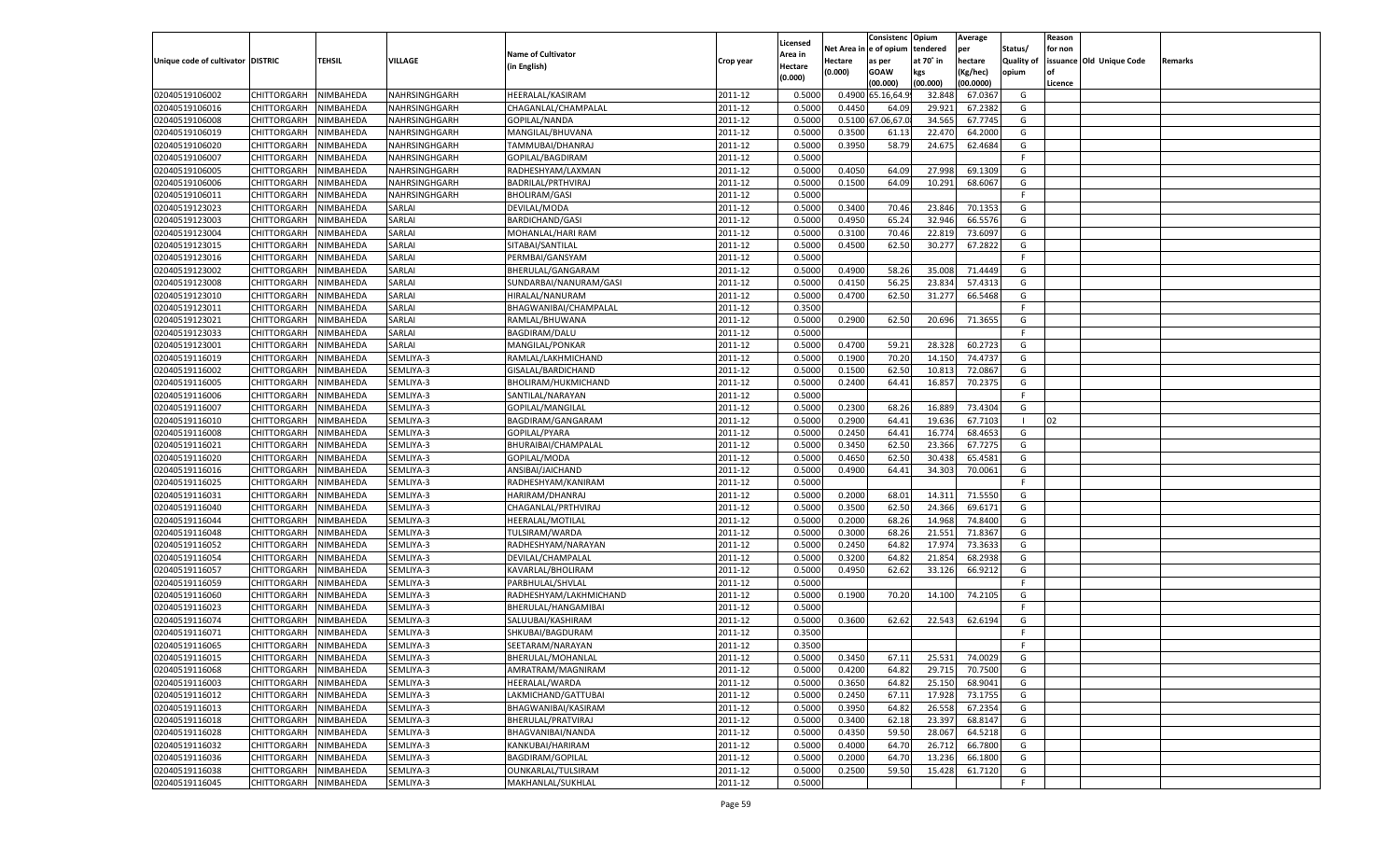| Unique code of cultivator | DISTRIC | TEHSIL | VILLAGE | Name of Cultivator (in English) | Crop year | Licensed Area in Hectare (0.000) | Net Area in Hectare (0.000) | Consistence of opium as per GOAW (00.000) | Opium tendered at 70° in kgs (00.000) | Average per hectare (Kg/hec) (00.0000) | Status/ Quality of opium | Reason for non issuance of Licence | Old Unique Code | Remarks |
|---|---|---|---|---|---|---|---|---|---|---|---|---|---|---|
| 02040519106002 | CHITTORGARH | NIMBAHEDA | NAHRSINGHGARH | HEERALAL/KASIRAM | 2011-12 | 0.5000 | 0.4900 | 65.16,64.9 | 32.848 | 67.0367 | G | | | |
| 02040519106016 | CHITTORGARH | NIMBAHEDA | NAHRSINGHGARH | CHAGANLAL/CHAMPALAL | 2011-12 | 0.5000 | 0.4450 | 64.09 | 29.921 | 67.2382 | G | | | |
| 02040519106008 | CHITTORGARH | NIMBAHEDA | NAHRSINGHGARH | GOPILAL/NANDA | 2011-12 | 0.5000 | 0.5100 | 67.06,67.0 | 34.565 | 67.7745 | G | | | |
| 02040519106019 | CHITTORGARH | NIMBAHEDA | NAHRSINGHGARH | MANGILAL/BHUVANA | 2011-12 | 0.5000 | 0.3500 | 61.13 | 22.470 | 64.2000 | G | | | |
| 02040519106020 | CHITTORGARH | NIMBAHEDA | NAHRSINGHGARH | TAMMUBAI/DHANRAJ | 2011-12 | 0.5000 | 0.3950 | 58.79 | 24.675 | 62.4684 | G | | | |
| 02040519106007 | CHITTORGARH | NIMBAHEDA | NAHRSINGHGARH | GOPILAL/BAGDIRAM | 2011-12 | 0.5000 | | | | | F | | | |
| 02040519106005 | CHITTORGARH | NIMBAHEDA | NAHRSINGHGARH | RADHESHYAM/LAXMAN | 2011-12 | 0.5000 | 0.4050 | 64.09 | 27.998 | 69.1309 | G | | | |
| 02040519106006 | CHITTORGARH | NIMBAHEDA | NAHRSINGHGARH | BADRILAL/PRTHVIRAJ | 2011-12 | 0.5000 | 0.1500 | 64.09 | 10.291 | 68.6067 | G | | | |
| 02040519106011 | CHITTORGARH | NIMBAHEDA | NAHRSINGHGARH | BHOLIRAM/GASI | 2011-12 | 0.5000 | | | | | F | | | |
| 02040519123023 | CHITTORGARH | NIMBAHEDA | SARLAI | DEVILAL/MODA | 2011-12 | 0.5000 | 0.3400 | 70.46 | 23.846 | 70.1353 | G | | | |
| 02040519123003 | CHITTORGARH | NIMBAHEDA | SARLAI | BARDICHAND/GASI | 2011-12 | 0.5000 | 0.4950 | 65.24 | 32.946 | 66.5576 | G | | | |
| 02040519123004 | CHITTORGARH | NIMBAHEDA | SARLAI | MOHANLAL/HARI RAM | 2011-12 | 0.5000 | 0.3100 | 70.46 | 22.819 | 73.6097 | G | | | |
| 02040519123015 | CHITTORGARH | NIMBAHEDA | SARLAI | SITABAI/SANTILAL | 2011-12 | 0.5000 | 0.4500 | 62.50 | 30.277 | 67.2822 | G | | | |
| 02040519123016 | CHITTORGARH | NIMBAHEDA | SARLAI | PERMBAI/GANSYAM | 2011-12 | 0.5000 | | | | | F | | | |
| 02040519123002 | CHITTORGARH | NIMBAHEDA | SARLAI | BHERULAL/GANGARAM | 2011-12 | 0.5000 | 0.4900 | 58.26 | 35.008 | 71.4449 | G | | | |
| 02040519123008 | CHITTORGARH | NIMBAHEDA | SARLAI | SUNDARBAI/NANURAM/GASI | 2011-12 | 0.5000 | 0.4150 | 56.25 | 23.834 | 57.4313 | G | | | |
| 02040519123010 | CHITTORGARH | NIMBAHEDA | SARLAI | HIRALAL/NANURAM | 2011-12 | 0.5000 | 0.4700 | 62.50 | 31.277 | 66.5468 | G | | | |
| 02040519123011 | CHITTORGARH | NIMBAHEDA | SARLAI | BHAGWANIBAI/CHAMPALAL | 2011-12 | 0.3500 | | | | | F | | | |
| 02040519123021 | CHITTORGARH | NIMBAHEDA | SARLAI | RAMLAL/BHUWANA | 2011-12 | 0.5000 | 0.2900 | 62.50 | 20.696 | 71.3655 | G | | | |
| 02040519123033 | CHITTORGARH | NIMBAHEDA | SARLAI | BAGDIRAM/DALU | 2011-12 | 0.5000 | | | | | F | | | |
| 02040519123001 | CHITTORGARH | NIMBAHEDA | SARLAI | MANGILAL/PONKAR | 2011-12 | 0.5000 | 0.4700 | 59.21 | 28.328 | 60.2723 | G | | | |
| 02040519116019 | CHITTORGARH | NIMBAHEDA | SEMLIYA-3 | RAMLAL/LAKHMICHAND | 2011-12 | 0.5000 | 0.1900 | 70.20 | 14.150 | 74.4737 | G | | | |
| 02040519116002 | CHITTORGARH | NIMBAHEDA | SEMLIYA-3 | GISALAL/BARDICHAND | 2011-12 | 0.5000 | 0.1500 | 62.50 | 10.813 | 72.0867 | G | | | |
| 02040519116005 | CHITTORGARH | NIMBAHEDA | SEMLIYA-3 | BHOLIRAM/HUKMICHAND | 2011-12 | 0.5000 | 0.2400 | 64.41 | 16.857 | 70.2375 | G | | | |
| 02040519116006 | CHITTORGARH | NIMBAHEDA | SEMLIYA-3 | SANTILAL/NARAYAN | 2011-12 | 0.5000 | | | | | F | | | |
| 02040519116007 | CHITTORGARH | NIMBAHEDA | SEMLIYA-3 | GOPILAL/MANGILAL | 2011-12 | 0.5000 | 0.2300 | 68.26 | 16.889 | 73.4304 | G | | | |
| 02040519116010 | CHITTORGARH | NIMBAHEDA | SEMLIYA-3 | BAGDIRAM/GANGARAM | 2011-12 | 0.5000 | 0.2900 | 64.41 | 19.636 | 67.7103 | I | 02 | | |
| 02040519116008 | CHITTORGARH | NIMBAHEDA | SEMLIYA-3 | GOPILAL/PYARA | 2011-12 | 0.5000 | 0.2450 | 64.41 | 16.774 | 68.4653 | G | | | |
| 02040519116021 | CHITTORGARH | NIMBAHEDA | SEMLIYA-3 | BHURAIBAI/CHAMPALAL | 2011-12 | 0.5000 | 0.3450 | 62.50 | 23.366 | 67.7275 | G | | | |
| 02040519116020 | CHITTORGARH | NIMBAHEDA | SEMLIYA-3 | GOPILAL/MODA | 2011-12 | 0.5000 | 0.4650 | 62.50 | 30.438 | 65.4581 | G | | | |
| 02040519116016 | CHITTORGARH | NIMBAHEDA | SEMLIYA-3 | ANSIBAI/JAICHAND | 2011-12 | 0.5000 | 0.4900 | 64.41 | 34.303 | 70.0061 | G | | | |
| 02040519116025 | CHITTORGARH | NIMBAHEDA | SEMLIYA-3 | RADHESHYAM/KANIRAM | 2011-12 | 0.5000 | | | | | F | | | |
| 02040519116031 | CHITTORGARH | NIMBAHEDA | SEMLIYA-3 | HARIRAM/DHANRAJ | 2011-12 | 0.5000 | 0.2000 | 68.01 | 14.311 | 71.5550 | G | | | |
| 02040519116040 | CHITTORGARH | NIMBAHEDA | SEMLIYA-3 | CHAGANLAL/PRTHVIRAJ | 2011-12 | 0.5000 | 0.3500 | 62.50 | 24.366 | 69.6171 | G | | | |
| 02040519116044 | CHITTORGARH | NIMBAHEDA | SEMLIYA-3 | HEERALAL/MOTILAL | 2011-12 | 0.5000 | 0.2000 | 68.26 | 14.968 | 74.8400 | G | | | |
| 02040519116048 | CHITTORGARH | NIMBAHEDA | SEMLIYA-3 | TULSIRAM/WARDA | 2011-12 | 0.5000 | 0.3000 | 68.26 | 21.551 | 71.8367 | G | | | |
| 02040519116052 | CHITTORGARH | NIMBAHEDA | SEMLIYA-3 | RADHESHYAM/NARAYAN | 2011-12 | 0.5000 | 0.2450 | 64.82 | 17.974 | 73.3633 | G | | | |
| 02040519116054 | CHITTORGARH | NIMBAHEDA | SEMLIYA-3 | DEVILAL/CHAMPALAL | 2011-12 | 0.5000 | 0.3200 | 64.82 | 21.854 | 68.2938 | G | | | |
| 02040519116057 | CHITTORGARH | NIMBAHEDA | SEMLIYA-3 | KAVARLAL/BHOLIRAM | 2011-12 | 0.5000 | 0.4950 | 62.62 | 33.126 | 66.9212 | G | | | |
| 02040519116059 | CHITTORGARH | NIMBAHEDA | SEMLIYA-3 | PARBHULAL/SHVLAL | 2011-12 | 0.5000 | | | | | F | | | |
| 02040519116060 | CHITTORGARH | NIMBAHEDA | SEMLIYA-3 | RADHESHYAM/LAKHMICHAND | 2011-12 | 0.5000 | 0.1900 | 70.20 | 14.100 | 74.2105 | G | | | |
| 02040519116023 | CHITTORGARH | NIMBAHEDA | SEMLIYA-3 | BHERULAL/HANGAMIBAI | 2011-12 | 0.5000 | | | | | F | | | |
| 02040519116074 | CHITTORGARH | NIMBAHEDA | SEMLIYA-3 | SALUUBAI/KASHIRAM | 2011-12 | 0.5000 | 0.3600 | 62.62 | 22.543 | 62.6194 | G | | | |
| 02040519116071 | CHITTORGARH | NIMBAHEDA | SEMLIYA-3 | SHKUBAI/BAGDURAM | 2011-12 | 0.3500 | | | | | F | | | |
| 02040519116065 | CHITTORGARH | NIMBAHEDA | SEMLIYA-3 | SEETARAM/NARAYAN | 2011-12 | 0.3500 | | | | | F | | | |
| 02040519116015 | CHITTORGARH | NIMBAHEDA | SEMLIYA-3 | BHERULAL/MOHANLAL | 2011-12 | 0.5000 | 0.3450 | 67.11 | 25.531 | 74.0029 | G | | | |
| 02040519116068 | CHITTORGARH | NIMBAHEDA | SEMLIYA-3 | AMRATRAM/MAGNIRAM | 2011-12 | 0.5000 | 0.4200 | 64.82 | 29.715 | 70.7500 | G | | | |
| 02040519116003 | CHITTORGARH | NIMBAHEDA | SEMLIYA-3 | HEERALAL/WARDA | 2011-12 | 0.5000 | 0.3650 | 64.82 | 25.150 | 68.9041 | G | | | |
| 02040519116012 | CHITTORGARH | NIMBAHEDA | SEMLIYA-3 | LAKMICHAND/GATTUBAI | 2011-12 | 0.5000 | 0.2450 | 67.11 | 17.928 | 73.1755 | G | | | |
| 02040519116013 | CHITTORGARH | NIMBAHEDA | SEMLIYA-3 | BHAGWANIBAI/KASIRAM | 2011-12 | 0.5000 | 0.3950 | 64.82 | 26.558 | 67.2354 | G | | | |
| 02040519116018 | CHITTORGARH | NIMBAHEDA | SEMLIYA-3 | BHERULAL/PRATVIRAJ | 2011-12 | 0.5000 | 0.3400 | 62.18 | 23.397 | 68.8147 | G | | | |
| 02040519116028 | CHITTORGARH | NIMBAHEDA | SEMLIYA-3 | BHAGVANIBAI/NANDA | 2011-12 | 0.5000 | 0.4350 | 59.50 | 28.067 | 64.5218 | G | | | |
| 02040519116032 | CHITTORGARH | NIMBAHEDA | SEMLIYA-3 | KANKUBAI/HARIRAM | 2011-12 | 0.5000 | 0.4000 | 64.70 | 26.712 | 66.7800 | G | | | |
| 02040519116036 | CHITTORGARH | NIMBAHEDA | SEMLIYA-3 | BAGDIRAM/GOPILAL | 2011-12 | 0.5000 | 0.2000 | 64.70 | 13.236 | 66.1800 | G | | | |
| 02040519116038 | CHITTORGARH | NIMBAHEDA | SEMLIYA-3 | OUNKARLAL/TULSIRAM | 2011-12 | 0.5000 | 0.2500 | 59.50 | 15.428 | 61.7120 | G | | | |
| 02040519116045 | CHITTORGARH | NIMBAHEDA | SEMLIYA-3 | MAKHANLAL/SUKHLAL | 2011-12 | 0.5000 | | | | | F | | | |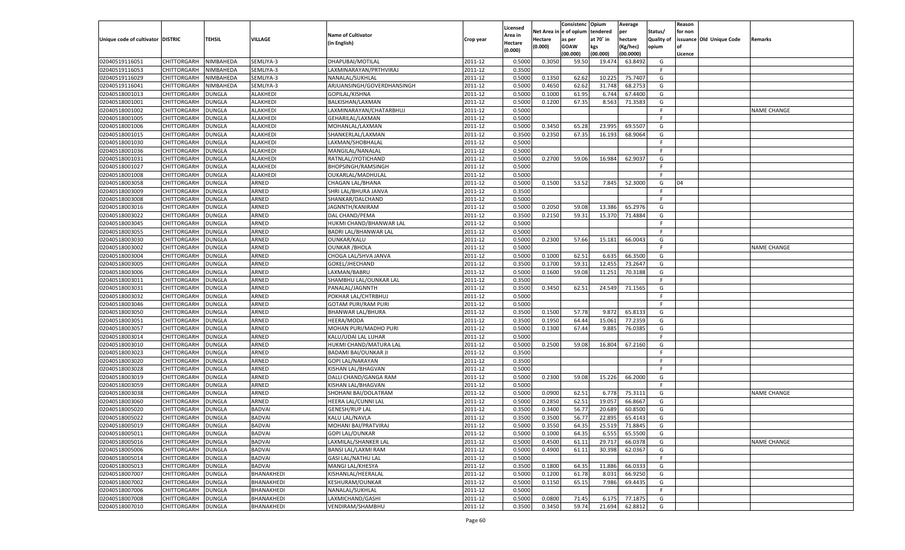| Unique code of cultivator | DISTRIC | TEHSIL | VILLAGE | Name of Cultivator (in English) | Crop year | Licensed Area in Hectare (0.000) | Net Area in Hectare (0.000) | Consistence of opium as per GOAW (00.000) | Opium tendered at 70° in kgs (00.000) | Average per hectare (Kg/hec) (00.0000) | Status/ Quality of opium | Reason for non issuance of Licence | Old Unique Code | Remarks |
|---|---|---|---|---|---|---|---|---|---|---|---|---|---|---|
| 02040519116051 | CHITTORGARH | NIMBAHEDA | SEMLIYA-3 | DHAPUBAI/MOTILAL | 2011-12 | 0.5000 | 0.3050 | 59.50 | 19.474 | 63.8492 | G | | | |
| 02040519116053 | CHITTORGARH | NIMBAHEDA | SEMLIYA-3 | LAXMINARAYAN/PRTHVIRAJ | 2011-12 | 0.3500 | | | | | F | | | |
| 02040519116029 | CHITTORGARH | NIMBAHEDA | SEMLIYA-3 | NANALAL/SUKHLAL | 2011-12 | 0.5000 | 0.1350 | 62.62 | 10.225 | 75.7407 | G | | | |
| 02040519116041 | CHITTORGARH | NIMBAHEDA | SEMLIYA-3 | ARJUANSINGH/GOVERDHANSINGH | 2011-12 | 0.5000 | 0.4650 | 62.62 | 31.748 | 68.2753 | G | | | |
| 02040518001013 | CHITTORGARH | DUNGLA | ALAKHEDI | GOPILAL/KISHNA | 2011-12 | 0.5000 | 0.1000 | 61.95 | 6.744 | 67.4400 | G | | | |
| 02040518001001 | CHITTORGARH | DUNGLA | ALAKHEDI | BALKISHAN/LAXMAN | 2011-12 | 0.5000 | 0.1200 | 67.35 | 8.563 | 71.3583 | G | | | |
| 02040518001002 | CHITTORGARH | DUNGLA | ALAKHEDI | LAXMINARAYAN/CHATARBHUJ | 2011-12 | 0.5000 | | | | | F | | | NAME CHANGE |
| 02040518001005 | CHITTORGARH | DUNGLA | ALAKHEDI | GEHARILAL/LAXMAN | 2011-12 | 0.5000 | | | | | F | | | |
| 02040518001006 | CHITTORGARH | DUNGLA | ALAKHEDI | MOHANLAL/LAXMAN | 2011-12 | 0.5000 | 0.3450 | 65.28 | 23.995 | 69.5507 | G | | | |
| 02040518001015 | CHITTORGARH | DUNGLA | ALAKHEDI | SHANKERLAL/LAXMAN | 2011-12 | 0.3500 | 0.2350 | 67.35 | 16.193 | 68.9064 | G | | | |
| 02040518001030 | CHITTORGARH | DUNGLA | ALAKHEDI | LAXMAN/SHOBHALAL | 2011-12 | 0.5000 | | | | | F | | | |
| 02040518001036 | CHITTORGARH | DUNGLA | ALAKHEDI | MANGILAL/NANALAL | 2011-12 | 0.5000 | | | | | F | | | |
| 02040518001031 | CHITTORGARH | DUNGLA | ALAKHEDI | RATNLAL/JYOTICHAND | 2011-12 | 0.5000 | 0.2700 | 59.06 | 16.984 | 62.9037 | G | | | |
| 02040518001027 | CHITTORGARH | DUNGLA | ALAKHEDI | BHOPSINGH/RAMSINGH | 2011-12 | 0.5000 | | | | | F | | | |
| 02040518001008 | CHITTORGARH | DUNGLA | ALAKHEDI | OUKARLAL/MADHULAL | 2011-12 | 0.5000 | | | | | F | | | |
| 02040518003058 | CHITTORGARH | DUNGLA | ARNED | CHAGAN LAL/BHANA | 2011-12 | 0.5000 | 0.1500 | 53.52 | 7.845 | 52.3000 | G | 04 | | |
| 02040518003009 | CHITTORGARH | DUNGLA | ARNED | SHRI LAL/BHURA JANVA | 2011-12 | 0.3500 | | | | | F | | | |
| 02040518003008 | CHITTORGARH | DUNGLA | ARNED | SHANKAR/DALCHAND | 2011-12 | 0.5000 | | | | | F | | | |
| 02040518003016 | CHITTORGARH | DUNGLA | ARNED | JAGNNTH/KANIRAM | 2011-12 | 0.5000 | 0.2050 | 59.08 | 13.386 | 65.2976 | G | | | |
| 02040518003022 | CHITTORGARH | DUNGLA | ARNED | DAL CHAND/PEMA | 2011-12 | 0.3500 | 0.2150 | 59.31 | 15.370 | 71.4884 | G | | | |
| 02040518003045 | CHITTORGARH | DUNGLA | ARNED | HUKMI CHAND/BHANWAR LAL | 2011-12 | 0.5000 | | | | | F | | | |
| 02040518003055 | CHITTORGARH | DUNGLA | ARNED | BADRI LAL/BHANWAR LAL | 2011-12 | 0.5000 | | | | | F | | | |
| 02040518003030 | CHITTORGARH | DUNGLA | ARNED | OUNKAR/KALU | 2011-12 | 0.5000 | 0.2300 | 57.66 | 15.181 | 66.0043 | G | | | |
| 02040518003002 | CHITTORGARH | DUNGLA | ARNED | OUNKAR /BHOLA | 2011-12 | 0.5000 | | | | | F | | | NAME CHANGE |
| 02040518003004 | CHITTORGARH | DUNGLA | ARNED | CHOGA LAL/SHVA JANVA | 2011-12 | 0.5000 | 0.1000 | 62.51 | 6.635 | 66.3500 | G | | | |
| 02040518003005 | CHITTORGARH | DUNGLA | ARNED | GOKEL/JHECHAND | 2011-12 | 0.3500 | 0.1700 | 59.31 | 12.455 | 73.2647 | G | | | |
| 02040518003006 | CHITTORGARH | DUNGLA | ARNED | LAXMAN/BABRU | 2011-12 | 0.5000 | 0.1600 | 59.08 | 11.251 | 70.3188 | G | | | |
| 02040518003011 | CHITTORGARH | DUNGLA | ARNED | SHAMBHU LAL/OUNKAR LAL | 2011-12 | 0.3500 | | | | | F | | | |
| 02040518003031 | CHITTORGARH | DUNGLA | ARNED | PANALAL/JAGNNTH | 2011-12 | 0.3500 | 0.3450 | 62.51 | 24.549 | 71.1565 | G | | | |
| 02040518003032 | CHITTORGARH | DUNGLA | ARNED | POKHAR LAL/CHTRBHUJ | 2011-12 | 0.5000 | | | | | F | | | |
| 02040518003046 | CHITTORGARH | DUNGLA | ARNED | GOTAM PURI/RAM PURI | 2011-12 | 0.5000 | | | | | F | | | |
| 02040518003050 | CHITTORGARH | DUNGLA | ARNED | BHANWAR LAL/BHURA | 2011-12 | 0.3500 | 0.1500 | 57.78 | 9.872 | 65.8133 | G | | | |
| 02040518003051 | CHITTORGARH | DUNGLA | ARNED | HEERA/MODA | 2011-12 | 0.3500 | 0.1950 | 64.44 | 15.061 | 77.2359 | G | | | |
| 02040518003057 | CHITTORGARH | DUNGLA | ARNED | MOHAN PURI/MADHO PURI | 2011-12 | 0.5000 | 0.1300 | 67.44 | 9.885 | 76.0385 | G | | | |
| 02040518003014 | CHITTORGARH | DUNGLA | ARNED | KALU/UDAI LAL LUHAR | 2011-12 | 0.5000 | | | | | F | | | |
| 02040518003010 | CHITTORGARH | DUNGLA | ARNED | HUKMI CHAND/MATURA LAL | 2011-12 | 0.5000 | 0.2500 | 59.08 | 16.804 | 67.2160 | G | | | |
| 02040518003023 | CHITTORGARH | DUNGLA | ARNED | BADAMI BAI/OUNKAR JI | 2011-12 | 0.3500 | | | | | F | | | |
| 02040518003020 | CHITTORGARH | DUNGLA | ARNED | GOPI LAL/NARAYAN | 2011-12 | 0.3500 | | | | | F | | | |
| 02040518003028 | CHITTORGARH | DUNGLA | ARNED | KISHAN LAL/BHAGVAN | 2011-12 | 0.5000 | | | | | F | | | |
| 02040518003019 | CHITTORGARH | DUNGLA | ARNED | DALLI CHAND/GANGA RAM | 2011-12 | 0.5000 | 0.2300 | 59.08 | 15.226 | 66.2000 | G | | | |
| 02040518003059 | CHITTORGARH | DUNGLA | ARNED | KISHAN LAL/BHAGVAN | 2011-12 | 0.5000 | | | | | F | | | |
| 02040518003038 | CHITTORGARH | DUNGLA | ARNED | SHOHANI BAI/DOLATRAM | 2011-12 | 0.5000 | 0.0900 | 62.51 | 6.778 | 75.3111 | G | | | NAME CHANGE |
| 02040518003060 | CHITTORGARH | DUNGLA | ARNED | HEERA LAL/CUNNI LAL | 2011-12 | 0.5000 | 0.2850 | 62.51 | 19.057 | 66.8667 | G | | | |
| 02040518005020 | CHITTORGARH | DUNGLA | BADVAI | GENESH/RUP LAL | 2011-12 | 0.3500 | 0.3400 | 56.77 | 20.689 | 60.8500 | G | | | |
| 02040518005022 | CHITTORGARH | DUNGLA | BADVAI | KALU LAL/NAVLA | 2011-12 | 0.3500 | 0.3500 | 56.77 | 22.895 | 65.4143 | G | | | |
| 02040518005019 | CHITTORGARH | DUNGLA | BADVAI | MOHANI BAI/PRATVIRAJ | 2011-12 | 0.5000 | 0.3550 | 64.35 | 25.519 | 71.8845 | G | | | |
| 02040518005011 | CHITTORGARH | DUNGLA | BADVAI | GOPI LAL/OUNKAR | 2011-12 | 0.5000 | 0.1000 | 64.35 | 6.555 | 65.5500 | G | | | |
| 02040518005016 | CHITTORGARH | DUNGLA | BADVAI | LAXMILAL/SHANKER LAL | 2011-12 | 0.5000 | 0.4500 | 61.11 | 29.717 | 66.0378 | G | | | NAME CHANGE |
| 02040518005006 | CHITTORGARH | DUNGLA | BADVAI | BANSI LAL/LAXMI RAM | 2011-12 | 0.5000 | 0.4900 | 61.11 | 30.398 | 62.0367 | G | | | |
| 02040518005014 | CHITTORGARH | DUNGLA | BADVAI | GASI LAL/NATHU LAL | 2011-12 | 0.5000 | | | | | F | | | |
| 02040518005013 | CHITTORGARH | DUNGLA | BADVAI | MANGI LAL/KHESYA | 2011-12 | 0.3500 | 0.1800 | 64.35 | 11.886 | 66.0333 | G | | | |
| 02040518007007 | CHITTORGARH | DUNGLA | BHANAKHEDI | KISHANLAL/HEERALAL | 2011-12 | 0.5000 | 0.1200 | 61.78 | 8.031 | 66.9250 | G | | | |
| 02040518007002 | CHITTORGARH | DUNGLA | BHANAKHEDI | KESHURAM/OUNKAR | 2011-12 | 0.5000 | 0.1150 | 65.15 | 7.986 | 69.4435 | G | | | |
| 02040518007006 | CHITTORGARH | DUNGLA | BHANAKHEDI | NANALAL/SUKHLAL | 2011-12 | 0.5000 | | | | | F | | | |
| 02040518007008 | CHITTORGARH | DUNGLA | BHANAKHEDI | LAXMICHAND/GASHI | 2011-12 | 0.5000 | 0.0800 | 71.45 | 6.175 | 77.1875 | G | | | |
| 02040518007010 | CHITTORGARH | DUNGLA | BHANAKHEDI | VENDIRAM/SHAMBHU | 2011-12 | 0.3500 | 0.3450 | 59.74 | 21.694 | 62.8812 | G | | | |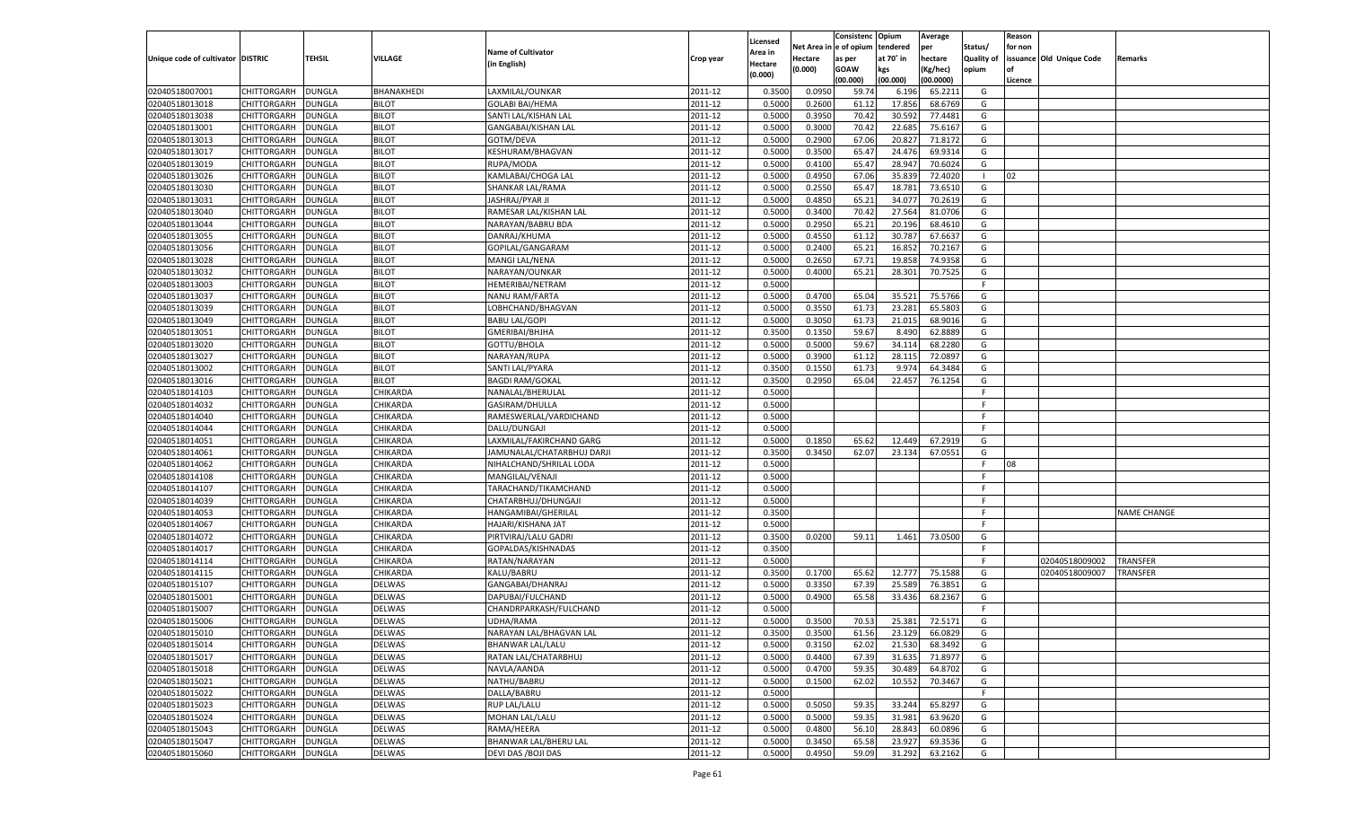| Unique code of cultivator | DISTRIC | TEHSIL | VILLAGE | Name of Cultivator (in English) | Crop year | Licensed Area in Hectare (0.000) | Net Area in Hectare (0.000) | Consistenc e of opium as per GOAW (00.000) | Opium tendered at 70˚ in kgs (00.000) | Average per hectare (Kg/hec) (00.0000) | Status/ Quality of opium | Reason for non issuance of Licence | Old Unique Code | Remarks |
|---|---|---|---|---|---|---|---|---|---|---|---|---|---|---|
| 02040518007001 | CHITTORGARH | DUNGLA | BHANAKHEDI | LAXMILAL/OUNKAR | 2011-12 | 0.3500 | 0.0950 | 59.74 | 6.196 | 65.2211 | G | | | |
| 02040518013018 | CHITTORGARH | DUNGLA | BILOT | GOLABI BAI/HEMA | 2011-12 | 0.5000 | 0.2600 | 61.12 | 17.856 | 68.6769 | G | | | |
| 02040518013038 | CHITTORGARH | DUNGLA | BILOT | SANTI LAL/KISHAN LAL | 2011-12 | 0.5000 | 0.3950 | 70.42 | 30.592 | 77.4481 | G | | | |
| 02040518013001 | CHITTORGARH | DUNGLA | BILOT | GANGABAI/KISHAN LAL | 2011-12 | 0.5000 | 0.3000 | 70.42 | 22.685 | 75.6167 | G | | | |
| 02040518013013 | CHITTORGARH | DUNGLA | BILOT | GOTM/DEVA | 2011-12 | 0.5000 | 0.2900 | 67.06 | 20.827 | 71.8172 | G | | | |
| 02040518013017 | CHITTORGARH | DUNGLA | BILOT | KESHURAM/BHAGVAN | 2011-12 | 0.5000 | 0.3500 | 65.47 | 24.476 | 69.9314 | G | | | |
| 02040518013019 | CHITTORGARH | DUNGLA | BILOT | RUPA/MODA | 2011-12 | 0.5000 | 0.4100 | 65.47 | 28.947 | 70.6024 | G | | | |
| 02040518013026 | CHITTORGARH | DUNGLA | BILOT | KAMLABAI/CHOGA LAL | 2011-12 | 0.5000 | 0.4950 | 67.06 | 35.839 | 72.4020 | I | 02 | | |
| 02040518013030 | CHITTORGARH | DUNGLA | BILOT | SHANKAR LAL/RAMA | 2011-12 | 0.5000 | 0.2550 | 65.47 | 18.781 | 73.6510 | G | | | |
| 02040518013031 | CHITTORGARH | DUNGLA | BILOT | JASHRAJ/PYAR JI | 2011-12 | 0.5000 | 0.4850 | 65.21 | 34.077 | 70.2619 | G | | | |
| 02040518013040 | CHITTORGARH | DUNGLA | BILOT | RAMESAR LAL/KISHAN LAL | 2011-12 | 0.5000 | 0.3400 | 70.42 | 27.564 | 81.0706 | G | | | |
| 02040518013044 | CHITTORGARH | DUNGLA | BILOT | NARAYAN/BABRU BDA | 2011-12 | 0.5000 | 0.2950 | 65.21 | 20.196 | 68.4610 | G | | | |
| 02040518013055 | CHITTORGARH | DUNGLA | BILOT | DANRAJ/KHUMA | 2011-12 | 0.5000 | 0.4550 | 61.12 | 30.787 | 67.6637 | G | | | |
| 02040518013056 | CHITTORGARH | DUNGLA | BILOT | GOPILAL/GANGARAM | 2011-12 | 0.5000 | 0.2400 | 65.21 | 16.852 | 70.2167 | G | | | |
| 02040518013028 | CHITTORGARH | DUNGLA | BILOT | MANGI LAL/NENA | 2011-12 | 0.5000 | 0.2650 | 67.71 | 19.858 | 74.9358 | G | | | |
| 02040518013032 | CHITTORGARH | DUNGLA | BILOT | NARAYAN/OUNKAR | 2011-12 | 0.5000 | 0.4000 | 65.21 | 28.301 | 70.7525 | G | | | |
| 02040518013003 | CHITTORGARH | DUNGLA | BILOT | HEMERIBAI/NETRAM | 2011-12 | 0.5000 | | | | | F | | | |
| 02040518013037 | CHITTORGARH | DUNGLA | BILOT | NANU RAM/FARTA | 2011-12 | 0.5000 | 0.4700 | 65.04 | 35.521 | 75.5766 | G | | | |
| 02040518013039 | CHITTORGARH | DUNGLA | BILOT | LOBHCHAND/BHAGVAN | 2011-12 | 0.5000 | 0.3550 | 61.73 | 23.281 | 65.5803 | G | | | |
| 02040518013049 | CHITTORGARH | DUNGLA | BILOT | BABU LAL/GOPI | 2011-12 | 0.5000 | 0.3050 | 61.73 | 21.015 | 68.9016 | G | | | |
| 02040518013051 | CHITTORGARH | DUNGLA | BILOT | GMERIBAI/BHJHA | 2011-12 | 0.3500 | 0.1350 | 59.67 | 8.490 | 62.8889 | G | | | |
| 02040518013020 | CHITTORGARH | DUNGLA | BILOT | GOTTU/BHOLA | 2011-12 | 0.5000 | 0.5000 | 59.67 | 34.114 | 68.2280 | G | | | |
| 02040518013027 | CHITTORGARH | DUNGLA | BILOT | NARAYAN/RUPA | 2011-12 | 0.5000 | 0.3900 | 61.12 | 28.115 | 72.0897 | G | | | |
| 02040518013002 | CHITTORGARH | DUNGLA | BILOT | SANTI LAL/PYARA | 2011-12 | 0.3500 | 0.1550 | 61.73 | 9.974 | 64.3484 | G | | | |
| 02040518013016 | CHITTORGARH | DUNGLA | BILOT | BAGDI RAM/GOKAL | 2011-12 | 0.3500 | 0.2950 | 65.04 | 22.457 | 76.1254 | G | | | |
| 02040518014103 | CHITTORGARH | DUNGLA | CHIKARDA | NANALAL/BHERULAL | 2011-12 | 0.5000 | | | | | F | | | |
| 02040518014032 | CHITTORGARH | DUNGLA | CHIKARDA | GASIRAM/DHULLA | 2011-12 | 0.5000 | | | | | F | | | |
| 02040518014040 | CHITTORGARH | DUNGLA | CHIKARDA | RAMESWERLAL/VARDICHAND | 2011-12 | 0.5000 | | | | | F | | | |
| 02040518014044 | CHITTORGARH | DUNGLA | CHIKARDA | DALU/DUNGAJI | 2011-12 | 0.5000 | | | | | F | | | |
| 02040518014051 | CHITTORGARH | DUNGLA | CHIKARDA | LAXMILAL/FAKIRCHAND GARG | 2011-12 | 0.5000 | 0.1850 | 65.62 | 12.449 | 67.2919 | G | | | |
| 02040518014061 | CHITTORGARH | DUNGLA | CHIKARDA | JAMUNALAL/CHATARBHUJ DARJI | 2011-12 | 0.3500 | 0.3450 | 62.07 | 23.134 | 67.0551 | G | | | |
| 02040518014062 | CHITTORGARH | DUNGLA | CHIKARDA | NIHALCHAND/SHRILAL LODA | 2011-12 | 0.5000 | | | | | F | 08 | | |
| 02040518014108 | CHITTORGARH | DUNGLA | CHIKARDA | MANGILAL/VENAJI | 2011-12 | 0.5000 | | | | | F | | | |
| 02040518014107 | CHITTORGARH | DUNGLA | CHIKARDA | TARACHAND/TIKAMCHAND | 2011-12 | 0.5000 | | | | | F | | | |
| 02040518014039 | CHITTORGARH | DUNGLA | CHIKARDA | CHATARBHUJ/DHUNGAJI | 2011-12 | 0.5000 | | | | | F | | | |
| 02040518014053 | CHITTORGARH | DUNGLA | CHIKARDA | HANGAMIBAI/GHERILAL | 2011-12 | 0.3500 | | | | | F | | | NAME CHANGE |
| 02040518014067 | CHITTORGARH | DUNGLA | CHIKARDA | HAJARI/KISHANA JAT | 2011-12 | 0.5000 | | | | | F | | | |
| 02040518014072 | CHITTORGARH | DUNGLA | CHIKARDA | PIRTVIRAJ/LALU GADRI | 2011-12 | 0.3500 | 0.0200 | 59.11 | 1.461 | 73.0500 | G | | | |
| 02040518014017 | CHITTORGARH | DUNGLA | CHIKARDA | GOPALDAS/KISHNADAS | 2011-12 | 0.3500 | | | | | F | | | |
| 02040518014114 | CHITTORGARH | DUNGLA | CHIKARDA | RATAN/NARAYAN | 2011-12 | 0.5000 | | | | | F | | 02040518009002 | TRANSFER |
| 02040518014115 | CHITTORGARH | DUNGLA | CHIKARDA | KALU/BABRU | 2011-12 | 0.3500 | 0.1700 | 65.62 | 12.777 | 75.1588 | G | | 02040518009007 | TRANSFER |
| 02040518015107 | CHITTORGARH | DUNGLA | DELWAS | GANGABAI/DHANRAJ | 2011-12 | 0.5000 | 0.3350 | 67.39 | 25.589 | 76.3851 | G | | | |
| 02040518015001 | CHITTORGARH | DUNGLA | DELWAS | DAPUBAI/FULCHAND | 2011-12 | 0.5000 | 0.4900 | 65.58 | 33.436 | 68.2367 | G | | | |
| 02040518015007 | CHITTORGARH | DUNGLA | DELWAS | CHANDRPARKASH/FULCHAND | 2011-12 | 0.5000 | | | | | F | | | |
| 02040518015006 | CHITTORGARH | DUNGLA | DELWAS | UDHA/RAMA | 2011-12 | 0.5000 | 0.3500 | 70.53 | 25.381 | 72.5171 | G | | | |
| 02040518015010 | CHITTORGARH | DUNGLA | DELWAS | NARAYAN LAL/BHAGVAN LAL | 2011-12 | 0.3500 | 0.3500 | 61.56 | 23.129 | 66.0829 | G | | | |
| 02040518015014 | CHITTORGARH | DUNGLA | DELWAS | BHANWAR LAL/LALU | 2011-12 | 0.5000 | 0.3150 | 62.02 | 21.530 | 68.3492 | G | | | |
| 02040518015017 | CHITTORGARH | DUNGLA | DELWAS | RATAN LAL/CHATARBHUJ | 2011-12 | 0.5000 | 0.4400 | 67.39 | 31.635 | 71.8977 | G | | | |
| 02040518015018 | CHITTORGARH | DUNGLA | DELWAS | NAVLA/AANDA | 2011-12 | 0.5000 | 0.4700 | 59.35 | 30.489 | 64.8702 | G | | | |
| 02040518015021 | CHITTORGARH | DUNGLA | DELWAS | NATHU/BABRU | 2011-12 | 0.5000 | 0.1500 | 62.02 | 10.552 | 70.3467 | G | | | |
| 02040518015022 | CHITTORGARH | DUNGLA | DELWAS | DALLA/BABRU | 2011-12 | 0.5000 | | | | | F | | | |
| 02040518015023 | CHITTORGARH | DUNGLA | DELWAS | RUP LAL/LALU | 2011-12 | 0.5000 | 0.5050 | 59.35 | 33.244 | 65.8297 | G | | | |
| 02040518015024 | CHITTORGARH | DUNGLA | DELWAS | MOHAN LAL/LALU | 2011-12 | 0.5000 | 0.5000 | 59.35 | 31.981 | 63.9620 | G | | | |
| 02040518015043 | CHITTORGARH | DUNGLA | DELWAS | RAMA/HEERA | 2011-12 | 0.5000 | 0.4800 | 56.10 | 28.843 | 60.0896 | G | | | |
| 02040518015047 | CHITTORGARH | DUNGLA | DELWAS | BHANWAR LAL/BHERU LAL | 2011-12 | 0.5000 | 0.3450 | 65.58 | 23.927 | 69.3536 | G | | | |
| 02040518015060 | CHITTORGARH | DUNGLA | DELWAS | DEVI DAS /BOJI DAS | 2011-12 | 0.5000 | 0.4950 | 59.09 | 31.292 | 63.2162 | G | | | |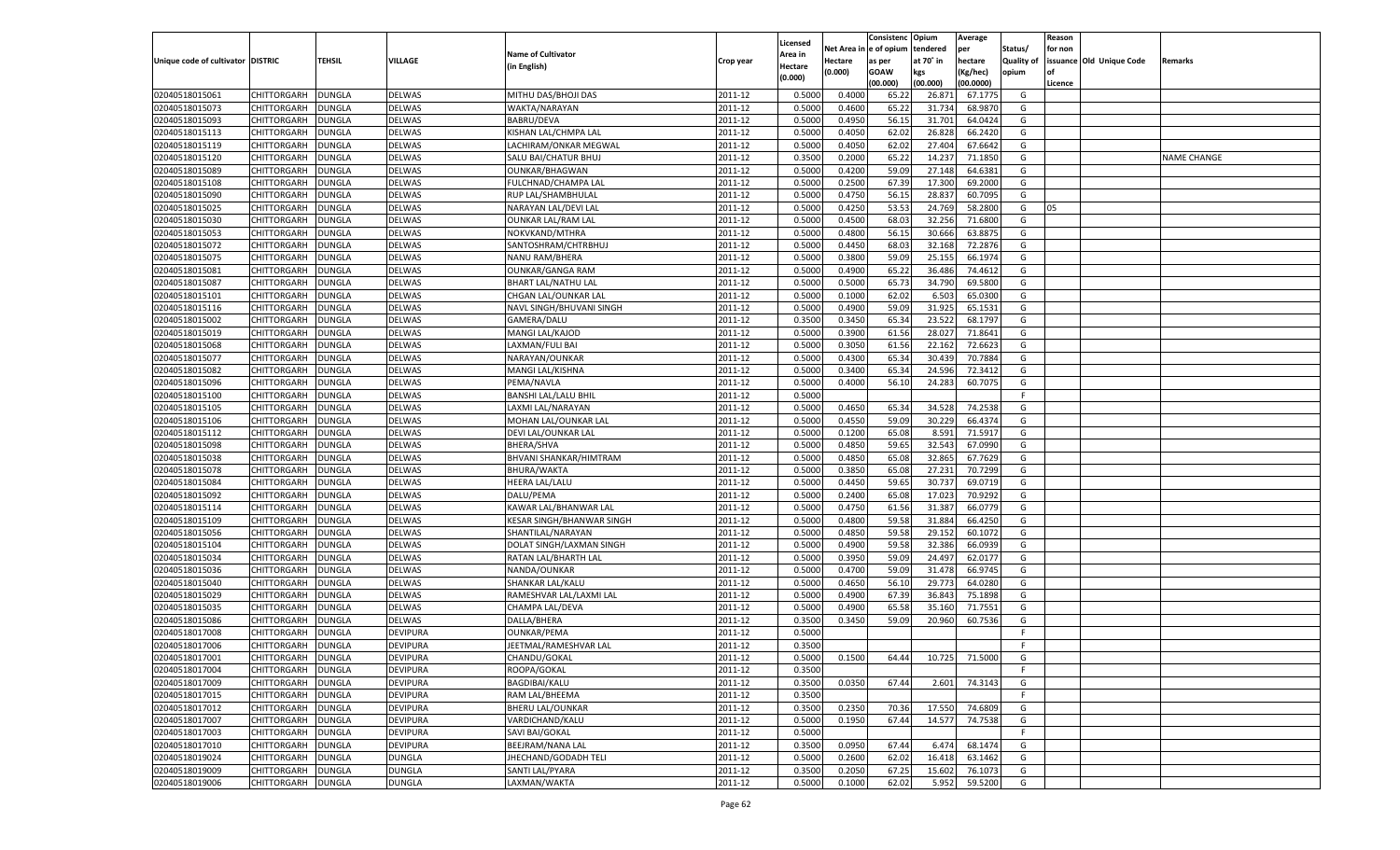| Unique code of cultivator | DISTRIC | TEHSIL | VILLAGE | Name of Cultivator (in English) | Crop year | Licensed Area in Hectare (0.000) | Net Area in Hectare (0.000) | Consistence of opium as per GOAW (00.000) | Opium tendered at 70° in kgs (00.000) | Average per hectare (Kg/hec) (00.0000) | Status/ Quality of opium | Reason for non issuance of Licence | Old Unique Code | Remarks |
|---|---|---|---|---|---|---|---|---|---|---|---|---|---|---|
| 02040518015061 | CHITTORGARH | DUNGLA | DELWAS | MITHU DAS/BHOJI DAS | 2011-12 | 0.5000 | 0.4000 | 65.22 | 26.871 | 67.1775 | G | | | |
| 02040518015073 | CHITTORGARH | DUNGLA | DELWAS | WAKTA/NARAYAN | 2011-12 | 0.5000 | 0.4600 | 65.22 | 31.734 | 68.9870 | G | | | |
| 02040518015093 | CHITTORGARH | DUNGLA | DELWAS | BABRU/DEVA | 2011-12 | 0.5000 | 0.4950 | 56.15 | 31.701 | 64.0424 | G | | | |
| 02040518015113 | CHITTORGARH | DUNGLA | DELWAS | KISHAN LAL/CHMPA LAL | 2011-12 | 0.5000 | 0.4050 | 62.02 | 26.828 | 66.2420 | G | | | |
| 02040518015119 | CHITTORGARH | DUNGLA | DELWAS | LACHIRAM/ONKAR MEGWAL | 2011-12 | 0.5000 | 0.4050 | 62.02 | 27.404 | 67.6642 | G | | | |
| 02040518015120 | CHITTORGARH | DUNGLA | DELWAS | SALU BAI/CHATUR BHUJ | 2011-12 | 0.3500 | 0.2000 | 65.22 | 14.237 | 71.1850 | G | | | NAME CHANGE |
| 02040518015089 | CHITTORGARH | DUNGLA | DELWAS | OUNKAR/BHAGWAN | 2011-12 | 0.5000 | 0.4200 | 59.09 | 27.148 | 64.6381 | G | | | |
| 02040518015108 | CHITTORGARH | DUNGLA | DELWAS | FULCHNAD/CHAMPA LAL | 2011-12 | 0.5000 | 0.2500 | 67.39 | 17.300 | 69.2000 | G | | | |
| 02040518015090 | CHITTORGARH | DUNGLA | DELWAS | RUP LAL/SHAMBHULAL | 2011-12 | 0.5000 | 0.4750 | 56.15 | 28.837 | 60.7095 | G | | | |
| 02040518015025 | CHITTORGARH | DUNGLA | DELWAS | NARAYAN LAL/DEVI LAL | 2011-12 | 0.5000 | 0.4250 | 53.53 | 24.769 | 58.2800 | G | 05 | | |
| 02040518015030 | CHITTORGARH | DUNGLA | DELWAS | OUNKAR LAL/RAM LAL | 2011-12 | 0.5000 | 0.4500 | 68.03 | 32.256 | 71.6800 | G | | | |
| 02040518015053 | CHITTORGARH | DUNGLA | DELWAS | NOKVKAND/MTHRA | 2011-12 | 0.5000 | 0.4800 | 56.15 | 30.666 | 63.8875 | G | | | |
| 02040518015072 | CHITTORGARH | DUNGLA | DELWAS | SANTOSHRAM/CHTRBHUJ | 2011-12 | 0.5000 | 0.4450 | 68.03 | 32.168 | 72.2876 | G | | | |
| 02040518015075 | CHITTORGARH | DUNGLA | DELWAS | NANU RAM/BHERA | 2011-12 | 0.5000 | 0.3800 | 59.09 | 25.155 | 66.1974 | G | | | |
| 02040518015081 | CHITTORGARH | DUNGLA | DELWAS | OUNKAR/GANGA RAM | 2011-12 | 0.5000 | 0.4900 | 65.22 | 36.486 | 74.4612 | G | | | |
| 02040518015087 | CHITTORGARH | DUNGLA | DELWAS | BHART LAL/NATHU LAL | 2011-12 | 0.5000 | 0.5000 | 65.73 | 34.790 | 69.5800 | G | | | |
| 02040518015101 | CHITTORGARH | DUNGLA | DELWAS | CHGAN LAL/OUNKAR LAL | 2011-12 | 0.5000 | 0.1000 | 62.02 | 6.503 | 65.0300 | G | | | |
| 02040518015116 | CHITTORGARH | DUNGLA | DELWAS | NAVL SINGH/BHUVANI SINGH | 2011-12 | 0.5000 | 0.4900 | 59.09 | 31.925 | 65.1531 | G | | | |
| 02040518015002 | CHITTORGARH | DUNGLA | DELWAS | GAMERA/DALU | 2011-12 | 0.3500 | 0.3450 | 65.34 | 23.522 | 68.1797 | G | | | |
| 02040518015019 | CHITTORGARH | DUNGLA | DELWAS | MANGI LAL/KAJOD | 2011-12 | 0.5000 | 0.3900 | 61.56 | 28.027 | 71.8641 | G | | | |
| 02040518015068 | CHITTORGARH | DUNGLA | DELWAS | LAXMAN/FULI BAI | 2011-12 | 0.5000 | 0.3050 | 61.56 | 22.162 | 72.6623 | G | | | |
| 02040518015077 | CHITTORGARH | DUNGLA | DELWAS | NARAYAN/OUNKAR | 2011-12 | 0.5000 | 0.4300 | 65.34 | 30.439 | 70.7884 | G | | | |
| 02040518015082 | CHITTORGARH | DUNGLA | DELWAS | MANGI LAL/KISHNA | 2011-12 | 0.5000 | 0.3400 | 65.34 | 24.596 | 72.3412 | G | | | |
| 02040518015096 | CHITTORGARH | DUNGLA | DELWAS | PEMA/NAVLA | 2011-12 | 0.5000 | 0.4000 | 56.10 | 24.283 | 60.7075 | G | | | |
| 02040518015100 | CHITTORGARH | DUNGLA | DELWAS | BANSHI LAL/LALU BHIL | 2011-12 | 0.5000 | | | | | F | | | |
| 02040518015105 | CHITTORGARH | DUNGLA | DELWAS | LAXMI LAL/NARAYAN | 2011-12 | 0.5000 | 0.4650 | 65.34 | 34.528 | 74.2538 | G | | | |
| 02040518015106 | CHITTORGARH | DUNGLA | DELWAS | MOHAN LAL/OUNKAR LAL | 2011-12 | 0.5000 | 0.4550 | 59.09 | 30.229 | 66.4374 | G | | | |
| 02040518015112 | CHITTORGARH | DUNGLA | DELWAS | DEVI LAL/OUNKAR LAL | 2011-12 | 0.5000 | 0.1200 | 65.08 | 8.591 | 71.5917 | G | | | |
| 02040518015098 | CHITTORGARH | DUNGLA | DELWAS | BHERA/SHVA | 2011-12 | 0.5000 | 0.4850 | 59.65 | 32.543 | 67.0990 | G | | | |
| 02040518015038 | CHITTORGARH | DUNGLA | DELWAS | BHVANI SHANKAR/HIMTRAM | 2011-12 | 0.5000 | 0.4850 | 65.08 | 32.865 | 67.7629 | G | | | |
| 02040518015078 | CHITTORGARH | DUNGLA | DELWAS | BHURA/WAKTA | 2011-12 | 0.5000 | 0.3850 | 65.08 | 27.231 | 70.7299 | G | | | |
| 02040518015084 | CHITTORGARH | DUNGLA | DELWAS | HEERA LAL/LALU | 2011-12 | 0.5000 | 0.4450 | 59.65 | 30.737 | 69.0719 | G | | | |
| 02040518015092 | CHITTORGARH | DUNGLA | DELWAS | DALU/PEMA | 2011-12 | 0.5000 | 0.2400 | 65.08 | 17.023 | 70.9292 | G | | | |
| 02040518015114 | CHITTORGARH | DUNGLA | DELWAS | KAWAR LAL/BHANWAR LAL | 2011-12 | 0.5000 | 0.4750 | 61.56 | 31.387 | 66.0779 | G | | | |
| 02040518015109 | CHITTORGARH | DUNGLA | DELWAS | KESAR SINGH/BHANWAR SINGH | 2011-12 | 0.5000 | 0.4800 | 59.58 | 31.884 | 66.4250 | G | | | |
| 02040518015056 | CHITTORGARH | DUNGLA | DELWAS | SHANTILAL/NARAYAN | 2011-12 | 0.5000 | 0.4850 | 59.58 | 29.152 | 60.1072 | G | | | |
| 02040518015104 | CHITTORGARH | DUNGLA | DELWAS | DOLAT SINGH/LAXMAN SINGH | 2011-12 | 0.5000 | 0.4900 | 59.58 | 32.386 | 66.0939 | G | | | |
| 02040518015034 | CHITTORGARH | DUNGLA | DELWAS | RATAN LAL/BHARTH LAL | 2011-12 | 0.5000 | 0.3950 | 59.09 | 24.497 | 62.0177 | G | | | |
| 02040518015036 | CHITTORGARH | DUNGLA | DELWAS | NANDA/OUNKAR | 2011-12 | 0.5000 | 0.4700 | 59.09 | 31.478 | 66.9745 | G | | | |
| 02040518015040 | CHITTORGARH | DUNGLA | DELWAS | SHANKAR LAL/KALU | 2011-12 | 0.5000 | 0.4650 | 56.10 | 29.773 | 64.0280 | G | | | |
| 02040518015029 | CHITTORGARH | DUNGLA | DELWAS | RAMESHVAR LAL/LAXMI LAL | 2011-12 | 0.5000 | 0.4900 | 67.39 | 36.843 | 75.1898 | G | | | |
| 02040518015035 | CHITTORGARH | DUNGLA | DELWAS | CHAMPA LAL/DEVA | 2011-12 | 0.5000 | 0.4900 | 65.58 | 35.160 | 71.7551 | G | | | |
| 02040518015086 | CHITTORGARH | DUNGLA | DELWAS | DALLA/BHERA | 2011-12 | 0.3500 | 0.3450 | 59.09 | 20.960 | 60.7536 | G | | | |
| 02040518017008 | CHITTORGARH | DUNGLA | DEVIPURA | OUNKAR/PEMA | 2011-12 | 0.5000 | | | | | F | | | |
| 02040518017006 | CHITTORGARH | DUNGLA | DEVIPURA | JEETMAL/RAMESHVAR LAL | 2011-12 | 0.3500 | | | | | F | | | |
| 02040518017001 | CHITTORGARH | DUNGLA | DEVIPURA | CHANDU/GOKAL | 2011-12 | 0.5000 | 0.1500 | 64.44 | 10.725 | 71.5000 | G | | | |
| 02040518017004 | CHITTORGARH | DUNGLA | DEVIPURA | ROOPA/GOKAL | 2011-12 | 0.3500 | | | | | F | | | |
| 02040518017009 | CHITTORGARH | DUNGLA | DEVIPURA | BAGDIBAI/KALU | 2011-12 | 0.3500 | 0.0350 | 67.44 | 2.601 | 74.3143 | G | | | |
| 02040518017015 | CHITTORGARH | DUNGLA | DEVIPURA | RAM LAL/BHEEMA | 2011-12 | 0.3500 | | | | | F | | | |
| 02040518017012 | CHITTORGARH | DUNGLA | DEVIPURA | BHERU LAL/OUNKAR | 2011-12 | 0.3500 | 0.2350 | 70.36 | 17.550 | 74.6809 | G | | | |
| 02040518017007 | CHITTORGARH | DUNGLA | DEVIPURA | VARDICHAND/KALU | 2011-12 | 0.5000 | 0.1950 | 67.44 | 14.577 | 74.7538 | G | | | |
| 02040518017003 | CHITTORGARH | DUNGLA | DEVIPURA | SAVI BAI/GOKAL | 2011-12 | 0.5000 | | | | | F | | | |
| 02040518017010 | CHITTORGARH | DUNGLA | DEVIPURA | BEEJRAM/NANA LAL | 2011-12 | 0.3500 | 0.0950 | 67.44 | 6.474 | 68.1474 | G | | | |
| 02040518019024 | CHITTORGARH | DUNGLA | DUNGLA | JHECHAND/GODADH TELI | 2011-12 | 0.5000 | 0.2600 | 62.02 | 16.418 | 63.1462 | G | | | |
| 02040518019009 | CHITTORGARH | DUNGLA | DUNGLA | SANTI LAL/PYARA | 2011-12 | 0.3500 | 0.2050 | 67.25 | 15.602 | 76.1073 | G | | | |
| 02040518019006 | CHITTORGARH | DUNGLA | DUNGLA | LAXMAN/WAKTA | 2011-12 | 0.5000 | 0.1000 | 62.02 | 5.952 | 59.5200 | G | | | |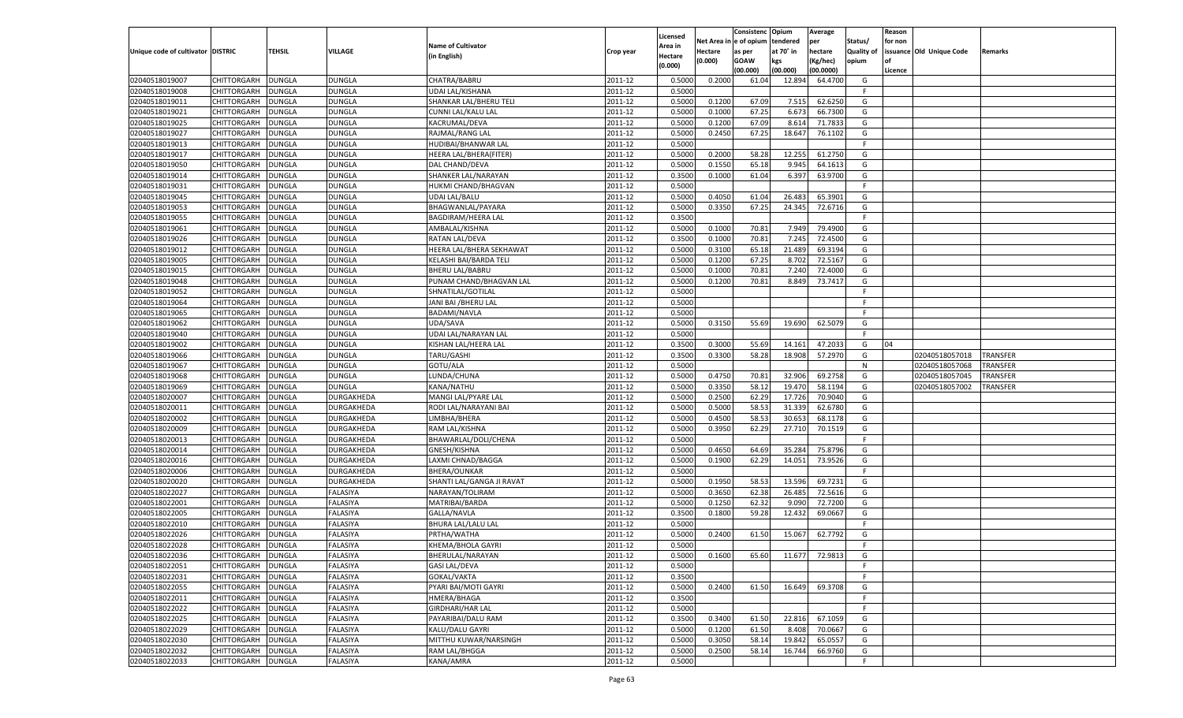| Unique code of cultivator | DISTRIC | TEHSIL | VILLAGE | Name of Cultivator (in English) | Crop year | Licensed Area in Hectare (0.000) | Net Area in Hectare (0.000) | Consistence of opium as per GOAW (00.000) | Opium tendered at 70° in kgs (00.000) | Average per hectare (Kg/hec) (00.0000) | Status/ Quality of opium | Reason for non issuance of Licence | Old Unique Code | Remarks |
|---|---|---|---|---|---|---|---|---|---|---|---|---|---|---|
| 02040518019007 | CHITTORGARH | DUNGLA | DUNGLA | CHATRA/BABRU | 2011-12 | 0.5000 | 0.2000 | 61.04 | 12.894 | 64.4700 | G | | | |
| 02040518019008 | CHITTORGARH | DUNGLA | DUNGLA | UDAI LAL/KISHANA | 2011-12 | 0.5000 | | | | | F | | | |
| 02040518019011 | CHITTORGARH | DUNGLA | DUNGLA | SHANKAR LAL/BHERU TELI | 2011-12 | 0.5000 | 0.1200 | 67.09 | 7.515 | 62.6250 | G | | | |
| 02040518019021 | CHITTORGARH | DUNGLA | DUNGLA | CUNNI LAL/KALU LAL | 2011-12 | 0.5000 | 0.1000 | 67.25 | 6.673 | 66.7300 | G | | | |
| 02040518019025 | CHITTORGARH | DUNGLA | DUNGLA | KACRUMAL/DEVA | 2011-12 | 0.5000 | 0.1200 | 67.09 | 8.614 | 71.7833 | G | | | |
| 02040518019027 | CHITTORGARH | DUNGLA | DUNGLA | RAJMAL/RANG LAL | 2011-12 | 0.5000 | 0.2450 | 67.25 | 18.647 | 76.1102 | G | | | |
| 02040518019013 | CHITTORGARH | DUNGLA | DUNGLA | HUDIBAI/BHANWAR LAL | 2011-12 | 0.5000 | | | | | F | | | |
| 02040518019017 | CHITTORGARH | DUNGLA | DUNGLA | HEERA LAL/BHERA(FITER) | 2011-12 | 0.5000 | 0.2000 | 58.28 | 12.255 | 61.2750 | G | | | |
| 02040518019050 | CHITTORGARH | DUNGLA | DUNGLA | DAL CHAND/DEVA | 2011-12 | 0.5000 | 0.1550 | 65.18 | 9.945 | 64.1613 | G | | | |
| 02040518019014 | CHITTORGARH | DUNGLA | DUNGLA | SHANKER LAL/NARAYAN | 2011-12 | 0.3500 | 0.1000 | 61.04 | 6.397 | 63.9700 | G | | | |
| 02040518019031 | CHITTORGARH | DUNGLA | DUNGLA | HUKMI CHAND/BHAGVAN | 2011-12 | 0.5000 | | | | | F | | | |
| 02040518019045 | CHITTORGARH | DUNGLA | DUNGLA | UDAI LAL/BALU | 2011-12 | 0.5000 | 0.4050 | 61.04 | 26.483 | 65.3901 | G | | | |
| 02040518019053 | CHITTORGARH | DUNGLA | DUNGLA | BHAGWANLAL/PAYARA | 2011-12 | 0.5000 | 0.3350 | 67.25 | 24.345 | 72.6716 | G | | | |
| 02040518019055 | CHITTORGARH | DUNGLA | DUNGLA | BAGDIRAM/HEERA LAL | 2011-12 | 0.3500 | | | | | F | | | |
| 02040518019061 | CHITTORGARH | DUNGLA | DUNGLA | AMBALAL/KISHNA | 2011-12 | 0.5000 | 0.1000 | 70.81 | 7.949 | 79.4900 | G | | | |
| 02040518019026 | CHITTORGARH | DUNGLA | DUNGLA | RATAN LAL/DEVA | 2011-12 | 0.3500 | 0.1000 | 70.81 | 7.245 | 72.4500 | G | | | |
| 02040518019012 | CHITTORGARH | DUNGLA | DUNGLA | HEERA LAL/BHERA SEKHAWAT | 2011-12 | 0.5000 | 0.3100 | 65.18 | 21.489 | 69.3194 | G | | | |
| 02040518019005 | CHITTORGARH | DUNGLA | DUNGLA | KELASHI BAI/BARDA TELI | 2011-12 | 0.5000 | 0.1200 | 67.25 | 8.702 | 72.5167 | G | | | |
| 02040518019015 | CHITTORGARH | DUNGLA | DUNGLA | BHERU LAL/BABRU | 2011-12 | 0.5000 | 0.1000 | 70.81 | 7.240 | 72.4000 | G | | | |
| 02040518019048 | CHITTORGARH | DUNGLA | DUNGLA | PUNAM CHAND/BHAGVAN LAL | 2011-12 | 0.5000 | 0.1200 | 70.81 | 8.849 | 73.7417 | G | | | |
| 02040518019052 | CHITTORGARH | DUNGLA | DUNGLA | SHNATILAL/GOTILAL | 2011-12 | 0.5000 | | | | | F | | | |
| 02040518019064 | CHITTORGARH | DUNGLA | DUNGLA | JANI BAI /BHERU LAL | 2011-12 | 0.5000 | | | | | F | | | |
| 02040518019065 | CHITTORGARH | DUNGLA | DUNGLA | BADAMI/NAVLA | 2011-12 | 0.5000 | | | | | F | | | |
| 02040518019062 | CHITTORGARH | DUNGLA | DUNGLA | UDA/SAVA | 2011-12 | 0.5000 | 0.3150 | 55.69 | 19.690 | 62.5079 | G | | | |
| 02040518019040 | CHITTORGARH | DUNGLA | DUNGLA | UDAI LAL/NARAYAN LAL | 2011-12 | 0.5000 | | | | | F | | | |
| 02040518019002 | CHITTORGARH | DUNGLA | DUNGLA | KISHAN LAL/HEERA LAL | 2011-12 | 0.3500 | 0.3000 | 55.69 | 14.161 | 47.2033 | G | 04 | | |
| 02040518019066 | CHITTORGARH | DUNGLA | DUNGLA | TARU/GASHI | 2011-12 | 0.3500 | 0.3300 | 58.28 | 18.908 | 57.2970 | G | | 02040518057018 | TRANSFER |
| 02040518019067 | CHITTORGARH | DUNGLA | DUNGLA | GOTU/ALA | 2011-12 | 0.5000 | | | | | N | | 02040518057068 | TRANSFER |
| 02040518019068 | CHITTORGARH | DUNGLA | DUNGLA | LUNDA/CHUNA | 2011-12 | 0.5000 | 0.4750 | 70.81 | 32.906 | 69.2758 | G | | 02040518057045 | TRANSFER |
| 02040518019069 | CHITTORGARH | DUNGLA | DUNGLA | KANA/NATHU | 2011-12 | 0.5000 | 0.3350 | 58.12 | 19.470 | 58.1194 | G | | 02040518057002 | TRANSFER |
| 02040518020007 | CHITTORGARH | DUNGLA | DURGAKHEDA | MANGI LAL/PYARE LAL | 2011-12 | 0.5000 | 0.2500 | 62.29 | 17.726 | 70.9040 | G | | | |
| 02040518020011 | CHITTORGARH | DUNGLA | DURGAKHEDA | RODI LAL/NARAYANI BAI | 2011-12 | 0.5000 | 0.5000 | 58.53 | 31.339 | 62.6780 | G | | | |
| 02040518020002 | CHITTORGARH | DUNGLA | DURGAKHEDA | LIMBHA/BHERA | 2011-12 | 0.5000 | 0.4500 | 58.53 | 30.653 | 68.1178 | G | | | |
| 02040518020009 | CHITTORGARH | DUNGLA | DURGAKHEDA | RAM LAL/KISHNA | 2011-12 | 0.5000 | 0.3950 | 62.29 | 27.710 | 70.1519 | G | | | |
| 02040518020013 | CHITTORGARH | DUNGLA | DURGAKHEDA | BHAWARLAL/DOLI/CHENA | 2011-12 | 0.5000 | | | | | F | | | |
| 02040518020014 | CHITTORGARH | DUNGLA | DURGAKHEDA | GNESH/KISHNA | 2011-12 | 0.5000 | 0.4650 | 64.69 | 35.284 | 75.8796 | G | | | |
| 02040518020016 | CHITTORGARH | DUNGLA | DURGAKHEDA | LAXMI CHNAD/BAGGA | 2011-12 | 0.5000 | 0.1900 | 62.29 | 14.051 | 73.9526 | G | | | |
| 02040518020006 | CHITTORGARH | DUNGLA | DURGAKHEDA | BHERA/OUNKAR | 2011-12 | 0.5000 | | | | | F | | | |
| 02040518020020 | CHITTORGARH | DUNGLA | DURGAKHEDA | SHANTI LAL/GANGA JI RAVAT | 2011-12 | 0.5000 | 0.1950 | 58.53 | 13.596 | 69.7231 | G | | | |
| 02040518022027 | CHITTORGARH | DUNGLA | FALASIYA | NARAYAN/TOLIRAM | 2011-12 | 0.5000 | 0.3650 | 62.38 | 26.485 | 72.5616 | G | | | |
| 02040518022001 | CHITTORGARH | DUNGLA | FALASIYA | MATRIBAI/BARDA | 2011-12 | 0.5000 | 0.1250 | 62.32 | 9.090 | 72.7200 | G | | | |
| 02040518022005 | CHITTORGARH | DUNGLA | FALASIYA | GALLA/NAVLA | 2011-12 | 0.3500 | 0.1800 | 59.28 | 12.432 | 69.0667 | G | | | |
| 02040518022010 | CHITTORGARH | DUNGLA | FALASIYA | BHURA LAL/LALU LAL | 2011-12 | 0.5000 | | | | | F | | | |
| 02040518022026 | CHITTORGARH | DUNGLA | FALASIYA | PRTHA/WATHA | 2011-12 | 0.5000 | 0.2400 | 61.50 | 15.067 | 62.7792 | G | | | |
| 02040518022028 | CHITTORGARH | DUNGLA | FALASIYA | KHEMA/BHOLA GAYRI | 2011-12 | 0.5000 | | | | | F | | | |
| 02040518022036 | CHITTORGARH | DUNGLA | FALASIYA | BHERULAL/NARAYAN | 2011-12 | 0.5000 | 0.1600 | 65.60 | 11.677 | 72.9813 | G | | | |
| 02040518022051 | CHITTORGARH | DUNGLA | FALASIYA | GASI LAL/DEVA | 2011-12 | 0.5000 | | | | | F | | | |
| 02040518022031 | CHITTORGARH | DUNGLA | FALASIYA | GOKAL/VAKTA | 2011-12 | 0.3500 | | | | | F | | | |
| 02040518022055 | CHITTORGARH | DUNGLA | FALASIYA | PYARI BAI/MOTI GAYRI | 2011-12 | 0.5000 | 0.2400 | 61.50 | 16.649 | 69.3708 | G | | | |
| 02040518022011 | CHITTORGARH | DUNGLA | FALASIYA | HMERA/BHAGA | 2011-12 | 0.3500 | | | | | F | | | |
| 02040518022022 | CHITTORGARH | DUNGLA | FALASIYA | GIRDHARI/HAR LAL | 2011-12 | 0.5000 | | | | | F | | | |
| 02040518022025 | CHITTORGARH | DUNGLA | FALASIYA | PAYARIBAI/DALU RAM | 2011-12 | 0.3500 | 0.3400 | 61.50 | 22.816 | 67.1059 | G | | | |
| 02040518022029 | CHITTORGARH | DUNGLA | FALASIYA | KALU/DALU GAYRI | 2011-12 | 0.5000 | 0.1200 | 61.50 | 8.408 | 70.0667 | G | | | |
| 02040518022030 | CHITTORGARH | DUNGLA | FALASIYA | MITTHU KUWAR/NARSINGH | 2011-12 | 0.5000 | 0.3050 | 58.14 | 19.842 | 65.0557 | G | | | |
| 02040518022032 | CHITTORGARH | DUNGLA | FALASIYA | RAM LAL/BHGGA | 2011-12 | 0.5000 | 0.2500 | 58.14 | 16.744 | 66.9760 | G | | | |
| 02040518022033 | CHITTORGARH | DUNGLA | FALASIYA | KANA/AMRA | 2011-12 | 0.5000 | | | | | F | | | |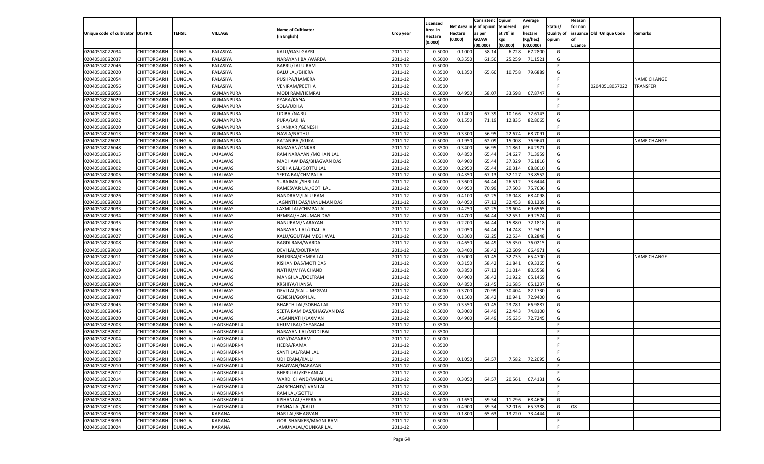| Unique code of cultivator | DISTRIC | TEHSIL | VILLAGE | Name of Cultivator (in English) | Crop year | Licensed Area in Hectare (0.000) | Net Area in Hectare (0.000) | Consistenc e of opium as per GOAW (00.000) | Opium tendered at 70˚ in kgs (00.000) | Average per hectare (Kg/hec) (00.0000) | Status/ Quality of opium | Reason for non issuance of Licence | Old Unique Code | Remarks |
|---|---|---|---|---|---|---|---|---|---|---|---|---|---|---|
| 02040518022034 | CHITTORGARH | DUNGLA | FALASIYA | KALU/GASI GAYRI | 2011-12 | 0.5000 | 0.1000 | 58.14 | 6.728 | 67.2800 | G | | | |
| 02040518022037 | CHITTORGARH | DUNGLA | FALASIYA | NARAYANI BAI/WARDA | 2011-12 | 0.5000 | 0.3550 | 61.50 | 25.259 | 71.1521 | G | | | |
| 02040518022046 | CHITTORGARH | DUNGLA | FALASIYA | BABRU/LALU RAM | 2011-12 | 0.5000 | | | | | F | | | |
| 02040518022020 | CHITTORGARH | DUNGLA | FALASIYA | BALU LAL/BHERA | 2011-12 | 0.3500 | 0.1350 | 65.60 | 10.758 | 79.6889 | G | | | |
| 02040518022054 | CHITTORGARH | DUNGLA | FALASIYA | PUSHPA/HAMERA | 2011-12 | 0.3500 | | | | | F | | | NAME CHANGE |
| 02040518022056 | CHITTORGARH | DUNGLA | FALASIYA | VENIRAM/PEETHA | 2011-12 | 0.3500 | | | | | F | | 02040518057022 | TRANSFER |
| 02040518026053 | CHITTORGARH | DUNGLA | GUMANPURA | MODI RAM/HEMRAJ | 2011-12 | 0.5000 | 0.4950 | 58.07 | 33.598 | 67.8747 | G | | | |
| 02040518026029 | CHITTORGARH | DUNGLA | GUMANPURA | PYARA/KANA | 2011-12 | 0.5000 | | | | | F | | | |
| 02040518026016 | CHITTORGARH | DUNGLA | GUMANPURA | SOLA/UDHA | 2011-12 | 0.5000 | | | | | F | | | |
| 02040518026005 | CHITTORGARH | DUNGLA | GUMANPURA | UDIBAI/NARU | 2011-12 | 0.5000 | 0.1400 | 67.39 | 10.166 | 72.6143 | G | | | |
| 02040518026022 | CHITTORGARH | DUNGLA | GUMANPURA | PURA/LAKHA | 2011-12 | 0.5000 | 0.1550 | 71.19 | 12.835 | 82.8065 | G | | | |
| 02040518026020 | CHITTORGARH | DUNGLA | GUMANPURA | SHANKAR /GENESH | 2011-12 | 0.5000 | | | | | F | | | |
| 02040518026013 | CHITTORGARH | DUNGLA | GUMANPURA | NAVLA/NATHU | 2011-12 | 0.3500 | 0.3300 | 56.95 | 22.674 | 68.7091 | G | | | |
| 02040518026021 | CHITTORGARH | DUNGLA | GUMANPURA | RATANIBAI/KUKA | 2011-12 | 0.5000 | 0.1950 | 62.09 | 15.008 | 76.9641 | G | | | NAME CHANGE |
| 02040518026048 | CHITTORGARH | DUNGLA | GUMANPURA | NARAYAN/ONKAR | 2011-12 | 0.3500 | 0.3400 | 56.95 | 21.861 | 64.2971 | G | | | |
| 02040518029015 | CHITTORGARH | DUNGLA | JAJALWAS | RAM NARAYAN /MOHAN LAL | 2011-12 | 0.5000 | 0.4850 | 65.44 | 34.627 | 71.3959 | G | | | |
| 02040518029001 | CHITTORGARH | DUNGLA | JAJALWAS | MADHAW DAS/BHAGVAN DAS | 2011-12 | 0.5000 | 0.4900 | 65.44 | 37.329 | 76.1816 | G | | | |
| 02040518029002 | CHITTORGARH | DUNGLA | JAJALWAS | SOBHA LAL/GOTTU LAL | 2011-12 | 0.3500 | 0.2950 | 65.44 | 20.314 | 68.8610 | G | | | |
| 02040518029005 | CHITTORGARH | DUNGLA | JAJALWAS | SEETA BAI/CHMPA LAL | 2011-12 | 0.5000 | 0.4350 | 67.13 | 32.127 | 73.8552 | G | | | |
| 02040518029016 | CHITTORGARH | DUNGLA | JAJALWAS | SURAJMAL/SHRI LAL | 2011-12 | 0.5000 | 0.3600 | 64.44 | 26.512 | 73.6444 | G | | | |
| 02040518029022 | CHITTORGARH | DUNGLA | JAJALWAS | RAMESVAR LAL/GOTI LAL | 2011-12 | 0.5000 | 0.4950 | 70.99 | 37.503 | 75.7636 | G | | | |
| 02040518029026 | CHITTORGARH | DUNGLA | JAJALWAS | NANDRAM/LALU RAM | 2011-12 | 0.5000 | 0.4100 | 62.25 | 28.048 | 68.4098 | G | | | |
| 02040518029028 | CHITTORGARH | DUNGLA | JAJALWAS | JAGNNTH DAS/HANUMAN DAS | 2011-12 | 0.5000 | 0.4050 | 67.13 | 32.453 | 80.1309 | G | | | |
| 02040518029033 | CHITTORGARH | DUNGLA | JAJALWAS | LAXMI LAL/CHMPA LAL | 2011-12 | 0.5000 | 0.4250 | 62.25 | 29.604 | 69.6565 | G | | | |
| 02040518029034 | CHITTORGARH | DUNGLA | JAJALWAS | HEMRAJ/HANUMAN DAS | 2011-12 | 0.5000 | 0.4700 | 64.44 | 32.551 | 69.2574 | G | | | |
| 02040518029035 | CHITTORGARH | DUNGLA | JAJALWAS | NANURAM/NARAYAN | 2011-12 | 0.5000 | 0.2200 | 64.44 | 15.880 | 72.1818 | G | | | |
| 02040518029043 | CHITTORGARH | DUNGLA | JAJALWAS | NARAYAN LAL/UDAI LAL | 2011-12 | 0.3500 | 0.2050 | 64.44 | 14.748 | 71.9415 | G | | | |
| 02040518029027 | CHITTORGARH | DUNGLA | JAJALWAS | KALU/GOUTAM MEGHWAL | 2011-12 | 0.3500 | 0.3300 | 62.25 | 22.534 | 68.2848 | G | | | |
| 02040518029008 | CHITTORGARH | DUNGLA | JAJALWAS | BAGDI RAM/WARDA | 2011-12 | 0.5000 | 0.4650 | 64.49 | 35.350 | 76.0215 | G | | | |
| 02040518029010 | CHITTORGARH | DUNGLA | JAJALWAS | DEVI LAL/DOLTRAM | 2011-12 | 0.3500 | 0.3400 | 58.42 | 22.609 | 66.4971 | G | | | |
| 02040518029011 | CHITTORGARH | DUNGLA | JAJALWAS | BHURIBAI/CHMPA LAL | 2011-12 | 0.5000 | 0.5000 | 61.45 | 32.735 | 65.4700 | G | | | NAME CHANGE |
| 02040518029017 | CHITTORGARH | DUNGLA | JAJALWAS | KISHAN DAS/MOTI DAS | 2011-12 | 0.5000 | 0.3150 | 58.42 | 21.841 | 69.3365 | G | | | |
| 02040518029019 | CHITTORGARH | DUNGLA | JAJALWAS | NATHU/MIYA CHAND | 2011-12 | 0.5000 | 0.3850 | 67.13 | 31.014 | 80.5558 | G | | | |
| 02040518029023 | CHITTORGARH | DUNGLA | JAJALWAS | MANGI LAL/DOLTRAM | 2011-12 | 0.5000 | 0.4900 | 58.42 | 31.922 | 65.1469 | G | | | |
| 02040518029024 | CHITTORGARH | DUNGLA | JAJALWAS | KRSHIYA/HANSA | 2011-12 | 0.5000 | 0.4850 | 61.45 | 31.585 | 65.1237 | G | | | |
| 02040518029030 | CHITTORGARH | DUNGLA | JAJALWAS | DEVI LAL/KALU MEGVAL | 2011-12 | 0.5000 | 0.3700 | 70.99 | 30.404 | 82.1730 | G | | | |
| 02040518029037 | CHITTORGARH | DUNGLA | JAJALWAS | GENESH/GOPI LAL | 2011-12 | 0.3500 | 0.1500 | 58.42 | 10.941 | 72.9400 | G | | | |
| 02040518029045 | CHITTORGARH | DUNGLA | JAJALWAS | BHARTH LAL/SOBHA LAL | 2011-12 | 0.3500 | 0.3550 | 61.45 | 23.781 | 66.9887 | G | | | |
| 02040518029046 | CHITTORGARH | DUNGLA | JAJALWAS | SEETA RAM DAS/BHAGVAN DAS | 2011-12 | 0.5000 | 0.3000 | 64.49 | 22.443 | 74.8100 | G | | | |
| 02040518029020 | CHITTORGARH | DUNGLA | JAJALWAS | JAGANNATH/LAXMAN | 2011-12 | 0.5000 | 0.4900 | 64.49 | 35.635 | 72.7245 | G | | | |
| 02040518032003 | CHITTORGARH | DUNGLA | JHADSHADRI-4 | KHUMI BAI/DHYARAM | 2011-12 | 0.3500 | | | | | F | | | |
| 02040518032002 | CHITTORGARH | DUNGLA | JHADSHADRI-4 | NARAYAN LAL/MODI BAI | 2011-12 | 0.3500 | | | | | F | | | |
| 02040518032004 | CHITTORGARH | DUNGLA | JHADSHADRI-4 | GASI/DAYARAM | 2011-12 | 0.5000 | | | | | F | | | |
| 02040518032005 | CHITTORGARH | DUNGLA | JHADSHADRI-4 | HEERA/RAMA | 2011-12 | 0.3500 | | | | | F | | | |
| 02040518032007 | CHITTORGARH | DUNGLA | JHADSHADRI-4 | SANTI LAL/RAM LAL | 2011-12 | 0.5000 | | | | | F | | | |
| 02040518032008 | CHITTORGARH | DUNGLA | JHADSHADRI-4 | UDHERAM/KALU | 2011-12 | 0.3500 | 0.1050 | 64.57 | 7.582 | 72.2095 | G | | | |
| 02040518032010 | CHITTORGARH | DUNGLA | JHADSHADRI-4 | BHAGVAN/NARAYAN | 2011-12 | 0.5000 | | | | | F | | | |
| 02040518032012 | CHITTORGARH | DUNGLA | JHADSHADRI-4 | BHERULAL/KISHANLAL | 2011-12 | 0.3500 | | | | | F | | | |
| 02040518032014 | CHITTORGARH | DUNGLA | JHADSHADRI-4 | WARDI CHAND/MANK LAL | 2011-12 | 0.5000 | 0.3050 | 64.57 | 20.561 | 67.4131 | G | | | |
| 02040518032017 | CHITTORGARH | DUNGLA | JHADSHADRI-4 | AMRCHAND/JIVAN LAL | 2011-12 | 0.3500 | | | | | F | | | |
| 02040518032013 | CHITTORGARH | DUNGLA | JHADSHADRI-4 | RAM LAL/GOTTU | 2011-12 | 0.5000 | | | | | F | | | |
| 02040518032024 | CHITTORGARH | DUNGLA | JHADSHADRI-4 | KISHANLAL/HEERALAL | 2011-12 | 0.5000 | 0.1650 | 59.54 | 11.296 | 68.4606 | G | | | |
| 02040518031003 | CHITTORGARH | DUNGLA | JHADSHADRI-4 | PANNA LAL/KALU | 2011-12 | 0.5000 | 0.4900 | 59.54 | 32.016 | 65.3388 | G | 08 | | |
| 02040518033016 | CHITTORGARH | DUNGLA | KARANA | HAR LAL/BHAGVAN | 2011-12 | 0.5000 | 0.1800 | 65.63 | 13.220 | 73.4444 | G | | | |
| 02040518033030 | CHITTORGARH | DUNGLA | KARANA | GORI SHANKER/MAGNI RAM | 2011-12 | 0.5000 | | | | | F | | | |
| 02040518033024 | CHITTORGARH | DUNGLA | KARANA | JAMUNALAL/OUNKAR LAL | 2011-12 | 0.5000 | | | | | F | | | |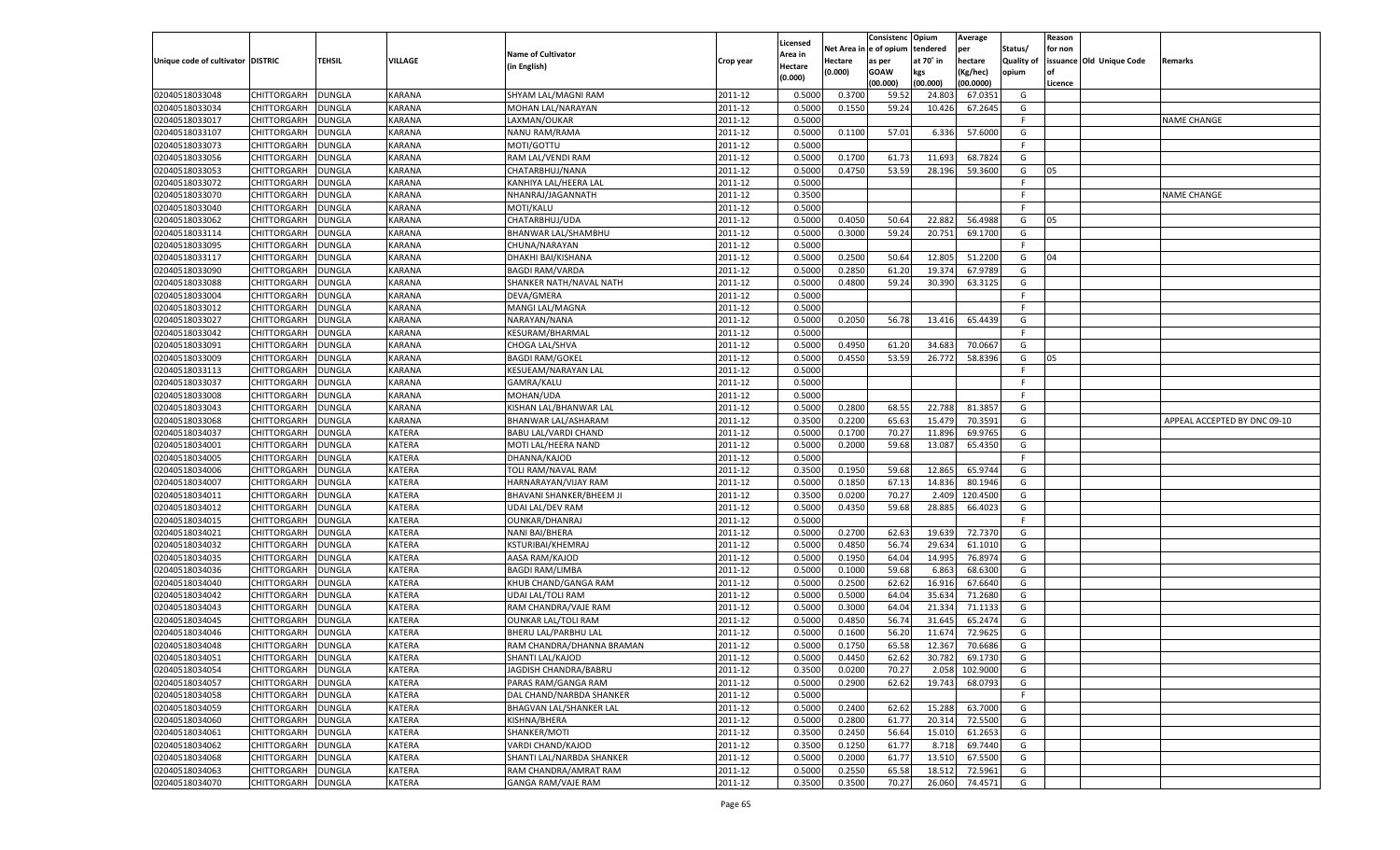| Unique code of cultivator | DISTRIC | TEHSIL | VILLAGE | Name of Cultivator (in English) | Crop year | Licensed Area in Hectare (0.000) | Net Area in Hectare (0.000) | Consistence of opium as per GOAW (00.000) | Opium tendered at 70° in kgs (00.000) | Average per hectare (Kg/hec) (00.0000) | Status/ Quality of opium | Reason for non issuance of Licence | Old Unique Code | Remarks |
|---|---|---|---|---|---|---|---|---|---|---|---|---|---|---|
| 02040518033048 | CHITTORGARH | DUNGLA | KARANA | SHYAM LAL/MAGNI RAM | 2011-12 | 0.5000 | 0.3700 | 59.52 | 24.803 | 67.0351 | G | | | |
| 02040518033034 | CHITTORGARH | DUNGLA | KARANA | MOHAN LAL/NARAYAN | 2011-12 | 0.5000 | 0.1550 | 59.24 | 10.426 | 67.2645 | G | | | |
| 02040518033017 | CHITTORGARH | DUNGLA | KARANA | LAXMAN/OUKAR | 2011-12 | 0.5000 | | | | | F | | | NAME CHANGE |
| 02040518033107 | CHITTORGARH | DUNGLA | KARANA | NANU RAM/RAMA | 2011-12 | 0.5000 | 0.1100 | 57.01 | 6.336 | 57.6000 | G | | | |
| 02040518033073 | CHITTORGARH | DUNGLA | KARANA | MOTI/GOTTU | 2011-12 | 0.5000 | | | | | F | | | |
| 02040518033056 | CHITTORGARH | DUNGLA | KARANA | RAM LAL/VENDI RAM | 2011-12 | 0.5000 | 0.1700 | 61.73 | 11.693 | 68.7824 | G | | | |
| 02040518033053 | CHITTORGARH | DUNGLA | KARANA | CHATARBHUJ/NANA | 2011-12 | 0.5000 | 0.4750 | 53.59 | 28.196 | 59.3600 | G | 05 | | |
| 02040518033072 | CHITTORGARH | DUNGLA | KARANA | KANHIYA LAL/HEERA LAL | 2011-12 | 0.5000 | | | | | F | | | |
| 02040518033070 | CHITTORGARH | DUNGLA | KARANA | NHANRAJ/JAGANNATH | 2011-12 | 0.3500 | | | | | F | | | NAME CHANGE |
| 02040518033040 | CHITTORGARH | DUNGLA | KARANA | MOTI/KALU | 2011-12 | 0.5000 | | | | | F | | | |
| 02040518033062 | CHITTORGARH | DUNGLA | KARANA | CHATARBHUJ/UDA | 2011-12 | 0.5000 | 0.4050 | 50.64 | 22.882 | 56.4988 | G | 05 | | |
| 02040518033114 | CHITTORGARH | DUNGLA | KARANA | BHANWAR LAL/SHAMBHU | 2011-12 | 0.5000 | 0.3000 | 59.24 | 20.751 | 69.1700 | G | | | |
| 02040518033095 | CHITTORGARH | DUNGLA | KARANA | CHUNA/NARAYAN | 2011-12 | 0.5000 | | | | | F | | | |
| 02040518033117 | CHITTORGARH | DUNGLA | KARANA | DHAKHI BAI/KISHANA | 2011-12 | 0.5000 | 0.2500 | 50.64 | 12.805 | 51.2200 | G | 04 | | |
| 02040518033090 | CHITTORGARH | DUNGLA | KARANA | BAGDI RAM/VARDA | 2011-12 | 0.5000 | 0.2850 | 61.20 | 19.374 | 67.9789 | G | | | |
| 02040518033088 | CHITTORGARH | DUNGLA | KARANA | SHANKER NATH/NAVAL NATH | 2011-12 | 0.5000 | 0.4800 | 59.24 | 30.390 | 63.3125 | G | | | |
| 02040518033004 | CHITTORGARH | DUNGLA | KARANA | DEVA/GMERA | 2011-12 | 0.5000 | | | | | F | | | |
| 02040518033012 | CHITTORGARH | DUNGLA | KARANA | MANGI LAL/MAGNA | 2011-12 | 0.5000 | | | | | F | | | |
| 02040518033027 | CHITTORGARH | DUNGLA | KARANA | NARAYAN/NANA | 2011-12 | 0.5000 | 0.2050 | 56.78 | 13.416 | 65.4439 | G | | | |
| 02040518033042 | CHITTORGARH | DUNGLA | KARANA | KESURAM/BHARMAL | 2011-12 | 0.5000 | | | | | F | | | |
| 02040518033091 | CHITTORGARH | DUNGLA | KARANA | CHOGA LAL/SHVA | 2011-12 | 0.5000 | 0.4950 | 61.20 | 34.683 | 70.0667 | G | | | |
| 02040518033009 | CHITTORGARH | DUNGLA | KARANA | BAGDI RAM/GOKEL | 2011-12 | 0.5000 | 0.4550 | 53.59 | 26.772 | 58.8396 | G | 05 | | |
| 02040518033113 | CHITTORGARH | DUNGLA | KARANA | KESUEAM/NARAYAN LAL | 2011-12 | 0.5000 | | | | | F | | | |
| 02040518033037 | CHITTORGARH | DUNGLA | KARANA | GAMRA/KALU | 2011-12 | 0.5000 | | | | | F | | | |
| 02040518033008 | CHITTORGARH | DUNGLA | KARANA | MOHAN/UDA | 2011-12 | 0.5000 | | | | | F | | | |
| 02040518033043 | CHITTORGARH | DUNGLA | KARANA | KISHAN LAL/BHANWAR LAL | 2011-12 | 0.5000 | 0.2800 | 68.55 | 22.788 | 81.3857 | G | | | |
| 02040518033068 | CHITTORGARH | DUNGLA | KARANA | BHANWAR LAL/ASHARAM | 2011-12 | 0.3500 | 0.2200 | 65.63 | 15.479 | 70.3591 | G | | | APPEAL ACCEPTED BY DNC 09-10 |
| 02040518034037 | CHITTORGARH | DUNGLA | KATERA | BABU LAL/VARDI CHAND | 2011-12 | 0.5000 | 0.1700 | 70.27 | 11.896 | 69.9765 | G | | | |
| 02040518034001 | CHITTORGARH | DUNGLA | KATERA | MOTI LAL/HEERA NAND | 2011-12 | 0.5000 | 0.2000 | 59.68 | 13.087 | 65.4350 | G | | | |
| 02040518034005 | CHITTORGARH | DUNGLA | KATERA | DHANNA/KAJOD | 2011-12 | 0.5000 | | | | | F | | | |
| 02040518034006 | CHITTORGARH | DUNGLA | KATERA | TOLI RAM/NAVAL RAM | 2011-12 | 0.3500 | 0.1950 | 59.68 | 12.865 | 65.9744 | G | | | |
| 02040518034007 | CHITTORGARH | DUNGLA | KATERA | HARNARAYAN/VIJAY RAM | 2011-12 | 0.5000 | 0.1850 | 67.13 | 14.836 | 80.1946 | G | | | |
| 02040518034011 | CHITTORGARH | DUNGLA | KATERA | BHAVANI SHANKER/BHEEM JI | 2011-12 | 0.3500 | 0.0200 | 70.27 | 2.409 | 120.4500 | G | | | |
| 02040518034012 | CHITTORGARH | DUNGLA | KATERA | UDAI LAL/DEV RAM | 2011-12 | 0.5000 | 0.4350 | 59.68 | 28.885 | 66.4023 | G | | | |
| 02040518034015 | CHITTORGARH | DUNGLA | KATERA | OUNKAR/DHANRAJ | 2011-12 | 0.5000 | | | | | F | | | |
| 02040518034021 | CHITTORGARH | DUNGLA | KATERA | NANI BAI/BHERA | 2011-12 | 0.5000 | 0.2700 | 62.63 | 19.639 | 72.7370 | G | | | |
| 02040518034032 | CHITTORGARH | DUNGLA | KATERA | KSTURIBAI/KHEMRAJ | 2011-12 | 0.5000 | 0.4850 | 56.74 | 29.634 | 61.1010 | G | | | |
| 02040518034035 | CHITTORGARH | DUNGLA | KATERA | AASA RAM/KAJOD | 2011-12 | 0.5000 | 0.1950 | 64.04 | 14.995 | 76.8974 | G | | | |
| 02040518034036 | CHITTORGARH | DUNGLA | KATERA | BAGDI RAM/LIMBA | 2011-12 | 0.5000 | 0.1000 | 59.68 | 6.863 | 68.6300 | G | | | |
| 02040518034040 | CHITTORGARH | DUNGLA | KATERA | KHUB CHAND/GANGA RAM | 2011-12 | 0.5000 | 0.2500 | 62.62 | 16.916 | 67.6640 | G | | | |
| 02040518034042 | CHITTORGARH | DUNGLA | KATERA | UDAI LAL/TOLI RAM | 2011-12 | 0.5000 | 0.5000 | 64.04 | 35.634 | 71.2680 | G | | | |
| 02040518034043 | CHITTORGARH | DUNGLA | KATERA | RAM CHANDRA/VAJE RAM | 2011-12 | 0.5000 | 0.3000 | 64.04 | 21.334 | 71.1133 | G | | | |
| 02040518034045 | CHITTORGARH | DUNGLA | KATERA | OUNKAR LAL/TOLI RAM | 2011-12 | 0.5000 | 0.4850 | 56.74 | 31.645 | 65.2474 | G | | | |
| 02040518034046 | CHITTORGARH | DUNGLA | KATERA | BHERU LAL/PARBHU LAL | 2011-12 | 0.5000 | 0.1600 | 56.20 | 11.674 | 72.9625 | G | | | |
| 02040518034048 | CHITTORGARH | DUNGLA | KATERA | RAM CHANDRA/DHANNA BRAMAN | 2011-12 | 0.5000 | 0.1750 | 65.58 | 12.367 | 70.6686 | G | | | |
| 02040518034051 | CHITTORGARH | DUNGLA | KATERA | SHANTI LAL/KAJOD | 2011-12 | 0.5000 | 0.4450 | 62.62 | 30.782 | 69.1730 | G | | | |
| 02040518034054 | CHITTORGARH | DUNGLA | KATERA | JAGDISH CHANDRA/BABRU | 2011-12 | 0.3500 | 0.0200 | 70.27 | 2.058 | 102.9000 | G | | | |
| 02040518034057 | CHITTORGARH | DUNGLA | KATERA | PARAS RAM/GANGA RAM | 2011-12 | 0.5000 | 0.2900 | 62.62 | 19.743 | 68.0793 | G | | | |
| 02040518034058 | CHITTORGARH | DUNGLA | KATERA | DAL CHAND/NARBDA SHANKER | 2011-12 | 0.5000 | | | | | F | | | |
| 02040518034059 | CHITTORGARH | DUNGLA | KATERA | BHAGVAN LAL/SHANKER LAL | 2011-12 | 0.5000 | 0.2400 | 62.62 | 15.288 | 63.7000 | G | | | |
| 02040518034060 | CHITTORGARH | DUNGLA | KATERA | KISHNA/BHERA | 2011-12 | 0.5000 | 0.2800 | 61.77 | 20.314 | 72.5500 | G | | | |
| 02040518034061 | CHITTORGARH | DUNGLA | KATERA | SHANKER/MOTI | 2011-12 | 0.3500 | 0.2450 | 56.64 | 15.010 | 61.2653 | G | | | |
| 02040518034062 | CHITTORGARH | DUNGLA | KATERA | VARDI CHAND/KAJOD | 2011-12 | 0.3500 | 0.1250 | 61.77 | 8.718 | 69.7440 | G | | | |
| 02040518034068 | CHITTORGARH | DUNGLA | KATERA | SHANTI LAL/NARBDA SHANKER | 2011-12 | 0.5000 | 0.2000 | 61.77 | 13.510 | 67.5500 | G | | | |
| 02040518034063 | CHITTORGARH | DUNGLA | KATERA | RAM CHANDRA/AMRAT RAM | 2011-12 | 0.5000 | 0.2550 | 65.58 | 18.512 | 72.5961 | G | | | |
| 02040518034070 | CHITTORGARH | DUNGLA | KATERA | GANGA RAM/VAJE RAM | 2011-12 | 0.3500 | 0.3500 | 70.27 | 26.060 | 74.4571 | G | | | |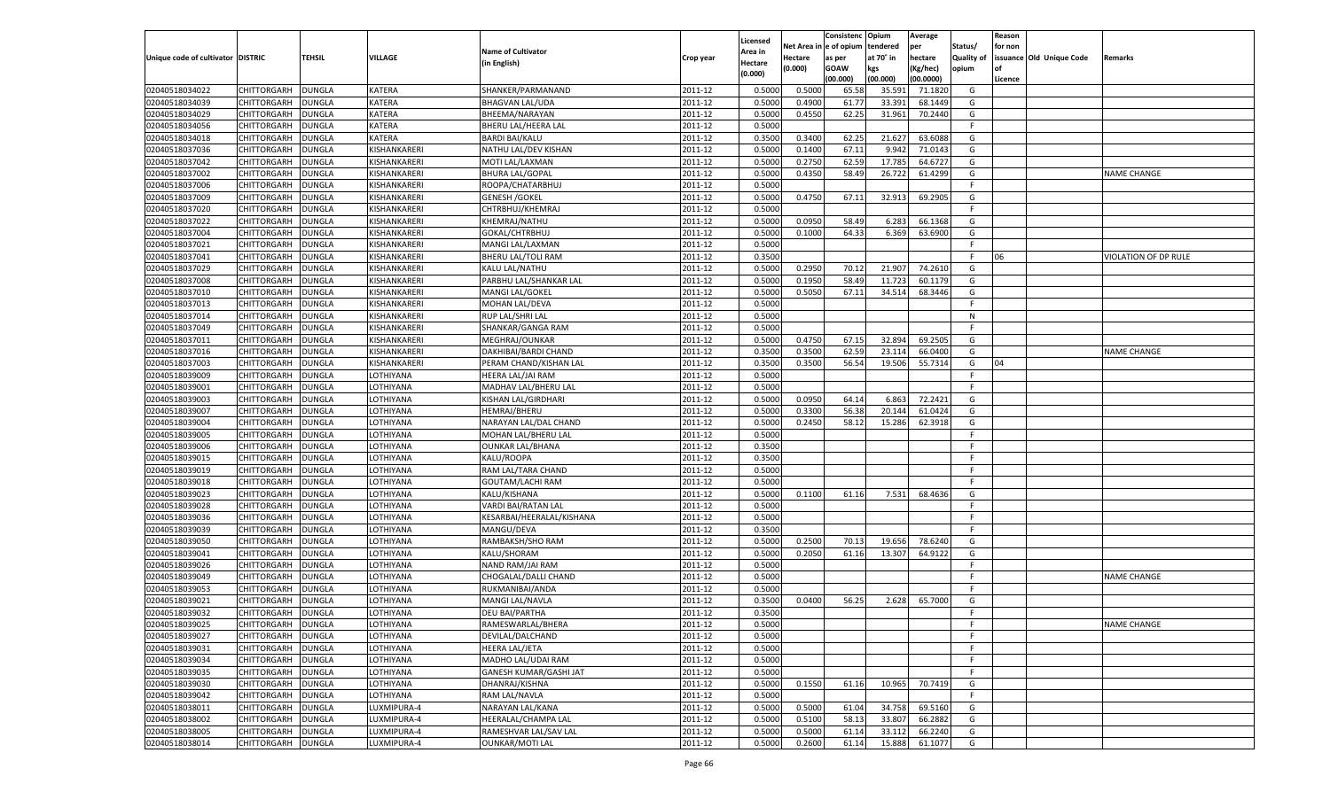| Unique code of cultivator | DISTRIC | TEHSIL | VILLAGE | Name of Cultivator (in English) | Crop year | Licensed Area in Hectare (0.000) | Net Area in Hectare (0.000) | Consistenc e of opium as per GOAW (00.000) | Opium tendered at 70° in kgs (00.000) | Average per hectare (Kg/hec) (00.0000) | Status/ Quality of opium | Reason for non issuance of Licence | Old Unique Code | Remarks |
|---|---|---|---|---|---|---|---|---|---|---|---|---|---|---|
| 02040518034022 | CHITTORGARH | DUNGLA | KATERA | SHANKER/PARMANAND | 2011-12 | 0.5000 | 0.5000 | 65.58 | 35.591 | 71.1820 | G | | | |
| 02040518034039 | CHITTORGARH | DUNGLA | KATERA | BHAGVAN LAL/UDA | 2011-12 | 0.5000 | 0.4900 | 61.77 | 33.391 | 68.1449 | G | | | |
| 02040518034029 | CHITTORGARH | DUNGLA | KATERA | BHEEMA/NARAYAN | 2011-12 | 0.5000 | 0.4550 | 62.25 | 31.961 | 70.2440 | G | | | |
| 02040518034056 | CHITTORGARH | DUNGLA | KATERA | BHERU LAL/HEERA LAL | 2011-12 | 0.5000 | | | | | F | | | |
| 02040518034018 | CHITTORGARH | DUNGLA | KATERA | BARDI BAI/KALU | 2011-12 | 0.3500 | 0.3400 | 62.25 | 21.627 | 63.6088 | G | | | |
| 02040518037036 | CHITTORGARH | DUNGLA | KISHANKARERI | NATHU LAL/DEV KISHAN | 2011-12 | 0.5000 | 0.1400 | 67.11 | 9.942 | 71.0143 | G | | | |
| 02040518037042 | CHITTORGARH | DUNGLA | KISHANKARERI | MOTI LAL/LAXMAN | 2011-12 | 0.5000 | 0.2750 | 62.59 | 17.785 | 64.6727 | G | | | |
| 02040518037002 | CHITTORGARH | DUNGLA | KISHANKARERI | BHURA LAL/GOPAL | 2011-12 | 0.5000 | 0.4350 | 58.49 | 26.722 | 61.4299 | G | | | NAME CHANGE |
| 02040518037006 | CHITTORGARH | DUNGLA | KISHANKARERI | ROOPA/CHATARBHUJ | 2011-12 | 0.5000 | | | | | F | | | |
| 02040518037009 | CHITTORGARH | DUNGLA | KISHANKARERI | GENESH /GOKEL | 2011-12 | 0.5000 | 0.4750 | 67.11 | 32.913 | 69.2905 | G | | | |
| 02040518037020 | CHITTORGARH | DUNGLA | KISHANKARERI | CHTRBHUJ/KHEMRAJ | 2011-12 | 0.5000 | | | | | F | | | |
| 02040518037022 | CHITTORGARH | DUNGLA | KISHANKARERI | KHEMRAJ/NATHU | 2011-12 | 0.5000 | 0.0950 | 58.49 | 6.283 | 66.1368 | G | | | |
| 02040518037004 | CHITTORGARH | DUNGLA | KISHANKARERI | GOKAL/CHTRBHUJ | 2011-12 | 0.5000 | 0.1000 | 64.33 | 6.369 | 63.6900 | G | | | |
| 02040518037021 | CHITTORGARH | DUNGLA | KISHANKARERI | MANGI LAL/LAXMAN | 2011-12 | 0.5000 | | | | | F | | | |
| 02040518037041 | CHITTORGARH | DUNGLA | KISHANKARERI | BHERU LAL/TOLI RAM | 2011-12 | 0.3500 | | | | | F | 06 | | VIOLATION OF DP RULE |
| 02040518037029 | CHITTORGARH | DUNGLA | KISHANKARERI | KALU LAL/NATHU | 2011-12 | 0.5000 | 0.2950 | 70.12 | 21.907 | 74.2610 | G | | | |
| 02040518037008 | CHITTORGARH | DUNGLA | KISHANKARERI | PARBHU LAL/SHANKAR LAL | 2011-12 | 0.5000 | 0.1950 | 58.49 | 11.723 | 60.1179 | G | | | |
| 02040518037010 | CHITTORGARH | DUNGLA | KISHANKARERI | MANGI LAL/GOKEL | 2011-12 | 0.5000 | 0.5050 | 67.11 | 34.514 | 68.3446 | G | | | |
| 02040518037013 | CHITTORGARH | DUNGLA | KISHANKARERI | MOHAN LAL/DEVA | 2011-12 | 0.5000 | | | | | F | | | |
| 02040518037014 | CHITTORGARH | DUNGLA | KISHANKARERI | RUP LAL/SHRI LAL | 2011-12 | 0.5000 | | | | | N | | | |
| 02040518037049 | CHITTORGARH | DUNGLA | KISHANKARERI | SHANKAR/GANGA RAM | 2011-12 | 0.5000 | | | | | F | | | |
| 02040518037011 | CHITTORGARH | DUNGLA | KISHANKARERI | MEGHRAJ/OUNKAR | 2011-12 | 0.5000 | 0.4750 | 67.15 | 32.894 | 69.2505 | G | | | |
| 02040518037016 | CHITTORGARH | DUNGLA | KISHANKARERI | DAKHIBAI/BARDI CHAND | 2011-12 | 0.3500 | 0.3500 | 62.59 | 23.114 | 66.0400 | G | | | NAME CHANGE |
| 02040518037003 | CHITTORGARH | DUNGLA | KISHANKARERI | PERAM CHAND/KISHAN LAL | 2011-12 | 0.3500 | 0.3500 | 56.54 | 19.506 | 55.7314 | G | 04 | | |
| 02040518039009 | CHITTORGARH | DUNGLA | LOTHIYANA | HEERA LAL/JAI RAM | 2011-12 | 0.5000 | | | | | F | | | |
| 02040518039001 | CHITTORGARH | DUNGLA | LOTHIYANA | MADHAV LAL/BHERU LAL | 2011-12 | 0.5000 | | | | | F | | | |
| 02040518039003 | CHITTORGARH | DUNGLA | LOTHIYANA | KISHAN LAL/GIRDHARI | 2011-12 | 0.5000 | 0.0950 | 64.14 | 6.863 | 72.2421 | G | | | |
| 02040518039007 | CHITTORGARH | DUNGLA | LOTHIYANA | HEMRAJ/BHERU | 2011-12 | 0.5000 | 0.3300 | 56.38 | 20.144 | 61.0424 | G | | | |
| 02040518039004 | CHITTORGARH | DUNGLA | LOTHIYANA | NARAYAN LAL/DAL CHAND | 2011-12 | 0.5000 | 0.2450 | 58.12 | 15.286 | 62.3918 | G | | | |
| 02040518039005 | CHITTORGARH | DUNGLA | LOTHIYANA | MOHAN LAL/BHERU LAL | 2011-12 | 0.5000 | | | | | F | | | |
| 02040518039006 | CHITTORGARH | DUNGLA | LOTHIYANA | OUNKAR LAL/BHANA | 2011-12 | 0.3500 | | | | | F | | | |
| 02040518039015 | CHITTORGARH | DUNGLA | LOTHIYANA | KALU/ROOPA | 2011-12 | 0.3500 | | | | | F | | | |
| 02040518039019 | CHITTORGARH | DUNGLA | LOTHIYANA | RAM LAL/TARA CHAND | 2011-12 | 0.5000 | | | | | F | | | |
| 02040518039018 | CHITTORGARH | DUNGLA | LOTHIYANA | GOUTAM/LACHI RAM | 2011-12 | 0.5000 | | | | | F | | | |
| 02040518039023 | CHITTORGARH | DUNGLA | LOTHIYANA | KALU/KISHANA | 2011-12 | 0.5000 | 0.1100 | 61.16 | 7.531 | 68.4636 | G | | | |
| 02040518039028 | CHITTORGARH | DUNGLA | LOTHIYANA | VARDI BAI/RATAN LAL | 2011-12 | 0.5000 | | | | | F | | | |
| 02040518039036 | CHITTORGARH | DUNGLA | LOTHIYANA | KESARBAI/HEERALAL/KISHANA | 2011-12 | 0.5000 | | | | | F | | | |
| 02040518039039 | CHITTORGARH | DUNGLA | LOTHIYANA | MANGU/DEVA | 2011-12 | 0.3500 | | | | | F | | | |
| 02040518039050 | CHITTORGARH | DUNGLA | LOTHIYANA | RAMBAKSH/SHO RAM | 2011-12 | 0.5000 | 0.2500 | 70.13 | 19.656 | 78.6240 | G | | | |
| 02040518039041 | CHITTORGARH | DUNGLA | LOTHIYANA | KALU/SHORAM | 2011-12 | 0.5000 | 0.2050 | 61.16 | 13.307 | 64.9122 | G | | | |
| 02040518039026 | CHITTORGARH | DUNGLA | LOTHIYANA | NAND RAM/JAI RAM | 2011-12 | 0.5000 | | | | | F | | | |
| 02040518039049 | CHITTORGARH | DUNGLA | LOTHIYANA | CHOGALAL/DALLI CHAND | 2011-12 | 0.5000 | | | | | F | | | NAME CHANGE |
| 02040518039053 | CHITTORGARH | DUNGLA | LOTHIYANA | RUKMANIBAI/ANDA | 2011-12 | 0.5000 | | | | | F | | | |
| 02040518039021 | CHITTORGARH | DUNGLA | LOTHIYANA | MANGI LAL/NAVLA | 2011-12 | 0.3500 | 0.0400 | 56.25 | 2.628 | 65.7000 | G | | | |
| 02040518039032 | CHITTORGARH | DUNGLA | LOTHIYANA | DEU BAI/PARTHA | 2011-12 | 0.3500 | | | | | F | | | |
| 02040518039025 | CHITTORGARH | DUNGLA | LOTHIYANA | RAMESWARLAL/BHERA | 2011-12 | 0.5000 | | | | | F | | | NAME CHANGE |
| 02040518039027 | CHITTORGARH | DUNGLA | LOTHIYANA | DEVILAL/DALCHAND | 2011-12 | 0.5000 | | | | | F | | | |
| 02040518039031 | CHITTORGARH | DUNGLA | LOTHIYANA | HEERA LAL/JETA | 2011-12 | 0.5000 | | | | | F | | | |
| 02040518039034 | CHITTORGARH | DUNGLA | LOTHIYANA | MADHO LAL/UDAI RAM | 2011-12 | 0.5000 | | | | | F | | | |
| 02040518039035 | CHITTORGARH | DUNGLA | LOTHIYANA | GANESH KUMAR/GASHI JAT | 2011-12 | 0.5000 | | | | | F | | | |
| 02040518039030 | CHITTORGARH | DUNGLA | LOTHIYANA | DHANRAJ/KISHNA | 2011-12 | 0.5000 | 0.1550 | 61.16 | 10.965 | 70.7419 | G | | | |
| 02040518039042 | CHITTORGARH | DUNGLA | LOTHIYANA | RAM LAL/NAVLA | 2011-12 | 0.5000 | | | | | F | | | |
| 02040518038011 | CHITTORGARH | DUNGLA | LUXMIPURA-4 | NARAYAN LAL/KANA | 2011-12 | 0.5000 | 0.5000 | 61.04 | 34.758 | 69.5160 | G | | | |
| 02040518038002 | CHITTORGARH | DUNGLA | LUXMIPURA-4 | HEERALAL/CHAMPA LAL | 2011-12 | 0.5000 | 0.5100 | 58.13 | 33.807 | 66.2882 | G | | | |
| 02040518038005 | CHITTORGARH | DUNGLA | LUXMIPURA-4 | RAMESHVAR LAL/SAV LAL | 2011-12 | 0.5000 | 0.5000 | 61.14 | 33.112 | 66.2240 | G | | | |
| 02040518038014 | CHITTORGARH | DUNGLA | LUXMIPURA-4 | OUNKAR/MOTI LAL | 2011-12 | 0.5000 | 0.2600 | 61.14 | 15.888 | 61.1077 | G | | | |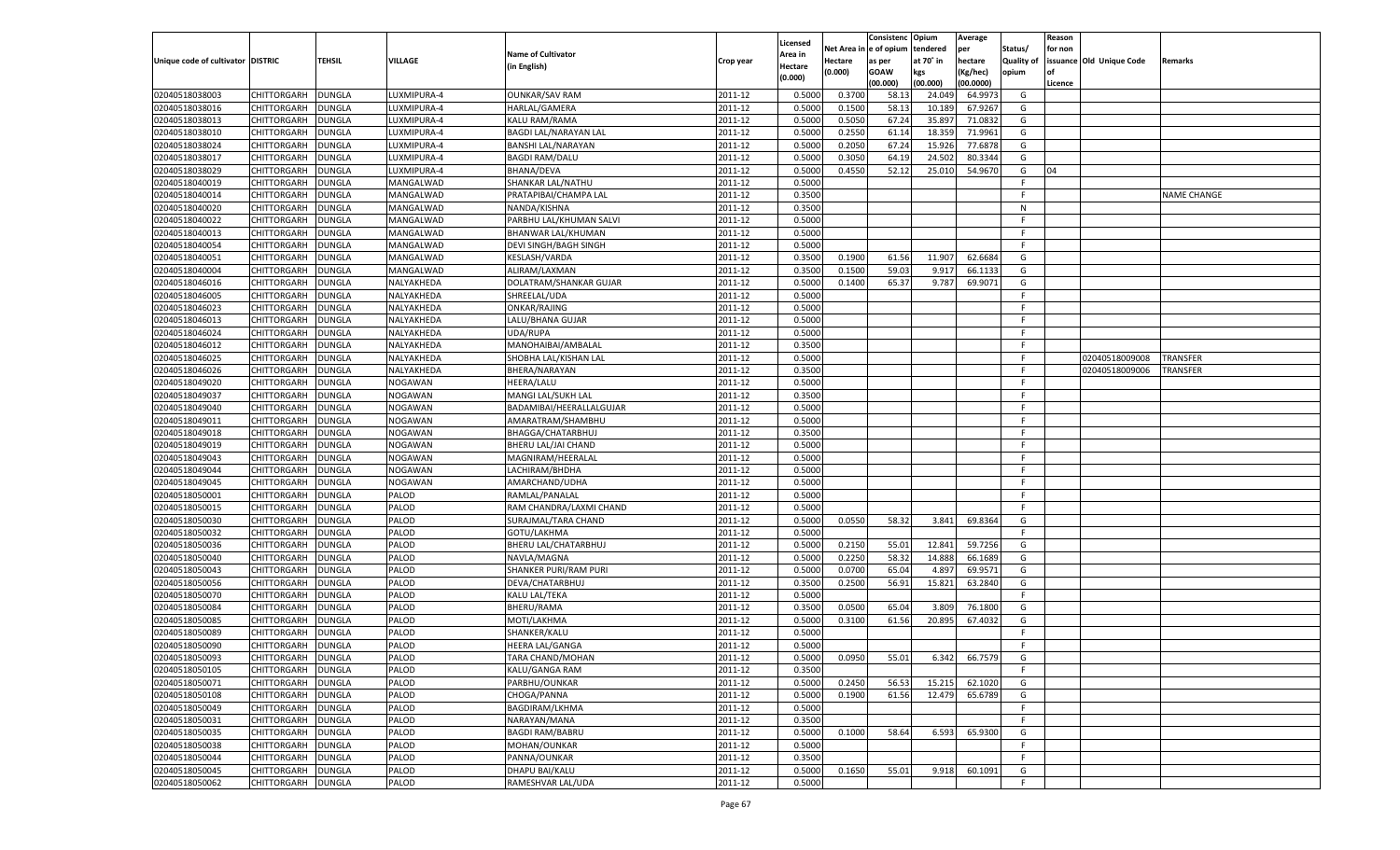| Unique code of cultivator | DISTRIC | TEHSIL | VILLAGE | Name of Cultivator (in English) | Crop year | Licensed Area in Hectare (0.000) | Net Area in Hectare (0.000) | Consistenc e of opium as per GOAW (00.000) | Opium tendered at 70° in kgs (00.000) | Average per hectare (Kg/hec) (00.0000) | Status/ Quality of opium | Reason for non issuance of Licence | Old Unique Code | Remarks |
|---|---|---|---|---|---|---|---|---|---|---|---|---|---|---|
| 02040518038003 | CHITTORGARH | DUNGLA | LUXMIPURA-4 | OUNKAR/SAV RAM | 2011-12 | 0.5000 | 0.3700 | 58.13 | 24.049 | 64.9973 | G | | | |
| 02040518038016 | CHITTORGARH | DUNGLA | LUXMIPURA-4 | HARLAL/GAMERA | 2011-12 | 0.5000 | 0.1500 | 58.13 | 10.189 | 67.9267 | G | | | |
| 02040518038013 | CHITTORGARH | DUNGLA | LUXMIPURA-4 | KALU RAM/RAMA | 2011-12 | 0.5000 | 0.5050 | 67.24 | 35.897 | 71.0832 | G | | | |
| 02040518038010 | CHITTORGARH | DUNGLA | LUXMIPURA-4 | BAGDI LAL/NARAYAN LAL | 2011-12 | 0.5000 | 0.2550 | 61.14 | 18.359 | 71.9961 | G | | | |
| 02040518038024 | CHITTORGARH | DUNGLA | LUXMIPURA-4 | BANSHI LAL/NARAYAN | 2011-12 | 0.5000 | 0.2050 | 67.24 | 15.926 | 77.6878 | G | | | |
| 02040518038017 | CHITTORGARH | DUNGLA | LUXMIPURA-4 | BAGDI RAM/DALU | 2011-12 | 0.5000 | 0.3050 | 64.19 | 24.502 | 80.3344 | G | | | |
| 02040518038029 | CHITTORGARH | DUNGLA | LUXMIPURA-4 | BHANA/DEVA | 2011-12 | 0.5000 | 0.4550 | 52.12 | 25.010 | 54.9670 | G | 04 | | |
| 02040518040019 | CHITTORGARH | DUNGLA | MANGALWAD | SHANKAR LAL/NATHU | 2011-12 | 0.5000 | | | | | F | | | |
| 02040518040014 | CHITTORGARH | DUNGLA | MANGALWAD | PRATAPIBAI/CHAMPA LAL | 2011-12 | 0.3500 | | | | | F | | | NAME CHANGE |
| 02040518040020 | CHITTORGARH | DUNGLA | MANGALWAD | NANDA/KISHNA | 2011-12 | 0.3500 | | | | | N | | | |
| 02040518040022 | CHITTORGARH | DUNGLA | MANGALWAD | PARBHU LAL/KHUMAN SALVI | 2011-12 | 0.5000 | | | | | F | | | |
| 02040518040013 | CHITTORGARH | DUNGLA | MANGALWAD | BHANWAR LAL/KHUMAN | 2011-12 | 0.5000 | | | | | F | | | |
| 02040518040054 | CHITTORGARH | DUNGLA | MANGALWAD | DEVI SINGH/BAGH SINGH | 2011-12 | 0.5000 | | | | | F | | | |
| 02040518040051 | CHITTORGARH | DUNGLA | MANGALWAD | KESLASH/VARDA | 2011-12 | 0.3500 | 0.1900 | 61.56 | 11.907 | 62.6684 | G | | | |
| 02040518040004 | CHITTORGARH | DUNGLA | MANGALWAD | ALIRAM/LAXMAN | 2011-12 | 0.3500 | 0.1500 | 59.03 | 9.917 | 66.1133 | G | | | |
| 02040518046016 | CHITTORGARH | DUNGLA | NALYAKHEDA | DOLATRAM/SHANKAR GUJAR | 2011-12 | 0.5000 | 0.1400 | 65.37 | 9.787 | 69.9071 | G | | | |
| 02040518046005 | CHITTORGARH | DUNGLA | NALYAKHEDA | SHREELAL/UDA | 2011-12 | 0.5000 | | | | | F | | | |
| 02040518046023 | CHITTORGARH | DUNGLA | NALYAKHEDA | ONKAR/RAJING | 2011-12 | 0.5000 | | | | | F | | | |
| 02040518046013 | CHITTORGARH | DUNGLA | NALYAKHEDA | LALU/BHANA GUJAR | 2011-12 | 0.5000 | | | | | F | | | |
| 02040518046024 | CHITTORGARH | DUNGLA | NALYAKHEDA | UDA/RUPA | 2011-12 | 0.5000 | | | | | F | | | |
| 02040518046012 | CHITTORGARH | DUNGLA | NALYAKHEDA | MANOHAIBAI/AMBALAL | 2011-12 | 0.3500 | | | | | F | | | |
| 02040518046025 | CHITTORGARH | DUNGLA | NALYAKHEDA | SHOBHA LAL/KISHAN LAL | 2011-12 | 0.5000 | | | | | F | | 02040518009008 | TRANSFER |
| 02040518046026 | CHITTORGARH | DUNGLA | NALYAKHEDA | BHERA/NARAYAN | 2011-12 | 0.3500 | | | | | F | | 02040518009006 | TRANSFER |
| 02040518049020 | CHITTORGARH | DUNGLA | NOGAWAN | HEERA/LALU | 2011-12 | 0.5000 | | | | | F | | | |
| 02040518049037 | CHITTORGARH | DUNGLA | NOGAWAN | MANGI LAL/SUKH LAL | 2011-12 | 0.3500 | | | | | F | | | |
| 02040518049040 | CHITTORGARH | DUNGLA | NOGAWAN | BADAMIBAI/HEERALLALGUJAR | 2011-12 | 0.5000 | | | | | F | | | |
| 02040518049011 | CHITTORGARH | DUNGLA | NOGAWAN | AMARATRAM/SHAMBHU | 2011-12 | 0.5000 | | | | | F | | | |
| 02040518049018 | CHITTORGARH | DUNGLA | NOGAWAN | BHAGGA/CHATARBHUJ | 2011-12 | 0.3500 | | | | | F | | | |
| 02040518049019 | CHITTORGARH | DUNGLA | NOGAWAN | BHERU LAL/JAI CHAND | 2011-12 | 0.5000 | | | | | F | | | |
| 02040518049043 | CHITTORGARH | DUNGLA | NOGAWAN | MAGNIRAM/HEERALAL | 2011-12 | 0.5000 | | | | | F | | | |
| 02040518049044 | CHITTORGARH | DUNGLA | NOGAWAN | LACHIRAM/BHDHA | 2011-12 | 0.5000 | | | | | F | | | |
| 02040518049045 | CHITTORGARH | DUNGLA | NOGAWAN | AMARCHAND/UDHA | 2011-12 | 0.5000 | | | | | F | | | |
| 02040518050001 | CHITTORGARH | DUNGLA | PALOD | RAMLAL/PANALAL | 2011-12 | 0.5000 | | | | | F | | | |
| 02040518050015 | CHITTORGARH | DUNGLA | PALOD | RAM CHANDRA/LAXMI CHAND | 2011-12 | 0.5000 | | | | | F | | | |
| 02040518050030 | CHITTORGARH | DUNGLA | PALOD | SURAJMAL/TARA CHAND | 2011-12 | 0.5000 | 0.0550 | 58.32 | 3.841 | 69.8364 | G | | | |
| 02040518050032 | CHITTORGARH | DUNGLA | PALOD | GOTU/LAKHMA | 2011-12 | 0.5000 | | | | | F | | | |
| 02040518050036 | CHITTORGARH | DUNGLA | PALOD | BHERU LAL/CHATARBHUJ | 2011-12 | 0.5000 | 0.2150 | 55.01 | 12.841 | 59.7256 | G | | | |
| 02040518050040 | CHITTORGARH | DUNGLA | PALOD | NAVLA/MAGNA | 2011-12 | 0.5000 | 0.2250 | 58.32 | 14.888 | 66.1689 | G | | | |
| 02040518050043 | CHITTORGARH | DUNGLA | PALOD | SHANKER PURI/RAM PURI | 2011-12 | 0.5000 | 0.0700 | 65.04 | 4.897 | 69.9571 | G | | | |
| 02040518050056 | CHITTORGARH | DUNGLA | PALOD | DEVA/CHATARBHUJ | 2011-12 | 0.3500 | 0.2500 | 56.91 | 15.821 | 63.2840 | G | | | |
| 02040518050070 | CHITTORGARH | DUNGLA | PALOD | KALU LAL/TEKA | 2011-12 | 0.5000 | | | | | F | | | |
| 02040518050084 | CHITTORGARH | DUNGLA | PALOD | BHERU/RAMA | 2011-12 | 0.3500 | 0.0500 | 65.04 | 3.809 | 76.1800 | G | | | |
| 02040518050085 | CHITTORGARH | DUNGLA | PALOD | MOTI/LAKHMA | 2011-12 | 0.5000 | 0.3100 | 61.56 | 20.895 | 67.4032 | G | | | |
| 02040518050089 | CHITTORGARH | DUNGLA | PALOD | SHANKER/KALU | 2011-12 | 0.5000 | | | | | F | | | |
| 02040518050090 | CHITTORGARH | DUNGLA | PALOD | HEERA LAL/GANGA | 2011-12 | 0.5000 | | | | | F | | | |
| 02040518050093 | CHITTORGARH | DUNGLA | PALOD | TARA CHAND/MOHAN | 2011-12 | 0.5000 | 0.0950 | 55.01 | 6.342 | 66.7579 | G | | | |
| 02040518050105 | CHITTORGARH | DUNGLA | PALOD | KALU/GANGA RAM | 2011-12 | 0.3500 | | | | | F | | | |
| 02040518050071 | CHITTORGARH | DUNGLA | PALOD | PARBHU/OUNKAR | 2011-12 | 0.5000 | 0.2450 | 56.53 | 15.215 | 62.1020 | G | | | |
| 02040518050108 | CHITTORGARH | DUNGLA | PALOD | CHOGA/PANNA | 2011-12 | 0.5000 | 0.1900 | 61.56 | 12.479 | 65.6789 | G | | | |
| 02040518050049 | CHITTORGARH | DUNGLA | PALOD | BAGDIRAM/LKHMA | 2011-12 | 0.5000 | | | | | F | | | |
| 02040518050031 | CHITTORGARH | DUNGLA | PALOD | NARAYAN/MANA | 2011-12 | 0.3500 | | | | | F | | | |
| 02040518050035 | CHITTORGARH | DUNGLA | PALOD | BAGDI RAM/BABRU | 2011-12 | 0.5000 | 0.1000 | 58.64 | 6.593 | 65.9300 | G | | | |
| 02040518050038 | CHITTORGARH | DUNGLA | PALOD | MOHAN/OUNKAR | 2011-12 | 0.5000 | | | | | F | | | |
| 02040518050044 | CHITTORGARH | DUNGLA | PALOD | PANNA/OUNKAR | 2011-12 | 0.3500 | | | | | F | | | |
| 02040518050045 | CHITTORGARH | DUNGLA | PALOD | DHAPU BAI/KALU | 2011-12 | 0.5000 | 0.1650 | 55.01 | 9.918 | 60.1091 | G | | | |
| 02040518050062 | CHITTORGARH | DUNGLA | PALOD | RAMESHVAR LAL/UDA | 2011-12 | 0.5000 | | | | | F | | | |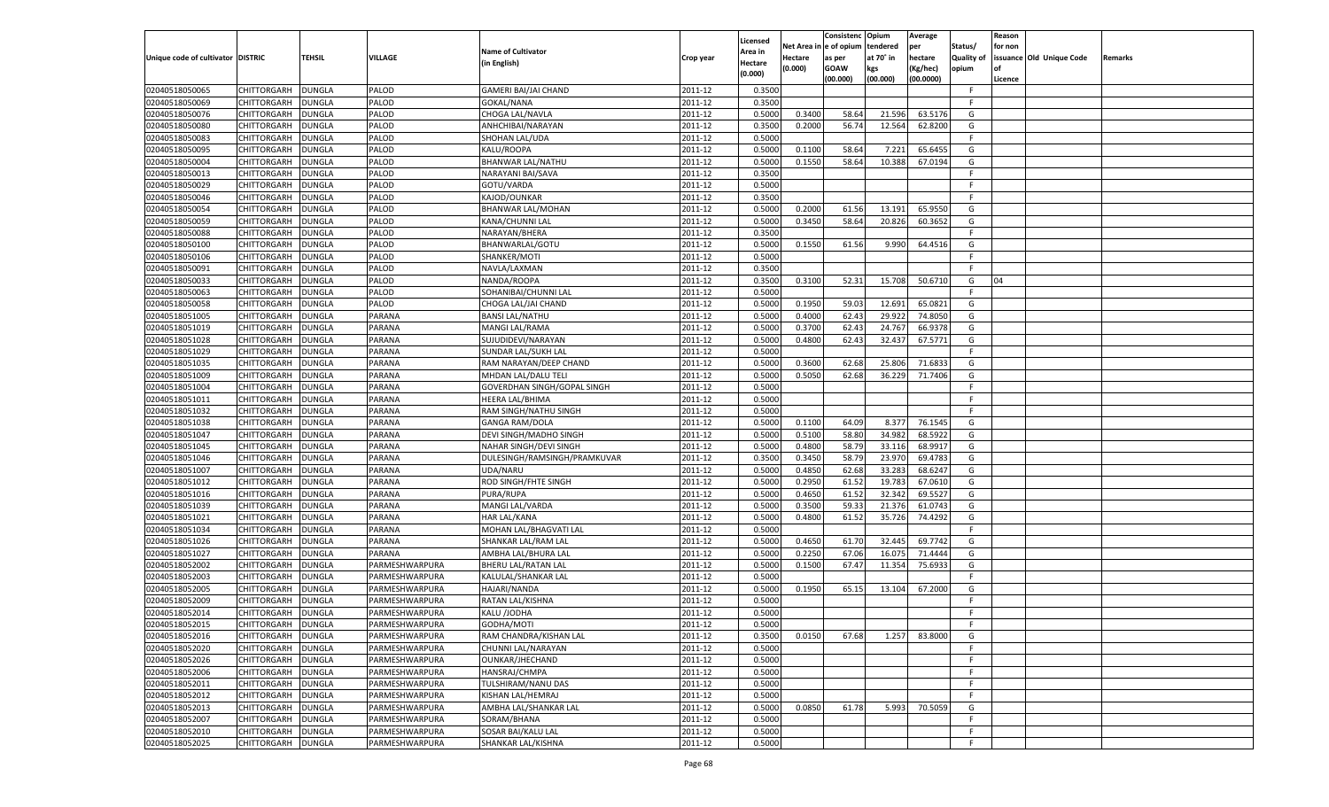| Unique code of cultivator | DISTRIC | TEHSIL | VILLAGE | Name of Cultivator (in English) | Crop year | Licensed Area in Hectare (0.000) | Net Area in Hectare (0.000) | Consistenc e of opium as per GOAW (00.000) | Opium tendered at 70˚ in kgs (00.000) | Average per hectare (Kg/hec) (00.0000) | Status/ Quality of opium | Reason for non issuance of Licence | Old Unique Code | Remarks |
|---|---|---|---|---|---|---|---|---|---|---|---|---|---|---|
| 02040518050065 | CHITTORGARH | DUNGLA | PALOD | GAMERI BAI/JAI CHAND | 2011-12 | 0.3500 | | | | | F | | | |
| 02040518050069 | CHITTORGARH | DUNGLA | PALOD | GOKAL/NANA | 2011-12 | 0.3500 | | | | | F | | | |
| 02040518050076 | CHITTORGARH | DUNGLA | PALOD | CHOGA LAL/NAVLA | 2011-12 | 0.5000 | 0.3400 | 58.64 | 21.596 | 63.5176 | G | | | |
| 02040518050080 | CHITTORGARH | DUNGLA | PALOD | ANHCHIBAI/NARAYAN | 2011-12 | 0.3500 | 0.2000 | 56.74 | 12.564 | 62.8200 | G | | | |
| 02040518050083 | CHITTORGARH | DUNGLA | PALOD | SHOHAN LAL/UDA | 2011-12 | 0.5000 | | | | | F | | | |
| 02040518050095 | CHITTORGARH | DUNGLA | PALOD | KALU/ROOPA | 2011-12 | 0.5000 | 0.1100 | 58.64 | 7.221 | 65.6455 | G | | | |
| 02040518050004 | CHITTORGARH | DUNGLA | PALOD | BHANWAR LAL/NATHU | 2011-12 | 0.5000 | 0.1550 | 58.64 | 10.388 | 67.0194 | G | | | |
| 02040518050013 | CHITTORGARH | DUNGLA | PALOD | NARAYANI BAI/SAVA | 2011-12 | 0.3500 | | | | | F | | | |
| 02040518050029 | CHITTORGARH | DUNGLA | PALOD | GOTU/VARDA | 2011-12 | 0.5000 | | | | | F | | | |
| 02040518050046 | CHITTORGARH | DUNGLA | PALOD | KAJOD/OUNKAR | 2011-12 | 0.3500 | | | | | F | | | |
| 02040518050054 | CHITTORGARH | DUNGLA | PALOD | BHANWAR LAL/MOHAN | 2011-12 | 0.5000 | 0.2000 | 61.56 | 13.191 | 65.9550 | G | | | |
| 02040518050059 | CHITTORGARH | DUNGLA | PALOD | KANA/CHUNNI LAL | 2011-12 | 0.5000 | 0.3450 | 58.64 | 20.826 | 60.3652 | G | | | |
| 02040518050088 | CHITTORGARH | DUNGLA | PALOD | NARAYAN/BHERA | 2011-12 | 0.3500 | | | | | F | | | |
| 02040518050100 | CHITTORGARH | DUNGLA | PALOD | BHANWARLAL/GOTU | 2011-12 | 0.5000 | 0.1550 | 61.56 | 9.990 | 64.4516 | G | | | |
| 02040518050106 | CHITTORGARH | DUNGLA | PALOD | SHANKER/MOTI | 2011-12 | 0.5000 | | | | | F | | | |
| 02040518050091 | CHITTORGARH | DUNGLA | PALOD | NAVLA/LAXMAN | 2011-12 | 0.3500 | | | | | F | | | |
| 02040518050033 | CHITTORGARH | DUNGLA | PALOD | NANDA/ROOPA | 2011-12 | 0.3500 | 0.3100 | 52.31 | 15.708 | 50.6710 | G | 04 | | |
| 02040518050063 | CHITTORGARH | DUNGLA | PALOD | SOHANIBAI/CHUNNI LAL | 2011-12 | 0.5000 | | | | | F | | | |
| 02040518050058 | CHITTORGARH | DUNGLA | PALOD | CHOGA LAL/JAI CHAND | 2011-12 | 0.5000 | 0.1950 | 59.03 | 12.691 | 65.0821 | G | | | |
| 02040518051005 | CHITTORGARH | DUNGLA | PARANA | BANSI LAL/NATHU | 2011-12 | 0.5000 | 0.4000 | 62.43 | 29.922 | 74.8050 | G | | | |
| 02040518051019 | CHITTORGARH | DUNGLA | PARANA | MANGI LAL/RAMA | 2011-12 | 0.5000 | 0.3700 | 62.43 | 24.767 | 66.9378 | G | | | |
| 02040518051028 | CHITTORGARH | DUNGLA | PARANA | SUJUDIDEVI/NARAYAN | 2011-12 | 0.5000 | 0.4800 | 62.43 | 32.437 | 67.5771 | G | | | |
| 02040518051029 | CHITTORGARH | DUNGLA | PARANA | SUNDAR LAL/SUKH LAL | 2011-12 | 0.5000 | | | | | F | | | |
| 02040518051035 | CHITTORGARH | DUNGLA | PARANA | RAM NARAYAN/DEEP CHAND | 2011-12 | 0.5000 | 0.3600 | 62.68 | 25.806 | 71.6833 | G | | | |
| 02040518051009 | CHITTORGARH | DUNGLA | PARANA | MHDAN LAL/DALU TELI | 2011-12 | 0.5000 | 0.5050 | 62.68 | 36.229 | 71.7406 | G | | | |
| 02040518051004 | CHITTORGARH | DUNGLA | PARANA | GOVERDHAN SINGH/GOPAL SINGH | 2011-12 | 0.5000 | | | | | F | | | |
| 02040518051011 | CHITTORGARH | DUNGLA | PARANA | HEERA LAL/BHIMA | 2011-12 | 0.5000 | | | | | F | | | |
| 02040518051032 | CHITTORGARH | DUNGLA | PARANA | RAM SINGH/NATHU SINGH | 2011-12 | 0.5000 | | | | | F | | | |
| 02040518051038 | CHITTORGARH | DUNGLA | PARANA | GANGA RAM/DOLA | 2011-12 | 0.5000 | 0.1100 | 64.09 | 8.377 | 76.1545 | G | | | |
| 02040518051047 | CHITTORGARH | DUNGLA | PARANA | DEVI SINGH/MADHO SINGH | 2011-12 | 0.5000 | 0.5100 | 58.80 | 34.982 | 68.5922 | G | | | |
| 02040518051045 | CHITTORGARH | DUNGLA | PARANA | NAHAR SINGH/DEVI SINGH | 2011-12 | 0.5000 | 0.4800 | 58.79 | 33.116 | 68.9917 | G | | | |
| 02040518051046 | CHITTORGARH | DUNGLA | PARANA | DULESINGH/RAMSINGH/PRAMKUVAR | 2011-12 | 0.3500 | 0.3450 | 58.79 | 23.970 | 69.4783 | G | | | |
| 02040518051007 | CHITTORGARH | DUNGLA | PARANA | UDA/NARU | 2011-12 | 0.5000 | 0.4850 | 62.68 | 33.283 | 68.6247 | G | | | |
| 02040518051012 | CHITTORGARH | DUNGLA | PARANA | ROD SINGH/FHTE SINGH | 2011-12 | 0.5000 | 0.2950 | 61.52 | 19.783 | 67.0610 | G | | | |
| 02040518051016 | CHITTORGARH | DUNGLA | PARANA | PURA/RUPA | 2011-12 | 0.5000 | 0.4650 | 61.52 | 32.342 | 69.5527 | G | | | |
| 02040518051039 | CHITTORGARH | DUNGLA | PARANA | MANGI LAL/VARDA | 2011-12 | 0.5000 | 0.3500 | 59.33 | 21.376 | 61.0743 | G | | | |
| 02040518051021 | CHITTORGARH | DUNGLA | PARANA | HAR LAL/KANA | 2011-12 | 0.5000 | 0.4800 | 61.52 | 35.726 | 74.4292 | G | | | |
| 02040518051034 | CHITTORGARH | DUNGLA | PARANA | MOHAN LAL/BHAGVATI LAL | 2011-12 | 0.5000 | | | | | F | | | |
| 02040518051026 | CHITTORGARH | DUNGLA | PARANA | SHANKAR LAL/RAM LAL | 2011-12 | 0.5000 | 0.4650 | 61.70 | 32.445 | 69.7742 | G | | | |
| 02040518051027 | CHITTORGARH | DUNGLA | PARANA | AMBHA LAL/BHURA LAL | 2011-12 | 0.5000 | 0.2250 | 67.06 | 16.075 | 71.4444 | G | | | |
| 02040518052002 | CHITTORGARH | DUNGLA | PARMESHWARPURA | BHERU LAL/RATAN LAL | 2011-12 | 0.5000 | 0.1500 | 67.47 | 11.354 | 75.6933 | G | | | |
| 02040518052003 | CHITTORGARH | DUNGLA | PARMESHWARPURA | KALULAL/SHANKAR LAL | 2011-12 | 0.5000 | | | | | F | | | |
| 02040518052005 | CHITTORGARH | DUNGLA | PARMESHWARPURA | HAJARI/NANDA | 2011-12 | 0.5000 | 0.1950 | 65.15 | 13.104 | 67.2000 | G | | | |
| 02040518052009 | CHITTORGARH | DUNGLA | PARMESHWARPURA | RATAN LAL/KISHNA | 2011-12 | 0.5000 | | | | | F | | | |
| 02040518052014 | CHITTORGARH | DUNGLA | PARMESHWARPURA | KALU /JODHA | 2011-12 | 0.5000 | | | | | F | | | |
| 02040518052015 | CHITTORGARH | DUNGLA | PARMESHWARPURA | GODHA/MOTI | 2011-12 | 0.5000 | | | | | F | | | |
| 02040518052016 | CHITTORGARH | DUNGLA | PARMESHWARPURA | RAM CHANDRA/KISHAN LAL | 2011-12 | 0.3500 | 0.0150 | 67.68 | 1.257 | 83.8000 | G | | | |
| 02040518052020 | CHITTORGARH | DUNGLA | PARMESHWARPURA | CHUNNI LAL/NARAYAN | 2011-12 | 0.5000 | | | | | F | | | |
| 02040518052026 | CHITTORGARH | DUNGLA | PARMESHWARPURA | OUNKAR/JHECHAND | 2011-12 | 0.5000 | | | | | F | | | |
| 02040518052006 | CHITTORGARH | DUNGLA | PARMESHWARPURA | HANSRAJ/CHMPA | 2011-12 | 0.5000 | | | | | F | | | |
| 02040518052011 | CHITTORGARH | DUNGLA | PARMESHWARPURA | TULSHIRAM/NANU DAS | 2011-12 | 0.5000 | | | | | F | | | |
| 02040518052012 | CHITTORGARH | DUNGLA | PARMESHWARPURA | KISHAN LAL/HEMRAJ | 2011-12 | 0.5000 | | | | | F | | | |
| 02040518052013 | CHITTORGARH | DUNGLA | PARMESHWARPURA | AMBHA LAL/SHANKAR LAL | 2011-12 | 0.5000 | 0.0850 | 61.78 | 5.993 | 70.5059 | G | | | |
| 02040518052007 | CHITTORGARH | DUNGLA | PARMESHWARPURA | SORAM/BHANA | 2011-12 | 0.5000 | | | | | F | | | |
| 02040518052010 | CHITTORGARH | DUNGLA | PARMESHWARPURA | SOSAR BAI/KALU LAL | 2011-12 | 0.5000 | | | | | F | | | |
| 02040518052025 | CHITTORGARH | DUNGLA | PARMESHWARPURA | SHANKAR LAL/KISHNA | 2011-12 | 0.5000 | | | | | F | | | |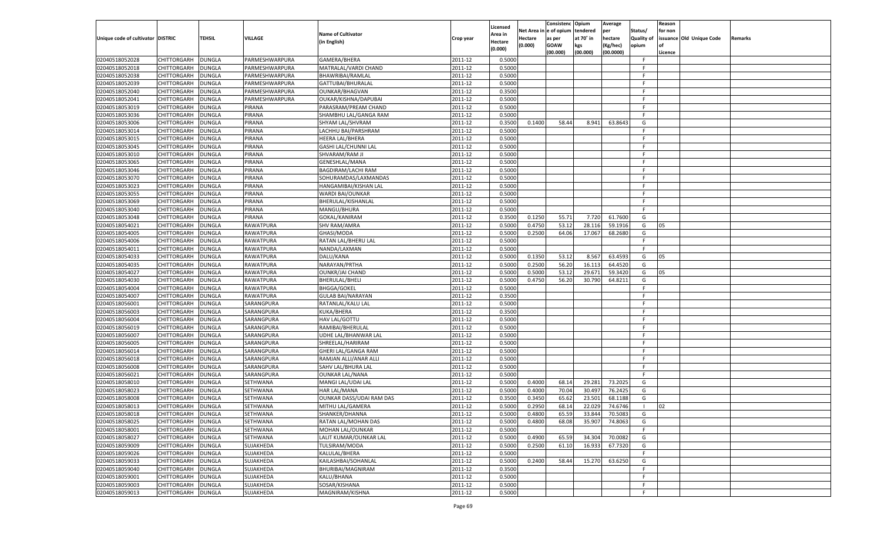| Unique code of cultivator | DISTRIC | TEHSIL | VILLAGE | Name of Cultivator (in English) | Crop year | Licensed Area in Hectare (0.000) | Net Area in Hectare (0.000) | Consistence of opium as per GOAW (00.000) | Opium tendered at 70° in kgs (00.000) | Average per hectare (Kg/hec) (00.0000) | Status/ Quality of opium | Reason for non issuance of Licence | Old Unique Code | Remarks |
|---|---|---|---|---|---|---|---|---|---|---|---|---|---|---|
| 02040518052028 | CHITTORGARH | DUNGLA | PARMESHWARPURA | GAMERA/BHERA | 2011-12 | 0.5000 | | | | | F | | | |
| 02040518052018 | CHITTORGARH | DUNGLA | PARMESHWARPURA | MATRALAL/VARDI CHAND | 2011-12 | 0.5000 | | | | | F | | | |
| 02040518052038 | CHITTORGARH | DUNGLA | PARMESHWARPURA | BHAWRIBAI/RAMLAL | 2011-12 | 0.5000 | | | | | F | | | |
| 02040518052039 | CHITTORGARH | DUNGLA | PARMESHWARPURA | GATTUBAI/BHURALAL | 2011-12 | 0.5000 | | | | | F | | | |
| 02040518052040 | CHITTORGARH | DUNGLA | PARMESHWARPURA | OUNKAR/BHAGVAN | 2011-12 | 0.3500 | | | | | F | | | |
| 02040518052041 | CHITTORGARH | DUNGLA | PARMESHWARPURA | OUKAR/KISHNA/DAPUBAI | 2011-12 | 0.5000 | | | | | F | | | |
| 02040518053019 | CHITTORGARH | DUNGLA | PIRANA | PARASRAM/PREAM CHAND | 2011-12 | 0.5000 | | | | | F | | | |
| 02040518053036 | CHITTORGARH | DUNGLA | PIRANA | SHAMBHU LAL/GANGA RAM | 2011-12 | 0.5000 | | | | | F | | | |
| 02040518053006 | CHITTORGARH | DUNGLA | PIRANA | SHYAM LAL/SHVRAM | 2011-12 | 0.3500 | 0.1400 | 58.44 | 8.941 | 63.8643 | G | | | |
| 02040518053014 | CHITTORGARH | DUNGLA | PIRANA | LACHHU BAI/PARSHRAM | 2011-12 | 0.5000 | | | | | F | | | |
| 02040518053015 | CHITTORGARH | DUNGLA | PIRANA | HEERA LAL/BHERA | 2011-12 | 0.5000 | | | | | F | | | |
| 02040518053045 | CHITTORGARH | DUNGLA | PIRANA | GASHI LAL/CHUNNI LAL | 2011-12 | 0.5000 | | | | | F | | | |
| 02040518053010 | CHITTORGARH | DUNGLA | PIRANA | SHVARAM/RAM JI | 2011-12 | 0.5000 | | | | | F | | | |
| 02040518053065 | CHITTORGARH | DUNGLA | PIRANA | GENESHLAL/MANA | 2011-12 | 0.5000 | | | | | F | | | |
| 02040518053046 | CHITTORGARH | DUNGLA | PIRANA | BAGDIRAM/LACHI RAM | 2011-12 | 0.5000 | | | | | F | | | |
| 02040518053070 | CHITTORGARH | DUNGLA | PIRANA | SOHURAMDAS/LAXMANDAS | 2011-12 | 0.5000 | | | | | F | | | |
| 02040518053023 | CHITTORGARH | DUNGLA | PIRANA | HANGAMIBAI/KISHAN LAL | 2011-12 | 0.5000 | | | | | F | | | |
| 02040518053055 | CHITTORGARH | DUNGLA | PIRANA | WARDI BAI/OUNKAR | 2011-12 | 0.5000 | | | | | F | | | |
| 02040518053069 | CHITTORGARH | DUNGLA | PIRANA | BHERULAL/KISHANLAL | 2011-12 | 0.5000 | | | | | F | | | |
| 02040518053040 | CHITTORGARH | DUNGLA | PIRANA | MANGU/BHURA | 2011-12 | 0.5000 | | | | | F | | | |
| 02040518053048 | CHITTORGARH | DUNGLA | PIRANA | GOKAL/KANIRAM | 2011-12 | 0.3500 | 0.1250 | 55.71 | 7.720 | 61.7600 | G | | | |
| 02040518054021 | CHITTORGARH | DUNGLA | RAWATPURA | SHV RAM/AMRA | 2011-12 | 0.5000 | 0.4750 | 53.12 | 28.116 | 59.1916 | G | 05 | | |
| 02040518054005 | CHITTORGARH | DUNGLA | RAWATPURA | GHASI/MODA | 2011-12 | 0.5000 | 0.2500 | 64.06 | 17.067 | 68.2680 | G | | | |
| 02040518054006 | CHITTORGARH | DUNGLA | RAWATPURA | RATAN LAL/BHERU LAL | 2011-12 | 0.5000 | | | | | F | | | |
| 02040518054011 | CHITTORGARH | DUNGLA | RAWATPURA | NANDA/LAXMAN | 2011-12 | 0.5000 | | | | | F | | | |
| 02040518054033 | CHITTORGARH | DUNGLA | RAWATPURA | DALU/KANA | 2011-12 | 0.5000 | 0.1350 | 53.12 | 8.567 | 63.4593 | G | 05 | | |
| 02040518054035 | CHITTORGARH | DUNGLA | RAWATPURA | NARAYAN/PRTHA | 2011-12 | 0.5000 | 0.2500 | 56.20 | 16.113 | 64.4520 | G | | | |
| 02040518054027 | CHITTORGARH | DUNGLA | RAWATPURA | OUNKR/JAI CHAND | 2011-12 | 0.5000 | 0.5000 | 53.12 | 29.671 | 59.3420 | G | 05 | | |
| 02040518054030 | CHITTORGARH | DUNGLA | RAWATPURA | BHERULAL/BHELI | 2011-12 | 0.5000 | 0.4750 | 56.20 | 30.790 | 64.8211 | G | | | |
| 02040518054004 | CHITTORGARH | DUNGLA | RAWATPURA | BHGGA/GOKEL | 2011-12 | 0.5000 | | | | | F | | | |
| 02040518054007 | CHITTORGARH | DUNGLA | RAWATPURA | GULAB BAI/NARAYAN | 2011-12 | 0.3500 | | | | | F | | | |
| 02040518056001 | CHITTORGARH | DUNGLA | SARANGPURA | RATANLAL/KALU LAL | 2011-12 | 0.5000 | | | | | F | | | |
| 02040518056003 | CHITTORGARH | DUNGLA | SARANGPURA | KUKA/BHERA | 2011-12 | 0.3500 | | | | | F | | | |
| 02040518056004 | CHITTORGARH | DUNGLA | SARANGPURA | HAV LAL/GOTTU | 2011-12 | 0.5000 | | | | | F | | | |
| 02040518056019 | CHITTORGARH | DUNGLA | SARANGPURA | RAMIBAI/BHERULAL | 2011-12 | 0.5000 | | | | | F | | | |
| 02040518056007 | CHITTORGARH | DUNGLA | SARANGPURA | UDHE LAL/BHANWAR LAL | 2011-12 | 0.5000 | | | | | F | | | |
| 02040518056005 | CHITTORGARH | DUNGLA | SARANGPURA | SHREELAL/HARIRAM | 2011-12 | 0.5000 | | | | | F | | | |
| 02040518056014 | CHITTORGARH | DUNGLA | SARANGPURA | GHERI LAL/GANGA RAM | 2011-12 | 0.5000 | | | | | F | | | |
| 02040518056018 | CHITTORGARH | DUNGLA | SARANGPURA | RAMJAN ALLI/ANAR ALLI | 2011-12 | 0.5000 | | | | | F | | | |
| 02040518056008 | CHITTORGARH | DUNGLA | SARANGPURA | SAHV LAL/BHURA LAL | 2011-12 | 0.5000 | | | | | F | | | |
| 02040518056021 | CHITTORGARH | DUNGLA | SARANGPURA | OUNKAR LAL/NANA | 2011-12 | 0.5000 | | | | | F | | | |
| 02040518058010 | CHITTORGARH | DUNGLA | SETHWANA | MANGI LAL/UDAI LAL | 2011-12 | 0.5000 | 0.4000 | 68.14 | 29.281 | 73.2025 | G | | | |
| 02040518058023 | CHITTORGARH | DUNGLA | SETHWANA | HAR LAL/MANA | 2011-12 | 0.5000 | 0.4000 | 70.04 | 30.497 | 76.2425 | G | | | |
| 02040518058008 | CHITTORGARH | DUNGLA | SETHWANA | OUNKAR DASS/UDAI RAM DAS | 2011-12 | 0.3500 | 0.3450 | 65.62 | 23.501 | 68.1188 | G | | | |
| 02040518058013 | CHITTORGARH | DUNGLA | SETHWANA | MITHU LAL/GAMERA | 2011-12 | 0.5000 | 0.2950 | 68.14 | 22.029 | 74.6746 | I | 02 | | |
| 02040518058018 | CHITTORGARH | DUNGLA | SETHWANA | SHANKER/DHANNA | 2011-12 | 0.5000 | 0.4800 | 65.59 | 33.844 | 70.5083 | G | | | |
| 02040518058025 | CHITTORGARH | DUNGLA | SETHWANA | RATAN LAL/MOHAN DAS | 2011-12 | 0.5000 | 0.4800 | 68.08 | 35.907 | 74.8063 | G | | | |
| 02040518058001 | CHITTORGARH | DUNGLA | SETHWANA | MOHAN LAL/OUNKAR | 2011-12 | 0.5000 | | | | | F | | | |
| 02040518058027 | CHITTORGARH | DUNGLA | SETHWANA | LALIT KUMAR/OUNKAR LAL | 2011-12 | 0.5000 | 0.4900 | 65.59 | 34.304 | 70.0082 | G | | | |
| 02040518059009 | CHITTORGARH | DUNGLA | SUJAKHEDA | TULSIRAM/MODA | 2011-12 | 0.5000 | 0.2500 | 61.10 | 16.933 | 67.7320 | G | | | |
| 02040518059026 | CHITTORGARH | DUNGLA | SUJAKHEDA | KALULAL/BHERA | 2011-12 | 0.5000 | | | | | F | | | |
| 02040518059033 | CHITTORGARH | DUNGLA | SUJAKHEDA | KAILASHBAI/SOHANLAL | 2011-12 | 0.5000 | 0.2400 | 58.44 | 15.270 | 63.6250 | G | | | |
| 02040518059040 | CHITTORGARH | DUNGLA | SUJAKHEDA | BHURIBAI/MAGNIRAM | 2011-12 | 0.3500 | | | | | F | | | |
| 02040518059001 | CHITTORGARH | DUNGLA | SUJAKHEDA | KALU/BHANA | 2011-12 | 0.5000 | | | | | F | | | |
| 02040518059003 | CHITTORGARH | DUNGLA | SUJAKHEDA | SOSAR/KISHANA | 2011-12 | 0.5000 | | | | | F | | | |
| 02040518059013 | CHITTORGARH | DUNGLA | SUJAKHEDA | MAGNIRAM/KISHNA | 2011-12 | 0.5000 | | | | | F | | | |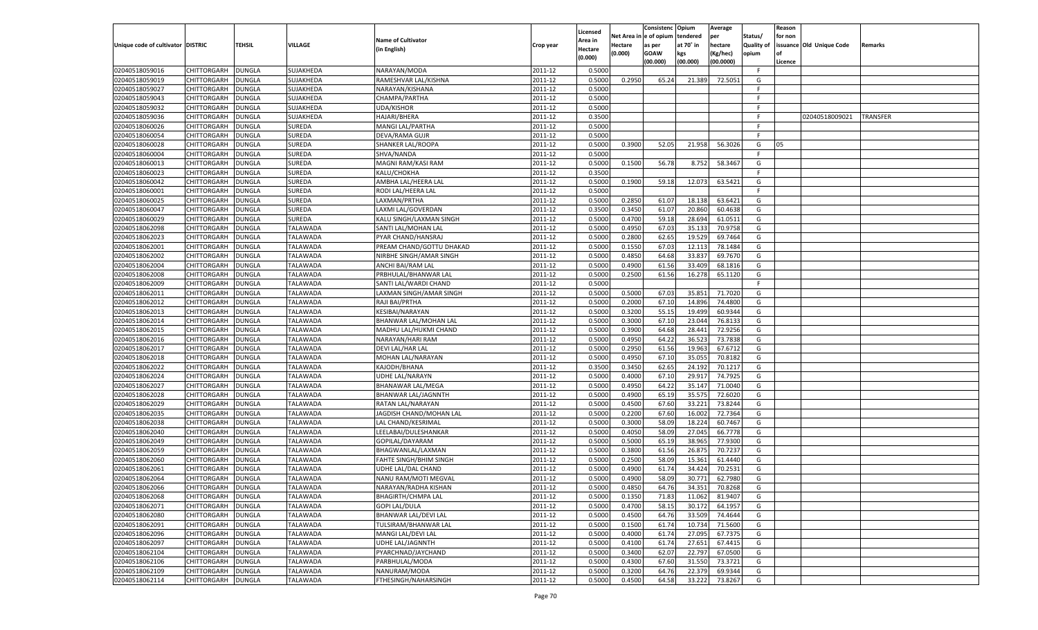| Unique code of cultivator | DISTRIC | TEHSIL | VILLAGE | Name of Cultivator (in English) | Crop year | Licensed Area in Hectare (0.000) | Net Area in Hectare (0.000) | Consistenc e of opium as per GOAW (00.000) | Opium tendered at 70° in kgs (00.000) | Average per hectare (Kg/hec) (00.0000) | Status/ Quality of opium | Reason for non issuance of Licence | Old Unique Code | Remarks |
|---|---|---|---|---|---|---|---|---|---|---|---|---|---|---|
| 02040518059016 | CHITTORGARH | DUNGLA | SUJAKHEDA | NARAYAN/MODA | 2011-12 | 0.5000 | | | | | F | | | |
| 02040518059019 | CHITTORGARH | DUNGLA | SUJAKHEDA | RAMESHVAR LAL/KISHNA | 2011-12 | 0.5000 | 0.2950 | 65.24 | 21.389 | 72.5051 | G | | | |
| 02040518059027 | CHITTORGARH | DUNGLA | SUJAKHEDA | NARAYAN/KISHANA | 2011-12 | 0.5000 | | | | | F | | | |
| 02040518059043 | CHITTORGARH | DUNGLA | SUJAKHEDA | CHAMPA/PARTHA | 2011-12 | 0.5000 | | | | | F | | | |
| 02040518059032 | CHITTORGARH | DUNGLA | SUJAKHEDA | UDA/KISHOR | 2011-12 | 0.5000 | | | | | F | | | |
| 02040518059036 | CHITTORGARH | DUNGLA | SUJAKHEDA | HAJARI/BHERA | 2011-12 | 0.3500 | | | | | F | | 02040518009021 | TRANSFER |
| 02040518060026 | CHITTORGARH | DUNGLA | SUREDA | MANGI LAL/PARTHA | 2011-12 | 0.5000 | | | | | F | | | |
| 02040518060054 | CHITTORGARH | DUNGLA | SUREDA | DEVA/RAMA GUJR | 2011-12 | 0.5000 | | | | | F | | | |
| 02040518060028 | CHITTORGARH | DUNGLA | SUREDA | SHANKER LAL/ROOPA | 2011-12 | 0.5000 | 0.3900 | 52.05 | 21.958 | 56.3026 | G | 05 | | |
| 02040518060004 | CHITTORGARH | DUNGLA | SUREDA | SHVA/NANDA | 2011-12 | 0.5000 | | | | | F | | | |
| 02040518060013 | CHITTORGARH | DUNGLA | SUREDA | MAGNI RAM/KASI RAM | 2011-12 | 0.5000 | 0.1500 | 56.78 | 8.752 | 58.3467 | G | | | |
| 02040518060023 | CHITTORGARH | DUNGLA | SUREDA | KALU/CHOKHA | 2011-12 | 0.3500 | | | | | F | | | |
| 02040518060042 | CHITTORGARH | DUNGLA | SUREDA | AMBHA LAL/HEERA LAL | 2011-12 | 0.5000 | 0.1900 | 59.18 | 12.073 | 63.5421 | G | | | |
| 02040518060001 | CHITTORGARH | DUNGLA | SUREDA | RODI LAL/HEERA LAL | 2011-12 | 0.5000 | | | | | F | | | |
| 02040518060025 | CHITTORGARH | DUNGLA | SUREDA | LAXMAN/PRTHA | 2011-12 | 0.5000 | 0.2850 | 61.07 | 18.138 | 63.6421 | G | | | |
| 02040518060047 | CHITTORGARH | DUNGLA | SUREDA | LAXMI LAL/GOVERDAN | 2011-12 | 0.3500 | 0.3450 | 61.07 | 20.860 | 60.4638 | G | | | |
| 02040518060029 | CHITTORGARH | DUNGLA | SUREDA | KALU SINGH/LAXMAN SINGH | 2011-12 | 0.5000 | 0.4700 | 59.18 | 28.694 | 61.0511 | G | | | |
| 02040518062098 | CHITTORGARH | DUNGLA | TALAWADA | SANTI LAL/MOHAN LAL | 2011-12 | 0.5000 | 0.4950 | 67.03 | 35.133 | 70.9758 | G | | | |
| 02040518062023 | CHITTORGARH | DUNGLA | TALAWADA | PYAR CHAND/HANSRAJ | 2011-12 | 0.5000 | 0.2800 | 62.65 | 19.529 | 69.7464 | G | | | |
| 02040518062001 | CHITTORGARH | DUNGLA | TALAWADA | PREAM CHAND/GOTTU DHAKAD | 2011-12 | 0.5000 | 0.1550 | 67.03 | 12.113 | 78.1484 | G | | | |
| 02040518062002 | CHITTORGARH | DUNGLA | TALAWADA | NIRBHE SINGH/AMAR SINGH | 2011-12 | 0.5000 | 0.4850 | 64.68 | 33.837 | 69.7670 | G | | | |
| 02040518062004 | CHITTORGARH | DUNGLA | TALAWADA | ANCHI BAI/RAM LAL | 2011-12 | 0.5000 | 0.4900 | 61.56 | 33.409 | 68.1816 | G | | | |
| 02040518062008 | CHITTORGARH | DUNGLA | TALAWADA | PRBHULAL/BHANWAR LAL | 2011-12 | 0.5000 | 0.2500 | 61.56 | 16.278 | 65.1120 | G | | | |
| 02040518062009 | CHITTORGARH | DUNGLA | TALAWADA | SANTI LAL/WARDI CHAND | 2011-12 | 0.5000 | | | | | F | | | |
| 02040518062011 | CHITTORGARH | DUNGLA | TALAWADA | LAXMAN SINGH/AMAR SINGH | 2011-12 | 0.5000 | 0.5000 | 67.03 | 35.851 | 71.7020 | G | | | |
| 02040518062012 | CHITTORGARH | DUNGLA | TALAWADA | RAJI BAI/PRTHA | 2011-12 | 0.5000 | 0.2000 | 67.10 | 14.896 | 74.4800 | G | | | |
| 02040518062013 | CHITTORGARH | DUNGLA | TALAWADA | KESIBAI/NARAYAN | 2011-12 | 0.5000 | 0.3200 | 55.15 | 19.499 | 60.9344 | G | | | |
| 02040518062014 | CHITTORGARH | DUNGLA | TALAWADA | BHANWAR LAL/MOHAN LAL | 2011-12 | 0.5000 | 0.3000 | 67.10 | 23.044 | 76.8133 | G | | | |
| 02040518062015 | CHITTORGARH | DUNGLA | TALAWADA | MADHU LAL/HUKMI CHAND | 2011-12 | 0.5000 | 0.3900 | 64.68 | 28.441 | 72.9256 | G | | | |
| 02040518062016 | CHITTORGARH | DUNGLA | TALAWADA | NARAYAN/HARI RAM | 2011-12 | 0.5000 | 0.4950 | 64.22 | 36.523 | 73.7838 | G | | | |
| 02040518062017 | CHITTORGARH | DUNGLA | TALAWADA | DEVI LAL/HAR LAL | 2011-12 | 0.5000 | 0.2950 | 61.56 | 19.963 | 67.6712 | G | | | |
| 02040518062018 | CHITTORGARH | DUNGLA | TALAWADA | MOHAN LAL/NARAYAN | 2011-12 | 0.5000 | 0.4950 | 67.10 | 35.055 | 70.8182 | G | | | |
| 02040518062022 | CHITTORGARH | DUNGLA | TALAWADA | KAJODH/BHANA | 2011-12 | 0.3500 | 0.3450 | 62.65 | 24.192 | 70.1217 | G | | | |
| 02040518062024 | CHITTORGARH | DUNGLA | TALAWADA | UDHE LAL/NARAYN | 2011-12 | 0.5000 | 0.4000 | 67.10 | 29.917 | 74.7925 | G | | | |
| 02040518062027 | CHITTORGARH | DUNGLA | TALAWADA | BHANAWAR LAL/MEGA | 2011-12 | 0.5000 | 0.4950 | 64.22 | 35.147 | 71.0040 | G | | | |
| 02040518062028 | CHITTORGARH | DUNGLA | TALAWADA | BHANWAR LAL/JAGNNTH | 2011-12 | 0.5000 | 0.4900 | 65.19 | 35.575 | 72.6020 | G | | | |
| 02040518062029 | CHITTORGARH | DUNGLA | TALAWADA | RATAN LAL/NARAYAN | 2011-12 | 0.5000 | 0.4500 | 67.60 | 33.221 | 73.8244 | G | | | |
| 02040518062035 | CHITTORGARH | DUNGLA | TALAWADA | JAGDISH CHAND/MOHAN LAL | 2011-12 | 0.5000 | 0.2200 | 67.60 | 16.002 | 72.7364 | G | | | |
| 02040518062038 | CHITTORGARH | DUNGLA | TALAWADA | LAL CHAND/KESRIMAL | 2011-12 | 0.5000 | 0.3000 | 58.09 | 18.224 | 60.7467 | G | | | |
| 02040518062040 | CHITTORGARH | DUNGLA | TALAWADA | LEELABAI/DULESHANKAR | 2011-12 | 0.5000 | 0.4050 | 58.09 | 27.045 | 66.7778 | G | | | |
| 02040518062049 | CHITTORGARH | DUNGLA | TALAWADA | GOPILAL/DAYARAM | 2011-12 | 0.5000 | 0.5000 | 65.19 | 38.965 | 77.9300 | G | | | |
| 02040518062059 | CHITTORGARH | DUNGLA | TALAWADA | BHAGWANLAL/LAXMAN | 2011-12 | 0.5000 | 0.3800 | 61.56 | 26.875 | 70.7237 | G | | | |
| 02040518062060 | CHITTORGARH | DUNGLA | TALAWADA | FAHTE SINGH/BHIM SINGH | 2011-12 | 0.5000 | 0.2500 | 58.09 | 15.361 | 61.4440 | G | | | |
| 02040518062061 | CHITTORGARH | DUNGLA | TALAWADA | UDHE LAL/DAL CHAND | 2011-12 | 0.5000 | 0.4900 | 61.74 | 34.424 | 70.2531 | G | | | |
| 02040518062064 | CHITTORGARH | DUNGLA | TALAWADA | NANU RAM/MOTI MEGVAL | 2011-12 | 0.5000 | 0.4900 | 58.09 | 30.771 | 62.7980 | G | | | |
| 02040518062066 | CHITTORGARH | DUNGLA | TALAWADA | NARAYAN/RADHA KISHAN | 2011-12 | 0.5000 | 0.4850 | 64.76 | 34.351 | 70.8268 | G | | | |
| 02040518062068 | CHITTORGARH | DUNGLA | TALAWADA | BHAGIRTH/CHMPA LAL | 2011-12 | 0.5000 | 0.1350 | 71.83 | 11.062 | 81.9407 | G | | | |
| 02040518062071 | CHITTORGARH | DUNGLA | TALAWADA | GOPI LAL/DULA | 2011-12 | 0.5000 | 0.4700 | 58.15 | 30.172 | 64.1957 | G | | | |
| 02040518062080 | CHITTORGARH | DUNGLA | TALAWADA | BHANWAR LAL/DEVI LAL | 2011-12 | 0.5000 | 0.4500 | 64.76 | 33.509 | 74.4644 | G | | | |
| 02040518062091 | CHITTORGARH | DUNGLA | TALAWADA | TULSIRAM/BHANWAR LAL | 2011-12 | 0.5000 | 0.1500 | 61.74 | 10.734 | 71.5600 | G | | | |
| 02040518062096 | CHITTORGARH | DUNGLA | TALAWADA | MANGI LAL/DEVI LAL | 2011-12 | 0.5000 | 0.4000 | 61.74 | 27.095 | 67.7375 | G | | | |
| 02040518062097 | CHITTORGARH | DUNGLA | TALAWADA | UDHE LAL/JAGNNTH | 2011-12 | 0.5000 | 0.4100 | 61.74 | 27.651 | 67.4415 | G | | | |
| 02040518062104 | CHITTORGARH | DUNGLA | TALAWADA | PYARCHNAD/JAYCHAND | 2011-12 | 0.5000 | 0.3400 | 62.07 | 22.797 | 67.0500 | G | | | |
| 02040518062106 | CHITTORGARH | DUNGLA | TALAWADA | PARBHULAL/MODA | 2011-12 | 0.5000 | 0.4300 | 67.60 | 31.550 | 73.3721 | G | | | |
| 02040518062109 | CHITTORGARH | DUNGLA | TALAWADA | NANURAM/MODA | 2011-12 | 0.5000 | 0.3200 | 64.76 | 22.379 | 69.9344 | G | | | |
| 02040518062114 | CHITTORGARH | DUNGLA | TALAWADA | FTHESINGH/NAHARSINGH | 2011-12 | 0.5000 | 0.4500 | 64.58 | 33.222 | 73.8267 | G | | | |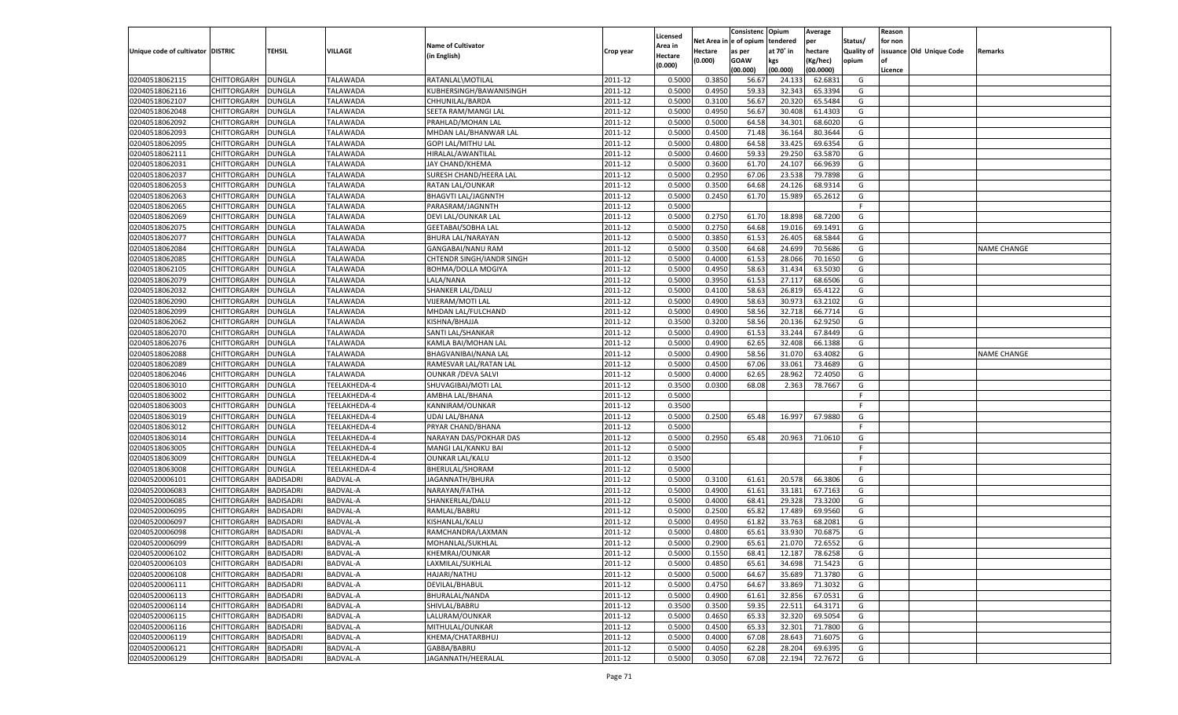| Unique code of cultivator | DISTRIC | TEHSIL | VILLAGE | Name of Cultivator (in English) | Crop year | Licensed Area in Hectare (0.000) | Net Area in Hectare (0.000) | Consistenc e of opium as per GOAW (00.000) | Opium tendered at 70° in kgs (00.000) | Average per hectare (Kg/hec) (00.0000) | Status/ Quality of opium | Reason for non issuance of Licence | Old Unique Code | Remarks |
|---|---|---|---|---|---|---|---|---|---|---|---|---|---|---|
| 02040518062115 | CHITTORGARH | DUNGLA | TALAWADA | RATANLAL\MOTILAL | 2011-12 | 0.5000 | 0.3850 | 56.67 | 24.133 | 62.6831 | G | | | |
| 02040518062116 | CHITTORGARH | DUNGLA | TALAWADA | KUBHERSINGH/BAWANISINGH | 2011-12 | 0.5000 | 0.4950 | 59.33 | 32.343 | 65.3394 | G | | | |
| 02040518062107 | CHITTORGARH | DUNGLA | TALAWADA | CHHUNILAL/BARDA | 2011-12 | 0.5000 | 0.3100 | 56.67 | 20.320 | 65.5484 | G | | | |
| 02040518062048 | CHITTORGARH | DUNGLA | TALAWADA | SEETA RAM/MANGI LAL | 2011-12 | 0.5000 | 0.4950 | 56.67 | 30.408 | 61.4303 | G | | | |
| 02040518062092 | CHITTORGARH | DUNGLA | TALAWADA | PRAHLAD/MOHAN LAL | 2011-12 | 0.5000 | 0.5000 | 64.58 | 34.301 | 68.6020 | G | | | |
| 02040518062093 | CHITTORGARH | DUNGLA | TALAWADA | MHDAN LAL/BHANWAR LAL | 2011-12 | 0.5000 | 0.4500 | 71.48 | 36.164 | 80.3644 | G | | | |
| 02040518062095 | CHITTORGARH | DUNGLA | TALAWADA | GOPI LAL/MITHU LAL | 2011-12 | 0.5000 | 0.4800 | 64.58 | 33.425 | 69.6354 | G | | | |
| 02040518062111 | CHITTORGARH | DUNGLA | TALAWADA | HIRALAL/AWANTILAL | 2011-12 | 0.5000 | 0.4600 | 59.33 | 29.250 | 63.5870 | G | | | |
| 02040518062031 | CHITTORGARH | DUNGLA | TALAWADA | JAY CHAND/KHEMA | 2011-12 | 0.5000 | 0.3600 | 61.70 | 24.107 | 66.9639 | G | | | |
| 02040518062037 | CHITTORGARH | DUNGLA | TALAWADA | SURESH CHAND/HEERA LAL | 2011-12 | 0.5000 | 0.2950 | 67.06 | 23.538 | 79.7898 | G | | | |
| 02040518062053 | CHITTORGARH | DUNGLA | TALAWADA | RATAN LAL/OUNKAR | 2011-12 | 0.5000 | 0.3500 | 64.68 | 24.126 | 68.9314 | G | | | |
| 02040518062063 | CHITTORGARH | DUNGLA | TALAWADA | BHAGVTI LAL/JAGNNTH | 2011-12 | 0.5000 | 0.2450 | 61.70 | 15.989 | 65.2612 | G | | | |
| 02040518062065 | CHITTORGARH | DUNGLA | TALAWADA | PARASRAM/JAGNNTH | 2011-12 | 0.5000 | | | | | F | | | |
| 02040518062069 | CHITTORGARH | DUNGLA | TALAWADA | DEVI LAL/OUNKAR LAL | 2011-12 | 0.5000 | 0.2750 | 61.70 | 18.898 | 68.7200 | G | | | |
| 02040518062075 | CHITTORGARH | DUNGLA | TALAWADA | GEETABAI/SOBHA LAL | 2011-12 | 0.5000 | 0.2750 | 64.68 | 19.016 | 69.1491 | G | | | |
| 02040518062077 | CHITTORGARH | DUNGLA | TALAWADA | BHURA LAL/NARAYAN | 2011-12 | 0.5000 | 0.3850 | 61.53 | 26.405 | 68.5844 | G | | | |
| 02040518062084 | CHITTORGARH | DUNGLA | TALAWADA | GANGABAI/NANU RAM | 2011-12 | 0.5000 | 0.3500 | 64.68 | 24.699 | 70.5686 | G | | | NAME CHANGE |
| 02040518062085 | CHITTORGARH | DUNGLA | TALAWADA | CHTENDR SINGH/JANDR SINGH | 2011-12 | 0.5000 | 0.4000 | 61.53 | 28.066 | 70.1650 | G | | | |
| 02040518062105 | CHITTORGARH | DUNGLA | TALAWADA | BOHMA/DOLLA MOGIYA | 2011-12 | 0.5000 | 0.4950 | 58.63 | 31.434 | 63.5030 | G | | | |
| 02040518062079 | CHITTORGARH | DUNGLA | TALAWADA | LALA/NANA | 2011-12 | 0.5000 | 0.3950 | 61.53 | 27.117 | 68.6506 | G | | | |
| 02040518062032 | CHITTORGARH | DUNGLA | TALAWADA | SHANKER LAL/DALU | 2011-12 | 0.5000 | 0.4100 | 58.63 | 26.819 | 65.4122 | G | | | |
| 02040518062090 | CHITTORGARH | DUNGLA | TALAWADA | VIJERAM/MOTI LAL | 2011-12 | 0.5000 | 0.4900 | 58.63 | 30.973 | 63.2102 | G | | | |
| 02040518062099 | CHITTORGARH | DUNGLA | TALAWADA | MHDAN LAL/FULCHAND | 2011-12 | 0.5000 | 0.4900 | 58.56 | 32.718 | 66.7714 | G | | | |
| 02040518062062 | CHITTORGARH | DUNGLA | TALAWADA | KISHNA/BHAJJA | 2011-12 | 0.3500 | 0.3200 | 58.56 | 20.136 | 62.9250 | G | | | |
| 02040518062070 | CHITTORGARH | DUNGLA | TALAWADA | SANTI LAL/SHANKAR | 2011-12 | 0.5000 | 0.4900 | 61.53 | 33.244 | 67.8449 | G | | | |
| 02040518062076 | CHITTORGARH | DUNGLA | TALAWADA | KAMLA BAI/MOHAN LAL | 2011-12 | 0.5000 | 0.4900 | 62.65 | 32.408 | 66.1388 | G | | | |
| 02040518062088 | CHITTORGARH | DUNGLA | TALAWADA | BHAGVANIBAI/NANA LAL | 2011-12 | 0.5000 | 0.4900 | 58.56 | 31.070 | 63.4082 | G | | | NAME CHANGE |
| 02040518062089 | CHITTORGARH | DUNGLA | TALAWADA | RAMESVAR LAL/RATAN LAL | 2011-12 | 0.5000 | 0.4500 | 67.06 | 33.061 | 73.4689 | G | | | |
| 02040518062046 | CHITTORGARH | DUNGLA | TALAWADA | OUNKAR /DEVA SALVI | 2011-12 | 0.5000 | 0.4000 | 62.65 | 28.962 | 72.4050 | G | | | |
| 02040518063010 | CHITTORGARH | DUNGLA | TEELAKHEDA-4 | SHUVAGIBAI/MOTI LAL | 2011-12 | 0.3500 | 0.0300 | 68.08 | 2.363 | 78.7667 | G | | | |
| 02040518063002 | CHITTORGARH | DUNGLA | TEELAKHEDA-4 | AMBHA LAL/BHANA | 2011-12 | 0.5000 | | | | | F | | | |
| 02040518063003 | CHITTORGARH | DUNGLA | TEELAKHEDA-4 | KANNIRAM/OUNKAR | 2011-12 | 0.3500 | | | | | F | | | |
| 02040518063019 | CHITTORGARH | DUNGLA | TEELAKHEDA-4 | UDAI LAL/BHANA | 2011-12 | 0.5000 | 0.2500 | 65.48 | 16.997 | 67.9880 | G | | | |
| 02040518063012 | CHITTORGARH | DUNGLA | TEELAKHEDA-4 | PRYAR CHAND/BHANA | 2011-12 | 0.5000 | | | | | F | | | |
| 02040518063014 | CHITTORGARH | DUNGLA | TEELAKHEDA-4 | NARAYAN DAS/POKHAR DAS | 2011-12 | 0.5000 | 0.2950 | 65.48 | 20.963 | 71.0610 | G | | | |
| 02040518063005 | CHITTORGARH | DUNGLA | TEELAKHEDA-4 | MANGI LAL/KANKU BAI | 2011-12 | 0.5000 | | | | | F | | | |
| 02040518063009 | CHITTORGARH | DUNGLA | TEELAKHEDA-4 | OUNKAR LAL/KALU | 2011-12 | 0.3500 | | | | | F | | | |
| 02040518063008 | CHITTORGARH | DUNGLA | TEELAKHEDA-4 | BHERULAL/SHORAM | 2011-12 | 0.5000 | | | | | F | | | |
| 02040520006101 | CHITTORGARH | BADISADRI | BADVAL-A | JAGANNATH/BHURA | 2011-12 | 0.5000 | 0.3100 | 61.61 | 20.578 | 66.3806 | G | | | |
| 02040520006083 | CHITTORGARH | BADISADRI | BADVAL-A | NARAYAN/FATHA | 2011-12 | 0.5000 | 0.4900 | 61.61 | 33.181 | 67.7163 | G | | | |
| 02040520006085 | CHITTORGARH | BADISADRI | BADVAL-A | SHANKERLAL/DALU | 2011-12 | 0.5000 | 0.4000 | 68.41 | 29.328 | 73.3200 | G | | | |
| 02040520006095 | CHITTORGARH | BADISADRI | BADVAL-A | RAMLAL/BABRU | 2011-12 | 0.5000 | 0.2500 | 65.82 | 17.489 | 69.9560 | G | | | |
| 02040520006097 | CHITTORGARH | BADISADRI | BADVAL-A | KISHANLAL/KALU | 2011-12 | 0.5000 | 0.4950 | 61.82 | 33.763 | 68.2081 | G | | | |
| 02040520006098 | CHITTORGARH | BADISADRI | BADVAL-A | RAMCHANDRA/LAXMAN | 2011-12 | 0.5000 | 0.4800 | 65.61 | 33.930 | 70.6875 | G | | | |
| 02040520006099 | CHITTORGARH | BADISADRI | BADVAL-A | MOHANLAL/SUKHLAL | 2011-12 | 0.5000 | 0.2900 | 65.61 | 21.070 | 72.6552 | G | | | |
| 02040520006102 | CHITTORGARH | BADISADRI | BADVAL-A | KHEMRAJ/OUNKAR | 2011-12 | 0.5000 | 0.1550 | 68.41 | 12.187 | 78.6258 | G | | | |
| 02040520006103 | CHITTORGARH | BADISADRI | BADVAL-A | LAXMILAL/SUKHLAL | 2011-12 | 0.5000 | 0.4850 | 65.61 | 34.698 | 71.5423 | G | | | |
| 02040520006108 | CHITTORGARH | BADISADRI | BADVAL-A | HAJARI/NATHU | 2011-12 | 0.5000 | 0.5000 | 64.67 | 35.689 | 71.3780 | G | | | |
| 02040520006111 | CHITTORGARH | BADISADRI | BADVAL-A | DEVILAL/BHABUL | 2011-12 | 0.5000 | 0.4750 | 64.67 | 33.869 | 71.3032 | G | | | |
| 02040520006113 | CHITTORGARH | BADISADRI | BADVAL-A | BHURALAL/NANDA | 2011-12 | 0.5000 | 0.4900 | 61.61 | 32.856 | 67.0531 | G | | | |
| 02040520006114 | CHITTORGARH | BADISADRI | BADVAL-A | SHIVLAL/BABRU | 2011-12 | 0.3500 | 0.3500 | 59.35 | 22.511 | 64.3171 | G | | | |
| 02040520006115 | CHITTORGARH | BADISADRI | BADVAL-A | LALURAM/OUNKAR | 2011-12 | 0.5000 | 0.4650 | 65.33 | 32.320 | 69.5054 | G | | | |
| 02040520006116 | CHITTORGARH | BADISADRI | BADVAL-A | MITHULAL/OUNKAR | 2011-12 | 0.5000 | 0.4500 | 65.33 | 32.301 | 71.7800 | G | | | |
| 02040520006119 | CHITTORGARH | BADISADRI | BADVAL-A | KHEMA/CHATARBHUJ | 2011-12 | 0.5000 | 0.4000 | 67.08 | 28.643 | 71.6075 | G | | | |
| 02040520006121 | CHITTORGARH | BADISADRI | BADVAL-A | GABBA/BABRU | 2011-12 | 0.5000 | 0.4050 | 62.28 | 28.204 | 69.6395 | G | | | |
| 02040520006129 | CHITTORGARH | BADISADRI | BADVAL-A | JAGANNATH/HEERALAL | 2011-12 | 0.5000 | 0.3050 | 67.08 | 22.194 | 72.7672 | G | | | |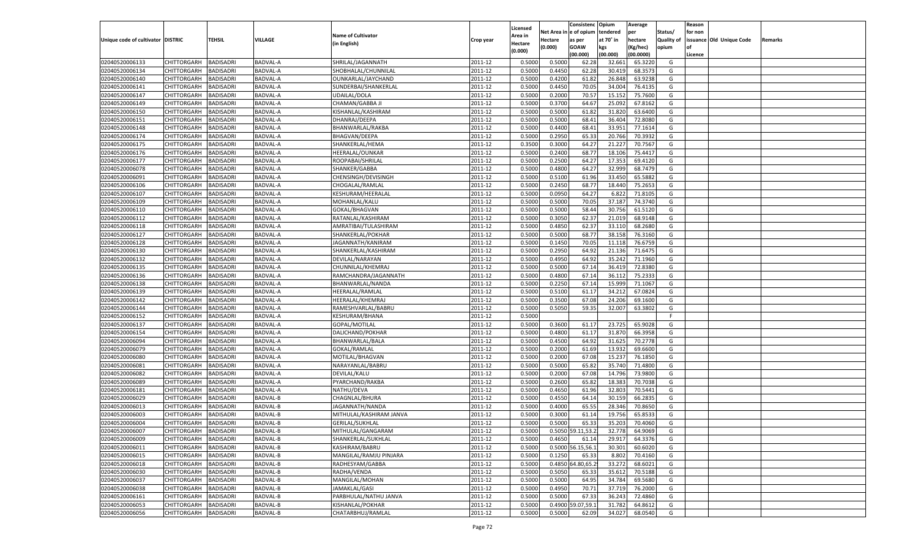| Unique code of cultivator | DISTRIC | TEHSIL | VILLAGE | Name of Cultivator (in English) | Crop year | Licensed Area in Hectare (0.000) | Net Area in Hectare (0.000) | Consistence of opium as per GOAW (00.000) | Opium tendered at 70˚ in kgs (00.000) | Average per hectare (Kg/hec) (00.0000) | Status/ Quality of opium | Reason for non issuance of Licence | Old Unique Code | Remarks |
|---|---|---|---|---|---|---|---|---|---|---|---|---|---|---|
| 02040520006133 | CHITTORGARH | BADISADRI | BADVAL-A | SHRILAL/JAGANNATH | 2011-12 | 0.5000 | 0.5000 | 62.28 | 32.661 | 65.3220 | G | | | |
| 02040520006134 | CHITTORGARH | BADISADRI | BADVAL-A | SHOBHALAL/CHUNNILAL | 2011-12 | 0.5000 | 0.4450 | 62.28 | 30.419 | 68.3573 | G | | | |
| 02040520006140 | CHITTORGARH | BADISADRI | BADVAL-A | OUNKARLAL/JAYCHAND | 2011-12 | 0.5000 | 0.4200 | 61.82 | 26.848 | 63.9238 | G | | | |
| 02040520006141 | CHITTORGARH | BADISADRI | BADVAL-A | SUNDERBAI/SHANKERLAL | 2011-12 | 0.5000 | 0.4450 | 70.05 | 34.004 | 76.4135 | G | | | |
| 02040520006147 | CHITTORGARH | BADISADRI | BADVAL-A | UDAILAL/DOLA | 2011-12 | 0.5000 | 0.2000 | 70.57 | 15.152 | 75.7600 | G | | | |
| 02040520006149 | CHITTORGARH | BADISADRI | BADVAL-A | CHAMAN/GABBA JI | 2011-12 | 0.5000 | 0.3700 | 64.67 | 25.092 | 67.8162 | G | | | |
| 02040520006150 | CHITTORGARH | BADISADRI | BADVAL-A | KISHANLAL/KASHIRAM | 2011-12 | 0.5000 | 0.5000 | 61.82 | 31.820 | 63.6400 | G | | | |
| 02040520006151 | CHITTORGARH | BADISADRI | BADVAL-A | DHANRAJ/DEEPA | 2011-12 | 0.5000 | 0.5000 | 68.41 | 36.404 | 72.8080 | G | | | |
| 02040520006148 | CHITTORGARH | BADISADRI | BADVAL-A | BHANWARLAL/RAKBA | 2011-12 | 0.5000 | 0.4400 | 68.41 | 33.951 | 77.1614 | G | | | |
| 02040520006174 | CHITTORGARH | BADISADRI | BADVAL-A | BHAGVAN/DEEPA | 2011-12 | 0.5000 | 0.2950 | 65.33 | 20.766 | 70.3932 | G | | | |
| 02040520006175 | CHITTORGARH | BADISADRI | BADVAL-A | SHANKERLAL/HEMA | 2011-12 | 0.3500 | 0.3000 | 64.27 | 21.227 | 70.7567 | G | | | |
| 02040520006176 | CHITTORGARH | BADISADRI | BADVAL-A | HEERALAL/OUNKAR | 2011-12 | 0.5000 | 0.2400 | 68.77 | 18.106 | 75.4417 | G | | | |
| 02040520006177 | CHITTORGARH | BADISADRI | BADVAL-A | ROOPABAI/SHRILAL | 2011-12 | 0.5000 | 0.2500 | 64.27 | 17.353 | 69.4120 | G | | | |
| 02040520006078 | CHITTORGARH | BADISADRI | BADVAL-A | SHANKER/GABBA | 2011-12 | 0.5000 | 0.4800 | 64.27 | 32.999 | 68.7479 | G | | | |
| 02040520006091 | CHITTORGARH | BADISADRI | BADVAL-A | CHENSINGH/DEVISINGH | 2011-12 | 0.5000 | 0.5100 | 61.96 | 33.450 | 65.5882 | G | | | |
| 02040520006106 | CHITTORGARH | BADISADRI | BADVAL-A | CHOGALAL/RAMLAL | 2011-12 | 0.5000 | 0.2450 | 68.77 | 18.440 | 75.2653 | G | | | |
| 02040520006107 | CHITTORGARH | BADISADRI | BADVAL-A | KESHURAM/HEERALAL | 2011-12 | 0.5000 | 0.0950 | 64.27 | 6.822 | 71.8105 | G | | | |
| 02040520006109 | CHITTORGARH | BADISADRI | BADVAL-A | MOHANLAL/KALU | 2011-12 | 0.5000 | 0.5000 | 70.05 | 37.187 | 74.3740 | G | | | |
| 02040520006110 | CHITTORGARH | BADISADRI | BADVAL-A | GOKAL/BHAGVAN | 2011-12 | 0.5000 | 0.5000 | 58.44 | 30.756 | 61.5120 | G | | | |
| 02040520006112 | CHITTORGARH | BADISADRI | BADVAL-A | RATANLAL/KASHIRAM | 2011-12 | 0.5000 | 0.3050 | 62.37 | 21.019 | 68.9148 | G | | | |
| 02040520006118 | CHITTORGARH | BADISADRI | BADVAL-A | AMRATIBAI/TULASHIRAM | 2011-12 | 0.5000 | 0.4850 | 62.37 | 33.110 | 68.2680 | G | | | |
| 02040520006127 | CHITTORGARH | BADISADRI | BADVAL-A | SHANKERLAL/POKHAR | 2011-12 | 0.5000 | 0.5000 | 68.77 | 38.158 | 76.3160 | G | | | |
| 02040520006128 | CHITTORGARH | BADISADRI | BADVAL-A | JAGANNATH/KANIRAM | 2011-12 | 0.5000 | 0.1450 | 70.05 | 11.118 | 76.6759 | G | | | |
| 02040520006130 | CHITTORGARH | BADISADRI | BADVAL-A | SHANKERLAL/KASHIRAM | 2011-12 | 0.5000 | 0.2950 | 64.92 | 21.136 | 71.6475 | G | | | |
| 02040520006132 | CHITTORGARH | BADISADRI | BADVAL-A | DEVILAL/NARAYAN | 2011-12 | 0.5000 | 0.4950 | 64.92 | 35.242 | 71.1960 | G | | | |
| 02040520006135 | CHITTORGARH | BADISADRI | BADVAL-A | CHUNNILAL/KHEMRAJ | 2011-12 | 0.5000 | 0.5000 | 67.14 | 36.419 | 72.8380 | G | | | |
| 02040520006136 | CHITTORGARH | BADISADRI | BADVAL-A | RAMCHANDRA/JAGANNATH | 2011-12 | 0.5000 | 0.4800 | 67.14 | 36.112 | 75.2333 | G | | | |
| 02040520006138 | CHITTORGARH | BADISADRI | BADVAL-A | BHANWARLAL/NANDA | 2011-12 | 0.5000 | 0.2250 | 67.14 | 15.999 | 71.1067 | G | | | |
| 02040520006139 | CHITTORGARH | BADISADRI | BADVAL-A | HEERALAL/RAMLAL | 2011-12 | 0.5000 | 0.5100 | 61.17 | 34.212 | 67.0824 | G | | | |
| 02040520006142 | CHITTORGARH | BADISADRI | BADVAL-A | HEERALAL/KHEMRAJ | 2011-12 | 0.5000 | 0.3500 | 67.08 | 24.206 | 69.1600 | G | | | |
| 02040520006144 | CHITTORGARH | BADISADRI | BADVAL-A | RAMESHVARLAL/BABRU | 2011-12 | 0.5000 | 0.5050 | 59.35 | 32.007 | 63.3802 | G | | | |
| 02040520006152 | CHITTORGARH | BADISADRI | BADVAL-A | KESHURAM/BHANA | 2011-12 | 0.5000 | | | | | F | | | |
| 02040520006137 | CHITTORGARH | BADISADRI | BADVAL-A | GOPAL/MOTILAL | 2011-12 | 0.5000 | 0.3600 | 61.17 | 23.725 | 65.9028 | G | | | |
| 02040520006154 | CHITTORGARH | BADISADRI | BADVAL-A | DALICHAND/POKHAR | 2011-12 | 0.5000 | 0.4800 | 61.17 | 31.870 | 66.3958 | G | | | |
| 02040520006094 | CHITTORGARH | BADISADRI | BADVAL-A | BHANWARLAL/BALA | 2011-12 | 0.5000 | 0.4500 | 64.92 | 31.625 | 70.2778 | G | | | |
| 02040520006079 | CHITTORGARH | BADISADRI | BADVAL-A | GOKAL/RAMLAL | 2011-12 | 0.5000 | 0.2000 | 61.69 | 13.932 | 69.6600 | G | | | |
| 02040520006080 | CHITTORGARH | BADISADRI | BADVAL-A | MOTILAL/BHAGVAN | 2011-12 | 0.5000 | 0.2000 | 67.08 | 15.237 | 76.1850 | G | | | |
| 02040520006081 | CHITTORGARH | BADISADRI | BADVAL-A | NARAYANLAL/BABRU | 2011-12 | 0.5000 | 0.5000 | 65.82 | 35.740 | 71.4800 | G | | | |
| 02040520006082 | CHITTORGARH | BADISADRI | BADVAL-A | DEVILAL/KALU | 2011-12 | 0.5000 | 0.2000 | 67.08 | 14.796 | 73.9800 | G | | | |
| 02040520006089 | CHITTORGARH | BADISADRI | BADVAL-A | PYARCHAND/RAKBA | 2011-12 | 0.5000 | 0.2600 | 65.82 | 18.383 | 70.7038 | G | | | |
| 02040520006181 | CHITTORGARH | BADISADRI | BADVAL-A | NATHU/DEVA | 2011-12 | 0.5000 | 0.4650 | 61.96 | 32.803 | 70.5441 | G | | | |
| 02040520006029 | CHITTORGARH | BADISADRI | BADVAL-B | CHAGNLAL/BHURA | 2011-12 | 0.5000 | 0.4550 | 64.14 | 30.159 | 66.2835 | G | | | |
| 02040520006013 | CHITTORGARH | BADISADRI | BADVAL-B | JAGANNATH/NANDA | 2011-12 | 0.5000 | 0.4000 | 65.55 | 28.346 | 70.8650 | G | | | |
| 02040520006003 | CHITTORGARH | BADISADRI | BADVAL-B | MITHULAL/KASHIRAM JANVA | 2011-12 | 0.5000 | 0.3000 | 61.14 | 19.756 | 65.8533 | G | | | |
| 02040520006004 | CHITTORGARH | BADISADRI | BADVAL-B | GERILAL/SUKHLAL | 2011-12 | 0.5000 | 0.5000 | 65.33 | 35.203 | 70.4060 | G | | | |
| 02040520006007 | CHITTORGARH | BADISADRI | BADVAL-B | MITHULAL/GANGARAM | 2011-12 | 0.5000 | 0.5050 | 59.11,53.2 | 32.778 | 64.9069 | G | | | |
| 02040520006009 | CHITTORGARH | BADISADRI | BADVAL-B | SHANKERLAL/SUKHLAL | 2011-12 | 0.5000 | 0.4650 | 61.14 | 29.917 | 64.3376 | G | | | |
| 02040520006011 | CHITTORGARH | BADISADRI | BADVAL-B | KASHIRAM/BABRU | 2011-12 | 0.5000 | 0.5000 | 56.15,56.1 | 30.301 | 60.6020 | G | | | |
| 02040520006015 | CHITTORGARH | BADISADRI | BADVAL-B | MANGILAL/RAMJU PINJARA | 2011-12 | 0.5000 | 0.1250 | 65.33 | 8.802 | 70.4160 | G | | | |
| 02040520006018 | CHITTORGARH | BADISADRI | BADVAL-B | RADHESYAM/GABBA | 2011-12 | 0.5000 | 0.4850 | 64.80,65.2 | 33.272 | 68.6021 | G | | | |
| 02040520006030 | CHITTORGARH | BADISADRI | BADVAL-B | RADHA/VENDA | 2011-12 | 0.5000 | 0.5050 | 65.33 | 35.612 | 70.5188 | G | | | |
| 02040520006037 | CHITTORGARH | BADISADRI | BADVAL-B | MANGILAL/MOHAN | 2011-12 | 0.5000 | 0.5000 | 64.95 | 34.784 | 69.5680 | G | | | |
| 02040520006038 | CHITTORGARH | BADISADRI | BADVAL-B | JAMAKLAL/GASI | 2011-12 | 0.5000 | 0.4950 | 70.71 | 37.719 | 76.2000 | G | | | |
| 02040520006161 | CHITTORGARH | BADISADRI | BADVAL-B | PARBHULAL/NATHU JANVA | 2011-12 | 0.5000 | 0.5000 | 67.33 | 36.243 | 72.4860 | G | | | |
| 02040520006053 | CHITTORGARH | BADISADRI | BADVAL-B | KISHANLAL/POKHAR | 2011-12 | 0.5000 | 0.4900 | 59.07,59.1 | 31.782 | 64.8612 | G | | | |
| 02040520006056 | CHITTORGARH | BADISADRI | BADVAL-B | CHATARBHUJ/RAMLAL | 2011-12 | 0.5000 | 0.5000 | 62.09 | 34.027 | 68.0540 | G | | | |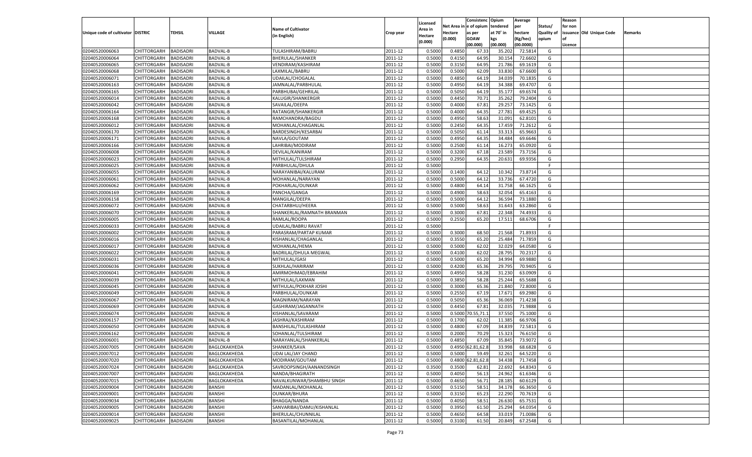| Unique code of cultivator | DISTRIC | TEHSIL | VILLAGE | Name of Cultivator (in English) | Crop year | Licensed Area in Hectare (0.000) | Net Area in Hectare (0.000) | Consistence of opium as per GOAW (00.000) | Opium tendered at 70° in kgs (00.000) | Average per hectare (Kg/hec) (00.0000) | Status/ Quality of opium | Reason for non issuance of Licence | Old Unique Code | Remarks |
|---|---|---|---|---|---|---|---|---|---|---|---|---|---|---|
| 02040520006063 | CHITTORGARH | BADISADRI | BADVAL-B | TULASHIRAM/BABRU | 2011-12 | 0.5000 | 0.4850 | 67.33 | 35.202 | 72.5814 | G | | | |
| 02040520006064 | CHITTORGARH | BADISADRI | BADVAL-B | BHERULAL/SHANKER | 2011-12 | 0.5000 | 0.4150 | 64.95 | 30.154 | 72.6602 | G | | | |
| 02040520006065 | CHITTORGARH | BADISADRI | BADVAL-B | VENDIRAM/KASHIRAM | 2011-12 | 0.5000 | 0.3150 | 64.95 | 21.786 | 69.1619 | G | | | |
| 02040520006068 | CHITTORGARH | BADISADRI | BADVAL-B | LAXMILAL/BABRU | 2011-12 | 0.5000 | 0.5000 | 62.09 | 33.830 | 67.6600 | G | | | |
| 02040520006071 | CHITTORGARH | BADISADRI | BADVAL-B | UDAILAL/CHOGALAL | 2011-12 | 0.5000 | 0.4850 | 64.19 | 34.039 | 70.1835 | G | | | |
| 02040520006163 | CHITTORGARH | BADISADRI | BADVAL-B | JAMNALAL/PARBHULAL | 2011-12 | 0.5000 | 0.4950 | 64.19 | 34.388 | 69.4707 | G | | | |
| 02040520006165 | CHITTORGARH | BADISADRI | BADVAL-B | PARBHUBAI/GEHRILAL | 2011-12 | 0.5000 | 0.5050 | 64.19 | 35.177 | 69.6574 | G | | | |
| 02040520006014 | CHITTORGARH | BADISADRI | BADVAL-B | KALUGIR/SHANKERGIR | 2011-12 | 0.5000 | 0.4450 | 70.71 | 35.262 | 79.2404 | G | | | |
| 02040520006042 | CHITTORGARH | BADISADRI | BADVAL-B | SAVAILAL/DEEPA | 2011-12 | 0.5000 | 0.4000 | 67.81 | 29.257 | 73.1425 | G | | | |
| 02040520006164 | CHITTORGARH | BADISADRI | BADVAL-B | RATANGIR/SHANKERGIR | 2011-12 | 0.5000 | 0.4000 | 64.35 | 27.781 | 69.4525 | G | | | |
| 02040520006168 | CHITTORGARH | BADISADRI | BADVAL-B | RAMCHANDRA/BAGDU | 2011-12 | 0.5000 | 0.4950 | 58.63 | 31.091 | 62.8101 | G | | | |
| 02040520006012 | CHITTORGARH | BADISADRI | BADVAL-B | MOHANLAL/CHAGANLAL | 2011-12 | 0.5000 | 0.2450 | 64.35 | 17.459 | 71.2612 | G | | | |
| 02040520006170 | CHITTORGARH | BADISADRI | BADVAL-B | BARDESINGH/KESARBAI | 2011-12 | 0.5000 | 0.5050 | 61.14 | 33.313 | 65.9663 | G | | | |
| 02040520006171 | CHITTORGARH | BADISADRI | BADVAL-B | NAVLA/GOUTAM | 2011-12 | 0.5000 | 0.4950 | 64.35 | 34.484 | 69.6646 | G | | | |
| 02040520006166 | CHITTORGARH | BADISADRI | BADVAL-B | LAHRIBAI/MODIRAM | 2011-12 | 0.5000 | 0.2500 | 61.14 | 16.273 | 65.0920 | G | | | |
| 02040520006008 | CHITTORGARH | BADISADRI | BADVAL-B | DEVILAL/KANIRAM | 2011-12 | 0.5000 | 0.3200 | 67.18 | 23.589 | 73.7156 | G | | | |
| 02040520006023 | CHITTORGARH | BADISADRI | BADVAL-B | MITHULAL/TULSHIRAM | 2011-12 | 0.5000 | 0.2950 | 64.35 | 20.631 | 69.9356 | G | | | |
| 02040520006025 | CHITTORGARH | BADISADRI | BADVAL-B | PARBHULAL/DHULA | 2011-12 | 0.5000 | | | | | F | | | |
| 02040520006055 | CHITTORGARH | BADISADRI | BADVAL-B | NARAYANIBAI/KALURAM | 2011-12 | 0.5000 | 0.1400 | 64.12 | 10.342 | 73.8714 | G | | | |
| 02040520006061 | CHITTORGARH | BADISADRI | BADVAL-B | MOHANLAL/NARAYAN | 2011-12 | 0.5000 | 0.5000 | 64.12 | 33.736 | 67.4720 | G | | | |
| 02040520006062 | CHITTORGARH | BADISADRI | BADVAL-B | POKHARLAL/OUNKAR | 2011-12 | 0.5000 | 0.4800 | 64.14 | 31.758 | 66.1625 | G | | | |
| 02040520006169 | CHITTORGARH | BADISADRI | BADVAL-B | PANCHA/GANGA | 2011-12 | 0.5000 | 0.4900 | 58.63 | 32.054 | 65.4163 | G | | | |
| 02040520006158 | CHITTORGARH | BADISADRI | BADVAL-B | MANGILAL/DEEPA | 2011-12 | 0.5000 | 0.5000 | 64.12 | 36.594 | 73.1880 | G | | | |
| 02040520006072 | CHITTORGARH | BADISADRI | BADVAL-B | CHATARBHUJ/HEERA | 2011-12 | 0.5000 | 0.5000 | 58.63 | 31.643 | 63.2860 | G | | | |
| 02040520006070 | CHITTORGARH | BADISADRI | BADVAL-B | SHANKERLAL/RAMNATH BRANMAN | 2011-12 | 0.5000 | 0.3000 | 67.81 | 22.348 | 74.4933 | G | | | |
| 02040520006005 | CHITTORGARH | BADISADRI | BADVAL-B | RAMLAL/ROOPA | 2011-12 | 0.5000 | 0.2550 | 65.20 | 17.511 | 68.6706 | G | | | |
| 02040520006033 | CHITTORGARH | BADISADRI | BADVAL-B | UDAILAL/BABRU RAVAT | 2011-12 | 0.5000 | | | | | F | | | |
| 02040520006002 | CHITTORGARH | BADISADRI | BADVAL-B | PARASRAM/PARTAP KUMAR | 2011-12 | 0.5000 | 0.3000 | 68.50 | 21.568 | 71.8933 | G | | | |
| 02040520006016 | CHITTORGARH | BADISADRI | BADVAL-B | KISHANLAL/CHAGANLAL | 2011-12 | 0.5000 | 0.3550 | 65.20 | 25.484 | 71.7859 | G | | | |
| 02040520006017 | CHITTORGARH | BADISADRI | BADVAL-B | MOHANLAL/HEMA | 2011-12 | 0.5000 | 0.5000 | 62.02 | 32.029 | 64.0580 | G | | | |
| 02040520006022 | CHITTORGARH | BADISADRI | BADVAL-B | BADRILAL/DHULA MEGWAL | 2011-12 | 0.5000 | 0.4100 | 62.02 | 28.795 | 70.2317 | G | | | |
| 02040520006031 | CHITTORGARH | BADISADRI | BADVAL-B | MITHULAL/GASI | 2011-12 | 0.5000 | 0.5000 | 65.20 | 34.994 | 69.9880 | G | | | |
| 02040520006036 | CHITTORGARH | BADISADRI | BADVAL-B | SUKHLAL/HARIRAM | 2011-12 | 0.5000 | 0.4200 | 65.36 | 29.795 | 70.9405 | G | | | |
| 02040520006041 | CHITTORGARH | BADISADRI | BADVAL-B | AMIRMOHMAD/EBRAHIM | 2011-12 | 0.5000 | 0.4950 | 58.28 | 31.230 | 63.0909 | G | | | |
| 02040520006039 | CHITTORGARH | BADISADRI | BADVAL-B | MITHULAL/LAXMAN | 2011-12 | 0.5000 | 0.3850 | 58.28 | 25.244 | 65.5688 | G | | | |
| 02040520006045 | CHITTORGARH | BADISADRI | BADVAL-B | MITHULAL/POKHAR JOSHI | 2011-12 | 0.5000 | 0.3000 | 65.36 | 21.840 | 72.8000 | G | | | |
| 02040520006049 | CHITTORGARH | BADISADRI | BADVAL-B | PARBHULAL/OUNKAR | 2011-12 | 0.5000 | 0.2550 | 67.19 | 17.671 | 69.2980 | G | | | |
| 02040520006067 | CHITTORGARH | BADISADRI | BADVAL-B | MAGNIRAM/NARAYAN | 2011-12 | 0.5000 | 0.5050 | 65.36 | 36.069 | 71.4238 | G | | | |
| 02040520006069 | CHITTORGARH | BADISADRI | BADVAL-B | GASHIRAM/JAGANNATH | 2011-12 | 0.5000 | 0.4450 | 67.81 | 32.035 | 71.9888 | G | | | |
| 02040520006074 | CHITTORGARH | BADISADRI | BADVAL-B | KISHANLAL/SAVARAM | 2011-12 | 0.5000 | 0.5000 | 70.55,71.1 | 37.550 | 75.1000 | G | | | |
| 02040520006157 | CHITTORGARH | BADISADRI | BADVAL-B | JASHRAJ/KASHIRAM | 2011-12 | 0.5000 | 0.1700 | 62.02 | 11.385 | 66.9706 | G | | | |
| 02040520006050 | CHITTORGARH | BADISADRI | BADVAL-B | BANSHILAL/TULASHIRAM | 2011-12 | 0.5000 | 0.4800 | 67.09 | 34.839 | 72.5813 | G | | | |
| 02040520006162 | CHITTORGARH | BADISADRI | BADVAL-B | SOHANLAL/TULSHIRAM | 2011-12 | 0.5000 | 0.2000 | 70.29 | 15.323 | 76.6150 | G | | | |
| 02040520006001 | CHITTORGARH | BADISADRI | BADVAL-B | NARAYANLAL/SHANKERLAL | 2011-12 | 0.5000 | 0.4850 | 67.09 | 35.845 | 73.9072 | G | | | |
| 02040520007005 | CHITTORGARH | BADISADRI | BAGLOKAKHEDA | SHANKER/SAVA | 2011-12 | 0.5000 | 0.4950 | 62.81,62.8 | 33.998 | 68.6828 | G | | | |
| 02040520007012 | CHITTORGARH | BADISADRI | BAGLOKAKHEDA | UDAI LAL/JAY CHAND | 2011-12 | 0.5000 | 0.5000 | 59.49 | 32.261 | 64.5220 | G | | | |
| 02040520007020 | CHITTORGARH | BADISADRI | BAGLOKAKHEDA | MODIRAM/GOUTAM | 2011-12 | 0.5000 | 0.4800 | 62.81,62.8 | 34.438 | 71.7458 | G | | | |
| 02040520007024 | CHITTORGARH | BADISADRI | BAGLOKAKHEDA | SAVROOPSINGH/AANANDSINGH | 2011-12 | 0.3500 | 0.3500 | 62.81 | 22.692 | 64.8343 | G | | | |
| 02040520007007 | CHITTORGARH | BADISADRI | BAGLOKAKHEDA | NANDA/BHAGIRATH | 2011-12 | 0.5000 | 0.4050 | 56.13 | 24.962 | 61.6346 | G | | | |
| 02040520007015 | CHITTORGARH | BADISADRI | BAGLOKAKHEDA | NAVALKUNWAR/SHAMBHU SINGH | 2011-12 | 0.5000 | 0.4650 | 56.71 | 28.185 | 60.6129 | G | | | |
| 02040520009004 | CHITTORGARH | BADISADRI | BANSHI | MADANLAL/MOHANLAL | 2011-12 | 0.5000 | 0.5150 | 58.51 | 34.178 | 66.3650 | G | | | |
| 02040520009001 | CHITTORGARH | BADISADRI | BANSHI | OUNKAR/BHURA | 2011-12 | 0.5000 | 0.3150 | 65.23 | 22.290 | 70.7619 | G | | | |
| 02040520009034 | CHITTORGARH | BADISADRI | BANSHI | BHAGGA/NANDA | 2011-12 | 0.5000 | 0.4050 | 58.51 | 26.630 | 65.7531 | G | | | |
| 02040520009005 | CHITTORGARH | BADISADRI | BANSHI | SANVARIBAI/DAMU/KISHANLAL | 2011-12 | 0.5000 | 0.3950 | 61.50 | 25.294 | 64.0354 | G | | | |
| 02040520009014 | CHITTORGARH | BADISADRI | BANSHI | BHERULAL/CHUNNILAL | 2011-12 | 0.5000 | 0.4650 | 64.58 | 33.019 | 71.0086 | G | | | |
| 02040520009025 | CHITTORGARH | BADISADRI | BANSHI | BASANTILAL/MOHANLAL | 2011-12 | 0.5000 | 0.3100 | 61.50 | 20.849 | 67.2548 | G | | | |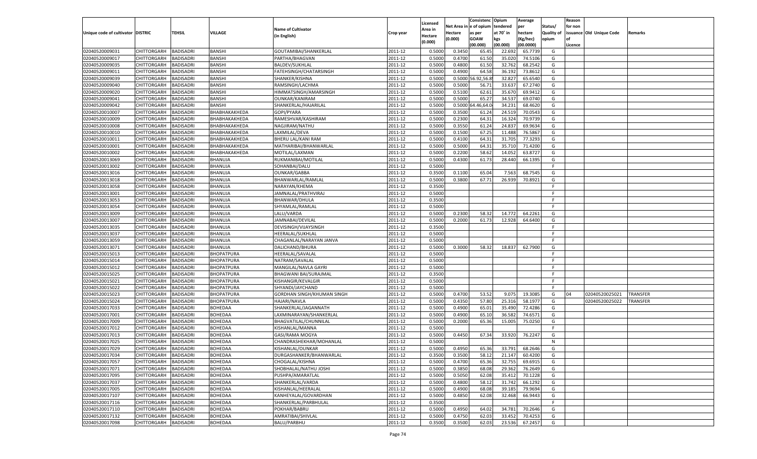| Unique code of cultivator | DISTRIC | TEHSIL | VILLAGE | Name of Cultivator (in English) | Crop year | Licensed Area in Hectare (0.000) | Net Area in Hectare (0.000) | Consistenc e of opium as per GOAW (00.000) | Opium tendered at 70˚ in kgs (00.000) | Average per hectare (Kg/hec) (00.0000) | Status/ Quality of opium | Reason for non issuance of Licence | Old Unique Code | Remarks |
|---|---|---|---|---|---|---|---|---|---|---|---|---|---|---|
| 02040520009031 | CHITTORGARH | BADISADRI | BANSHI | GOUTAMIBAI/SHANKERLAL | 2011-12 | 0.5000 | 0.3450 | 65.45 | 22.692 | 65.7739 | G | | | |
| 02040520009017 | CHITTORGARH | BADISADRI | BANSHI | PARTHA/BHAGVAN | 2011-12 | 0.5000 | 0.4700 | 61.50 | 35.020 | 74.5106 | G | | | |
| 02040520009035 | CHITTORGARH | BADISADRI | BANSHI | BALDEV/SUKHLAL | 2011-12 | 0.5000 | 0.4800 | 61.50 | 32.762 | 68.2542 | G | | | |
| 02040520009011 | CHITTORGARH | BADISADRI | BANSHI | FATEHSINGH/CHATARSINGH | 2011-12 | 0.5000 | 0.4900 | 64.58 | 36.192 | 73.8612 | G | | | |
| 02040520009039 | CHITTORGARH | BADISADRI | BANSHI | SHANKER/KISHNA | 2011-12 | 0.5000 | 0.5000 | 56.92,56.8 | 32.827 | 65.6540 | G | | | |
| 02040520009040 | CHITTORGARH | BADISADRI | BANSHI | RAMSINGH/LACHMA | 2011-12 | 0.5000 | 0.5000 | 56.71 | 33.637 | 67.2740 | G | | | |
| 02040520009020 | CHITTORGARH | BADISADRI | BANSHI | HIMMATSINGH/AMARSINGH | 2011-12 | 0.5000 | 0.5100 | 62.61 | 35.670 | 69.9412 | G | | | |
| 02040520009041 | CHITTORGARH | BADISADRI | BANSHI | OUNKAR/KANIRAM | 2011-12 | 0.5000 | 0.5000 | 65.27 | 34.537 | 69.0740 | G | | | |
| 02040520009042 | CHITTORGARH | BADISADRI | BANSHI | SHANKERLAL/HAJARILAL | 2011-12 | 0.5000 | 0.5000 | 64.46,64.0 | 34.231 | 68.4620 | G | | | |
| 02040520010007 | CHITTORGARH | BADISADRI | BHABHAKAKHEDA | GOPI/PYARA | 2011-12 | 0.5000 | 0.3500 | 61.24 | 24.519 | 70.0543 | G | | | |
| 02040520010009 | CHITTORGARH | BADISADRI | BHABHAKAKHEDA | RAMESHVAR/KASHIRAM | 2011-12 | 0.5000 | 0.2300 | 64.31 | 16.324 | 70.9739 | G | | | |
| 02040520010008 | CHITTORGARH | BADISADRI | BHABHAKAKHEDA | NAGJIRAM/NATHU | 2011-12 | 0.5000 | 0.3550 | 61.24 | 24.837 | 69.9634 | G | | | |
| 02040520010010 | CHITTORGARH | BADISADRI | BHABHAKAKHEDA | LAXMILAL/DEVA | 2011-12 | 0.5000 | 0.1500 | 67.25 | 11.488 | 76.5867 | G | | | |
| 02040520010011 | CHITTORGARH | BADISADRI | BHABHAKAKHEDA | BHERU LAL/KANI RAM | 2011-12 | 0.5000 | 0.4100 | 64.31 | 31.705 | 77.3293 | G | | | |
| 02040520010001 | CHITTORGARH | BADISADRI | BHABHAKAKHEDA | MATHARIBAI/BHANWARLAL | 2011-12 | 0.5000 | 0.5000 | 64.31 | 35.710 | 71.4200 | G | | | |
| 02040520010002 | CHITTORGARH | BADISADRI | BHABHAKAKHEDA | MOTILAL/LAXMAN | 2011-12 | 0.5000 | 0.2200 | 58.62 | 14.052 | 63.8727 | G | | | |
| 02040520013069 | CHITTORGARH | BADISADRI | BHANUJA | RUKMANIBAI/MOTILAL | 2011-12 | 0.5000 | 0.4300 | 61.73 | 28.440 | 66.1395 | G | | | |
| 02040520013002 | CHITTORGARH | BADISADRI | BHANUJA | SOHANBAI/DALU | 2011-12 | 0.5000 | | | | | F | | | |
| 02040520013016 | CHITTORGARH | BADISADRI | BHANUJA | OUNKAR/GABBA | 2011-12 | 0.3500 | 0.1100 | 65.04 | 7.563 | 68.7545 | G | | | |
| 02040520013018 | CHITTORGARH | BADISADRI | BHANUJA | BHANWARLAL/RAMLAL | 2011-12 | 0.5000 | 0.3800 | 67.71 | 26.939 | 70.8921 | G | | | |
| 02040520013058 | CHITTORGARH | BADISADRI | BHANUJA | NARAYAN/KHEMA | 2011-12 | 0.3500 | | | | | F | | | |
| 02040520013001 | CHITTORGARH | BADISADRI | BHANUJA | JAMNALAL/PRATHVIRAJ | 2011-12 | 0.5000 | | | | | F | | | |
| 02040520013053 | CHITTORGARH | BADISADRI | BHANUJA | BHANWAR/DHULA | 2011-12 | 0.3500 | | | | | F | | | |
| 02040520013054 | CHITTORGARH | BADISADRI | BHANUJA | SHYAMLAL/RAMLAL | 2011-12 | 0.5000 | | | | | F | | | |
| 02040520013009 | CHITTORGARH | BADISADRI | BHANUJA | LALU/VARDA | 2011-12 | 0.5000 | 0.2300 | 58.32 | 14.772 | 64.2261 | G | | | |
| 02040520013007 | CHITTORGARH | BADISADRI | BHANUJA | JAMNABAI/DEVILAL | 2011-12 | 0.5000 | 0.2000 | 61.73 | 12.928 | 64.6400 | G | | | |
| 02040520013035 | CHITTORGARH | BADISADRI | BHANUJA | DEVISINGH/VIJAYSINGH | 2011-12 | 0.3500 | | | | | F | | | |
| 02040520013037 | CHITTORGARH | BADISADRI | BHANUJA | HEERALAL/SUKHLAL | 2011-12 | 0.5000 | | | | | F | | | |
| 02040520013059 | CHITTORGARH | BADISADRI | BHANUJA | CHAGANLAL/NARAYAN JANVA | 2011-12 | 0.5000 | | | | | F | | | |
| 02040520013071 | CHITTORGARH | BADISADRI | BHANUJA | DALICHAND/BHURA | 2011-12 | 0.5000 | 0.3000 | 58.32 | 18.837 | 62.7900 | G | | | |
| 02040520015013 | CHITTORGARH | BADISADRI | BHOPATPURA | HEERALAL/SAVALAL | 2011-12 | 0.5000 | | | | | F | | | |
| 02040520015014 | CHITTORGARH | BADISADRI | BHOPATPURA | NATRAM/SAVALAL | 2011-12 | 0.5000 | | | | | F | | | |
| 02040520015012 | CHITTORGARH | BADISADRI | BHOPATPURA | MANGILAL/NAVLA GAYRI | 2011-12 | 0.5000 | | | | | F | | | |
| 02040520015025 | CHITTORGARH | BADISADRI | BHOPATPURA | BHAGWANI BAI/SURAJMAL | 2011-12 | 0.3500 | | | | | F | | | |
| 02040520015021 | CHITTORGARH | BADISADRI | BHOPATPURA | KISHANGIR/KEVALGIR | 2011-12 | 0.5000 | | | | | F | | | |
| 02040520015022 | CHITTORGARH | BADISADRI | BHOPATPURA | SHYANDI/JAYCHAND | 2011-12 | 0.5000 | | | | | F | | | |
| 02040520015023 | CHITTORGARH | BADISADRI | BHOPATPURA | GORDHAN SINGH/KHUMAN SINGH | 2011-12 | 0.5000 | 0.4700 | 53.52 | 9.075 | 19.3085 | G | 04 | 02040520025021 | TRANSFER |
| 02040520015024 | CHITTORGARH | BADISADRI | BHOPATPURA | HAJARI/NAVLA | 2011-12 | 0.5000 | 0.4350 | 57.80 | 25.316 | 58.1977 | G | | 02040520025022 | TRANSFER |
| 02040520017033 | CHITTORGARH | BADISADRI | BOHEDAA | SHANKERLAL/JAGANNATH | 2011-12 | 0.5000 | 0.4900 | 65.01 | 35.490 | 72.4286 | G | | | |
| 02040520017001 | CHITTORGARH | BADISADRI | BOHEDAA | LAXMINARAYAN/SHANKERLAL | 2011-12 | 0.5000 | 0.4900 | 65.10 | 36.582 | 74.6571 | G | | | |
| 02040520017009 | CHITTORGARH | BADISADRI | BOHEDAA | BHAGVATILAL/CHUNNILAL | 2011-12 | 0.5000 | 0.2000 | 65.36 | 15.005 | 75.0250 | G | | | |
| 02040520017012 | CHITTORGARH | BADISADRI | BOHEDAA | KISHANLAL/MANNA | 2011-12 | 0.5000 | | | | | F | | | |
| 02040520017013 | CHITTORGARH | BADISADRI | BOHEDAA | GASI/RAMA MOGYA | 2011-12 | 0.5000 | 0.4450 | 67.34 | 33.920 | 76.2247 | G | | | |
| 02040520017025 | CHITTORGARH | BADISADRI | BOHEDAA | CHANDRASHEKHAR/MOHANLAL | 2011-12 | 0.5000 | | | | | N | | | |
| 02040520017029 | CHITTORGARH | BADISADRI | BOHEDAA | KISHANLAL/OUNKAR | 2011-12 | 0.5000 | 0.4950 | 65.36 | 33.791 | 68.2646 | G | | | |
| 02040520017034 | CHITTORGARH | BADISADRI | BOHEDAA | DURGASHANKER/BHANWARLAL | 2011-12 | 0.3500 | 0.3500 | 58.12 | 21.147 | 60.4200 | G | | | |
| 02040520017057 | CHITTORGARH | BADISADRI | BOHEDAA | CHOGALAL/KISHNA | 2011-12 | 0.5000 | 0.4700 | 65.36 | 32.755 | 69.6915 | G | | | |
| 02040520017071 | CHITTORGARH | BADISADRI | BOHEDAA | SHOBHALAL/NATHU JOSHI | 2011-12 | 0.5000 | 0.3850 | 68.08 | 29.362 | 76.2649 | G | | | |
| 02040520017095 | CHITTORGARH | BADISADRI | BOHEDAA | PUSHPA/AMARATLAL | 2011-12 | 0.5000 | 0.5050 | 62.08 | 35.412 | 70.1228 | G | | | |
| 02040520017037 | CHITTORGARH | BADISADRI | BOHEDAA | SHANKERLAL/VARDA | 2011-12 | 0.5000 | 0.4800 | 58.12 | 31.742 | 66.1292 | G | | | |
| 02040520017005 | CHITTORGARH | BADISADRI | BOHEDAA | KISHANLAL/HEERALAL | 2011-12 | 0.5000 | 0.4900 | 68.08 | 39.185 | 79.9694 | G | | | |
| 02040520017107 | CHITTORGARH | BADISADRI | BOHEDAA | KANHEYALAL/GOVARDHAN | 2011-12 | 0.5000 | 0.4850 | 62.08 | 32.468 | 66.9443 | G | | | |
| 02040520017116 | CHITTORGARH | BADISADRI | BOHEDAA | SHANKERLAL/PARBHULAL | 2011-12 | 0.3500 | | | | | F | | | |
| 02040520017110 | CHITTORGARH | BADISADRI | BOHEDAA | POKHAR/BABRU | 2011-12 | 0.5000 | 0.4950 | 64.02 | 34.781 | 70.2646 | G | | | |
| 02040520017132 | CHITTORGARH | BADISADRI | BOHEDAA | AMRATIBAI/SHIVLAL | 2011-12 | 0.5000 | 0.4750 | 62.03 | 33.452 | 70.4253 | G | | | |
| 02040520017098 | CHITTORGARH | BADISADRI | BOHEDAA | BALU/PARBHU | 2011-12 | 0.3500 | 0.3500 | 62.03 | 23.536 | 67.2457 | G | | | |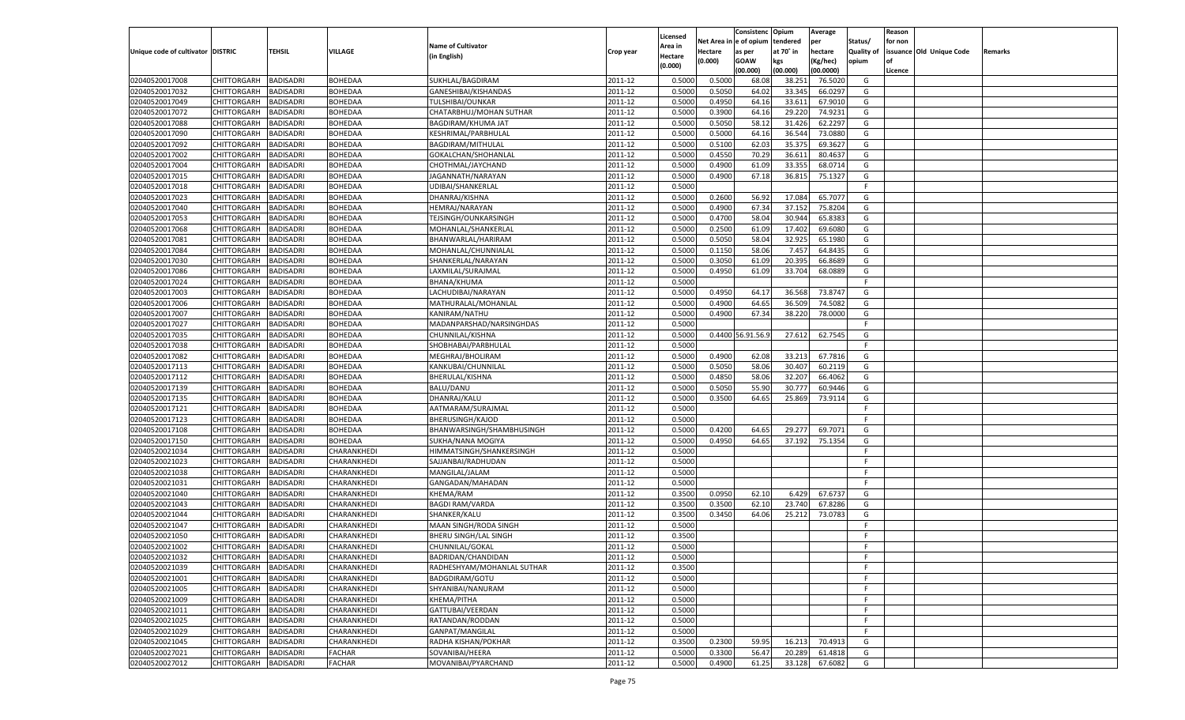| Unique code of cultivator | DISTRIC | TEHSIL | VILLAGE | Name of Cultivator (in English) | Crop year | Licensed Area in Hectare (0.000) | Net Area in Hectare (0.000) | Consistenc e of opium as per GOAW (00.000) | Opium tendered at 70° in kgs (00.000) | Average per hectare (Kg/hec) (00.0000) | Status/ Quality of opium | Reason for non issuance of Licence | Old Unique Code | Remarks |
|---|---|---|---|---|---|---|---|---|---|---|---|---|---|---|
| 02040520017008 | CHITTORGARH | BADISADRI | BOHEDAA | SUKHLAL/BAGDIRAM | 2011-12 | 0.5000 | 0.5000 | 68.08 | 38.251 | 76.5020 | G | | | |
| 02040520017032 | CHITTORGARH | BADISADRI | BOHEDAA | GANESHIBAI/KISHANDAS | 2011-12 | 0.5000 | 0.5050 | 64.02 | 33.345 | 66.0297 | G | | | |
| 02040520017049 | CHITTORGARH | BADISADRI | BOHEDAA | TULSHIBAI/OUNKAR | 2011-12 | 0.5000 | 0.4950 | 64.16 | 33.611 | 67.9010 | G | | | |
| 02040520017072 | CHITTORGARH | BADISADRI | BOHEDAA | CHATARBHUJ/MOHAN SUTHAR | 2011-12 | 0.5000 | 0.3900 | 64.16 | 29.220 | 74.9231 | G | | | |
| 02040520017088 | CHITTORGARH | BADISADRI | BOHEDAA | BAGDIRAM/KHUMA JAT | 2011-12 | 0.5000 | 0.5050 | 58.12 | 31.426 | 62.2297 | G | | | |
| 02040520017090 | CHITTORGARH | BADISADRI | BOHEDAA | KESHRIMAL/PARBHULAL | 2011-12 | 0.5000 | 0.5000 | 64.16 | 36.544 | 73.0880 | G | | | |
| 02040520017092 | CHITTORGARH | BADISADRI | BOHEDAA | BAGDIRAM/MITHULAL | 2011-12 | 0.5000 | 0.5100 | 62.03 | 35.375 | 69.3627 | G | | | |
| 02040520017002 | CHITTORGARH | BADISADRI | BOHEDAA | GOKALCHAN/SHOHANLAL | 2011-12 | 0.5000 | 0.4550 | 70.29 | 36.611 | 80.4637 | G | | | |
| 02040520017004 | CHITTORGARH | BADISADRI | BOHEDAA | CHOTHMAL/JAYCHAND | 2011-12 | 0.5000 | 0.4900 | 61.09 | 33.355 | 68.0714 | G | | | |
| 02040520017015 | CHITTORGARH | BADISADRI | BOHEDAA | JAGANNATH/NARAYAN | 2011-12 | 0.5000 | 0.4900 | 67.18 | 36.815 | 75.1327 | G | | | |
| 02040520017018 | CHITTORGARH | BADISADRI | BOHEDAA | UDIBAI/SHANKERLAL | 2011-12 | 0.5000 | | | | | F | | | |
| 02040520017023 | CHITTORGARH | BADISADRI | BOHEDAA | DHANRAJ/KISHNA | 2011-12 | 0.5000 | 0.2600 | 56.92 | 17.084 | 65.7077 | G | | | |
| 02040520017040 | CHITTORGARH | BADISADRI | BOHEDAA | HEMRAJ/NARAYAN | 2011-12 | 0.5000 | 0.4900 | 67.34 | 37.152 | 75.8204 | G | | | |
| 02040520017053 | CHITTORGARH | BADISADRI | BOHEDAA | TEJSINGH/OUNKARSINGH | 2011-12 | 0.5000 | 0.4700 | 58.04 | 30.944 | 65.8383 | G | | | |
| 02040520017068 | CHITTORGARH | BADISADRI | BOHEDAA | MOHANLAL/SHANKERLAL | 2011-12 | 0.5000 | 0.2500 | 61.09 | 17.402 | 69.6080 | G | | | |
| 02040520017081 | CHITTORGARH | BADISADRI | BOHEDAA | BHANWARLAL/HARIRAM | 2011-12 | 0.5000 | 0.5050 | 58.04 | 32.925 | 65.1980 | G | | | |
| 02040520017084 | CHITTORGARH | BADISADRI | BOHEDAA | MOHANLAL/CHUNNIALAL | 2011-12 | 0.5000 | 0.1150 | 58.06 | 7.457 | 64.8435 | G | | | |
| 02040520017030 | CHITTORGARH | BADISADRI | BOHEDAA | SHANKERLAL/NARAYAN | 2011-12 | 0.5000 | 0.3050 | 61.09 | 20.395 | 66.8689 | G | | | |
| 02040520017086 | CHITTORGARH | BADISADRI | BOHEDAA | LAXMILAL/SURAJMAL | 2011-12 | 0.5000 | 0.4950 | 61.09 | 33.704 | 68.0889 | G | | | |
| 02040520017024 | CHITTORGARH | BADISADRI | BOHEDAA | BHANA/KHUMA | 2011-12 | 0.5000 | | | | | F | | | |
| 02040520017003 | CHITTORGARH | BADISADRI | BOHEDAA | LACHUDIBAI/NARAYAN | 2011-12 | 0.5000 | 0.4950 | 64.17 | 36.568 | 73.8747 | G | | | |
| 02040520017006 | CHITTORGARH | BADISADRI | BOHEDAA | MATHURALAL/MOHANLAL | 2011-12 | 0.5000 | 0.4900 | 64.65 | 36.509 | 74.5082 | G | | | |
| 02040520017007 | CHITTORGARH | BADISADRI | BOHEDAA | KANIRAM/NATHU | 2011-12 | 0.5000 | 0.4900 | 67.34 | 38.220 | 78.0000 | G | | | |
| 02040520017027 | CHITTORGARH | BADISADRI | BOHEDAA | MADANPARSHAD/NARSINGHDAS | 2011-12 | 0.5000 | | | | | F | | | |
| 02040520017035 | CHITTORGARH | BADISADRI | BOHEDAA | CHUNNILAL/KISHNA | 2011-12 | 0.5000 | 0.4400 | 56.91.56.9 | 27.612 | 62.7545 | G | | | |
| 02040520017038 | CHITTORGARH | BADISADRI | BOHEDAA | SHOBHABAI/PARBHULAL | 2011-12 | 0.5000 | | | | | F | | | |
| 02040520017082 | CHITTORGARH | BADISADRI | BOHEDAA | MEGHRAJ/BHOLIRAM | 2011-12 | 0.5000 | 0.4900 | 62.08 | 33.213 | 67.7816 | G | | | |
| 02040520017113 | CHITTORGARH | BADISADRI | BOHEDAA | KANKUBAI/CHUNNILAL | 2011-12 | 0.5000 | 0.5050 | 58.06 | 30.407 | 60.2119 | G | | | |
| 02040520017112 | CHITTORGARH | BADISADRI | BOHEDAA | BHERULAL/KISHNA | 2011-12 | 0.5000 | 0.4850 | 58.06 | 32.207 | 66.4062 | G | | | |
| 02040520017139 | CHITTORGARH | BADISADRI | BOHEDAA | BALU/DANU | 2011-12 | 0.5000 | 0.5050 | 55.90 | 30.777 | 60.9446 | G | | | |
| 02040520017135 | CHITTORGARH | BADISADRI | BOHEDAA | DHANRAJ/KALU | 2011-12 | 0.5000 | 0.3500 | 64.65 | 25.869 | 73.9114 | G | | | |
| 02040520017121 | CHITTORGARH | BADISADRI | BOHEDAA | AATMARAM/SURAJMAL | 2011-12 | 0.5000 | | | | | F | | | |
| 02040520017123 | CHITTORGARH | BADISADRI | BOHEDAA | BHERUSINGH/KAJOD | 2011-12 | 0.5000 | | | | | F | | | |
| 02040520017108 | CHITTORGARH | BADISADRI | BOHEDAA | BHANWARSINGH/SHAMBHUSINGH | 2011-12 | 0.5000 | 0.4200 | 64.65 | 29.277 | 69.7071 | G | | | |
| 02040520017150 | CHITTORGARH | BADISADRI | BOHEDAA | SUKHA/NANA MOGIYA | 2011-12 | 0.5000 | 0.4950 | 64.65 | 37.192 | 75.1354 | G | | | |
| 02040520021034 | CHITTORGARH | BADISADRI | CHARANKHEDI | HIMMATSINGH/SHANKERSINGH | 2011-12 | 0.5000 | | | | | F | | | |
| 02040520021023 | CHITTORGARH | BADISADRI | CHARANKHEDI | SAJJANBAI/RADHUDAN | 2011-12 | 0.5000 | | | | | F | | | |
| 02040520021038 | CHITTORGARH | BADISADRI | CHARANKHEDI | MANGILAL/JALAM | 2011-12 | 0.5000 | | | | | F | | | |
| 02040520021031 | CHITTORGARH | BADISADRI | CHARANKHEDI | GANGADAN/MAHADAN | 2011-12 | 0.5000 | | | | | F | | | |
| 02040520021040 | CHITTORGARH | BADISADRI | CHARANKHEDI | KHEMA/RAM | 2011-12 | 0.3500 | 0.0950 | 62.10 | 6.429 | 67.6737 | G | | | |
| 02040520021043 | CHITTORGARH | BADISADRI | CHARANKHEDI | BAGDI RAM/VARDA | 2011-12 | 0.3500 | 0.3500 | 62.10 | 23.740 | 67.8286 | G | | | |
| 02040520021044 | CHITTORGARH | BADISADRI | CHARANKHEDI | SHANKER/KALU | 2011-12 | 0.3500 | 0.3450 | 64.06 | 25.212 | 73.0783 | G | | | |
| 02040520021047 | CHITTORGARH | BADISADRI | CHARANKHEDI | MAAN SINGH/RODA SINGH | 2011-12 | 0.5000 | | | | | F | | | |
| 02040520021050 | CHITTORGARH | BADISADRI | CHARANKHEDI | BHERU SINGH/LAL SINGH | 2011-12 | 0.3500 | | | | | F | | | |
| 02040520021002 | CHITTORGARH | BADISADRI | CHARANKHEDI | CHUNNILAL/GOKAL | 2011-12 | 0.5000 | | | | | F | | | |
| 02040520021032 | CHITTORGARH | BADISADRI | CHARANKHEDI | BADRIDAN/CHANDIDAN | 2011-12 | 0.5000 | | | | | F | | | |
| 02040520021039 | CHITTORGARH | BADISADRI | CHARANKHEDI | RADHESHYAM/MOHANLAL SUTHAR | 2011-12 | 0.3500 | | | | | F | | | |
| 02040520021001 | CHITTORGARH | BADISADRI | CHARANKHEDI | BADGDIRAM/GOTU | 2011-12 | 0.5000 | | | | | F | | | |
| 02040520021005 | CHITTORGARH | BADISADRI | CHARANKHEDI | SHYANIBAI/NANURAM | 2011-12 | 0.5000 | | | | | F | | | |
| 02040520021009 | CHITTORGARH | BADISADRI | CHARANKHEDI | KHEMA/PITHA | 2011-12 | 0.5000 | | | | | F | | | |
| 02040520021011 | CHITTORGARH | BADISADRI | CHARANKHEDI | GATTUBAI/VEERDAN | 2011-12 | 0.5000 | | | | | F | | | |
| 02040520021025 | CHITTORGARH | BADISADRI | CHARANKHEDI | RATANDAN/RODDAN | 2011-12 | 0.5000 | | | | | F | | | |
| 02040520021029 | CHITTORGARH | BADISADRI | CHARANKHEDI | GANPAT/MANGILAL | 2011-12 | 0.5000 | | | | | F | | | |
| 02040520021045 | CHITTORGARH | BADISADRI | CHARANKHEDI | RADHA KISHAN/POKHAR | 2011-12 | 0.3500 | 0.2300 | 59.95 | 16.213 | 70.4913 | G | | | |
| 02040520027021 | CHITTORGARH | BADISADRI | FACHAR | SOVANIBAI/HEERA | 2011-12 | 0.5000 | 0.3300 | 56.47 | 20.289 | 61.4818 | G | | | |
| 02040520027012 | CHITTORGARH | BADISADRI | FACHAR | MOVANIBAI/PYARCHAND | 2011-12 | 0.5000 | 0.4900 | 61.25 | 33.128 | 67.6082 | G | | | |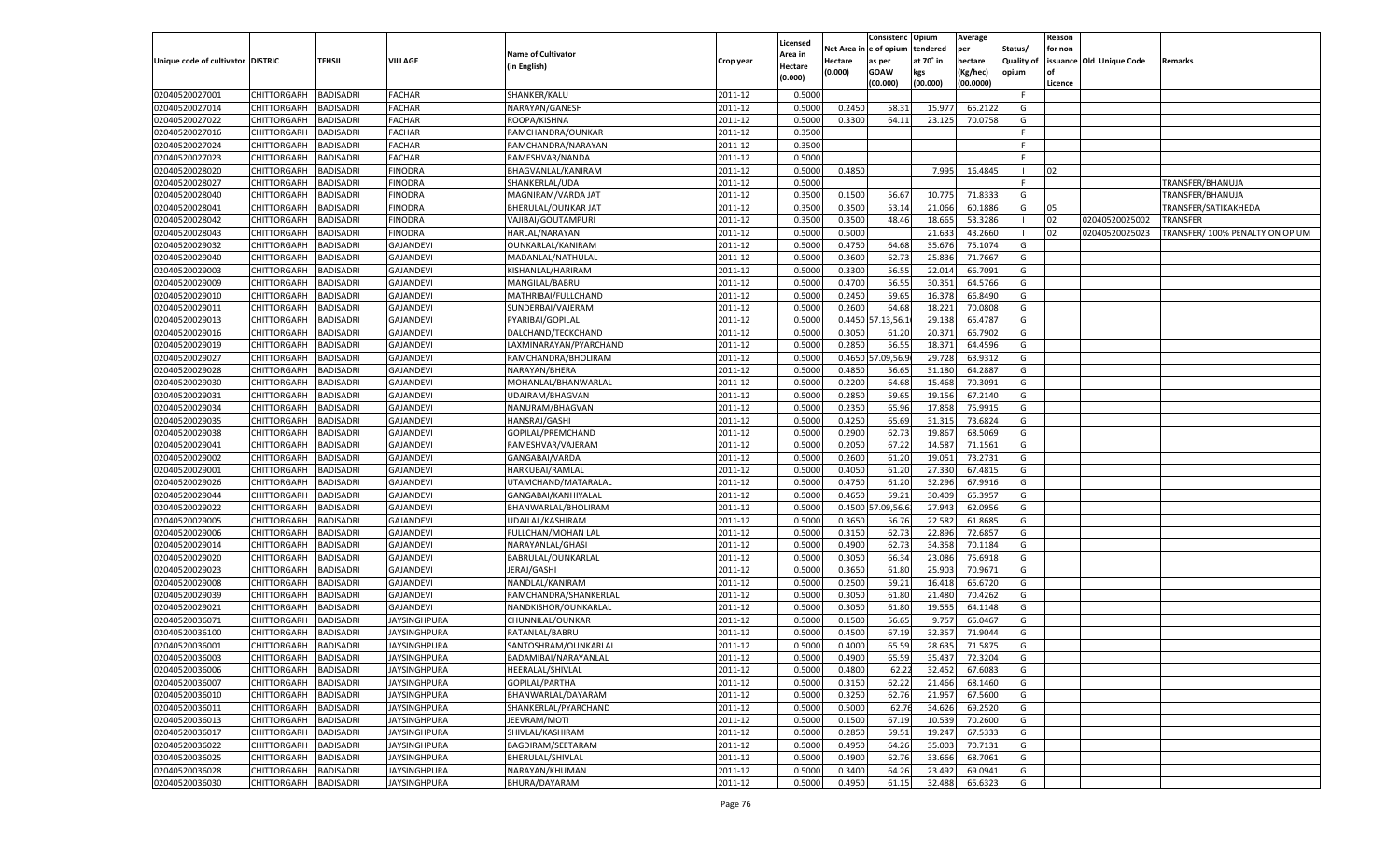| Unique code of cultivator | DISTRIC | TEHSIL | VILLAGE | Name of Cultivator (in English) | Crop year | Licensed Area in Hectare (0.000) | Net Area in Hectare (0.000) | Consistenc e of opium as per GOAW (00.000) | Opium tendered at 70° in kgs (00.000) | Average per hectare (Kg/hec) (00.0000) | Status/ Quality of opium | Reason for non issuance of Licence | Old Unique Code | Remarks |
|---|---|---|---|---|---|---|---|---|---|---|---|---|---|---|
| 02040520027001 | CHITTORGARH | BADISADRI | FACHAR | SHANKER/KALU | 2011-12 | 0.5000 | | | | | F | | | |
| 02040520027014 | CHITTORGARH | BADISADRI | FACHAR | NARAYAN/GANESH | 2011-12 | 0.5000 | 0.2450 | 58.31 | 15.977 | 65.2122 | G | | | |
| 02040520027022 | CHITTORGARH | BADISADRI | FACHAR | ROOPA/KISHNA | 2011-12 | 0.5000 | 0.3300 | 64.11 | 23.125 | 70.0758 | G | | | |
| 02040520027016 | CHITTORGARH | BADISADRI | FACHAR | RAMCHANDRA/OUNKAR | 2011-12 | 0.3500 | | | | | F | | | |
| 02040520027024 | CHITTORGARH | BADISADRI | FACHAR | RAMCHANDRA/NARAYAN | 2011-12 | 0.3500 | | | | | F | | | |
| 02040520027023 | CHITTORGARH | BADISADRI | FACHAR | RAMESHVAR/NANDA | 2011-12 | 0.5000 | | | | | F | | | |
| 02040520028020 | CHITTORGARH | BADISADRI | FINODRA | BHAGVANLAL/KANIRAM | 2011-12 | 0.5000 | 0.4850 | | 7.995 | 16.4845 | I | 02 | | |
| 02040520028027 | CHITTORGARH | BADISADRI | FINODRA | SHANKERLAL/UDA | 2011-12 | 0.5000 | | | | | F | | | TRANSFER/BHANUJA |
| 02040520028040 | CHITTORGARH | BADISADRI | FINODRA | MAGNIRAM/VARDA JAT | 2011-12 | 0.3500 | 0.1500 | 56.67 | 10.775 | 71.8333 | G | | | TRANSFER/BHANUJA |
| 02040520028041 | CHITTORGARH | BADISADRI | FINODRA | BHERULAL/OUNKAR JAT | 2011-12 | 0.3500 | 0.3500 | 53.14 | 21.066 | 60.1886 | G | 05 | | TRANSFER/SATIKAKHEDA |
| 02040520028042 | CHITTORGARH | BADISADRI | FINODRA | VAJIBAI/GOUTAMPURI | 2011-12 | 0.3500 | 0.3500 | 48.46 | 18.665 | 53.3286 | I | 02 | 02040520025002 | TRANSFER |
| 02040520028043 | CHITTORGARH | BADISADRI | FINODRA | HARLAL/NARAYAN | 2011-12 | 0.5000 | 0.5000 | | 21.633 | 43.2660 | I | 02 | 02040520025023 | TRANSFER/ 100% PENALTY ON OPIUM |
| 02040520029032 | CHITTORGARH | BADISADRI | GAJANDEVI | OUNKARLAL/KANIRAM | 2011-12 | 0.5000 | 0.4750 | 64.68 | 35.676 | 75.1074 | G | | | |
| 02040520029040 | CHITTORGARH | BADISADRI | GAJANDEVI | MADANLAL/NATHULAL | 2011-12 | 0.5000 | 0.3600 | 62.73 | 25.836 | 71.7667 | G | | | |
| 02040520029003 | CHITTORGARH | BADISADRI | GAJANDEVI | KISHANLAL/HARIRAM | 2011-12 | 0.5000 | 0.3300 | 56.55 | 22.014 | 66.7091 | G | | | |
| 02040520029009 | CHITTORGARH | BADISADRI | GAJANDEVI | MANGILAL/BABRU | 2011-12 | 0.5000 | 0.4700 | 56.55 | 30.351 | 64.5766 | G | | | |
| 02040520029010 | CHITTORGARH | BADISADRI | GAJANDEVI | MATHRIBAI/FULLCHAND | 2011-12 | 0.5000 | 0.2450 | 59.65 | 16.378 | 66.8490 | G | | | |
| 02040520029011 | CHITTORGARH | BADISADRI | GAJANDEVI | SUNDERBAI/VAJERAM | 2011-12 | 0.5000 | 0.2600 | 64.68 | 18.221 | 70.0808 | G | | | |
| 02040520029013 | CHITTORGARH | BADISADRI | GAJANDEVI | PYARIBAI/GOPILAL | 2011-12 | 0.5000 | 0.4450 | 57.13,56.1 | 29.138 | 65.4787 | G | | | |
| 02040520029016 | CHITTORGARH | BADISADRI | GAJANDEVI | DALCHAND/TECKCHAND | 2011-12 | 0.5000 | 0.3050 | 61.20 | 20.371 | 66.7902 | G | | | |
| 02040520029019 | CHITTORGARH | BADISADRI | GAJANDEVI | LAXMINARAYAN/PYARCHAND | 2011-12 | 0.5000 | 0.2850 | 56.55 | 18.371 | 64.4596 | G | | | |
| 02040520029027 | CHITTORGARH | BADISADRI | GAJANDEVI | RAMCHANDRA/BHOLIRAM | 2011-12 | 0.5000 | 0.4650 | 57.09,56.9 | 29.728 | 63.9312 | G | | | |
| 02040520029028 | CHITTORGARH | BADISADRI | GAJANDEVI | NARAYAN/BHERA | 2011-12 | 0.5000 | 0.4850 | 56.65 | 31.180 | 64.2887 | G | | | |
| 02040520029030 | CHITTORGARH | BADISADRI | GAJANDEVI | MOHANLAL/BHANWARLAL | 2011-12 | 0.5000 | 0.2200 | 64.68 | 15.468 | 70.3091 | G | | | |
| 02040520029031 | CHITTORGARH | BADISADRI | GAJANDEVI | UDAIRAM/BHAGVAN | 2011-12 | 0.5000 | 0.2850 | 59.65 | 19.156 | 67.2140 | G | | | |
| 02040520029034 | CHITTORGARH | BADISADRI | GAJANDEVI | NANURAM/BHAGVAN | 2011-12 | 0.5000 | 0.2350 | 65.96 | 17.858 | 75.9915 | G | | | |
| 02040520029035 | CHITTORGARH | BADISADRI | GAJANDEVI | HANSRAJ/GASHI | 2011-12 | 0.5000 | 0.4250 | 65.69 | 31.315 | 73.6824 | G | | | |
| 02040520029038 | CHITTORGARH | BADISADRI | GAJANDEVI | GOPILAL/PREMCHAND | 2011-12 | 0.5000 | 0.2900 | 62.73 | 19.867 | 68.5069 | G | | | |
| 02040520029041 | CHITTORGARH | BADISADRI | GAJANDEVI | RAMESHVAR/VAJERAM | 2011-12 | 0.5000 | 0.2050 | 67.22 | 14.587 | 71.1561 | G | | | |
| 02040520029002 | CHITTORGARH | BADISADRI | GAJANDEVI | GANGABAI/VARDA | 2011-12 | 0.5000 | 0.2600 | 61.20 | 19.051 | 73.2731 | G | | | |
| 02040520029001 | CHITTORGARH | BADISADRI | GAJANDEVI | HARKUBAI/RAMLAL | 2011-12 | 0.5000 | 0.4050 | 61.20 | 27.330 | 67.4815 | G | | | |
| 02040520029026 | CHITTORGARH | BADISADRI | GAJANDEVI | UTAMCHAND/MATARALAL | 2011-12 | 0.5000 | 0.4750 | 61.20 | 32.296 | 67.9916 | G | | | |
| 02040520029044 | CHITTORGARH | BADISADRI | GAJANDEVI | GANGABAI/KANHIYALAL | 2011-12 | 0.5000 | 0.4650 | 59.21 | 30.409 | 65.3957 | G | | | |
| 02040520029022 | CHITTORGARH | BADISADRI | GAJANDEVI | BHANWARLAL/BHOLIRAM | 2011-12 | 0.5000 | 0.4500 | 57.09,56.6 | 27.943 | 62.0956 | G | | | |
| 02040520029005 | CHITTORGARH | BADISADRI | GAJANDEVI | UDAILAL/KASHIRAM | 2011-12 | 0.5000 | 0.3650 | 56.76 | 22.582 | 61.8685 | G | | | |
| 02040520029006 | CHITTORGARH | BADISADRI | GAJANDEVI | FULLCHAN/MOHAN LAL | 2011-12 | 0.5000 | 0.3150 | 62.73 | 22.896 | 72.6857 | G | | | |
| 02040520029014 | CHITTORGARH | BADISADRI | GAJANDEVI | NARAYANLAL/GHASI | 2011-12 | 0.5000 | 0.4900 | 62.73 | 34.358 | 70.1184 | G | | | |
| 02040520029020 | CHITTORGARH | BADISADRI | GAJANDEVI | BABRULAL/OUNKARLAL | 2011-12 | 0.5000 | 0.3050 | 66.34 | 23.086 | 75.6918 | G | | | |
| 02040520029023 | CHITTORGARH | BADISADRI | GAJANDEVI | JERAJ/GASHI | 2011-12 | 0.5000 | 0.3650 | 61.80 | 25.903 | 70.9671 | G | | | |
| 02040520029008 | CHITTORGARH | BADISADRI | GAJANDEVI | NANDLAL/KANIRAM | 2011-12 | 0.5000 | 0.2500 | 59.21 | 16.418 | 65.6720 | G | | | |
| 02040520029039 | CHITTORGARH | BADISADRI | GAJANDEVI | RAMCHANDRA/SHANKERLAL | 2011-12 | 0.5000 | 0.3050 | 61.80 | 21.480 | 70.4262 | G | | | |
| 02040520029021 | CHITTORGARH | BADISADRI | GAJANDEVI | NANDKISHOR/OUNKARLAL | 2011-12 | 0.5000 | 0.3050 | 61.80 | 19.555 | 64.1148 | G | | | |
| 02040520036071 | CHITTORGARH | BADISADRI | JAYSINGHPURA | CHUNNILAL/OUNKAR | 2011-12 | 0.5000 | 0.1500 | 56.65 | 9.757 | 65.0467 | G | | | |
| 02040520036100 | CHITTORGARH | BADISADRI | JAYSINGHPURA | RATANLAL/BABRU | 2011-12 | 0.5000 | 0.4500 | 67.19 | 32.357 | 71.9044 | G | | | |
| 02040520036001 | CHITTORGARH | BADISADRI | JAYSINGHPURA | SANTOSHRAM/OUNKARLAL | 2011-12 | 0.5000 | 0.4000 | 65.59 | 28.635 | 71.5875 | G | | | |
| 02040520036003 | CHITTORGARH | BADISADRI | JAYSINGHPURA | BADAMIBAI/NARAYANLAL | 2011-12 | 0.5000 | 0.4900 | 65.59 | 35.437 | 72.3204 | G | | | |
| 02040520036006 | CHITTORGARH | BADISADRI | JAYSINGHPURA | HEERALAL/SHIVLAL | 2011-12 | 0.5000 | 0.4800 | 62.22 | 32.452 | 67.6083 | G | | | |
| 02040520036007 | CHITTORGARH | BADISADRI | JAYSINGHPURA | GOPILAL/PARTHA | 2011-12 | 0.5000 | 0.3150 | 62.22 | 21.466 | 68.1460 | G | | | |
| 02040520036010 | CHITTORGARH | BADISADRI | JAYSINGHPURA | BHANWARLAL/DAYARAM | 2011-12 | 0.5000 | 0.3250 | 62.76 | 21.957 | 67.5600 | G | | | |
| 02040520036011 | CHITTORGARH | BADISADRI | JAYSINGHPURA | SHANKERLAL/PYARCHAND | 2011-12 | 0.5000 | 0.5000 | 62.76 | 34.626 | 69.2520 | G | | | |
| 02040520036013 | CHITTORGARH | BADISADRI | JAYSINGHPURA | JEEVRAM/MOTI | 2011-12 | 0.5000 | 0.1500 | 67.19 | 10.539 | 70.2600 | G | | | |
| 02040520036017 | CHITTORGARH | BADISADRI | JAYSINGHPURA | SHIVLAL/KASHIRAM | 2011-12 | 0.5000 | 0.2850 | 59.51 | 19.247 | 67.5333 | G | | | |
| 02040520036022 | CHITTORGARH | BADISADRI | JAYSINGHPURA | BAGDIRAM/SEETARAM | 2011-12 | 0.5000 | 0.4950 | 64.26 | 35.003 | 70.7131 | G | | | |
| 02040520036025 | CHITTORGARH | BADISADRI | JAYSINGHPURA | BHERULAL/SHIVLAL | 2011-12 | 0.5000 | 0.4900 | 62.76 | 33.666 | 68.7061 | G | | | |
| 02040520036028 | CHITTORGARH | BADISADRI | JAYSINGHPURA | NARAYAN/KHUMAN | 2011-12 | 0.5000 | 0.3400 | 64.26 | 23.492 | 69.0941 | G | | | |
| 02040520036030 | CHITTORGARH | BADISADRI | JAYSINGHPURA | BHURA/DAYARAM | 2011-12 | 0.5000 | 0.4950 | 61.15 | 32.488 | 65.6323 | G | | | |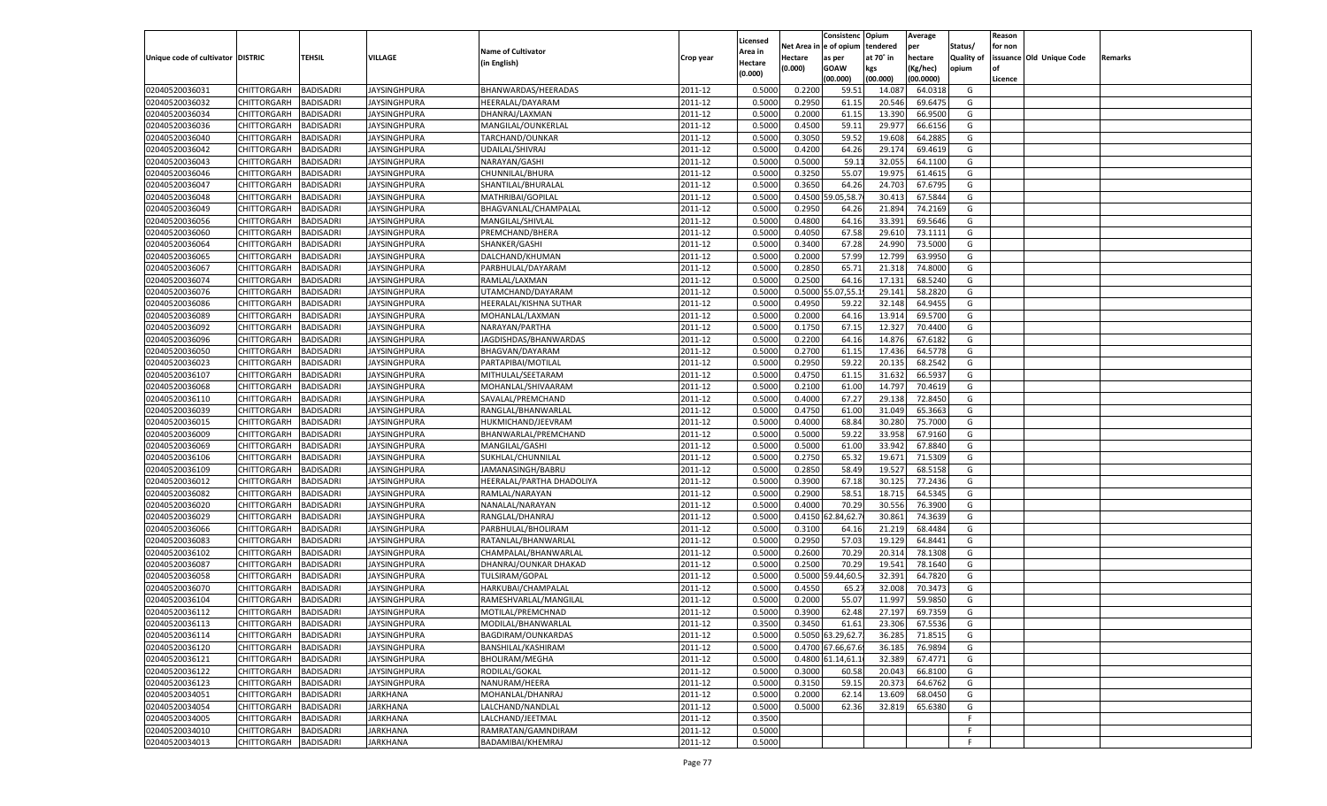| Unique code of cultivator | DISTRIC | TEHSIL | VILLAGE | Name of Cultivator (in English) | Crop year | Licensed Area in Hectare (0.000) | Net Area in Hectare (0.000) | Consistence of opium as per GOAW (00.000) | Opium tendered at 70° in kgs (00.000) | Average per hectare (Kg/hec) (00.0000) | Status/ Quality of opium | Reason for non issuance of Licence | Old Unique Code | Remarks |
|---|---|---|---|---|---|---|---|---|---|---|---|---|---|---|
| 02040520036031 | CHITTORGARH | BADISADRI | JAYSINGHPURA | BHANWARDAS/HEERADAS | 2011-12 | 0.5000 | 0.2200 | 59.51 | 14.087 | 64.0318 | G | | | |
| 02040520036032 | CHITTORGARH | BADISADRI | JAYSINGHPURA | HEERALAL/DAYARAM | 2011-12 | 0.5000 | 0.2950 | 61.15 | 20.546 | 69.6475 | G | | | |
| 02040520036034 | CHITTORGARH | BADISADRI | JAYSINGHPURA | DHANRAJ/LAXMAN | 2011-12 | 0.5000 | 0.2000 | 61.15 | 13.390 | 66.9500 | G | | | |
| 02040520036036 | CHITTORGARH | BADISADRI | JAYSINGHPURA | MANGILAL/OUNKERLAL | 2011-12 | 0.5000 | 0.4500 | 59.11 | 29.977 | 66.6156 | G | | | |
| 02040520036040 | CHITTORGARH | BADISADRI | JAYSINGHPURA | TARCHAND/OUNKAR | 2011-12 | 0.5000 | 0.3050 | 59.52 | 19.608 | 64.2885 | G | | | |
| 02040520036042 | CHITTORGARH | BADISADRI | JAYSINGHPURA | UDAILAL/SHIVRAJ | 2011-12 | 0.5000 | 0.4200 | 64.26 | 29.174 | 69.4619 | G | | | |
| 02040520036043 | CHITTORGARH | BADISADRI | JAYSINGHPURA | NARAYAN/GASHI | 2011-12 | 0.5000 | 0.5000 | 59.11 | 32.055 | 64.1100 | G | | | |
| 02040520036046 | CHITTORGARH | BADISADRI | JAYSINGHPURA | CHUNNILAL/BHURA | 2011-12 | 0.5000 | 0.3250 | 55.07 | 19.975 | 61.4615 | G | | | |
| 02040520036047 | CHITTORGARH | BADISADRI | JAYSINGHPURA | SHANTILAL/BHURALAL | 2011-12 | 0.5000 | 0.3650 | 64.26 | 24.703 | 67.6795 | G | | | |
| 02040520036048 | CHITTORGARH | BADISADRI | JAYSINGHPURA | MATHRIBAI/GOPILAL | 2011-12 | 0.5000 | 0.4500 | 59.05,58.7 | 30.413 | 67.5844 | G | | | |
| 02040520036049 | CHITTORGARH | BADISADRI | JAYSINGHPURA | BHAGVANLAL/CHAMPALAL | 2011-12 | 0.5000 | 0.2950 | 64.26 | 21.894 | 74.2169 | G | | | |
| 02040520036056 | CHITTORGARH | BADISADRI | JAYSINGHPURA | MANGILAL/SHIVLAL | 2011-12 | 0.5000 | 0.4800 | 64.16 | 33.391 | 69.5646 | G | | | |
| 02040520036060 | CHITTORGARH | BADISADRI | JAYSINGHPURA | PREMCHAND/BHERA | 2011-12 | 0.5000 | 0.4050 | 67.58 | 29.610 | 73.1111 | G | | | |
| 02040520036064 | CHITTORGARH | BADISADRI | JAYSINGHPURA | SHANKER/GASHI | 2011-12 | 0.5000 | 0.3400 | 67.28 | 24.990 | 73.5000 | G | | | |
| 02040520036065 | CHITTORGARH | BADISADRI | JAYSINGHPURA | DALCHAND/KHUMAN | 2011-12 | 0.5000 | 0.2000 | 57.99 | 12.799 | 63.9950 | G | | | |
| 02040520036067 | CHITTORGARH | BADISADRI | JAYSINGHPURA | PARBHULAL/DAYARAM | 2011-12 | 0.5000 | 0.2850 | 65.71 | 21.318 | 74.8000 | G | | | |
| 02040520036074 | CHITTORGARH | BADISADRI | JAYSINGHPURA | RAMLAL/LAXMAN | 2011-12 | 0.5000 | 0.2500 | 64.16 | 17.131 | 68.5240 | G | | | |
| 02040520036076 | CHITTORGARH | BADISADRI | JAYSINGHPURA | UTAMCHAND/DAYARAM | 2011-12 | 0.5000 | 0.5000 | 55.07,55.1 | 29.141 | 58.2820 | G | | | |
| 02040520036086 | CHITTORGARH | BADISADRI | JAYSINGHPURA | HEERALAL/KISHNA SUTHAR | 2011-12 | 0.5000 | 0.4950 | 59.22 | 32.148 | 64.9455 | G | | | |
| 02040520036089 | CHITTORGARH | BADISADRI | JAYSINGHPURA | MOHANLAL/LAXMAN | 2011-12 | 0.5000 | 0.2000 | 64.16 | 13.914 | 69.5700 | G | | | |
| 02040520036092 | CHITTORGARH | BADISADRI | JAYSINGHPURA | NARAYAN/PARTHA | 2011-12 | 0.5000 | 0.1750 | 67.15 | 12.327 | 70.4400 | G | | | |
| 02040520036096 | CHITTORGARH | BADISADRI | JAYSINGHPURA | JAGDISHDAS/BHANWARDAS | 2011-12 | 0.5000 | 0.2200 | 64.16 | 14.876 | 67.6182 | G | | | |
| 02040520036050 | CHITTORGARH | BADISADRI | JAYSINGHPURA | BHAGVAN/DAYARAM | 2011-12 | 0.5000 | 0.2700 | 61.15 | 17.436 | 64.5778 | G | | | |
| 02040520036023 | CHITTORGARH | BADISADRI | JAYSINGHPURA | PARTAPIBAI/MOTILAL | 2011-12 | 0.5000 | 0.2950 | 59.22 | 20.135 | 68.2542 | G | | | |
| 02040520036107 | CHITTORGARH | BADISADRI | JAYSINGHPURA | MITHULAL/SEETARAM | 2011-12 | 0.5000 | 0.4750 | 61.15 | 31.632 | 66.5937 | G | | | |
| 02040520036068 | CHITTORGARH | BADISADRI | JAYSINGHPURA | MOHANLAL/SHIVAARAM | 2011-12 | 0.5000 | 0.2100 | 61.00 | 14.797 | 70.4619 | G | | | |
| 02040520036110 | CHITTORGARH | BADISADRI | JAYSINGHPURA | SAVALAL/PREMCHAND | 2011-12 | 0.5000 | 0.4000 | 67.27 | 29.138 | 72.8450 | G | | | |
| 02040520036039 | CHITTORGARH | BADISADRI | JAYSINGHPURA | RANGLAL/BHANWARLAL | 2011-12 | 0.5000 | 0.4750 | 61.00 | 31.049 | 65.3663 | G | | | |
| 02040520036015 | CHITTORGARH | BADISADRI | JAYSINGHPURA | HUKMICHAND/JEEVRAM | 2011-12 | 0.5000 | 0.4000 | 68.84 | 30.280 | 75.7000 | G | | | |
| 02040520036009 | CHITTORGARH | BADISADRI | JAYSINGHPURA | BHANWARLAL/PREMCHAND | 2011-12 | 0.5000 | 0.5000 | 59.22 | 33.958 | 67.9160 | G | | | |
| 02040520036069 | CHITTORGARH | BADISADRI | JAYSINGHPURA | MANGILAL/GASHI | 2011-12 | 0.5000 | 0.5000 | 61.00 | 33.942 | 67.8840 | G | | | |
| 02040520036106 | CHITTORGARH | BADISADRI | JAYSINGHPURA | SUKHLAL/CHUNNILAL | 2011-12 | 0.5000 | 0.2750 | 65.32 | 19.671 | 71.5309 | G | | | |
| 02040520036109 | CHITTORGARH | BADISADRI | JAYSINGHPURA | JAMANASINGH/BABRU | 2011-12 | 0.5000 | 0.2850 | 58.49 | 19.527 | 68.5158 | G | | | |
| 02040520036012 | CHITTORGARH | BADISADRI | JAYSINGHPURA | HEERALAL/PARTHA DHADOLIYA | 2011-12 | 0.5000 | 0.3900 | 67.18 | 30.125 | 77.2436 | G | | | |
| 02040520036082 | CHITTORGARH | BADISADRI | JAYSINGHPURA | RAMLAL/NARAYAN | 2011-12 | 0.5000 | 0.2900 | 58.51 | 18.715 | 64.5345 | G | | | |
| 02040520036020 | CHITTORGARH | BADISADRI | JAYSINGHPURA | NANALAL/NARAYAN | 2011-12 | 0.5000 | 0.4000 | 70.29 | 30.556 | 76.3900 | G | | | |
| 02040520036029 | CHITTORGARH | BADISADRI | JAYSINGHPURA | RANGLAL/DHANRAJ | 2011-12 | 0.5000 | 0.4150 | 62.84,62.7 | 30.861 | 74.3639 | G | | | |
| 02040520036066 | CHITTORGARH | BADISADRI | JAYSINGHPURA | PARBHULAL/BHOLIRAM | 2011-12 | 0.5000 | 0.3100 | 64.16 | 21.219 | 68.4484 | G | | | |
| 02040520036083 | CHITTORGARH | BADISADRI | JAYSINGHPURA | RATANLAL/BHANWARLAL | 2011-12 | 0.5000 | 0.2950 | 57.03 | 19.129 | 64.8441 | G | | | |
| 02040520036102 | CHITTORGARH | BADISADRI | JAYSINGHPURA | CHAMPALAL/BHANWARLAL | 2011-12 | 0.5000 | 0.2600 | 70.29 | 20.314 | 78.1308 | G | | | |
| 02040520036087 | CHITTORGARH | BADISADRI | JAYSINGHPURA | DHANRAJ/OUNKAR DHAKAD | 2011-12 | 0.5000 | 0.2500 | 70.29 | 19.541 | 78.1640 | G | | | |
| 02040520036058 | CHITTORGARH | BADISADRI | JAYSINGHPURA | TULSIRAM/GOPAL | 2011-12 | 0.5000 | 0.5000 | 59.44,60.5 | 32.391 | 64.7820 | G | | | |
| 02040520036070 | CHITTORGARH | BADISADRI | JAYSINGHPURA | HARKUBAI/CHAMPALAL | 2011-12 | 0.5000 | 0.4550 | 65.27 | 32.008 | 70.3473 | G | | | |
| 02040520036104 | CHITTORGARH | BADISADRI | JAYSINGHPURA | RAMESHVARLAL/MANGILAL | 2011-12 | 0.5000 | 0.2000 | 55.07 | 11.997 | 59.9850 | G | | | |
| 02040520036112 | CHITTORGARH | BADISADRI | JAYSINGHPURA | MOTILAL/PREMCHNAD | 2011-12 | 0.5000 | 0.3900 | 62.48 | 27.197 | 69.7359 | G | | | |
| 02040520036113 | CHITTORGARH | BADISADRI | JAYSINGHPURA | MODILAL/BHANWARLAL | 2011-12 | 0.3500 | 0.3450 | 61.61 | 23.306 | 67.5536 | G | | | |
| 02040520036114 | CHITTORGARH | BADISADRI | JAYSINGHPURA | BAGDIRAM/OUNKARDAS | 2011-12 | 0.5000 | 0.5050 | 63.29,62.7 | 36.285 | 71.8515 | G | | | |
| 02040520036120 | CHITTORGARH | BADISADRI | JAYSINGHPURA | BANSHILAL/KASHIRAM | 2011-12 | 0.5000 | 0.4700 | 67.66,67.6 | 36.185 | 76.9894 | G | | | |
| 02040520036121 | CHITTORGARH | BADISADRI | JAYSINGHPURA | BHOLIRAM/MEGHA | 2011-12 | 0.5000 | 0.4800 | 61.14,61.1 | 32.389 | 67.4771 | G | | | |
| 02040520036122 | CHITTORGARH | BADISADRI | JAYSINGHPURA | RODILAL/GOKAL | 2011-12 | 0.5000 | 0.3000 | 60.58 | 20.043 | 66.8100 | G | | | |
| 02040520036123 | CHITTORGARH | BADISADRI | JAYSINGHPURA | NANURAM/HEERA | 2011-12 | 0.5000 | 0.3150 | 59.15 | 20.373 | 64.6762 | G | | | |
| 02040520034051 | CHITTORGARH | BADISADRI | JARKHANA | MOHANLAL/DHANRAJ | 2011-12 | 0.5000 | 0.2000 | 62.14 | 13.609 | 68.0450 | G | | | |
| 02040520034054 | CHITTORGARH | BADISADRI | JARKHANA | LALCHAND/NANDLAL | 2011-12 | 0.5000 | 0.5000 | 62.36 | 32.819 | 65.6380 | G | | | |
| 02040520034005 | CHITTORGARH | BADISADRI | JARKHANA | LALCHAND/JEETMAL | 2011-12 | 0.3500 | | | | | F | | | |
| 02040520034010 | CHITTORGARH | BADISADRI | JARKHANA | RAMRATAN/GAMNDIRAM | 2011-12 | 0.5000 | | | | | F | | | |
| 02040520034013 | CHITTORGARH | BADISADRI | JARKHANA | BADAMIBAI/KHEMRAJ | 2011-12 | 0.5000 | | | | | F | | | |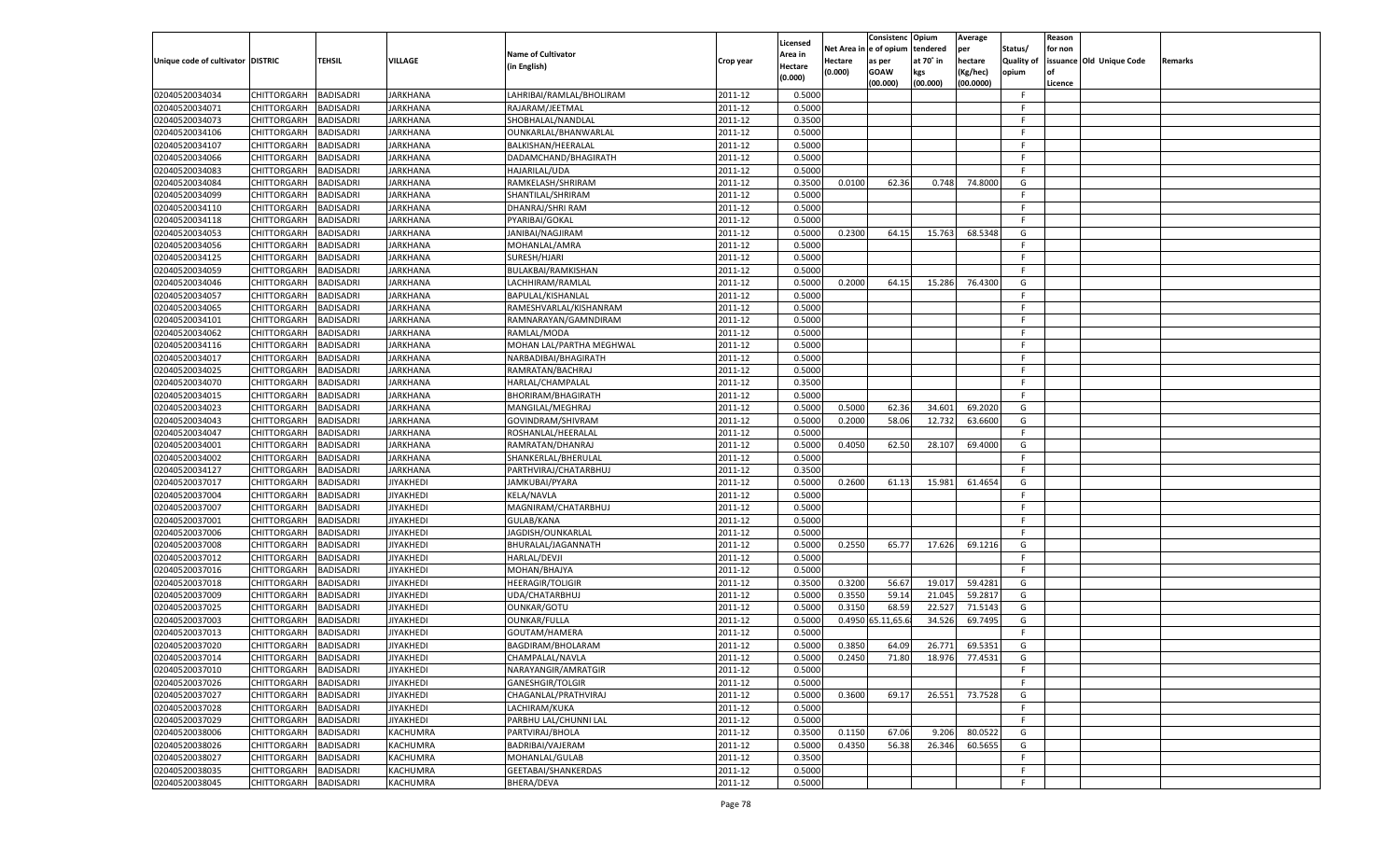| Unique code of cultivator | DISTRIC | TEHSIL | VILLAGE | Name of Cultivator (in English) | Crop year | Licensed Area in Hectare (0.000) | Net Area in Hectare (0.000) | Consistenc e of opium as per GOAW (00.000) | Opium tendered at 70° in kgs (00.000) | Average per hectare (Kg/hec) (00.0000) | Status/ Quality of opium | Reason for non issuance of Licence | Old Unique Code | Remarks |
|---|---|---|---|---|---|---|---|---|---|---|---|---|---|---|
| 02040520034034 | CHITTORGARH | BADISADRI | JARKHANA | LAHRIBAI/RAMLAL/BHOLIRAM | 2011-12 | 0.5000 | | | | | F | | | |
| 02040520034071 | CHITTORGARH | BADISADRI | JARKHANA | RAJARAM/JEETMAL | 2011-12 | 0.5000 | | | | | F | | | |
| 02040520034073 | CHITTORGARH | BADISADRI | JARKHANA | SHOBHALAL/NANDLAL | 2011-12 | 0.3500 | | | | | F | | | |
| 02040520034106 | CHITTORGARH | BADISADRI | JARKHANA | OUNKARLAL/BHANWARLAL | 2011-12 | 0.5000 | | | | | F | | | |
| 02040520034107 | CHITTORGARH | BADISADRI | JARKHANA | BALKISHAN/HEERALAL | 2011-12 | 0.5000 | | | | | F | | | |
| 02040520034066 | CHITTORGARH | BADISADRI | JARKHANA | DADAMCHAND/BHAGIRATH | 2011-12 | 0.5000 | | | | | F | | | |
| 02040520034083 | CHITTORGARH | BADISADRI | JARKHANA | HAJARILAL/UDA | 2011-12 | 0.5000 | | | | | F | | | |
| 02040520034084 | CHITTORGARH | BADISADRI | JARKHANA | RAMKELASH/SHRIRAM | 2011-12 | 0.3500 | 0.0100 | 62.36 | 0.748 | 74.8000 | G | | | |
| 02040520034099 | CHITTORGARH | BADISADRI | JARKHANA | SHANTILAL/SHRIRAM | 2011-12 | 0.5000 | | | | | F | | | |
| 02040520034110 | CHITTORGARH | BADISADRI | JARKHANA | DHANRAJ/SHRI RAM | 2011-12 | 0.5000 | | | | | F | | | |
| 02040520034118 | CHITTORGARH | BADISADRI | JARKHANA | PYARIBAI/GOKAL | 2011-12 | 0.5000 | | | | | F | | | |
| 02040520034053 | CHITTORGARH | BADISADRI | JARKHANA | JANIBAI/NAGJIRAM | 2011-12 | 0.5000 | 0.2300 | 64.15 | 15.763 | 68.5348 | G | | | |
| 02040520034056 | CHITTORGARH | BADISADRI | JARKHANA | MOHANLAL/AMRA | 2011-12 | 0.5000 | | | | | F | | | |
| 02040520034125 | CHITTORGARH | BADISADRI | JARKHANA | SURESH/HJARI | 2011-12 | 0.5000 | | | | | F | | | |
| 02040520034059 | CHITTORGARH | BADISADRI | JARKHANA | BULAKBAI/RAMKISHAN | 2011-12 | 0.5000 | | | | | F | | | |
| 02040520034046 | CHITTORGARH | BADISADRI | JARKHANA | LACHHIRAM/RAMLAL | 2011-12 | 0.5000 | 0.2000 | 64.15 | 15.286 | 76.4300 | G | | | |
| 02040520034057 | CHITTORGARH | BADISADRI | JARKHANA | BAPULAL/KISHANLAL | 2011-12 | 0.5000 | | | | | F | | | |
| 02040520034065 | CHITTORGARH | BADISADRI | JARKHANA | RAMESHVARLAL/KISHANRAM | 2011-12 | 0.5000 | | | | | F | | | |
| 02040520034101 | CHITTORGARH | BADISADRI | JARKHANA | RAMNARAYAN/GAMNDIRAM | 2011-12 | 0.5000 | | | | | F | | | |
| 02040520034062 | CHITTORGARH | BADISADRI | JARKHANA | RAMLAL/MODA | 2011-12 | 0.5000 | | | | | F | | | |
| 02040520034116 | CHITTORGARH | BADISADRI | JARKHANA | MOHAN LAL/PARTHA MEGHWAL | 2011-12 | 0.5000 | | | | | F | | | |
| 02040520034017 | CHITTORGARH | BADISADRI | JARKHANA | NARBADIBAI/BHAGIRATH | 2011-12 | 0.5000 | | | | | F | | | |
| 02040520034025 | CHITTORGARH | BADISADRI | JARKHANA | RAMRATAN/BACHRAJ | 2011-12 | 0.5000 | | | | | F | | | |
| 02040520034070 | CHITTORGARH | BADISADRI | JARKHANA | HARLAL/CHAMPALAL | 2011-12 | 0.3500 | | | | | F | | | |
| 02040520034015 | CHITTORGARH | BADISADRI | JARKHANA | BHORIRAM/BHAGIRATH | 2011-12 | 0.5000 | | | | | F | | | |
| 02040520034023 | CHITTORGARH | BADISADRI | JARKHANA | MANGILAL/MEGHRAJ | 2011-12 | 0.5000 | 0.5000 | 62.36 | 34.601 | 69.2020 | G | | | |
| 02040520034043 | CHITTORGARH | BADISADRI | JARKHANA | GOVINDRAM/SHIVRAM | 2011-12 | 0.5000 | 0.2000 | 58.06 | 12.732 | 63.6600 | G | | | |
| 02040520034047 | CHITTORGARH | BADISADRI | JARKHANA | ROSHANLAL/HEERALAL | 2011-12 | 0.5000 | | | | | F | | | |
| 02040520034001 | CHITTORGARH | BADISADRI | JARKHANA | RAMRATAN/DHANRAJ | 2011-12 | 0.5000 | 0.4050 | 62.50 | 28.107 | 69.4000 | G | | | |
| 02040520034002 | CHITTORGARH | BADISADRI | JARKHANA | SHANKERLAL/BHERULAL | 2011-12 | 0.5000 | | | | | F | | | |
| 02040520034127 | CHITTORGARH | BADISADRI | JARKHANA | PARTHVIRAJ/CHATARBHUJ | 2011-12 | 0.3500 | | | | | F | | | |
| 02040520037017 | CHITTORGARH | BADISADRI | JIYAKHEDI | JAMKUBAI/PYARA | 2011-12 | 0.5000 | 0.2600 | 61.13 | 15.981 | 61.4654 | G | | | |
| 02040520037004 | CHITTORGARH | BADISADRI | JIYAKHEDI | KELA/NAVLA | 2011-12 | 0.5000 | | | | | F | | | |
| 02040520037007 | CHITTORGARH | BADISADRI | JIYAKHEDI | MAGNIRAM/CHATARBHUJ | 2011-12 | 0.5000 | | | | | F | | | |
| 02040520037001 | CHITTORGARH | BADISADRI | JIYAKHEDI | GULAB/KANA | 2011-12 | 0.5000 | | | | | F | | | |
| 02040520037006 | CHITTORGARH | BADISADRI | JIYAKHEDI | JAGDISH/OUNKARLAL | 2011-12 | 0.5000 | | | | | F | | | |
| 02040520037008 | CHITTORGARH | BADISADRI | JIYAKHEDI | BHURALAL/JAGANNATH | 2011-12 | 0.5000 | 0.2550 | 65.77 | 17.626 | 69.1216 | G | | | |
| 02040520037012 | CHITTORGARH | BADISADRI | JIYAKHEDI | HARLAL/DEVJI | 2011-12 | 0.5000 | | | | | F | | | |
| 02040520037016 | CHITTORGARH | BADISADRI | JIYAKHEDI | MOHAN/BHAJYA | 2011-12 | 0.5000 | | | | | F | | | |
| 02040520037018 | CHITTORGARH | BADISADRI | JIYAKHEDI | HEERAGIR/TOLIGIR | 2011-12 | 0.3500 | 0.3200 | 56.67 | 19.017 | 59.4281 | G | | | |
| 02040520037009 | CHITTORGARH | BADISADRI | JIYAKHEDI | UDA/CHATARBHUJ | 2011-12 | 0.5000 | 0.3550 | 59.14 | 21.045 | 59.2817 | G | | | |
| 02040520037025 | CHITTORGARH | BADISADRI | JIYAKHEDI | OUNKAR/GOTU | 2011-12 | 0.5000 | 0.3150 | 68.59 | 22.527 | 71.5143 | G | | | |
| 02040520037003 | CHITTORGARH | BADISADRI | JIYAKHEDI | OUNKAR/FULLA | 2011-12 | 0.5000 | 0.4950 | 65.11,65.6 | 34.526 | 69.7495 | G | | | |
| 02040520037013 | CHITTORGARH | BADISADRI | JIYAKHEDI | GOUTAM/HAMERA | 2011-12 | 0.5000 | | | | | F | | | |
| 02040520037020 | CHITTORGARH | BADISADRI | JIYAKHEDI | BAGDIRAM/BHOLARAM | 2011-12 | 0.5000 | 0.3850 | 64.09 | 26.771 | 69.5351 | G | | | |
| 02040520037014 | CHITTORGARH | BADISADRI | JIYAKHEDI | CHAMPALAL/NAVLA | 2011-12 | 0.5000 | 0.2450 | 71.80 | 18.976 | 77.4531 | G | | | |
| 02040520037010 | CHITTORGARH | BADISADRI | JIYAKHEDI | NARAYANGIR/AMRATGIR | 2011-12 | 0.5000 | | | | | F | | | |
| 02040520037026 | CHITTORGARH | BADISADRI | JIYAKHEDI | GANESHGIR/TOLGIR | 2011-12 | 0.5000 | | | | | F | | | |
| 02040520037027 | CHITTORGARH | BADISADRI | JIYAKHEDI | CHAGANLAL/PRATHVIRAJ | 2011-12 | 0.5000 | 0.3600 | 69.17 | 26.551 | 73.7528 | G | | | |
| 02040520037028 | CHITTORGARH | BADISADRI | JIYAKHEDI | LACHIRAM/KUKA | 2011-12 | 0.5000 | | | | | F | | | |
| 02040520037029 | CHITTORGARH | BADISADRI | JIYAKHEDI | PARBHU LAL/CHUNNI LAL | 2011-12 | 0.5000 | | | | | F | | | |
| 02040520038006 | CHITTORGARH | BADISADRI | KACHUMRA | PARTVIRAJ/BHOLA | 2011-12 | 0.3500 | 0.1150 | 67.06 | 9.206 | 80.0522 | G | | | |
| 02040520038026 | CHITTORGARH | BADISADRI | KACHUMRA | BADRIBAI/VAJERAM | 2011-12 | 0.5000 | 0.4350 | 56.38 | 26.346 | 60.5655 | G | | | |
| 02040520038027 | CHITTORGARH | BADISADRI | KACHUMRA | MOHANLAL/GULAB | 2011-12 | 0.3500 | | | | | F | | | |
| 02040520038035 | CHITTORGARH | BADISADRI | KACHUMRA | GEETABAI/SHANKERDAS | 2011-12 | 0.5000 | | | | | F | | | |
| 02040520038045 | CHITTORGARH | BADISADRI | KACHUMRA | BHERA/DEVA | 2011-12 | 0.5000 | | | | | F | | | |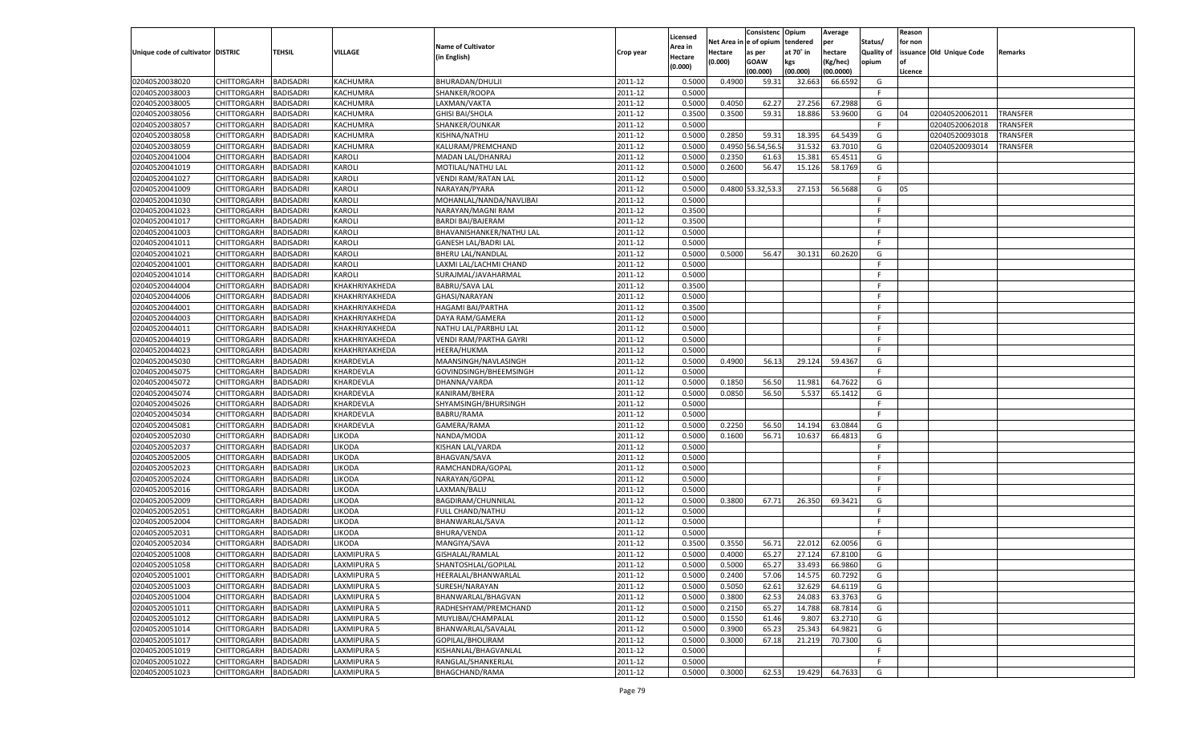| Unique code of cultivator | DISTRIC | TEHSIL | VILLAGE | Name of Cultivator (in English) | Crop year | Licensed Area in Hectare (0.000) | Net Area in Hectare (0.000) | Consistenc e of opium as per GOAW (00.000) | Opium tendered at 70° in kgs (00.000) | Average per hectare (Kg/hec) (00.0000) | Status/ Quality of opium | Reason for non issuance of Licence | Old Unique Code | Remarks |
|---|---|---|---|---|---|---|---|---|---|---|---|---|---|---|
| 02040520038020 | CHITTORGARH | BADISADRI | KACHUMRA | BHURADAN/DHULJI | 2011-12 | 0.5000 | 0.4900 | 59.31 | 32.663 | 66.6592 | G | | | |
| 02040520038003 | CHITTORGARH | BADISADRI | KACHUMRA | SHANKER/ROOPA | 2011-12 | 0.5000 | | | | | F | | | |
| 02040520038005 | CHITTORGARH | BADISADRI | KACHUMRA | LAXMAN/VAKTA | 2011-12 | 0.5000 | 0.4050 | 62.27 | 27.256 | 67.2988 | G | | | |
| 02040520038056 | CHITTORGARH | BADISADRI | KACHUMRA | GHISI BAI/SHOLA | 2011-12 | 0.3500 | 0.3500 | 59.31 | 18.886 | 53.9600 | G | 04 | 02040520062011 | TRANSFER |
| 02040520038057 | CHITTORGARH | BADISADRI | KACHUMRA | SHANKER/OUNKAR | 2011-12 | 0.5000 | | | | | F | | 02040520062018 | TRANSFER |
| 02040520038058 | CHITTORGARH | BADISADRI | KACHUMRA | KISHNA/NATHU | 2011-12 | 0.5000 | 0.2850 | 59.31 | 18.395 | 64.5439 | G | | 02040520093018 | TRANSFER |
| 02040520038059 | CHITTORGARH | BADISADRI | KACHUMRA | KALURAM/PREMCHAND | 2011-12 | 0.5000 | 0.4950 | 56.54,56.5 | 31.532 | 63.7010 | G | | 02040520093014 | TRANSFER |
| 02040520041004 | CHITTORGARH | BADISADRI | KAROLI | MADAN LAL/DHANRAJ | 2011-12 | 0.5000 | 0.2350 | 61.63 | 15.381 | 65.4511 | G | | | |
| 02040520041019 | CHITTORGARH | BADISADRI | KAROLI | MOTILAL/NATHU LAL | 2011-12 | 0.5000 | 0.2600 | 56.47 | 15.126 | 58.1769 | G | | | |
| 02040520041027 | CHITTORGARH | BADISADRI | KAROLI | VENDI RAM/RATAN LAL | 2011-12 | 0.5000 | | | | | F | | | |
| 02040520041009 | CHITTORGARH | BADISADRI | KAROLI | NARAYAN/PYARA | 2011-12 | 0.5000 | 0.4800 | 53.32,53.3 | 27.153 | 56.5688 | G | 05 | | |
| 02040520041030 | CHITTORGARH | BADISADRI | KAROLI | MOHANLAL/NANDA/NAVLIBAI | 2011-12 | 0.5000 | | | | | F | | | |
| 02040520041023 | CHITTORGARH | BADISADRI | KAROLI | NARAYAN/MAGNI RAM | 2011-12 | 0.3500 | | | | | F | | | |
| 02040520041017 | CHITTORGARH | BADISADRI | KAROLI | BARDI BAI/BAJERAM | 2011-12 | 0.3500 | | | | | F | | | |
| 02040520041003 | CHITTORGARH | BADISADRI | KAROLI | BHAVANISHANKER/NATHU LAL | 2011-12 | 0.5000 | | | | | F | | | |
| 02040520041011 | CHITTORGARH | BADISADRI | KAROLI | GANESH LAL/BADRI LAL | 2011-12 | 0.5000 | | | | | F | | | |
| 02040520041021 | CHITTORGARH | BADISADRI | KAROLI | BHERU LAL/NANDLAL | 2011-12 | 0.5000 | 0.5000 | 56.47 | 30.131 | 60.2620 | G | | | |
| 02040520041001 | CHITTORGARH | BADISADRI | KAROLI | LAXMI LAL/LACHMI CHAND | 2011-12 | 0.5000 | | | | | F | | | |
| 02040520041014 | CHITTORGARH | BADISADRI | KAROLI | SURAJMAL/JAVAHARMAL | 2011-12 | 0.5000 | | | | | F | | | |
| 02040520044004 | CHITTORGARH | BADISADRI | KHAKHRIYAKHEDA | BABRU/SAVA LAL | 2011-12 | 0.3500 | | | | | F | | | |
| 02040520044006 | CHITTORGARH | BADISADRI | KHAKHRIYAKHEDA | GHASI/NARAYAN | 2011-12 | 0.5000 | | | | | F | | | |
| 02040520044001 | CHITTORGARH | BADISADRI | KHAKHRIYAKHEDA | HAGAMI BAI/PARTHA | 2011-12 | 0.3500 | | | | | F | | | |
| 02040520044003 | CHITTORGARH | BADISADRI | KHAKHRIYAKHEDA | DAYA RAM/GAMERA | 2011-12 | 0.5000 | | | | | F | | | |
| 02040520044011 | CHITTORGARH | BADISADRI | KHAKHRIYAKHEDA | NATHU LAL/PARBHU LAL | 2011-12 | 0.5000 | | | | | F | | | |
| 02040520044019 | CHITTORGARH | BADISADRI | KHAKHRIYAKHEDA | VENDI RAM/PARTHA GAYRI | 2011-12 | 0.5000 | | | | | F | | | |
| 02040520044023 | CHITTORGARH | BADISADRI | KHAKHRIYAKHEDA | HEERA/HUKMA | 2011-12 | 0.5000 | | | | | F | | | |
| 02040520045030 | CHITTORGARH | BADISADRI | KHARDEVLA | MAANSINGH/NAVLASINGH | 2011-12 | 0.5000 | 0.4900 | 56.13 | 29.124 | 59.4367 | G | | | |
| 02040520045075 | CHITTORGARH | BADISADRI | KHARDEVLA | GOVINDSINGH/BHEEMSINGH | 2011-12 | 0.5000 | | | | | F | | | |
| 02040520045072 | CHITTORGARH | BADISADRI | KHARDEVLA | DHANNA/VARDA | 2011-12 | 0.5000 | 0.1850 | 56.50 | 11.981 | 64.7622 | G | | | |
| 02040520045074 | CHITTORGARH | BADISADRI | KHARDEVLA | KANIRAM/BHERA | 2011-12 | 0.5000 | 0.0850 | 56.50 | 5.537 | 65.1412 | G | | | |
| 02040520045026 | CHITTORGARH | BADISADRI | KHARDEVLA | SHYAMSINGH/BHURSINGH | 2011-12 | 0.5000 | | | | | F | | | |
| 02040520045034 | CHITTORGARH | BADISADRI | KHARDEVLA | BABRU/RAMA | 2011-12 | 0.5000 | | | | | F | | | |
| 02040520045081 | CHITTORGARH | BADISADRI | KHARDEVLA | GAMERA/RAMA | 2011-12 | 0.5000 | 0.2250 | 56.50 | 14.194 | 63.0844 | G | | | |
| 02040520052030 | CHITTORGARH | BADISADRI | LIKODA | NANDA/MODA | 2011-12 | 0.5000 | 0.1600 | 56.71 | 10.637 | 66.4813 | G | | | |
| 02040520052037 | CHITTORGARH | BADISADRI | LIKODA | KISHAN LAL/VARDA | 2011-12 | 0.5000 | | | | | F | | | |
| 02040520052005 | CHITTORGARH | BADISADRI | LIKODA | BHAGVAN/SAVA | 2011-12 | 0.5000 | | | | | F | | | |
| 02040520052023 | CHITTORGARH | BADISADRI | LIKODA | RAMCHANDRA/GOPAL | 2011-12 | 0.5000 | | | | | F | | | |
| 02040520052024 | CHITTORGARH | BADISADRI | LIKODA | NARAYAN/GOPAL | 2011-12 | 0.5000 | | | | | F | | | |
| 02040520052016 | CHITTORGARH | BADISADRI | LIKODA | LAXMAN/BALU | 2011-12 | 0.5000 | | | | | F | | | |
| 02040520052009 | CHITTORGARH | BADISADRI | LIKODA | BAGDIRAM/CHUNNILAL | 2011-12 | 0.5000 | 0.3800 | 67.71 | 26.350 | 69.3421 | G | | | |
| 02040520052051 | CHITTORGARH | BADISADRI | LIKODA | FULL CHAND/NATHU | 2011-12 | 0.5000 | | | | | F | | | |
| 02040520052004 | CHITTORGARH | BADISADRI | LIKODA | BHANWARLAL/SAVA | 2011-12 | 0.5000 | | | | | F | | | |
| 02040520052031 | CHITTORGARH | BADISADRI | LIKODA | BHURA/VENDA | 2011-12 | 0.5000 | | | | | F | | | |
| 02040520052034 | CHITTORGARH | BADISADRI | LIKODA | MANGIYA/SAVA | 2011-12 | 0.3500 | 0.3550 | 56.71 | 22.012 | 62.0056 | G | | | |
| 02040520051008 | CHITTORGARH | BADISADRI | LAXMIPURA 5 | GISHALAL/RAMLAL | 2011-12 | 0.5000 | 0.4000 | 65.27 | 27.124 | 67.8100 | G | | | |
| 02040520051058 | CHITTORGARH | BADISADRI | LAXMIPURA 5 | SHANTOSHLAL/GOPILAL | 2011-12 | 0.5000 | 0.5000 | 65.27 | 33.493 | 66.9860 | G | | | |
| 02040520051001 | CHITTORGARH | BADISADRI | LAXMIPURA 5 | HEERALAL/BHANWARLAL | 2011-12 | 0.5000 | 0.2400 | 57.06 | 14.575 | 60.7292 | G | | | |
| 02040520051003 | CHITTORGARH | BADISADRI | LAXMIPURA 5 | SURESH/NARAYAN | 2011-12 | 0.5000 | 0.5050 | 62.61 | 32.629 | 64.6119 | G | | | |
| 02040520051004 | CHITTORGARH | BADISADRI | LAXMIPURA 5 | BHANWARLAL/BHAGVAN | 2011-12 | 0.5000 | 0.3800 | 62.53 | 24.083 | 63.3763 | G | | | |
| 02040520051011 | CHITTORGARH | BADISADRI | LAXMIPURA 5 | RADHESHYAM/PREMCHAND | 2011-12 | 0.5000 | 0.2150 | 65.27 | 14.788 | 68.7814 | G | | | |
| 02040520051012 | CHITTORGARH | BADISADRI | LAXMIPURA 5 | MUYLIBAI/CHAMPALAL | 2011-12 | 0.5000 | 0.1550 | 61.46 | 9.807 | 63.2710 | G | | | |
| 02040520051014 | CHITTORGARH | BADISADRI | LAXMIPURA 5 | BHANWARLAL/SAVALAL | 2011-12 | 0.5000 | 0.3900 | 65.23 | 25.343 | 64.9821 | G | | | |
| 02040520051017 | CHITTORGARH | BADISADRI | LAXMIPURA 5 | GOPILAL/BHOLIRAM | 2011-12 | 0.5000 | 0.3000 | 67.18 | 21.219 | 70.7300 | G | | | |
| 02040520051019 | CHITTORGARH | BADISADRI | LAXMIPURA 5 | KISHANLAL/BHAGVANLAL | 2011-12 | 0.5000 | | | | | F | | | |
| 02040520051022 | CHITTORGARH | BADISADRI | LAXMIPURA 5 | RANGLAL/SHANKERLAL | 2011-12 | 0.5000 | | | | | F | | | |
| 02040520051023 | CHITTORGARH | BADISADRI | LAXMIPURA 5 | BHAGCHAND/RAMA | 2011-12 | 0.5000 | 0.3000 | 62.53 | 19.429 | 64.7633 | G | | | |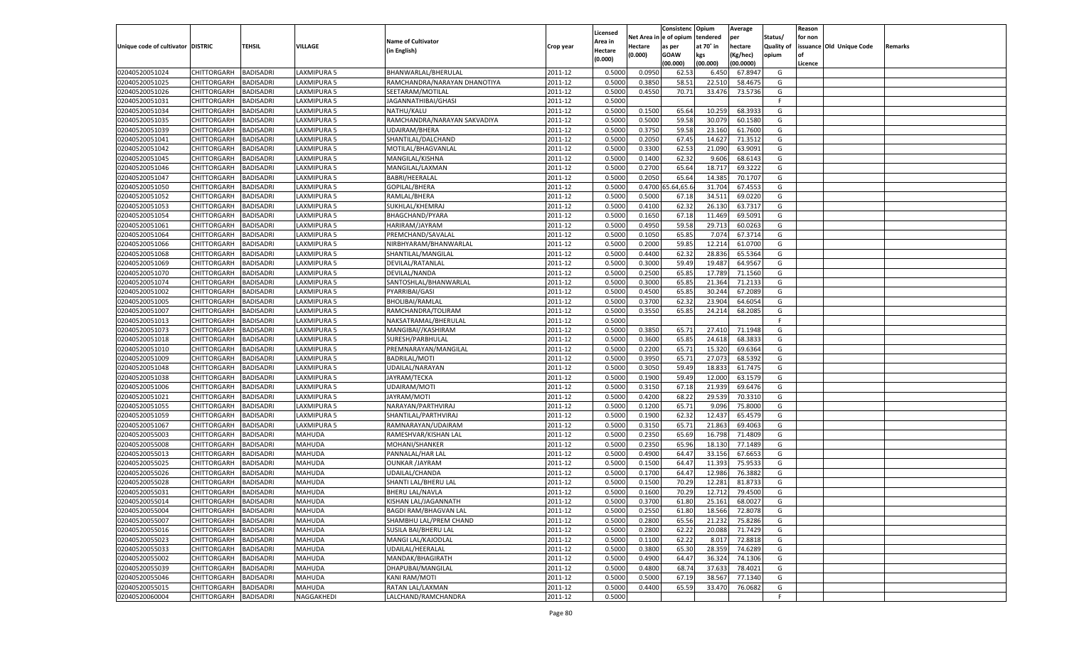| Unique code of cultivator | DISTRIC | TEHSIL | VILLAGE | Name of Cultivator (in English) | Crop year | Licensed Area in Hectare (0.000) | Net Area in Hectare (0.000) | Consistenc e of opium as per GOAW (00.000) | Opium tendered at 70° in kgs (00.000) | Average per hectare (Kg/hec) (00.0000) | Status/ Quality of opium | Reason for non issuance of Licence | Old Unique Code | Remarks |
|---|---|---|---|---|---|---|---|---|---|---|---|---|---|---|
| 02040520051024 | CHITTORGARH | BADISADRI | LAXMIPURA 5 | BHANWARLAL/BHERULAL | 2011-12 | 0.5000 | 0.0950 | 62.53 | 6.450 | 67.8947 | G | | | |
| 02040520051025 | CHITTORGARH | BADISADRI | LAXMIPURA 5 | RAMCHANDRA/NARAYAN DHANOTIYA | 2011-12 | 0.5000 | 0.3850 | 58.51 | 22.510 | 58.4675 | G | | | |
| 02040520051026 | CHITTORGARH | BADISADRI | LAXMIPURA 5 | SEETARAM/MOTILAL | 2011-12 | 0.5000 | 0.4550 | 70.71 | 33.476 | 73.5736 | G | | | |
| 02040520051031 | CHITTORGARH | BADISADRI | LAXMIPURA 5 | JAGANNATHIBAI/GHASI | 2011-12 | 0.5000 | | | | | F | | | |
| 02040520051034 | CHITTORGARH | BADISADRI | LAXMIPURA 5 | NATHU/KALU | 2011-12 | 0.5000 | 0.1500 | 65.64 | 10.259 | 68.3933 | G | | | |
| 02040520051035 | CHITTORGARH | BADISADRI | LAXMIPURA 5 | RAMCHANDRA/NARAYAN SAKVADIYA | 2011-12 | 0.5000 | 0.5000 | 59.58 | 30.079 | 60.1580 | G | | | |
| 02040520051039 | CHITTORGARH | BADISADRI | LAXMIPURA 5 | UDAIRAM/BHERA | 2011-12 | 0.5000 | 0.3750 | 59.58 | 23.160 | 61.7600 | G | | | |
| 02040520051041 | CHITTORGARH | BADISADRI | LAXMIPURA 5 | SHANTILAL/DALCHAND | 2011-12 | 0.5000 | 0.2050 | 67.45 | 14.627 | 71.3512 | G | | | |
| 02040520051042 | CHITTORGARH | BADISADRI | LAXMIPURA 5 | MOTILAL/BHAGVANLAL | 2011-12 | 0.5000 | 0.3300 | 62.53 | 21.090 | 63.9091 | G | | | |
| 02040520051045 | CHITTORGARH | BADISADRI | LAXMIPURA 5 | MANGILAL/KISHNA | 2011-12 | 0.5000 | 0.1400 | 62.32 | 9.606 | 68.6143 | G | | | |
| 02040520051046 | CHITTORGARH | BADISADRI | LAXMIPURA 5 | MANGILAL/LAXMAN | 2011-12 | 0.5000 | 0.2700 | 65.64 | 18.717 | 69.3222 | G | | | |
| 02040520051047 | CHITTORGARH | BADISADRI | LAXMIPURA 5 | BABRI/HEERALAL | 2011-12 | 0.5000 | 0.2050 | 65.64 | 14.385 | 70.1707 | G | | | |
| 02040520051050 | CHITTORGARH | BADISADRI | LAXMIPURA 5 | GOPILAL/BHERA | 2011-12 | 0.5000 | 0.4700 | 65.64,65.6 | 31.704 | 67.4553 | G | | | |
| 02040520051052 | CHITTORGARH | BADISADRI | LAXMIPURA 5 | RAMLAL/BHERA | 2011-12 | 0.5000 | 0.5000 | 67.18 | 34.511 | 69.0220 | G | | | |
| 02040520051053 | CHITTORGARH | BADISADRI | LAXMIPURA 5 | SUKHLAL/KHEMRAJ | 2011-12 | 0.5000 | 0.4100 | 62.32 | 26.130 | 63.7317 | G | | | |
| 02040520051054 | CHITTORGARH | BADISADRI | LAXMIPURA 5 | BHAGCHAND/PYARA | 2011-12 | 0.5000 | 0.1650 | 67.18 | 11.469 | 69.5091 | G | | | |
| 02040520051061 | CHITTORGARH | BADISADRI | LAXMIPURA 5 | HARIRAM/JAYRAM | 2011-12 | 0.5000 | 0.4950 | 59.58 | 29.713 | 60.0263 | G | | | |
| 02040520051064 | CHITTORGARH | BADISADRI | LAXMIPURA 5 | PREMCHAND/SAVALAL | 2011-12 | 0.5000 | 0.1050 | 65.85 | 7.074 | 67.3714 | G | | | |
| 02040520051066 | CHITTORGARH | BADISADRI | LAXMIPURA 5 | NIRBHYARAM/BHANWARLAL | 2011-12 | 0.5000 | 0.2000 | 59.85 | 12.214 | 61.0700 | G | | | |
| 02040520051068 | CHITTORGARH | BADISADRI | LAXMIPURA 5 | SHANTILAL/MANGILAL | 2011-12 | 0.5000 | 0.4400 | 62.32 | 28.836 | 65.5364 | G | | | |
| 02040520051069 | CHITTORGARH | BADISADRI | LAXMIPURA 5 | DEVILAL/RATANLAL | 2011-12 | 0.5000 | 0.3000 | 59.49 | 19.487 | 64.9567 | G | | | |
| 02040520051070 | CHITTORGARH | BADISADRI | LAXMIPURA 5 | DEVILAL/NANDA | 2011-12 | 0.5000 | 0.2500 | 65.85 | 17.789 | 71.1560 | G | | | |
| 02040520051074 | CHITTORGARH | BADISADRI | LAXMIPURA 5 | SANTOSHLAL/BHANWARLAL | 2011-12 | 0.5000 | 0.3000 | 65.85 | 21.364 | 71.2133 | G | | | |
| 02040520051002 | CHITTORGARH | BADISADRI | LAXMIPURA 5 | PYARRIBAI/GASI | 2011-12 | 0.5000 | 0.4500 | 65.85 | 30.244 | 67.2089 | G | | | |
| 02040520051005 | CHITTORGARH | BADISADRI | LAXMIPURA 5 | BHOLIBAI/RAMLAL | 2011-12 | 0.5000 | 0.3700 | 62.32 | 23.904 | 64.6054 | G | | | |
| 02040520051007 | CHITTORGARH | BADISADRI | LAXMIPURA 5 | RAMCHANDRA/TOLIRAM | 2011-12 | 0.5000 | 0.3550 | 65.85 | 24.214 | 68.2085 | G | | | |
| 02040520051013 | CHITTORGARH | BADISADRI | LAXMIPURA 5 | NAKSATRAMAL/BHERULAL | 2011-12 | 0.5000 | | | | | F | | | |
| 02040520051073 | CHITTORGARH | BADISADRI | LAXMIPURA 5 | MANGIBAI//KASHIRAM | 2011-12 | 0.5000 | 0.3850 | 65.71 | 27.410 | 71.1948 | G | | | |
| 02040520051018 | CHITTORGARH | BADISADRI | LAXMIPURA 5 | SURESH/PARBHULAL | 2011-12 | 0.5000 | 0.3600 | 65.85 | 24.618 | 68.3833 | G | | | |
| 02040520051010 | CHITTORGARH | BADISADRI | LAXMIPURA 5 | PREMNARAYAN/MANGILAL | 2011-12 | 0.5000 | 0.2200 | 65.71 | 15.320 | 69.6364 | G | | | |
| 02040520051009 | CHITTORGARH | BADISADRI | LAXMIPURA 5 | BADRILAL/MOTI | 2011-12 | 0.5000 | 0.3950 | 65.71 | 27.073 | 68.5392 | G | | | |
| 02040520051048 | CHITTORGARH | BADISADRI | LAXMIPURA 5 | UDAILAL/NARAYAN | 2011-12 | 0.5000 | 0.3050 | 59.49 | 18.833 | 61.7475 | G | | | |
| 02040520051038 | CHITTORGARH | BADISADRI | LAXMIPURA 5 | JAYRAM/TECKA | 2011-12 | 0.5000 | 0.1900 | 59.49 | 12.000 | 63.1579 | G | | | |
| 02040520051006 | CHITTORGARH | BADISADRI | LAXMIPURA 5 | UDAIRAM/MOTI | 2011-12 | 0.5000 | 0.3150 | 67.18 | 21.939 | 69.6476 | G | | | |
| 02040520051021 | CHITTORGARH | BADISADRI | LAXMIPURA 5 | JAYRAM/MOTI | 2011-12 | 0.5000 | 0.4200 | 68.22 | 29.539 | 70.3310 | G | | | |
| 02040520051055 | CHITTORGARH | BADISADRI | LAXMIPURA 5 | NARAYAN/PARTHVIRAJ | 2011-12 | 0.5000 | 0.1200 | 65.71 | 9.096 | 75.8000 | G | | | |
| 02040520051059 | CHITTORGARH | BADISADRI | LAXMIPURA 5 | SHANTILAL/PARTHVIRAJ | 2011-12 | 0.5000 | 0.1900 | 62.32 | 12.437 | 65.4579 | G | | | |
| 02040520051067 | CHITTORGARH | BADISADRI | LAXMIPURA 5 | RAMNARAYAN/UDAIRAM | 2011-12 | 0.5000 | 0.3150 | 65.71 | 21.863 | 69.4063 | G | | | |
| 02040520055003 | CHITTORGARH | BADISADRI | MAHUDA | RAMESHVAR/KISHAN LAL | 2011-12 | 0.5000 | 0.2350 | 65.69 | 16.798 | 71.4809 | G | | | |
| 02040520055008 | CHITTORGARH | BADISADRI | MAHUDA | MOHANI/SHANKER | 2011-12 | 0.5000 | 0.2350 | 65.96 | 18.130 | 77.1489 | G | | | |
| 02040520055013 | CHITTORGARH | BADISADRI | MAHUDA | PANNALAL/HAR LAL | 2011-12 | 0.5000 | 0.4900 | 64.47 | 33.156 | 67.6653 | G | | | |
| 02040520055025 | CHITTORGARH | BADISADRI | MAHUDA | OUNKAR /JAYRAM | 2011-12 | 0.5000 | 0.1500 | 64.47 | 11.393 | 75.9533 | G | | | |
| 02040520055026 | CHITTORGARH | BADISADRI | MAHUDA | UDAILAL/CHANDA | 2011-12 | 0.5000 | 0.1700 | 64.47 | 12.986 | 76.3882 | G | | | |
| 02040520055028 | CHITTORGARH | BADISADRI | MAHUDA | SHANTI LAL/BHERU LAL | 2011-12 | 0.5000 | 0.1500 | 70.29 | 12.281 | 81.8733 | G | | | |
| 02040520055031 | CHITTORGARH | BADISADRI | MAHUDA | BHERU LAL/NAVLA | 2011-12 | 0.5000 | 0.1600 | 70.29 | 12.712 | 79.4500 | G | | | |
| 02040520055014 | CHITTORGARH | BADISADRI | MAHUDA | KISHAN LAL/JAGANNATH | 2011-12 | 0.5000 | 0.3700 | 61.80 | 25.161 | 68.0027 | G | | | |
| 02040520055004 | CHITTORGARH | BADISADRI | MAHUDA | BAGDI RAM/BHAGVAN LAL | 2011-12 | 0.5000 | 0.2550 | 61.80 | 18.566 | 72.8078 | G | | | |
| 02040520055007 | CHITTORGARH | BADISADRI | MAHUDA | SHAMBHU LAL/PREM CHAND | 2011-12 | 0.5000 | 0.2800 | 65.56 | 21.232 | 75.8286 | G | | | |
| 02040520055016 | CHITTORGARH | BADISADRI | MAHUDA | SUSILA BAI/BHERU LAL | 2011-12 | 0.5000 | 0.2800 | 62.22 | 20.088 | 71.7429 | G | | | |
| 02040520055023 | CHITTORGARH | BADISADRI | MAHUDA | MANGI LAL/KAJODLAL | 2011-12 | 0.5000 | 0.1100 | 62.22 | 8.017 | 72.8818 | G | | | |
| 02040520055033 | CHITTORGARH | BADISADRI | MAHUDA | UDAILAL/HEERALAL | 2011-12 | 0.5000 | 0.3800 | 65.30 | 28.359 | 74.6289 | G | | | |
| 02040520055002 | CHITTORGARH | BADISADRI | MAHUDA | MANDAK/BHAGIRATH | 2011-12 | 0.5000 | 0.4900 | 64.47 | 36.324 | 74.1306 | G | | | |
| 02040520055039 | CHITTORGARH | BADISADRI | MAHUDA | DHAPUBAI/MANGILAL | 2011-12 | 0.5000 | 0.4800 | 68.74 | 37.633 | 78.4021 | G | | | |
| 02040520055046 | CHITTORGARH | BADISADRI | MAHUDA | KANI RAM/MOTI | 2011-12 | 0.5000 | 0.5000 | 67.19 | 38.567 | 77.1340 | G | | | |
| 02040520055015 | CHITTORGARH | BADISADRI | MAHUDA | RATAN LAL/LAXMAN | 2011-12 | 0.5000 | 0.4400 | 65.59 | 33.470 | 76.0682 | G | | | |
| 02040520060004 | CHITTORGARH | BADISADRI | NAGGAKHEDI | LALCHAND/RAMCHANDRA | 2011-12 | 0.5000 | | | | | F | | | |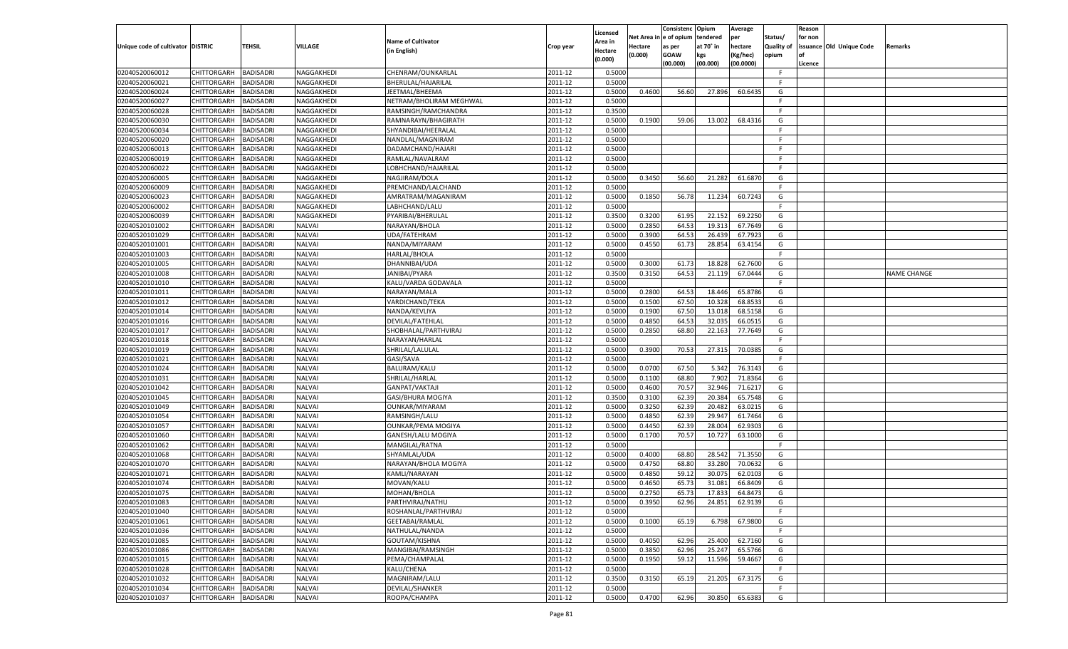| Unique code of cultivator | DISTRIC | TEHSIL | VILLAGE | Name of Cultivator (in English) | Crop year | Licensed Area in Hectare (0.000) | Net Area in Hectare (0.000) | Consistenc e of opium as per GOAW (00.000) | Opium tendered at 70° in kgs (00.000) | Average per hectare (Kg/hec) (00.0000) | Status/ Quality of opium | Reason for non issuance of Licence | Old Unique Code | Remarks |
|---|---|---|---|---|---|---|---|---|---|---|---|---|---|---|
| 02040520060012 | CHITTORGARH | BADISADRI | NAGGAKHEDI | CHENRAM/OUNKARLAL | 2011-12 | 0.5000 | | | | | F | | | |
| 02040520060021 | CHITTORGARH | BADISADRI | NAGGAKHEDI | BHERULAL/HAJARILAL | 2011-12 | 0.5000 | | | | | F | | | |
| 02040520060024 | CHITTORGARH | BADISADRI | NAGGAKHEDI | JEETMAL/BHEEMA | 2011-12 | 0.5000 | 0.4600 | 56.60 | 27.896 | 60.6435 | G | | | |
| 02040520060027 | CHITTORGARH | BADISADRI | NAGGAKHEDI | NETRAM/BHOLIRAM MEGHWAL | 2011-12 | 0.5000 | | | | | F | | | |
| 02040520060028 | CHITTORGARH | BADISADRI | NAGGAKHEDI | RAMSINGH/RAMCHANDRA | 2011-12 | 0.3500 | | | | | F | | | |
| 02040520060030 | CHITTORGARH | BADISADRI | NAGGAKHEDI | RAMNARAYN/BHAGIRATH | 2011-12 | 0.5000 | 0.1900 | 59.06 | 13.002 | 68.4316 | G | | | |
| 02040520060034 | CHITTORGARH | BADISADRI | NAGGAKHEDI | SHYANDIBAI/HEERALAL | 2011-12 | 0.5000 | | | | | F | | | |
| 02040520060020 | CHITTORGARH | BADISADRI | NAGGAKHEDI | NANDLAL/MAGNIRAM | 2011-12 | 0.5000 | | | | | F | | | |
| 02040520060013 | CHITTORGARH | BADISADRI | NAGGAKHEDI | DADAMCHAND/HAJARI | 2011-12 | 0.5000 | | | | | F | | | |
| 02040520060019 | CHITTORGARH | BADISADRI | NAGGAKHEDI | RAMLAL/NAVALRAM | 2011-12 | 0.5000 | | | | | F | | | |
| 02040520060022 | CHITTORGARH | BADISADRI | NAGGAKHEDI | LOBHCHAND/HAJARILAL | 2011-12 | 0.5000 | | | | | F | | | |
| 02040520060005 | CHITTORGARH | BADISADRI | NAGGAKHEDI | NAGJIRAM/DOLA | 2011-12 | 0.5000 | 0.3450 | 56.60 | 21.282 | 61.6870 | G | | | |
| 02040520060009 | CHITTORGARH | BADISADRI | NAGGAKHEDI | PREMCHAND/LALCHAND | 2011-12 | 0.5000 | | | | | F | | | |
| 02040520060023 | CHITTORGARH | BADISADRI | NAGGAKHEDI | AMRATRAM/MAGANIRAM | 2011-12 | 0.5000 | 0.1850 | 56.78 | 11.234 | 60.7243 | G | | | |
| 02040520060002 | CHITTORGARH | BADISADRI | NAGGAKHEDI | LABHCHAND/LALU | 2011-12 | 0.5000 | | | | | F | | | |
| 02040520060039 | CHITTORGARH | BADISADRI | NAGGAKHEDI | PYARIBAI/BHERULAL | 2011-12 | 0.3500 | 0.3200 | 61.95 | 22.152 | 69.2250 | G | | | |
| 02040520101002 | CHITTORGARH | BADISADRI | NALVAI | NARAYAN/BHOLA | 2011-12 | 0.5000 | 0.2850 | 64.53 | 19.313 | 67.7649 | G | | | |
| 02040520101029 | CHITTORGARH | BADISADRI | NALVAI | UDA/FATEHRAM | 2011-12 | 0.5000 | 0.3900 | 64.53 | 26.439 | 67.7923 | G | | | |
| 02040520101001 | CHITTORGARH | BADISADRI | NALVAI | NANDA/MIYARAM | 2011-12 | 0.5000 | 0.4550 | 61.73 | 28.854 | 63.4154 | G | | | |
| 02040520101003 | CHITTORGARH | BADISADRI | NALVAI | HARLAL/BHOLA | 2011-12 | 0.5000 | | | | | F | | | |
| 02040520101005 | CHITTORGARH | BADISADRI | NALVAI | DHANNIBAI/UDA | 2011-12 | 0.5000 | 0.3000 | 61.73 | 18.828 | 62.7600 | G | | | |
| 02040520101008 | CHITTORGARH | BADISADRI | NALVAI | JANIBAI/PYARA | 2011-12 | 0.3500 | 0.3150 | 64.53 | 21.119 | 67.0444 | G | | | NAME CHANGE |
| 02040520101010 | CHITTORGARH | BADISADRI | NALVAI | KALU/VARDA GODAVALA | 2011-12 | 0.5000 | | | | | F | | | |
| 02040520101011 | CHITTORGARH | BADISADRI | NALVAI | NARAYAN/MALA | 2011-12 | 0.5000 | 0.2800 | 64.53 | 18.446 | 65.8786 | G | | | |
| 02040520101012 | CHITTORGARH | BADISADRI | NALVAI | VARDICHAND/TEKA | 2011-12 | 0.5000 | 0.1500 | 67.50 | 10.328 | 68.8533 | G | | | |
| 02040520101014 | CHITTORGARH | BADISADRI | NALVAI | NANDA/KEVLIYA | 2011-12 | 0.5000 | 0.1900 | 67.50 | 13.018 | 68.5158 | G | | | |
| 02040520101016 | CHITTORGARH | BADISADRI | NALVAI | DEVILAL/FATEHLAL | 2011-12 | 0.5000 | 0.4850 | 64.53 | 32.035 | 66.0515 | G | | | |
| 02040520101017 | CHITTORGARH | BADISADRI | NALVAI | SHOBHALAL/PARTHVIRAJ | 2011-12 | 0.5000 | 0.2850 | 68.80 | 22.163 | 77.7649 | G | | | |
| 02040520101018 | CHITTORGARH | BADISADRI | NALVAI | NARAYAN/HARLAL | 2011-12 | 0.5000 | | | | | F | | | |
| 02040520101019 | CHITTORGARH | BADISADRI | NALVAI | SHRILAL/LALULAL | 2011-12 | 0.5000 | 0.3900 | 70.53 | 27.315 | 70.0385 | G | | | |
| 02040520101021 | CHITTORGARH | BADISADRI | NALVAI | GASI/SAVA | 2011-12 | 0.5000 | | | | | F | | | |
| 02040520101024 | CHITTORGARH | BADISADRI | NALVAI | BALURAM/KALU | 2011-12 | 0.5000 | 0.0700 | 67.50 | 5.342 | 76.3143 | G | | | |
| 02040520101031 | CHITTORGARH | BADISADRI | NALVAI | SHRILAL/HARLAL | 2011-12 | 0.5000 | 0.1100 | 68.80 | 7.902 | 71.8364 | G | | | |
| 02040520101042 | CHITTORGARH | BADISADRI | NALVAI | GANPAT/VAKTAJI | 2011-12 | 0.5000 | 0.4600 | 70.57 | 32.946 | 71.6217 | G | | | |
| 02040520101045 | CHITTORGARH | BADISADRI | NALVAI | GASI/BHURA MOGIYA | 2011-12 | 0.3500 | 0.3100 | 62.39 | 20.384 | 65.7548 | G | | | |
| 02040520101049 | CHITTORGARH | BADISADRI | NALVAI | OUNKAR/MIYARAM | 2011-12 | 0.5000 | 0.3250 | 62.39 | 20.482 | 63.0215 | G | | | |
| 02040520101054 | CHITTORGARH | BADISADRI | NALVAI | RAMSINGH/LALU | 2011-12 | 0.5000 | 0.4850 | 62.39 | 29.947 | 61.7464 | G | | | |
| 02040520101057 | CHITTORGARH | BADISADRI | NALVAI | OUNKAR/PEMA MOGIYA | 2011-12 | 0.5000 | 0.4450 | 62.39 | 28.004 | 62.9303 | G | | | |
| 02040520101060 | CHITTORGARH | BADISADRI | NALVAI | GANESH/LALU MOGIYA | 2011-12 | 0.5000 | 0.1700 | 70.57 | 10.727 | 63.1000 | G | | | |
| 02040520101062 | CHITTORGARH | BADISADRI | NALVAI | MANGILAL/RATNA | 2011-12 | 0.5000 | | | | | F | | | |
| 02040520101068 | CHITTORGARH | BADISADRI | NALVAI | SHYAMLAL/UDA | 2011-12 | 0.5000 | 0.4000 | 68.80 | 28.542 | 71.3550 | G | | | |
| 02040520101070 | CHITTORGARH | BADISADRI | NALVAI | NARAYAN/BHOLA MOGIYA | 2011-12 | 0.5000 | 0.4750 | 68.80 | 33.280 | 70.0632 | G | | | |
| 02040520101071 | CHITTORGARH | BADISADRI | NALVAI | KAMLI/NARAYAN | 2011-12 | 0.5000 | 0.4850 | 59.12 | 30.075 | 62.0103 | G | | | |
| 02040520101074 | CHITTORGARH | BADISADRI | NALVAI | MOVAN/KALU | 2011-12 | 0.5000 | 0.4650 | 65.73 | 31.081 | 66.8409 | G | | | |
| 02040520101075 | CHITTORGARH | BADISADRI | NALVAI | MOHAN/BHOLA | 2011-12 | 0.5000 | 0.2750 | 65.73 | 17.833 | 64.8473 | G | | | |
| 02040520101083 | CHITTORGARH | BADISADRI | NALVAI | PARTHVIRAJ/NATHU | 2011-12 | 0.5000 | 0.3950 | 62.96 | 24.851 | 62.9139 | G | | | |
| 02040520101040 | CHITTORGARH | BADISADRI | NALVAI | ROSHANLAL/PARTHVIRAJ | 2011-12 | 0.5000 | | | | | F | | | |
| 02040520101061 | CHITTORGARH | BADISADRI | NALVAI | GEETABAI/RAMLAL | 2011-12 | 0.5000 | 0.1000 | 65.19 | 6.798 | 67.9800 | G | | | |
| 02040520101036 | CHITTORGARH | BADISADRI | NALVAI | NATHULAL/NANDA | 2011-12 | 0.5000 | | | | | F | | | |
| 02040520101085 | CHITTORGARH | BADISADRI | NALVAI | GOUTAM/KISHNA | 2011-12 | 0.5000 | 0.4050 | 62.96 | 25.400 | 62.7160 | G | | | |
| 02040520101086 | CHITTORGARH | BADISADRI | NALVAI | MANGIBAI/RAMSINGH | 2011-12 | 0.5000 | 0.3850 | 62.96 | 25.247 | 65.5766 | G | | | |
| 02040520101015 | CHITTORGARH | BADISADRI | NALVAI | PEMA/CHAMPALAL | 2011-12 | 0.5000 | 0.1950 | 59.12 | 11.596 | 59.4667 | G | | | |
| 02040520101028 | CHITTORGARH | BADISADRI | NALVAI | KALU/CHENA | 2011-12 | 0.5000 | | | | | F | | | |
| 02040520101032 | CHITTORGARH | BADISADRI | NALVAI | MAGNIRAM/LALU | 2011-12 | 0.3500 | 0.3150 | 65.19 | 21.205 | 67.3175 | G | | | |
| 02040520101034 | CHITTORGARH | BADISADRI | NALVAI | DEVILAL/SHANKER | 2011-12 | 0.5000 | | | | | F | | | |
| 02040520101037 | CHITTORGARH | BADISADRI | NALVAI | ROOPA/CHAMPA | 2011-12 | 0.5000 | 0.4700 | 62.96 | 30.850 | 65.6383 | G | | | |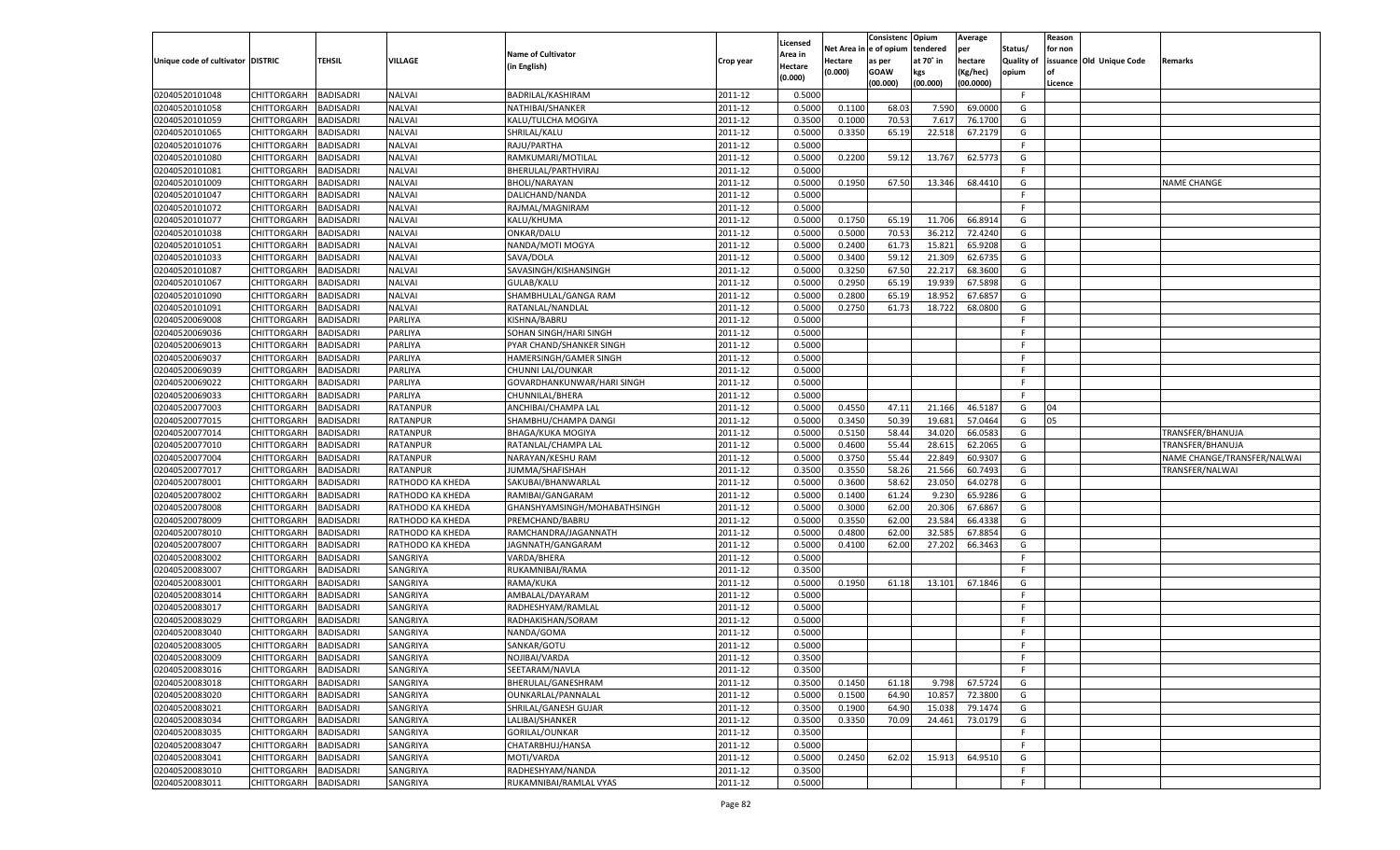| Unique code of cultivator | DISTRIC | TEHSIL | VILLAGE | Name of Cultivator (in English) | Crop year | Licensed Area in Hectare (0.000) | Net Area in Hectare (0.000) | Consistence of opium as per GOAW (00.000) | Opium tendered at 70° in kgs (00.000) | Average per hectare (Kg/hec) (00.0000) | Status/ Quality of opium | Reason for non issuance of Licence | Old Unique Code | Remarks |
|---|---|---|---|---|---|---|---|---|---|---|---|---|---|---|
| 02040520101048 | CHITTORGARH | BADISADRI | NALVAI | BADRILAL/KASHIRAM | 2011-12 | 0.5000 | | | | | F | | | |
| 02040520101058 | CHITTORGARH | BADISADRI | NALVAI | NATHIBAI/SHANKER | 2011-12 | 0.5000 | 0.1100 | 68.03 | 7.590 | 69.0000 | G | | | |
| 02040520101059 | CHITTORGARH | BADISADRI | NALVAI | KALU/TULCHA MOGIYA | 2011-12 | 0.3500 | 0.1000 | 70.53 | 7.617 | 76.1700 | G | | | |
| 02040520101065 | CHITTORGARH | BADISADRI | NALVAI | SHRILAL/KALU | 2011-12 | 0.5000 | 0.3350 | 65.19 | 22.518 | 67.2179 | G | | | |
| 02040520101076 | CHITTORGARH | BADISADRI | NALVAI | RAJU/PARTHA | 2011-12 | 0.5000 | | | | | F | | | |
| 02040520101080 | CHITTORGARH | BADISADRI | NALVAI | RAMKUMARI/MOTILAL | 2011-12 | 0.5000 | 0.2200 | 59.12 | 13.767 | 62.5773 | G | | | |
| 02040520101081 | CHITTORGARH | BADISADRI | NALVAI | BHERULAL/PARTHVIRAJ | 2011-12 | 0.5000 | | | | | F | | | |
| 02040520101009 | CHITTORGARH | BADISADRI | NALVAI | BHOLI/NARAYAN | 2011-12 | 0.5000 | 0.1950 | 67.50 | 13.346 | 68.4410 | G | | | NAME CHANGE |
| 02040520101047 | CHITTORGARH | BADISADRI | NALVAI | DALICHAND/NANDA | 2011-12 | 0.5000 | | | | | F | | | |
| 02040520101072 | CHITTORGARH | BADISADRI | NALVAI | RAJMAL/MAGNIRAM | 2011-12 | 0.5000 | | | | | F | | | |
| 02040520101077 | CHITTORGARH | BADISADRI | NALVAI | KALU/KHUMA | 2011-12 | 0.5000 | 0.1750 | 65.19 | 11.706 | 66.8914 | G | | | |
| 02040520101038 | CHITTORGARH | BADISADRI | NALVAI | ONKAR/DALU | 2011-12 | 0.5000 | 0.5000 | 70.53 | 36.212 | 72.4240 | G | | | |
| 02040520101051 | CHITTORGARH | BADISADRI | NALVAI | NANDA/MOTI MOGYA | 2011-12 | 0.5000 | 0.2400 | 61.73 | 15.821 | 65.9208 | G | | | |
| 02040520101033 | CHITTORGARH | BADISADRI | NALVAI | SAVA/DOLA | 2011-12 | 0.5000 | 0.3400 | 59.12 | 21.309 | 62.6735 | G | | | |
| 02040520101087 | CHITTORGARH | BADISADRI | NALVAI | SAVASINGH/KISHANSINGH | 2011-12 | 0.5000 | 0.3250 | 67.50 | 22.217 | 68.3600 | G | | | |
| 02040520101067 | CHITTORGARH | BADISADRI | NALVAI | GULAB/KALU | 2011-12 | 0.5000 | 0.2950 | 65.19 | 19.939 | 67.5898 | G | | | |
| 02040520101090 | CHITTORGARH | BADISADRI | NALVAI | SHAMBHULAL/GANGA RAM | 2011-12 | 0.5000 | 0.2800 | 65.19 | 18.952 | 67.6857 | G | | | |
| 02040520101091 | CHITTORGARH | BADISADRI | NALVAI | RATANLAL/NANDLAL | 2011-12 | 0.5000 | 0.2750 | 61.73 | 18.722 | 68.0800 | G | | | |
| 02040520069008 | CHITTORGARH | BADISADRI | PARLIYA | KISHNA/BABRU | 2011-12 | 0.5000 | | | | | F | | | |
| 02040520069036 | CHITTORGARH | BADISADRI | PARLIYA | SOHAN SINGH/HARI SINGH | 2011-12 | 0.5000 | | | | | F | | | |
| 02040520069013 | CHITTORGARH | BADISADRI | PARLIYA | PYAR CHAND/SHANKER SINGH | 2011-12 | 0.5000 | | | | | F | | | |
| 02040520069037 | CHITTORGARH | BADISADRI | PARLIYA | HAMERSINGH/GAMER SINGH | 2011-12 | 0.5000 | | | | | F | | | |
| 02040520069039 | CHITTORGARH | BADISADRI | PARLIYA | CHUNNI LAL/OUNKAR | 2011-12 | 0.5000 | | | | | F | | | |
| 02040520069022 | CHITTORGARH | BADISADRI | PARLIYA | GOVARDHANKUNWAR/HARI SINGH | 2011-12 | 0.5000 | | | | | F | | | |
| 02040520069033 | CHITTORGARH | BADISADRI | PARLIYA | CHUNNILAL/BHERA | 2011-12 | 0.5000 | | | | | F | | | |
| 02040520077003 | CHITTORGARH | BADISADRI | RATANPUR | ANCHIBAI/CHAMPA LAL | 2011-12 | 0.5000 | 0.4550 | 47.11 | 21.166 | 46.5187 | G | 04 | | |
| 02040520077015 | CHITTORGARH | BADISADRI | RATANPUR | SHAMBHU/CHAMPA DANGI | 2011-12 | 0.5000 | 0.3450 | 50.39 | 19.681 | 57.0464 | G | 05 | | |
| 02040520077014 | CHITTORGARH | BADISADRI | RATANPUR | BHAGA/KUKA MOGIYA | 2011-12 | 0.5000 | 0.5150 | 58.44 | 34.020 | 66.0583 | G | | | TRANSFER/BHANUJA |
| 02040520077010 | CHITTORGARH | BADISADRI | RATANPUR | RATANLAL/CHAMPA LAL | 2011-12 | 0.5000 | 0.4600 | 55.44 | 28.615 | 62.2065 | G | | | TRANSFER/BHANUJA |
| 02040520077004 | CHITTORGARH | BADISADRI | RATANPUR | NARAYAN/KESHU RAM | 2011-12 | 0.5000 | 0.3750 | 55.44 | 22.849 | 60.9307 | G | | | NAME CHANGE/TRANSFER/NALWAI |
| 02040520077017 | CHITTORGARH | BADISADRI | RATANPUR | JUMMA/SHAFISHAH | 2011-12 | 0.3500 | 0.3550 | 58.26 | 21.566 | 60.7493 | G | | | TRANSFER/NALWAI |
| 02040520078001 | CHITTORGARH | BADISADRI | RATHODO KA KHEDA | SAKUBAI/BHANWARLAL | 2011-12 | 0.5000 | 0.3600 | 58.62 | 23.050 | 64.0278 | G | | | |
| 02040520078002 | CHITTORGARH | BADISADRI | RATHODO KA KHEDA | RAMIBAI/GANGARAM | 2011-12 | 0.5000 | 0.1400 | 61.24 | 9.230 | 65.9286 | G | | | |
| 02040520078008 | CHITTORGARH | BADISADRI | RATHODO KA KHEDA | GHANSHYAMSINGH/MOHABATHSINGH | 2011-12 | 0.5000 | 0.3000 | 62.00 | 20.306 | 67.6867 | G | | | |
| 02040520078009 | CHITTORGARH | BADISADRI | RATHODO KA KHEDA | PREMCHAND/BABRU | 2011-12 | 0.5000 | 0.3550 | 62.00 | 23.584 | 66.4338 | G | | | |
| 02040520078010 | CHITTORGARH | BADISADRI | RATHODO KA KHEDA | RAMCHANDRA/JAGANNATH | 2011-12 | 0.5000 | 0.4800 | 62.00 | 32.585 | 67.8854 | G | | | |
| 02040520078007 | CHITTORGARH | BADISADRI | RATHODO KA KHEDA | JAGNNATH/GANGARAM | 2011-12 | 0.5000 | 0.4100 | 62.00 | 27.202 | 66.3463 | G | | | |
| 02040520083002 | CHITTORGARH | BADISADRI | SANGRIYA | VARDA/BHERA | 2011-12 | 0.5000 | | | | | F | | | |
| 02040520083007 | CHITTORGARH | BADISADRI | SANGRIYA | RUKAMNIBAI/RAMA | 2011-12 | 0.3500 | | | | | F | | | |
| 02040520083001 | CHITTORGARH | BADISADRI | SANGRIYA | RAMA/KUKA | 2011-12 | 0.5000 | 0.1950 | 61.18 | 13.101 | 67.1846 | G | | | |
| 02040520083014 | CHITTORGARH | BADISADRI | SANGRIYA | AMBALAL/DAYARAM | 2011-12 | 0.5000 | | | | | F | | | |
| 02040520083017 | CHITTORGARH | BADISADRI | SANGRIYA | RADHESHYAM/RAMLAL | 2011-12 | 0.5000 | | | | | F | | | |
| 02040520083029 | CHITTORGARH | BADISADRI | SANGRIYA | RADHAKISHAN/SORAM | 2011-12 | 0.5000 | | | | | F | | | |
| 02040520083040 | CHITTORGARH | BADISADRI | SANGRIYA | NANDA/GOMA | 2011-12 | 0.5000 | | | | | F | | | |
| 02040520083005 | CHITTORGARH | BADISADRI | SANGRIYA | SANKAR/GOTU | 2011-12 | 0.5000 | | | | | F | | | |
| 02040520083009 | CHITTORGARH | BADISADRI | SANGRIYA | NOJIBAI/VARDA | 2011-12 | 0.3500 | | | | | F | | | |
| 02040520083016 | CHITTORGARH | BADISADRI | SANGRIYA | SEETARAM/NAVLA | 2011-12 | 0.3500 | | | | | F | | | |
| 02040520083018 | CHITTORGARH | BADISADRI | SANGRIYA | BHERULAL/GANESHRAM | 2011-12 | 0.3500 | 0.1450 | 61.18 | 9.798 | 67.5724 | G | | | |
| 02040520083020 | CHITTORGARH | BADISADRI | SANGRIYA | OUNKARLAL/PANNALAL | 2011-12 | 0.5000 | 0.1500 | 64.90 | 10.857 | 72.3800 | G | | | |
| 02040520083021 | CHITTORGARH | BADISADRI | SANGRIYA | SHRILAL/GANESH GUJAR | 2011-12 | 0.3500 | 0.1900 | 64.90 | 15.038 | 79.1474 | G | | | |
| 02040520083034 | CHITTORGARH | BADISADRI | SANGRIYA | LALIBAI/SHANKER | 2011-12 | 0.3500 | 0.3350 | 70.09 | 24.461 | 73.0179 | G | | | |
| 02040520083035 | CHITTORGARH | BADISADRI | SANGRIYA | GORILAL/OUNKAR | 2011-12 | 0.3500 | | | | | F | | | |
| 02040520083047 | CHITTORGARH | BADISADRI | SANGRIYA | CHATARBHUJ/HANSA | 2011-12 | 0.5000 | | | | | F | | | |
| 02040520083041 | CHITTORGARH | BADISADRI | SANGRIYA | MOTI/VARDA | 2011-12 | 0.5000 | 0.2450 | 62.02 | 15.913 | 64.9510 | G | | | |
| 02040520083010 | CHITTORGARH | BADISADRI | SANGRIYA | RADHESHYAM/NANDA | 2011-12 | 0.3500 | | | | | F | | | |
| 02040520083011 | CHITTORGARH | BADISADRI | SANGRIYA | RUKAMNIBAI/RAMLAL VYAS | 2011-12 | 0.5000 | | | | | F | | | |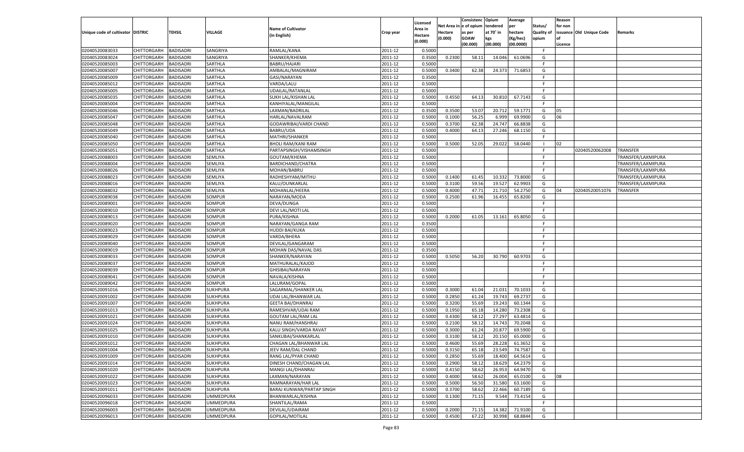| Unique code of cultivator | DISTRIC | TEHSIL | VILLAGE | Name of Cultivator (in English) | Crop year | Licensed Area in Hectare (0.000) | Net Area in Hectare (0.000) | Consistenc e of opium as per GOAW (00.000) | Opium tendered at 70° in kgs (00.000) | Average per hectare (Kg/hec) (00.0000) | Status/ Quality of opium | Reason for non issuance of Licence | Old Unique Code | Remarks |
|---|---|---|---|---|---|---|---|---|---|---|---|---|---|---|
| 02040520083033 | CHITTORGARH | BADISADRI | SANGRIYA | RAMLAL/KANA | 2011-12 | 0.5000 | | | | | F | | | |
| 02040520083024 | CHITTORGARH | BADISADRI | SANGRIYA | SHANKER/KHEMA | 2011-12 | 0.3500 | 0.2300 | 58.11 | 14.046 | 61.0696 | G | | | |
| 02040520085003 | CHITTORGARH | BADISADRI | SARTHLA | BABRU/HAJARI | 2011-12 | 0.5000 | | | | | F | | | |
| 02040520085007 | CHITTORGARH | BADISADRI | SARTHLA | AMBALAL/MAGNIRAM | 2011-12 | 0.5000 | 0.3400 | 62.38 | 24.373 | 71.6853 | G | | | |
| 02040520085009 | CHITTORGARH | BADISADRI | SARTHLA | GASI/NARAYAN | 2011-12 | 0.3500 | | | | | F | | | |
| 02040520085012 | CHITTORGARH | BADISADRI | SARTHLA | VARDA/LALU | 2011-12 | 0.5000 | | | | | F | | | |
| 02040520085005 | CHITTORGARH | BADISADRI | SARTHLA | UDAILAL/RATANLAL | 2011-12 | 0.5000 | | | | | F | | | |
| 02040520085035 | CHITTORGARH | BADISADRI | SARTHLA | SUKH LAL/KISHAN LAL | 2011-12 | 0.5000 | 0.4550 | 64.13 | 30.810 | 67.7143 | G | | | |
| 02040520085004 | CHITTORGARH | BADISADRI | SARTHLA | KANHIYALAL/MANGILAL | 2011-12 | 0.5000 | | | | | F | | | |
| 02040520085046 | CHITTORGARH | BADISADRI | SARTHLA | LAXMAN/BADRILAL | 2011-12 | 0.3500 | 0.3500 | 53.07 | 20.712 | 59.1771 | G | 05 | | |
| 02040520085047 | CHITTORGARH | BADISADRI | SARTHLA | HARLAL/NAVALRAM | 2011-12 | 0.5000 | 0.1000 | 56.25 | 6.999 | 69.9900 | G | 06 | | |
| 02040520085048 | CHITTORGARH | BADISADRI | SARTHLA | GODAWRIBAI/VARDI CHAND | 2011-12 | 0.5000 | 0.3700 | 62.38 | 24.747 | 66.8838 | G | | | |
| 02040520085049 | CHITTORGARH | BADISADRI | SARTHLA | BABRU/UDA | 2011-12 | 0.5000 | 0.4000 | 64.13 | 27.246 | 68.1150 | G | | | |
| 02040520085040 | CHITTORGARH | BADISADRI | SARTHLA | MATHRI/SHANKER | 2011-12 | 0.5000 | | | | | F | | | |
| 02040520085050 | CHITTORGARH | BADISADRI | SARTHLA | BHOLI RAM/KANI RAM | 2011-12 | 0.5000 | 0.5000 | 52.05 | 29.022 | 58.0440 | I | 02 | | |
| 02040520085051 | CHITTORGARH | BADISADRI | SARTHLA | PARTAPSINGH/VISHAMSINGH | 2011-12 | 0.5000 | | | | | F | | 02040520062008 | TRANSFER |
| 02040520088003 | CHITTORGARH | BADISADRI | SEMLIYA | GOUTAM/KHEMA | 2011-12 | 0.5000 | | | | | F | | | TRANSFER/LAXMIPURA |
| 02040520088004 | CHITTORGARH | BADISADRI | SEMLIYA | BARDICHAND/CHATRA | 2011-12 | 0.5000 | | | | | F | | | TRANSFER/LAXMIPURA |
| 02040520088026 | CHITTORGARH | BADISADRI | SEMLIYA | MOHAN/BABRU | 2011-12 | 0.5000 | | | | | F | | | TRANSFER/LAXMIPURA |
| 02040520088023 | CHITTORGARH | BADISADRI | SEMLIYA | RADHESHYAM/MITHU | 2011-12 | 0.5000 | 0.1400 | 61.45 | 10.332 | 73.8000 | G | | | TRANSFER/LAXMIPURA |
| 02040520088016 | CHITTORGARH | BADISADRI | SEMLIYA | KALU/OUNKARLAL | 2011-12 | 0.5000 | 0.3100 | 59.56 | 19.527 | 62.9903 | G | | | TRANSFER/LAXMIPURA |
| 02040520088032 | CHITTORGARH | BADISADRI | SEMLIYA | MOHANLAL/HEERA | 2011-12 | 0.5000 | 0.4000 | 47.71 | 21.710 | 54.2750 | G | 04 | 02040520051076 | TRANSFER |
| 02040520089038 | CHITTORGARH | BADISADRI | SOMPUR | NARAYAN/MODA | 2011-12 | 0.5000 | 0.2500 | 61.96 | 16.455 | 65.8200 | G | | | |
| 02040520089001 | CHITTORGARH | BADISADRI | SOMPUR | DEVA/DUNGA | 2011-12 | 0.5000 | | | | | F | | | |
| 02040520089010 | CHITTORGARH | BADISADRI | SOMPUR | DEVI LAL/MOTI LAL | 2011-12 | 0.5000 | | | | | F | | | |
| 02040520089013 | CHITTORGARH | BADISADRI | SOMPUR | PURA/KISHNA | 2011-12 | 0.5000 | 0.2000 | 61.05 | 13.161 | 65.8050 | G | | | |
| 02040520089020 | CHITTORGARH | BADISADRI | SOMPUR | NARAYAN/GANGA RAM | 2011-12 | 0.3500 | | | | | F | | | |
| 02040520089023 | CHITTORGARH | BADISADRI | SOMPUR | HUDDI BAI/KUKA | 2011-12 | 0.5000 | | | | | F | | | |
| 02040520089029 | CHITTORGARH | BADISADRI | SOMPUR | VARDA/BHERA | 2011-12 | 0.5000 | | | | | F | | | |
| 02040520089040 | CHITTORGARH | BADISADRI | SOMPUR | DEVILAL/GANGARAM | 2011-12 | 0.5000 | | | | | F | | | |
| 02040520089019 | CHITTORGARH | BADISADRI | SOMPUR | MOHAN DAS/NAVAL DAS | 2011-12 | 0.3500 | | | | | F | | | |
| 02040520089033 | CHITTORGARH | BADISADRI | SOMPUR | SHANKER/NARAYAN | 2011-12 | 0.5000 | 0.5050 | 56.20 | 30.790 | 60.9703 | G | | | |
| 02040520089037 | CHITTORGARH | BADISADRI | SOMPUR | MATHURALAL/KAJOD | 2011-12 | 0.5000 | | | | | F | | | |
| 02040520089039 | CHITTORGARH | BADISADRI | SOMPUR | GHISIBAI/NARAYAN | 2011-12 | 0.5000 | | | | | F | | | |
| 02040520089041 | CHITTORGARH | BADISADRI | SOMPUR | NAVALA/KISHNA | 2011-12 | 0.5000 | | | | | F | | | |
| 02040520089042 | CHITTORGARH | BADISADRI | SOMPUR | LALURAM/GOPAL | 2011-12 | 0.5000 | | | | | F | | | |
| 02040520091016 | CHITTORGARH | BADISADRI | SUKHPURA | SAGARMAL/SHANKER LAL | 2011-12 | 0.5000 | 0.3000 | 61.04 | 21.031 | 70.1033 | G | | | |
| 02040520091002 | CHITTORGARH | BADISADRI | SUKHPURA | UDAI LAL/BHANWAR LAL | 2011-12 | 0.5000 | 0.2850 | 61.24 | 19.743 | 69.2737 | G | | | |
| 02040520091007 | CHITTORGARH | BADISADRI | SUKHPURA | GEETA BAI/DHANRAJ | 2011-12 | 0.5000 | 0.3200 | 55.69 | 19.243 | 60.1344 | G | | | |
| 02040520091013 | CHITTORGARH | BADISADRI | SUKHPURA | RAMESHVAR/UDAI RAM | 2011-12 | 0.5000 | 0.1950 | 65.18 | 14.280 | 73.2308 | G | | | |
| 02040520091021 | CHITTORGARH | BADISADRI | SUKHPURA | GOUTAM LAL/RAM LAL | 2011-12 | 0.5000 | 0.4300 | 58.12 | 27.297 | 63.4814 | G | | | |
| 02040520091024 | CHITTORGARH | BADISADRI | SUKHPURA | NANU RAM/HANSHRAJ | 2011-12 | 0.5000 | 0.2100 | 58.12 | 14.743 | 70.2048 | G | | | |
| 02040520091025 | CHITTORGARH | BADISADRI | SUKHPURA | KALU SINGH/VARDA RAVAT | 2011-12 | 0.5000 | 0.3000 | 61.24 | 20.877 | 69.5900 | G | | | |
| 02040520091010 | CHITTORGARH | BADISADRI | SUKHPURA | SANKUBAI/SHANKARLAL | 2011-12 | 0.5000 | 0.3100 | 58.12 | 20.150 | 65.0000 | G | | | |
| 02040520091012 | CHITTORGARH | BADISADRI | SUKHPURA | CHAGAN LAL/BHANWAR LAL | 2011-12 | 0.5000 | 0.4600 | 55.69 | 28.228 | 61.3652 | G | | | |
| 02040520091004 | CHITTORGARH | BADISADRI | SUKHPURA | JEEV RAM/DAL CHAND | 2011-12 | 0.5000 | 0.3150 | 65.18 | 23.549 | 74.7587 | G | | | |
| 02040520091009 | CHITTORGARH | BADISADRI | SUKHPURA | RANG LAL/PYAR CHAND | 2011-12 | 0.5000 | 0.2850 | 55.69 | 18.400 | 64.5614 | G | | | |
| 02040520091014 | CHITTORGARH | BADISADRI | SUKHPURA | DINESH CHAND/CHAGAN LAL | 2011-12 | 0.5000 | 0.2900 | 58.12 | 18.629 | 64.2379 | G | | | |
| 02040520091020 | CHITTORGARH | BADISADRI | SUKHPURA | MANGI LAL/DHANRAJ | 2011-12 | 0.5000 | 0.4150 | 58.62 | 26.953 | 64.9470 | G | | | |
| 02040520091022 | CHITTORGARH | BADISADRI | SUKHPURA | LAXMAN/NARAYAN | 2011-12 | 0.5000 | 0.4000 | 58.62 | 26.004 | 65.0100 | G | 08 | | |
| 02040520091023 | CHITTORGARH | BADISADRI | SUKHPURA | RAMNARAYAN/HAR LAL | 2011-12 | 0.5000 | 0.5000 | 56.50 | 31.580 | 63.1600 | G | | | |
| 02040520091011 | CHITTORGARH | BADISADRI | SUKHPURA | BARAJ KUNWAR/PARTAP SINGH | 2011-12 | 0.5000 | 0.3700 | 58.62 | 22.466 | 60.7189 | G | | | |
| 02040520096033 | CHITTORGARH | BADISADRI | UMMEDPURA | BHANWARLAL/KISHNA | 2011-12 | 0.5000 | 0.1300 | 71.15 | 9.544 | 73.4154 | G | | | |
| 02040520096018 | CHITTORGARH | BADISADRI | UMMEDPURA | SHANTILAL/RAMA | 2011-12 | 0.5000 | | | | | F | | | |
| 02040520096003 | CHITTORGARH | BADISADRI | UMMEDPURA | DEVILAL/UDAIRAM | 2011-12 | 0.5000 | 0.2000 | 71.15 | 14.382 | 71.9100 | G | | | |
| 02040520096013 | CHITTORGARH | BADISADRI | UMMEDPURA | GOPILAL/MOTILAL | 2011-12 | 0.5000 | 0.4500 | 67.22 | 30.998 | 68.8844 | G | | | |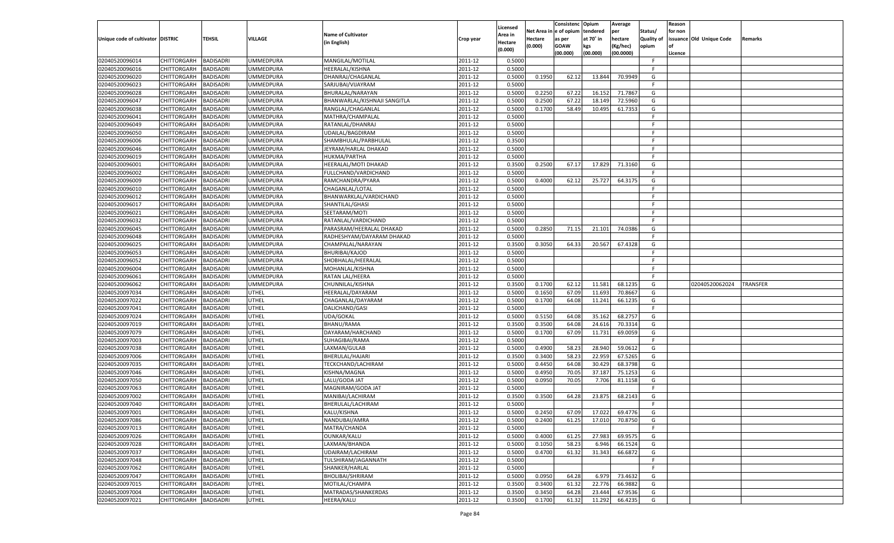| Unique code of cultivator | DISTRIC | TEHSIL | VILLAGE | Name of Cultivator (in English) | Crop year | Licensed Area in Hectare (0.000) | Net Area in Hectare (0.000) | Consistenc e of opium as per GOAW (00.000) | Opium tendered at 70° in kgs (00.000) | Average per hectare (Kg/hec) (00.0000) | Status/ Quality of opium | Reason for non issuance of Licence | Old Unique Code | Remarks |
|---|---|---|---|---|---|---|---|---|---|---|---|---|---|---|
| 02040520096014 | CHITTORGARH | BADISADRI | UMMEDPURA | MANGILAL/MOTILAL | 2011-12 | 0.5000 | | | | | F | | | |
| 02040520096016 | CHITTORGARH | BADISADRI | UMMEDPURA | HEERALAL/KISHNA | 2011-12 | 0.5000 | | | | | F | | | |
| 02040520096020 | CHITTORGARH | BADISADRI | UMMEDPURA | DHANRAJ/CHAGANLAL | 2011-12 | 0.5000 | 0.1950 | 62.12 | 13.844 | 70.9949 | G | | | |
| 02040520096023 | CHITTORGARH | BADISADRI | UMMEDPURA | SARJUBAI/VIJAYRAM | 2011-12 | 0.5000 | | | | | F | | | |
| 02040520096028 | CHITTORGARH | BADISADRI | UMMEDPURA | BHURALAL/NARAYAN | 2011-12 | 0.5000 | 0.2250 | 67.22 | 16.152 | 71.7867 | G | | | |
| 02040520096047 | CHITTORGARH | BADISADRI | UMMEDPURA | BHANWARLAL/KISHNAJI SANGITLA | 2011-12 | 0.5000 | 0.2500 | 67.22 | 18.149 | 72.5960 | G | | | |
| 02040520096038 | CHITTORGARH | BADISADRI | UMMEDPURA | RANGLAL/CHAGANLAL | 2011-12 | 0.5000 | 0.1700 | 58.49 | 10.495 | 61.7353 | G | | | |
| 02040520096041 | CHITTORGARH | BADISADRI | UMMEDPURA | MATHRA/CHAMPALAL | 2011-12 | 0.5000 | | | | | F | | | |
| 02040520096049 | CHITTORGARH | BADISADRI | UMMEDPURA | RATANLAL/DHANRAJ | 2011-12 | 0.5000 | | | | | F | | | |
| 02040520096050 | CHITTORGARH | BADISADRI | UMMEDPURA | UDAILAL/BAGDIRAM | 2011-12 | 0.5000 | | | | | F | | | |
| 02040520096006 | CHITTORGARH | BADISADRI | UMMEDPURA | SHAMBHULAL/PARBHULAL | 2011-12 | 0.3500 | | | | | F | | | |
| 02040520096046 | CHITTORGARH | BADISADRI | UMMEDPURA | JEYRAM/HARLAL DHAKAD | 2011-12 | 0.5000 | | | | | F | | | |
| 02040520096019 | CHITTORGARH | BADISADRI | UMMEDPURA | HUKMA/PARTHA | 2011-12 | 0.5000 | | | | | F | | | |
| 02040520096001 | CHITTORGARH | BADISADRI | UMMEDPURA | HEERALAL/MOTI DHAKAD | 2011-12 | 0.3500 | 0.2500 | 67.17 | 17.829 | 71.3160 | G | | | |
| 02040520096002 | CHITTORGARH | BADISADRI | UMMEDPURA | FULLCHAND/VARDICHAND | 2011-12 | 0.5000 | | | | | F | | | |
| 02040520096009 | CHITTORGARH | BADISADRI | UMMEDPURA | RAMCHANDRA/PYARA | 2011-12 | 0.5000 | 0.4000 | 62.12 | 25.727 | 64.3175 | G | | | |
| 02040520096010 | CHITTORGARH | BADISADRI | UMMEDPURA | CHAGANLAL/LOTAL | 2011-12 | 0.5000 | | | | | F | | | |
| 02040520096012 | CHITTORGARH | BADISADRI | UMMEDPURA | BHANWARKLAL/VARDICHAND | 2011-12 | 0.5000 | | | | | F | | | |
| 02040520096017 | CHITTORGARH | BADISADRI | UMMEDPURA | SHANTILAL/GHASI | 2011-12 | 0.5000 | | | | | F | | | |
| 02040520096021 | CHITTORGARH | BADISADRI | UMMEDPURA | SEETARAM/MOTI | 2011-12 | 0.5000 | | | | | F | | | |
| 02040520096032 | CHITTORGARH | BADISADRI | UMMEDPURA | RATANLAL/VARDICHAND | 2011-12 | 0.5000 | | | | | F | | | |
| 02040520096045 | CHITTORGARH | BADISADRI | UMMEDPURA | PARASRAM/HEERALAL DHAKAD | 2011-12 | 0.5000 | 0.2850 | 71.15 | 21.101 | 74.0386 | G | | | |
| 02040520096048 | CHITTORGARH | BADISADRI | UMMEDPURA | RADHESHYAM/DAYARAM DHAKAD | 2011-12 | 0.5000 | | | | | F | | | |
| 02040520096025 | CHITTORGARH | BADISADRI | UMMEDPURA | CHAMPALAL/NARAYAN | 2011-12 | 0.3500 | 0.3050 | 64.33 | 20.567 | 67.4328 | G | | | |
| 02040520096053 | CHITTORGARH | BADISADRI | UMMEDPURA | BHURIBAI/KAJOD | 2011-12 | 0.5000 | | | | | F | | | |
| 02040520096052 | CHITTORGARH | BADISADRI | UMMEDPURA | SHOBHALAL/HEERALAL | 2011-12 | 0.5000 | | | | | F | | | |
| 02040520096004 | CHITTORGARH | BADISADRI | UMMEDPURA | MOHANLAL/KISHNA | 2011-12 | 0.5000 | | | | | F | | | |
| 02040520096061 | CHITTORGARH | BADISADRI | UMMEDPURA | RATAN LAL/HEERA | 2011-12 | 0.5000 | | | | | F | | | |
| 02040520096062 | CHITTORGARH | BADISADRI | UMMEDPURA | CHUNNILAL/KISHNA | 2011-12 | 0.3500 | 0.1700 | 62.12 | 11.581 | 68.1235 | G | | 02040520062024 | TRANSFER |
| 02040520097034 | CHITTORGARH | BADISADRI | UTHEL | HEERALAL/DAYARAM | 2011-12 | 0.5000 | 0.1650 | 67.09 | 11.693 | 70.8667 | G | | | |
| 02040520097022 | CHITTORGARH | BADISADRI | UTHEL | CHAGANLAL/DAYARAM | 2011-12 | 0.5000 | 0.1700 | 64.08 | 11.241 | 66.1235 | G | | | |
| 02040520097041 | CHITTORGARH | BADISADRI | UTHEL | DALICHAND/GASI | 2011-12 | 0.5000 | | | | | F | | | |
| 02040520097024 | CHITTORGARH | BADISADRI | UTHEL | UDA/GOKAL | 2011-12 | 0.5000 | 0.5150 | 64.08 | 35.162 | 68.2757 | G | | | |
| 02040520097019 | CHITTORGARH | BADISADRI | UTHEL | BHANU/RAMA | 2011-12 | 0.3500 | 0.3500 | 64.08 | 24.616 | 70.3314 | G | | | |
| 02040520097079 | CHITTORGARH | BADISADRI | UTHEL | DAYARAM/HARCHAND | 2011-12 | 0.5000 | 0.1700 | 67.09 | 11.731 | 69.0059 | G | | | |
| 02040520097003 | CHITTORGARH | BADISADRI | UTHEL | SUHAGIBAI/RAMA | 2011-12 | 0.5000 | | | | | F | | | |
| 02040520097038 | CHITTORGARH | BADISADRI | UTHEL | LAXMAN/GULAB | 2011-12 | 0.5000 | 0.4900 | 58.23 | 28.940 | 59.0612 | G | | | |
| 02040520097006 | CHITTORGARH | BADISADRI | UTHEL | BHERULAL/HAJARI | 2011-12 | 0.3500 | 0.3400 | 58.23 | 22.959 | 67.5265 | G | | | |
| 02040520097035 | CHITTORGARH | BADISADRI | UTHEL | TECKCHAND/LACHIRAM | 2011-12 | 0.5000 | 0.4450 | 64.08 | 30.429 | 68.3798 | G | | | |
| 02040520097046 | CHITTORGARH | BADISADRI | UTHEL | KISHNA/MAGNA | 2011-12 | 0.5000 | 0.4950 | 70.05 | 37.187 | 75.1253 | G | | | |
| 02040520097050 | CHITTORGARH | BADISADRI | UTHEL | LALU/GODA JAT | 2011-12 | 0.5000 | 0.0950 | 70.05 | 7.706 | 81.1158 | G | | | |
| 02040520097063 | CHITTORGARH | BADISADRI | UTHEL | MAGNIRAM/GODA JAT | 2011-12 | 0.5000 | | | | | F | | | |
| 02040520097002 | CHITTORGARH | BADISADRI | UTHEL | MANIBAI/LACHIRAM | 2011-12 | 0.3500 | 0.3500 | 64.28 | 23.875 | 68.2143 | G | | | |
| 02040520097040 | CHITTORGARH | BADISADRI | UTHEL | BHERULAL/LACHIRAM | 2011-12 | 0.5000 | | | | | F | | | |
| 02040520097001 | CHITTORGARH | BADISADRI | UTHEL | KALU/KISHNA | 2011-12 | 0.5000 | 0.2450 | 67.09 | 17.022 | 69.4776 | G | | | |
| 02040520097086 | CHITTORGARH | BADISADRI | UTHEL | NANDUBAI/AMRA | 2011-12 | 0.5000 | 0.2400 | 61.25 | 17.010 | 70.8750 | G | | | |
| 02040520097013 | CHITTORGARH | BADISADRI | UTHEL | MATRA/CHANDA | 2011-12 | 0.5000 | | | | | F | | | |
| 02040520097026 | CHITTORGARH | BADISADRI | UTHEL | OUNKAR/KALU | 2011-12 | 0.5000 | 0.4000 | 61.25 | 27.983 | 69.9575 | G | | | |
| 02040520097028 | CHITTORGARH | BADISADRI | UTHEL | LAXMAN/BHANDA | 2011-12 | 0.5000 | 0.1050 | 58.23 | 6.946 | 66.1524 | G | | | |
| 02040520097037 | CHITTORGARH | BADISADRI | UTHEL | UDAIRAM/LACHIRAM | 2011-12 | 0.5000 | 0.4700 | 61.32 | 31.343 | 66.6872 | G | | | |
| 02040520097048 | CHITTORGARH | BADISADRI | UTHEL | TULSHIRAM/JAGANNATH | 2011-12 | 0.5000 | | | | | F | | | |
| 02040520097062 | CHITTORGARH | BADISADRI | UTHEL | SHANKER/HARLAL | 2011-12 | 0.5000 | | | | | F | | | |
| 02040520097047 | CHITTORGARH | BADISADRI | UTHEL | BHOLIBAI/SHRIRAM | 2011-12 | 0.5000 | 0.0950 | 64.28 | 6.979 | 73.4632 | G | | | |
| 02040520097015 | CHITTORGARH | BADISADRI | UTHEL | MOTILAL/CHAMPA | 2011-12 | 0.3500 | 0.3400 | 61.32 | 22.776 | 66.9882 | G | | | |
| 02040520097004 | CHITTORGARH | BADISADRI | UTHEL | MATRADAS/SHANKERDAS | 2011-12 | 0.3500 | 0.3450 | 64.28 | 23.444 | 67.9536 | G | | | |
| 02040520097021 | CHITTORGARH | BADISADRI | UTHEL | HEERA/KALU | 2011-12 | 0.3500 | 0.1700 | 61.32 | 11.292 | 66.4235 | G | | | |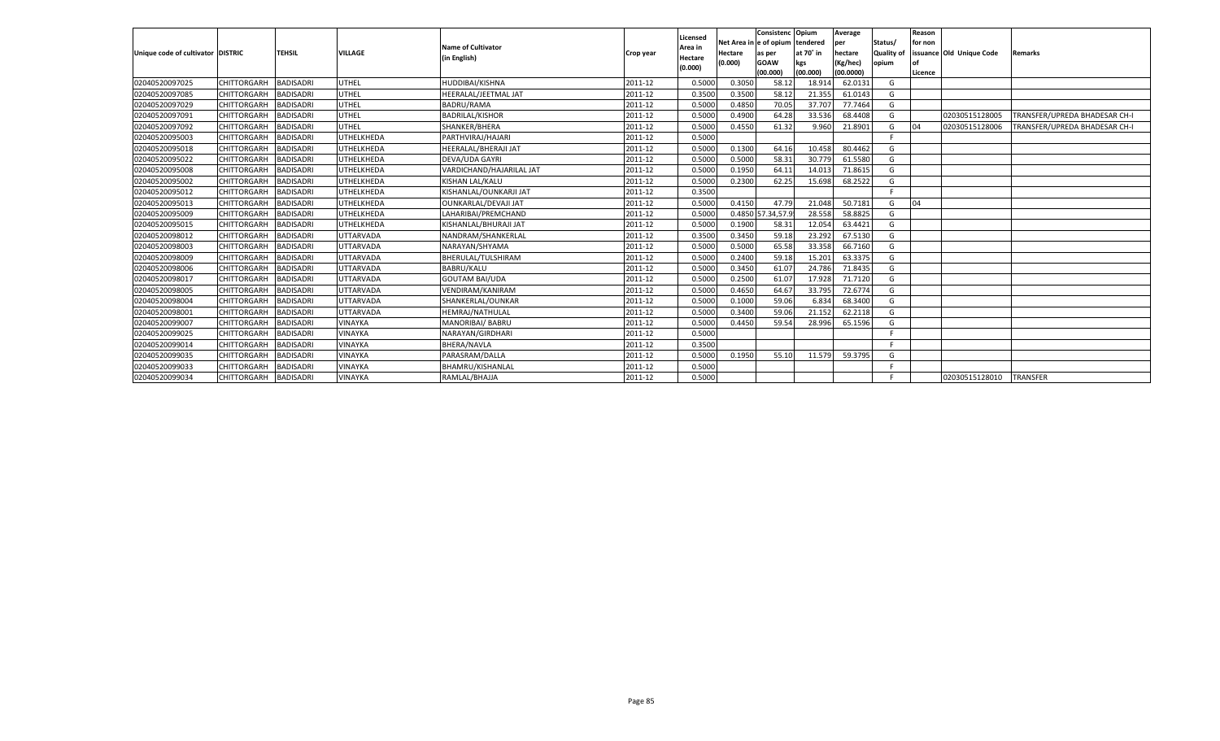| Unique code of cultivator | DISTRIC | TEHSIL | VILLAGE | Name of Cultivator (in English) | Crop year | Licensed Area in Hectare (0.000) | Net Area in Hectare (0.000) | Consistence of opium as per GOAW (00.000) | Opium tendered at 70° in kgs (00.000) | Average per hectare (Kg/hec) (00.0000) | Status/ Quality of opium | Reason for non issuance of Licence | Old Unique Code | Remarks |
|---|---|---|---|---|---|---|---|---|---|---|---|---|---|---|
| 02040520097025 | CHITTORGARH | BADISADRI | UTHEL | HUDDIBAI/KISHNA | 2011-12 | 0.5000 | 0.3050 | 58.12 | 18.914 | 62.0131 | G | | | |
| 02040520097085 | CHITTORGARH | BADISADRI | UTHEL | HEERALAL/JEETMAL JAT | 2011-12 | 0.3500 | 0.3500 | 58.12 | 21.355 | 61.0143 | G | | | |
| 02040520097029 | CHITTORGARH | BADISADRI | UTHEL | BADRU/RAMA | 2011-12 | 0.5000 | 0.4850 | 70.05 | 37.707 | 77.7464 | G | | | |
| 02040520097091 | CHITTORGARH | BADISADRI | UTHEL | BADRILAL/KISHOR | 2011-12 | 0.5000 | 0.4900 | 64.28 | 33.536 | 68.4408 | G | | 02030515128005 | TRANSFER/UPREDA BHADESAR CH-I |
| 02040520097092 | CHITTORGARH | BADISADRI | UTHEL | SHANKER/BHERA | 2011-12 | 0.5000 | 0.4550 | 61.32 | 9.960 | 21.8901 | G | 04 | 02030515128006 | TRANSFER/UPREDA BHADESAR CH-I |
| 02040520095003 | CHITTORGARH | BADISADRI | UTHELKHEDA | PARTHVIRAJ/HAJARI | 2011-12 | 0.5000 | | | | | F | | | |
| 02040520095018 | CHITTORGARH | BADISADRI | UTHELKHEDA | HEERALAL/BHERAJI JAT | 2011-12 | 0.5000 | 0.1300 | 64.16 | 10.458 | 80.4462 | G | | | |
| 02040520095022 | CHITTORGARH | BADISADRI | UTHELKHEDA | DEVA/UDA GAYRI | 2011-12 | 0.5000 | 0.5000 | 58.31 | 30.779 | 61.5580 | G | | | |
| 02040520095008 | CHITTORGARH | BADISADRI | UTHELKHEDA | VARDICHAND/HAJARILAL JAT | 2011-12 | 0.5000 | 0.1950 | 64.11 | 14.013 | 71.8615 | G | | | |
| 02040520095002 | CHITTORGARH | BADISADRI | UTHELKHEDA | KISHAN LAL/KALU | 2011-12 | 0.5000 | 0.2300 | 62.25 | 15.698 | 68.2522 | G | | | |
| 02040520095012 | CHITTORGARH | BADISADRI | UTHELKHEDA | KISHANLAL/OUNKARJI JAT | 2011-12 | 0.3500 | | | | | F | | | |
| 02040520095013 | CHITTORGARH | BADISADRI | UTHELKHEDA | OUNKARLAL/DEVAJI JAT | 2011-12 | 0.5000 | 0.4150 | 47.79 | 21.048 | 50.7181 | G | 04 | | |
| 02040520095009 | CHITTORGARH | BADISADRI | UTHELKHEDA | LAHARIBAI/PREMCHAND | 2011-12 | 0.5000 | 0.4850 | 57.34,57.9 | 28.558 | 58.8825 | G | | | |
| 02040520095015 | CHITTORGARH | BADISADRI | UTHELKHEDA | KISHANLAL/BHURAJI JAT | 2011-12 | 0.5000 | 0.1900 | 58.31 | 12.054 | 63.4421 | G | | | |
| 02040520098012 | CHITTORGARH | BADISADRI | UTTARVADA | NANDRAM/SHANKERLAL | 2011-12 | 0.3500 | 0.3450 | 59.18 | 23.292 | 67.5130 | G | | | |
| 02040520098003 | CHITTORGARH | BADISADRI | UTTARVADA | NARAYAN/SHYAMA | 2011-12 | 0.5000 | 0.5000 | 65.58 | 33.358 | 66.7160 | G | | | |
| 02040520098009 | CHITTORGARH | BADISADRI | UTTARVADA | BHERULAL/TULSHIRAM | 2011-12 | 0.5000 | 0.2400 | 59.18 | 15.201 | 63.3375 | G | | | |
| 02040520098006 | CHITTORGARH | BADISADRI | UTTARVADA | BABRU/KALU | 2011-12 | 0.5000 | 0.3450 | 61.07 | 24.786 | 71.8435 | G | | | |
| 02040520098017 | CHITTORGARH | BADISADRI | UTTARVADA | GOUTAM BAI/UDA | 2011-12 | 0.5000 | 0.2500 | 61.07 | 17.928 | 71.7120 | G | | | |
| 02040520098005 | CHITTORGARH | BADISADRI | UTTARVADA | VENDIRAM/KANIRAM | 2011-12 | 0.5000 | 0.4650 | 64.67 | 33.795 | 72.6774 | G | | | |
| 02040520098004 | CHITTORGARH | BADISADRI | UTTARVADA | SHANKERLAL/OUNKAR | 2011-12 | 0.5000 | 0.1000 | 59.06 | 6.834 | 68.3400 | G | | | |
| 02040520098001 | CHITTORGARH | BADISADRI | UTTARVADA | HEMRAJ/NATHULAL | 2011-12 | 0.5000 | 0.3400 | 59.06 | 21.152 | 62.2118 | G | | | |
| 02040520099007 | CHITTORGARH | BADISADRI | VINAYKA | MANORIBAI/ BABRU | 2011-12 | 0.5000 | 0.4450 | 59.54 | 28.996 | 65.1596 | G | | | |
| 02040520099025 | CHITTORGARH | BADISADRI | VINAYKA | NARAYAN/GIRDHARI | 2011-12 | 0.5000 | | | | | F | | | |
| 02040520099014 | CHITTORGARH | BADISADRI | VINAYKA | BHERA/NAVLA | 2011-12 | 0.3500 | | | | | F | | | |
| 02040520099035 | CHITTORGARH | BADISADRI | VINAYKA | PARASRAM/DALLA | 2011-12 | 0.5000 | 0.1950 | 55.10 | 11.579 | 59.3795 | G | | | |
| 02040520099033 | CHITTORGARH | BADISADRI | VINAYKA | BHAMRU/KISHANLAL | 2011-12 | 0.5000 | | | | | F | | | |
| 02040520099034 | CHITTORGARH | BADISADRI | VINAYKA | RAMLAL/BHAJJA | 2011-12 | 0.5000 | | | | | F | | 02030515128010 | TRANSFER |